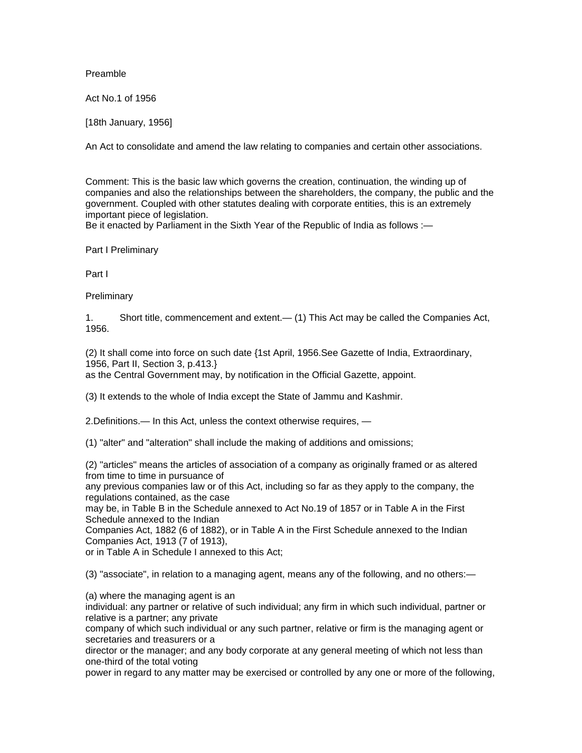Preamble

Act No.1 of 1956

[18th January, 1956]

An Act to consolidate and amend the law relating to companies and certain other associations.

Comment: This is the basic law which governs the creation, continuation, the winding up of companies and also the relationships between the shareholders, the company, the public and the government. Coupled with other statutes dealing with corporate entities, this is an extremely important piece of legislation.
Be it enacted by Parliament in the Sixth Year of the Republic of India as follows :—

Part I Preliminary

Part I

Preliminary

1. Short title, commencement and extent.— (1) This Act may be called the Companies Act, 1956.

(2) It shall come into force on such date {1st April, 1956.See Gazette of India, Extraordinary, 1956, Part II, Section 3, p.413.}
as the Central Government may, by notification in the Official Gazette, appoint.

(3) It extends to the whole of India except the State of Jammu and Kashmir.

2.Definitions.— In this Act, unless the context otherwise requires, —

(1) "alter" and "alteration" shall include the making of additions and omissions;

(2) "articles" means the articles of association of a company as originally framed or as altered from time to time in pursuance of any previous companies law or of this Act, including so far as they apply to the company, the regulations contained, as the case may be, in Table B in the Schedule annexed to Act No.19 of 1857 or in Table A in the First Schedule annexed to the Indian Companies Act, 1882 (6 of 1882), or in Table A in the First Schedule annexed to the Indian Companies Act, 1913 (7 of 1913), or in Table A in Schedule I annexed to this Act;

(3) "associate", in relation to a managing agent, means any of the following, and no others:—

(a) where the managing agent is an individual: any partner or relative of such individual; any firm in which such individual, partner or relative is a partner; any private company of which such individual or any such partner, relative or firm is the managing agent or secretaries and treasurers or a director or the manager; and any body corporate at any general meeting of which not less than one-third of the total voting power in regard to any matter may be exercised or controlled by any one or more of the following,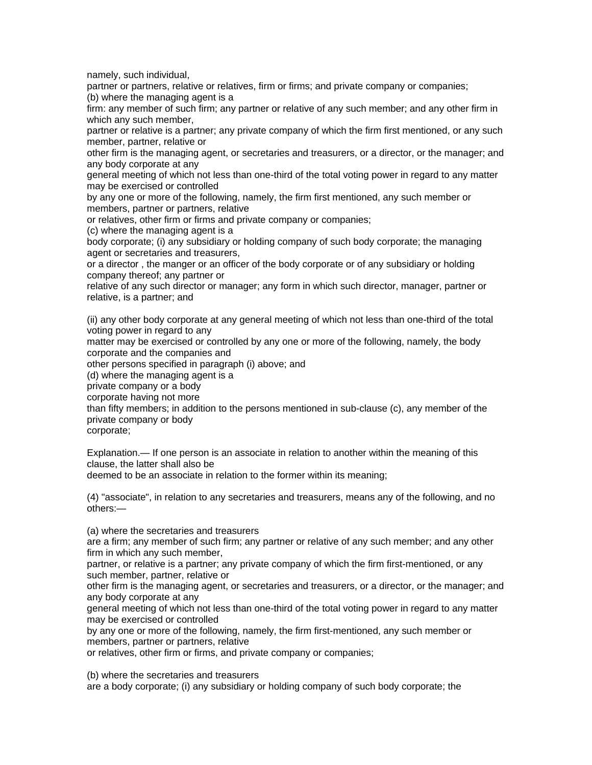namely, such individual, partner or partners, relative or relatives, firm or firms; and private company or companies;

(b) where the managing agent is a firm: any member of such firm; any partner or relative of any such member; and any other firm in which any such member, partner or relative is a partner; any private company of which the firm first mentioned, or any such member, partner, relative or other firm is the managing agent, or secretaries and treasurers, or a director, or the manager; and any body corporate at any general meeting of which not less than one-third of the total voting power in regard to any matter may be exercised or controlled by any one or more of the following, namely, the firm first mentioned, any such member or members, partner or partners, relative or relatives, other firm or firms and private company or companies;

(c) where the managing agent is a body corporate; (i) any subsidiary or holding company of such body corporate; the managing agent or secretaries and treasurers, or a director , the manger or an officer of the body corporate or of any subsidiary or holding company thereof; any partner or relative of any such director or manager; any form in which such director, manager, partner or relative, is a partner; and

(ii) any other body corporate at any general meeting of which not less than one-third of the total voting power in regard to any matter may be exercised or controlled by any one or more of the following, namely, the body corporate and the companies and other persons specified in paragraph (i) above; and

(d) where the managing agent is a private company or a body corporate having not more than fifty members; in addition to the persons mentioned in sub-clause (c), any member of the private company or body corporate;

Explanation.— If one person is an associate in relation to another within the meaning of this clause, the latter shall also be deemed to be an associate in relation to the former within its meaning;

(4) "associate", in relation to any secretaries and treasurers, means any of the following, and no others:—

(a) where the secretaries and treasurers are a firm; any member of such firm; any partner or relative of any such member; and any other firm in which any such member, partner, or relative is a partner; any private company of which the firm first-mentioned, or any such member, partner, relative or other firm is the managing agent, or secretaries and treasurers, or a director, or the manager; and any body corporate at any general meeting of which not less than one-third of the total voting power in regard to any matter may be exercised or controlled by any one or more of the following, namely, the firm first-mentioned, any such member or members, partner or partners, relative or relatives, other firm or firms, and private company or companies;

(b) where the secretaries and treasurers are a body corporate; (i) any subsidiary or holding company of such body corporate; the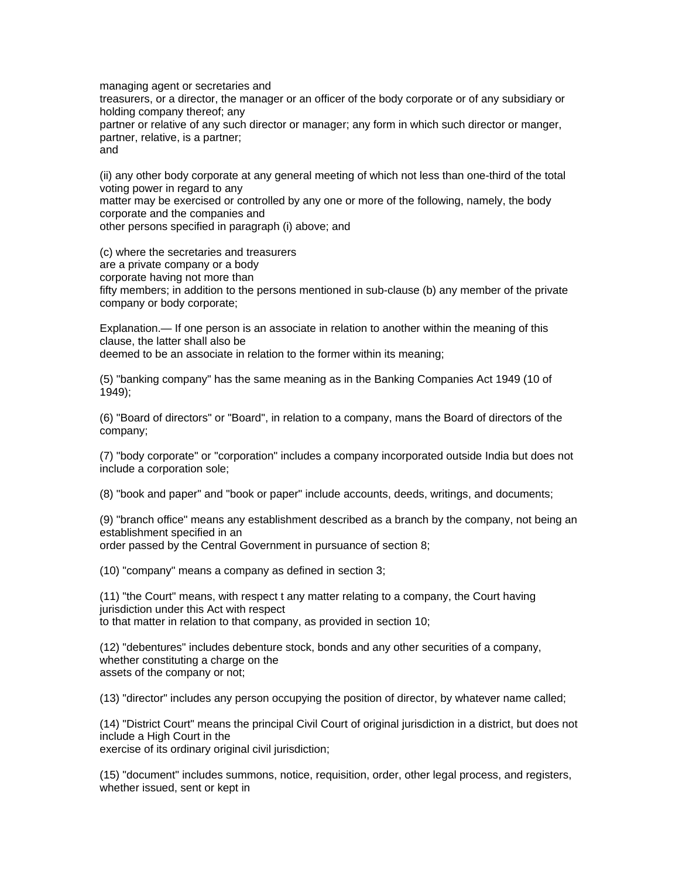managing agent or secretaries and
treasurers, or a director, the manager or an officer of the body corporate or of any subsidiary or holding company thereof; any
partner or relative of any such director or manager; any form in which such director or manger, partner, relative, is a partner;
and

(ii) any other body corporate at any general meeting of which not less than one-third of the total voting power in regard to any
matter may be exercised or controlled by any one or more of the following, namely, the body corporate and the companies and
other persons specified in paragraph (i) above; and

(c) where the secretaries and treasurers
are a private company or a body
corporate having not more than
fifty members; in addition to the persons mentioned in sub-clause (b) any member of the private company or body corporate;

Explanation.— If one person is an associate in relation to another within the meaning of this clause, the latter shall also be
deemed to be an associate in relation to the former within its meaning;

(5) "banking company" has the same meaning as in the Banking Companies Act 1949 (10 of 1949);

(6) "Board of directors" or "Board", in relation to a company, mans the Board of directors of the company;

(7) "body corporate" or "corporation" includes a company incorporated outside India but does not include a corporation sole;

(8) "book and paper" and "book or paper" include accounts, deeds, writings, and documents;

(9) "branch office" means any establishment described as a branch by the company, not being an establishment specified in an
order passed by the Central Government in pursuance of section 8;

(10) "company" means a company as defined in section 3;

(11) "the Court" means, with respect t any matter relating to a company, the Court having jurisdiction under this Act with respect
to that matter in relation to that company, as provided in section 10;

(12) "debentures" includes debenture stock, bonds and any other securities of a company, whether constituting a charge on the
assets of the company or not;

(13) "director" includes any person occupying the position of director, by whatever name called;

(14) "District Court" means the principal Civil Court of original jurisdiction in a district, but does not include a High Court in the
exercise of its ordinary original civil jurisdiction;

(15) "document" includes summons, notice, requisition, order, other legal process, and registers, whether issued, sent or kept in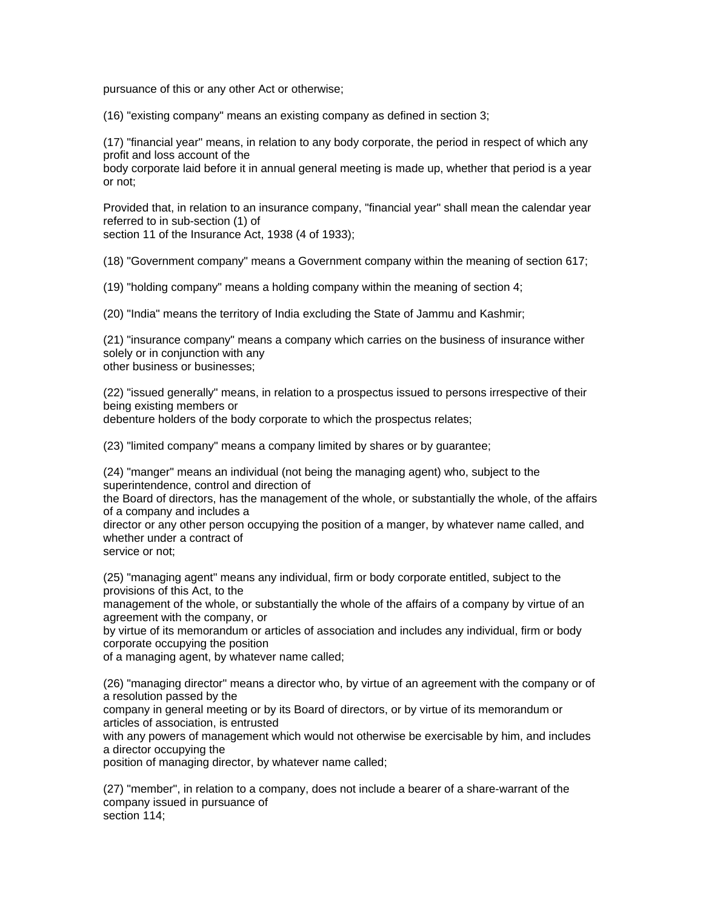pursuance of this or any other Act or otherwise;

(16) "existing company" means an existing company as defined in section 3;

(17) "financial year" means, in relation to any body corporate, the period in respect of which any profit and loss account of the body corporate laid before it in annual general meeting is made up, whether that period is a year or not;

Provided that, in relation to an insurance company, "financial year" shall mean the calendar year referred to in sub-section (1) of section 11 of the Insurance Act, 1938 (4 of 1933);

(18) "Government company" means a Government company within the meaning of section 617;

(19) "holding company" means a holding company within the meaning of section 4;

(20) "India" means the territory of India excluding the State of Jammu and Kashmir;

(21) "insurance company" means a company which carries on the business of insurance wither solely or in conjunction with any other business or businesses;

(22) "issued generally" means, in relation to a prospectus issued to persons irrespective of their being existing members or debenture holders of the body corporate to which the prospectus relates;

(23) "limited company" means a company limited by shares or by guarantee;

(24) "manger" means an individual (not being the managing agent) who, subject to the superintendence, control and direction of the Board of directors, has the management of the whole, or substantially the whole, of the affairs of a company and includes a director or any other person occupying the position of a manger, by whatever name called, and whether under a contract of service or not;

(25) "managing agent" means any individual, firm or body corporate entitled, subject to the provisions of this Act, to the management of the whole, or substantially the whole of the affairs of a company by virtue of an agreement with the company, or by virtue of its memorandum or articles of association and includes any individual, firm or body corporate occupying the position of a managing agent, by whatever name called;

(26) "managing director" means a director who, by virtue of an agreement with the company or of a resolution passed by the company in general meeting or by its Board of directors, or by virtue of its memorandum or articles of association, is entrusted with any powers of management which would not otherwise be exercisable by him, and includes a director occupying the position of managing director, by whatever name called;

(27) "member", in relation to a company, does not include a bearer of a share-warrant of the company issued in pursuance of section 114;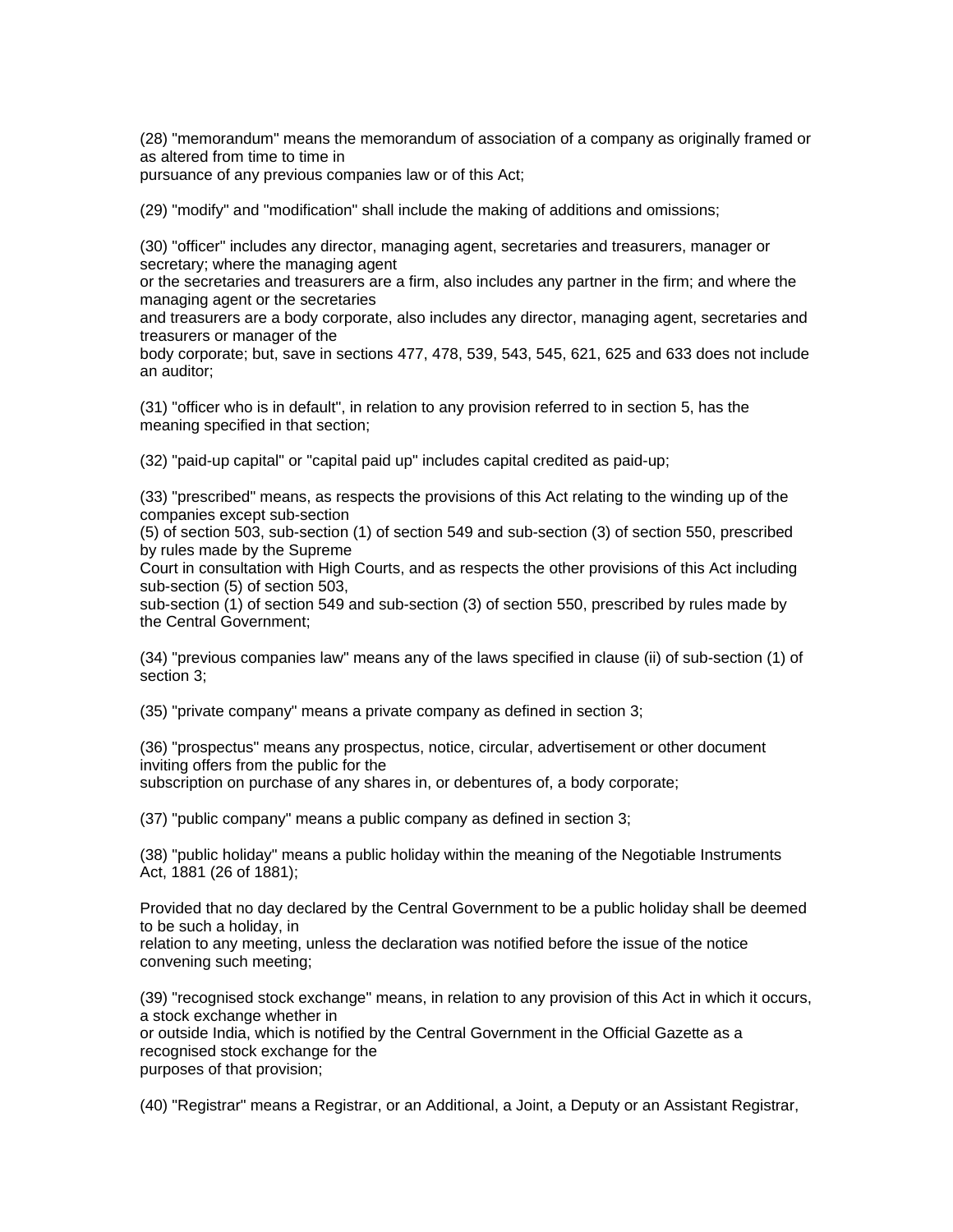(28) "memorandum" means the memorandum of association of a company as originally framed or as altered from time to time in pursuance of any previous companies law or of this Act;

(29) "modify" and "modification" shall include the making of additions and omissions;

(30) "officer" includes any director, managing agent, secretaries and treasurers, manager or secretary; where the managing agent or the secretaries and treasurers are a firm, also includes any partner in the firm; and where the managing agent or the secretaries and treasurers are a body corporate, also includes any director, managing agent, secretaries and treasurers or manager of the body corporate; but, save in sections 477, 478, 539, 543, 545, 621, 625 and 633 does not include an auditor;

(31) "officer who is in default", in relation to any provision referred to in section 5, has the meaning specified in that section;

(32) "paid-up capital" or "capital paid up" includes capital credited as paid-up;

(33) "prescribed" means, as respects the provisions of this Act relating to the winding up of the companies except sub-section (5) of section 503, sub-section (1) of section 549 and sub-section (3) of section 550, prescribed by rules made by the Supreme Court in consultation with High Courts, and as respects the other provisions of this Act including sub-section (5) of section 503, sub-section (1) of section 549 and sub-section (3) of section 550, prescribed by rules made by the Central Government;

(34) "previous companies law" means any of the laws specified in clause (ii) of sub-section (1) of section 3;

(35) "private company" means a private company as defined in section 3;

(36) "prospectus" means any prospectus, notice, circular, advertisement or other document inviting offers from the public for the subscription on purchase of any shares in, or debentures of, a body corporate;

(37) "public company" means a public company as defined in section 3;

(38) "public holiday" means a public holiday within the meaning of the Negotiable Instruments Act, 1881 (26 of 1881);

Provided that no day declared by the Central Government to be a public holiday shall be deemed to be such a holiday, in relation to any meeting, unless the declaration was notified before the issue of the notice convening such meeting;

(39) "recognised stock exchange" means, in relation to any provision of this Act in which it occurs, a stock exchange whether in or outside India, which is notified by the Central Government in the Official Gazette as a recognised stock exchange for the purposes of that provision;

(40) "Registrar" means a Registrar, or an Additional, a Joint, a Deputy or an Assistant Registrar,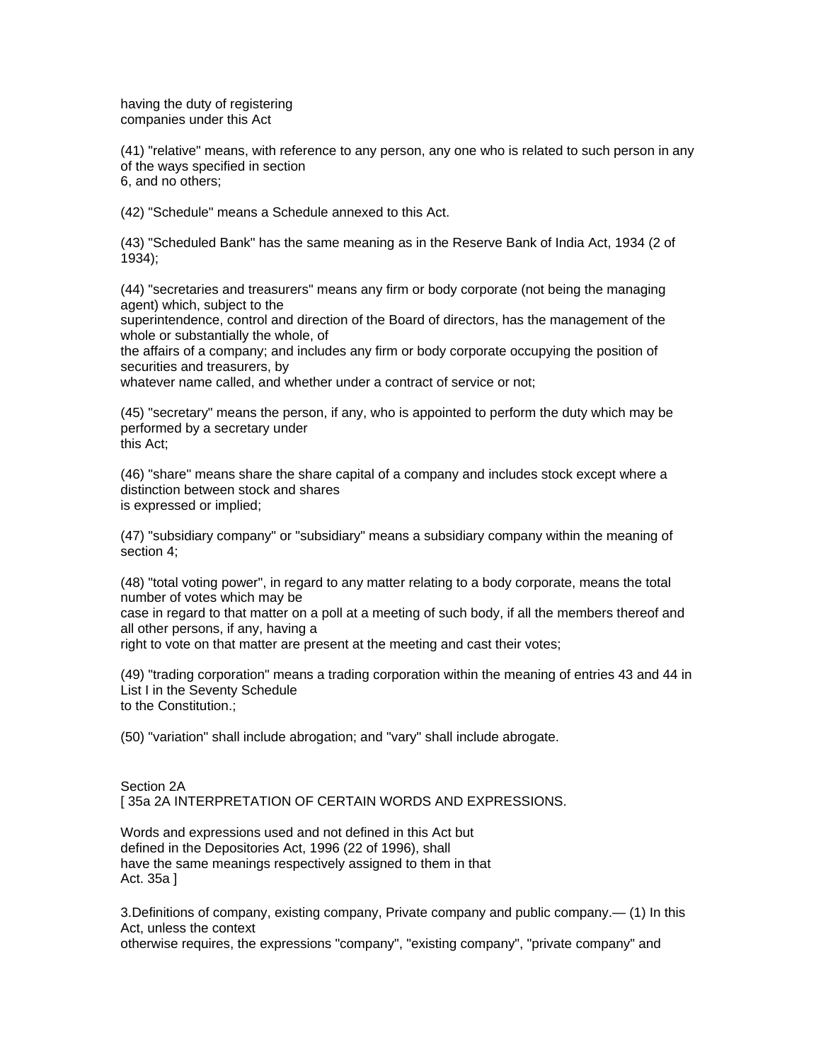having the duty of registering
companies under this Act

(41) "relative" means, with reference to any person, any one who is related to such person in any of the ways specified in section 6, and no others;

(42) "Schedule" means a Schedule annexed to this Act.

(43) "Scheduled Bank" has the same meaning as in the Reserve Bank of India Act, 1934 (2 of 1934);

(44) "secretaries and treasurers" means any firm or body corporate (not being the managing agent) which, subject to the superintendence, control and direction of the Board of directors, has the management of the whole or substantially the whole, of the affairs of a company; and includes any firm or body corporate occupying the position of securities and treasurers, by whatever name called, and whether under a contract of service or not;

(45) "secretary" means the person, if any, who is appointed to perform the duty which may be performed by a secretary under this Act;

(46) "share" means share the share capital of a company and includes stock except where a distinction between stock and shares is expressed or implied;

(47) "subsidiary company" or "subsidiary" means a subsidiary company within the meaning of section 4;

(48) "total voting power", in regard to any matter relating to a body corporate, means the total number of votes which may be case in regard to that matter on a poll at a meeting of such body, if all the members thereof and all other persons, if any, having a right to vote on that matter are present at the meeting and cast their votes;

(49) "trading corporation" means a trading corporation within the meaning of entries 43 and 44 in List I in the Seventy Schedule to the Constitution.;

(50) "variation" shall include abrogation; and "vary" shall include abrogate.

Section 2A
[ 35a 2A INTERPRETATION OF CERTAIN WORDS AND EXPRESSIONS.

Words and expressions used and not defined in this Act but
defined in the Depositories Act, 1996 (22 of 1996), shall
have the same meanings respectively assigned to them in that
Act. 35a ]

3.Definitions of company, existing company, Private company and public company.— (1) In this Act, unless the context otherwise requires, the expressions "company", "existing company", "private company" and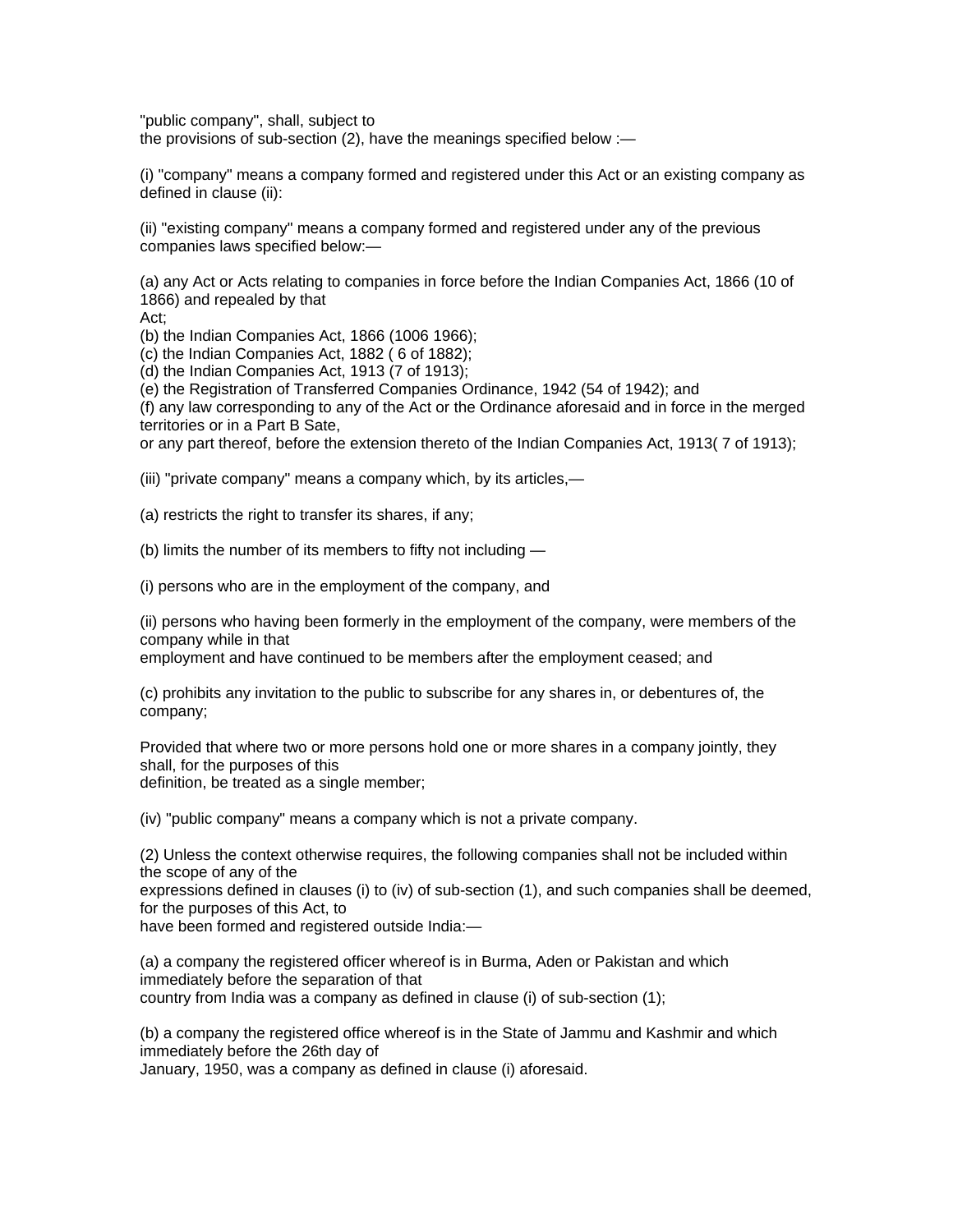"public company", shall, subject to
the provisions of sub-section (2), have the meanings specified below :—

(i) "company" means a company formed and registered under this Act or an existing company as defined in clause (ii):

(ii) "existing company" means a company formed and registered under any of the previous companies laws specified below:—

(a) any Act or Acts relating to companies in force before the Indian Companies Act, 1866 (10 of 1866) and repealed by that Act;
(b) the Indian Companies Act, 1866 (1006 1966);
(c) the Indian Companies Act, 1882 ( 6 of 1882);
(d) the Indian Companies Act, 1913 (7 of 1913);
(e) the Registration of Transferred Companies Ordinance, 1942 (54 of 1942); and
(f) any law corresponding to any of the Act or the Ordinance aforesaid and in force in the merged territories or in a Part B Sate,
or any part thereof, before the extension thereto of the Indian Companies Act, 1913( 7 of 1913);

(iii) "private company" means a company which, by its articles,—

(a) restricts the right to transfer its shares, if any;

(b) limits the number of its members to fifty not including —

(i) persons who are in the employment of the company, and

(ii) persons who having been formerly in the employment of the company, were members of the company while in that employment and have continued to be members after the employment ceased; and

(c) prohibits any invitation to the public to subscribe for any shares in, or debentures of, the company;

Provided that where two or more persons hold one or more shares in a company jointly, they shall, for the purposes of this definition, be treated as a single member;

(iv) "public company" means a company which is not a private company.

(2) Unless the context otherwise requires, the following companies shall not be included within the scope of any of the expressions defined in clauses (i) to (iv) of sub-section (1), and such companies shall be deemed, for the purposes of this Act, to have been formed and registered outside India:—

(a) a company the registered officer whereof is in Burma, Aden or Pakistan and which immediately before the separation of that country from India was a company as defined in clause (i) of sub-section (1);

(b) a company the registered office whereof is in the State of Jammu and Kashmir and which immediately before the 26th day of January, 1950, was a company as defined in clause (i) aforesaid.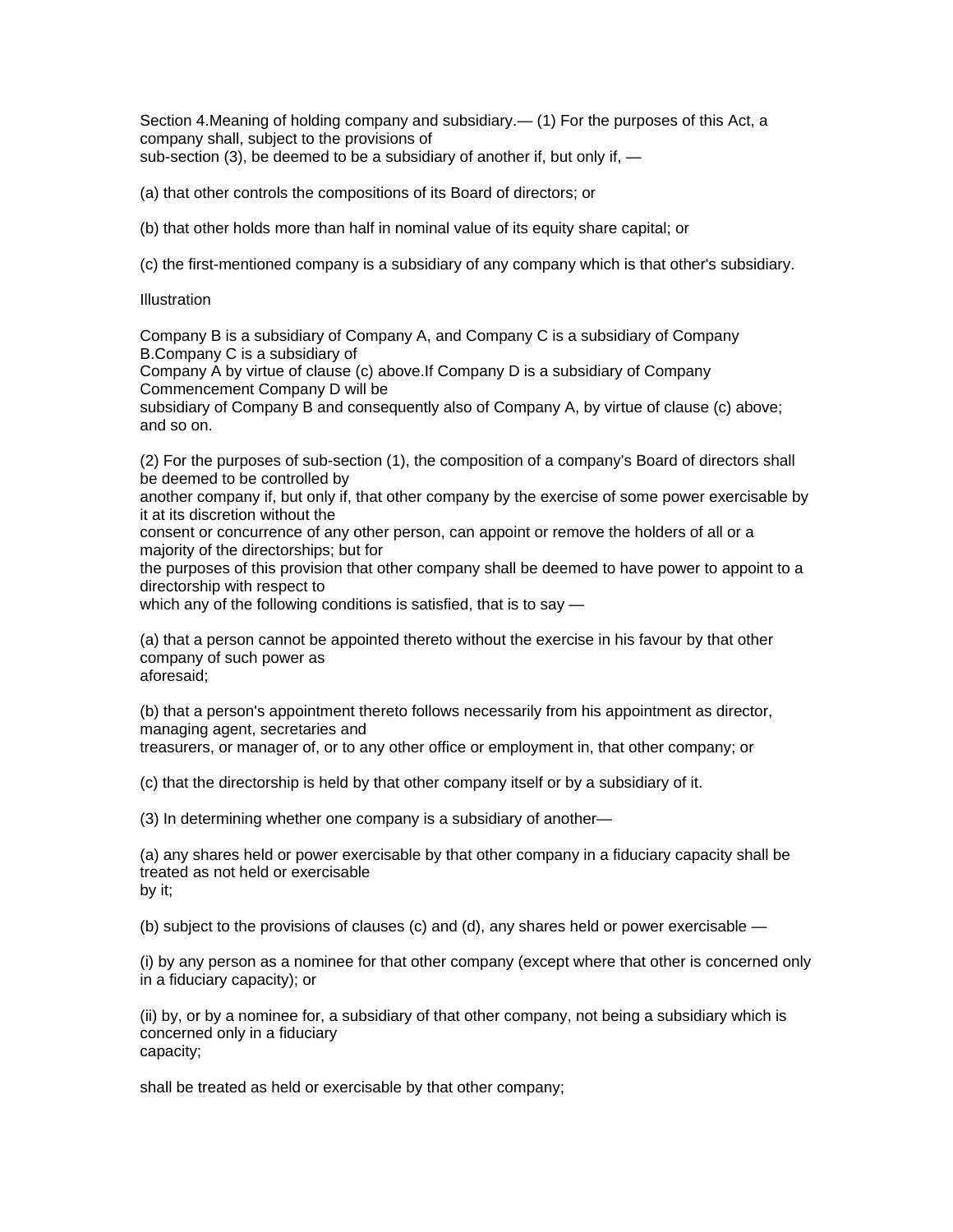Section 4.Meaning of holding company and subsidiary.— (1) For the purposes of this Act, a company shall, subject to the provisions of sub-section (3), be deemed to be a subsidiary of another if, but only if, —

(a) that other controls the compositions of its Board of directors; or

(b) that other holds more than half in nominal value of its equity share capital; or

(c) the first-mentioned company is a subsidiary of any company which is that other's subsidiary.

Illustration

Company B is a subsidiary of Company A, and Company C is a subsidiary of Company B.Company C is a subsidiary of Company A by virtue of clause (c) above.If Company D is a subsidiary of Company Commencement Company D will be subsidiary of Company B and consequently also of Company A, by virtue of clause (c) above; and so on.

(2) For the purposes of sub-section (1), the composition of a company's Board of directors shall be deemed to be controlled by another company if, but only if, that other company by the exercise of some power exercisable by it at its discretion without the consent or concurrence of any other person, can appoint or remove the holders of all or a majority of the directorships; but for the purposes of this provision that other company shall be deemed to have power to appoint to a directorship with respect to which any of the following conditions is satisfied, that is to say —

(a) that a person cannot be appointed thereto without the exercise in his favour by that other company of such power as aforesaid;

(b) that a person's appointment thereto follows necessarily from his appointment as director, managing agent, secretaries and treasurers, or manager of, or to any other office or employment in, that other company; or

(c) that the directorship is held by that other company itself or by a subsidiary of it.

(3) In determining whether one company is a subsidiary of another—

(a) any shares held or power exercisable by that other company in a fiduciary capacity shall be treated as not held or exercisable by it;

(b) subject to the provisions of clauses (c) and (d), any shares held or power exercisable —

(i) by any person as a nominee for that other company (except where that other is concerned only in a fiduciary capacity); or

(ii) by, or by a nominee for, a subsidiary of that other company, not being a subsidiary which is concerned only in a fiduciary capacity;

shall be treated as held or exercisable by that other company;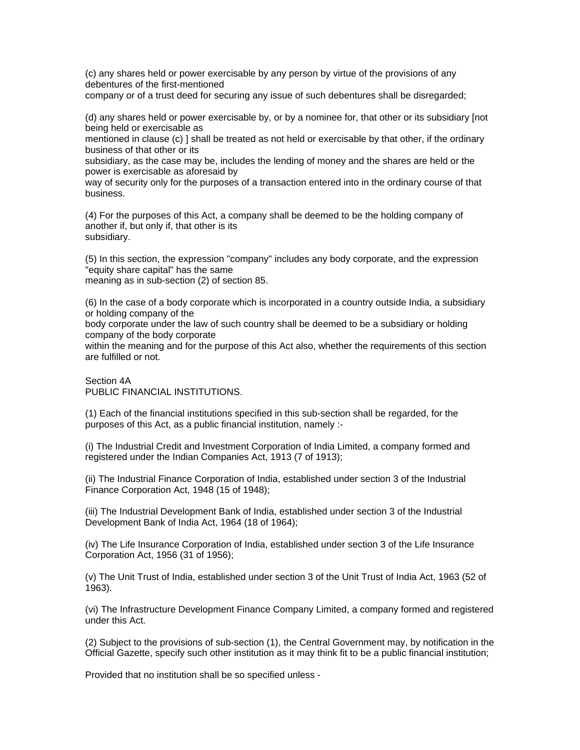(c) any shares held or power exercisable by any person by virtue of the provisions of any debentures of the first-mentioned company or of a trust deed for securing any issue of such debentures shall be disregarded;

(d) any shares held or power exercisable by, or by a nominee for, that other or its subsidiary [not being held or exercisable as mentioned in clause (c) ] shall be treated as not held or exercisable by that other, if the ordinary business of that other or its subsidiary, as the case may be, includes the lending of money and the shares are held or the power is exercisable as aforesaid by way of security only for the purposes of a transaction entered into in the ordinary course of that business.

(4) For the purposes of this Act, a company shall be deemed to be the holding company of another if, but only if, that other is its subsidiary.

(5) In this section, the expression "company" includes any body corporate, and the expression "equity share capital" has the same meaning as in sub-section (2) of section 85.

(6) In the case of a body corporate which is incorporated in a country outside India, a subsidiary or holding company of the body corporate under the law of such country shall be deemed to be a subsidiary or holding company of the body corporate within the meaning and for the purpose of this Act also, whether the requirements of this section are fulfilled or not.

Section 4A
PUBLIC FINANCIAL INSTITUTIONS.

(1) Each of the financial institutions specified in this sub-section shall be regarded, for the purposes of this Act, as a public financial institution, namely :-

(i) The Industrial Credit and Investment Corporation of India Limited, a company formed and registered under the Indian Companies Act, 1913 (7 of 1913);

(ii) The Industrial Finance Corporation of India, established under section 3 of the Industrial Finance Corporation Act, 1948 (15 of 1948);

(iii) The Industrial Development Bank of India, established under section 3 of the Industrial Development Bank of India Act, 1964 (18 of 1964);

(iv) The Life Insurance Corporation of India, established under section 3 of the Life Insurance Corporation Act, 1956 (31 of 1956);

(v) The Unit Trust of India, established under section 3 of the Unit Trust of India Act, 1963 (52 of 1963).

(vi) The Infrastructure Development Finance Company Limited, a company formed and registered under this Act.

(2) Subject to the provisions of sub-section (1), the Central Government may, by notification in the Official Gazette, specify such other institution as it may think fit to be a public financial institution;

Provided that no institution shall be so specified unless -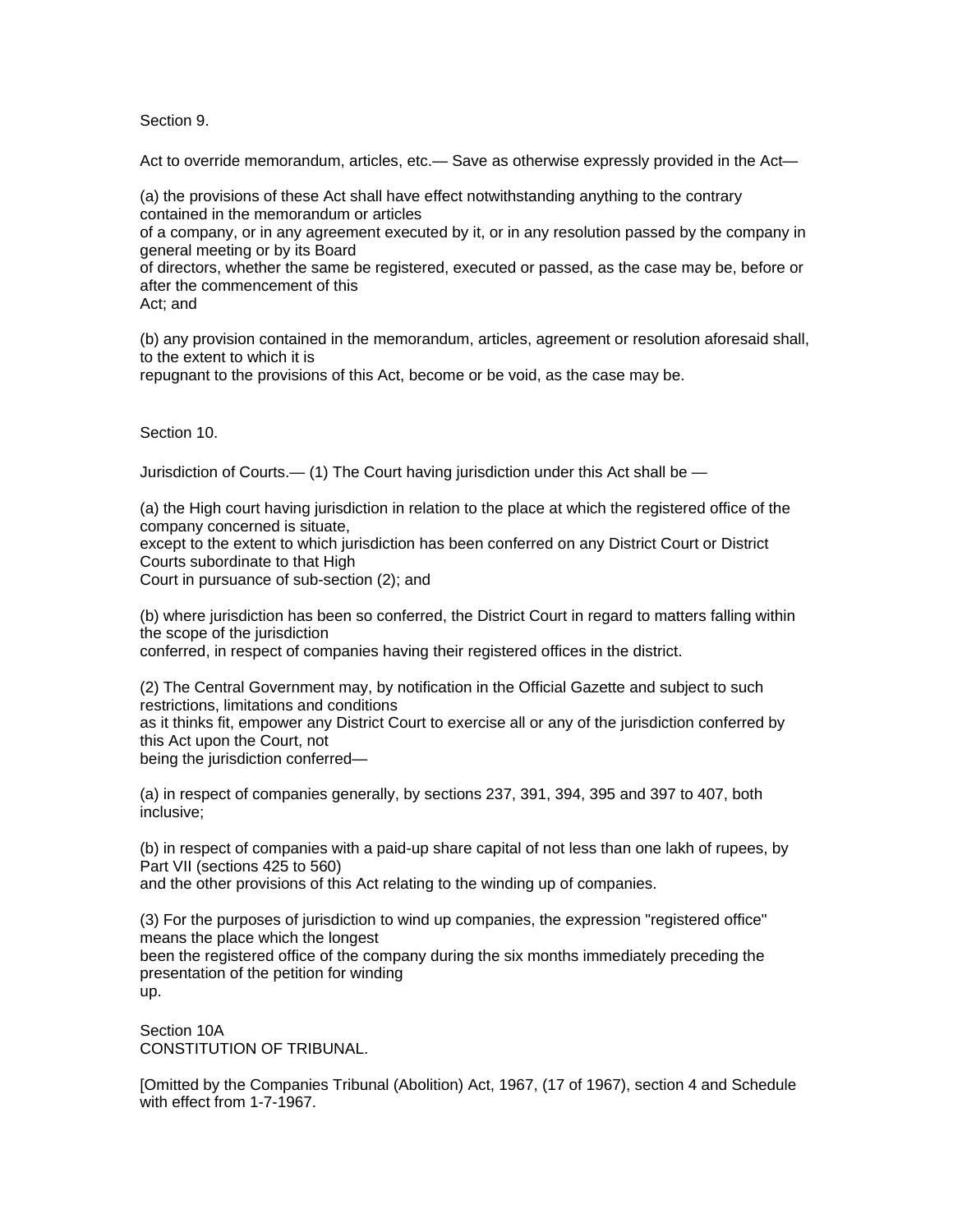Section 9.

Act to override memorandum, articles, etc.— Save as otherwise expressly provided in the Act—

(a) the provisions of these Act shall have effect notwithstanding anything to the contrary contained in the memorandum or articles of a company, or in any agreement executed by it, or in any resolution passed by the company in general meeting or by its Board of directors, whether the same be registered, executed or passed, as the case may be, before or after the commencement of this Act; and

(b) any provision contained in the memorandum, articles, agreement or resolution aforesaid shall, to the extent to which it is repugnant to the provisions of this Act, become or be void, as the case may be.

Section 10.

Jurisdiction of Courts.— (1) The Court having jurisdiction under this Act shall be —

(a) the High court having jurisdiction in relation to the place at which the registered office of the company concerned is situate, except to the extent to which jurisdiction has been conferred on any District Court or District Courts subordinate to that High Court in pursuance of sub-section (2); and

(b) where jurisdiction has been so conferred, the District Court in regard to matters falling within the scope of the jurisdiction conferred, in respect of companies having their registered offices in the district.

(2) The Central Government may, by notification in the Official Gazette and subject to such restrictions, limitations and conditions as it thinks fit, empower any District Court to exercise all or any of the jurisdiction conferred by this Act upon the Court, not being the jurisdiction conferred—

(a) in respect of companies generally, by sections 237, 391, 394, 395 and 397 to 407, both inclusive;

(b) in respect of companies with a paid-up share capital of not less than one lakh of rupees, by Part VII (sections 425 to 560) and the other provisions of this Act relating to the winding up of companies.

(3) For the purposes of jurisdiction to wind up companies, the expression "registered office" means the place which the longest been the registered office of the company during the six months immediately preceding the presentation of the petition for winding up.

Section 10A
CONSTITUTION OF TRIBUNAL.

[Omitted by the Companies Tribunal (Abolition) Act, 1967, (17 of 1967), section 4 and Schedule with effect from 1-7-1967.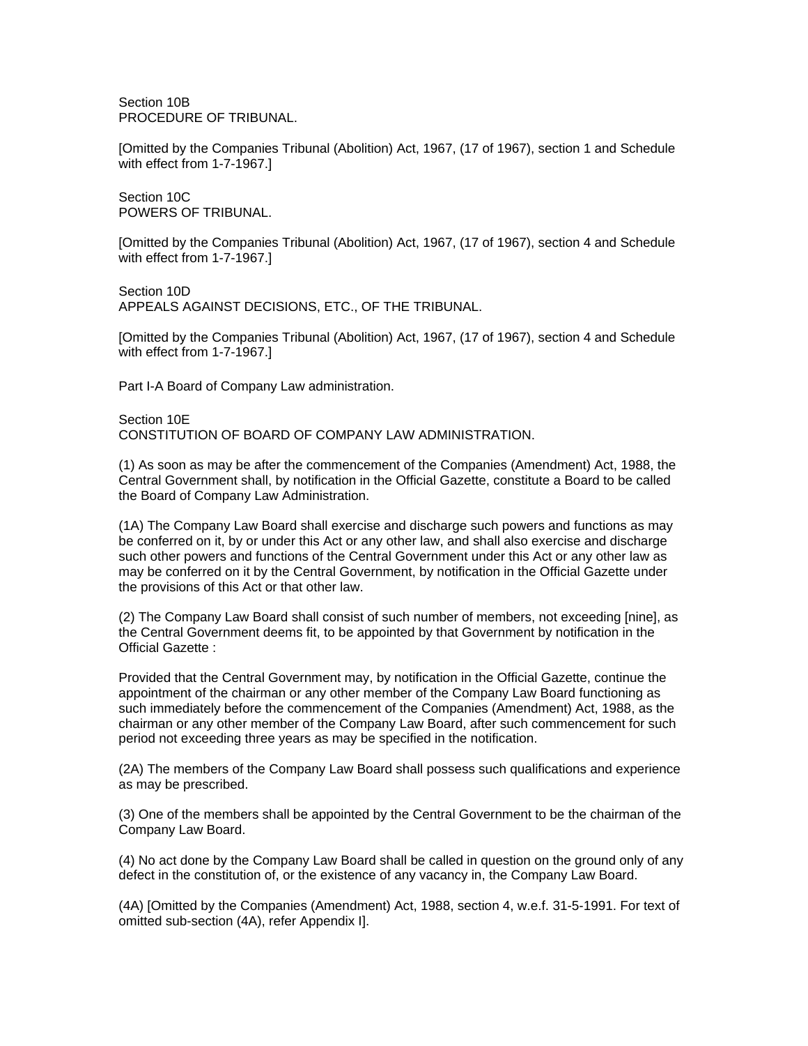Section 10B
PROCEDURE OF TRIBUNAL.

[Omitted by the Companies Tribunal (Abolition) Act, 1967, (17 of 1967), section 1 and Schedule with effect from 1-7-1967.]

Section 10C
POWERS OF TRIBUNAL.

[Omitted by the Companies Tribunal (Abolition) Act, 1967, (17 of 1967), section 4 and Schedule with effect from 1-7-1967.]

Section 10D
APPEALS AGAINST DECISIONS, ETC., OF THE TRIBUNAL.

[Omitted by the Companies Tribunal (Abolition) Act, 1967, (17 of 1967), section 4 and Schedule with effect from 1-7-1967.]

Part I-A Board of Company Law administration.

Section 10E
CONSTITUTION OF BOARD OF COMPANY LAW ADMINISTRATION.

(1) As soon as may be after the commencement of the Companies (Amendment) Act, 1988, the Central Government shall, by notification in the Official Gazette, constitute a Board to be called the Board of Company Law Administration.

(1A) The Company Law Board shall exercise and discharge such powers and functions as may be conferred on it, by or under this Act or any other law, and shall also exercise and discharge such other powers and functions of the Central Government under this Act or any other law as may be conferred on it by the Central Government, by notification in the Official Gazette under the provisions of this Act or that other law.

(2) The Company Law Board shall consist of such number of members, not exceeding [nine], as the Central Government deems fit, to be appointed by that Government by notification in the Official Gazette :

Provided that the Central Government may, by notification in the Official Gazette, continue the appointment of the chairman or any other member of the Company Law Board functioning as such immediately before the commencement of the Companies (Amendment) Act, 1988, as the chairman or any other member of the Company Law Board, after such commencement for such period not exceeding three years as may be specified in the notification.

(2A) The members of the Company Law Board shall possess such qualifications and experience as may be prescribed.

(3) One of the members shall be appointed by the Central Government to be the chairman of the Company Law Board.

(4) No act done by the Company Law Board shall be called in question on the ground only of any defect in the constitution of, or the existence of any vacancy in, the Company Law Board.

(4A) [Omitted by the Companies (Amendment) Act, 1988, section 4, w.e.f. 31-5-1991. For text of omitted sub-section (4A), refer Appendix I].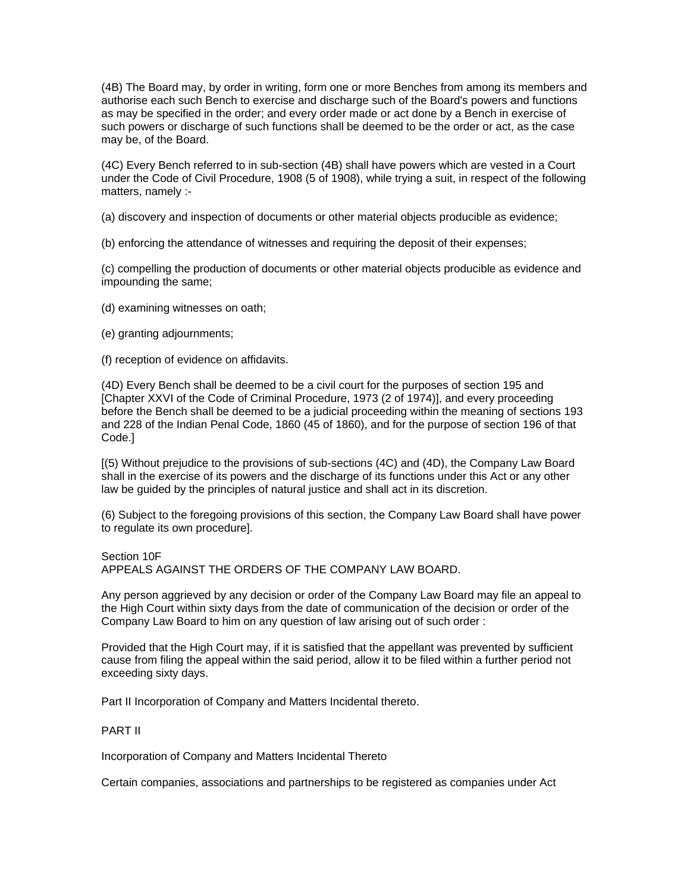(4B) The Board may, by order in writing, form one or more Benches from among its members and authorise each such Bench to exercise and discharge such of the Board's powers and functions as may be specified in the order; and every order made or act done by a Bench in exercise of such powers or discharge of such functions shall be deemed to be the order or act, as the case may be, of the Board.

(4C) Every Bench referred to in sub-section (4B) shall have powers which are vested in a Court under the Code of Civil Procedure, 1908 (5 of 1908), while trying a suit, in respect of the following matters, namely :-

(a) discovery and inspection of documents or other material objects producible as evidence;

(b) enforcing the attendance of witnesses and requiring the deposit of their expenses;

(c) compelling the production of documents or other material objects producible as evidence and impounding the same;

(d) examining witnesses on oath;

(e) granting adjournments;

(f) reception of evidence on affidavits.

(4D) Every Bench shall be deemed to be a civil court for the purposes of section 195 and [Chapter XXVI of the Code of Criminal Procedure, 1973 (2 of 1974)], and every proceeding before the Bench shall be deemed to be a judicial proceeding within the meaning of sections 193 and 228 of the Indian Penal Code, 1860 (45 of 1860), and for the purpose of section 196 of that Code.]

[(5) Without prejudice to the provisions of sub-sections (4C) and (4D), the Company Law Board shall in the exercise of its powers and the discharge of its functions under this Act or any other law be guided by the principles of natural justice and shall act in its discretion.

(6) Subject to the foregoing provisions of this section, the Company Law Board shall have power to regulate its own procedure].

Section 10F
APPEALS AGAINST THE ORDERS OF THE COMPANY LAW BOARD.

Any person aggrieved by any decision or order of the Company Law Board may file an appeal to the High Court within sixty days from the date of communication of the decision or order of the Company Law Board to him on any question of law arising out of such order :

Provided that the High Court may, if it is satisfied that the appellant was prevented by sufficient cause from filing the appeal within the said period, allow it to be filed within a further period not exceeding sixty days.

Part II Incorporation of Company and Matters Incidental thereto.

PART II

Incorporation of Company and Matters Incidental Thereto

Certain companies, associations and partnerships to be registered as companies under Act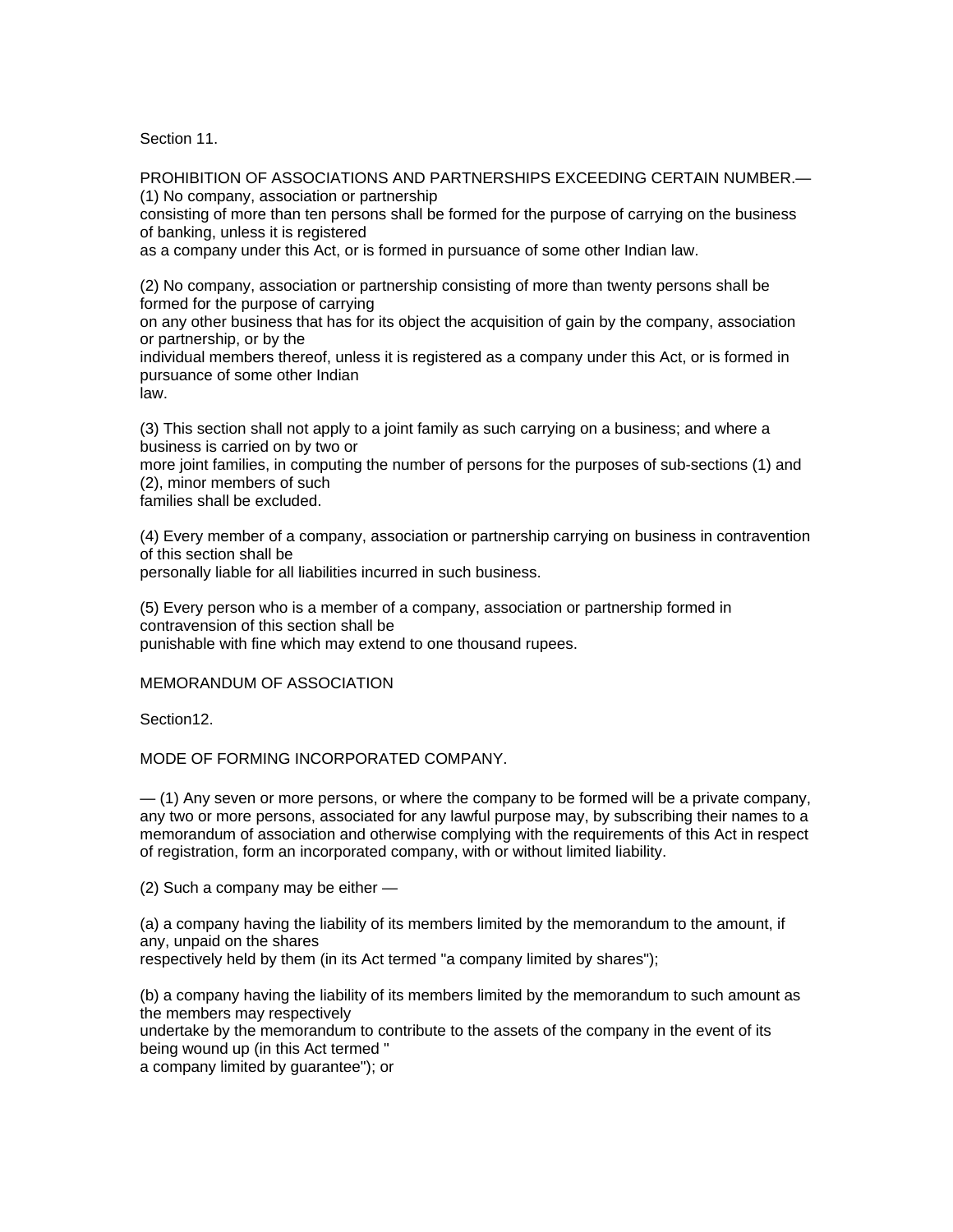Section 11.

PROHIBITION OF ASSOCIATIONS AND PARTNERSHIPS EXCEEDING CERTAIN NUMBER.—(1) No company, association or partnership consisting of more than ten persons shall be formed for the purpose of carrying on the business of banking, unless it is registered as a company under this Act, or is formed in pursuance of some other Indian law.

(2) No company, association or partnership consisting of more than twenty persons shall be formed for the purpose of carrying on any other business that has for its object the acquisition of gain by the company, association or partnership, or by the individual members thereof, unless it is registered as a company under this Act, or is formed in pursuance of some other Indian law.

(3) This section shall not apply to a joint family as such carrying on a business; and where a business is carried on by two or more joint families, in computing the number of persons for the purposes of sub-sections (1) and (2), minor members of such families shall be excluded.

(4) Every member of a company, association or partnership carrying on business in contravention of this section shall be personally liable for all liabilities incurred in such business.

(5) Every person who is a member of a company, association or partnership formed in contravension of this section shall be punishable with fine which may extend to one thousand rupees.

MEMORANDUM OF ASSOCIATION

Section12.

MODE OF FORMING INCORPORATED COMPANY.

— (1) Any seven or more persons, or where the company to be formed will be a private company, any two or more persons, associated for any lawful purpose may, by subscribing their names to a memorandum of association and otherwise complying with the requirements of this Act in respect of registration, form an incorporated company, with or without limited liability.

(2) Such a company may be either —

(a) a company having the liability of its members limited by the memorandum to the amount, if any, unpaid on the shares respectively held by them (in its Act termed "a company limited by shares");

(b) a company having the liability of its members limited by the memorandum to such amount as the members may respectively undertake by the memorandum to contribute to the assets of the company in the event of its being wound up (in this Act termed " a company limited by guarantee"); or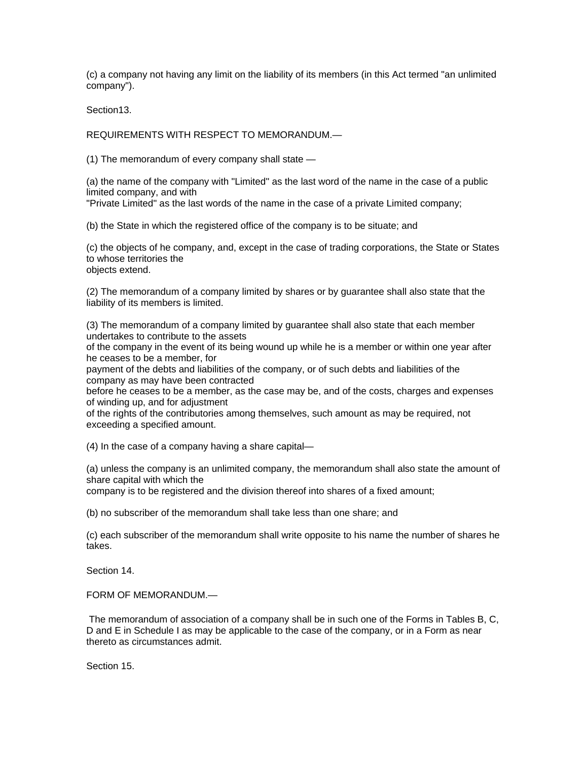(c) a company not having any limit on the liability of its members (in this Act termed "an unlimited company").

Section13.

REQUIREMENTS WITH RESPECT TO MEMORANDUM.—

(1) The memorandum of every company shall state —

(a) the name of the company with "Limited" as the last word of the name in the case of a public limited company, and with "Private Limited" as the last words of the name in the case of a private Limited company;

(b) the State in which the registered office of the company is to be situate; and

(c) the objects of he company, and, except in the case of trading corporations, the State or States to whose territories the objects extend.

(2) The memorandum of a company limited by shares or by guarantee shall also state that the liability of its members is limited.

(3) The memorandum of a company limited by guarantee shall also state that each member undertakes to contribute to the assets of the company in the event of its being wound up while he is a member or within one year after he ceases to be a member, for payment of the debts and liabilities of the company, or of such debts and liabilities of the company as may have been contracted before he ceases to be a member, as the case may be, and of the costs, charges and expenses of winding up, and for adjustment of the rights of the contributories among themselves, such amount as may be required, not exceeding a specified amount.

(4) In the case of a company having a share capital—

(a) unless the company is an unlimited company, the memorandum shall also state the amount of share capital with which the company is to be registered and the division thereof into shares of a fixed amount;

(b) no subscriber of the memorandum shall take less than one share; and

(c) each subscriber of the memorandum shall write opposite to his name the number of shares he takes.

Section 14.

FORM OF MEMORANDUM.—

The memorandum of association of a company shall be in such one of the Forms in Tables B, C, D and E in Schedule I as may be applicable to the case of the company, or in a Form as near thereto as circumstances admit.

Section 15.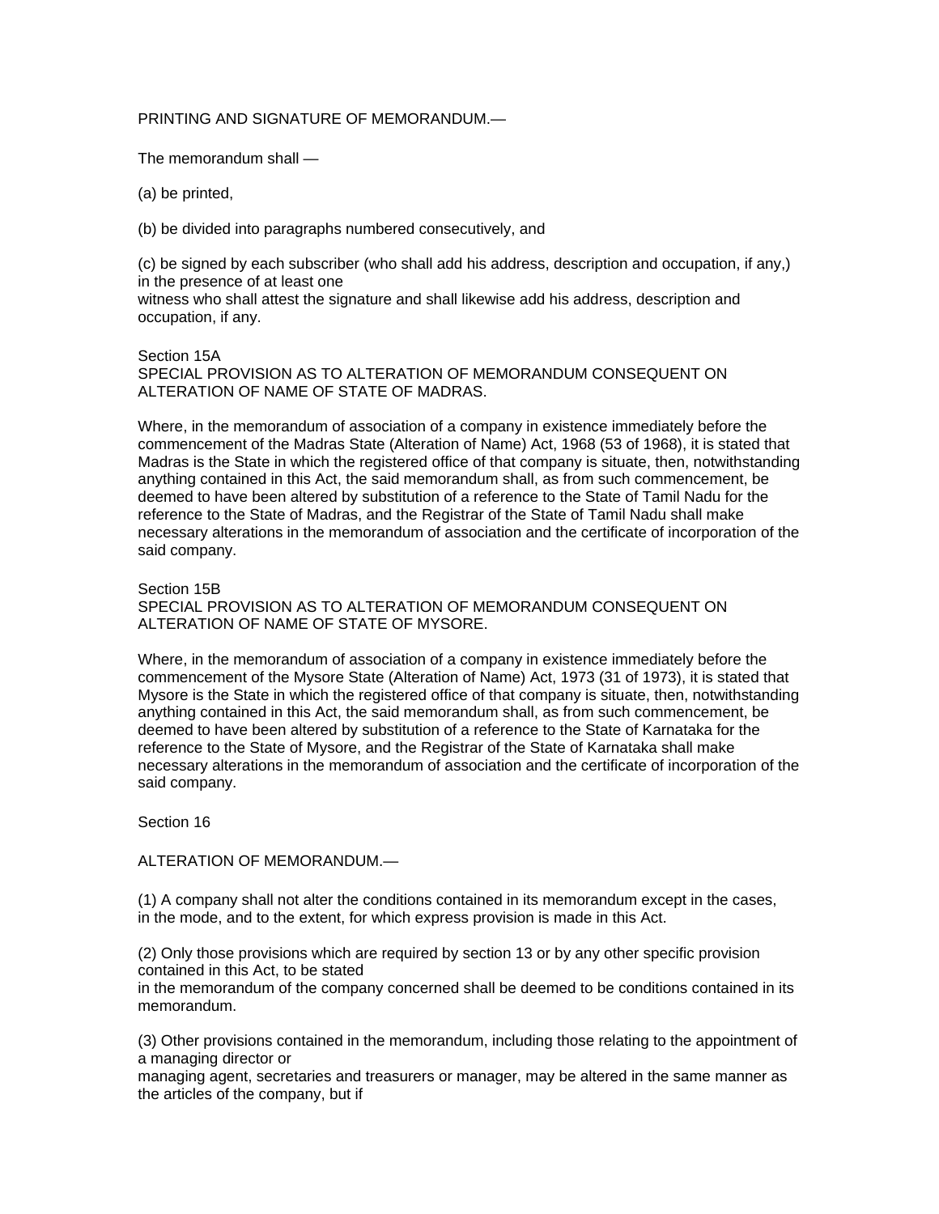PRINTING AND SIGNATURE OF MEMORANDUM.—

The memorandum shall —

(a) be printed,

(b) be divided into paragraphs numbered consecutively, and

(c) be signed by each subscriber (who shall add his address, description and occupation, if any,) in the presence of at least one witness who shall attest the signature and shall likewise add his address, description and occupation, if any.

Section 15A

SPECIAL PROVISION AS TO ALTERATION OF MEMORANDUM CONSEQUENT ON ALTERATION OF NAME OF STATE OF MADRAS.

Where, in the memorandum of association of a company in existence immediately before the commencement of the Madras State (Alteration of Name) Act, 1968 (53 of 1968), it is stated that Madras is the State in which the registered office of that company is situate, then, notwithstanding anything contained in this Act, the said memorandum shall, as from such commencement, be deemed to have been altered by substitution of a reference to the State of Tamil Nadu for the reference to the State of Madras, and the Registrar of the State of Tamil Nadu shall make necessary alterations in the memorandum of association and the certificate of incorporation of the said company.

Section 15B

SPECIAL PROVISION AS TO ALTERATION OF MEMORANDUM CONSEQUENT ON ALTERATION OF NAME OF STATE OF MYSORE.

Where, in the memorandum of association of a company in existence immediately before the commencement of the Mysore State (Alteration of Name) Act, 1973 (31 of 1973), it is stated that Mysore is the State in which the registered office of that company is situate, then, notwithstanding anything contained in this Act, the said memorandum shall, as from such commencement, be deemed to have been altered by substitution of a reference to the State of Karnataka for the reference to the State of Mysore, and the Registrar of the State of Karnataka shall make necessary alterations in the memorandum of association and the certificate of incorporation of the said company.

Section 16

ALTERATION OF MEMORANDUM.—

(1) A company shall not alter the conditions contained in its memorandum except in the cases, in the mode, and to the extent, for which express provision is made in this Act.

(2) Only those provisions which are required by section 13 or by any other specific provision contained in this Act, to be stated in the memorandum of the company concerned shall be deemed to be conditions contained in its memorandum.

(3) Other provisions contained in the memorandum, including those relating to the appointment of a managing director or managing agent, secretaries and treasurers or manager, may be altered in the same manner as the articles of the company, but if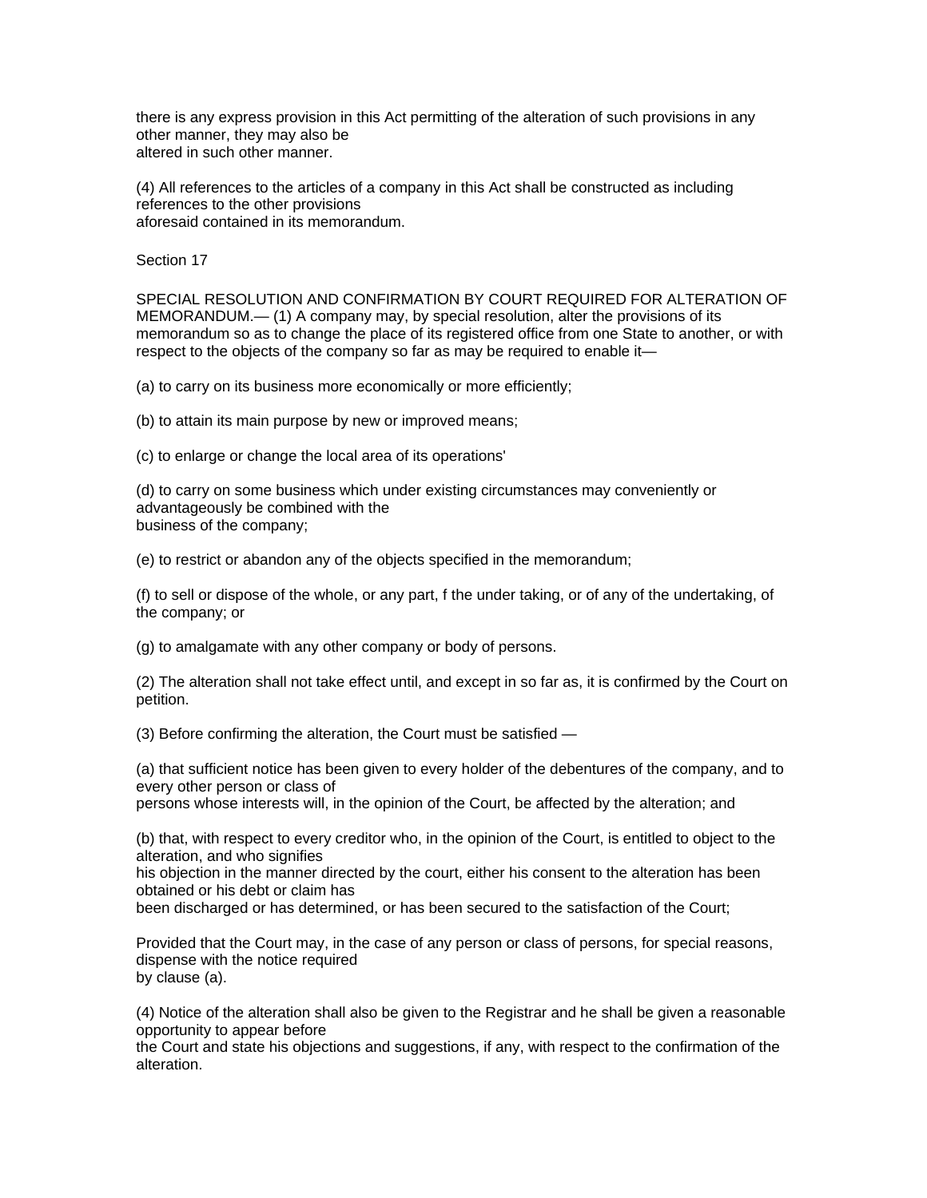there is any express provision in this Act permitting of the alteration of such provisions in any other manner, they may also be altered in such other manner.

(4) All references to the articles of a company in this Act shall be constructed as including references to the other provisions aforesaid contained in its memorandum.

Section 17

SPECIAL RESOLUTION AND CONFIRMATION BY COURT REQUIRED FOR ALTERATION OF MEMORANDUM.— (1) A company may, by special resolution, alter the provisions of its memorandum so as to change the place of its registered office from one State to another, or with respect to the objects of the company so far as may be required to enable it—

(a) to carry on its business more economically or more efficiently;

(b) to attain its main purpose by new or improved means;

(c) to enlarge or change the local area of its operations'

(d) to carry on some business which under existing circumstances may conveniently or advantageously be combined with the business of the company;

(e) to restrict or abandon any of the objects specified in the memorandum;

(f) to sell or dispose of the whole, or any part, f the under taking, or of any of the undertaking, of the company; or

(g) to amalgamate with any other company or body of persons.

(2) The alteration shall not take effect until, and except in so far as, it is confirmed by the Court on petition.

(3) Before confirming the alteration, the Court must be satisfied —

(a) that sufficient notice has been given to every holder of the debentures of the company, and to every other person or class of persons whose interests will, in the opinion of the Court, be affected by the alteration; and

(b) that, with respect to every creditor who, in the opinion of the Court, is entitled to object to the alteration, and who signifies his objection in the manner directed by the court, either his consent to the alteration has been obtained or his debt or claim has been discharged or has determined, or has been secured to the satisfaction of the Court;

Provided that the Court may, in the case of any person or class of persons, for special reasons, dispense with the notice required by clause (a).

(4) Notice of the alteration shall also be given to the Registrar and he shall be given a reasonable opportunity to appear before the Court and state his objections and suggestions, if any, with respect to the confirmation of the alteration.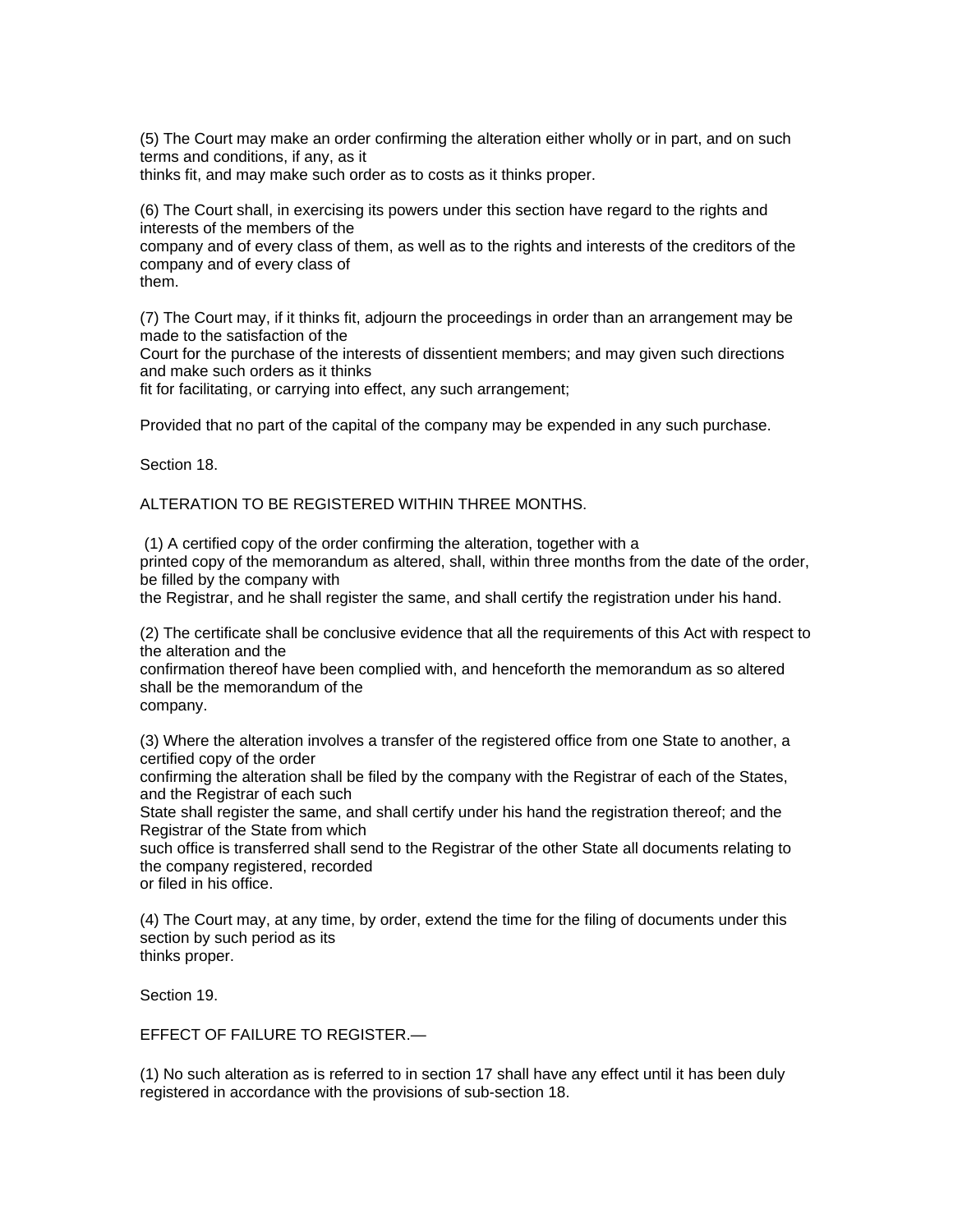(5) The Court may make an order confirming the alteration either wholly or in part, and on such terms and conditions, if any, as it thinks fit, and may make such order as to costs as it thinks proper.

(6) The Court shall, in exercising its powers under this section have regard to the rights and interests of the members of the company and of every class of them, as well as to the rights and interests of the creditors of the company and of every class of them.

(7) The Court may, if it thinks fit, adjourn the proceedings in order than an arrangement may be made to the satisfaction of the Court for the purchase of the interests of dissentient members; and may given such directions and make such orders as it thinks fit for facilitating, or carrying into effect, any such arrangement;

Provided that no part of the capital of the company may be expended in any such purchase.

Section 18.

ALTERATION TO BE REGISTERED WITHIN THREE MONTHS.

(1) A certified copy of the order confirming the alteration, together with a printed copy of the memorandum as altered, shall, within three months from the date of the order, be filled by the company with the Registrar, and he shall register the same, and shall certify the registration under his hand.

(2) The certificate shall be conclusive evidence that all the requirements of this Act with respect to the alteration and the confirmation thereof have been complied with, and henceforth the memorandum as so altered shall be the memorandum of the company.

(3) Where the alteration involves a transfer of the registered office from one State to another, a certified copy of the order confirming the alteration shall be filed by the company with the Registrar of each of the States, and the Registrar of each such State shall register the same, and shall certify under his hand the registration thereof; and the Registrar of the State from which such office is transferred shall send to the Registrar of the other State all documents relating to the company registered, recorded or filed in his office.

(4) The Court may, at any time, by order, extend the time for the filing of documents under this section by such period as its thinks proper.

Section 19.

EFFECT OF FAILURE TO REGISTER.—

(1) No such alteration as is referred to in section 17 shall have any effect until it has been duly registered in accordance with the provisions of sub-section 18.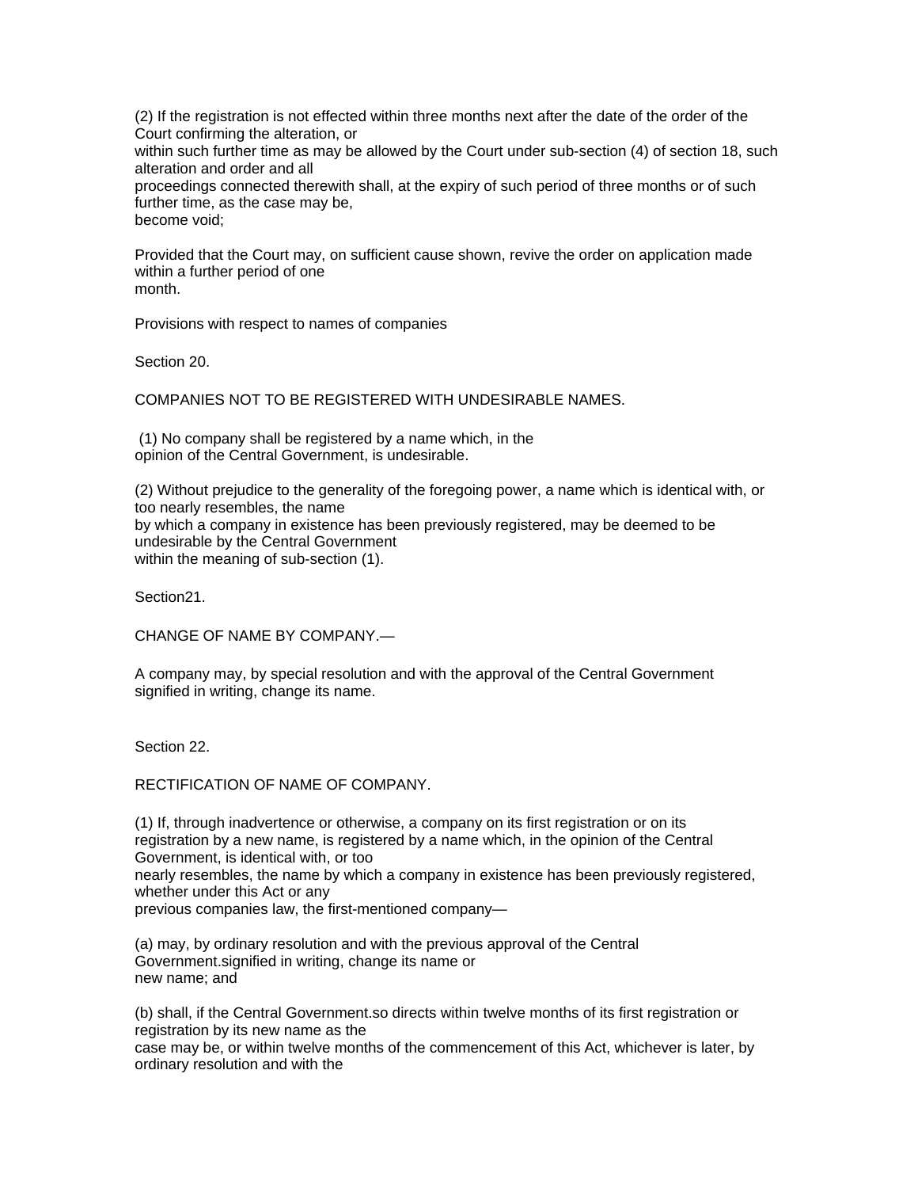(2) If the registration is not effected within three months next after the date of the order of the Court confirming the alteration, or within such further time as may be allowed by the Court under sub-section (4) of section 18, such alteration and order and all proceedings connected therewith shall, at the expiry of such period of three months or of such further time, as the case may be, become void;

Provided that the Court may, on sufficient cause shown, revive the order on application made within a further period of one month.

Provisions with respect to names of companies

Section 20.

COMPANIES NOT TO BE REGISTERED WITH UNDESIRABLE NAMES.

(1) No company shall be registered by a name which, in the opinion of the Central Government, is undesirable.

(2) Without prejudice to the generality of the foregoing power, a name which is identical with, or too nearly resembles, the name by which a company in existence has been previously registered, may be deemed to be undesirable by the Central Government within the meaning of sub-section (1).

Section21.

CHANGE OF NAME BY COMPANY.—

A company may, by special resolution and with the approval of the Central Government signified in writing, change its name.

Section 22.

RECTIFICATION OF NAME OF COMPANY.

(1) If, through inadvertence or otherwise, a company on its first registration or on its registration by a new name, is registered by a name which, in the opinion of the Central Government, is identical with, or too nearly resembles, the name by which a company in existence has been previously registered, whether under this Act or any previous companies law, the first-mentioned company—

(a) may, by ordinary resolution and with the previous approval of the Central Government.signified in writing, change its name or new name; and

(b) shall, if the Central Government.so directs within twelve months of its first registration or registration by its new name as the case may be, or within twelve months of the commencement of this Act, whichever is later, by ordinary resolution and with the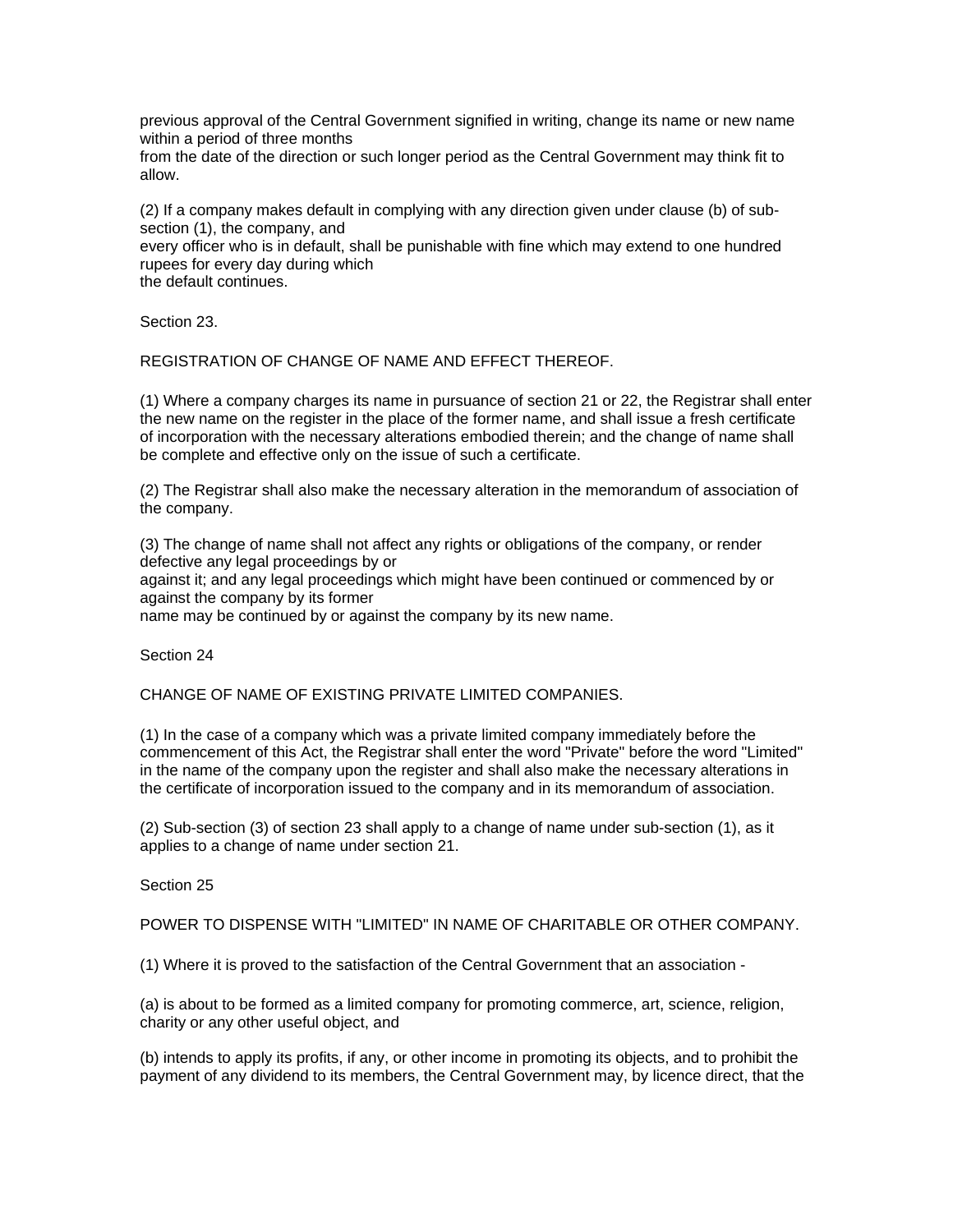previous approval of the Central Government signified in writing, change its name or new name within a period of three months from the date of the direction or such longer period as the Central Government may think fit to allow.

(2) If a company makes default in complying with any direction given under clause (b) of sub-section (1), the company, and every officer who is in default, shall be punishable with fine which may extend to one hundred rupees for every day during which the default continues.

Section 23.

REGISTRATION OF CHANGE OF NAME AND EFFECT THEREOF.

(1) Where a company charges its name in pursuance of section 21 or 22, the Registrar shall enter the new name on the register in the place of the former name, and shall issue a fresh certificate of incorporation with the necessary alterations embodied therein; and the change of name shall be complete and effective only on the issue of such a certificate.

(2) The Registrar shall also make the necessary alteration in the memorandum of association of the company.

(3) The change of name shall not affect any rights or obligations of the company, or render defective any legal proceedings by or against it; and any legal proceedings which might have been continued or commenced by or against the company by its former name may be continued by or against the company by its new name.

Section 24

CHANGE OF NAME OF EXISTING PRIVATE LIMITED COMPANIES.

(1) In the case of a company which was a private limited company immediately before the commencement of this Act, the Registrar shall enter the word "Private" before the word "Limited" in the name of the company upon the register and shall also make the necessary alterations in the certificate of incorporation issued to the company and in its memorandum of association.

(2) Sub-section (3) of section 23 shall apply to a change of name under sub-section (1), as it applies to a change of name under section 21.

Section 25

POWER TO DISPENSE WITH "LIMITED" IN NAME OF CHARITABLE OR OTHER COMPANY.

(1) Where it is proved to the satisfaction of the Central Government that an association -

(a) is about to be formed as a limited company for promoting commerce, art, science, religion, charity or any other useful object, and

(b) intends to apply its profits, if any, or other income in promoting its objects, and to prohibit the payment of any dividend to its members, the Central Government may, by licence direct, that the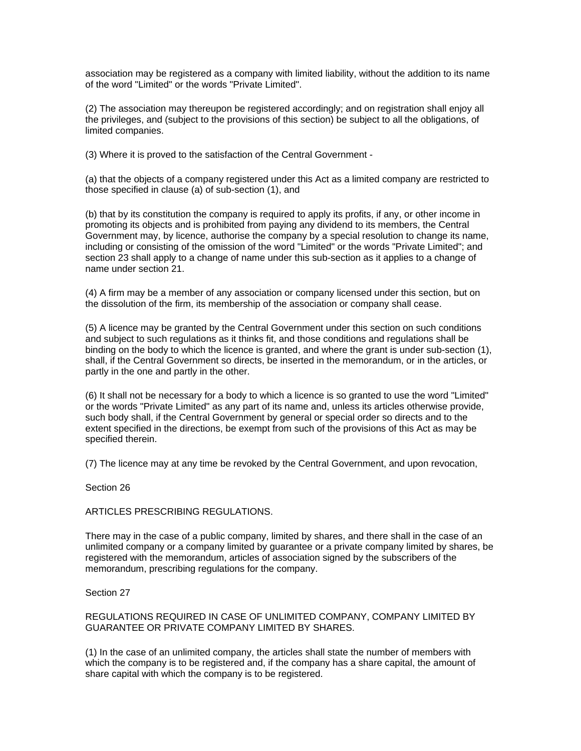association may be registered as a company with limited liability, without the addition to its name of the word "Limited" or the words "Private Limited".

(2) The association may thereupon be registered accordingly; and on registration shall enjoy all the privileges, and (subject to the provisions of this section) be subject to all the obligations, of limited companies.

(3) Where it is proved to the satisfaction of the Central Government -

(a) that the objects of a company registered under this Act as a limited company are restricted to those specified in clause (a) of sub-section (1), and

(b) that by its constitution the company is required to apply its profits, if any, or other income in promoting its objects and is prohibited from paying any dividend to its members, the Central Government may, by licence, authorise the company by a special resolution to change its name, including or consisting of the omission of the word "Limited" or the words "Private Limited"; and section 23 shall apply to a change of name under this sub-section as it applies to a change of name under section 21.

(4) A firm may be a member of any association or company licensed under this section, but on the dissolution of the firm, its membership of the association or company shall cease.

(5) A licence may be granted by the Central Government under this section on such conditions and subject to such regulations as it thinks fit, and those conditions and regulations shall be binding on the body to which the licence is granted, and where the grant is under sub-section (1), shall, if the Central Government so directs, be inserted in the memorandum, or in the articles, or partly in the one and partly in the other.

(6) It shall not be necessary for a body to which a licence is so granted to use the word "Limited" or the words "Private Limited" as any part of its name and, unless its articles otherwise provide, such body shall, if the Central Government by general or special order so directs and to the extent specified in the directions, be exempt from such of the provisions of this Act as may be specified therein.

(7) The licence may at any time be revoked by the Central Government, and upon revocation,

Section 26

ARTICLES PRESCRIBING REGULATIONS.

There may in the case of a public company, limited by shares, and there shall in the case of an unlimited company or a company limited by guarantee or a private company limited by shares, be registered with the memorandum, articles of association signed by the subscribers of the memorandum, prescribing regulations for the company.

Section 27

REGULATIONS REQUIRED IN CASE OF UNLIMITED COMPANY, COMPANY LIMITED BY GUARANTEE OR PRIVATE COMPANY LIMITED BY SHARES.

(1) In the case of an unlimited company, the articles shall state the number of members with which the company is to be registered and, if the company has a share capital, the amount of share capital with which the company is to be registered.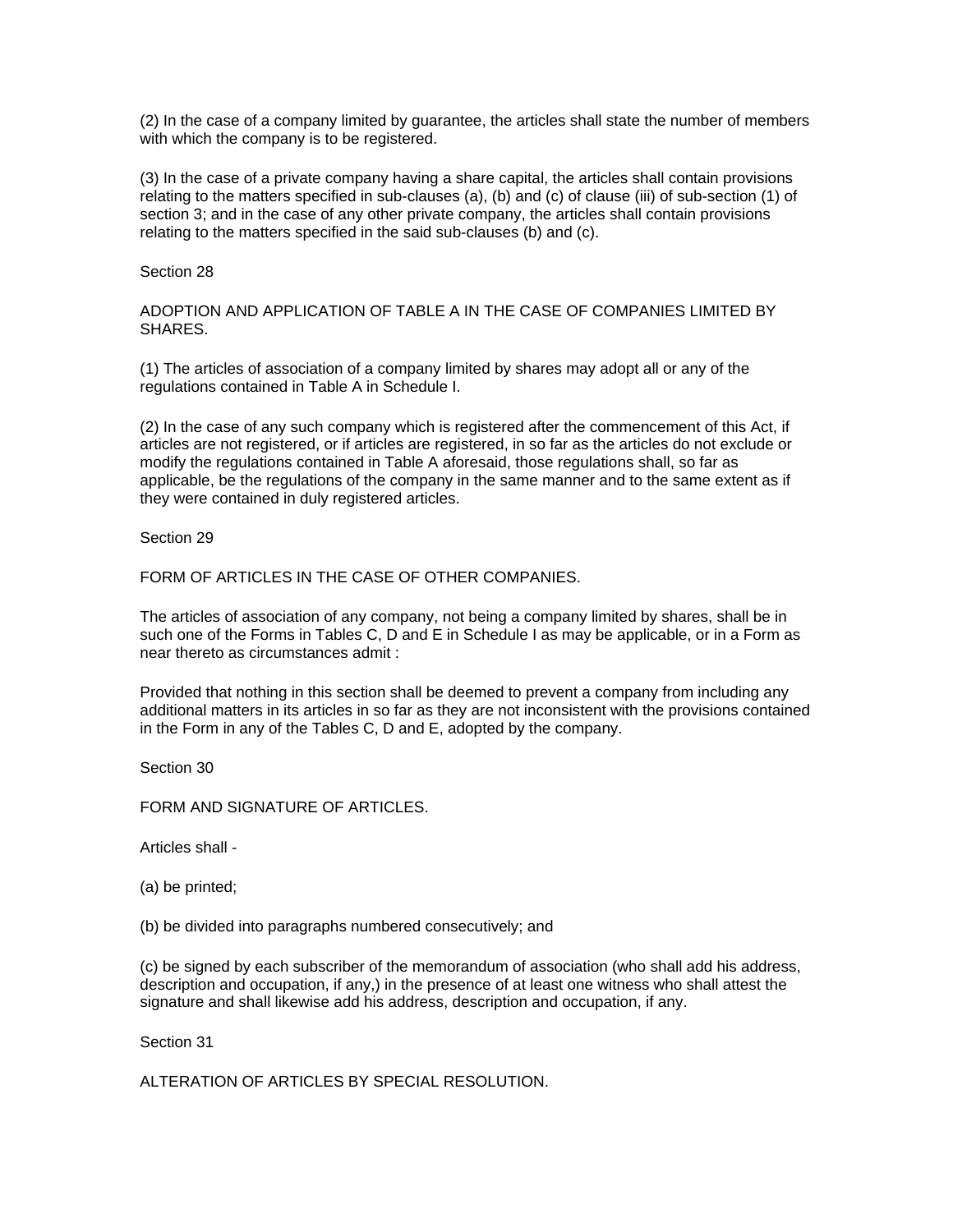(2) In the case of a company limited by guarantee, the articles shall state the number of members with which the company is to be registered.

(3) In the case of a private company having a share capital, the articles shall contain provisions relating to the matters specified in sub-clauses (a), (b) and (c) of clause (iii) of sub-section (1) of section 3; and in the case of any other private company, the articles shall contain provisions relating to the matters specified in the said sub-clauses (b) and (c).

Section 28

ADOPTION AND APPLICATION OF TABLE A IN THE CASE OF COMPANIES LIMITED BY SHARES.

(1) The articles of association of a company limited by shares may adopt all or any of the regulations contained in Table A in Schedule I.

(2) In the case of any such company which is registered after the commencement of this Act, if articles are not registered, or if articles are registered, in so far as the articles do not exclude or modify the regulations contained in Table A aforesaid, those regulations shall, so far as applicable, be the regulations of the company in the same manner and to the same extent as if they were contained in duly registered articles.

Section 29

FORM OF ARTICLES IN THE CASE OF OTHER COMPANIES.

The articles of association of any company, not being a company limited by shares, shall be in such one of the Forms in Tables C, D and E in Schedule I as may be applicable, or in a Form as near thereto as circumstances admit :

Provided that nothing in this section shall be deemed to prevent a company from including any additional matters in its articles in so far as they are not inconsistent with the provisions contained in the Form in any of the Tables C, D and E, adopted by the company.

Section 30

FORM AND SIGNATURE OF ARTICLES.

Articles shall -

(a) be printed;

(b) be divided into paragraphs numbered consecutively; and

(c) be signed by each subscriber of the memorandum of association (who shall add his address, description and occupation, if any,) in the presence of at least one witness who shall attest the signature and shall likewise add his address, description and occupation, if any.

Section 31

ALTERATION OF ARTICLES BY SPECIAL RESOLUTION.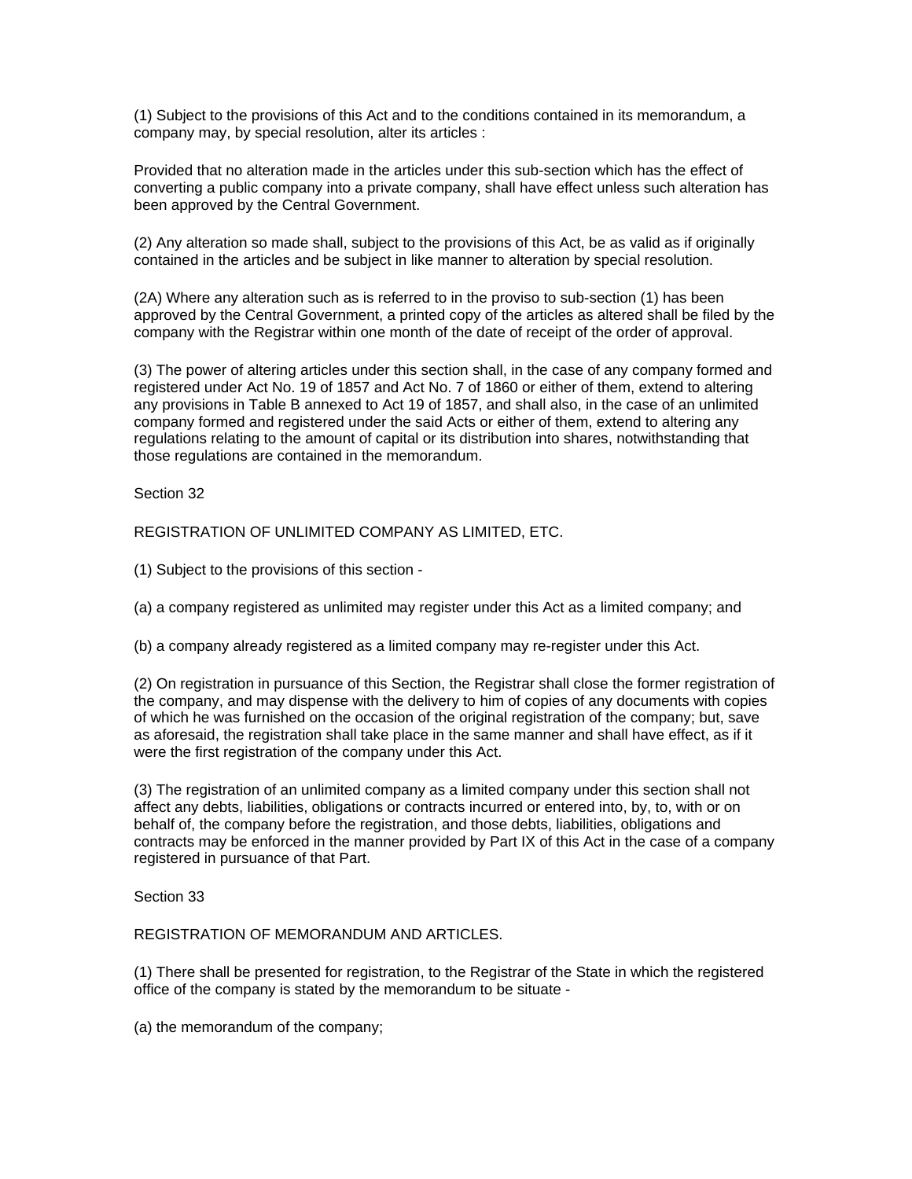(1) Subject to the provisions of this Act and to the conditions contained in its memorandum, a company may, by special resolution, alter its articles :

Provided that no alteration made in the articles under this sub-section which has the effect of converting a public company into a private company, shall have effect unless such alteration has been approved by the Central Government.

(2) Any alteration so made shall, subject to the provisions of this Act, be as valid as if originally contained in the articles and be subject in like manner to alteration by special resolution.

(2A) Where any alteration such as is referred to in the proviso to sub-section (1) has been approved by the Central Government, a printed copy of the articles as altered shall be filed by the company with the Registrar within one month of the date of receipt of the order of approval.

(3) The power of altering articles under this section shall, in the case of any company formed and registered under Act No. 19 of 1857 and Act No. 7 of 1860 or either of them, extend to altering any provisions in Table B annexed to Act 19 of 1857, and shall also, in the case of an unlimited company formed and registered under the said Acts or either of them, extend to altering any regulations relating to the amount of capital or its distribution into shares, notwithstanding that those regulations are contained in the memorandum.

Section 32

REGISTRATION OF UNLIMITED COMPANY AS LIMITED, ETC.

(1) Subject to the provisions of this section -

(a) a company registered as unlimited may register under this Act as a limited company; and

(b) a company already registered as a limited company may re-register under this Act.

(2) On registration in pursuance of this Section, the Registrar shall close the former registration of the company, and may dispense with the delivery to him of copies of any documents with copies of which he was furnished on the occasion of the original registration of the company; but, save as aforesaid, the registration shall take place in the same manner and shall have effect, as if it were the first registration of the company under this Act.

(3) The registration of an unlimited company as a limited company under this section shall not affect any debts, liabilities, obligations or contracts incurred or entered into, by, to, with or on behalf of, the company before the registration, and those debts, liabilities, obligations and contracts may be enforced in the manner provided by Part IX of this Act in the case of a company registered in pursuance of that Part.

Section 33

REGISTRATION OF MEMORANDUM AND ARTICLES.

(1) There shall be presented for registration, to the Registrar of the State in which the registered office of the company is stated by the memorandum to be situate -

(a) the memorandum of the company;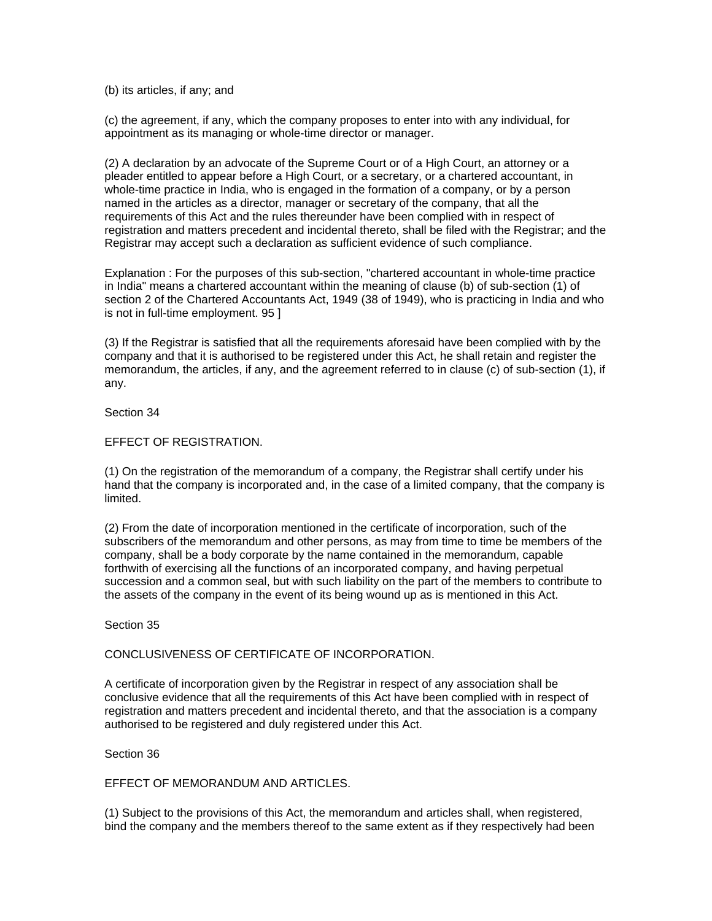(b) its articles, if any; and

(c) the agreement, if any, which the company proposes to enter into with any individual, for appointment as its managing or whole-time director or manager.

(2) A declaration by an advocate of the Supreme Court or of a High Court, an attorney or a pleader entitled to appear before a High Court, or a secretary, or a chartered accountant, in whole-time practice in India, who is engaged in the formation of a company, or by a person named in the articles as a director, manager or secretary of the company, that all the requirements of this Act and the rules thereunder have been complied with in respect of registration and matters precedent and incidental thereto, shall be filed with the Registrar; and the Registrar may accept such a declaration as sufficient evidence of such compliance.

Explanation : For the purposes of this sub-section, "chartered accountant in whole-time practice in India" means a chartered accountant within the meaning of clause (b) of sub-section (1) of section 2 of the Chartered Accountants Act, 1949 (38 of 1949), who is practicing in India and who is not in full-time employment. 95 ]

(3) If the Registrar is satisfied that all the requirements aforesaid have been complied with by the company and that it is authorised to be registered under this Act, he shall retain and register the memorandum, the articles, if any, and the agreement referred to in clause (c) of sub-section (1), if any.

Section 34

EFFECT OF REGISTRATION.

(1) On the registration of the memorandum of a company, the Registrar shall certify under his hand that the company is incorporated and, in the case of a limited company, that the company is limited.

(2) From the date of incorporation mentioned in the certificate of incorporation, such of the subscribers of the memorandum and other persons, as may from time to time be members of the company, shall be a body corporate by the name contained in the memorandum, capable forthwith of exercising all the functions of an incorporated company, and having perpetual succession and a common seal, but with such liability on the part of the members to contribute to the assets of the company in the event of its being wound up as is mentioned in this Act.

Section 35

CONCLUSIVENESS OF CERTIFICATE OF INCORPORATION.

A certificate of incorporation given by the Registrar in respect of any association shall be conclusive evidence that all the requirements of this Act have been complied with in respect of registration and matters precedent and incidental thereto, and that the association is a company authorised to be registered and duly registered under this Act.

Section 36

EFFECT OF MEMORANDUM AND ARTICLES.

(1) Subject to the provisions of this Act, the memorandum and articles shall, when registered, bind the company and the members thereof to the same extent as if they respectively had been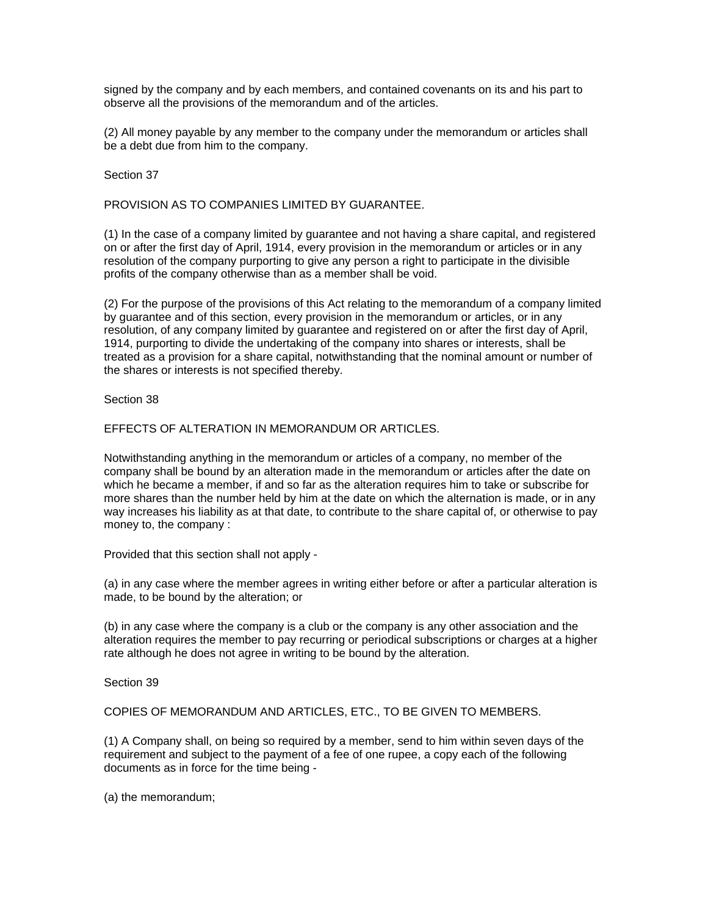signed by the company and by each members, and contained covenants on its and his part to observe all the provisions of the memorandum and of the articles.

(2) All money payable by any member to the company under the memorandum or articles shall be a debt due from him to the company.

Section 37

PROVISION AS TO COMPANIES LIMITED BY GUARANTEE.

(1) In the case of a company limited by guarantee and not having a share capital, and registered on or after the first day of April, 1914, every provision in the memorandum or articles or in any resolution of the company purporting to give any person a right to participate in the divisible profits of the company otherwise than as a member shall be void.

(2) For the purpose of the provisions of this Act relating to the memorandum of a company limited by guarantee and of this section, every provision in the memorandum or articles, or in any resolution, of any company limited by guarantee and registered on or after the first day of April, 1914, purporting to divide the undertaking of the company into shares or interests, shall be treated as a provision for a share capital, notwithstanding that the nominal amount or number of the shares or interests is not specified thereby.

Section 38

EFFECTS OF ALTERATION IN MEMORANDUM OR ARTICLES.

Notwithstanding anything in the memorandum or articles of a company, no member of the company shall be bound by an alteration made in the memorandum or articles after the date on which he became a member, if and so far as the alteration requires him to take or subscribe for more shares than the number held by him at the date on which the alternation is made, or in any way increases his liability as at that date, to contribute to the share capital of, or otherwise to pay money to, the company :

Provided that this section shall not apply -

(a) in any case where the member agrees in writing either before or after a particular alteration is made, to be bound by the alteration; or

(b) in any case where the company is a club or the company is any other association and the alteration requires the member to pay recurring or periodical subscriptions or charges at a higher rate although he does not agree in writing to be bound by the alteration.

Section 39

COPIES OF MEMORANDUM AND ARTICLES, ETC., TO BE GIVEN TO MEMBERS.

(1) A Company shall, on being so required by a member, send to him within seven days of the requirement and subject to the payment of a fee of one rupee, a copy each of the following documents as in force for the time being -

(a) the memorandum;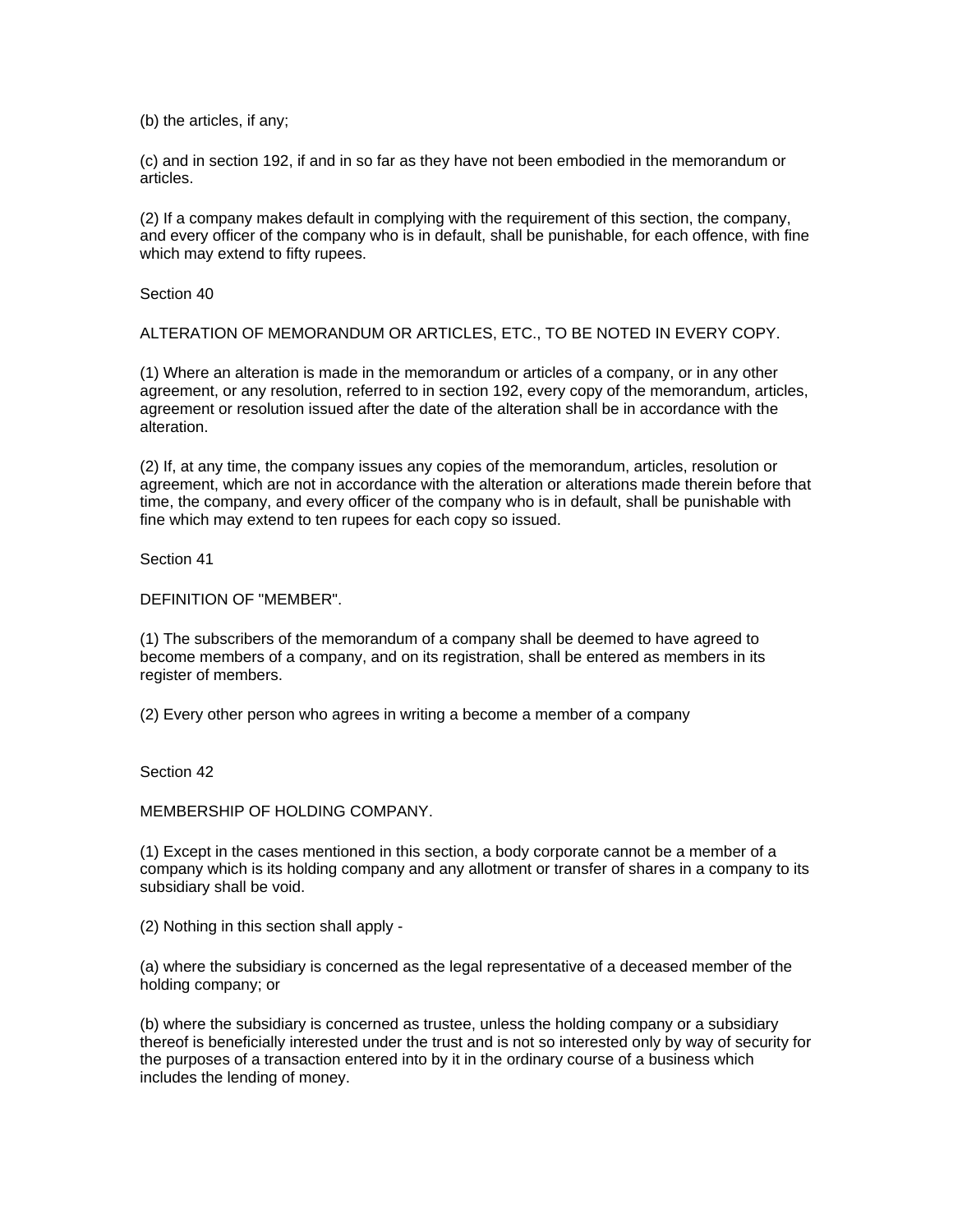(b) the articles, if any;

(c) and in section 192, if and in so far as they have not been embodied in the memorandum or articles.

(2) If a company makes default in complying with the requirement of this section, the company, and every officer of the company who is in default, shall be punishable, for each offence, with fine which may extend to fifty rupees.

Section 40

ALTERATION OF MEMORANDUM OR ARTICLES, ETC., TO BE NOTED IN EVERY COPY.

(1) Where an alteration is made in the memorandum or articles of a company, or in any other agreement, or any resolution, referred to in section 192, every copy of the memorandum, articles, agreement or resolution issued after the date of the alteration shall be in accordance with the alteration.

(2) If, at any time, the company issues any copies of the memorandum, articles, resolution or agreement, which are not in accordance with the alteration or alterations made therein before that time, the company, and every officer of the company who is in default, shall be punishable with fine which may extend to ten rupees for each copy so issued.

Section 41

DEFINITION OF "MEMBER".

(1) The subscribers of the memorandum of a company shall be deemed to have agreed to become members of a company, and on its registration, shall be entered as members in its register of members.

(2) Every other person who agrees in writing a become a member of a company

Section 42

MEMBERSHIP OF HOLDING COMPANY.

(1) Except in the cases mentioned in this section, a body corporate cannot be a member of a company which is its holding company and any allotment or transfer of shares in a company to its subsidiary shall be void.

(2) Nothing in this section shall apply -

(a) where the subsidiary is concerned as the legal representative of a deceased member of the holding company; or

(b) where the subsidiary is concerned as trustee, unless the holding company or a subsidiary thereof is beneficially interested under the trust and is not so interested only by way of security for the purposes of a transaction entered into by it in the ordinary course of a business which includes the lending of money.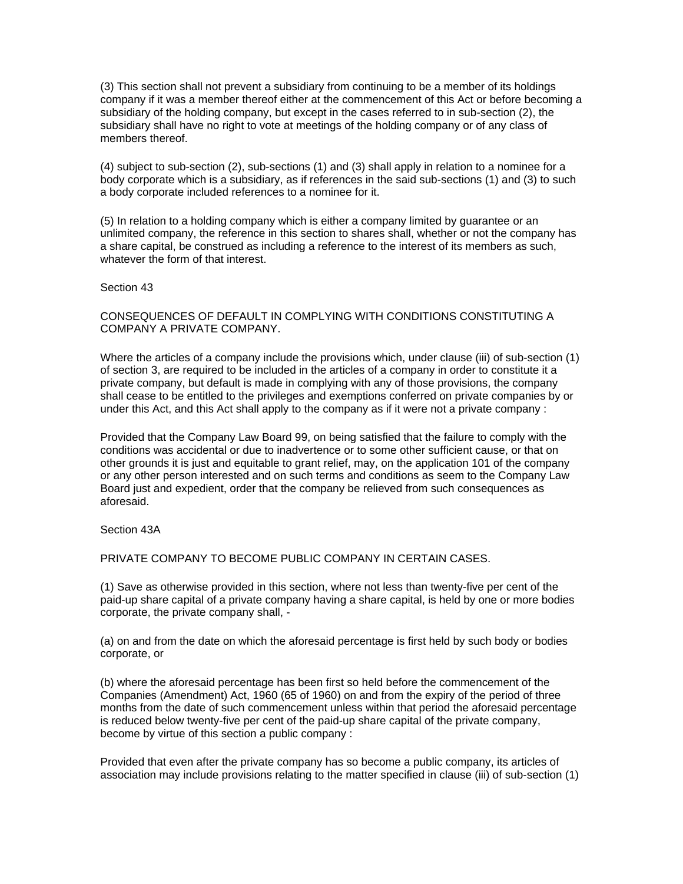(3) This section shall not prevent a subsidiary from continuing to be a member of its holdings company if it was a member thereof either at the commencement of this Act or before becoming a subsidiary of the holding company, but except in the cases referred to in sub-section (2), the subsidiary shall have no right to vote at meetings of the holding company or of any class of members thereof.

(4) subject to sub-section (2), sub-sections (1) and (3) shall apply in relation to a nominee for a body corporate which is a subsidiary, as if references in the said sub-sections (1) and (3) to such a body corporate included references to a nominee for it.

(5) In relation to a holding company which is either a company limited by guarantee or an unlimited company, the reference in this section to shares shall, whether or not the company has a share capital, be construed as including a reference to the interest of its members as such, whatever the form of that interest.

Section 43

CONSEQUENCES OF DEFAULT IN COMPLYING WITH CONDITIONS CONSTITUTING A COMPANY A PRIVATE COMPANY.

Where the articles of a company include the provisions which, under clause (iii) of sub-section (1) of section 3, are required to be included in the articles of a company in order to constitute it a private company, but default is made in complying with any of those provisions, the company shall cease to be entitled to the privileges and exemptions conferred on private companies by or under this Act, and this Act shall apply to the company as if it were not a private company :

Provided that the Company Law Board 99, on being satisfied that the failure to comply with the conditions was accidental or due to inadvertence or to some other sufficient cause, or that on other grounds it is just and equitable to grant relief, may, on the application 101 of the company or any other person interested and on such terms and conditions as seem to the Company Law Board just and expedient, order that the company be relieved from such consequences as aforesaid.

Section 43A

PRIVATE COMPANY TO BECOME PUBLIC COMPANY IN CERTAIN CASES.

(1) Save as otherwise provided in this section, where not less than twenty-five per cent of the paid-up share capital of a private company having a share capital, is held by one or more bodies corporate, the private company shall, -

(a) on and from the date on which the aforesaid percentage is first held by such body or bodies corporate, or

(b) where the aforesaid percentage has been first so held before the commencement of the Companies (Amendment) Act, 1960 (65 of 1960) on and from the expiry of the period of three months from the date of such commencement unless within that period the aforesaid percentage is reduced below twenty-five per cent of the paid-up share capital of the private company, become by virtue of this section a public company :

Provided that even after the private company has so become a public company, its articles of association may include provisions relating to the matter specified in clause (iii) of sub-section (1)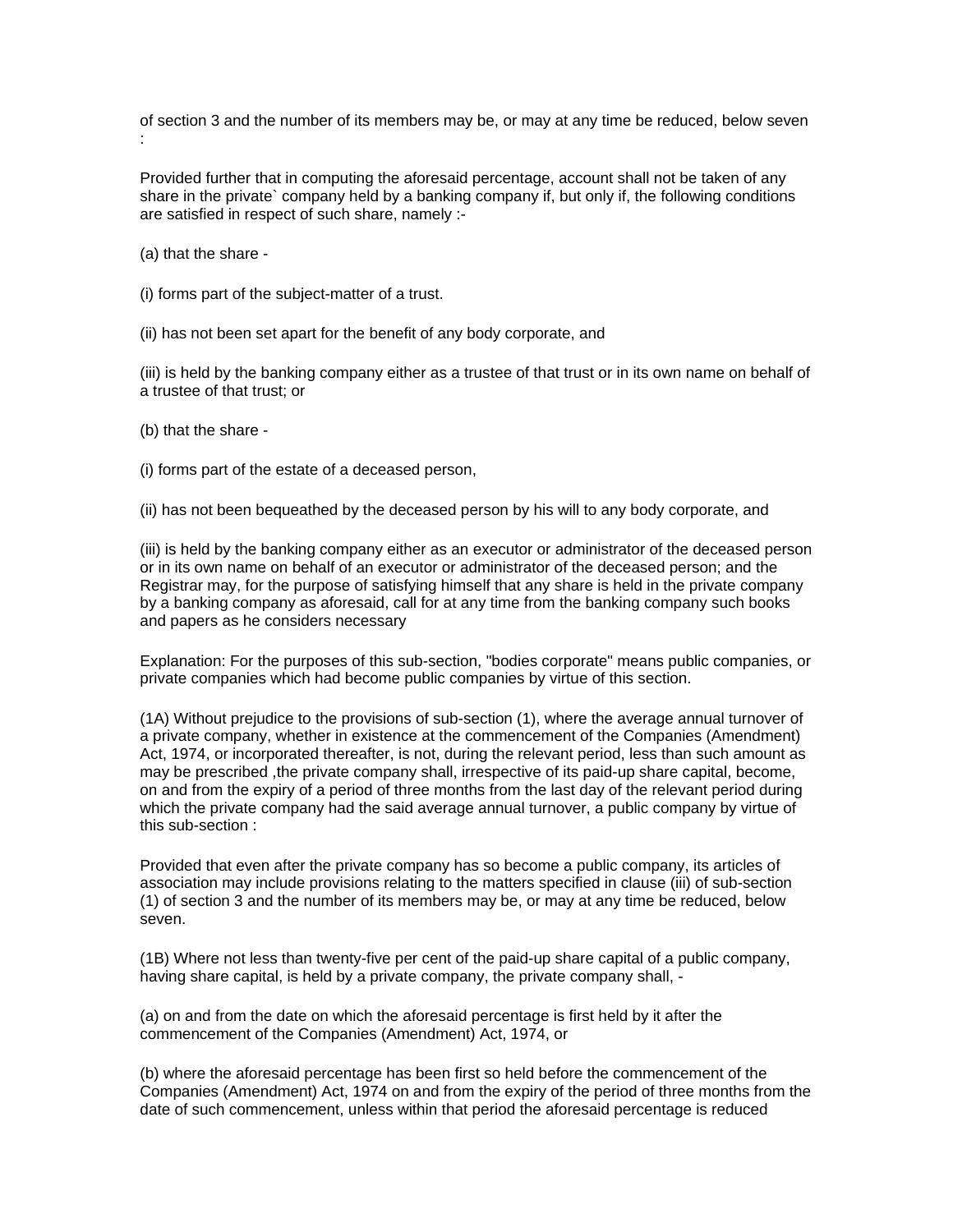of section 3 and the number of its members may be, or may at any time be reduced, below seven :

Provided further that in computing the aforesaid percentage, account shall not be taken of any share in the private` company held by a banking company if, but only if, the following conditions are satisfied in respect of such share, namely :-

(a) that the share -

(i) forms part of the subject-matter of a trust.

(ii) has not been set apart for the benefit of any body corporate, and

(iii) is held by the banking company either as a trustee of that trust or in its own name on behalf of a trustee of that trust; or

(b) that the share -

(i) forms part of the estate of a deceased person,

(ii) has not been bequeathed by the deceased person by his will to any body corporate, and

(iii) is held by the banking company either as an executor or administrator of the deceased person or in its own name on behalf of an executor or administrator of the deceased person; and the Registrar may, for the purpose of satisfying himself that any share is held in the private company by a banking company as aforesaid, call for at any time from the banking company such books and papers as he considers necessary

Explanation: For the purposes of this sub-section, "bodies corporate" means public companies, or private companies which had become public companies by virtue of this section.

(1A) Without prejudice to the provisions of sub-section (1), where the average annual turnover of a private company, whether in existence at the commencement of the Companies (Amendment) Act, 1974, or incorporated thereafter, is not, during the relevant period, less than such amount as may be prescribed ,the private company shall, irrespective of its paid-up share capital, become, on and from the expiry of a period of three months from the last day of the relevant period during which the private company had the said average annual turnover, a public company by virtue of this sub-section :

Provided that even after the private company has so become a public company, its articles of association may include provisions relating to the matters specified in clause (iii) of sub-section (1) of section 3 and the number of its members may be, or may at any time be reduced, below seven.

(1B) Where not less than twenty-five per cent of the paid-up share capital of a public company, having share capital, is held by a private company, the private company shall, -

(a) on and from the date on which the aforesaid percentage is first held by it after the commencement of the Companies (Amendment) Act, 1974, or

(b) where the aforesaid percentage has been first so held before the commencement of the Companies (Amendment) Act, 1974 on and from the expiry of the period of three months from the date of such commencement, unless within that period the aforesaid percentage is reduced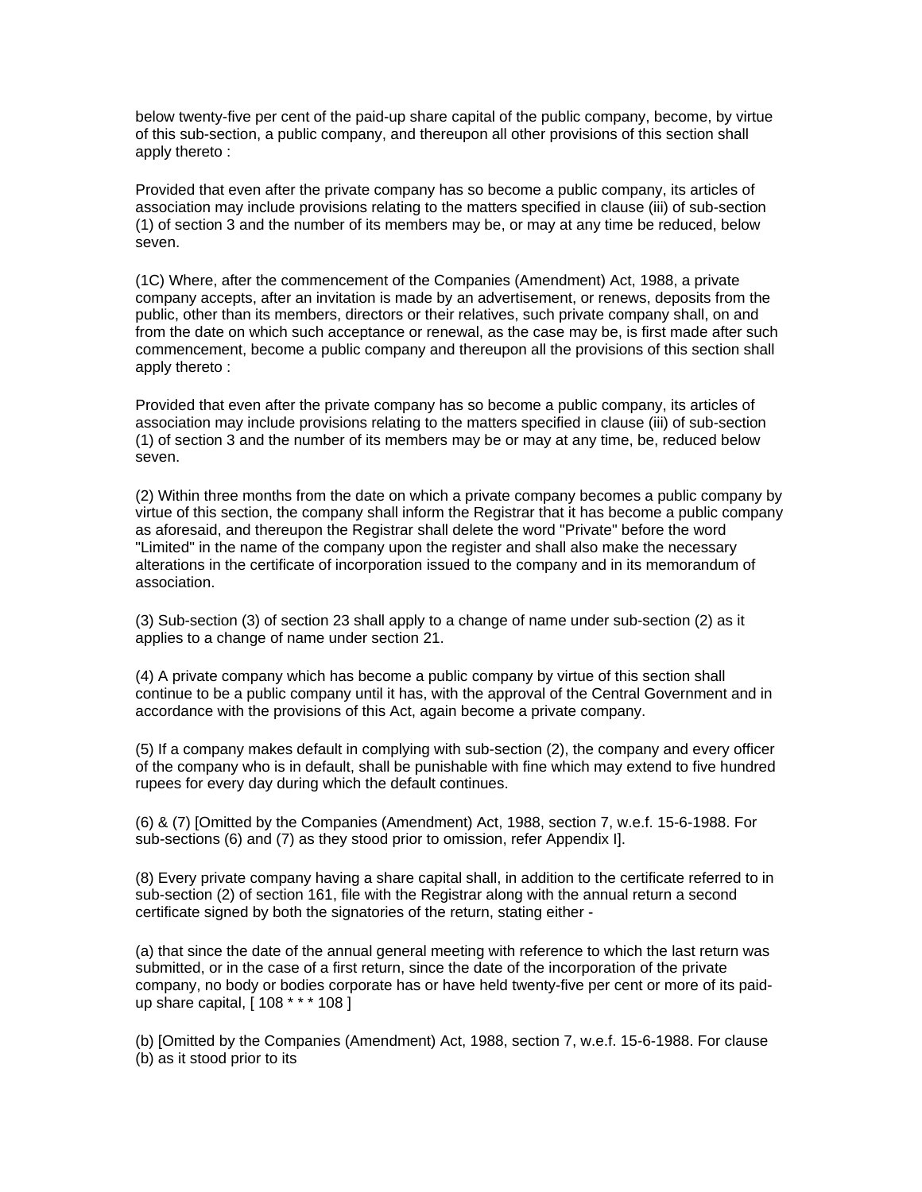below twenty-five per cent of the paid-up share capital of the public company, become, by virtue of this sub-section, a public company, and thereupon all other provisions of this section shall apply thereto :

Provided that even after the private company has so become a public company, its articles of association may include provisions relating to the matters specified in clause (iii) of sub-section (1) of section 3 and the number of its members may be, or may at any time be reduced, below seven.

(1C) Where, after the commencement of the Companies (Amendment) Act, 1988, a private company accepts, after an invitation is made by an advertisement, or renews, deposits from the public, other than its members, directors or their relatives, such private company shall, on and from the date on which such acceptance or renewal, as the case may be, is first made after such commencement, become a public company and thereupon all the provisions of this section shall apply thereto :

Provided that even after the private company has so become a public company, its articles of association may include provisions relating to the matters specified in clause (iii) of sub-section (1) of section 3 and the number of its members may be or may at any time, be, reduced below seven.

(2) Within three months from the date on which a private company becomes a public company by virtue of this section, the company shall inform the Registrar that it has become a public company as aforesaid, and thereupon the Registrar shall delete the word "Private" before the word "Limited" in the name of the company upon the register and shall also make the necessary alterations in the certificate of incorporation issued to the company and in its memorandum of association.

(3) Sub-section (3) of section 23 shall apply to a change of name under sub-section (2) as it applies to a change of name under section 21.

(4) A private company which has become a public company by virtue of this section shall continue to be a public company until it has, with the approval of the Central Government and in accordance with the provisions of this Act, again become a private company.

(5) If a company makes default in complying with sub-section (2), the company and every officer of the company who is in default, shall be punishable with fine which may extend to five hundred rupees for every day during which the default continues.

(6) & (7) [Omitted by the Companies (Amendment) Act, 1988, section 7, w.e.f. 15-6-1988. For sub-sections (6) and (7) as they stood prior to omission, refer Appendix I].

(8) Every private company having a share capital shall, in addition to the certificate referred to in sub-section (2) of section 161, file with the Registrar along with the annual return a second certificate signed by both the signatories of the return, stating either -

(a) that since the date of the annual general meeting with reference to which the last return was submitted, or in the case of a first return, since the date of the incorporation of the private company, no body or bodies corporate has or have held twenty-five per cent or more of its paid-up share capital, [ 108 * * * 108 ]

(b) [Omitted by the Companies (Amendment) Act, 1988, section 7, w.e.f. 15-6-1988. For clause (b) as it stood prior to its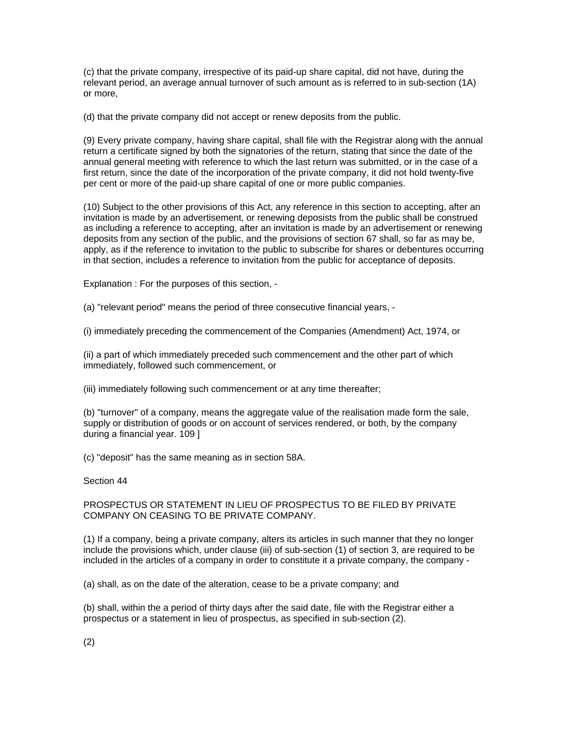(c) that the private company, irrespective of its paid-up share capital, did not have, during the relevant period, an average annual turnover of such amount as is referred to in sub-section (1A) or more,

(d) that the private company did not accept or renew deposits from the public.

(9) Every private company, having share capital, shall file with the Registrar along with the annual return a certificate signed by both the signatories of the return, stating that since the date of the annual general meeting with reference to which the last return was submitted, or in the case of a first return, since the date of the incorporation of the private company, it did not hold twenty-five per cent or more of the paid-up share capital of one or more public companies.

(10) Subject to the other provisions of this Act, any reference in this section to accepting, after an invitation is made by an advertisement, or renewing deposists from the public shall be construed as including a reference to accepting, after an invitation is made by an advertisement or renewing deposits from any section of the public, and the provisions of section 67 shall, so far as may be, apply, as if the reference to invitation to the public to subscribe for shares or debentures occurring in that section, includes a reference to invitation from the public for acceptance of deposits.

Explanation : For the purposes of this section, -

(a) "relevant period" means the period of three consecutive financial years, -

(i) immediately preceding the commencement of the Companies (Amendment) Act, 1974, or

(ii) a part of which immediately preceded such commencement and the other part of which immediately, followed such commencement, or

(iii) immediately following such commencement or at any time thereafter;

(b) "turnover" of a company, means the aggregate value of the realisation made form the sale, supply or distribution of goods or on account of services rendered, or both, by the company during a financial year. 109 ]

(c) "deposit" has the same meaning as in section 58A.

Section 44

PROSPECTUS OR STATEMENT IN LIEU OF PROSPECTUS TO BE FILED BY PRIVATE COMPANY ON CEASING TO BE PRIVATE COMPANY.

(1) If a company, being a private company, alters its articles in such manner that they no longer include the provisions which, under clause (iii) of sub-section (1) of section 3, are required to be included in the articles of a company in order to constitute it a private company, the company -

(a) shall, as on the date of the alteration, cease to be a private company; and

(b) shall, within the a period of thirty days after the said date, file with the Registrar either a prospectus or a statement in lieu of prospectus, as specified in sub-section (2).

(2)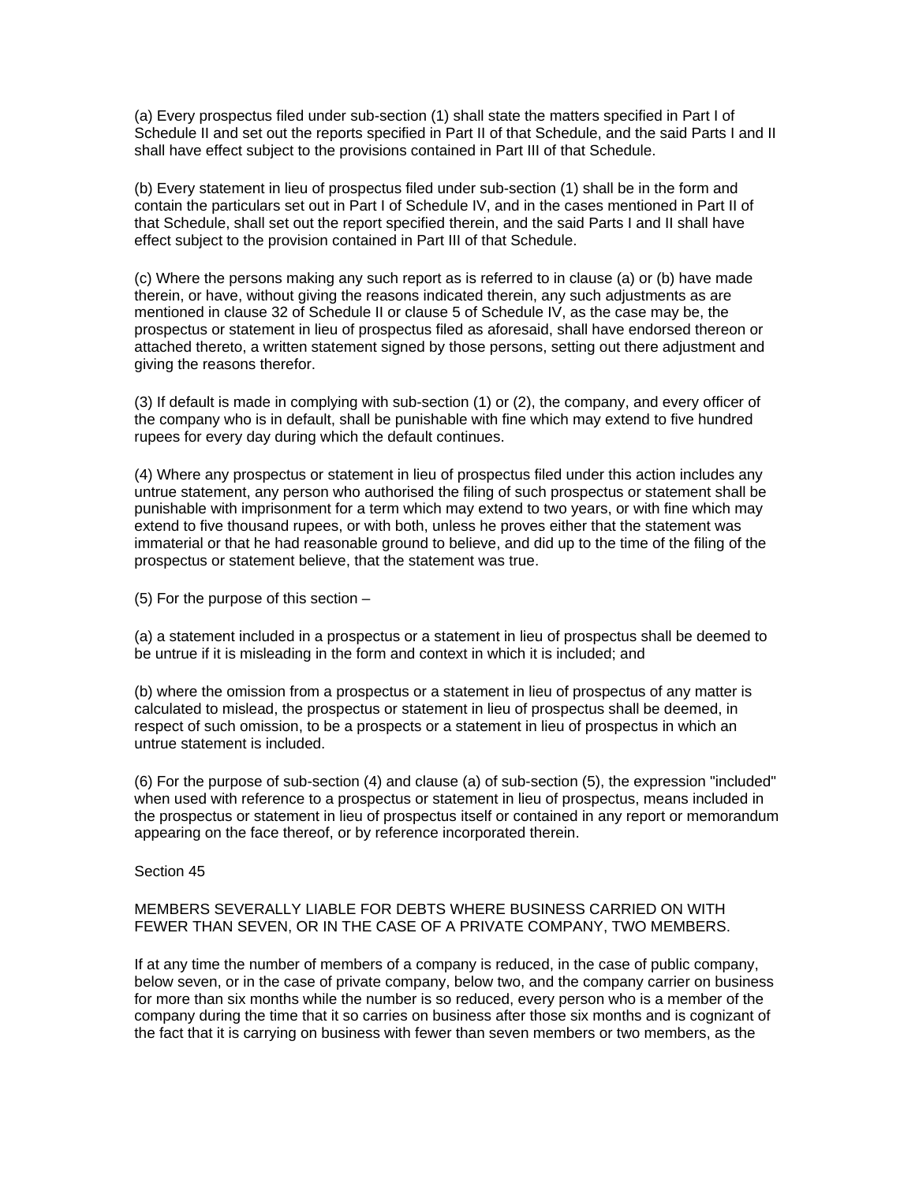(a) Every prospectus filed under sub-section (1) shall state the matters specified in Part I of Schedule II and set out the reports specified in Part II of that Schedule, and the said Parts I and II shall have effect subject to the provisions contained in Part III of that Schedule.

(b) Every statement in lieu of prospectus filed under sub-section (1) shall be in the form and contain the particulars set out in Part I of Schedule IV, and in the cases mentioned in Part II of that Schedule, shall set out the report specified therein, and the said Parts I and II shall have effect subject to the provision contained in Part III of that Schedule.

(c) Where the persons making any such report as is referred to in clause (a) or (b) have made therein, or have, without giving the reasons indicated therein, any such adjustments as are mentioned in clause 32 of Schedule II or clause 5 of Schedule IV, as the case may be, the prospectus or statement in lieu of prospectus filed as aforesaid, shall have endorsed thereon or attached thereto, a written statement signed by those persons, setting out there adjustment and giving the reasons therefor.

(3) If default is made in complying with sub-section (1) or (2), the company, and every officer of the company who is in default, shall be punishable with fine which may extend to five hundred rupees for every day during which the default continues.

(4) Where any prospectus or statement in lieu of prospectus filed under this action includes any untrue statement, any person who authorised the filing of such prospectus or statement shall be punishable with imprisonment for a term which may extend to two years, or with fine which may extend to five thousand rupees, or with both, unless he proves either that the statement was immaterial or that he had reasonable ground to believe, and did up to the time of the filing of the prospectus or statement believe, that the statement was true.

(5) For the purpose of this section –

(a) a statement included in a prospectus or a statement in lieu of prospectus shall be deemed to be untrue if it is misleading in the form and context in which it is included; and

(b) where the omission from a prospectus or a statement in lieu of prospectus of any matter is calculated to mislead, the prospectus or statement in lieu of prospectus shall be deemed, in respect of such omission, to be a prospects or a statement in lieu of prospectus in which an untrue statement is included.

(6) For the purpose of sub-section (4) and clause (a) of sub-section (5), the expression "included" when used with reference to a prospectus or statement in lieu of prospectus, means included in the prospectus or statement in lieu of prospectus itself or contained in any report or memorandum appearing on the face thereof, or by reference incorporated therein.

Section 45

MEMBERS SEVERALLY LIABLE FOR DEBTS WHERE BUSINESS CARRIED ON WITH FEWER THAN SEVEN, OR IN THE CASE OF A PRIVATE COMPANY, TWO MEMBERS.

If at any time the number of members of a company is reduced, in the case of public company, below seven, or in the case of private company, below two, and the company carrier on business for more than six months while the number is so reduced, every person who is a member of the company during the time that it so carries on business after those six months and is cognizant of the fact that it is carrying on business with fewer than seven members or two members, as the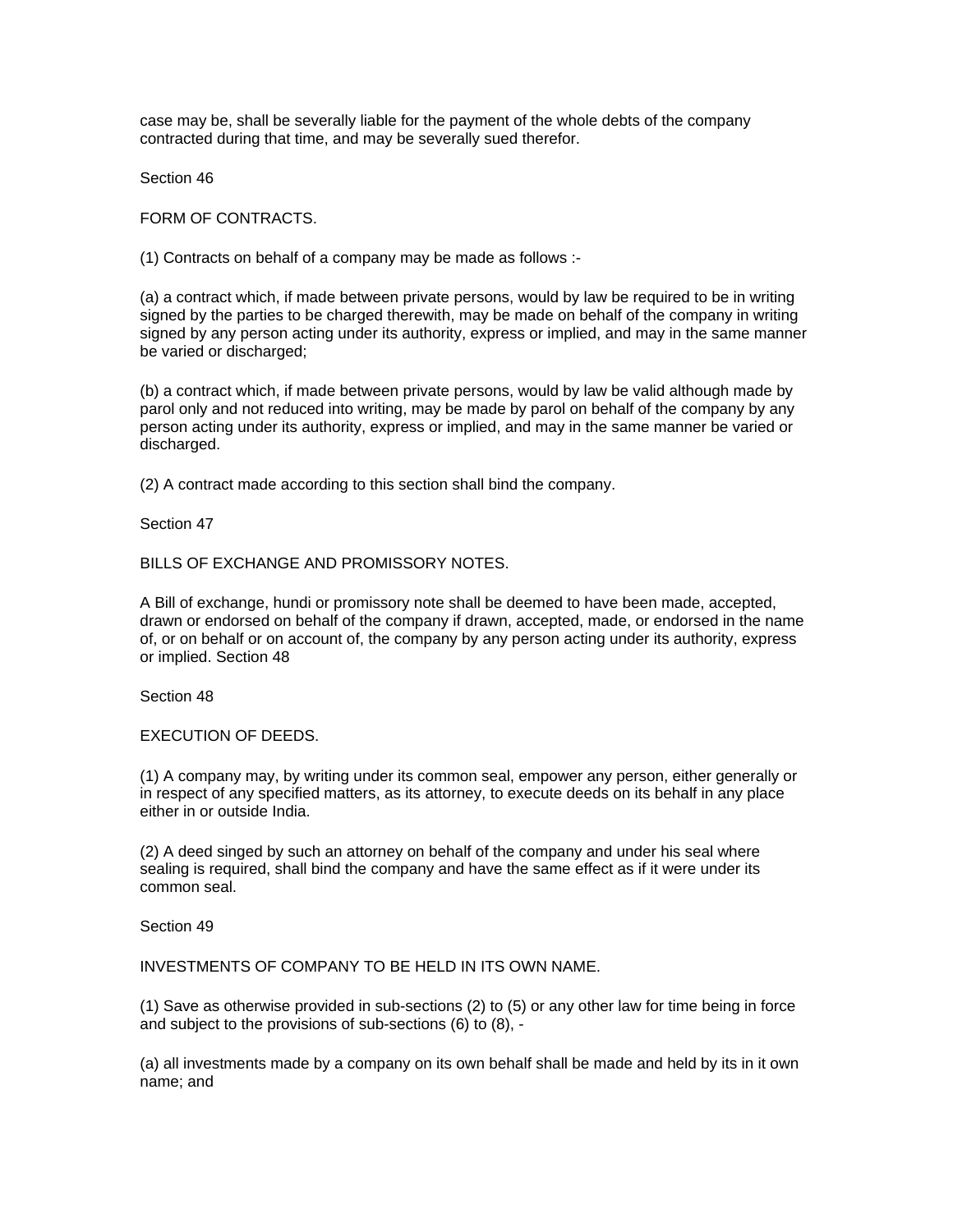case may be, shall be severally liable for the payment of the whole debts of the company contracted during that time, and may be severally sued therefor.

Section 46

FORM OF CONTRACTS.

(1) Contracts on behalf of a company may be made as follows :-

(a) a contract which, if made between private persons, would by law be required to be in writing signed by the parties to be charged therewith, may be made on behalf of the company in writing signed by any person acting under its authority, express or implied, and may in the same manner be varied or discharged;

(b) a contract which, if made between private persons, would by law be valid although made by parol only and not reduced into writing, may be made by parol on behalf of the company by any person acting under its authority, express or implied, and may in the same manner be varied or discharged.

(2) A contract made according to this section shall bind the company.

Section 47

BILLS OF EXCHANGE AND PROMISSORY NOTES.

A Bill of exchange, hundi or promissory note shall be deemed to have been made, accepted, drawn or endorsed on behalf of the company if drawn, accepted, made, or endorsed in the name of, or on behalf or on account of, the company by any person acting under its authority, express or implied. Section 48

Section 48

EXECUTION OF DEEDS.

(1) A company may, by writing under its common seal, empower any person, either generally or in respect of any specified matters, as its attorney, to execute deeds on its behalf in any place either in or outside India.

(2) A deed singed by such an attorney on behalf of the company and under his seal where sealing is required, shall bind the company and have the same effect as if it were under its common seal.

Section 49

INVESTMENTS OF COMPANY TO BE HELD IN ITS OWN NAME.

(1) Save as otherwise provided in sub-sections (2) to (5) or any other law for time being in force and subject to the provisions of sub-sections (6) to (8), -

(a) all investments made by a company on its own behalf shall be made and held by its in it own name; and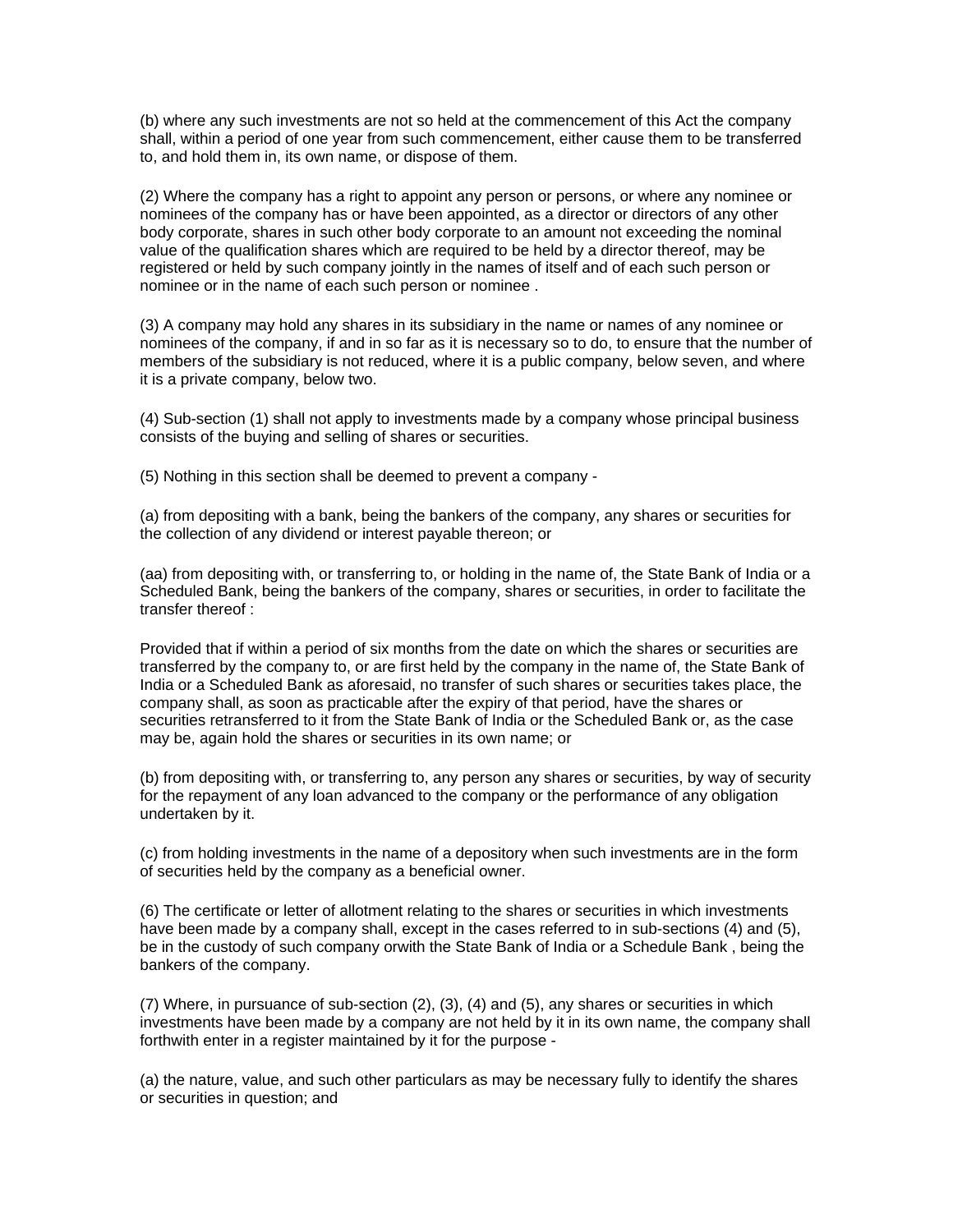(b) where any such investments are not so held at the commencement of this Act the company shall, within a period of one year from such commencement, either cause them to be transferred to, and hold them in, its own name, or dispose of them.

(2) Where the company has a right to appoint any person or persons, or where any nominee or nominees of the company has or have been appointed, as a director or directors of any other body corporate, shares in such other body corporate to an amount not exceeding the nominal value of the qualification shares which are required to be held by a director thereof, may be registered or held by such company jointly in the names of itself and of each such person or nominee or in the name of each such person or nominee .

(3) A company may hold any shares in its subsidiary in the name or names of any nominee or nominees of the company, if and in so far as it is necessary so to do, to ensure that the number of members of the subsidiary is not reduced, where it is a public company, below seven, and where it is a private company, below two.

(4) Sub-section (1) shall not apply to investments made by a company whose principal business consists of the buying and selling of shares or securities.

(5) Nothing in this section shall be deemed to prevent a company -

(a) from depositing with a bank, being the bankers of the company, any shares or securities for the collection of any dividend or interest payable thereon; or

(aa) from depositing with, or transferring to, or holding in the name of, the State Bank of India or a Scheduled Bank, being the bankers of the company, shares or securities, in order to facilitate the transfer thereof :

Provided that if within a period of six months from the date on which the shares or securities are transferred by the company to, or are first held by the company in the name of, the State Bank of India or a Scheduled Bank as aforesaid, no transfer of such shares or securities takes place, the company shall, as soon as practicable after the expiry of that period, have the shares or securities retransferred to it from the State Bank of India or the Scheduled Bank or, as the case may be, again hold the shares or securities in its own name; or

(b) from depositing with, or transferring to, any person any shares or securities, by way of security for the repayment of any loan advanced to the company or the performance of any obligation undertaken by it.

(c) from holding investments in the name of a depository when such investments are in the form of securities held by the company as a beneficial owner.

(6) The certificate or letter of allotment relating to the shares or securities in which investments have been made by a company shall, except in the cases referred to in sub-sections (4) and (5), be in the custody of such company orwith the State Bank of India or a Schedule Bank , being the bankers of the company.

(7) Where, in pursuance of sub-section (2), (3), (4) and (5), any shares or securities in which investments have been made by a company are not held by it in its own name, the company shall forthwith enter in a register maintained by it for the purpose -

(a) the nature, value, and such other particulars as may be necessary fully to identify the shares or securities in question; and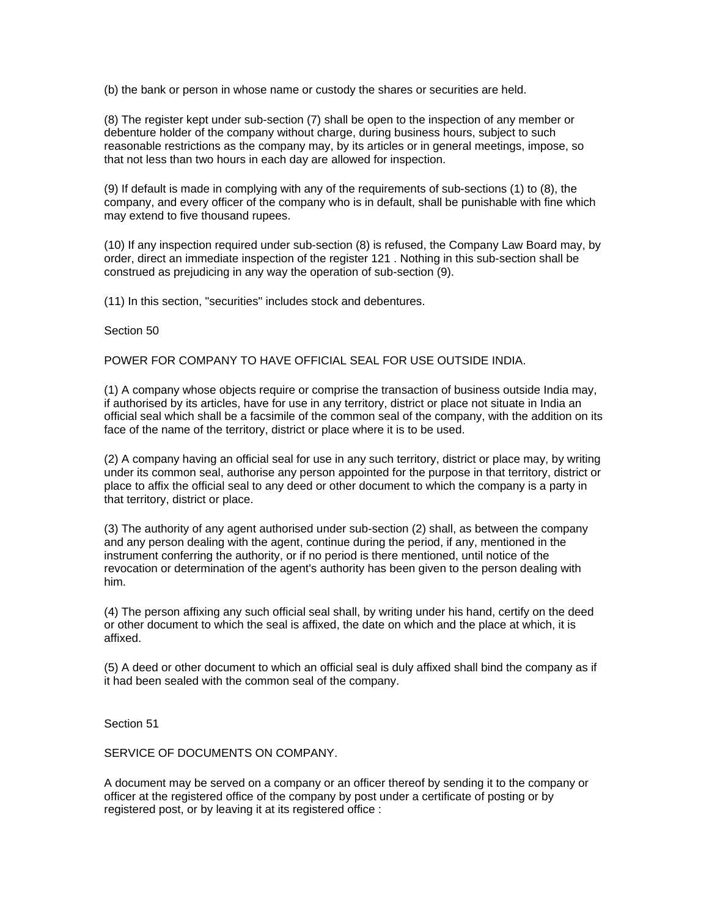(b) the bank or person in whose name or custody the shares or securities are held.

(8) The register kept under sub-section (7) shall be open to the inspection of any member or debenture holder of the company without charge, during business hours, subject to such reasonable restrictions as the company may, by its articles or in general meetings, impose, so that not less than two hours in each day are allowed for inspection.

(9) If default is made in complying with any of the requirements of sub-sections (1) to (8), the company, and every officer of the company who is in default, shall be punishable with fine which may extend to five thousand rupees.

(10) If any inspection required under sub-section (8) is refused, the Company Law Board may, by order, direct an immediate inspection of the register 121 . Nothing in this sub-section shall be construed as prejudicing in any way the operation of sub-section (9).

(11) In this section, "securities" includes stock and debentures.

Section 50

POWER FOR COMPANY TO HAVE OFFICIAL SEAL FOR USE OUTSIDE INDIA.

(1) A company whose objects require or comprise the transaction of business outside India may, if authorised by its articles, have for use in any territory, district or place not situate in India an official seal which shall be a facsimile of the common seal of the company, with the addition on its face of the name of the territory, district or place where it is to be used.

(2) A company having an official seal for use in any such territory, district or place may, by writing under its common seal, authorise any person appointed for the purpose in that territory, district or place to affix the official seal to any deed or other document to which the company is a party in that territory, district or place.

(3) The authority of any agent authorised under sub-section (2) shall, as between the company and any person dealing with the agent, continue during the period, if any, mentioned in the instrument conferring the authority, or if no period is there mentioned, until notice of the revocation or determination of the agent's authority has been given to the person dealing with him.

(4) The person affixing any such official seal shall, by writing under his hand, certify on the deed or other document to which the seal is affixed, the date on which and the place at which, it is affixed.

(5) A deed or other document to which an official seal is duly affixed shall bind the company as if it had been sealed with the common seal of the company.

Section 51

SERVICE OF DOCUMENTS ON COMPANY.

A document may be served on a company or an officer thereof by sending it to the company or officer at the registered office of the company by post under a certificate of posting or by registered post, or by leaving it at its registered office :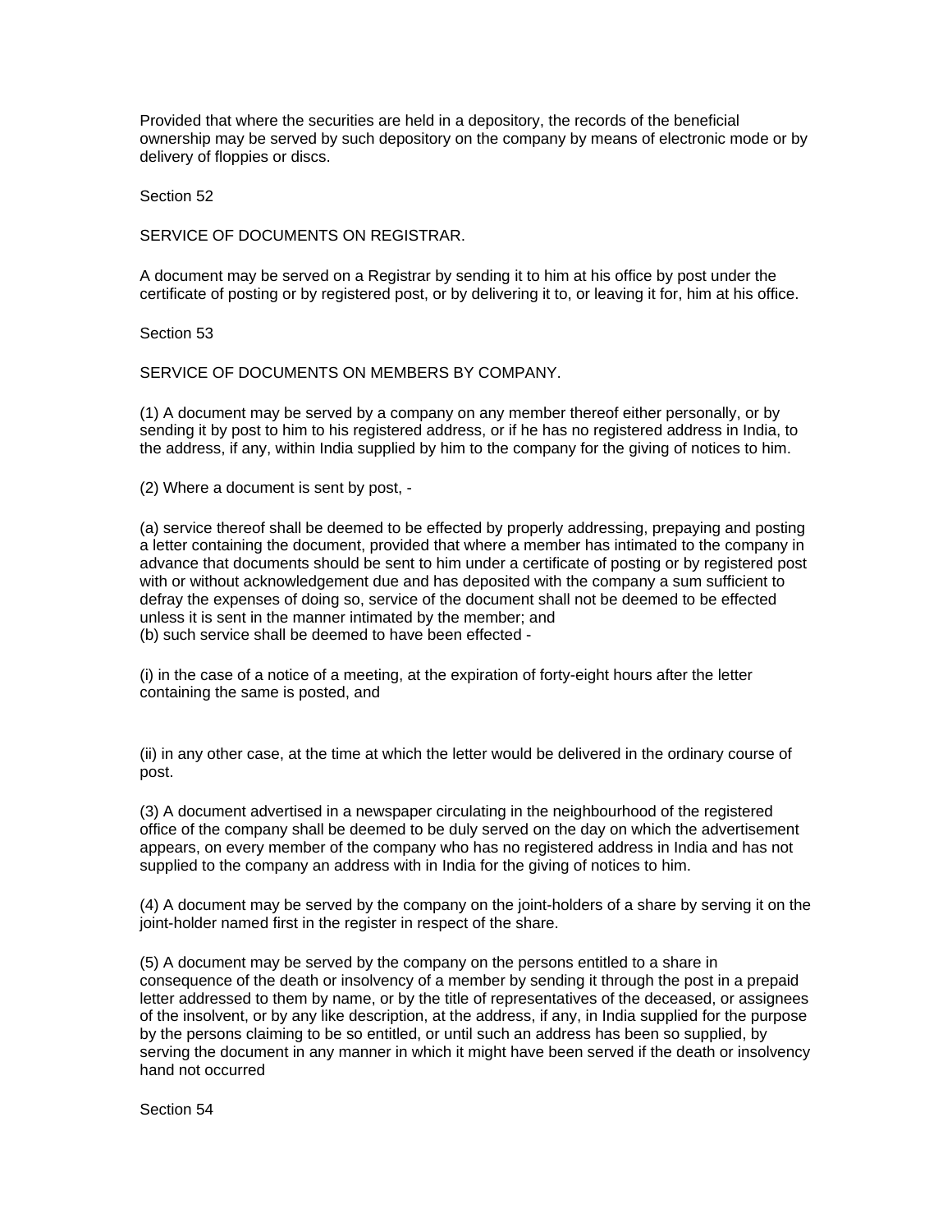Provided that where the securities are held in a depository, the records of the beneficial ownership may be served by such depository on the company by means of electronic mode or by delivery of floppies or discs.

Section 52

SERVICE OF DOCUMENTS ON REGISTRAR.

A document may be served on a Registrar by sending it to him at his office by post under the certificate of posting or by registered post, or by delivering it to, or leaving it for, him at his office.

Section 53

SERVICE OF DOCUMENTS ON MEMBERS BY COMPANY.

(1) A document may be served by a company on any member thereof either personally, or by sending it by post to him to his registered address, or if he has no registered address in India, to the address, if any, within India supplied by him to the company for the giving of notices to him.

(2) Where a document is sent by post, -

(a) service thereof shall be deemed to be effected by properly addressing, prepaying and posting a letter containing the document, provided that where a member has intimated to the company in advance that documents should be sent to him under a certificate of posting or by registered post with or without acknowledgement due and has deposited with the company a sum sufficient to defray the expenses of doing so, service of the document shall not be deemed to be effected unless it is sent in the manner intimated by the member; and
(b) such service shall be deemed to have been effected -

(i) in the case of a notice of a meeting, at the expiration of forty-eight hours after the letter containing the same is posted, and

(ii) in any other case, at the time at which the letter would be delivered in the ordinary course of post.

(3) A document advertised in a newspaper circulating in the neighbourhood of the registered office of the company shall be deemed to be duly served on the day on which the advertisement appears, on every member of the company who has no registered address in India and has not supplied to the company an address with in India for the giving of notices to him.

(4) A document may be served by the company on the joint-holders of a share by serving it on the joint-holder named first in the register in respect of the share.

(5) A document may be served by the company on the persons entitled to a share in consequence of the death or insolvency of a member by sending it through the post in a prepaid letter addressed to them by name, or by the title of representatives of the deceased, or assignees of the insolvent, or by any like description, at the address, if any, in India supplied for the purpose by the persons claiming to be so entitled, or until such an address has been so supplied, by serving the document in any manner in which it might have been served if the death or insolvency hand not occurred

Section 54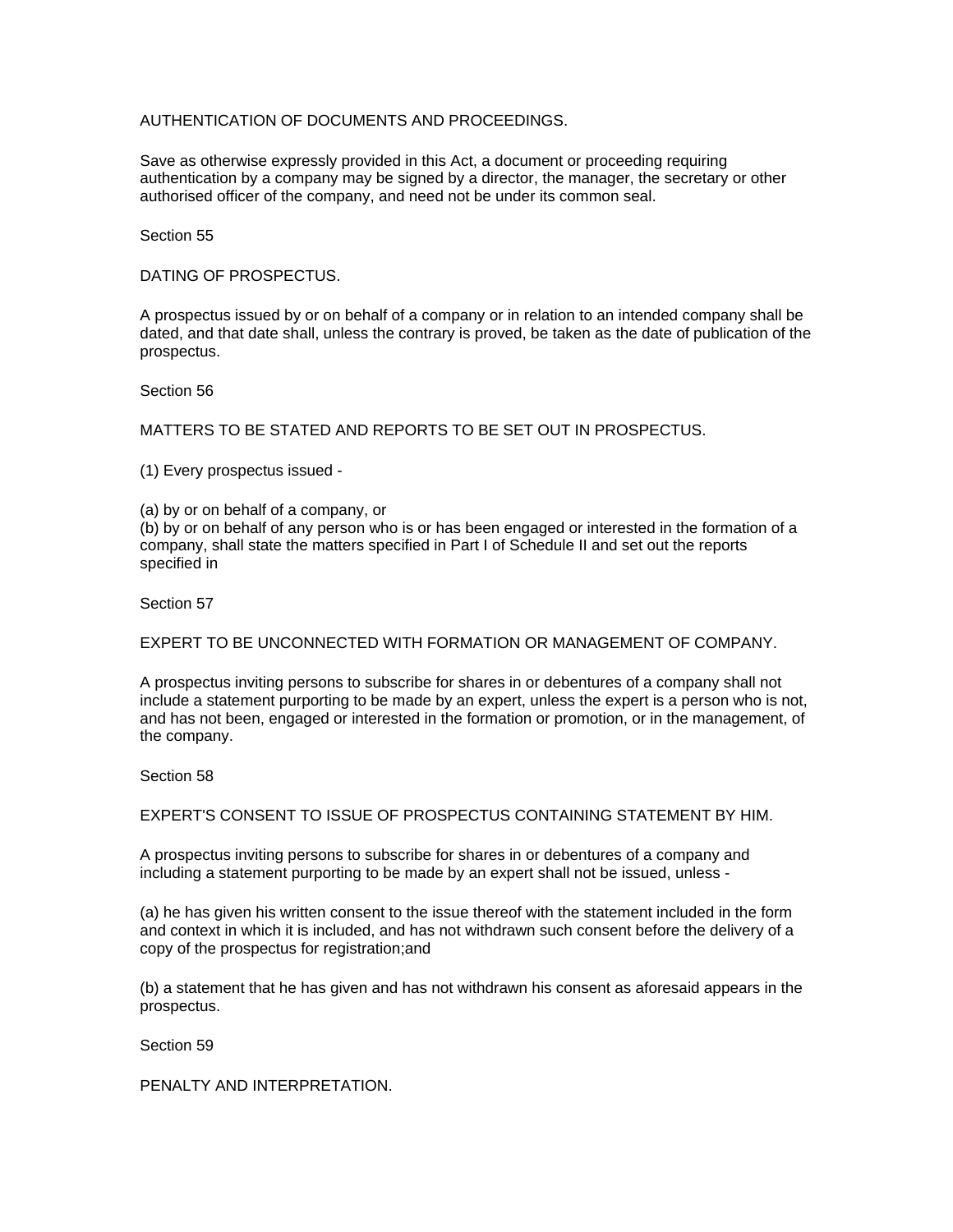AUTHENTICATION OF DOCUMENTS AND PROCEEDINGS.

Save as otherwise expressly provided in this Act, a document or proceeding requiring authentication by a company may be signed by a director, the manager, the secretary or other authorised officer of the company, and need not be under its common seal.

Section 55

DATING OF PROSPECTUS.

A prospectus issued by or on behalf of a company or in relation to an intended company shall be dated, and that date shall, unless the contrary is proved, be taken as the date of publication of the prospectus.

Section 56

MATTERS TO BE STATED AND REPORTS TO BE SET OUT IN PROSPECTUS.

(1) Every prospectus issued -

(a) by or on behalf of a company, or
(b) by or on behalf of any person who is or has been engaged or interested in the formation of a company, shall state the matters specified in Part I of Schedule II and set out the reports specified in

Section 57

EXPERT TO BE UNCONNECTED WITH FORMATION OR MANAGEMENT OF COMPANY.

A prospectus inviting persons to subscribe for shares in or debentures of a company shall not include a statement purporting to be made by an expert, unless the expert is a person who is not, and has not been, engaged or interested in the formation or promotion, or in the management, of the company.

Section 58

EXPERT'S CONSENT TO ISSUE OF PROSPECTUS CONTAINING STATEMENT BY HIM.

A prospectus inviting persons to subscribe for shares in or debentures of a company and including a statement purporting to be made by an expert shall not be issued, unless -

(a) he has given his written consent to the issue thereof with the statement included in the form and context in which it is included, and has not withdrawn such consent before the delivery of a copy of the prospectus for registration;and

(b) a statement that he has given and has not withdrawn his consent as aforesaid appears in the prospectus.

Section 59

PENALTY AND INTERPRETATION.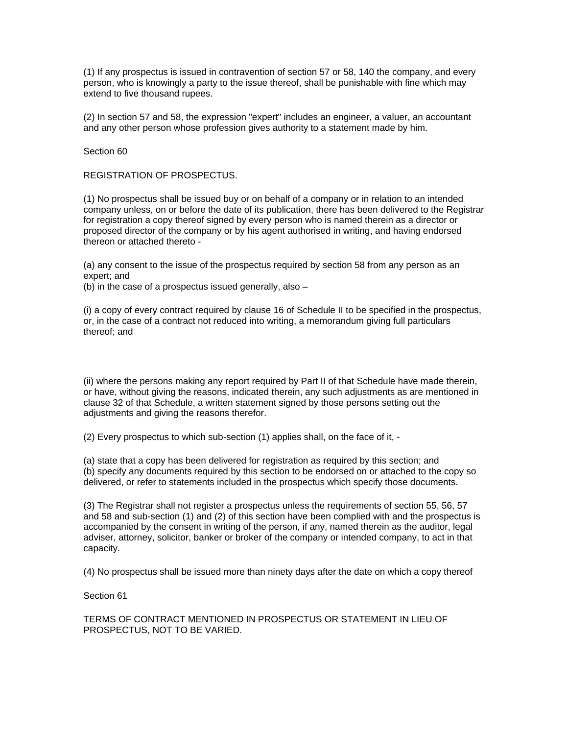(1) If any prospectus is issued in contravention of section 57 or 58, 140 the company, and every person, who is knowingly a party to the issue thereof, shall be punishable with fine which may extend to five thousand rupees.

(2) In section 57 and 58, the expression "expert" includes an engineer, a valuer, an accountant and any other person whose profession gives authority to a statement made by him.

Section 60

REGISTRATION OF PROSPECTUS.

(1) No prospectus shall be issued buy or on behalf of a company or in relation to an intended company unless, on or before the date of its publication, there has been delivered to the Registrar for registration a copy thereof signed by every person who is named therein as a director or proposed director of the company or by his agent authorised in writing, and having endorsed thereon or attached thereto -

(a) any consent to the issue of the prospectus required by section 58 from any person as an expert; and
(b) in the case of a prospectus issued generally, also –

(i) a copy of every contract required by clause 16 of Schedule II to be specified in the prospectus, or, in the case of a contract not reduced into writing, a memorandum giving full particulars thereof; and

(ii) where the persons making any report required by Part II of that Schedule have made therein, or have, without giving the reasons, indicated therein, any such adjustments as are mentioned in clause 32 of that Schedule, a written statement signed by those persons setting out the adjustments and giving the reasons therefor.

(2) Every prospectus to which sub-section (1) applies shall, on the face of it, -

(a) state that a copy has been delivered for registration as required by this section; and
(b) specify any documents required by this section to be endorsed on or attached to the copy so delivered, or refer to statements included in the prospectus which specify those documents.

(3) The Registrar shall not register a prospectus unless the requirements of section 55, 56, 57 and 58 and sub-section (1) and (2) of this section have been complied with and the prospectus is accompanied by the consent in writing of the person, if any, named therein as the auditor, legal adviser, attorney, solicitor, banker or broker of the company or intended company, to act in that capacity.

(4) No prospectus shall be issued more than ninety days after the date on which a copy thereof

Section 61

TERMS OF CONTRACT MENTIONED IN PROSPECTUS OR STATEMENT IN LIEU OF PROSPECTUS, NOT TO BE VARIED.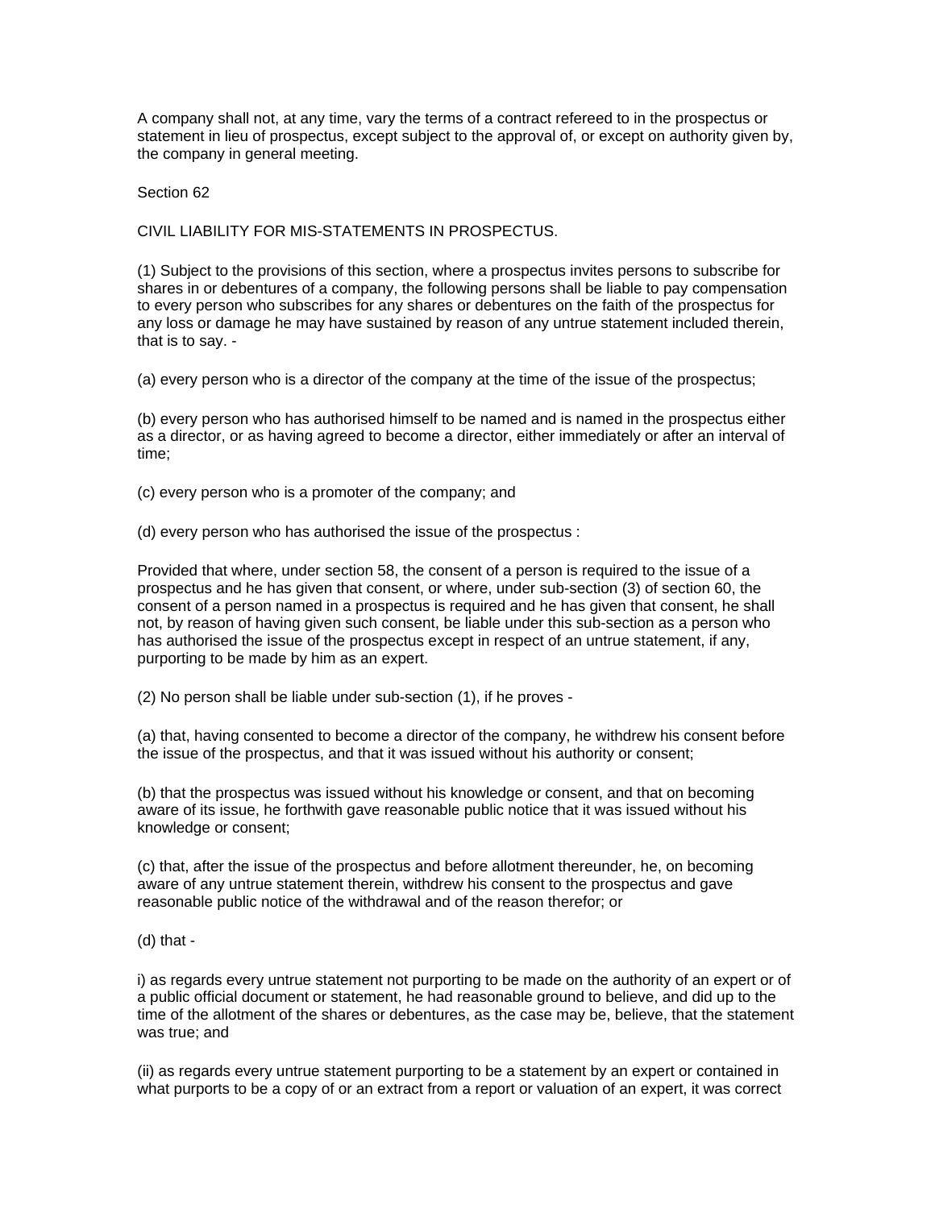A company shall not, at any time, vary the terms of a contract refereed to in the prospectus or statement in lieu of prospectus, except subject to the approval of, or except on authority given by, the company in general meeting.

Section 62

CIVIL LIABILITY FOR MIS-STATEMENTS IN PROSPECTUS.

(1) Subject to the provisions of this section, where a prospectus invites persons to subscribe for shares in or debentures of a company, the following persons shall be liable to pay compensation to every person who subscribes for any shares or debentures on the faith of the prospectus for any loss or damage he may have sustained by reason of any untrue statement included therein, that is to say. -

(a) every person who is a director of the company at the time of the issue of the prospectus;

(b) every person who has authorised himself to be named and is named in the prospectus either as a director, or as having agreed to become a director, either immediately or after an interval of time;

(c) every person who is a promoter of the company; and

(d) every person who has authorised the issue of the prospectus :

Provided that where, under section 58, the consent of a person is required to the issue of a prospectus and he has given that consent, or where, under sub-section (3) of section 60, the consent of a person named in a prospectus is required and he has given that consent, he shall not, by reason of having given such consent, be liable under this sub-section as a person who has authorised the issue of the prospectus except in respect of an untrue statement, if any, purporting to be made by him as an expert.

(2) No person shall be liable under sub-section (1), if he proves -

(a) that, having consented to become a director of the company, he withdrew his consent before the issue of the prospectus, and that it was issued without his authority or consent;

(b) that the prospectus was issued without his knowledge or consent, and that on becoming aware of its issue, he forthwith gave reasonable public notice that it was issued without his knowledge or consent;

(c) that, after the issue of the prospectus and before allotment thereunder, he, on becoming aware of any untrue statement therein, withdrew his consent to the prospectus and gave reasonable public notice of the withdrawal and of the reason therefor; or

(d) that -

i) as regards every untrue statement not purporting to be made on the authority of an expert or of a public official document or statement, he had reasonable ground to believe, and did up to the time of the allotment of the shares or debentures, as the case may be, believe, that the statement was true; and

(ii) as regards every untrue statement purporting to be a statement by an expert or contained in what purports to be a copy of or an extract from a report or valuation of an expert, it was correct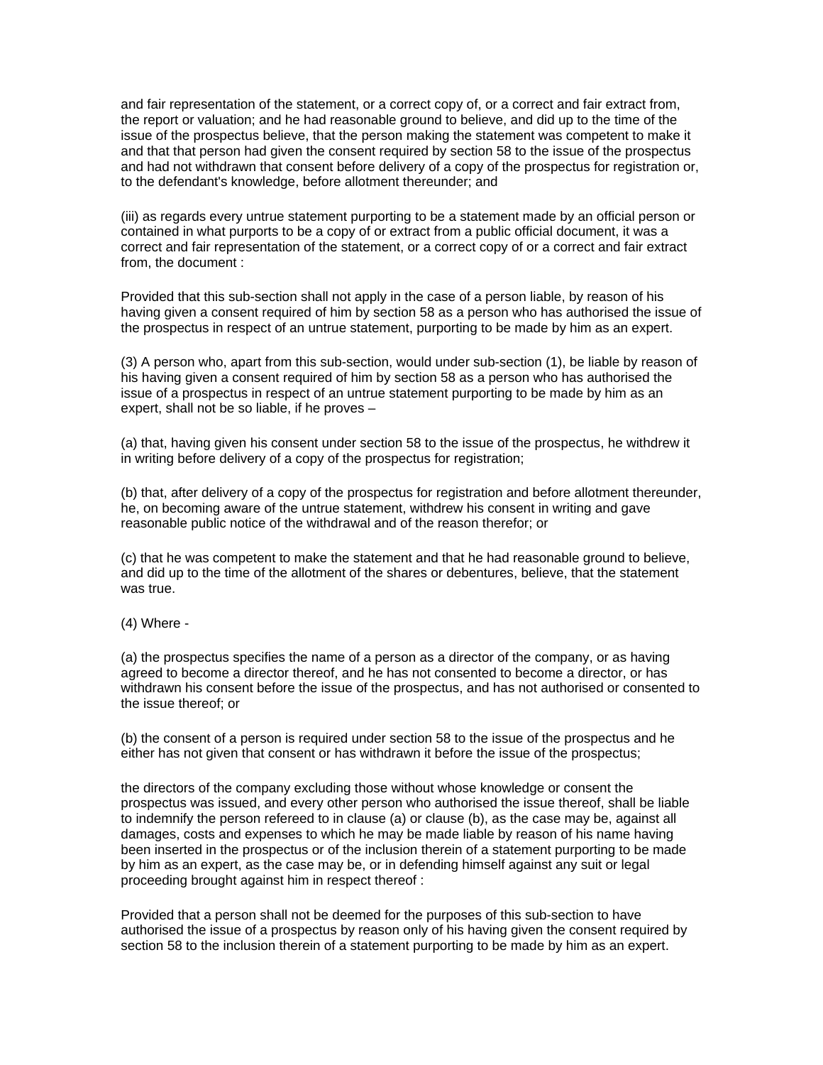and fair representation of the statement, or a correct copy of, or a correct and fair extract from, the report or valuation; and he had reasonable ground to believe, and did up to the time of the issue of the prospectus believe, that the person making the statement was competent to make it and that that person had given the consent required by section 58 to the issue of the prospectus and had not withdrawn that consent before delivery of a copy of the prospectus for registration or, to the defendant's knowledge, before allotment thereunder; and

(iii) as regards every untrue statement purporting to be a statement made by an official person or contained in what purports to be a copy of or extract from a public official document, it was a correct and fair representation of the statement, or a correct copy of or a correct and fair extract from, the document :

Provided that this sub-section shall not apply in the case of a person liable, by reason of his having given a consent required of him by section 58 as a person who has authorised the issue of the prospectus in respect of an untrue statement, purporting to be made by him as an expert.

(3) A person who, apart from this sub-section, would under sub-section (1), be liable by reason of his having given a consent required of him by section 58 as a person who has authorised the issue of a prospectus in respect of an untrue statement purporting to be made by him as an expert, shall not be so liable, if he proves –

(a) that, having given his consent under section 58 to the issue of the prospectus, he withdrew it in writing before delivery of a copy of the prospectus for registration;

(b) that, after delivery of a copy of the prospectus for registration and before allotment thereunder, he, on becoming aware of the untrue statement, withdrew his consent in writing and gave reasonable public notice of the withdrawal and of the reason therefor; or

(c) that he was competent to make the statement and that he had reasonable ground to believe, and did up to the time of the allotment of the shares or debentures, believe, that the statement was true.

(4) Where -

(a) the prospectus specifies the name of a person as a director of the company, or as having agreed to become a director thereof, and he has not consented to become a director, or has withdrawn his consent before the issue of the prospectus, and has not authorised or consented to the issue thereof; or

(b) the consent of a person is required under section 58 to the issue of the prospectus and he either has not given that consent or has withdrawn it before the issue of the prospectus;

the directors of the company excluding those without whose knowledge or consent the prospectus was issued, and every other person who authorised the issue thereof, shall be liable to indemnify the person refereed to in clause (a) or clause (b), as the case may be, against all damages, costs and expenses to which he may be made liable by reason of his name having been inserted in the prospectus or of the inclusion therein of a statement purporting to be made by him as an expert, as the case may be, or in defending himself against any suit or legal proceeding brought against him in respect thereof :

Provided that a person shall not be deemed for the purposes of this sub-section to have authorised the issue of a prospectus by reason only of his having given the consent required by section 58 to the inclusion therein of a statement purporting to be made by him as an expert.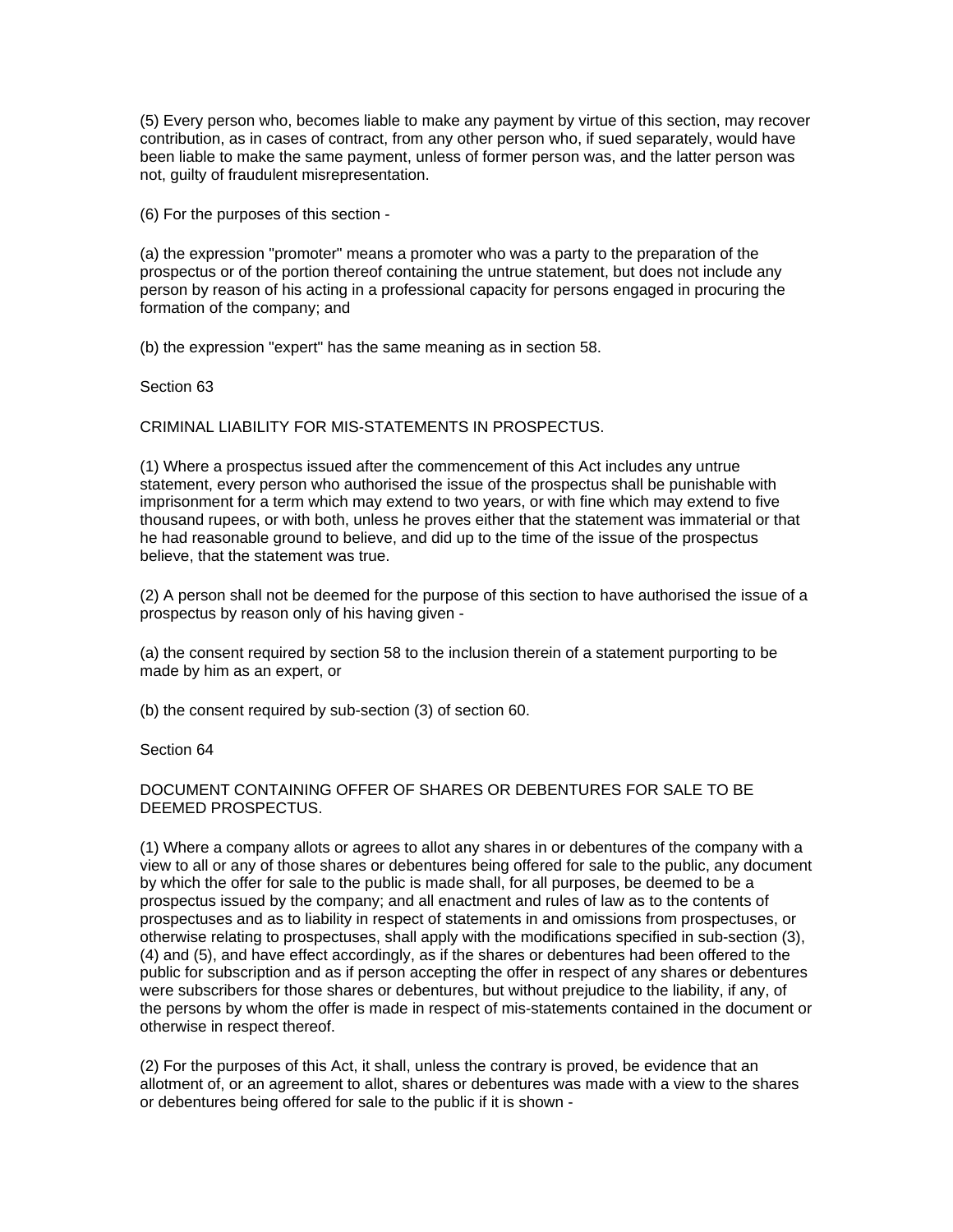(5) Every person who, becomes liable to make any payment by virtue of this section, may recover contribution, as in cases of contract, from any other person who, if sued separately, would have been liable to make the same payment, unless of former person was, and the latter person was not, guilty of fraudulent misrepresentation.

(6) For the purposes of this section -

(a) the expression "promoter" means a promoter who was a party to the preparation of the prospectus or of the portion thereof containing the untrue statement, but does not include any person by reason of his acting in a professional capacity for persons engaged in procuring the formation of the company; and

(b) the expression "expert" has the same meaning as in section 58.

Section 63

CRIMINAL LIABILITY FOR MIS-STATEMENTS IN PROSPECTUS.

(1) Where a prospectus issued after the commencement of this Act includes any untrue statement, every person who authorised the issue of the prospectus shall be punishable with imprisonment for a term which may extend to two years, or with fine which may extend to five thousand rupees, or with both, unless he proves either that the statement was immaterial or that he had reasonable ground to believe, and did up to the time of the issue of the prospectus believe, that the statement was true.

(2) A person shall not be deemed for the purpose of this section to have authorised the issue of a prospectus by reason only of his having given -

(a) the consent required by section 58 to the inclusion therein of a statement purporting to be made by him as an expert, or

(b) the consent required by sub-section (3) of section 60.

Section 64

DOCUMENT CONTAINING OFFER OF SHARES OR DEBENTURES FOR SALE TO BE DEEMED PROSPECTUS.

(1) Where a company allots or agrees to allot any shares in or debentures of the company with a view to all or any of those shares or debentures being offered for sale to the public, any document by which the offer for sale to the public is made shall, for all purposes, be deemed to be a prospectus issued by the company; and all enactment and rules of law as to the contents of prospectuses and as to liability in respect of statements in and omissions from prospectuses, or otherwise relating to prospectuses, shall apply with the modifications specified in sub-section (3), (4) and (5), and have effect accordingly, as if the shares or debentures had been offered to the public for subscription and as if person accepting the offer in respect of any shares or debentures were subscribers for those shares or debentures, but without prejudice to the liability, if any, of the persons by whom the offer is made in respect of mis-statements contained in the document or otherwise in respect thereof.

(2) For the purposes of this Act, it shall, unless the contrary is proved, be evidence that an allotment of, or an agreement to allot, shares or debentures was made with a view to the shares or debentures being offered for sale to the public if it is shown -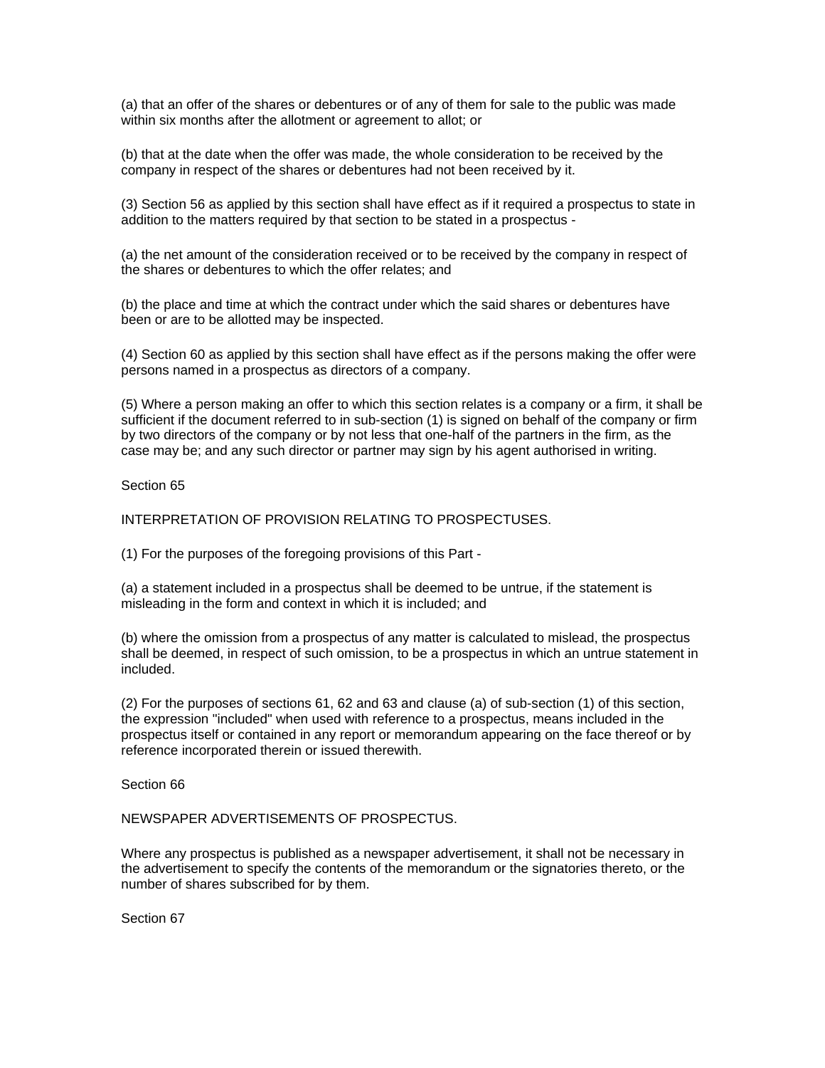(a) that an offer of the shares or debentures or of any of them for sale to the public was made within six months after the allotment or agreement to allot; or

(b) that at the date when the offer was made, the whole consideration to be received by the company in respect of the shares or debentures had not been received by it.

(3) Section 56 as applied by this section shall have effect as if it required a prospectus to state in addition to the matters required by that section to be stated in a prospectus -

(a) the net amount of the consideration received or to be received by the company in respect of the shares or debentures to which the offer relates; and

(b) the place and time at which the contract under which the said shares or debentures have been or are to be allotted may be inspected.

(4) Section 60 as applied by this section shall have effect as if the persons making the offer were persons named in a prospectus as directors of a company.

(5) Where a person making an offer to which this section relates is a company or a firm, it shall be sufficient if the document referred to in sub-section (1) is signed on behalf of the company or firm by two directors of the company or by not less that one-half of the partners in the firm, as the case may be; and any such director or partner may sign by his agent authorised in writing.

Section 65

INTERPRETATION OF PROVISION RELATING TO PROSPECTUSES.

(1) For the purposes of the foregoing provisions of this Part -

(a) a statement included in a prospectus shall be deemed to be untrue, if the statement is misleading in the form and context in which it is included; and

(b) where the omission from a prospectus of any matter is calculated to mislead, the prospectus shall be deemed, in respect of such omission, to be a prospectus in which an untrue statement in included.

(2) For the purposes of sections 61, 62 and 63 and clause (a) of sub-section (1) of this section, the expression "included" when used with reference to a prospectus, means included in the prospectus itself or contained in any report or memorandum appearing on the face thereof or by reference incorporated therein or issued therewith.

Section 66

NEWSPAPER ADVERTISEMENTS OF PROSPECTUS.

Where any prospectus is published as a newspaper advertisement, it shall not be necessary in the advertisement to specify the contents of the memorandum or the signatories thereto, or the number of shares subscribed for by them.

Section 67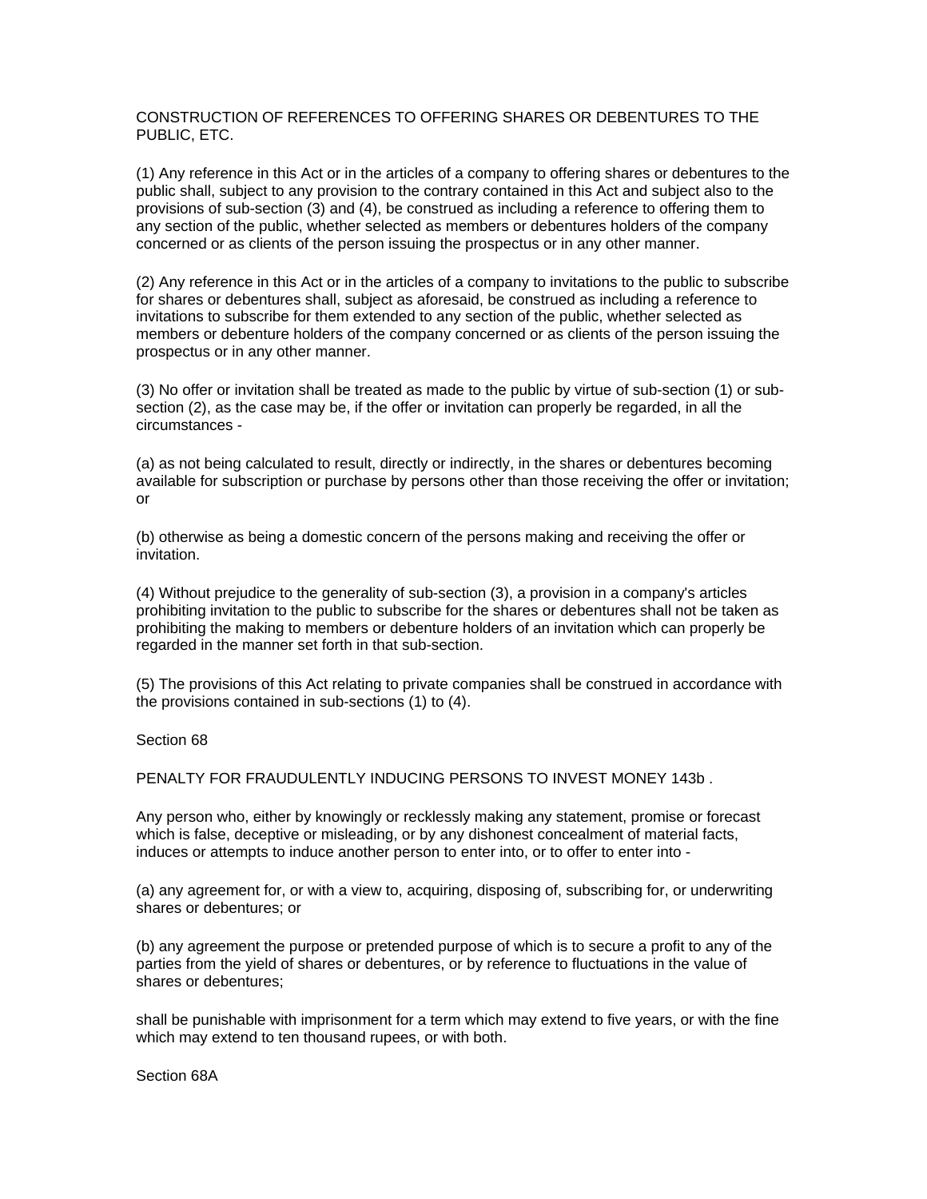CONSTRUCTION OF REFERENCES TO OFFERING SHARES OR DEBENTURES TO THE PUBLIC, ETC.

(1) Any reference in this Act or in the articles of a company to offering shares or debentures to the public shall, subject to any provision to the contrary contained in this Act and subject also to the provisions of sub-section (3) and (4), be construed as including a reference to offering them to any section of the public, whether selected as members or debentures holders of the company concerned or as clients of the person issuing the prospectus or in any other manner.

(2) Any reference in this Act or in the articles of a company to invitations to the public to subscribe for shares or debentures shall, subject as aforesaid, be construed as including a reference to invitations to subscribe for them extended to any section of the public, whether selected as members or debenture holders of the company concerned or as clients of the person issuing the prospectus or in any other manner.

(3) No offer or invitation shall be treated as made to the public by virtue of sub-section (1) or sub-section (2), as the case may be, if the offer or invitation can properly be regarded, in all the circumstances -

(a) as not being calculated to result, directly or indirectly, in the shares or debentures becoming available for subscription or purchase by persons other than those receiving the offer or invitation; or

(b) otherwise as being a domestic concern of the persons making and receiving the offer or invitation.

(4) Without prejudice to the generality of sub-section (3), a provision in a company's articles prohibiting invitation to the public to subscribe for the shares or debentures shall not be taken as prohibiting the making to members or debenture holders of an invitation which can properly be regarded in the manner set forth in that sub-section.

(5) The provisions of this Act relating to private companies shall be construed in accordance with the provisions contained in sub-sections (1) to (4).

Section 68

PENALTY FOR FRAUDULENTLY INDUCING PERSONS TO INVEST MONEY 143b .

Any person who, either by knowingly or recklessly making any statement, promise or forecast which is false, deceptive or misleading, or by any dishonest concealment of material facts, induces or attempts to induce another person to enter into, or to offer to enter into -

(a) any agreement for, or with a view to, acquiring, disposing of, subscribing for, or underwriting shares or debentures; or

(b) any agreement the purpose or pretended purpose of which is to secure a profit to any of the parties from the yield of shares or debentures, or by reference to fluctuations in the value of shares or debentures;

shall be punishable with imprisonment for a term which may extend to five years, or with the fine which may extend to ten thousand rupees, or with both.

Section 68A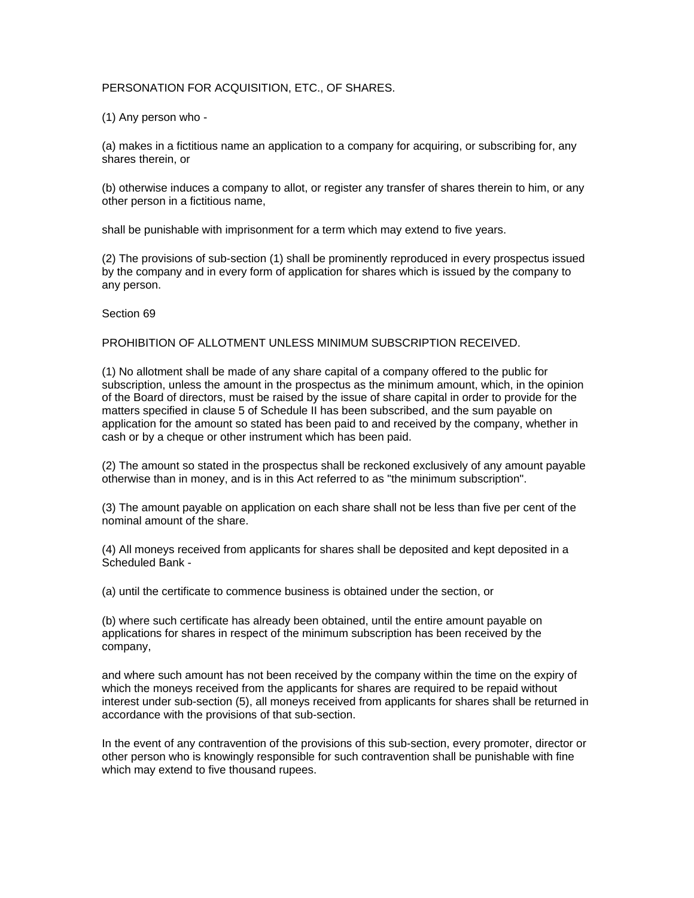PERSONATION FOR ACQUISITION, ETC., OF SHARES.

(1) Any person who -

(a) makes in a fictitious name an application to a company for acquiring, or subscribing for, any shares therein, or

(b) otherwise induces a company to allot, or register any transfer of shares therein to him, or any other person in a fictitious name,

shall be punishable with imprisonment for a term which may extend to five years.

(2) The provisions of sub-section (1) shall be prominently reproduced in every prospectus issued by the company and in every form of application for shares which is issued by the company to any person.

Section 69

PROHIBITION OF ALLOTMENT UNLESS MINIMUM SUBSCRIPTION RECEIVED.

(1) No allotment shall be made of any share capital of a company offered to the public for subscription, unless the amount in the prospectus as the minimum amount, which, in the opinion of the Board of directors, must be raised by the issue of share capital in order to provide for the matters specified in clause 5 of Schedule II has been subscribed, and the sum payable on application for the amount so stated has been paid to and received by the company, whether in cash or by a cheque or other instrument which has been paid.

(2) The amount so stated in the prospectus shall be reckoned exclusively of any amount payable otherwise than in money, and is in this Act referred to as "the minimum subscription".

(3) The amount payable on application on each share shall not be less than five per cent of the nominal amount of the share.

(4) All moneys received from applicants for shares shall be deposited and kept deposited in a Scheduled Bank -

(a) until the certificate to commence business is obtained under the section, or

(b) where such certificate has already been obtained, until the entire amount payable on applications for shares in respect of the minimum subscription has been received by the company,

and where such amount has not been received by the company within the time on the expiry of which the moneys received from the applicants for shares are required to be repaid without interest under sub-section (5), all moneys received from applicants for shares shall be returned in accordance with the provisions of that sub-section.

In the event of any contravention of the provisions of this sub-section, every promoter, director or other person who is knowingly responsible for such contravention shall be punishable with fine which may extend to five thousand rupees.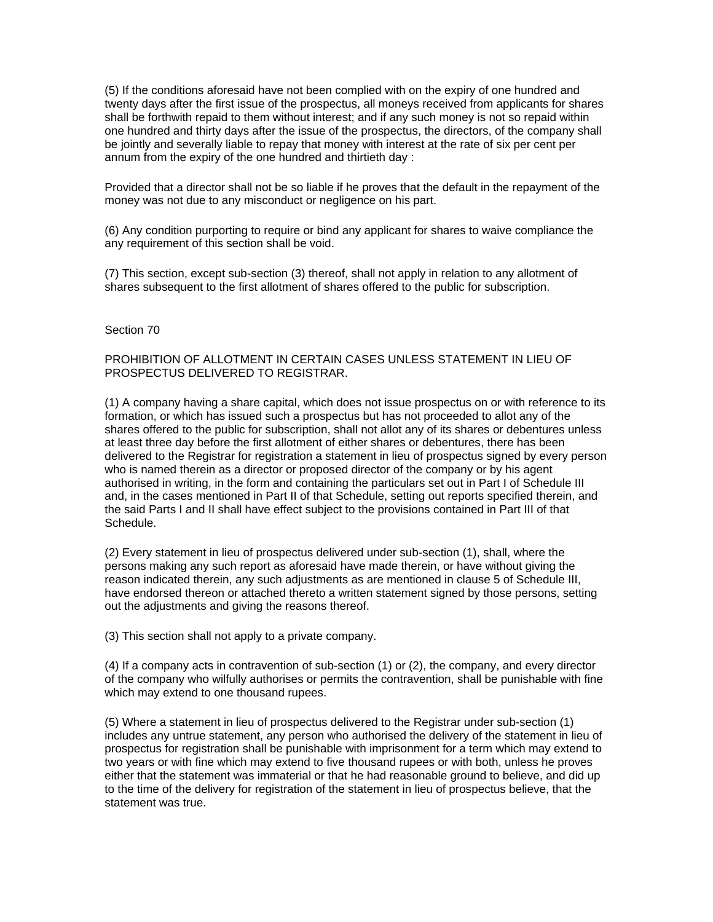(5) If the conditions aforesaid have not been complied with on the expiry of one hundred and twenty days after the first issue of the prospectus, all moneys received from applicants for shares shall be forthwith repaid to them without interest; and if any such money is not so repaid within one hundred and thirty days after the issue of the prospectus, the directors, of the company shall be jointly and severally liable to repay that money with interest at the rate of six per cent per annum from the expiry of the one hundred and thirtieth day :

Provided that a director shall not be so liable if he proves that the default in the repayment of the money was not due to any misconduct or negligence on his part.

(6) Any condition purporting to require or bind any applicant for shares to waive compliance the any requirement of this section shall be void.

(7) This section, except sub-section (3) thereof, shall not apply in relation to any allotment of shares subsequent to the first allotment of shares offered to the public for subscription.

Section 70

PROHIBITION OF ALLOTMENT IN CERTAIN CASES UNLESS STATEMENT IN LIEU OF PROSPECTUS DELIVERED TO REGISTRAR.

(1) A company having a share capital, which does not issue prospectus on or with reference to its formation, or which has issued such a prospectus but has not proceeded to allot any of the shares offered to the public for subscription, shall not allot any of its shares or debentures unless at least three day before the first allotment of either shares or debentures, there has been delivered to the Registrar for registration a statement in lieu of prospectus signed by every person who is named therein as a director or proposed director of the company or by his agent authorised in writing, in the form and containing the particulars set out in Part I of Schedule III and, in the cases mentioned in Part II of that Schedule, setting out reports specified therein, and the said Parts I and II shall have effect subject to the provisions contained in Part III of that Schedule.

(2) Every statement in lieu of prospectus delivered under sub-section (1), shall, where the persons making any such report as aforesaid have made therein, or have without giving the reason indicated therein, any such adjustments as are mentioned in clause 5 of Schedule III, have endorsed thereon or attached thereto a written statement signed by those persons, setting out the adjustments and giving the reasons thereof.

(3) This section shall not apply to a private company.

(4) If a company acts in contravention of sub-section (1) or (2), the company, and every director of the company who wilfully authorises or permits the contravention, shall be punishable with fine which may extend to one thousand rupees.

(5) Where a statement in lieu of prospectus delivered to the Registrar under sub-section (1) includes any untrue statement, any person who authorised the delivery of the statement in lieu of prospectus for registration shall be punishable with imprisonment for a term which may extend to two years or with fine which may extend to five thousand rupees or with both, unless he proves either that the statement was immaterial or that he had reasonable ground to believe, and did up to the time of the delivery for registration of the statement in lieu of prospectus believe, that the statement was true.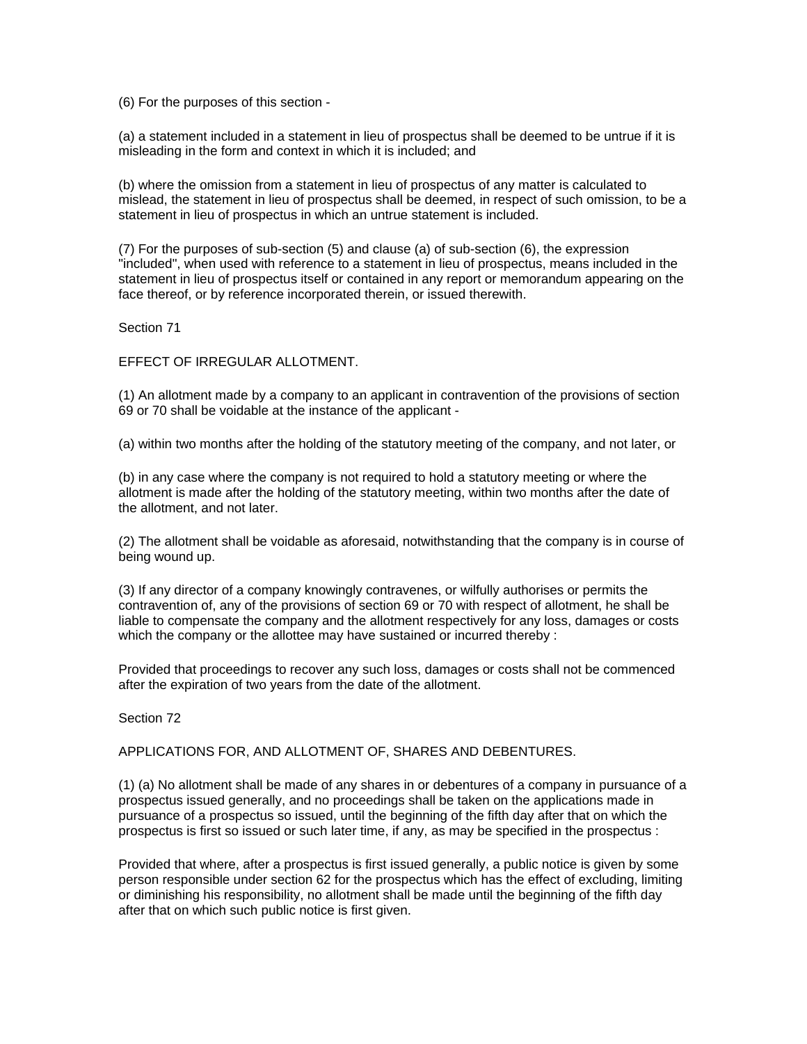(6) For the purposes of this section -

(a) a statement included in a statement in lieu of prospectus shall be deemed to be untrue if it is misleading in the form and context in which it is included; and

(b) where the omission from a statement in lieu of prospectus of any matter is calculated to mislead, the statement in lieu of prospectus shall be deemed, in respect of such omission, to be a statement in lieu of prospectus in which an untrue statement is included.

(7) For the purposes of sub-section (5) and clause (a) of sub-section (6), the expression "included", when used with reference to a statement in lieu of prospectus, means included in the statement in lieu of prospectus itself or contained in any report or memorandum appearing on the face thereof, or by reference incorporated therein, or issued therewith.

Section 71

EFFECT OF IRREGULAR ALLOTMENT.

(1) An allotment made by a company to an applicant in contravention of the provisions of section 69 or 70 shall be voidable at the instance of the applicant -

(a) within two months after the holding of the statutory meeting of the company, and not later, or

(b) in any case where the company is not required to hold a statutory meeting or where the allotment is made after the holding of the statutory meeting, within two months after the date of the allotment, and not later.

(2) The allotment shall be voidable as aforesaid, notwithstanding that the company is in course of being wound up.

(3) If any director of a company knowingly contravenes, or wilfully authorises or permits the contravention of, any of the provisions of section 69 or 70 with respect of allotment, he shall be liable to compensate the company and the allotment respectively for any loss, damages or costs which the company or the allottee may have sustained or incurred thereby :

Provided that proceedings to recover any such loss, damages or costs shall not be commenced after the expiration of two years from the date of the allotment.

Section 72

APPLICATIONS FOR, AND ALLOTMENT OF, SHARES AND DEBENTURES.

(1) (a) No allotment shall be made of any shares in or debentures of a company in pursuance of a prospectus issued generally, and no proceedings shall be taken on the applications made in pursuance of a prospectus so issued, until the beginning of the fifth day after that on which the prospectus is first so issued or such later time, if any, as may be specified in the prospectus :

Provided that where, after a prospectus is first issued generally, a public notice is given by some person responsible under section 62 for the prospectus which has the effect of excluding, limiting or diminishing his responsibility, no allotment shall be made until the beginning of the fifth day after that on which such public notice is first given.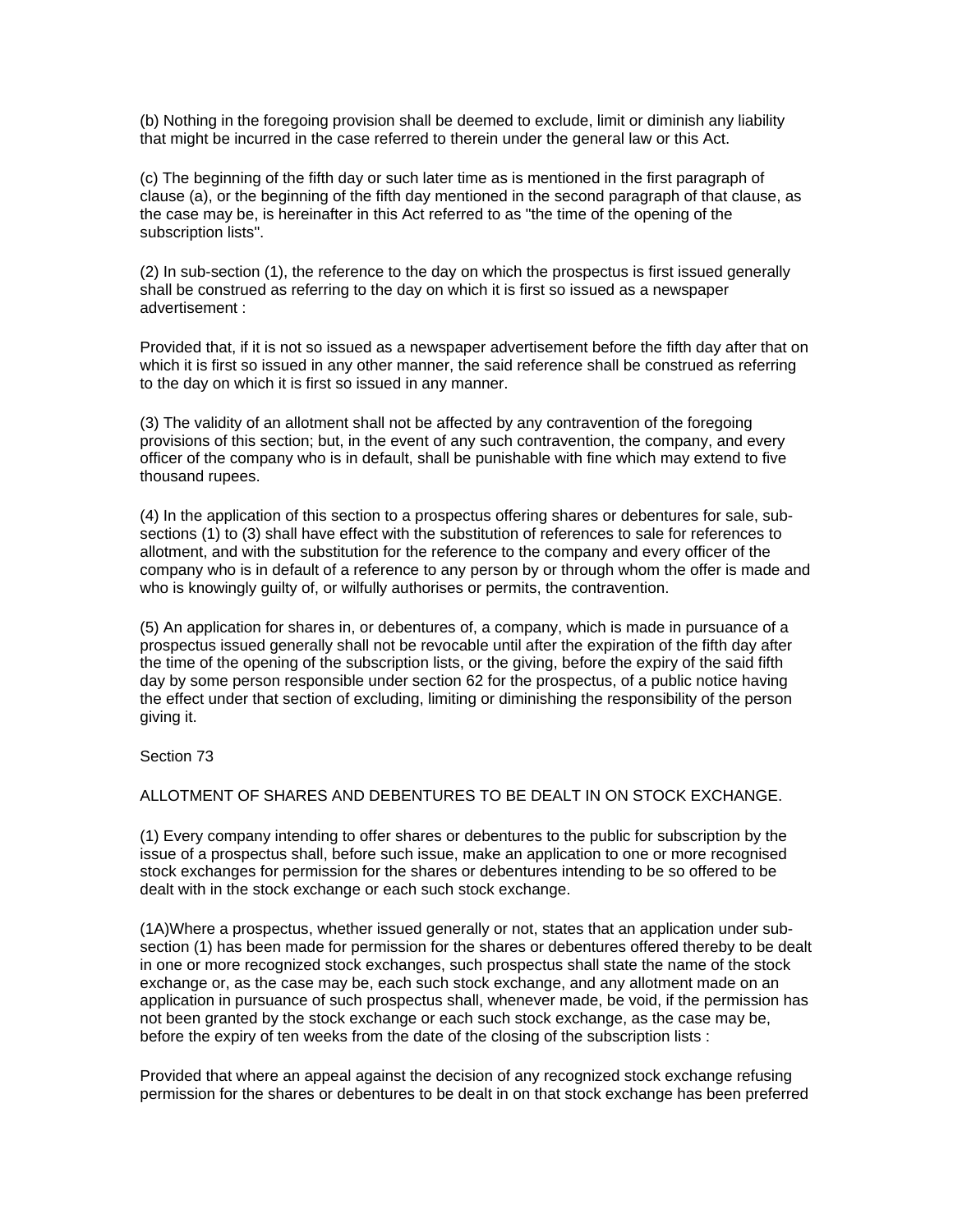(b) Nothing in the foregoing provision shall be deemed to exclude, limit or diminish any liability that might be incurred in the case referred to therein under the general law or this Act.

(c) The beginning of the fifth day or such later time as is mentioned in the first paragraph of clause (a), or the beginning of the fifth day mentioned in the second paragraph of that clause, as the case may be, is hereinafter in this Act referred to as "the time of the opening of the subscription lists".

(2) In sub-section (1), the reference to the day on which the prospectus is first issued generally shall be construed as referring to the day on which it is first so issued as a newspaper advertisement :

Provided that, if it is not so issued as a newspaper advertisement before the fifth day after that on which it is first so issued in any other manner, the said reference shall be construed as referring to the day on which it is first so issued in any manner.

(3) The validity of an allotment shall not be affected by any contravention of the foregoing provisions of this section; but, in the event of any such contravention, the company, and every officer of the company who is in default, shall be punishable with fine which may extend to five thousand rupees.

(4) In the application of this section to a prospectus offering shares or debentures for sale, sub-sections (1) to (3) shall have effect with the substitution of references to sale for references to allotment, and with the substitution for the reference to the company and every officer of the company who is in default of a reference to any person by or through whom the offer is made and who is knowingly guilty of, or wilfully authorises or permits, the contravention.

(5) An application for shares in, or debentures of, a company, which is made in pursuance of a prospectus issued generally shall not be revocable until after the expiration of the fifth day after the time of the opening of the subscription lists, or the giving, before the expiry of the said fifth day by some person responsible under section 62 for the prospectus, of a public notice having the effect under that section of excluding, limiting or diminishing the responsibility of the person giving it.

Section 73

ALLOTMENT OF SHARES AND DEBENTURES TO BE DEALT IN ON STOCK EXCHANGE.

(1) Every company intending to offer shares or debentures to the public for subscription by the issue of a prospectus shall, before such issue, make an application to one or more recognised stock exchanges for permission for the shares or debentures intending to be so offered to be dealt with in the stock exchange or each such stock exchange.

(1A)Where a prospectus, whether issued generally or not, states that an application under sub-section (1) has been made for permission for the shares or debentures offered thereby to be dealt in one or more recognized stock exchanges, such prospectus shall state the name of the stock exchange or, as the case may be, each such stock exchange, and any allotment made on an application in pursuance of such prospectus shall, whenever made, be void, if the permission has not been granted by the stock exchange or each such stock exchange, as the case may be, before the expiry of ten weeks from the date of the closing of the subscription lists :

Provided that where an appeal against the decision of any recognized stock exchange refusing permission for the shares or debentures to be dealt in on that stock exchange has been preferred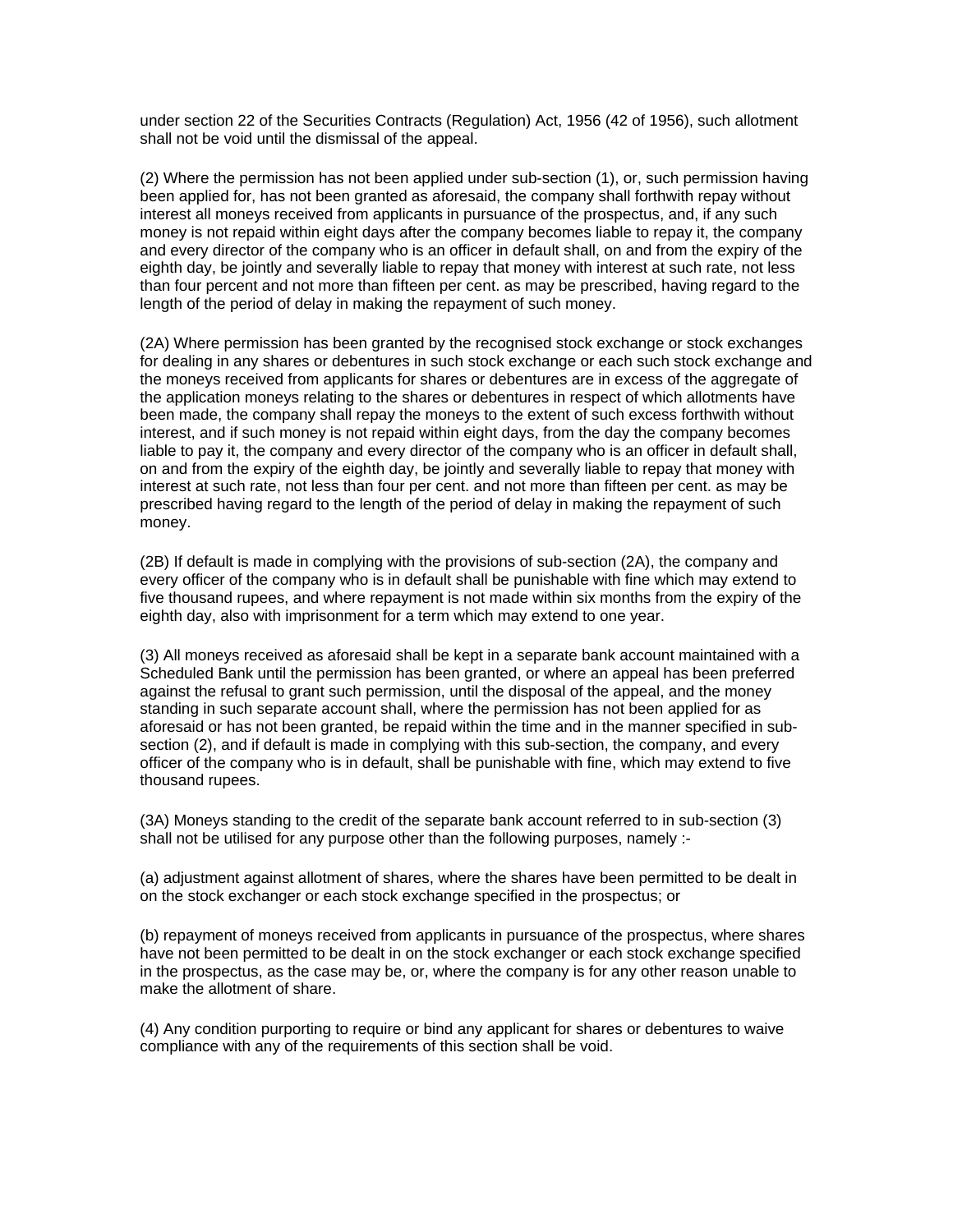under section 22 of the Securities Contracts (Regulation) Act, 1956 (42 of 1956), such allotment shall not be void until the dismissal of the appeal.

(2) Where the permission has not been applied under sub-section (1), or, such permission having been applied for, has not been granted as aforesaid, the company shall forthwith repay without interest all moneys received from applicants in pursuance of the prospectus, and, if any such money is not repaid within eight days after the company becomes liable to repay it, the company and every director of the company who is an officer in default shall, on and from the expiry of the eighth day, be jointly and severally liable to repay that money with interest at such rate, not less than four percent and not more than fifteen per cent. as may be prescribed, having regard to the length of the period of delay in making the repayment of such money.

(2A) Where permission has been granted by the recognised stock exchange or stock exchanges for dealing in any shares or debentures in such stock exchange or each such stock exchange and the moneys received from applicants for shares or debentures are in excess of the aggregate of the application moneys relating to the shares or debentures in respect of which allotments have been made, the company shall repay the moneys to the extent of such excess forthwith without interest, and if such money is not repaid within eight days, from the day the company becomes liable to pay it, the company and every director of the company who is an officer in default shall, on and from the expiry of the eighth day, be jointly and severally liable to repay that money with interest at such rate, not less than four per cent. and not more than fifteen per cent. as may be prescribed having regard to the length of the period of delay in making the repayment of such money.

(2B) If default is made in complying with the provisions of sub-section (2A), the company and every officer of the company who is in default shall be punishable with fine which may extend to five thousand rupees, and where repayment is not made within six months from the expiry of the eighth day, also with imprisonment for a term which may extend to one year.

(3) All moneys received as aforesaid shall be kept in a separate bank account maintained with a Scheduled Bank until the permission has been granted, or where an appeal has been preferred against the refusal to grant such permission, until the disposal of the appeal, and the money standing in such separate account shall, where the permission has not been applied for as aforesaid or has not been granted, be repaid within the time and in the manner specified in sub-section (2), and if default is made in complying with this sub-section, the company, and every officer of the company who is in default, shall be punishable with fine, which may extend to five thousand rupees.

(3A) Moneys standing to the credit of the separate bank account referred to in sub-section (3) shall not be utilised for any purpose other than the following purposes, namely :-

(a) adjustment against allotment of shares, where the shares have been permitted to be dealt in on the stock exchanger or each stock exchange specified in the prospectus; or

(b) repayment of moneys received from applicants in pursuance of the prospectus, where shares have not been permitted to be dealt in on the stock exchanger or each stock exchange specified in the prospectus, as the case may be, or, where the company is for any other reason unable to make the allotment of share.

(4) Any condition purporting to require or bind any applicant for shares or debentures to waive compliance with any of the requirements of this section shall be void.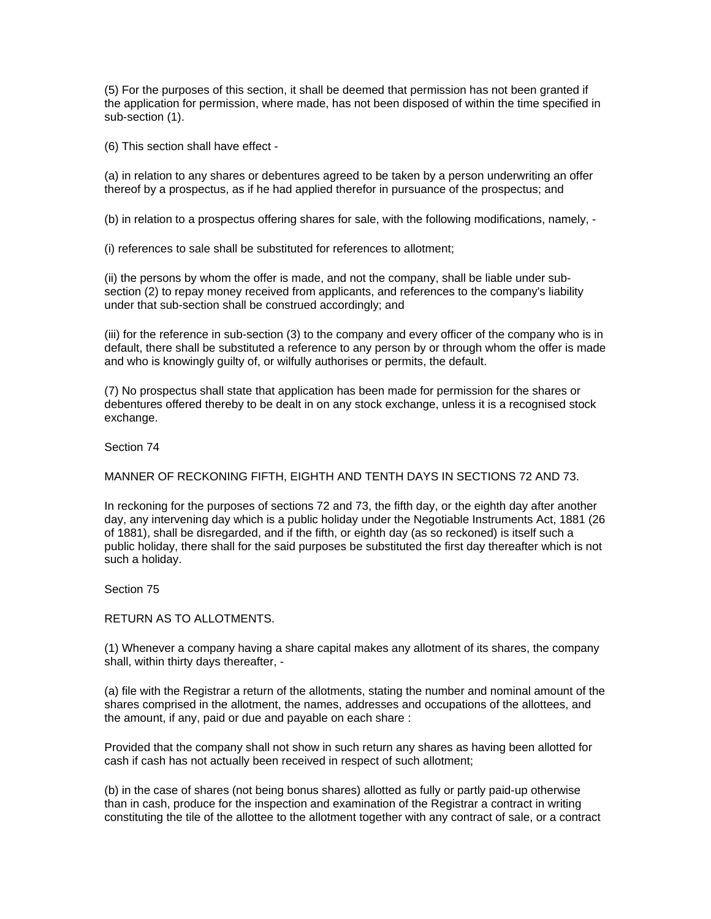(5) For the purposes of this section, it shall be deemed that permission has not been granted if the application for permission, where made, has not been disposed of within the time specified in sub-section (1).

(6) This section shall have effect -

(a) in relation to any shares or debentures agreed to be taken by a person underwriting an offer thereof by a prospectus, as if he had applied therefor in pursuance of the prospectus; and

(b) in relation to a prospectus offering shares for sale, with the following modifications, namely, -

(i) references to sale shall be substituted for references to allotment;

(ii) the persons by whom the offer is made, and not the company, shall be liable under sub-section (2) to repay money received from applicants, and references to the company's liability under that sub-section shall be construed accordingly; and

(iii) for the reference in sub-section (3) to the company and every officer of the company who is in default, there shall be substituted a reference to any person by or through whom the offer is made and who is knowingly guilty of, or wilfully authorises or permits, the default.

(7) No prospectus shall state that application has been made for permission for the shares or debentures offered thereby to be dealt in on any stock exchange, unless it is a recognised stock exchange.

Section 74

MANNER OF RECKONING FIFTH, EIGHTH AND TENTH DAYS IN SECTIONS 72 AND 73.

In reckoning for the purposes of sections 72 and 73, the fifth day, or the eighth day after another day, any intervening day which is a public holiday under the Negotiable Instruments Act, 1881 (26 of 1881), shall be disregarded, and if the fifth, or eighth day (as so reckoned) is itself such a public holiday, there shall for the said purposes be substituted the first day thereafter which is not such a holiday.

Section 75

RETURN AS TO ALLOTMENTS.

(1) Whenever a company having a share capital makes any allotment of its shares, the company shall, within thirty days thereafter, -

(a) file with the Registrar a return of the allotments, stating the number and nominal amount of the shares comprised in the allotment, the names, addresses and occupations of the allottees, and the amount, if any, paid or due and payable on each share :

Provided that the company shall not show in such return any shares as having been allotted for cash if cash has not actually been received in respect of such allotment;

(b) in the case of shares (not being bonus shares) allotted as fully or partly paid-up otherwise than in cash, produce for the inspection and examination of the Registrar a contract in writing constituting the tile of the allottee to the allotment together with any contract of sale, or a contract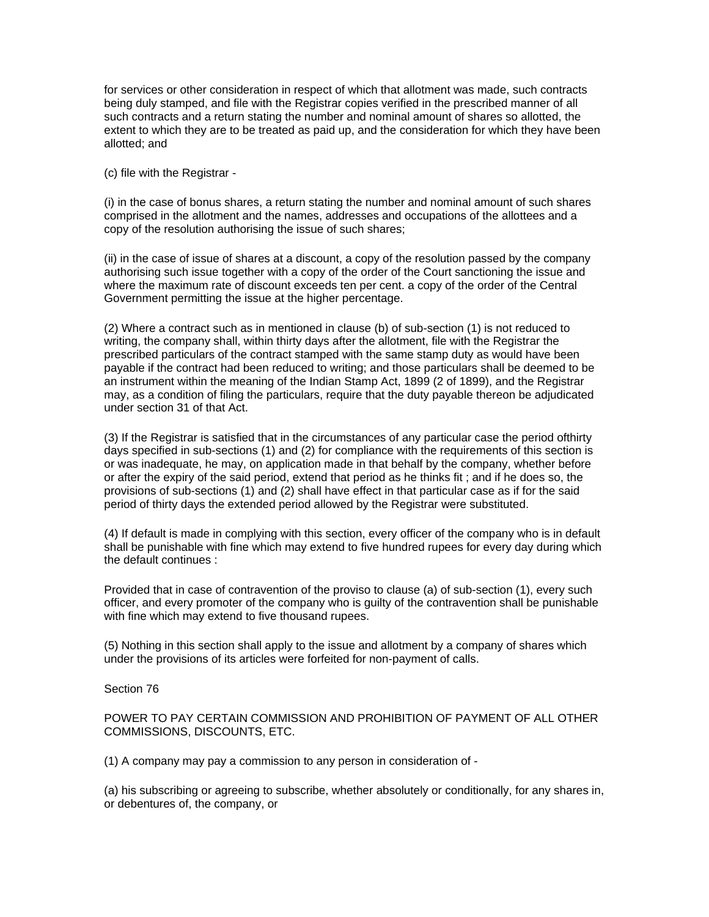for services or other consideration in respect of which that allotment was made, such contracts being duly stamped, and file with the Registrar copies verified in the prescribed manner of all such contracts and a return stating the number and nominal amount of shares so allotted, the extent to which they are to be treated as paid up, and the consideration for which they have been allotted; and

(c) file with the Registrar -

(i) in the case of bonus shares, a return stating the number and nominal amount of such shares comprised in the allotment and the names, addresses and occupations of the allottees and a copy of the resolution authorising the issue of such shares;

(ii) in the case of issue of shares at a discount, a copy of the resolution passed by the company authorising such issue together with a copy of the order of the Court sanctioning the issue and where the maximum rate of discount exceeds ten per cent. a copy of the order of the Central Government permitting the issue at the higher percentage.

(2) Where a contract such as in mentioned in clause (b) of sub-section (1) is not reduced to writing, the company shall, within thirty days after the allotment, file with the Registrar the prescribed particulars of the contract stamped with the same stamp duty as would have been payable if the contract had been reduced to writing; and those particulars shall be deemed to be an instrument within the meaning of the Indian Stamp Act, 1899 (2 of 1899), and the Registrar may, as a condition of filing the particulars, require that the duty payable thereon be adjudicated under section 31 of that Act.

(3) If the Registrar is satisfied that in the circumstances of any particular case the period ofthirty days specified in sub-sections (1) and (2) for compliance with the requirements of this section is or was inadequate, he may, on application made in that behalf by the company, whether before or after the expiry of the said period, extend that period as he thinks fit ; and if he does so, the provisions of sub-sections (1) and (2) shall have effect in that particular case as if for the said period of thirty days the extended period allowed by the Registrar were substituted.

(4) If default is made in complying with this section, every officer of the company who is in default shall be punishable with fine which may extend to five hundred rupees for every day during which the default continues :

Provided that in case of contravention of the proviso to clause (a) of sub-section (1), every such officer, and every promoter of the company who is guilty of the contravention shall be punishable with fine which may extend to five thousand rupees.

(5) Nothing in this section shall apply to the issue and allotment by a company of shares which under the provisions of its articles were forfeited for non-payment of calls.

Section 76

POWER TO PAY CERTAIN COMMISSION AND PROHIBITION OF PAYMENT OF ALL OTHER COMMISSIONS, DISCOUNTS, ETC.

(1) A company may pay a commission to any person in consideration of -

(a) his subscribing or agreeing to subscribe, whether absolutely or conditionally, for any shares in, or debentures of, the company, or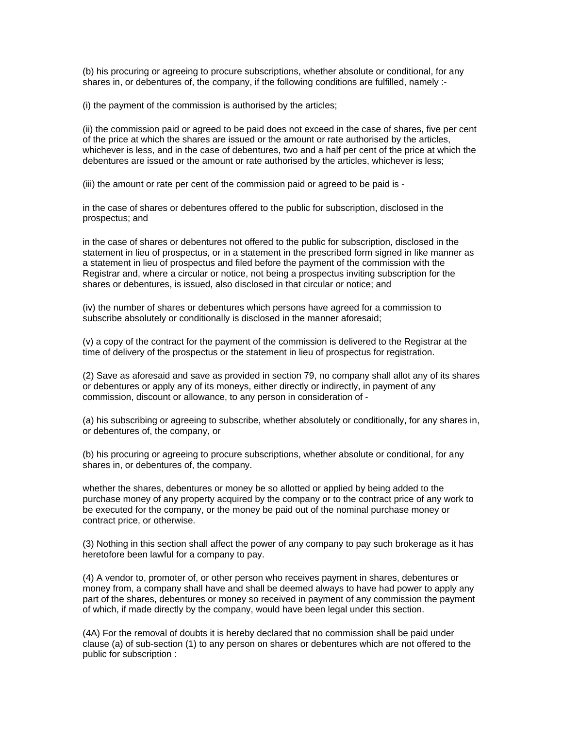(b) his procuring or agreeing to procure subscriptions, whether absolute or conditional, for any shares in, or debentures of, the company, if the following conditions are fulfilled, namely :-

(i) the payment of the commission is authorised by the articles;

(ii) the commission paid or agreed to be paid does not exceed in the case of shares, five per cent of the price at which the shares are issued or the amount or rate authorised by the articles, whichever is less, and in the case of debentures, two and a half per cent of the price at which the debentures are issued or the amount or rate authorised by the articles, whichever is less;

(iii) the amount or rate per cent of the commission paid or agreed to be paid is -

in the case of shares or debentures offered to the public for subscription, disclosed in the prospectus; and

in the case of shares or debentures not offered to the public for subscription, disclosed in the statement in lieu of prospectus, or in a statement in the prescribed form signed in like manner as a statement in lieu of prospectus and filed before the payment of the commission with the Registrar and, where a circular or notice, not being a prospectus inviting subscription for the shares or debentures, is issued, also disclosed in that circular or notice; and

(iv) the number of shares or debentures which persons have agreed for a commission to subscribe absolutely or conditionally is disclosed in the manner aforesaid;

(v) a copy of the contract for the payment of the commission is delivered to the Registrar at the time of delivery of the prospectus or the statement in lieu of prospectus for registration.

(2) Save as aforesaid and save as provided in section 79, no company shall allot any of its shares or debentures or apply any of its moneys, either directly or indirectly, in payment of any commission, discount or allowance, to any person in consideration of -

(a) his subscribing or agreeing to subscribe, whether absolutely or conditionally, for any shares in, or debentures of, the company, or

(b) his procuring or agreeing to procure subscriptions, whether absolute or conditional, for any shares in, or debentures of, the company.

whether the shares, debentures or money be so allotted or applied by being added to the purchase money of any property acquired by the company or to the contract price of any work to be executed for the company, or the money be paid out of the nominal purchase money or contract price, or otherwise.

(3) Nothing in this section shall affect the power of any company to pay such brokerage as it has heretofore been lawful for a company to pay.

(4) A vendor to, promoter of, or other person who receives payment in shares, debentures or money from, a company shall have and shall be deemed always to have had power to apply any part of the shares, debentures or money so received in payment of any commission the payment of which, if made directly by the company, would have been legal under this section.

(4A) For the removal of doubts it is hereby declared that no commission shall be paid under clause (a) of sub-section (1) to any person on shares or debentures which are not offered to the public for subscription :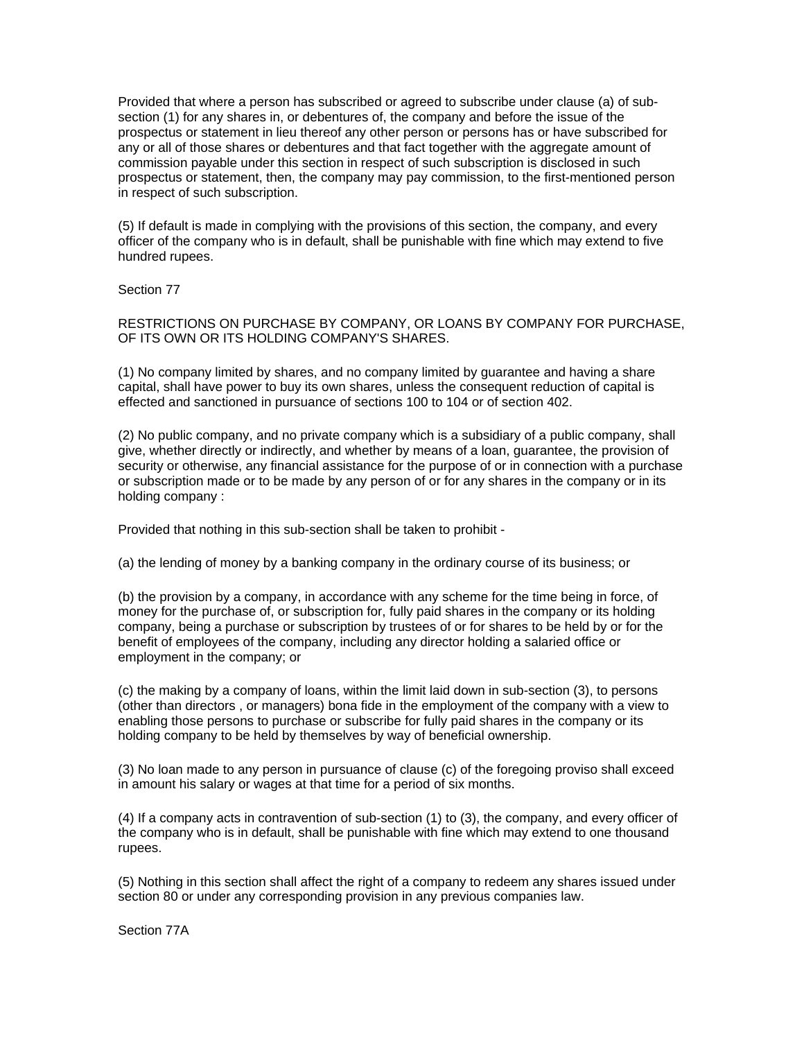Provided that where a person has subscribed or agreed to subscribe under clause (a) of sub-section (1) for any shares in, or debentures of, the company and before the issue of the prospectus or statement in lieu thereof any other person or persons has or have subscribed for any or all of those shares or debentures and that fact together with the aggregate amount of commission payable under this section in respect of such subscription is disclosed in such prospectus or statement, then, the company may pay commission, to the first-mentioned person in respect of such subscription.

(5) If default is made in complying with the provisions of this section, the company, and every officer of the company who is in default, shall be punishable with fine which may extend to five hundred rupees.

Section 77

RESTRICTIONS ON PURCHASE BY COMPANY, OR LOANS BY COMPANY FOR PURCHASE, OF ITS OWN OR ITS HOLDING COMPANY'S SHARES.

(1) No company limited by shares, and no company limited by guarantee and having a share capital, shall have power to buy its own shares, unless the consequent reduction of capital is effected and sanctioned in pursuance of sections 100 to 104 or of section 402.

(2) No public company, and no private company which is a subsidiary of a public company, shall give, whether directly or indirectly, and whether by means of a loan, guarantee, the provision of security or otherwise, any financial assistance for the purpose of or in connection with a purchase or subscription made or to be made by any person of or for any shares in the company or in its holding company :

Provided that nothing in this sub-section shall be taken to prohibit -

(a) the lending of money by a banking company in the ordinary course of its business; or

(b) the provision by a company, in accordance with any scheme for the time being in force, of money for the purchase of, or subscription for, fully paid shares in the company or its holding company, being a purchase or subscription by trustees of or for shares to be held by or for the benefit of employees of the company, including any director holding a salaried office or employment in the company; or

(c) the making by a company of loans, within the limit laid down in sub-section (3), to persons (other than directors , or managers) bona fide in the employment of the company with a view to enabling those persons to purchase or subscribe for fully paid shares in the company or its holding company to be held by themselves by way of beneficial ownership.

(3) No loan made to any person in pursuance of clause (c) of the foregoing proviso shall exceed in amount his salary or wages at that time for a period of six months.

(4) If a company acts in contravention of sub-section (1) to (3), the company, and every officer of the company who is in default, shall be punishable with fine which may extend to one thousand rupees.

(5) Nothing in this section shall affect the right of a company to redeem any shares issued under section 80 or under any corresponding provision in any previous companies law.

Section 77A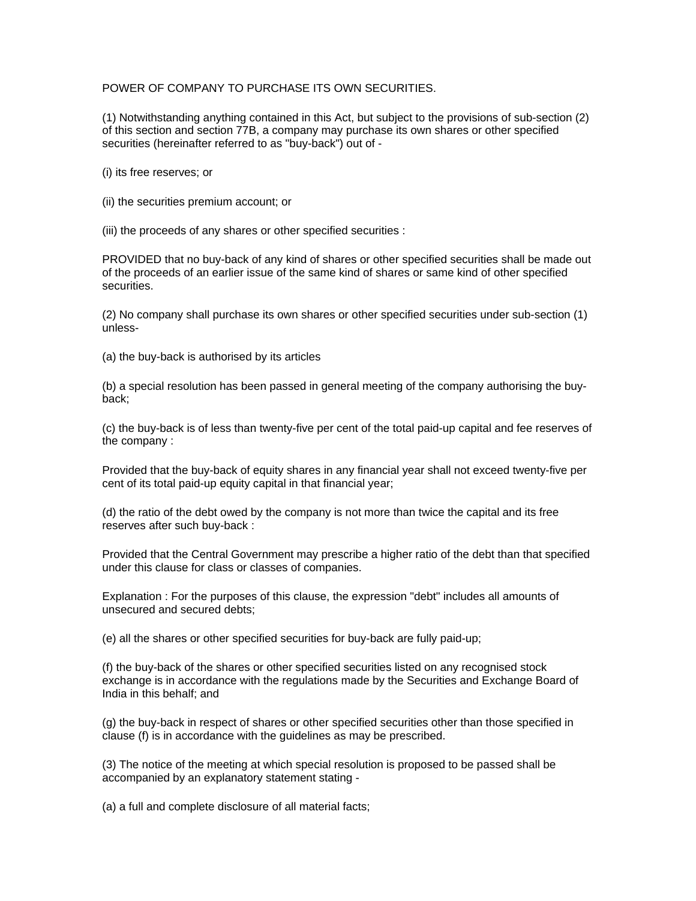POWER OF COMPANY TO PURCHASE ITS OWN SECURITIES.

(1) Notwithstanding anything contained in this Act, but subject to the provisions of sub-section (2) of this section and section 77B, a company may purchase its own shares or other specified securities (hereinafter referred to as "buy-back") out of -

(i) its free reserves; or

(ii) the securities premium account; or

(iii) the proceeds of any shares or other specified securities :

PROVIDED that no buy-back of any kind of shares or other specified securities shall be made out of the proceeds of an earlier issue of the same kind of shares or same kind of other specified securities.

(2) No company shall purchase its own shares or other specified securities under sub-section (1) unless-

(a) the buy-back is authorised by its articles

(b) a special resolution has been passed in general meeting of the company authorising the buy-back;

(c) the buy-back is of less than twenty-five per cent of the total paid-up capital and fee reserves of the company :

Provided that the buy-back of equity shares in any financial year shall not exceed twenty-five per cent of its total paid-up equity capital in that financial year;

(d) the ratio of the debt owed by the company is not more than twice the capital and its free reserves after such buy-back :

Provided that the Central Government may prescribe a higher ratio of the debt than that specified under this clause for class or classes of companies.

Explanation : For the purposes of this clause, the expression "debt" includes all amounts of unsecured and secured debts;

(e) all the shares or other specified securities for buy-back are fully paid-up;

(f) the buy-back of the shares or other specified securities listed on any recognised stock exchange is in accordance with the regulations made by the Securities and Exchange Board of India in this behalf; and

(g) the buy-back in respect of shares or other specified securities other than those specified in clause (f) is in accordance with the guidelines as may be prescribed.

(3) The notice of the meeting at which special resolution is proposed to be passed shall be accompanied by an explanatory statement stating -

(a) a full and complete disclosure of all material facts;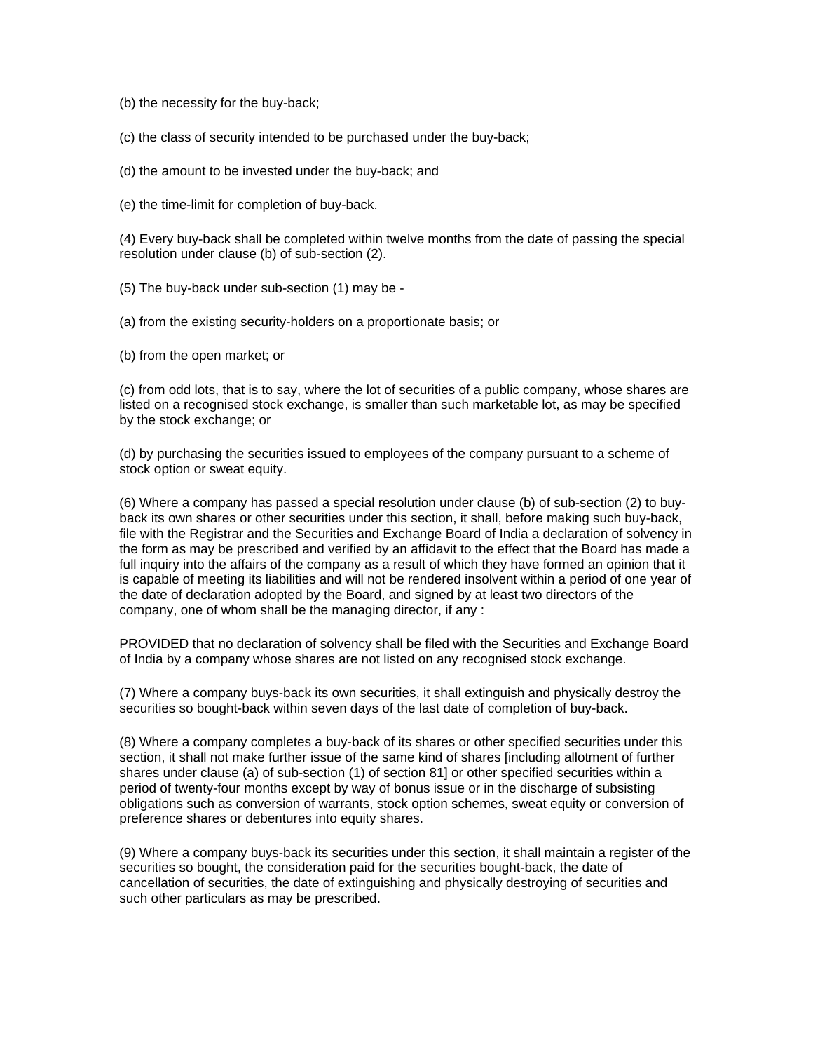(b) the necessity for the buy-back;

(c) the class of security intended to be purchased under the buy-back;

(d) the amount to be invested under the buy-back; and

(e) the time-limit for completion of buy-back.

(4) Every buy-back shall be completed within twelve months from the date of passing the special resolution under clause (b) of sub-section (2).

(5) The buy-back under sub-section (1) may be -

(a) from the existing security-holders on a proportionate basis; or

(b) from the open market; or

(c) from odd lots, that is to say, where the lot of securities of a public company, whose shares are listed on a recognised stock exchange, is smaller than such marketable lot, as may be specified by the stock exchange; or

(d) by purchasing the securities issued to employees of the company pursuant to a scheme of stock option or sweat equity.

(6) Where a company has passed a special resolution under clause (b) of sub-section (2) to buy-back its own shares or other securities under this section, it shall, before making such buy-back, file with the Registrar and the Securities and Exchange Board of India a declaration of solvency in the form as may be prescribed and verified by an affidavit to the effect that the Board has made a full inquiry into the affairs of the company as a result of which they have formed an opinion that it is capable of meeting its liabilities and will not be rendered insolvent within a period of one year of the date of declaration adopted by the Board, and signed by at least two directors of the company, one of whom shall be the managing director, if any :

PROVIDED that no declaration of solvency shall be filed with the Securities and Exchange Board of India by a company whose shares are not listed on any recognised stock exchange.

(7) Where a company buys-back its own securities, it shall extinguish and physically destroy the securities so bought-back within seven days of the last date of completion of buy-back.

(8) Where a company completes a buy-back of its shares or other specified securities under this section, it shall not make further issue of the same kind of shares [including allotment of further shares under clause (a) of sub-section (1) of section 81] or other specified securities within a period of twenty-four months except by way of bonus issue or in the discharge of subsisting obligations such as conversion of warrants, stock option schemes, sweat equity or conversion of preference shares or debentures into equity shares.

(9) Where a company buys-back its securities under this section, it shall maintain a register of the securities so bought, the consideration paid for the securities bought-back, the date of cancellation of securities, the date of extinguishing and physically destroying of securities and such other particulars as may be prescribed.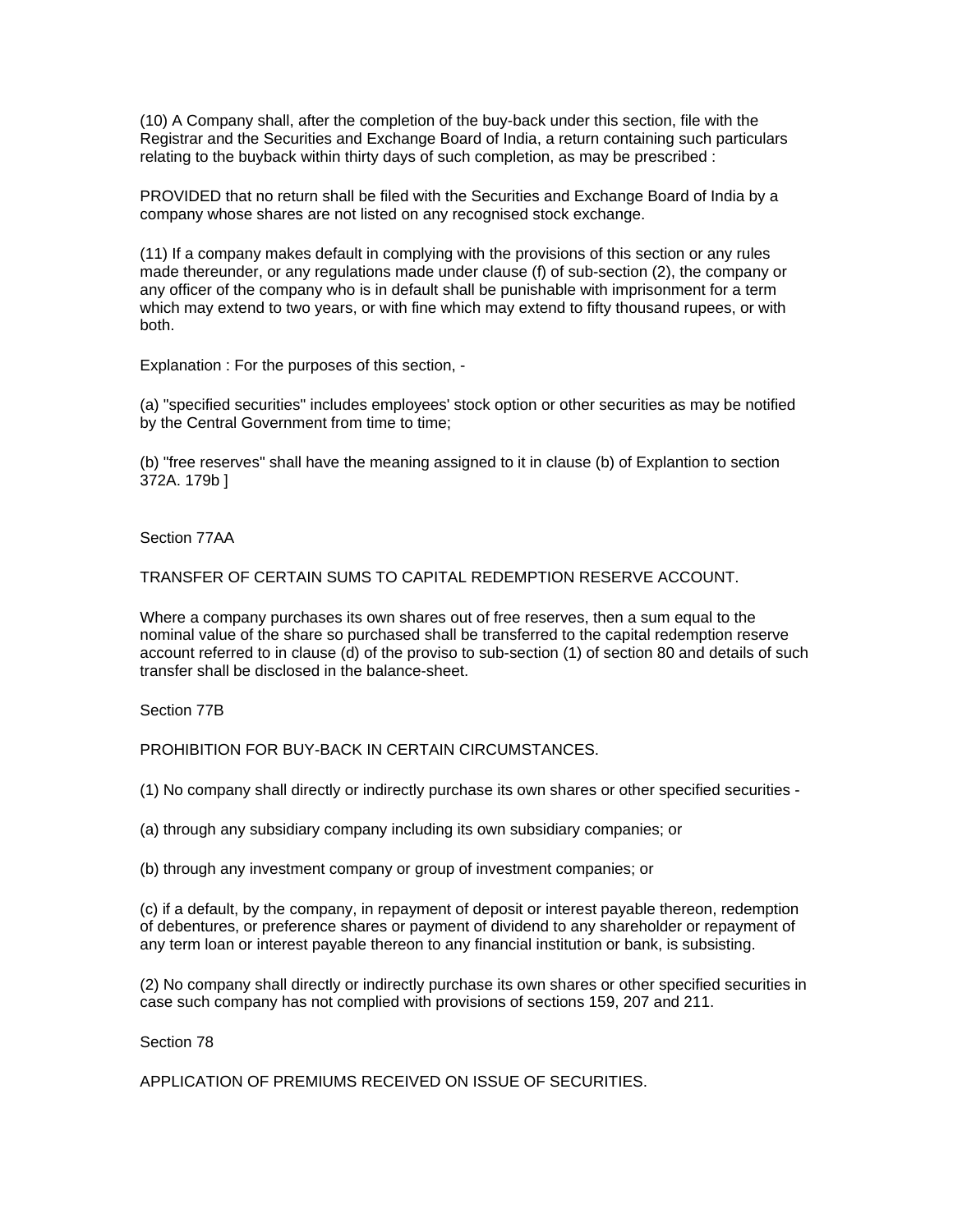(10) A Company shall, after the completion of the buy-back under this section, file with the Registrar and the Securities and Exchange Board of India, a return containing such particulars relating to the buyback within thirty days of such completion, as may be prescribed :

PROVIDED that no return shall be filed with the Securities and Exchange Board of India by a company whose shares are not listed on any recognised stock exchange.

(11) If a company makes default in complying with the provisions of this section or any rules made thereunder, or any regulations made under clause (f) of sub-section (2), the company or any officer of the company who is in default shall be punishable with imprisonment for a term which may extend to two years, or with fine which may extend to fifty thousand rupees, or with both.

Explanation : For the purposes of this section, -

(a) "specified securities" includes employees' stock option or other securities as may be notified by the Central Government from time to time;

(b) "free reserves" shall have the meaning assigned to it in clause (b) of Explantion to section 372A. 179b ]

## Section 77AA

### TRANSFER OF CERTAIN SUMS TO CAPITAL REDEMPTION RESERVE ACCOUNT.

Where a company purchases its own shares out of free reserves, then a sum equal to the nominal value of the share so purchased shall be transferred to the capital redemption reserve account referred to in clause (d) of the proviso to sub-section (1) of section 80 and details of such transfer shall be disclosed in the balance-sheet.

## Section 77B

### PROHIBITION FOR BUY-BACK IN CERTAIN CIRCUMSTANCES.

(1) No company shall directly or indirectly purchase its own shares or other specified securities -

(a) through any subsidiary company including its own subsidiary companies; or

(b) through any investment company or group of investment companies; or

(c) if a default, by the company, in repayment of deposit or interest payable thereon, redemption of debentures, or preference shares or payment of dividend to any shareholder or repayment of any term loan or interest payable thereon to any financial institution or bank, is subsisting.

(2) No company shall directly or indirectly purchase its own shares or other specified securities in case such company has not complied with provisions of sections 159, 207 and 211.

## Section 78

### APPLICATION OF PREMIUMS RECEIVED ON ISSUE OF SECURITIES.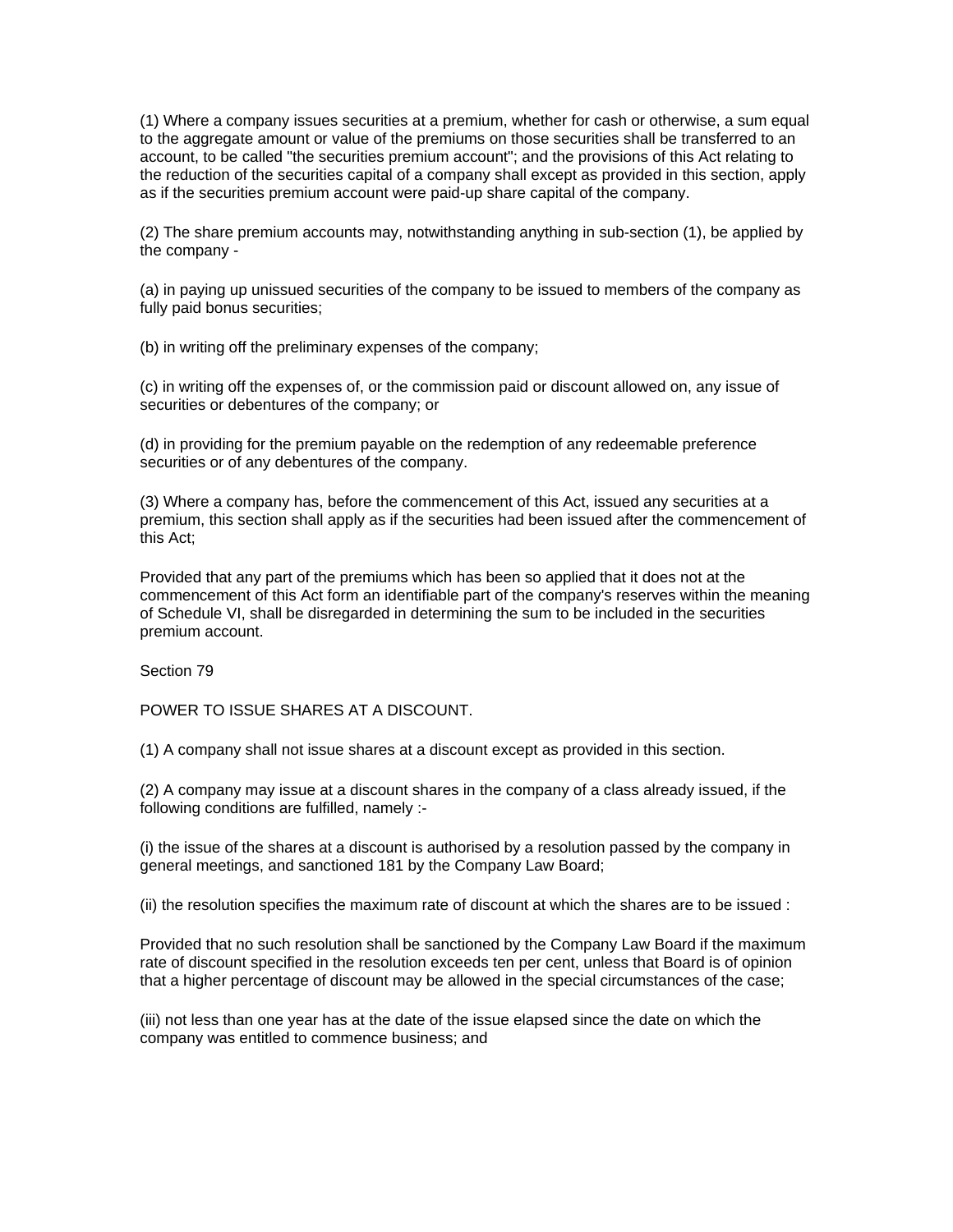(1) Where a company issues securities at a premium, whether for cash or otherwise, a sum equal to the aggregate amount or value of the premiums on those securities shall be transferred to an account, to be called "the securities premium account"; and the provisions of this Act relating to the reduction of the securities capital of a company shall except as provided in this section, apply as if the securities premium account were paid-up share capital of the company.

(2) The share premium accounts may, notwithstanding anything in sub-section (1), be applied by the company -

(a) in paying up unissued securities of the company to be issued to members of the company as fully paid bonus securities;

(b) in writing off the preliminary expenses of the company;

(c) in writing off the expenses of, or the commission paid or discount allowed on, any issue of securities or debentures of the company; or

(d) in providing for the premium payable on the redemption of any redeemable preference securities or of any debentures of the company.

(3) Where a company has, before the commencement of this Act, issued any securities at a premium, this section shall apply as if the securities had been issued after the commencement of this Act;

Provided that any part of the premiums which has been so applied that it does not at the commencement of this Act form an identifiable part of the company's reserves within the meaning of Schedule VI, shall be disregarded in determining the sum to be included in the securities premium account.

Section 79

POWER TO ISSUE SHARES AT A DISCOUNT.

(1) A company shall not issue shares at a discount except as provided in this section.

(2) A company may issue at a discount shares in the company of a class already issued, if the following conditions are fulfilled, namely :-

(i) the issue of the shares at a discount is authorised by a resolution passed by the company in general meetings, and sanctioned 181 by the Company Law Board;

(ii) the resolution specifies the maximum rate of discount at which the shares are to be issued :

Provided that no such resolution shall be sanctioned by the Company Law Board if the maximum rate of discount specified in the resolution exceeds ten per cent, unless that Board is of opinion that a higher percentage of discount may be allowed in the special circumstances of the case;

(iii) not less than one year has at the date of the issue elapsed since the date on which the company was entitled to commence business; and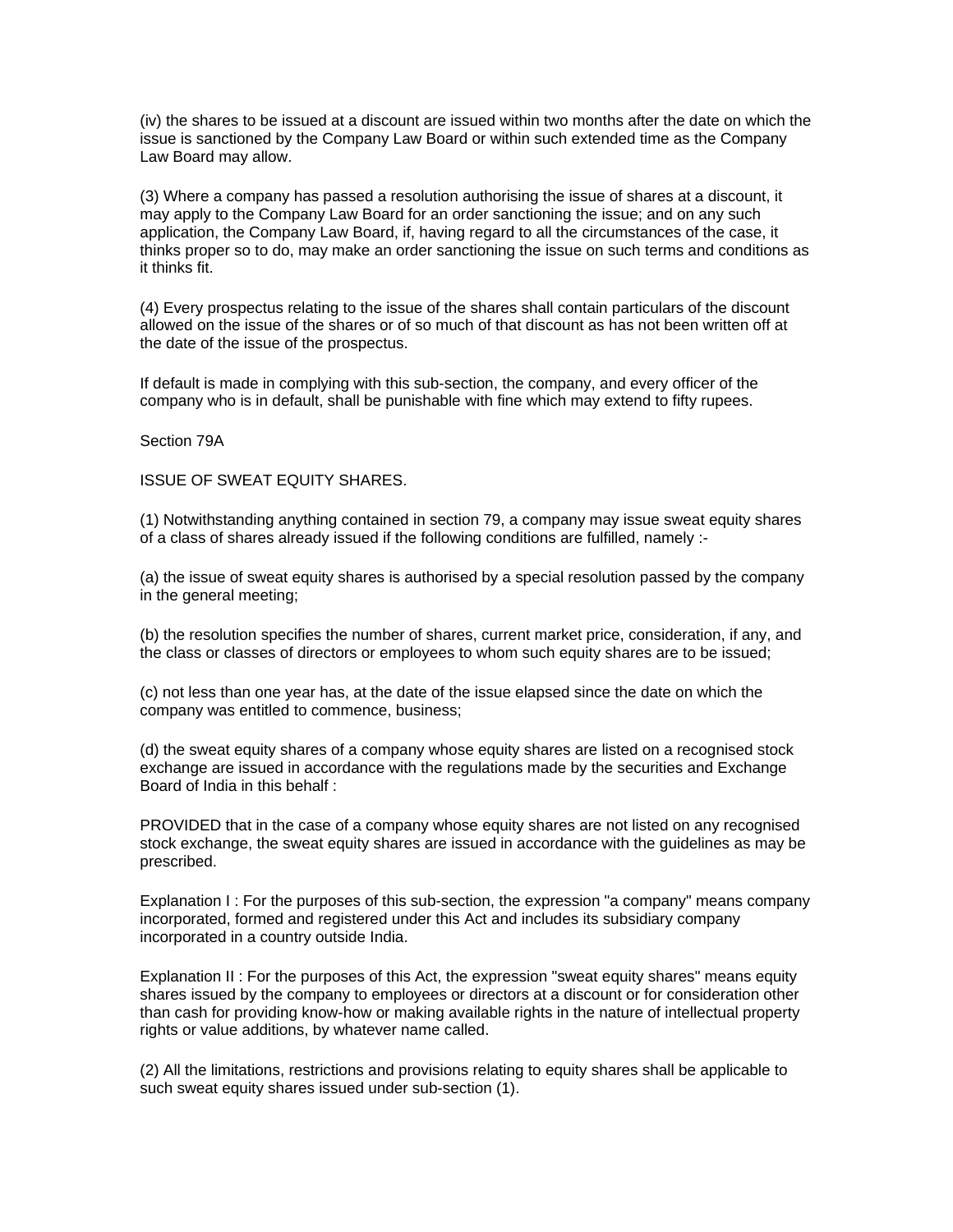(iv) the shares to be issued at a discount are issued within two months after the date on which the issue is sanctioned by the Company Law Board or within such extended time as the Company Law Board may allow.

(3) Where a company has passed a resolution authorising the issue of shares at a discount, it may apply to the Company Law Board for an order sanctioning the issue; and on any such application, the Company Law Board, if, having regard to all the circumstances of the case, it thinks proper so to do, may make an order sanctioning the issue on such terms and conditions as it thinks fit.

(4) Every prospectus relating to the issue of the shares shall contain particulars of the discount allowed on the issue of the shares or of so much of that discount as has not been written off at the date of the issue of the prospectus.

If default is made in complying with this sub-section, the company, and every officer of the company who is in default, shall be punishable with fine which may extend to fifty rupees.

Section 79A

ISSUE OF SWEAT EQUITY SHARES.

(1) Notwithstanding anything contained in section 79, a company may issue sweat equity shares of a class of shares already issued if the following conditions are fulfilled, namely :-

(a) the issue of sweat equity shares is authorised by a special resolution passed by the company in the general meeting;

(b) the resolution specifies the number of shares, current market price, consideration, if any, and the class or classes of directors or employees to whom such equity shares are to be issued;

(c) not less than one year has, at the date of the issue elapsed since the date on which the company was entitled to commence, business;

(d) the sweat equity shares of a company whose equity shares are listed on a recognised stock exchange are issued in accordance with the regulations made by the securities and Exchange Board of India in this behalf :

PROVIDED that in the case of a company whose equity shares are not listed on any recognised stock exchange, the sweat equity shares are issued in accordance with the guidelines as may be prescribed.

Explanation I : For the purposes of this sub-section, the expression "a company" means company incorporated, formed and registered under this Act and includes its subsidiary company incorporated in a country outside India.

Explanation II : For the purposes of this Act, the expression "sweat equity shares" means equity shares issued by the company to employees or directors at a discount or for consideration other than cash for providing know-how or making available rights in the nature of intellectual property rights or value additions, by whatever name called.

(2) All the limitations, restrictions and provisions relating to equity shares shall be applicable to such sweat equity shares issued under sub-section (1).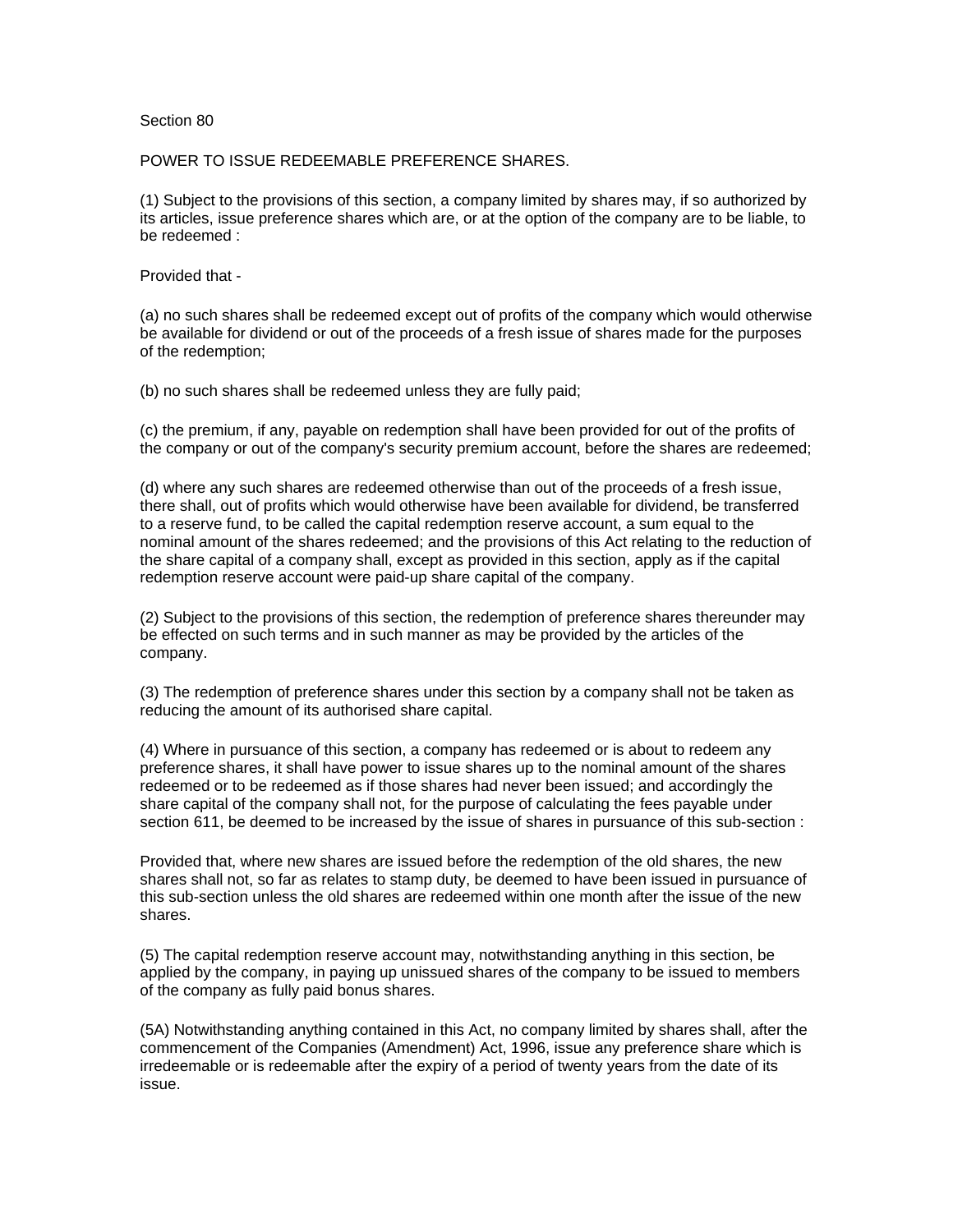Section 80

POWER TO ISSUE REDEEMABLE PREFERENCE SHARES.

(1) Subject to the provisions of this section, a company limited by shares may, if so authorized by its articles, issue preference shares which are, or at the option of the company are to be liable, to be redeemed :

Provided that -

(a) no such shares shall be redeemed except out of profits of the company which would otherwise be available for dividend or out of the proceeds of a fresh issue of shares made for the purposes of the redemption;

(b) no such shares shall be redeemed unless they are fully paid;

(c) the premium, if any, payable on redemption shall have been provided for out of the profits of the company or out of the company's security premium account, before the shares are redeemed;

(d) where any such shares are redeemed otherwise than out of the proceeds of a fresh issue, there shall, out of profits which would otherwise have been available for dividend, be transferred to a reserve fund, to be called the capital redemption reserve account, a sum equal to the nominal amount of the shares redeemed; and the provisions of this Act relating to the reduction of the share capital of a company shall, except as provided in this section, apply as if the capital redemption reserve account were paid-up share capital of the company.

(2) Subject to the provisions of this section, the redemption of preference shares thereunder may be effected on such terms and in such manner as may be provided by the articles of the company.

(3) The redemption of preference shares under this section by a company shall not be taken as reducing the amount of its authorised share capital.

(4) Where in pursuance of this section, a company has redeemed or is about to redeem any preference shares, it shall have power to issue shares up to the nominal amount of the shares redeemed or to be redeemed as if those shares had never been issued; and accordingly the share capital of the company shall not, for the purpose of calculating the fees payable under section 611, be deemed to be increased by the issue of shares in pursuance of this sub-section :

Provided that, where new shares are issued before the redemption of the old shares, the new shares shall not, so far as relates to stamp duty, be deemed to have been issued in pursuance of this sub-section unless the old shares are redeemed within one month after the issue of the new shares.

(5) The capital redemption reserve account may, notwithstanding anything in this section, be applied by the company, in paying up unissued shares of the company to be issued to members of the company as fully paid bonus shares.

(5A) Notwithstanding anything contained in this Act, no company limited by shares shall, after the commencement of the Companies (Amendment) Act, 1996, issue any preference share which is irredeemable or is redeemable after the expiry of a period of twenty years from the date of its issue.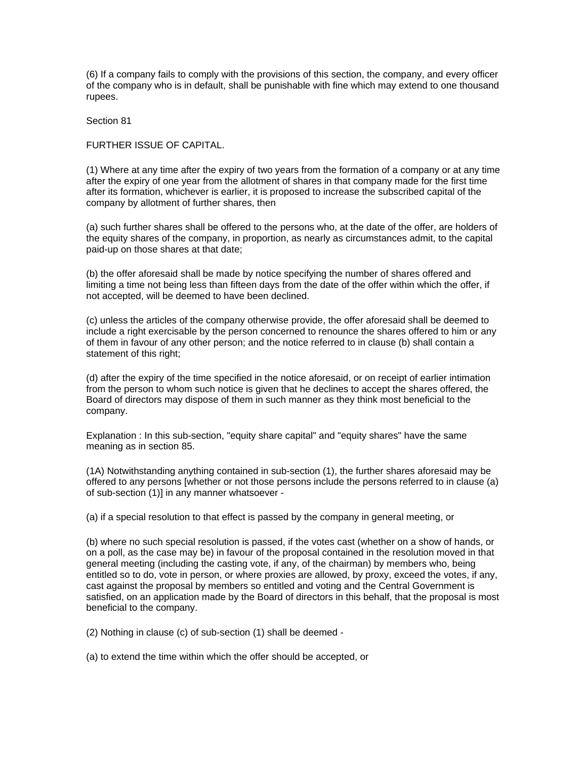(6) If a company fails to comply with the provisions of this section, the company, and every officer of the company who is in default, shall be punishable with fine which may extend to one thousand rupees.

Section 81

FURTHER ISSUE OF CAPITAL.

(1) Where at any time after the expiry of two years from the formation of a company or at any time after the expiry of one year from the allotment of shares in that company made for the first time after its formation, whichever is earlier, it is proposed to increase the subscribed capital of the company by allotment of further shares, then

(a) such further shares shall be offered to the persons who, at the date of the offer, are holders of the equity shares of the company, in proportion, as nearly as circumstances admit, to the capital paid-up on those shares at that date;

(b) the offer aforesaid shall be made by notice specifying the number of shares offered and limiting a time not being less than fifteen days from the date of the offer within which the offer, if not accepted, will be deemed to have been declined.

(c) unless the articles of the company otherwise provide, the offer aforesaid shall be deemed to include a right exercisable by the person concerned to renounce the shares offered to him or any of them in favour of any other person; and the notice referred to in clause (b) shall contain a statement of this right;

(d) after the expiry of the time specified in the notice aforesaid, or on receipt of earlier intimation from the person to whom such notice is given that he declines to accept the shares offered, the Board of directors may dispose of them in such manner as they think most beneficial to the company.

Explanation : In this sub-section, "equity share capital" and "equity shares" have the same meaning as in section 85.

(1A) Notwithstanding anything contained in sub-section (1), the further shares aforesaid may be offered to any persons [whether or not those persons include the persons referred to in clause (a) of sub-section (1)] in any manner whatsoever -

(a) if a special resolution to that effect is passed by the company in general meeting, or

(b) where no such special resolution is passed, if the votes cast (whether on a show of hands, or on a poll, as the case may be) in favour of the proposal contained in the resolution moved in that general meeting (including the casting vote, if any, of the chairman) by members who, being entitled so to do, vote in person, or where proxies are allowed, by proxy, exceed the votes, if any, cast against the proposal by members so entitled and voting and the Central Government is satisfied, on an application made by the Board of directors in this behalf, that the proposal is most beneficial to the company.

(2) Nothing in clause (c) of sub-section (1) shall be deemed -

(a) to extend the time within which the offer should be accepted, or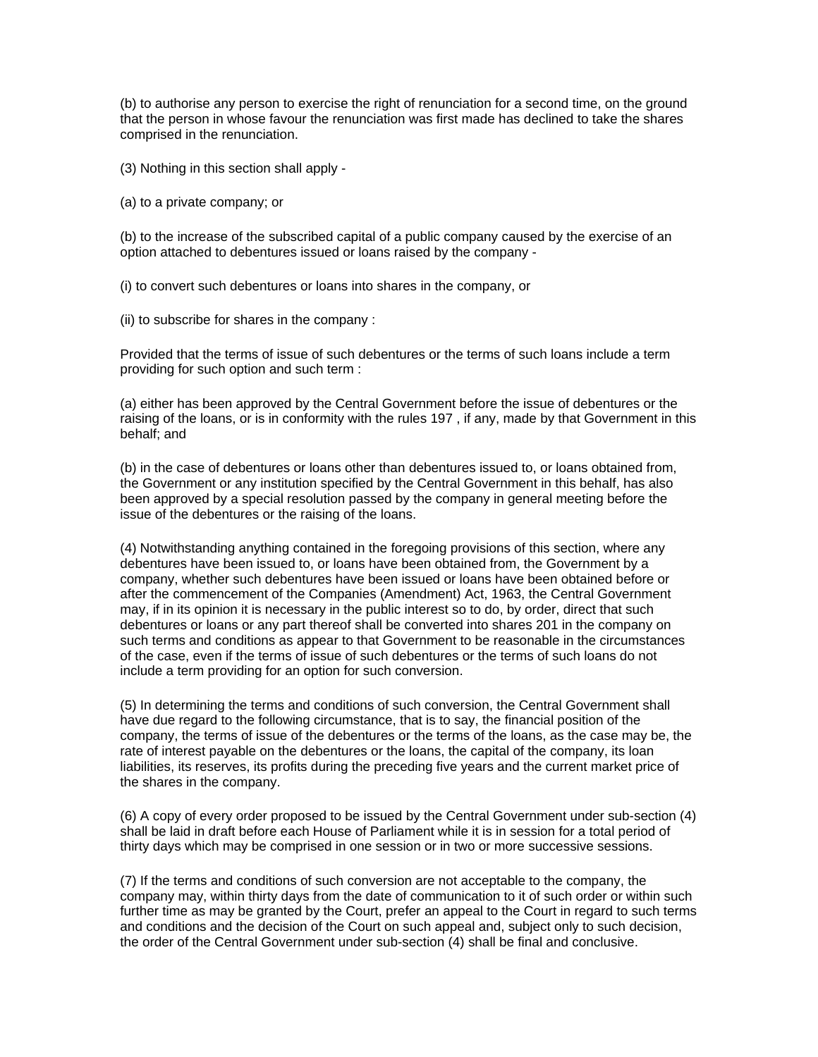(b) to authorise any person to exercise the right of renunciation for a second time, on the ground that the person in whose favour the renunciation was first made has declined to take the shares comprised in the renunciation.

(3) Nothing in this section shall apply -

(a) to a private company; or

(b) to the increase of the subscribed capital of a public company caused by the exercise of an option attached to debentures issued or loans raised by the company -

(i) to convert such debentures or loans into shares in the company, or

(ii) to subscribe for shares in the company :

Provided that the terms of issue of such debentures or the terms of such loans include a term providing for such option and such term :

(a) either has been approved by the Central Government before the issue of debentures or the raising of the loans, or is in conformity with the rules 197 , if any, made by that Government in this behalf; and

(b) in the case of debentures or loans other than debentures issued to, or loans obtained from, the Government or any institution specified by the Central Government in this behalf, has also been approved by a special resolution passed by the company in general meeting before the issue of the debentures or the raising of the loans.

(4) Notwithstanding anything contained in the foregoing provisions of this section, where any debentures have been issued to, or loans have been obtained from, the Government by a company, whether such debentures have been issued or loans have been obtained before or after the commencement of the Companies (Amendment) Act, 1963, the Central Government may, if in its opinion it is necessary in the public interest so to do, by order, direct that such debentures or loans or any part thereof shall be converted into shares 201 in the company on such terms and conditions as appear to that Government to be reasonable in the circumstances of the case, even if the terms of issue of such debentures or the terms of such loans do not include a term providing for an option for such conversion.

(5) In determining the terms and conditions of such conversion, the Central Government shall have due regard to the following circumstance, that is to say, the financial position of the company, the terms of issue of the debentures or the terms of the loans, as the case may be, the rate of interest payable on the debentures or the loans, the capital of the company, its loan liabilities, its reserves, its profits during the preceding five years and the current market price of the shares in the company.

(6) A copy of every order proposed to be issued by the Central Government under sub-section (4) shall be laid in draft before each House of Parliament while it is in session for a total period of thirty days which may be comprised in one session or in two or more successive sessions.

(7) If the terms and conditions of such conversion are not acceptable to the company, the company may, within thirty days from the date of communication to it of such order or within such further time as may be granted by the Court, prefer an appeal to the Court in regard to such terms and conditions and the decision of the Court on such appeal and, subject only to such decision, the order of the Central Government under sub-section (4) shall be final and conclusive.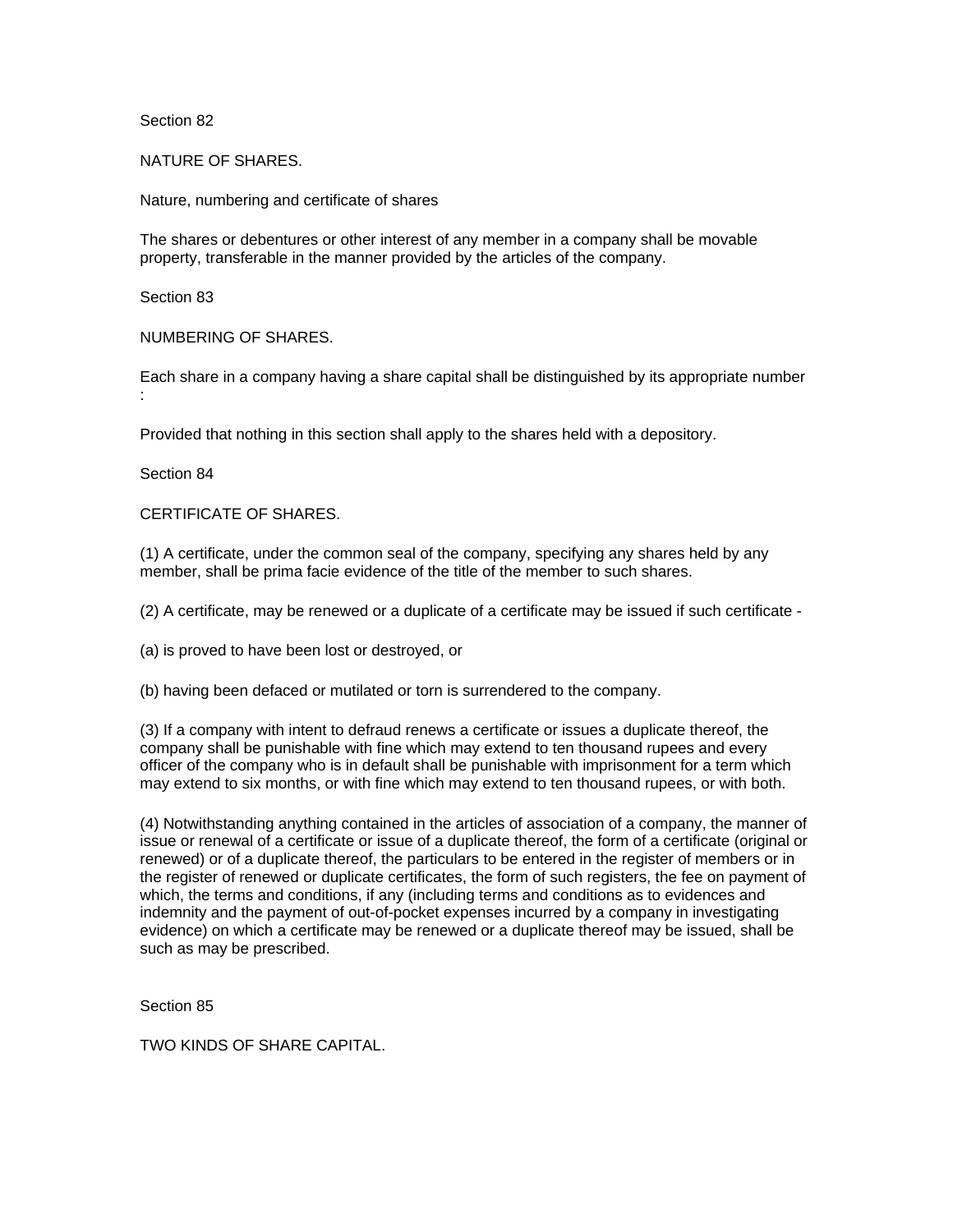Section 82

NATURE OF SHARES.

Nature, numbering and certificate of shares

The shares or debentures or other interest of any member in a company shall be movable property, transferable in the manner provided by the articles of the company.

Section 83

NUMBERING OF SHARES.

Each share in a company having a share capital shall be distinguished by its appropriate number :

Provided that nothing in this section shall apply to the shares held with a depository.

Section 84

CERTIFICATE OF SHARES.

(1) A certificate, under the common seal of the company, specifying any shares held by any member, shall be prima facie evidence of the title of the member to such shares.

(2) A certificate, may be renewed or a duplicate of a certificate may be issued if such certificate -

(a) is proved to have been lost or destroyed, or

(b) having been defaced or mutilated or torn is surrendered to the company.

(3) If a company with intent to defraud renews a certificate or issues a duplicate thereof, the company shall be punishable with fine which may extend to ten thousand rupees and every officer of the company who is in default shall be punishable with imprisonment for a term which may extend to six months, or with fine which may extend to ten thousand rupees, or with both.

(4) Notwithstanding anything contained in the articles of association of a company, the manner of issue or renewal of a certificate or issue of a duplicate thereof, the form of a certificate (original or renewed) or of a duplicate thereof, the particulars to be entered in the register of members or in the register of renewed or duplicate certificates, the form of such registers, the fee on payment of which, the terms and conditions, if any (including terms and conditions as to evidences and indemnity and the payment of out-of-pocket expenses incurred by a company in investigating evidence) on which a certificate may be renewed or a duplicate thereof may be issued, shall be such as may be prescribed.

Section 85

TWO KINDS OF SHARE CAPITAL.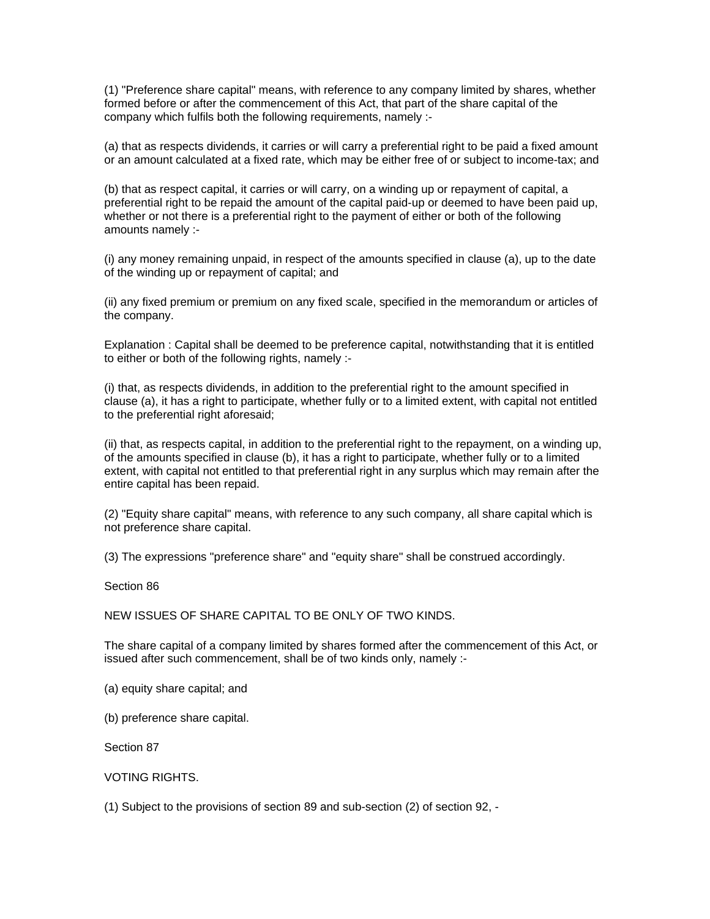(1) "Preference share capital" means, with reference to any company limited by shares, whether formed before or after the commencement of this Act, that part of the share capital of the company which fulfils both the following requirements, namely :-

(a) that as respects dividends, it carries or will carry a preferential right to be paid a fixed amount or an amount calculated at a fixed rate, which may be either free of or subject to income-tax; and

(b) that as respect capital, it carries or will carry, on a winding up or repayment of capital, a preferential right to be repaid the amount of the capital paid-up or deemed to have been paid up, whether or not there is a preferential right to the payment of either or both of the following amounts namely :-

(i) any money remaining unpaid, in respect of the amounts specified in clause (a), up to the date of the winding up or repayment of capital; and

(ii) any fixed premium or premium on any fixed scale, specified in the memorandum or articles of the company.

Explanation : Capital shall be deemed to be preference capital, notwithstanding that it is entitled to either or both of the following rights, namely :-

(i) that, as respects dividends, in addition to the preferential right to the amount specified in clause (a), it has a right to participate, whether fully or to a limited extent, with capital not entitled to the preferential right aforesaid;

(ii) that, as respects capital, in addition to the preferential right to the repayment, on a winding up, of the amounts specified in clause (b), it has a right to participate, whether fully or to a limited extent, with capital not entitled to that preferential right in any surplus which may remain after the entire capital has been repaid.

(2) "Equity share capital" means, with reference to any such company, all share capital which is not preference share capital.

(3) The expressions "preference share" and "equity share" shall be construed accordingly.

Section 86

NEW ISSUES OF SHARE CAPITAL TO BE ONLY OF TWO KINDS.

The share capital of a company limited by shares formed after the commencement of this Act, or issued after such commencement, shall be of two kinds only, namely :-

(a) equity share capital; and

(b) preference share capital.

Section 87

VOTING RIGHTS.

(1) Subject to the provisions of section 89 and sub-section (2) of section 92, -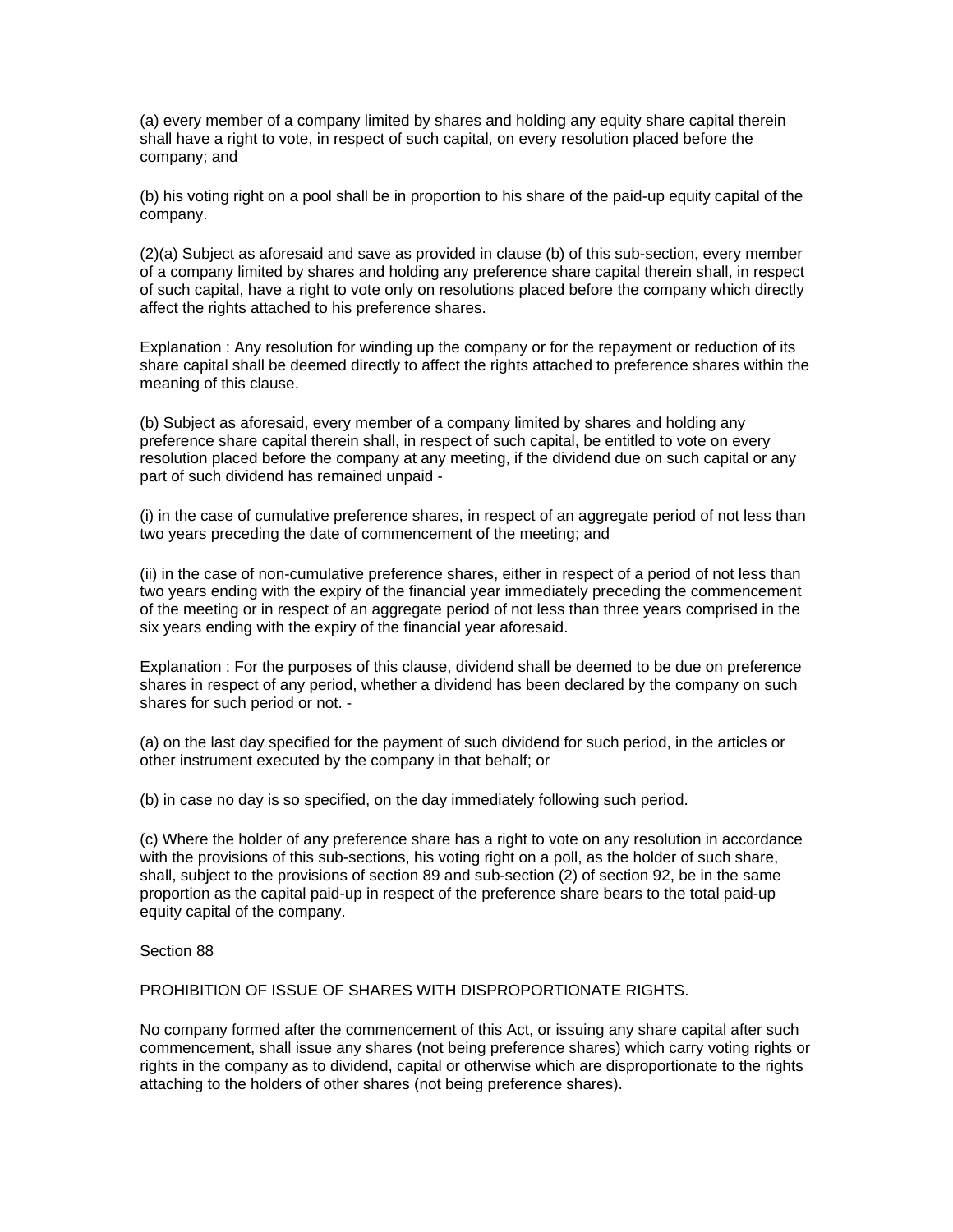(a) every member of a company limited by shares and holding any equity share capital therein shall have a right to vote, in respect of such capital, on every resolution placed before the company; and

(b) his voting right on a pool shall be in proportion to his share of the paid-up equity capital of the company.

(2)(a) Subject as aforesaid and save as provided in clause (b) of this sub-section, every member of a company limited by shares and holding any preference share capital therein shall, in respect of such capital, have a right to vote only on resolutions placed before the company which directly affect the rights attached to his preference shares.

Explanation : Any resolution for winding up the company or for the repayment or reduction of its share capital shall be deemed directly to affect the rights attached to preference shares within the meaning of this clause.

(b) Subject as aforesaid, every member of a company limited by shares and holding any preference share capital therein shall, in respect of such capital, be entitled to vote on every resolution placed before the company at any meeting, if the dividend due on such capital or any part of such dividend has remained unpaid -

(i) in the case of cumulative preference shares, in respect of an aggregate period of not less than two years preceding the date of commencement of the meeting; and

(ii) in the case of non-cumulative preference shares, either in respect of a period of not less than two years ending with the expiry of the financial year immediately preceding the commencement of the meeting or in respect of an aggregate period of not less than three years comprised in the six years ending with the expiry of the financial year aforesaid.

Explanation : For the purposes of this clause, dividend shall be deemed to be due on preference shares in respect of any period, whether a dividend has been declared by the company on such shares for such period or not. -

(a) on the last day specified for the payment of such dividend for such period, in the articles or other instrument executed by the company in that behalf; or

(b) in case no day is so specified, on the day immediately following such period.

(c) Where the holder of any preference share has a right to vote on any resolution in accordance with the provisions of this sub-sections, his voting right on a poll, as the holder of such share, shall, subject to the provisions of section 89 and sub-section (2) of section 92, be in the same proportion as the capital paid-up in respect of the preference share bears to the total paid-up equity capital of the company.

Section 88

PROHIBITION OF ISSUE OF SHARES WITH DISPROPORTIONATE RIGHTS.

No company formed after the commencement of this Act, or issuing any share capital after such commencement, shall issue any shares (not being preference shares) which carry voting rights or rights in the company as to dividend, capital or otherwise which are disproportionate to the rights attaching to the holders of other shares (not being preference shares).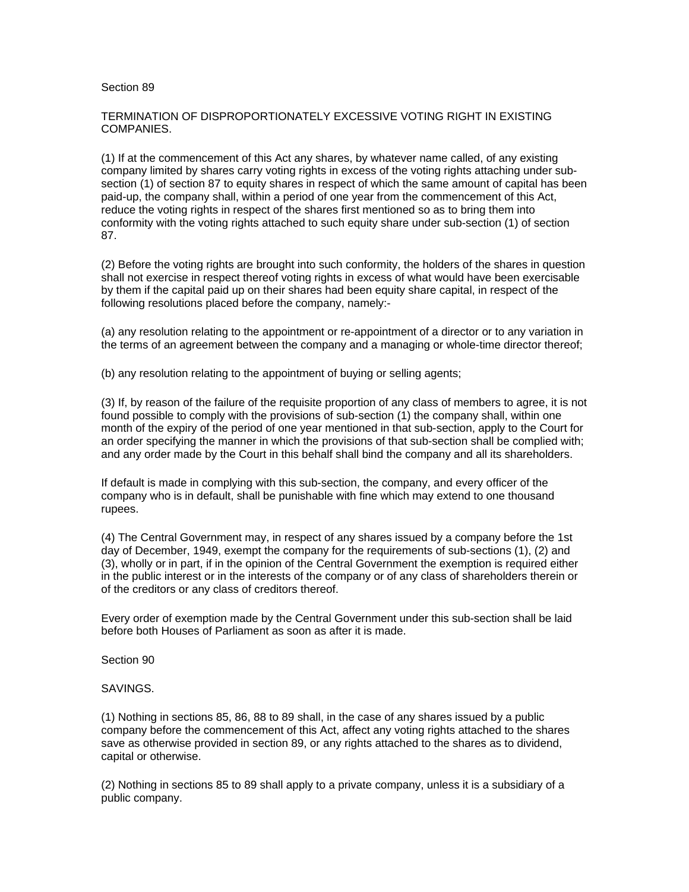Section 89

TERMINATION OF DISPROPORTIONATELY EXCESSIVE VOTING RIGHT IN EXISTING COMPANIES.

(1) If at the commencement of this Act any shares, by whatever name called, of any existing company limited by shares carry voting rights in excess of the voting rights attaching under sub-section (1) of section 87 to equity shares in respect of which the same amount of capital has been paid-up, the company shall, within a period of one year from the commencement of this Act, reduce the voting rights in respect of the shares first mentioned so as to bring them into conformity with the voting rights attached to such equity share under sub-section (1) of section 87.

(2) Before the voting rights are brought into such conformity, the holders of the shares in question shall not exercise in respect thereof voting rights in excess of what would have been exercisable by them if the capital paid up on their shares had been equity share capital, in respect of the following resolutions placed before the company, namely:-

(a) any resolution relating to the appointment or re-appointment of a director or to any variation in the terms of an agreement between the company and a managing or whole-time director thereof;

(b) any resolution relating to the appointment of buying or selling agents;

(3) If, by reason of the failure of the requisite proportion of any class of members to agree, it is not found possible to comply with the provisions of sub-section (1) the company shall, within one month of the expiry of the period of one year mentioned in that sub-section, apply to the Court for an order specifying the manner in which the provisions of that sub-section shall be complied with; and any order made by the Court in this behalf shall bind the company and all its shareholders.

If default is made in complying with this sub-section, the company, and every officer of the company who is in default, shall be punishable with fine which may extend to one thousand rupees.

(4) The Central Government may, in respect of any shares issued by a company before the 1st day of December, 1949, exempt the company for the requirements of sub-sections (1), (2) and (3), wholly or in part, if in the opinion of the Central Government the exemption is required either in the public interest or in the interests of the company or of any class of shareholders therein or of the creditors or any class of creditors thereof.

Every order of exemption made by the Central Government under this sub-section shall be laid before both Houses of Parliament as soon as after it is made.

Section 90

SAVINGS.

(1) Nothing in sections 85, 86, 88 to 89 shall, in the case of any shares issued by a public company before the commencement of this Act, affect any voting rights attached to the shares save as otherwise provided in section 89, or any rights attached to the shares as to dividend, capital or otherwise.

(2) Nothing in sections 85 to 89 shall apply to a private company, unless it is a subsidiary of a public company.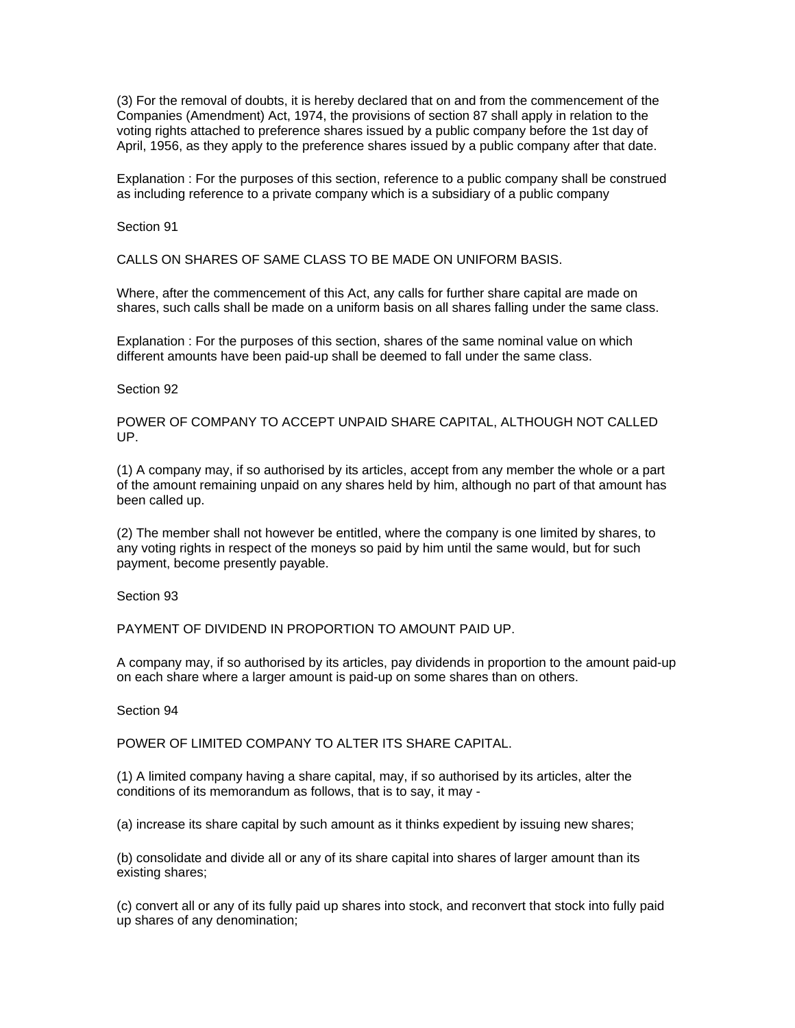(3) For the removal of doubts, it is hereby declared that on and from the commencement of the Companies (Amendment) Act, 1974, the provisions of section 87 shall apply in relation to the voting rights attached to preference shares issued by a public company before the 1st day of April, 1956, as they apply to the preference shares issued by a public company after that date.

Explanation : For the purposes of this section, reference to a public company shall be construed as including reference to a private company which is a subsidiary of a public company

Section 91

CALLS ON SHARES OF SAME CLASS TO BE MADE ON UNIFORM BASIS.

Where, after the commencement of this Act, any calls for further share capital are made on shares, such calls shall be made on a uniform basis on all shares falling under the same class.

Explanation : For the purposes of this section, shares of the same nominal value on which different amounts have been paid-up shall be deemed to fall under the same class.

Section 92

POWER OF COMPANY TO ACCEPT UNPAID SHARE CAPITAL, ALTHOUGH NOT CALLED UP.

(1) A company may, if so authorised by its articles, accept from any member the whole or a part of the amount remaining unpaid on any shares held by him, although no part of that amount has been called up.

(2) The member shall not however be entitled, where the company is one limited by shares, to any voting rights in respect of the moneys so paid by him until the same would, but for such payment, become presently payable.

Section 93

PAYMENT OF DIVIDEND IN PROPORTION TO AMOUNT PAID UP.

A company may, if so authorised by its articles, pay dividends in proportion to the amount paid-up on each share where a larger amount is paid-up on some shares than on others.

Section 94

POWER OF LIMITED COMPANY TO ALTER ITS SHARE CAPITAL.

(1) A limited company having a share capital, may, if so authorised by its articles, alter the conditions of its memorandum as follows, that is to say, it may -

(a) increase its share capital by such amount as it thinks expedient by issuing new shares;

(b) consolidate and divide all or any of its share capital into shares of larger amount than its existing shares;

(c) convert all or any of its fully paid up shares into stock, and reconvert that stock into fully paid up shares of any denomination;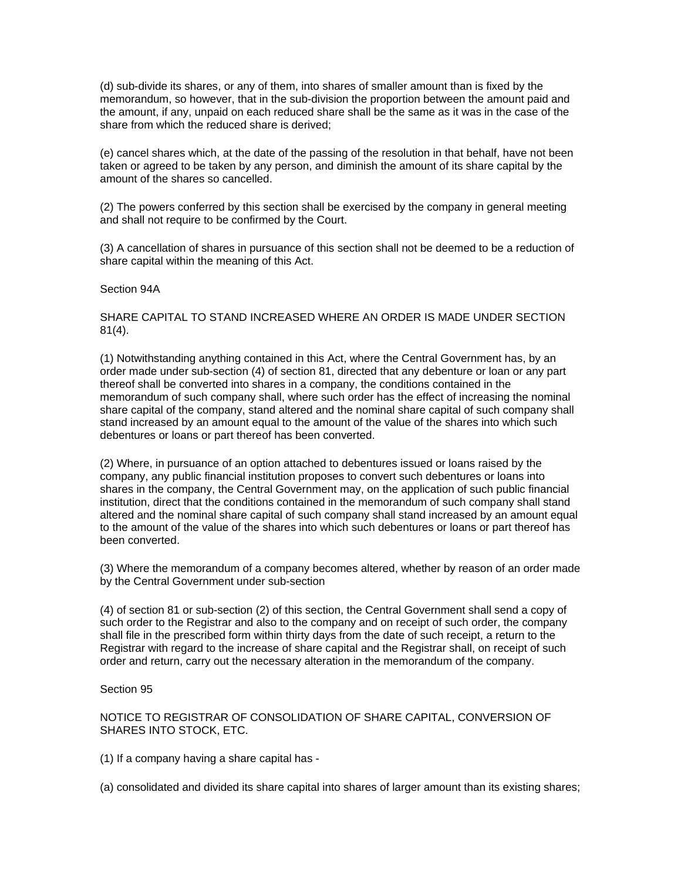(d) sub-divide its shares, or any of them, into shares of smaller amount than is fixed by the memorandum, so however, that in the sub-division the proportion between the amount paid and the amount, if any, unpaid on each reduced share shall be the same as it was in the case of the share from which the reduced share is derived;

(e) cancel shares which, at the date of the passing of the resolution in that behalf, have not been taken or agreed to be taken by any person, and diminish the amount of its share capital by the amount of the shares so cancelled.

(2) The powers conferred by this section shall be exercised by the company in general meeting and shall not require to be confirmed by the Court.

(3) A cancellation of shares in pursuance of this section shall not be deemed to be a reduction of share capital within the meaning of this Act.

Section 94A

SHARE CAPITAL TO STAND INCREASED WHERE AN ORDER IS MADE UNDER SECTION 81(4).

(1) Notwithstanding anything contained in this Act, where the Central Government has, by an order made under sub-section (4) of section 81, directed that any debenture or loan or any part thereof shall be converted into shares in a company, the conditions contained in the memorandum of such company shall, where such order has the effect of increasing the nominal share capital of the company, stand altered and the nominal share capital of such company shall stand increased by an amount equal to the amount of the value of the shares into which such debentures or loans or part thereof has been converted.

(2) Where, in pursuance of an option attached to debentures issued or loans raised by the company, any public financial institution proposes to convert such debentures or loans into shares in the company, the Central Government may, on the application of such public financial institution, direct that the conditions contained in the memorandum of such company shall stand altered and the nominal share capital of such company shall stand increased by an amount equal to the amount of the value of the shares into which such debentures or loans or part thereof has been converted.

(3) Where the memorandum of a company becomes altered, whether by reason of an order made by the Central Government under sub-section

(4) of section 81 or sub-section (2) of this section, the Central Government shall send a copy of such order to the Registrar and also to the company and on receipt of such order, the company shall file in the prescribed form within thirty days from the date of such receipt, a return to the Registrar with regard to the increase of share capital and the Registrar shall, on receipt of such order and return, carry out the necessary alteration in the memorandum of the company.

Section 95

NOTICE TO REGISTRAR OF CONSOLIDATION OF SHARE CAPITAL, CONVERSION OF SHARES INTO STOCK, ETC.

(1) If a company having a share capital has -

(a) consolidated and divided its share capital into shares of larger amount than its existing shares;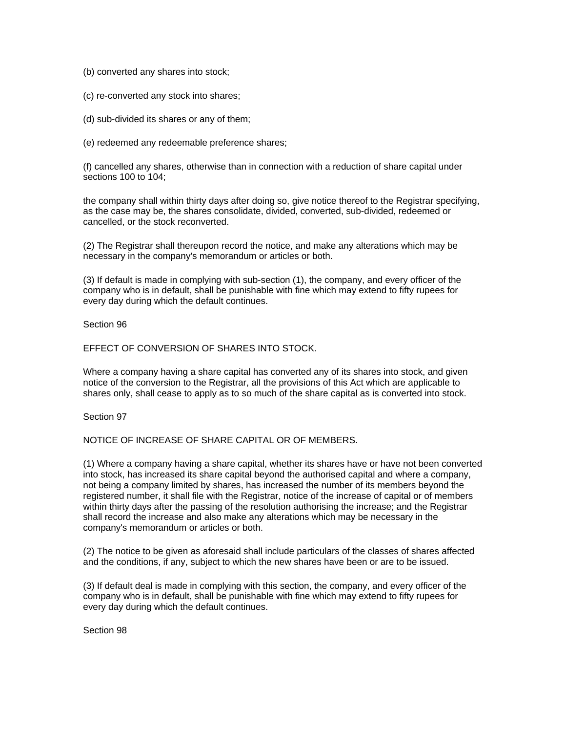(b) converted any shares into stock;

(c) re-converted any stock into shares;

(d) sub-divided its shares or any of them;

(e) redeemed any redeemable preference shares;

(f) cancelled any shares, otherwise than in connection with a reduction of share capital under sections 100 to 104;

the company shall within thirty days after doing so, give notice thereof to the Registrar specifying, as the case may be, the shares consolidate, divided, converted, sub-divided, redeemed or cancelled, or the stock reconverted.

(2) The Registrar shall thereupon record the notice, and make any alterations which may be necessary in the company's memorandum or articles or both.

(3) If default is made in complying with sub-section (1), the company, and every officer of the company who is in default, shall be punishable with fine which may extend to fifty rupees for every day during which the default continues.

Section 96

EFFECT OF CONVERSION OF SHARES INTO STOCK.

Where a company having a share capital has converted any of its shares into stock, and given notice of the conversion to the Registrar, all the provisions of this Act which are applicable to shares only, shall cease to apply as to so much of the share capital as is converted into stock.

Section 97

NOTICE OF INCREASE OF SHARE CAPITAL OR OF MEMBERS.

(1) Where a company having a share capital, whether its shares have or have not been converted into stock, has increased its share capital beyond the authorised capital and where a company, not being a company limited by shares, has increased the number of its members beyond the registered number, it shall file with the Registrar, notice of the increase of capital or of members within thirty days after the passing of the resolution authorising the increase; and the Registrar shall record the increase and also make any alterations which may be necessary in the company's memorandum or articles or both.

(2) The notice to be given as aforesaid shall include particulars of the classes of shares affected and the conditions, if any, subject to which the new shares have been or are to be issued.

(3) If default deal is made in complying with this section, the company, and every officer of the company who is in default, shall be punishable with fine which may extend to fifty rupees for every day during which the default continues.

Section 98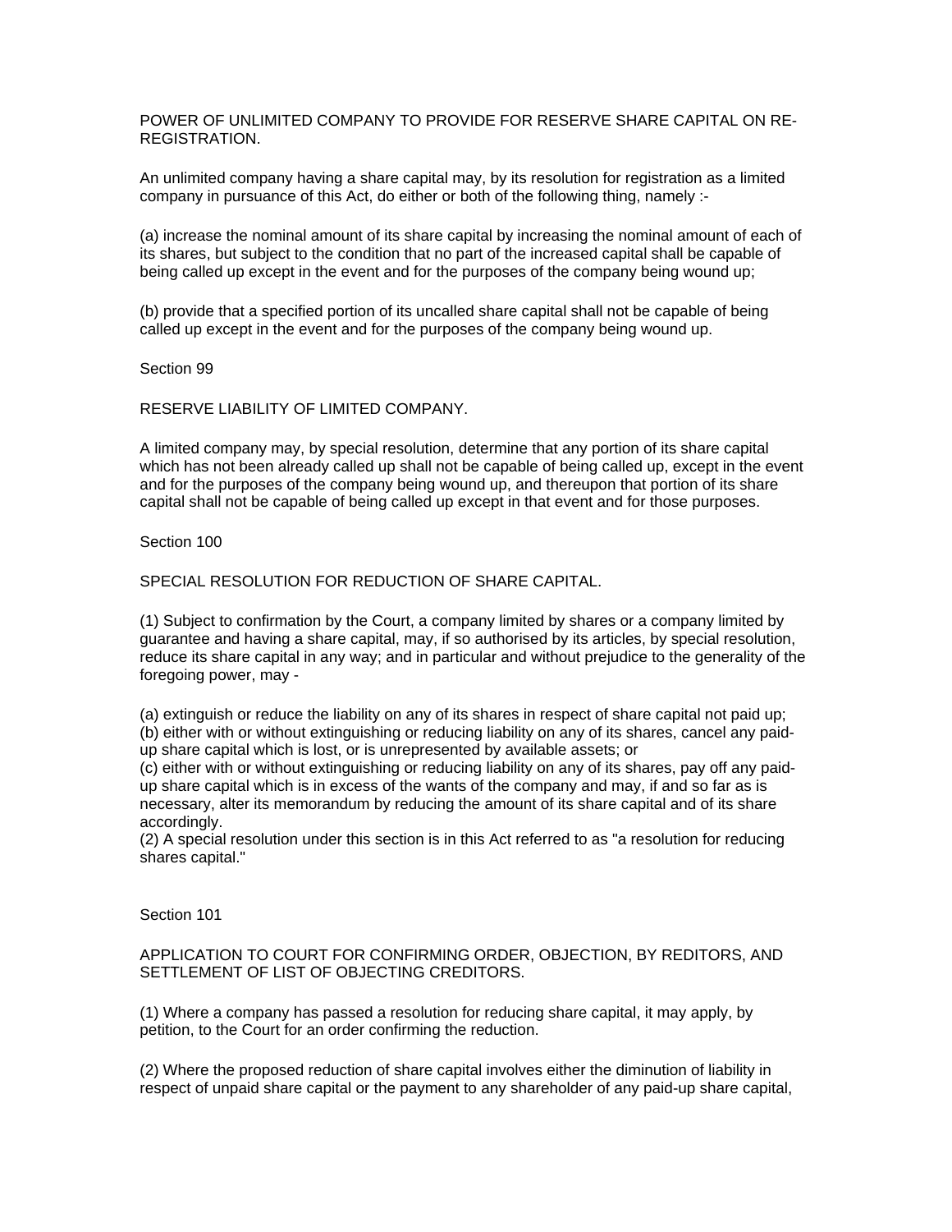POWER OF UNLIMITED COMPANY TO PROVIDE FOR RESERVE SHARE CAPITAL ON RE-REGISTRATION.

An unlimited company having a share capital may, by its resolution for registration as a limited company in pursuance of this Act, do either or both of the following thing, namely :-

(a) increase the nominal amount of its share capital by increasing the nominal amount of each of its shares, but subject to the condition that no part of the increased capital shall be capable of being called up except in the event and for the purposes of the company being wound up;

(b) provide that a specified portion of its uncalled share capital shall not be capable of being called up except in the event and for the purposes of the company being wound up.

Section 99

RESERVE LIABILITY OF LIMITED COMPANY.

A limited company may, by special resolution, determine that any portion of its share capital which has not been already called up shall not be capable of being called up, except in the event and for the purposes of the company being wound up, and thereupon that portion of its share capital shall not be capable of being called up except in that event and for those purposes.

Section 100

SPECIAL RESOLUTION FOR REDUCTION OF SHARE CAPITAL.

(1) Subject to confirmation by the Court, a company limited by shares or a company limited by guarantee and having a share capital, may, if so authorised by its articles, by special resolution, reduce its share capital in any way; and in particular and without prejudice to the generality of the foregoing power, may -

(a) extinguish or reduce the liability on any of its shares in respect of share capital not paid up;
(b) either with or without extinguishing or reducing liability on any of its shares, cancel any paid-up share capital which is lost, or is unrepresented by available assets; or
(c) either with or without extinguishing or reducing liability on any of its shares, pay off any paid-up share capital which is in excess of the wants of the company and may, if and so far as is necessary, alter its memorandum by reducing the amount of its share capital and of its share accordingly.
(2) A special resolution under this section is in this Act referred to as "a resolution for reducing shares capital."

Section 101

APPLICATION TO COURT FOR CONFIRMING ORDER, OBJECTION, BY REDITORS, AND SETTLEMENT OF LIST OF OBJECTING CREDITORS.

(1) Where a company has passed a resolution for reducing share capital, it may apply, by petition, to the Court for an order confirming the reduction.

(2) Where the proposed reduction of share capital involves either the diminution of liability in respect of unpaid share capital or the payment to any shareholder of any paid-up share capital,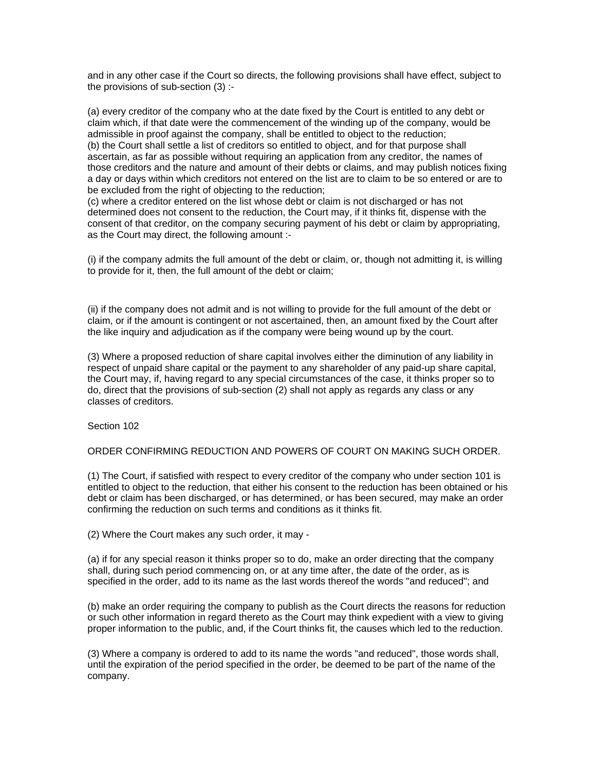and in any other case if the Court so directs, the following provisions shall have effect, subject to the provisions of sub-section (3) :-

(a) every creditor of the company who at the date fixed by the Court is entitled to any debt or claim which, if that date were the commencement of the winding up of the company, would be admissible in proof against the company, shall be entitled to object to the reduction;
(b) the Court shall settle a list of creditors so entitled to object, and for that purpose shall ascertain, as far as possible without requiring an application from any creditor, the names of those creditors and the nature and amount of their debts or claims, and may publish notices fixing a day or days within which creditors not entered on the list are to claim to be so entered or are to be excluded from the right of objecting to the reduction;
(c) where a creditor entered on the list whose debt or claim is not discharged or has not determined does not consent to the reduction, the Court may, if it thinks fit, dispense with the consent of that creditor, on the company securing payment of his debt or claim by appropriating, as the Court may direct, the following amount :-

(i) if the company admits the full amount of the debt or claim, or, though not admitting it, is willing to provide for it, then, the full amount of the debt or claim;

(ii) if the company does not admit and is not willing to provide for the full amount of the debt or claim, or if the amount is contingent or not ascertained, then, an amount fixed by the Court after the like inquiry and adjudication as if the company were being wound up by the court.

(3) Where a proposed reduction of share capital involves either the diminution of any liability in respect of unpaid share capital or the payment to any shareholder of any paid-up share capital, the Court may, if, having regard to any special circumstances of the case, it thinks proper so to do, direct that the provisions of sub-section (2) shall not apply as regards any class or any classes of creditors.

Section 102

ORDER CONFIRMING REDUCTION AND POWERS OF COURT ON MAKING SUCH ORDER.

(1) The Court, if satisfied with respect to every creditor of the company who under section 101 is entitled to object to the reduction, that either his consent to the reduction has been obtained or his debt or claim has been discharged, or has determined, or has been secured, may make an order confirming the reduction on such terms and conditions as it thinks fit.

(2) Where the Court makes any such order, it may -

(a) if for any special reason it thinks proper so to do, make an order directing that the company shall, during such period commencing on, or at any time after, the date of the order, as is specified in the order, add to its name as the last words thereof the words "and reduced"; and

(b) make an order requiring the company to publish as the Court directs the reasons for reduction or such other information in regard thereto as the Court may think expedient with a view to giving proper information to the public, and, if the Court thinks fit, the causes which led to the reduction.

(3) Where a company is ordered to add to its name the words "and reduced", those words shall, until the expiration of the period specified in the order, be deemed to be part of the name of the company.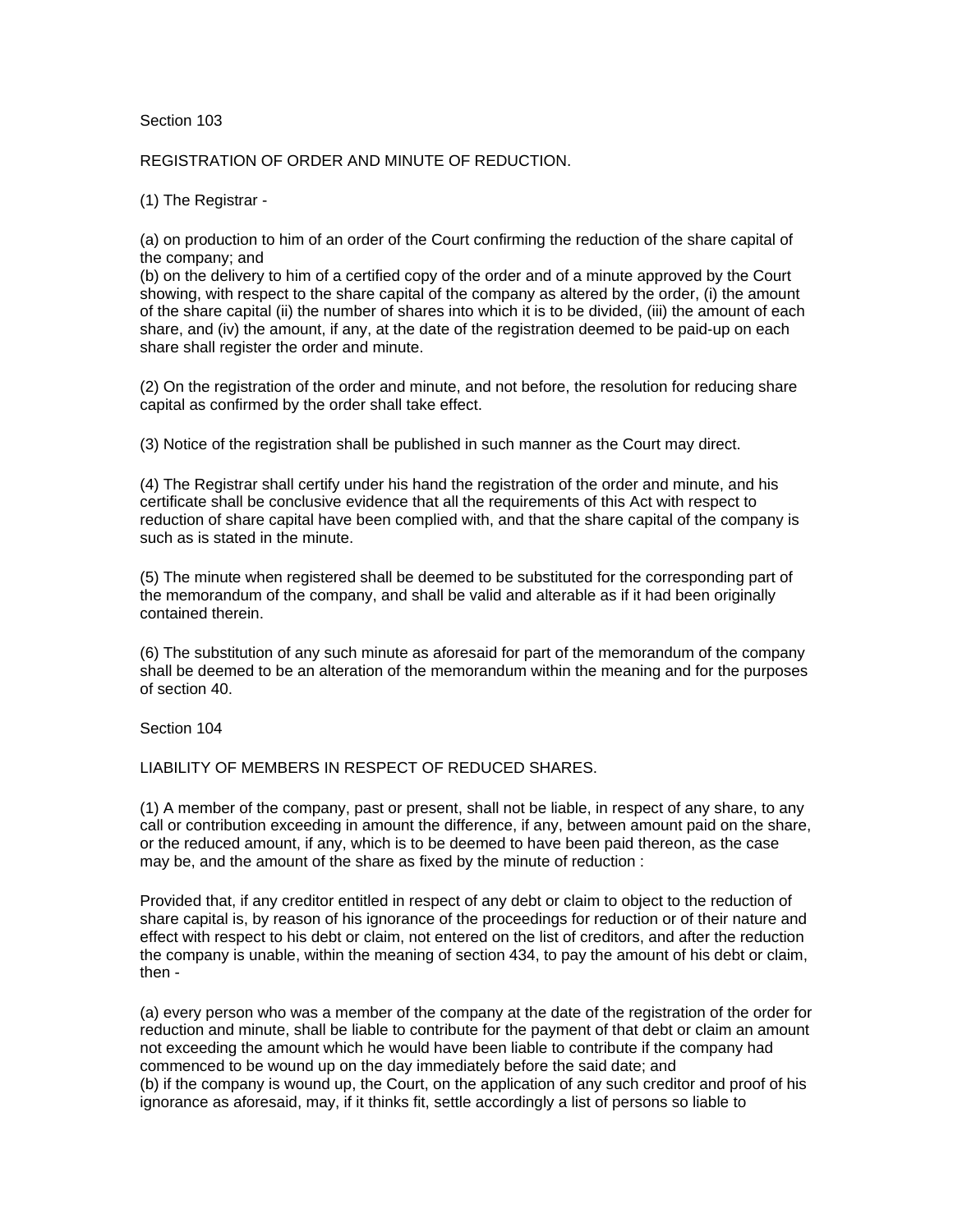Section 103

REGISTRATION OF ORDER AND MINUTE OF REDUCTION.

(1) The Registrar -

(a) on production to him of an order of the Court confirming the reduction of the share capital of the company; and
(b) on the delivery to him of a certified copy of the order and of a minute approved by the Court showing, with respect to the share capital of the company as altered by the order, (i) the amount of the share capital (ii) the number of shares into which it is to be divided, (iii) the amount of each share, and (iv) the amount, if any, at the date of the registration deemed to be paid-up on each share shall register the order and minute.

(2) On the registration of the order and minute, and not before, the resolution for reducing share capital as confirmed by the order shall take effect.

(3) Notice of the registration shall be published in such manner as the Court may direct.

(4) The Registrar shall certify under his hand the registration of the order and minute, and his certificate shall be conclusive evidence that all the requirements of this Act with respect to reduction of share capital have been complied with, and that the share capital of the company is such as is stated in the minute.

(5) The minute when registered shall be deemed to be substituted for the corresponding part of the memorandum of the company, and shall be valid and alterable as if it had been originally contained therein.

(6) The substitution of any such minute as aforesaid for part of the memorandum of the company shall be deemed to be an alteration of the memorandum within the meaning and for the purposes of section 40.

Section 104

LIABILITY OF MEMBERS IN RESPECT OF REDUCED SHARES.

(1) A member of the company, past or present, shall not be liable, in respect of any share, to any call or contribution exceeding in amount the difference, if any, between amount paid on the share, or the reduced amount, if any, which is to be deemed to have been paid thereon, as the case may be, and the amount of the share as fixed by the minute of reduction :

Provided that, if any creditor entitled in respect of any debt or claim to object to the reduction of share capital is, by reason of his ignorance of the proceedings for reduction or of their nature and effect with respect to his debt or claim, not entered on the list of creditors, and after the reduction the company is unable, within the meaning of section 434, to pay the amount of his debt or claim, then -

(a) every person who was a member of the company at the date of the registration of the order for reduction and minute, shall be liable to contribute for the payment of that debt or claim an amount not exceeding the amount which he would have been liable to contribute if the company had commenced to be wound up on the day immediately before the said date; and
(b) if the company is wound up, the Court, on the application of any such creditor and proof of his ignorance as aforesaid, may, if it thinks fit, settle accordingly a list of persons so liable to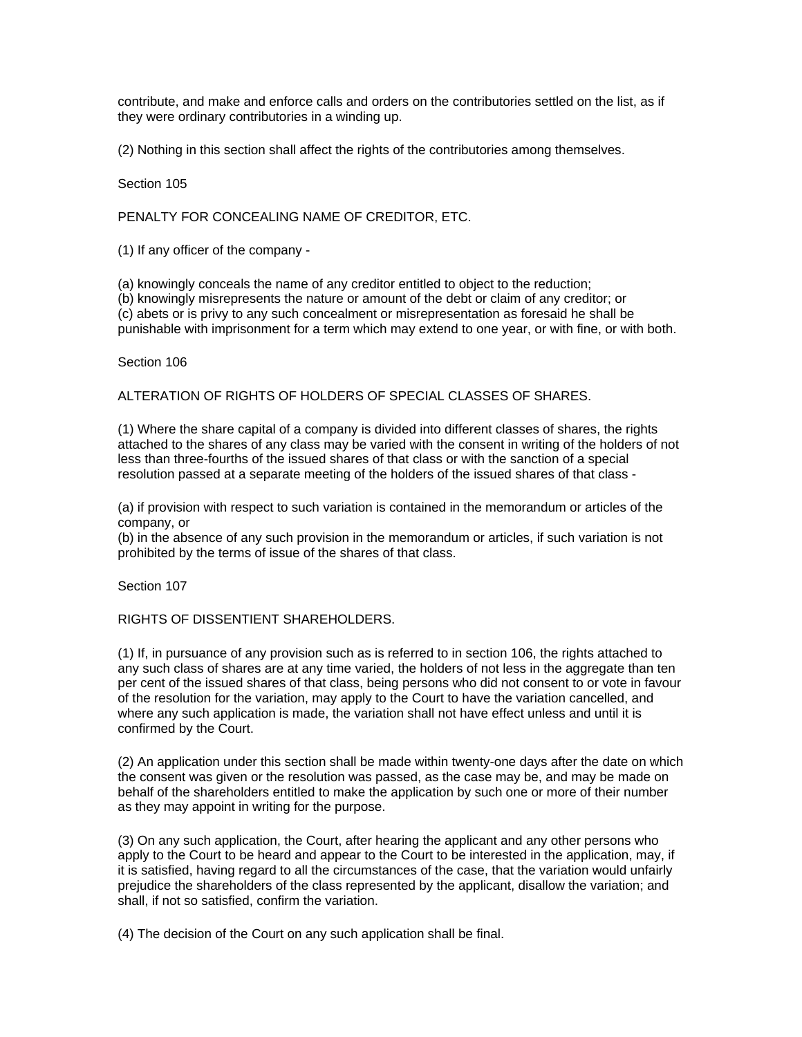contribute, and make and enforce calls and orders on the contributories settled on the list, as if they were ordinary contributories in a winding up.

(2) Nothing in this section shall affect the rights of the contributories among themselves.

Section 105

PENALTY FOR CONCEALING NAME OF CREDITOR, ETC.

(1) If any officer of the company -

(a) knowingly conceals the name of any creditor entitled to object to the reduction;
(b) knowingly misrepresents the nature or amount of the debt or claim of any creditor; or
(c) abets or is privy to any such concealment or misrepresentation as foresaid he shall be punishable with imprisonment for a term which may extend to one year, or with fine, or with both.

Section 106

ALTERATION OF RIGHTS OF HOLDERS OF SPECIAL CLASSES OF SHARES.

(1) Where the share capital of a company is divided into different classes of shares, the rights attached to the shares of any class may be varied with the consent in writing of the holders of not less than three-fourths of the issued shares of that class or with the sanction of a special resolution passed at a separate meeting of the holders of the issued shares of that class -

(a) if provision with respect to such variation is contained in the memorandum or articles of the company, or
(b) in the absence of any such provision in the memorandum or articles, if such variation is not prohibited by the terms of issue of the shares of that class.

Section 107

RIGHTS OF DISSENTIENT SHAREHOLDERS.

(1) If, in pursuance of any provision such as is referred to in section 106, the rights attached to any such class of shares are at any time varied, the holders of not less in the aggregate than ten per cent of the issued shares of that class, being persons who did not consent to or vote in favour of the resolution for the variation, may apply to the Court to have the variation cancelled, and where any such application is made, the variation shall not have effect unless and until it is confirmed by the Court.

(2) An application under this section shall be made within twenty-one days after the date on which the consent was given or the resolution was passed, as the case may be, and may be made on behalf of the shareholders entitled to make the application by such one or more of their number as they may appoint in writing for the purpose.

(3) On any such application, the Court, after hearing the applicant and any other persons who apply to the Court to be heard and appear to the Court to be interested in the application, may, if it is satisfied, having regard to all the circumstances of the case, that the variation would unfairly prejudice the shareholders of the class represented by the applicant, disallow the variation; and shall, if not so satisfied, confirm the variation.

(4) The decision of the Court on any such application shall be final.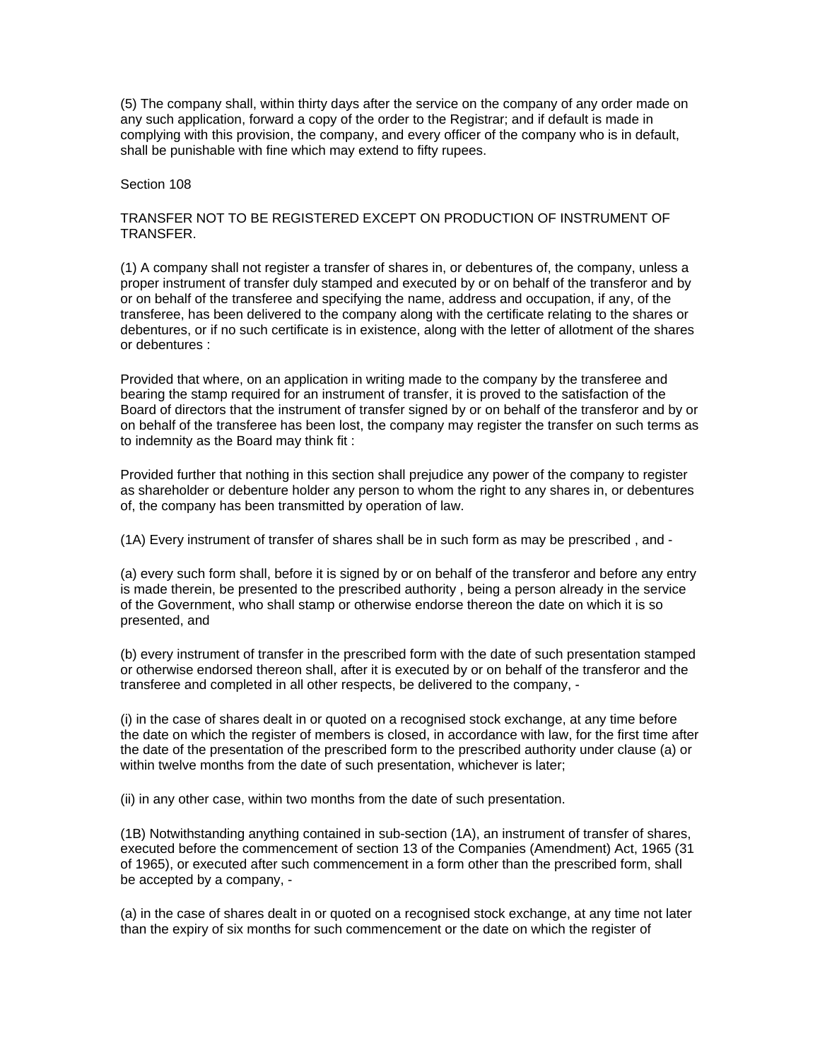(5) The company shall, within thirty days after the service on the company of any order made on any such application, forward a copy of the order to the Registrar; and if default is made in complying with this provision, the company, and every officer of the company who is in default, shall be punishable with fine which may extend to fifty rupees.

## Section 108

### TRANSFER NOT TO BE REGISTERED EXCEPT ON PRODUCTION OF INSTRUMENT OF TRANSFER.

(1) A company shall not register a transfer of shares in, or debentures of, the company, unless a proper instrument of transfer duly stamped and executed by or on behalf of the transferor and by or on behalf of the transferee and specifying the name, address and occupation, if any, of the transferee, has been delivered to the company along with the certificate relating to the shares or debentures, or if no such certificate is in existence, along with the letter of allotment of the shares or debentures :

Provided that where, on an application in writing made to the company by the transferee and bearing the stamp required for an instrument of transfer, it is proved to the satisfaction of the Board of directors that the instrument of transfer signed by or on behalf of the transferor and by or on behalf of the transferee has been lost, the company may register the transfer on such terms as to indemnity as the Board may think fit :

Provided further that nothing in this section shall prejudice any power of the company to register as shareholder or debenture holder any person to whom the right to any shares in, or debentures of, the company has been transmitted by operation of law.

(1A) Every instrument of transfer of shares shall be in such form as may be prescribed , and -

(a) every such form shall, before it is signed by or on behalf of the transferor and before any entry is made therein, be presented to the prescribed authority , being a person already in the service of the Government, who shall stamp or otherwise endorse thereon the date on which it is so presented, and

(b) every instrument of transfer in the prescribed form with the date of such presentation stamped or otherwise endorsed thereon shall, after it is executed by or on behalf of the transferor and the transferee and completed in all other respects, be delivered to the company, -

(i) in the case of shares dealt in or quoted on a recognised stock exchange, at any time before the date on which the register of members is closed, in accordance with law, for the first time after the date of the presentation of the prescribed form to the prescribed authority under clause (a) or within twelve months from the date of such presentation, whichever is later;

(ii) in any other case, within two months from the date of such presentation.

(1B) Notwithstanding anything contained in sub-section (1A), an instrument of transfer of shares, executed before the commencement of section 13 of the Companies (Amendment) Act, 1965 (31 of 1965), or executed after such commencement in a form other than the prescribed form, shall be accepted by a company, -

(a) in the case of shares dealt in or quoted on a recognised stock exchange, at any time not later than the expiry of six months for such commencement or the date on which the register of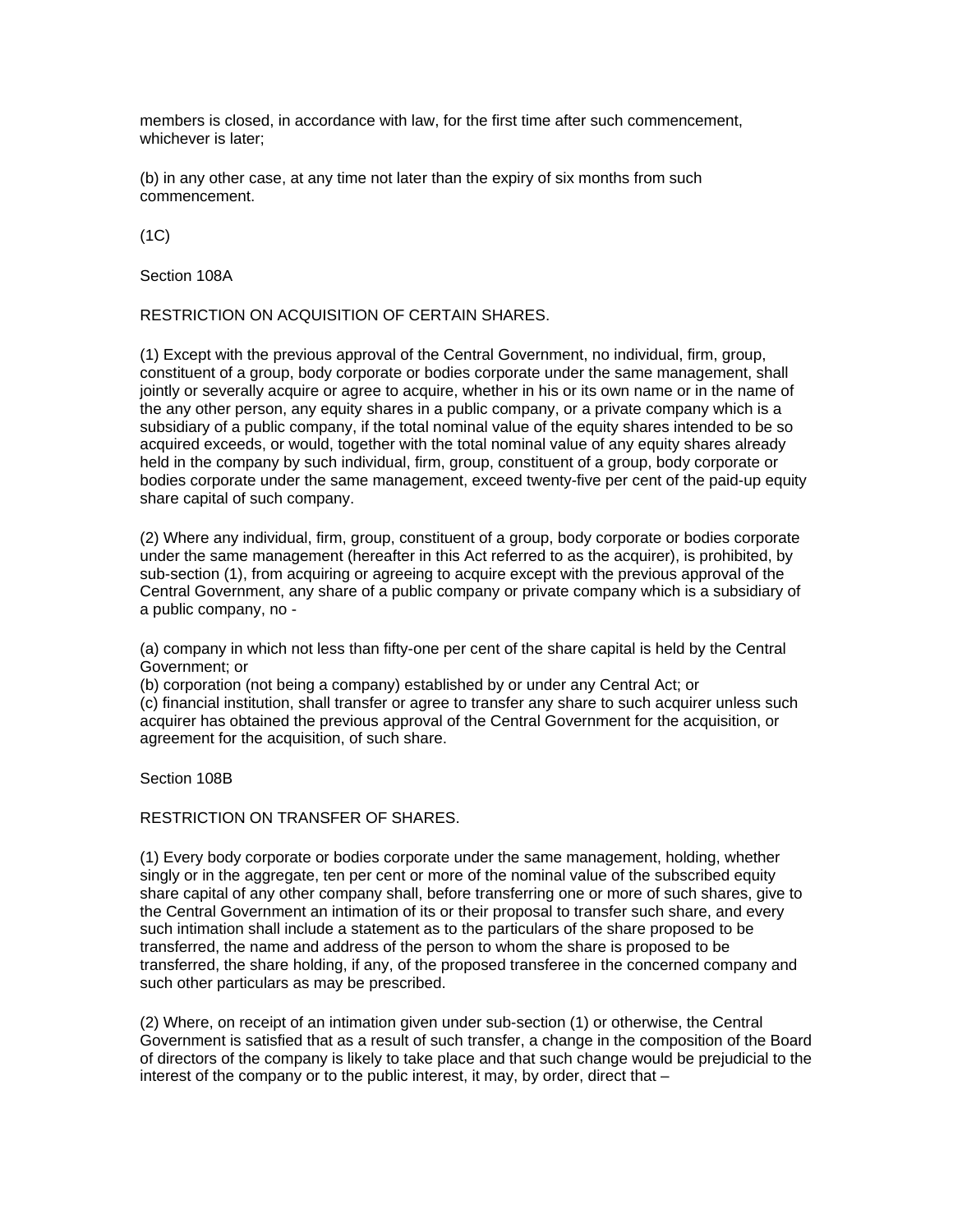members is closed, in accordance with law, for the first time after such commencement, whichever is later;

(b) in any other case, at any time not later than the expiry of six months from such commencement.

(1C)

Section 108A

RESTRICTION ON ACQUISITION OF CERTAIN SHARES.

(1) Except with the previous approval of the Central Government, no individual, firm, group, constituent of a group, body corporate or bodies corporate under the same management, shall jointly or severally acquire or agree to acquire, whether in his or its own name or in the name of the any other person, any equity shares in a public company, or a private company which is a subsidiary of a public company, if the total nominal value of the equity shares intended to be so acquired exceeds, or would, together with the total nominal value of any equity shares already held in the company by such individual, firm, group, constituent of a group, body corporate or bodies corporate under the same management, exceed twenty-five per cent of the paid-up equity share capital of such company.

(2) Where any individual, firm, group, constituent of a group, body corporate or bodies corporate under the same management (hereafter in this Act referred to as the acquirer), is prohibited, by sub-section (1), from acquiring or agreeing to acquire except with the previous approval of the Central Government, any share of a public company or private company which is a subsidiary of a public company, no -

(a) company in which not less than fifty-one per cent of the share capital is held by the Central Government; or
(b) corporation (not being a company) established by or under any Central Act; or
(c) financial institution, shall transfer or agree to transfer any share to such acquirer unless such acquirer has obtained the previous approval of the Central Government for the acquisition, or agreement for the acquisition, of such share.

Section 108B

RESTRICTION ON TRANSFER OF SHARES.

(1) Every body corporate or bodies corporate under the same management, holding, whether singly or in the aggregate, ten per cent or more of the nominal value of the subscribed equity share capital of any other company shall, before transferring one or more of such shares, give to the Central Government an intimation of its or their proposal to transfer such share, and every such intimation shall include a statement as to the particulars of the share proposed to be transferred, the name and address of the person to whom the share is proposed to be transferred, the share holding, if any, of the proposed transferee in the concerned company and such other particulars as may be prescribed.

(2) Where, on receipt of an intimation given under sub-section (1) or otherwise, the Central Government is satisfied that as a result of such transfer, a change in the composition of the Board of directors of the company is likely to take place and that such change would be prejudicial to the interest of the company or to the public interest, it may, by order, direct that –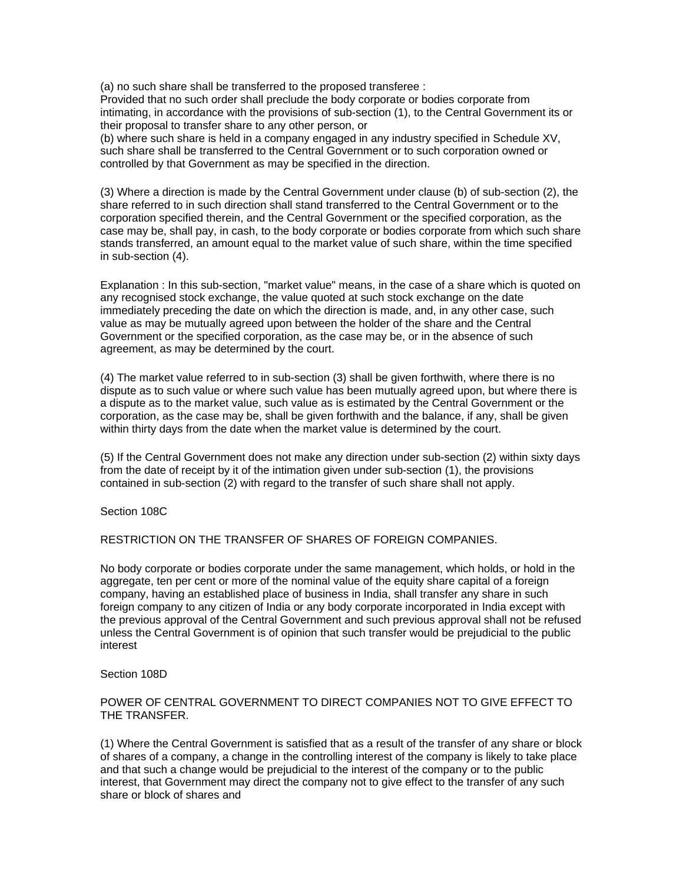(a) no such share shall be transferred to the proposed transferee :
Provided that no such order shall preclude the body corporate or bodies corporate from intimating, in accordance with the provisions of sub-section (1), to the Central Government its or their proposal to transfer share to any other person, or
(b) where such share is held in a company engaged in any industry specified in Schedule XV, such share shall be transferred to the Central Government or to such corporation owned or controlled by that Government as may be specified in the direction.

(3) Where a direction is made by the Central Government under clause (b) of sub-section (2), the share referred to in such direction shall stand transferred to the Central Government or to the corporation specified therein, and the Central Government or the specified corporation, as the case may be, shall pay, in cash, to the body corporate or bodies corporate from which such share stands transferred, an amount equal to the market value of such share, within the time specified in sub-section (4).

Explanation : In this sub-section, "market value" means, in the case of a share which is quoted on any recognised stock exchange, the value quoted at such stock exchange on the date immediately preceding the date on which the direction is made, and, in any other case, such value as may be mutually agreed upon between the holder of the share and the Central Government or the specified corporation, as the case may be, or in the absence of such agreement, as may be determined by the court.

(4) The market value referred to in sub-section (3) shall be given forthwith, where there is no dispute as to such value or where such value has been mutually agreed upon, but where there is a dispute as to the market value, such value as is estimated by the Central Government or the corporation, as the case may be, shall be given forthwith and the balance, if any, shall be given within thirty days from the date when the market value is determined by the court.

(5) If the Central Government does not make any direction under sub-section (2) within sixty days from the date of receipt by it of the intimation given under sub-section (1), the provisions contained in sub-section (2) with regard to the transfer of such share shall not apply.

Section 108C

RESTRICTION ON THE TRANSFER OF SHARES OF FOREIGN COMPANIES.

No body corporate or bodies corporate under the same management, which holds, or hold in the aggregate, ten per cent or more of the nominal value of the equity share capital of a foreign company, having an established place of business in India, shall transfer any share in such foreign company to any citizen of India or any body corporate incorporated in India except with the previous approval of the Central Government and such previous approval shall not be refused unless the Central Government is of opinion that such transfer would be prejudicial to the public interest

Section 108D

POWER OF CENTRAL GOVERNMENT TO DIRECT COMPANIES NOT TO GIVE EFFECT TO THE TRANSFER.

(1) Where the Central Government is satisfied that as a result of the transfer of any share or block of shares of a company, a change in the controlling interest of the company is likely to take place and that such a change would be prejudicial to the interest of the company or to the public interest, that Government may direct the company not to give effect to the transfer of any such share or block of shares and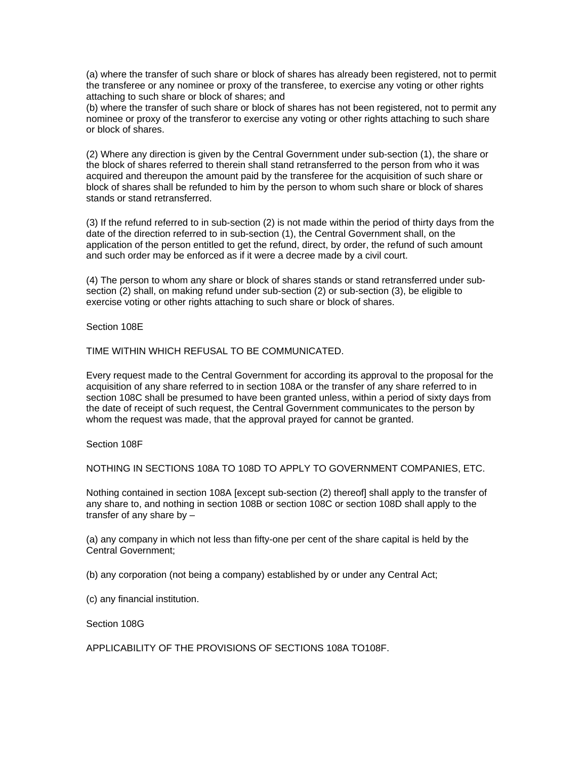(a) where the transfer of such share or block of shares has already been registered, not to permit the transferee or any nominee or proxy of the transferee, to exercise any voting or other rights attaching to such share or block of shares; and
(b) where the transfer of such share or block of shares has not been registered, not to permit any nominee or proxy of the transferor to exercise any voting or other rights attaching to such share or block of shares.

(2) Where any direction is given by the Central Government under sub-section (1), the share or the block of shares referred to therein shall stand retransferred to the person from who it was acquired and thereupon the amount paid by the transferee for the acquisition of such share or block of shares shall be refunded to him by the person to whom such share or block of shares stands or stand retransferred.

(3) If the refund referred to in sub-section (2) is not made within the period of thirty days from the date of the direction referred to in sub-section (1), the Central Government shall, on the application of the person entitled to get the refund, direct, by order, the refund of such amount and such order may be enforced as if it were a decree made by a civil court.

(4) The person to whom any share or block of shares stands or stand retransferred under sub-section (2) shall, on making refund under sub-section (2) or sub-section (3), be eligible to exercise voting or other rights attaching to such share or block of shares.

Section 108E

TIME WITHIN WHICH REFUSAL TO BE COMMUNICATED.

Every request made to the Central Government for according its approval to the proposal for the acquisition of any share referred to in section 108A or the transfer of any share referred to in section 108C shall be presumed to have been granted unless, within a period of sixty days from the date of receipt of such request, the Central Government communicates to the person by whom the request was made, that the approval prayed for cannot be granted.

Section 108F

NOTHING IN SECTIONS 108A TO 108D TO APPLY TO GOVERNMENT COMPANIES, ETC.

Nothing contained in section 108A [except sub-section (2) thereof] shall apply to the transfer of any share to, and nothing in section 108B or section 108C or section 108D shall apply to the transfer of any share by –

(a) any company in which not less than fifty-one per cent of the share capital is held by the Central Government;

(b) any corporation (not being a company) established by or under any Central Act;

(c) any financial institution.

Section 108G

APPLICABILITY OF THE PROVISIONS OF SECTIONS 108A TO108F.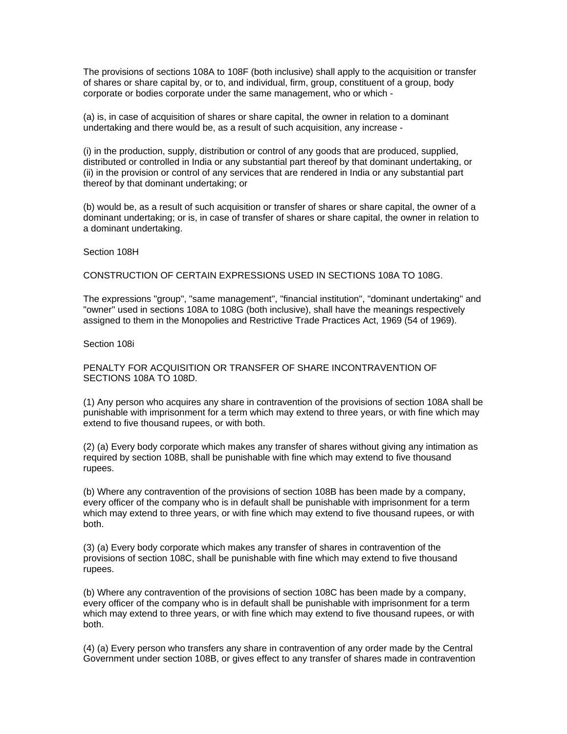The provisions of sections 108A to 108F (both inclusive) shall apply to the acquisition or transfer of shares or share capital by, or to, and individual, firm, group, constituent of a group, body corporate or bodies corporate under the same management, who or which -

(a) is, in case of acquisition of shares or share capital, the owner in relation to a dominant undertaking and there would be, as a result of such acquisition, any increase -

(i) in the production, supply, distribution or control of any goods that are produced, supplied, distributed or controlled in India or any substantial part thereof by that dominant undertaking, or
(ii) in the provision or control of any services that are rendered in India or any substantial part thereof by that dominant undertaking; or

(b) would be, as a result of such acquisition or transfer of shares or share capital, the owner of a dominant undertaking; or is, in case of transfer of shares or share capital, the owner in relation to a dominant undertaking.

Section 108H

CONSTRUCTION OF CERTAIN EXPRESSIONS USED IN SECTIONS 108A TO 108G.

The expressions "group", "same management", "financial institution", "dominant undertaking" and "owner" used in sections 108A to 108G (both inclusive), shall have the meanings respectively assigned to them in the Monopolies and Restrictive Trade Practices Act, 1969 (54 of 1969).

Section 108i

PENALTY FOR ACQUISITION OR TRANSFER OF SHARE INCONTRAVENTION OF SECTIONS 108A TO 108D.

(1) Any person who acquires any share in contravention of the provisions of section 108A shall be punishable with imprisonment for a term which may extend to three years, or with fine which may extend to five thousand rupees, or with both.

(2) (a) Every body corporate which makes any transfer of shares without giving any intimation as required by section 108B, shall be punishable with fine which may extend to five thousand rupees.

(b) Where any contravention of the provisions of section 108B has been made by a company, every officer of the company who is in default shall be punishable with imprisonment for a term which may extend to three years, or with fine which may extend to five thousand rupees, or with both.

(3) (a) Every body corporate which makes any transfer of shares in contravention of the provisions of section 108C, shall be punishable with fine which may extend to five thousand rupees.

(b) Where any contravention of the provisions of section 108C has been made by a company, every officer of the company who is in default shall be punishable with imprisonment for a term which may extend to three years, or with fine which may extend to five thousand rupees, or with both.

(4) (a) Every person who transfers any share in contravention of any order made by the Central Government under section 108B, or gives effect to any transfer of shares made in contravention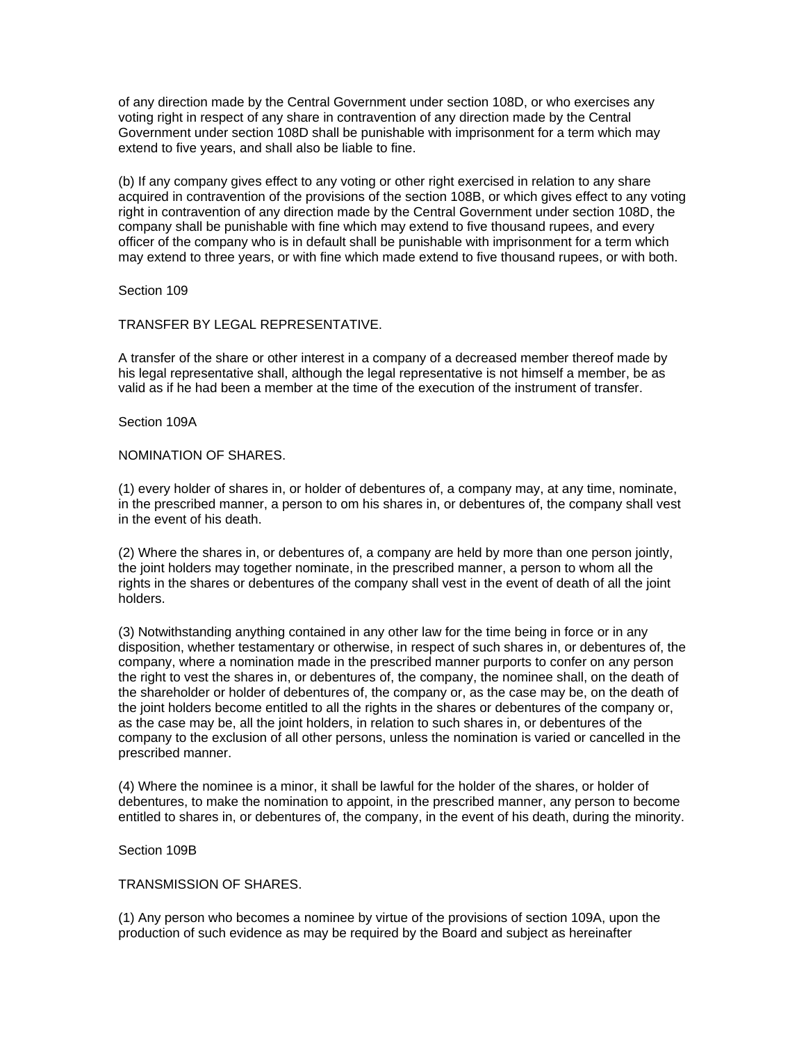of any direction made by the Central Government under section 108D, or who exercises any voting right in respect of any share in contravention of any direction made by the Central Government under section 108D shall be punishable with imprisonment for a term which may extend to five years, and shall also be liable to fine.

(b) If any company gives effect to any voting or other right exercised in relation to any share acquired in contravention of the provisions of the section 108B, or which gives effect to any voting right in contravention of any direction made by the Central Government under section 108D, the company shall be punishable with fine which may extend to five thousand rupees, and every officer of the company who is in default shall be punishable with imprisonment for a term which may extend to three years, or with fine which made extend to five thousand rupees, or with both.

Section 109

TRANSFER BY LEGAL REPRESENTATIVE.

A transfer of the share or other interest in a company of a decreased member thereof made by his legal representative shall, although the legal representative is not himself a member, be as valid as if he had been a member at the time of the execution of the instrument of transfer.

Section 109A

NOMINATION OF SHARES.

(1) every holder of shares in, or holder of debentures of, a company may, at any time, nominate, in the prescribed manner, a person to om his shares in, or debentures of, the company shall vest in the event of his death.

(2) Where the shares in, or debentures of, a company are held by more than one person jointly, the joint holders may together nominate, in the prescribed manner, a person to whom all the rights in the shares or debentures of the company shall vest in the event of death of all the joint holders.

(3) Notwithstanding anything contained in any other law for the time being in force or in any disposition, whether testamentary or otherwise, in respect of such shares in, or debentures of, the company, where a nomination made in the prescribed manner purports to confer on any person the right to vest the shares in, or debentures of, the company, the nominee shall, on the death of the shareholder or holder of debentures of, the company or, as the case may be, on the death of the joint holders become entitled to all the rights in the shares or debentures of the company or, as the case may be, all the joint holders, in relation to such shares in, or debentures of the company to the exclusion of all other persons, unless the nomination is varied or cancelled in the prescribed manner.

(4) Where the nominee is a minor, it shall be lawful for the holder of the shares, or holder of debentures, to make the nomination to appoint, in the prescribed manner, any person to become entitled to shares in, or debentures of, the company, in the event of his death, during the minority.

Section 109B

TRANSMISSION OF SHARES.

(1) Any person who becomes a nominee by virtue of the provisions of section 109A, upon the production of such evidence as may be required by the Board and subject as hereinafter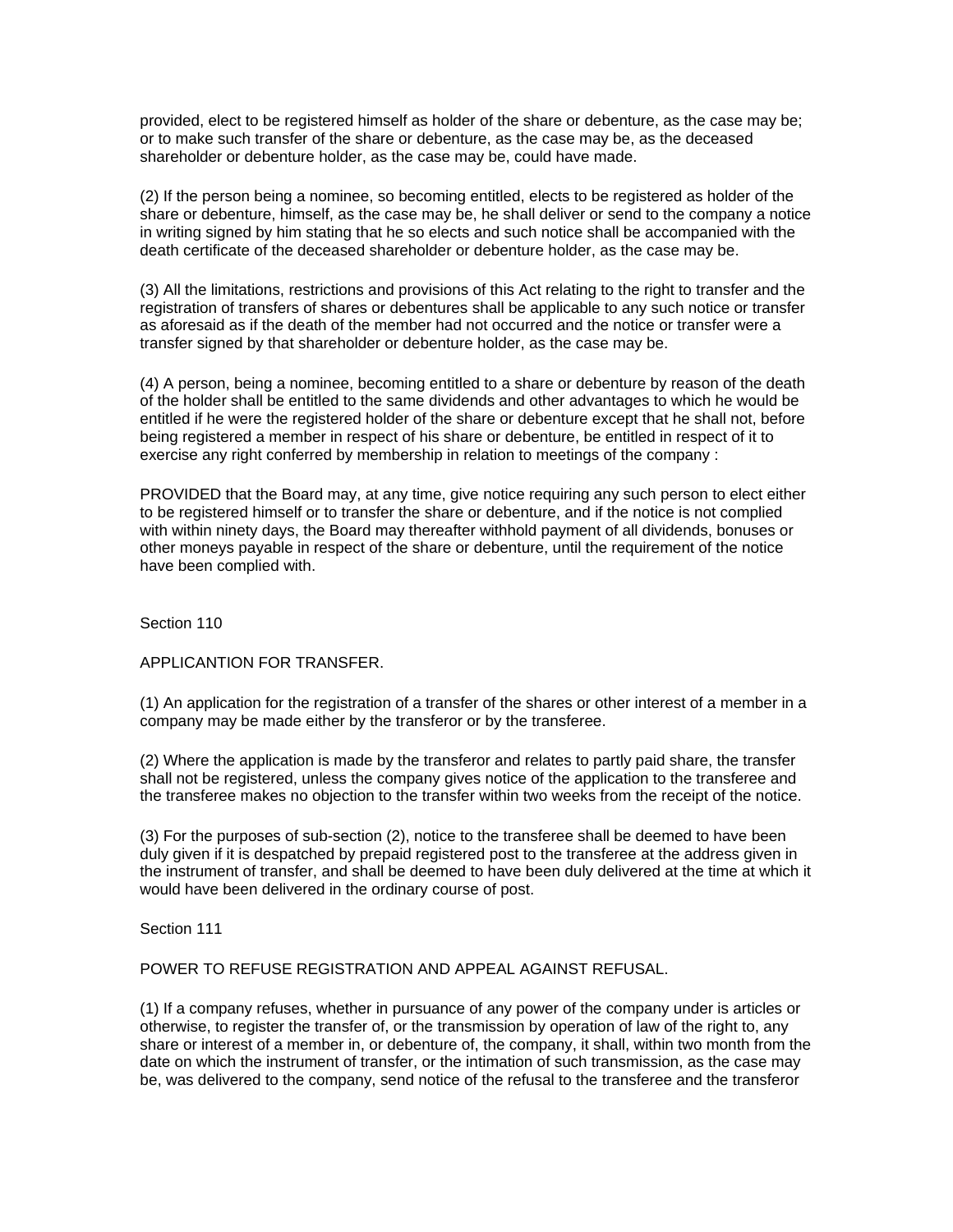provided, elect to be registered himself as holder of the share or debenture, as the case may be; or to make such transfer of the share or debenture, as the case may be, as the deceased shareholder or debenture holder, as the case may be, could have made.

(2) If the person being a nominee, so becoming entitled, elects to be registered as holder of the share or debenture, himself, as the case may be, he shall deliver or send to the company a notice in writing signed by him stating that he so elects and such notice shall be accompanied with the death certificate of the deceased shareholder or debenture holder, as the case may be.

(3) All the limitations, restrictions and provisions of this Act relating to the right to transfer and the registration of transfers of shares or debentures shall be applicable to any such notice or transfer as aforesaid as if the death of the member had not occurred and the notice or transfer were a transfer signed by that shareholder or debenture holder, as the case may be.

(4) A person, being a nominee, becoming entitled to a share or debenture by reason of the death of the holder shall be entitled to the same dividends and other advantages to which he would be entitled if he were the registered holder of the share or debenture except that he shall not, before being registered a member in respect of his share or debenture, be entitled in respect of it to exercise any right conferred by membership in relation to meetings of the company :

PROVIDED that the Board may, at any time, give notice requiring any such person to elect either to be registered himself or to transfer the share or debenture, and if the notice is not complied with within ninety days, the Board may thereafter withhold payment of all dividends, bonuses or other moneys payable in respect of the share or debenture, until the requirement of the notice have been complied with.

Section 110

APPLICANTION FOR TRANSFER.

(1) An application for the registration of a transfer of the shares or other interest of a member in a company may be made either by the transferor or by the transferee.

(2) Where the application is made by the transferor and relates to partly paid share, the transfer shall not be registered, unless the company gives notice of the application to the transferee and the transferee makes no objection to the transfer within two weeks from the receipt of the notice.

(3) For the purposes of sub-section (2), notice to the transferee shall be deemed to have been duly given if it is despatched by prepaid registered post to the transferee at the address given in the instrument of transfer, and shall be deemed to have been duly delivered at the time at which it would have been delivered in the ordinary course of post.

Section 111

POWER TO REFUSE REGISTRATION AND APPEAL AGAINST REFUSAL.

(1) If a company refuses, whether in pursuance of any power of the company under is articles or otherwise, to register the transfer of, or the transmission by operation of law of the right to, any share or interest of a member in, or debenture of, the company, it shall, within two month from the date on which the instrument of transfer, or the intimation of such transmission, as the case may be, was delivered to the company, send notice of the refusal to the transferee and the transferor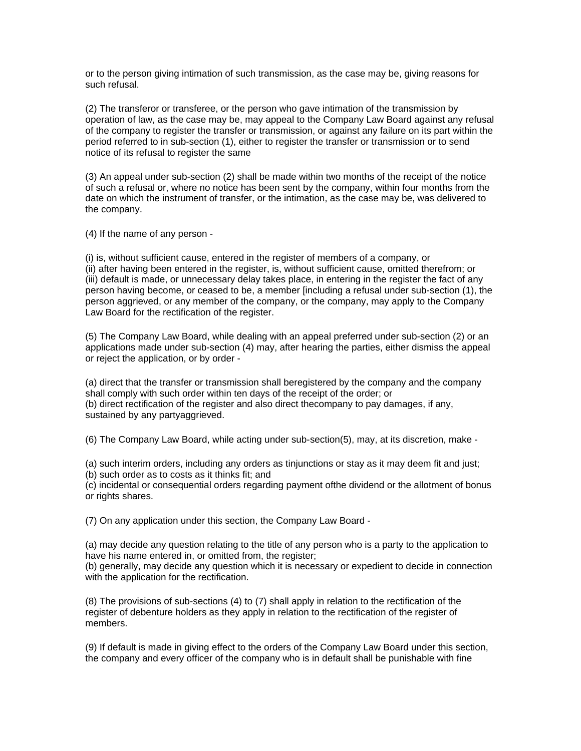or to the person giving intimation of such transmission, as the case may be, giving reasons for such refusal.

(2) The transferor or transferee, or the person who gave intimation of the transmission by operation of law, as the case may be, may appeal to the Company Law Board against any refusal of the company to register the transfer or transmission, or against any failure on its part within the period referred to in sub-section (1), either to register the transfer or transmission or to send notice of its refusal to register the same

(3) An appeal under sub-section (2) shall be made within two months of the receipt of the notice of such a refusal or, where no notice has been sent by the company, within four months from the date on which the instrument of transfer, or the intimation, as the case may be, was delivered to the company.

(4) If the name of any person -

(i) is, without sufficient cause, entered in the register of members of a company, or
(ii) after having been entered in the register, is, without sufficient cause, omitted therefrom; or
(iii) default is made, or unnecessary delay takes place, in entering in the register the fact of any person having become, or ceased to be, a member [including a refusal under sub-section (1), the person aggrieved, or any member of the company, or the company, may apply to the Company Law Board for the rectification of the register.

(5) The Company Law Board, while dealing with an appeal preferred under sub-section (2) or an applications made under sub-section (4) may, after hearing the parties, either dismiss the appeal or reject the application, or by order -

(a) direct that the transfer or transmission shall beregistered by the company and the company shall comply with such order within ten days of the receipt of the order; or
(b) direct rectification of the register and also direct thecompany to pay damages, if any, sustained by any partyaggrieved.

(6) The Company Law Board, while acting under sub-section(5), may, at its discretion, make -

(a) such interim orders, including any orders as tinjunctions or stay as it may deem fit and just;
(b) such order as to costs as it thinks fit; and
(c) incidental or consequential orders regarding payment ofthe dividend or the allotment of bonus or rights shares.

(7) On any application under this section, the Company Law Board -

(a) may decide any question relating to the title of any person who is a party to the application to have his name entered in, or omitted from, the register;
(b) generally, may decide any question which it is necessary or expedient to decide in connection with the application for the rectification.

(8) The provisions of sub-sections (4) to (7) shall apply in relation to the rectification of the register of debenture holders as they apply in relation to the rectification of the register of members.

(9) If default is made in giving effect to the orders of the Company Law Board under this section, the company and every officer of the company who is in default shall be punishable with fine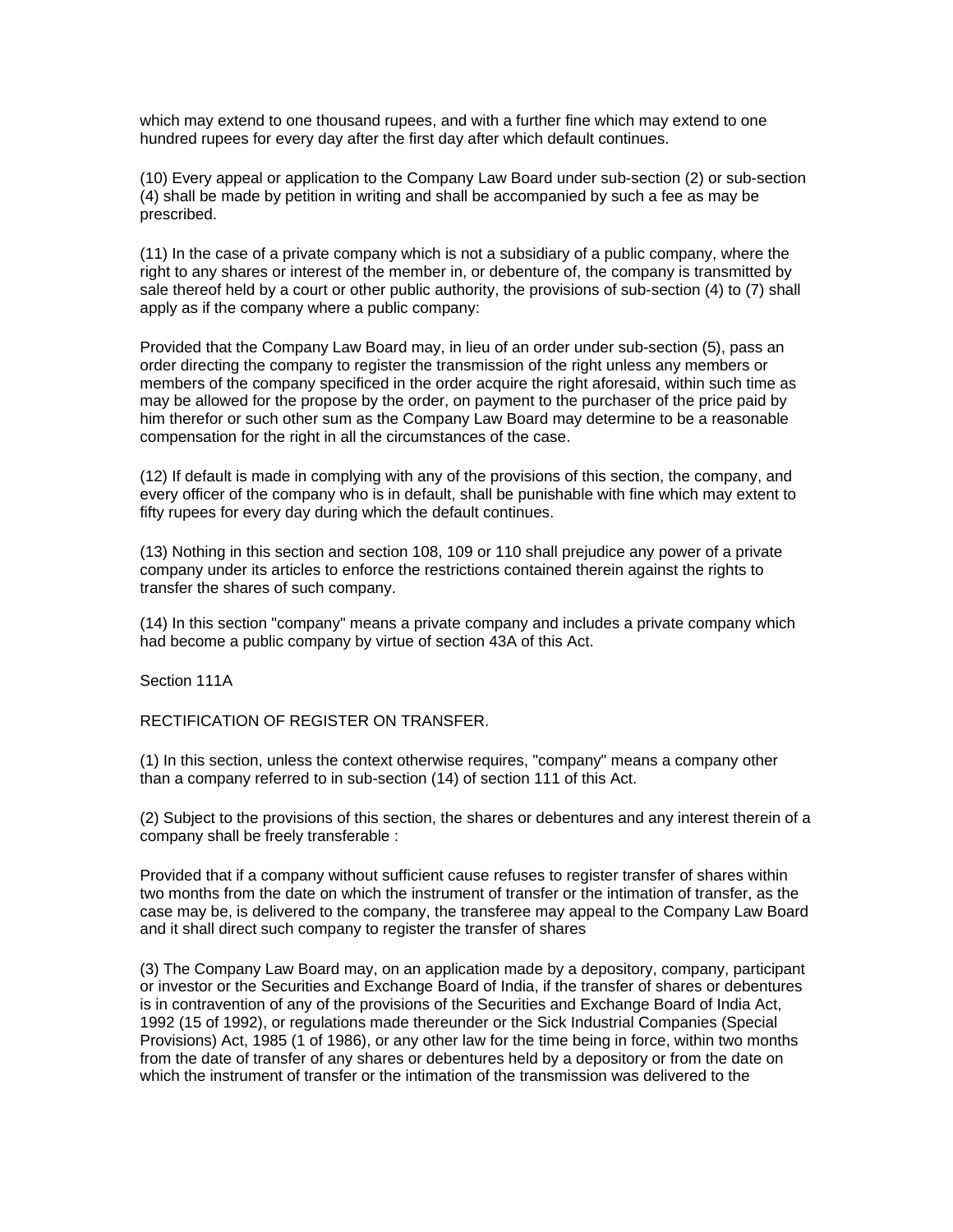which may extend to one thousand rupees, and with a further fine which may extend to one hundred rupees for every day after the first day after which default continues.

(10) Every appeal or application to the Company Law Board under sub-section (2) or sub-section (4) shall be made by petition in writing and shall be accompanied by such a fee as may be prescribed.

(11) In the case of a private company which is not a subsidiary of a public company, where the right to any shares or interest of the member in, or debenture of, the company is transmitted by sale thereof held by a court or other public authority, the provisions of sub-section (4) to (7) shall apply as if the company where a public company:

Provided that the Company Law Board may, in lieu of an order under sub-section (5), pass an order directing the company to register the transmission of the right unless any members or members of the company specificed in the order acquire the right aforesaid, within such time as may be allowed for the propose by the order, on payment to the purchaser of the price paid by him therefor or such other sum as the Company Law Board may determine to be a reasonable compensation for the right in all the circumstances of the case.

(12) If default is made in complying with any of the provisions of this section, the company, and every officer of the company who is in default, shall be punishable with fine which may extent to fifty rupees for every day during which the default continues.

(13) Nothing in this section and section 108, 109 or 110 shall prejudice any power of a private company under its articles to enforce the restrictions contained therein against the rights to transfer the shares of such company.

(14) In this section "company" means a private company and includes a private company which had become a public company by virtue of section 43A of this Act.

Section 111A

RECTIFICATION OF REGISTER ON TRANSFER.

(1) In this section, unless the context otherwise requires, "company" means a company other than a company referred to in sub-section (14) of section 111 of this Act.

(2) Subject to the provisions of this section, the shares or debentures and any interest therein of a company shall be freely transferable :

Provided that if a company without sufficient cause refuses to register transfer of shares within two months from the date on which the instrument of transfer or the intimation of transfer, as the case may be, is delivered to the company, the transferee may appeal to the Company Law Board and it shall direct such company to register the transfer of shares

(3) The Company Law Board may, on an application made by a depository, company, participant or investor or the Securities and Exchange Board of India, if the transfer of shares or debentures is in contravention of any of the provisions of the Securities and Exchange Board of India Act, 1992 (15 of 1992), or regulations made thereunder or the Sick Industrial Companies (Special Provisions) Act, 1985 (1 of 1986), or any other law for the time being in force, within two months from the date of transfer of any shares or debentures held by a depository or from the date on which the instrument of transfer or the intimation of the transmission was delivered to the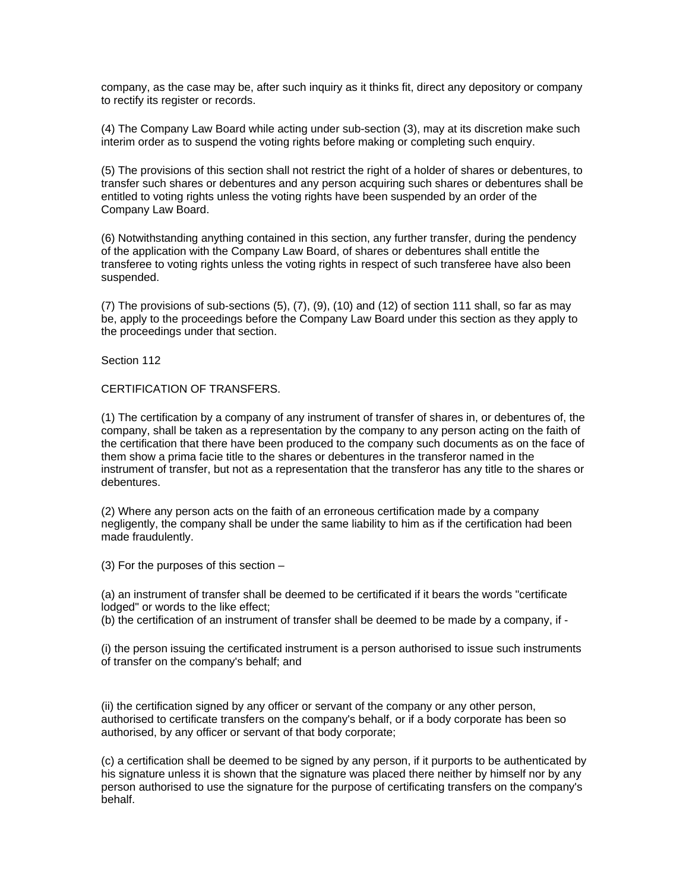company, as the case may be, after such inquiry as it thinks fit, direct any depository or company to rectify its register or records.

(4) The Company Law Board while acting under sub-section (3), may at its discretion make such interim order as to suspend the voting rights before making or completing such enquiry.

(5) The provisions of this section shall not restrict the right of a holder of shares or debentures, to transfer such shares or debentures and any person acquiring such shares or debentures shall be entitled to voting rights unless the voting rights have been suspended by an order of the Company Law Board.

(6) Notwithstanding anything contained in this section, any further transfer, during the pendency of the application with the Company Law Board, of shares or debentures shall entitle the transferee to voting rights unless the voting rights in respect of such transferee have also been suspended.

(7) The provisions of sub-sections (5), (7), (9), (10) and (12) of section 111 shall, so far as may be, apply to the proceedings before the Company Law Board under this section as they apply to the proceedings under that section.

Section 112

CERTIFICATION OF TRANSFERS.

(1) The certification by a company of any instrument of transfer of shares in, or debentures of, the company, shall be taken as a representation by the company to any person acting on the faith of the certification that there have been produced to the company such documents as on the face of them show a prima facie title to the shares or debentures in the transferor named in the instrument of transfer, but not as a representation that the transferor has any title to the shares or debentures.

(2) Where any person acts on the faith of an erroneous certification made by a company negligently, the company shall be under the same liability to him as if the certification had been made fraudulently.

(3) For the purposes of this section –

(a) an instrument of transfer shall be deemed to be certificated if it bears the words "certificate lodged" or words to the like effect;
(b) the certification of an instrument of transfer shall be deemed to be made by a company, if -

(i) the person issuing the certificated instrument is a person authorised to issue such instruments of transfer on the company's behalf; and

(ii) the certification signed by any officer or servant of the company or any other person, authorised to certificate transfers on the company's behalf, or if a body corporate has been so authorised, by any officer or servant of that body corporate;

(c) a certification shall be deemed to be signed by any person, if it purports to be authenticated by his signature unless it is shown that the signature was placed there neither by himself nor by any person authorised to use the signature for the purpose of certificating transfers on the company's behalf.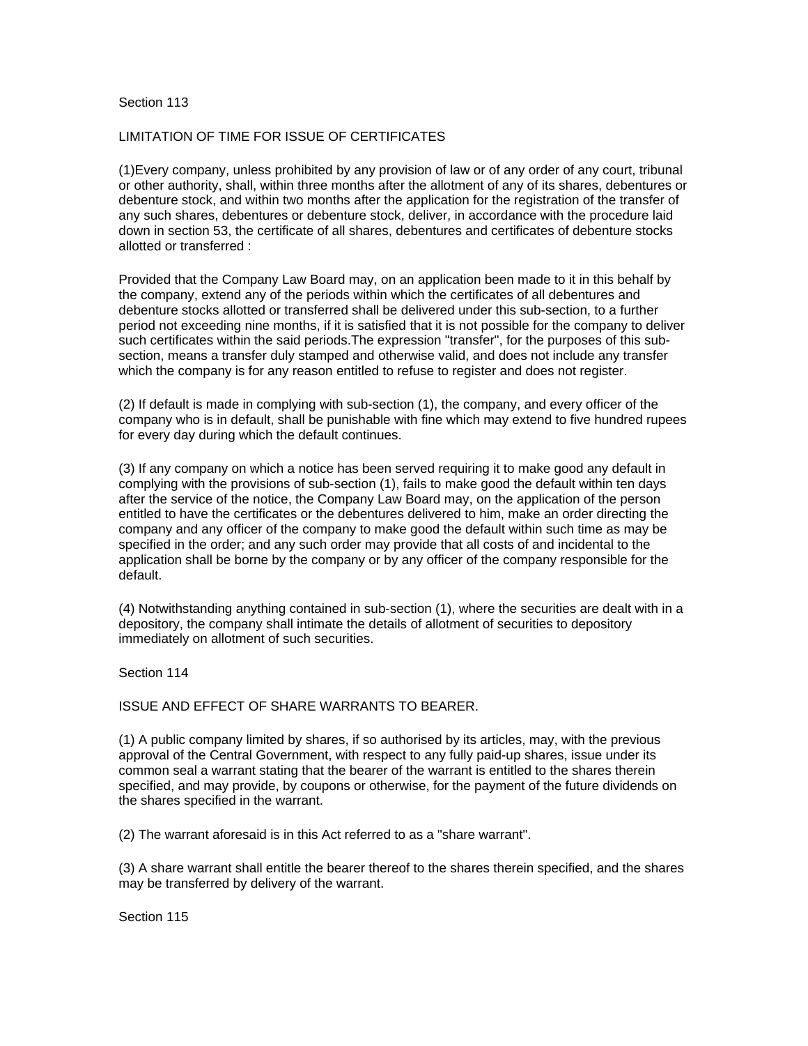## Section 113

### LIMITATION OF TIME FOR ISSUE OF CERTIFICATES

(1)Every company, unless prohibited by any provision of law or of any order of any court, tribunal or other authority, shall, within three months after the allotment of any of its shares, debentures or debenture stock, and within two months after the application for the registration of the transfer of any such shares, debentures or debenture stock, deliver, in accordance with the procedure laid down in section 53, the certificate of all shares, debentures and certificates of debenture stocks allotted or transferred :

Provided that the Company Law Board may, on an application been made to it in this behalf by the company, extend any of the periods within which the certificates of all debentures and debenture stocks allotted or transferred shall be delivered under this sub-section, to a further period not exceeding nine months, if it is satisfied that it is not possible for the company to deliver such certificates within the said periods.The expression "transfer", for the purposes of this sub-section, means a transfer duly stamped and otherwise valid, and does not include any transfer which the company is for any reason entitled to refuse to register and does not register.

(2) If default is made in complying with sub-section (1), the company, and every officer of the company who is in default, shall be punishable with fine which may extend to five hundred rupees for every day during which the default continues.

(3) If any company on which a notice has been served requiring it to make good any default in complying with the provisions of sub-section (1), fails to make good the default within ten days after the service of the notice, the Company Law Board may, on the application of the person entitled to have the certificates or the debentures delivered to him, make an order directing the company and any officer of the company to make good the default within such time as may be specified in the order; and any such order may provide that all costs of and incidental to the application shall be borne by the company or by any officer of the company responsible for the default.

(4) Notwithstanding anything contained in sub-section (1), where the securities are dealt with in a depository, the company shall intimate the details of allotment of securities to depository immediately on allotment of such securities.

## Section 114

### ISSUE AND EFFECT OF SHARE WARRANTS TO BEARER.

(1) A public company limited by shares, if so authorised by its articles, may, with the previous approval of the Central Government, with respect to any fully paid-up shares, issue under its common seal a warrant stating that the bearer of the warrant is entitled to the shares therein specified, and may provide, by coupons or otherwise, for the payment of the future dividends on the shares specified in the warrant.

(2) The warrant aforesaid is in this Act referred to as a "share warrant".

(3) A share warrant shall entitle the bearer thereof to the shares therein specified, and the shares may be transferred by delivery of the warrant.

## Section 115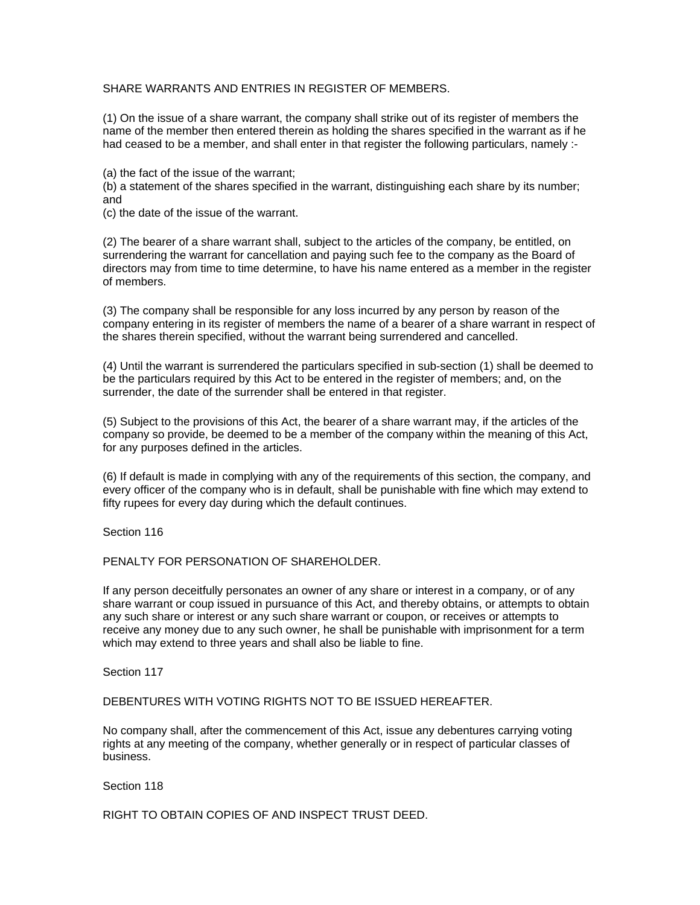## SHARE WARRANTS AND ENTRIES IN REGISTER OF MEMBERS.

(1) On the issue of a share warrant, the company shall strike out of its register of members the name of the member then entered therein as holding the shares specified in the warrant as if he had ceased to be a member, and shall enter in that register the following particulars, namely :-

(a) the fact of the issue of the warrant;
(b) a statement of the shares specified in the warrant, distinguishing each share by its number; and
(c) the date of the issue of the warrant.

(2) The bearer of a share warrant shall, subject to the articles of the company, be entitled, on surrendering the warrant for cancellation and paying such fee to the company as the Board of directors may from time to time determine, to have his name entered as a member in the register of members.

(3) The company shall be responsible for any loss incurred by any person by reason of the company entering in its register of members the name of a bearer of a share warrant in respect of the shares therein specified, without the warrant being surrendered and cancelled.

(4) Until the warrant is surrendered the particulars specified in sub-section (1) shall be deemed to be the particulars required by this Act to be entered in the register of members; and, on the surrender, the date of the surrender shall be entered in that register.

(5) Subject to the provisions of this Act, the bearer of a share warrant may, if the articles of the company so provide, be deemed to be a member of the company within the meaning of this Act, for any purposes defined in the articles.

(6) If default is made in complying with any of the requirements of this section, the company, and every officer of the company who is in default, shall be punishable with fine which may extend to fifty rupees for every day during which the default continues.

Section 116

## PENALTY FOR PERSONATION OF SHAREHOLDER.

If any person deceitfully personates an owner of any share or interest in a company, or of any share warrant or coup issued in pursuance of this Act, and thereby obtains, or attempts to obtain any such share or interest or any such share warrant or coupon, or receives or attempts to receive any money due to any such owner, he shall be punishable with imprisonment for a term which may extend to three years and shall also be liable to fine.

Section 117

## DEBENTURES WITH VOTING RIGHTS NOT TO BE ISSUED HEREAFTER.

No company shall, after the commencement of this Act, issue any debentures carrying voting rights at any meeting of the company, whether generally or in respect of particular classes of business.

Section 118

## RIGHT TO OBTAIN COPIES OF AND INSPECT TRUST DEED.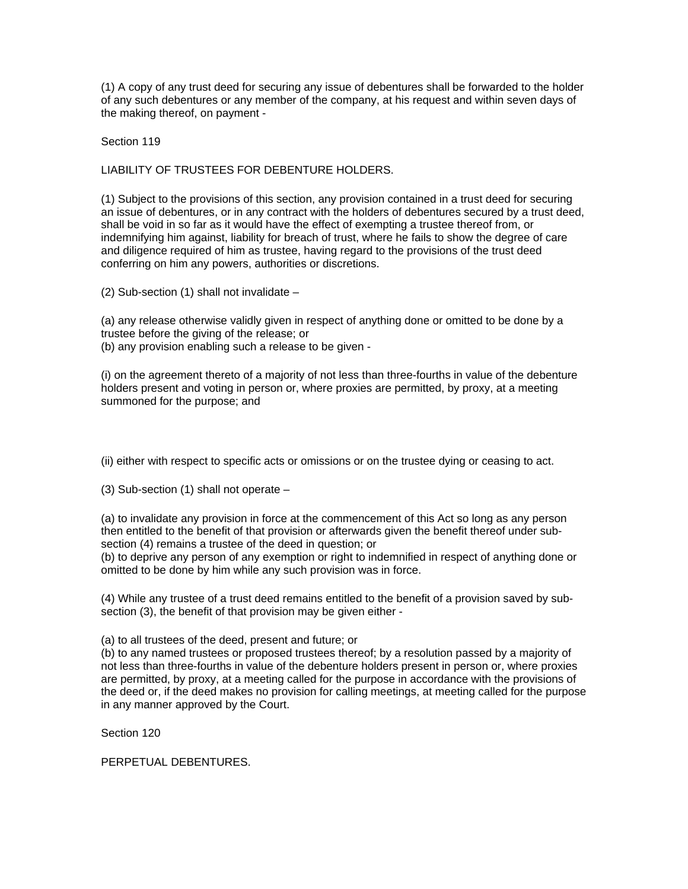(1) A copy of any trust deed for securing any issue of debentures shall be forwarded to the holder of any such debentures or any member of the company, at his request and within seven days of the making thereof, on payment -

Section 119

LIABILITY OF TRUSTEES FOR DEBENTURE HOLDERS.

(1) Subject to the provisions of this section, any provision contained in a trust deed for securing an issue of debentures, or in any contract with the holders of debentures secured by a trust deed, shall be void in so far as it would have the effect of exempting a trustee thereof from, or indemnifying him against, liability for breach of trust, where he fails to show the degree of care and diligence required of him as trustee, having regard to the provisions of the trust deed conferring on him any powers, authorities or discretions.

(2) Sub-section (1) shall not invalidate –

(a) any release otherwise validly given in respect of anything done or omitted to be done by a trustee before the giving of the release; or
(b) any provision enabling such a release to be given -

(i) on the agreement thereto of a majority of not less than three-fourths in value of the debenture holders present and voting in person or, where proxies are permitted, by proxy, at a meeting summoned for the purpose; and

(ii) either with respect to specific acts or omissions or on the trustee dying or ceasing to act.

(3) Sub-section (1) shall not operate –

(a) to invalidate any provision in force at the commencement of this Act so long as any person then entitled to the benefit of that provision or afterwards given the benefit thereof under sub-section (4) remains a trustee of the deed in question; or
(b) to deprive any person of any exemption or right to indemnified in respect of anything done or omitted to be done by him while any such provision was in force.

(4) While any trustee of a trust deed remains entitled to the benefit of a provision saved by sub-section (3), the benefit of that provision may be given either -

(a) to all trustees of the deed, present and future; or
(b) to any named trustees or proposed trustees thereof; by a resolution passed by a majority of not less than three-fourths in value of the debenture holders present in person or, where proxies are permitted, by proxy, at a meeting called for the purpose in accordance with the provisions of the deed or, if the deed makes no provision for calling meetings, at meeting called for the purpose in any manner approved by the Court.

Section 120

PERPETUAL DEBENTURES.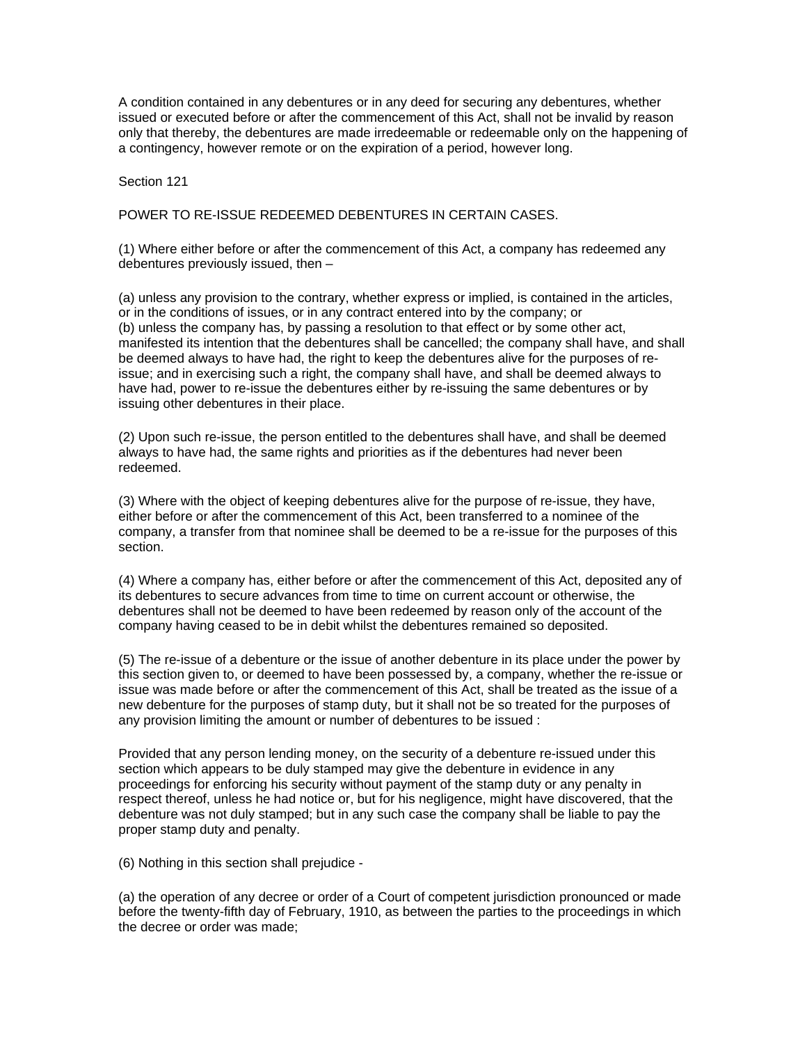A condition contained in any debentures or in any deed for securing any debentures, whether issued or executed before or after the commencement of this Act, shall not be invalid by reason only that thereby, the debentures are made irredeemable or redeemable only on the happening of a contingency, however remote or on the expiration of a period, however long.

Section 121

POWER TO RE-ISSUE REDEEMED DEBENTURES IN CERTAIN CASES.

(1) Where either before or after the commencement of this Act, a company has redeemed any debentures previously issued, then –

(a) unless any provision to the contrary, whether express or implied, is contained in the articles, or in the conditions of issues, or in any contract entered into by the company; or
(b) unless the company has, by passing a resolution to that effect or by some other act, manifested its intention that the debentures shall be cancelled; the company shall have, and shall be deemed always to have had, the right to keep the debentures alive for the purposes of re-issue; and in exercising such a right, the company shall have, and shall be deemed always to have had, power to re-issue the debentures either by re-issuing the same debentures or by issuing other debentures in their place.

(2) Upon such re-issue, the person entitled to the debentures shall have, and shall be deemed always to have had, the same rights and priorities as if the debentures had never been redeemed.

(3) Where with the object of keeping debentures alive for the purpose of re-issue, they have, either before or after the commencement of this Act, been transferred to a nominee of the company, a transfer from that nominee shall be deemed to be a re-issue for the purposes of this section.

(4) Where a company has, either before or after the commencement of this Act, deposited any of its debentures to secure advances from time to time on current account or otherwise, the debentures shall not be deemed to have been redeemed by reason only of the account of the company having ceased to be in debit whilst the debentures remained so deposited.

(5) The re-issue of a debenture or the issue of another debenture in its place under the power by this section given to, or deemed to have been possessed by, a company, whether the re-issue or issue was made before or after the commencement of this Act, shall be treated as the issue of a new debenture for the purposes of stamp duty, but it shall not be so treated for the purposes of any provision limiting the amount or number of debentures to be issued :

Provided that any person lending money, on the security of a debenture re-issued under this section which appears to be duly stamped may give the debenture in evidence in any proceedings for enforcing his security without payment of the stamp duty or any penalty in respect thereof, unless he had notice or, but for his negligence, might have discovered, that the debenture was not duly stamped; but in any such case the company shall be liable to pay the proper stamp duty and penalty.

(6) Nothing in this section shall prejudice -

(a) the operation of any decree or order of a Court of competent jurisdiction pronounced or made before the twenty-fifth day of February, 1910, as between the parties to the proceedings in which the decree or order was made;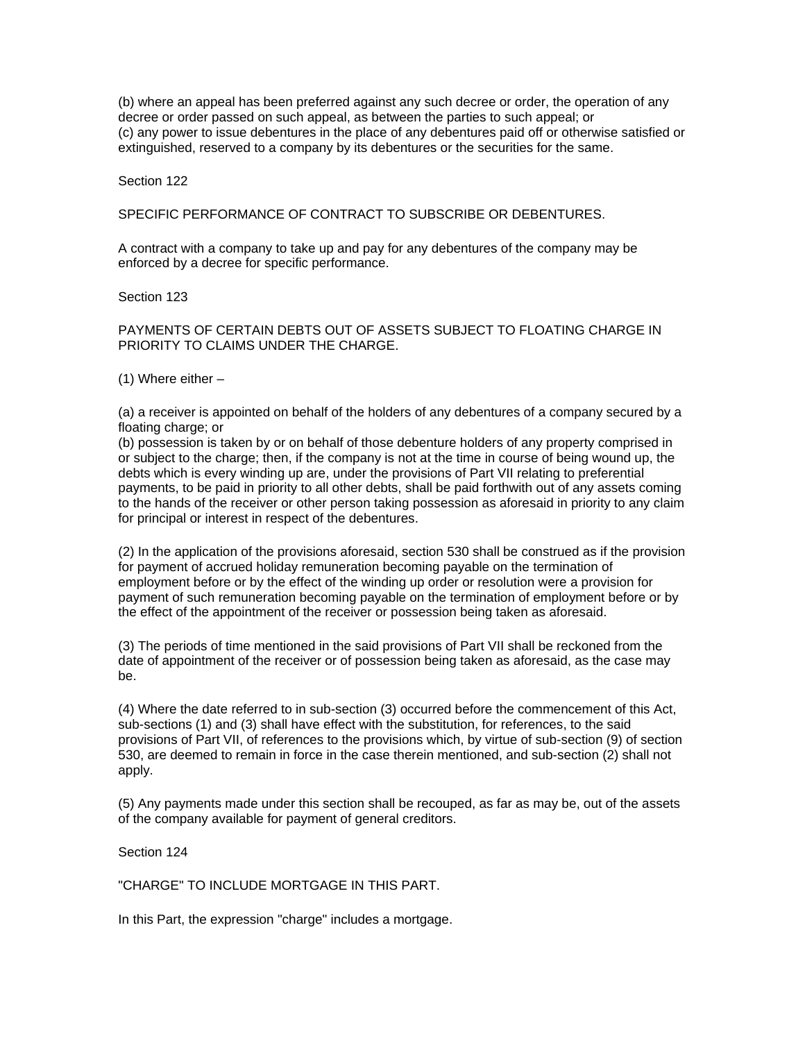(b) where an appeal has been preferred against any such decree or order, the operation of any decree or order passed on such appeal, as between the parties to such appeal; or
(c) any power to issue debentures in the place of any debentures paid off or otherwise satisfied or extinguished, reserved to a company by its debentures or the securities for the same.

Section 122

SPECIFIC PERFORMANCE OF CONTRACT TO SUBSCRIBE OR DEBENTURES.

A contract with a company to take up and pay for any debentures of the company may be enforced by a decree for specific performance.

Section 123

PAYMENTS OF CERTAIN DEBTS OUT OF ASSETS SUBJECT TO FLOATING CHARGE IN PRIORITY TO CLAIMS UNDER THE CHARGE.

(1) Where either –

(a) a receiver is appointed on behalf of the holders of any debentures of a company secured by a floating charge; or
(b) possession is taken by or on behalf of those debenture holders of any property comprised in or subject to the charge; then, if the company is not at the time in course of being wound up, the debts which is every winding up are, under the provisions of Part VII relating to preferential payments, to be paid in priority to all other debts, shall be paid forthwith out of any assets coming to the hands of the receiver or other person taking possession as aforesaid in priority to any claim for principal or interest in respect of the debentures.

(2) In the application of the provisions aforesaid, section 530 shall be construed as if the provision for payment of accrued holiday remuneration becoming payable on the termination of employment before or by the effect of the winding up order or resolution were a provision for payment of such remuneration becoming payable on the termination of employment before or by the effect of the appointment of the receiver or possession being taken as aforesaid.

(3) The periods of time mentioned in the said provisions of Part VII shall be reckoned from the date of appointment of the receiver or of possession being taken as aforesaid, as the case may be.

(4) Where the date referred to in sub-section (3) occurred before the commencement of this Act, sub-sections (1) and (3) shall have effect with the substitution, for references, to the said provisions of Part VII, of references to the provisions which, by virtue of sub-section (9) of section 530, are deemed to remain in force in the case therein mentioned, and sub-section (2) shall not apply.

(5) Any payments made under this section shall be recouped, as far as may be, out of the assets of the company available for payment of general creditors.

Section 124

"CHARGE" TO INCLUDE MORTGAGE IN THIS PART.

In this Part, the expression "charge" includes a mortgage.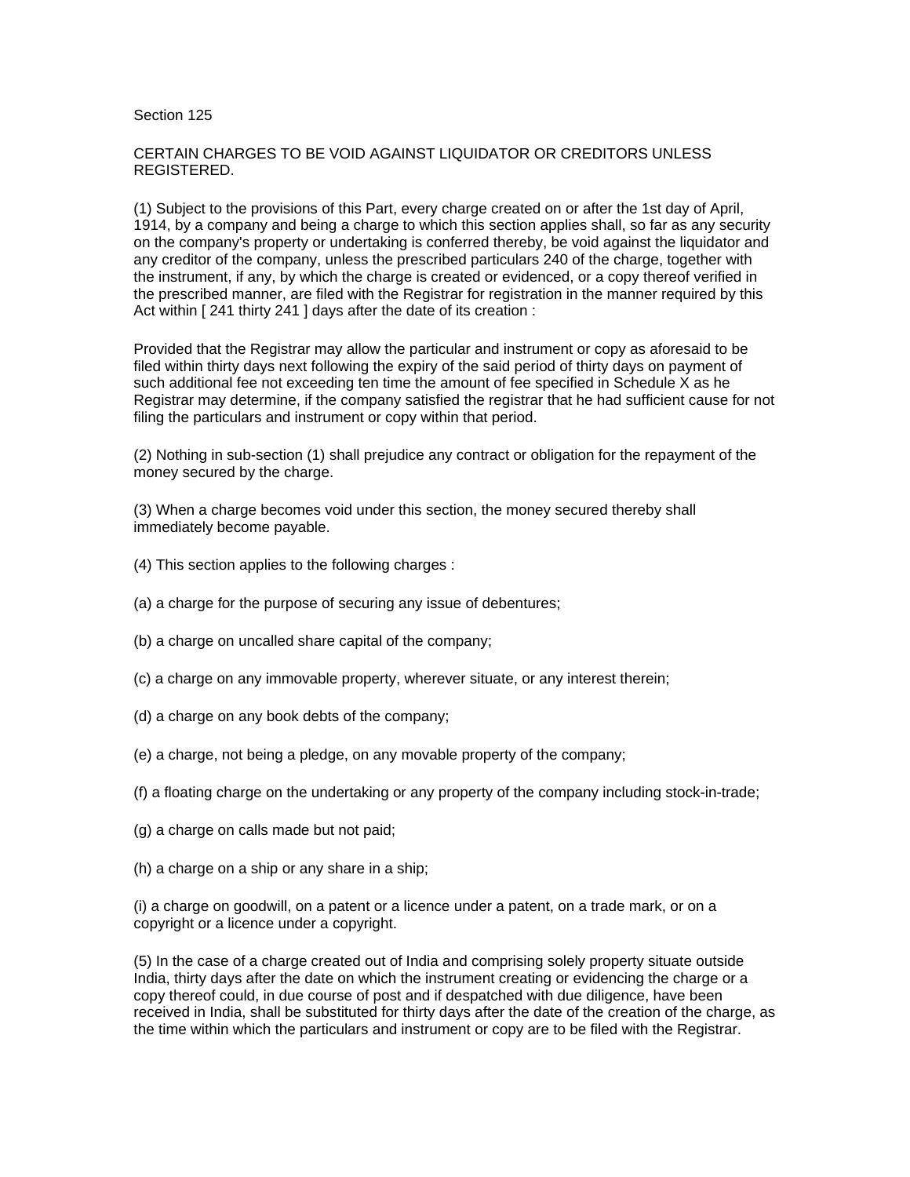Section 125

CERTAIN CHARGES TO BE VOID AGAINST LIQUIDATOR OR CREDITORS UNLESS REGISTERED.

(1) Subject to the provisions of this Part, every charge created on or after the 1st day of April, 1914, by a company and being a charge to which this section applies shall, so far as any security on the company's property or undertaking is conferred thereby, be void against the liquidator and any creditor of the company, unless the prescribed particulars 240 of the charge, together with the instrument, if any, by which the charge is created or evidenced, or a copy thereof verified in the prescribed manner, are filed with the Registrar for registration in the manner required by this Act within [ 241 thirty 241 ] days after the date of its creation :

Provided that the Registrar may allow the particular and instrument or copy as aforesaid to be filed within thirty days next following the expiry of the said period of thirty days on payment of such additional fee not exceeding ten time the amount of fee specified in Schedule X as he Registrar may determine, if the company satisfied the registrar that he had sufficient cause for not filing the particulars and instrument or copy within that period.

(2) Nothing in sub-section (1) shall prejudice any contract or obligation for the repayment of the money secured by the charge.

(3) When a charge becomes void under this section, the money secured thereby shall immediately become payable.

(4) This section applies to the following charges :

(a) a charge for the purpose of securing any issue of debentures;

(b) a charge on uncalled share capital of the company;

(c) a charge on any immovable property, wherever situate, or any interest therein;

(d) a charge on any book debts of the company;

(e) a charge, not being a pledge, on any movable property of the company;

(f) a floating charge on the undertaking or any property of the company including stock-in-trade;

(g) a charge on calls made but not paid;

(h) a charge on a ship or any share in a ship;

(i) a charge on goodwill, on a patent or a licence under a patent, on a trade mark, or on a copyright or a licence under a copyright.

(5) In the case of a charge created out of India and comprising solely property situate outside India, thirty days after the date on which the instrument creating or evidencing the charge or a copy thereof could, in due course of post and if despatched with due diligence, have been received in India, shall be substituted for thirty days after the date of the creation of the charge, as the time within which the particulars and instrument or copy are to be filed with the Registrar.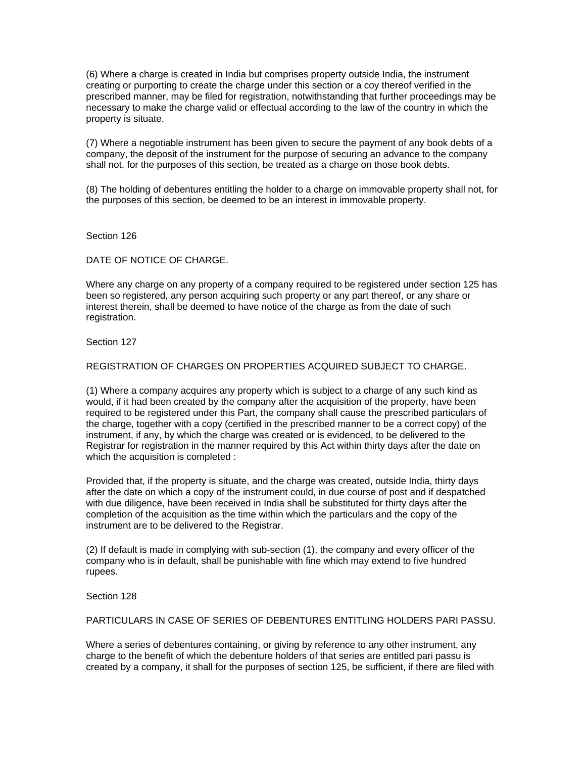(6) Where a charge is created in India but comprises property outside India, the instrument creating or purporting to create the charge under this section or a coy thereof verified in the prescribed manner, may be filed for registration, notwithstanding that further proceedings may be necessary to make the charge valid or effectual according to the law of the country in which the property is situate.

(7) Where a negotiable instrument has been given to secure the payment of any book debts of a company, the deposit of the instrument for the purpose of securing an advance to the company shall not, for the purposes of this section, be treated as a charge on those book debts.

(8) The holding of debentures entitling the holder to a charge on immovable property shall not, for the purposes of this section, be deemed to be an interest in immovable property.

Section 126

DATE OF NOTICE OF CHARGE.

Where any charge on any property of a company required to be registered under section 125 has been so registered, any person acquiring such property or any part thereof, or any share or interest therein, shall be deemed to have notice of the charge as from the date of such registration.

Section 127

REGISTRATION OF CHARGES ON PROPERTIES ACQUIRED SUBJECT TO CHARGE.

(1) Where a company acquires any property which is subject to a charge of any such kind as would, if it had been created by the company after the acquisition of the property, have been required to be registered under this Part, the company shall cause the prescribed particulars of the charge, together with a copy (certified in the prescribed manner to be a correct copy) of the instrument, if any, by which the charge was created or is evidenced, to be delivered to the Registrar for registration in the manner required by this Act within thirty days after the date on which the acquisition is completed :

Provided that, if the property is situate, and the charge was created, outside India, thirty days after the date on which a copy of the instrument could, in due course of post and if despatched with due diligence, have been received in India shall be substituted for thirty days after the completion of the acquisition as the time within which the particulars and the copy of the instrument are to be delivered to the Registrar.

(2) If default is made in complying with sub-section (1), the company and every officer of the company who is in default, shall be punishable with fine which may extend to five hundred rupees.

Section 128

PARTICULARS IN CASE OF SERIES OF DEBENTURES ENTITLING HOLDERS PARI PASSU.

Where a series of debentures containing, or giving by reference to any other instrument, any charge to the benefit of which the debenture holders of that series are entitled pari passu is created by a company, it shall for the purposes of section 125, be sufficient, if there are filed with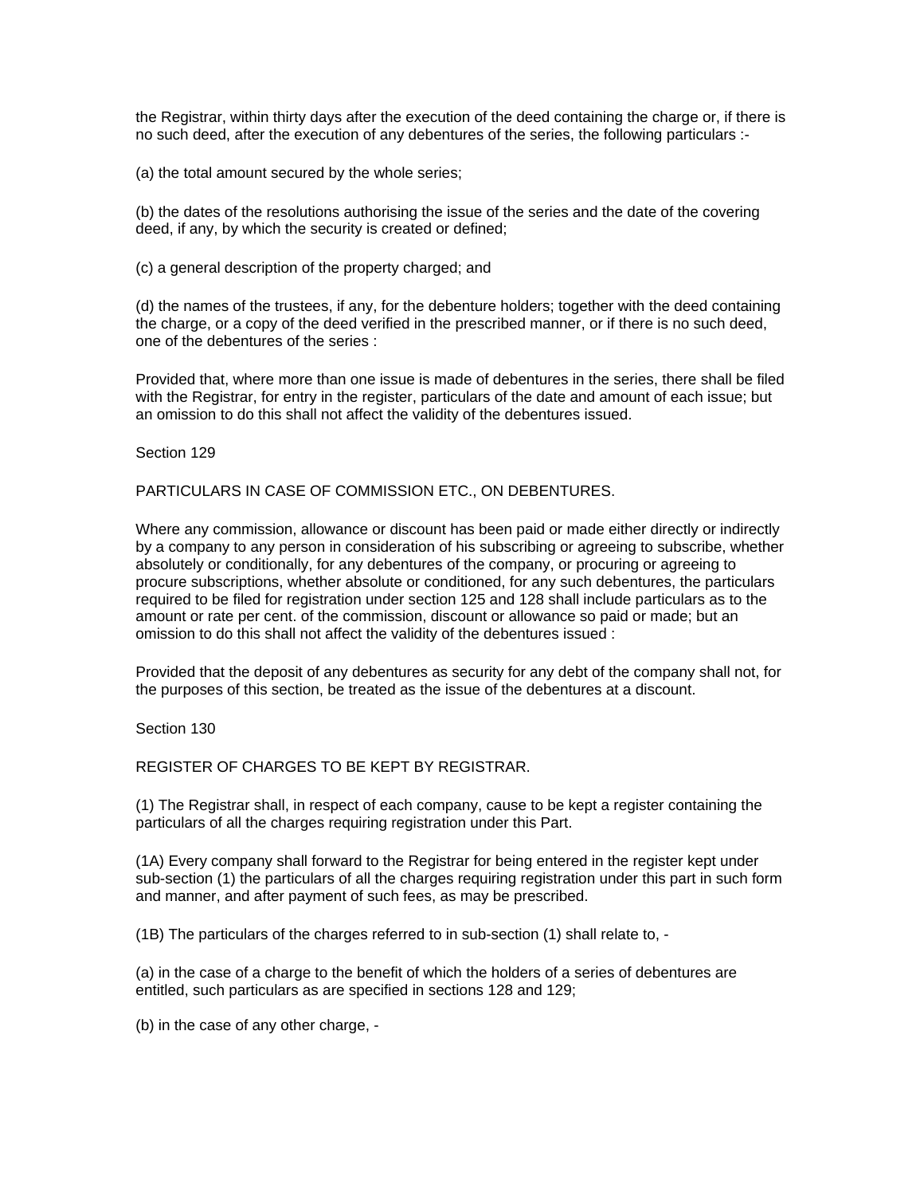the Registrar, within thirty days after the execution of the deed containing the charge or, if there is no such deed, after the execution of any debentures of the series, the following particulars :-

(a) the total amount secured by the whole series;

(b) the dates of the resolutions authorising the issue of the series and the date of the covering deed, if any, by which the security is created or defined;

(c) a general description of the property charged; and

(d) the names of the trustees, if any, for the debenture holders; together with the deed containing the charge, or a copy of the deed verified in the prescribed manner, or if there is no such deed, one of the debentures of the series :

Provided that, where more than one issue is made of debentures in the series, there shall be filed with the Registrar, for entry in the register, particulars of the date and amount of each issue; but an omission to do this shall not affect the validity of the debentures issued.

Section 129

PARTICULARS IN CASE OF COMMISSION ETC., ON DEBENTURES.

Where any commission, allowance or discount has been paid or made either directly or indirectly by a company to any person in consideration of his subscribing or agreeing to subscribe, whether absolutely or conditionally, for any debentures of the company, or procuring or agreeing to procure subscriptions, whether absolute or conditioned, for any such debentures, the particulars required to be filed for registration under section 125 and 128 shall include particulars as to the amount or rate per cent. of the commission, discount or allowance so paid or made; but an omission to do this shall not affect the validity of the debentures issued :

Provided that the deposit of any debentures as security for any debt of the company shall not, for the purposes of this section, be treated as the issue of the debentures at a discount.

Section 130

REGISTER OF CHARGES TO BE KEPT BY REGISTRAR.

(1) The Registrar shall, in respect of each company, cause to be kept a register containing the particulars of all the charges requiring registration under this Part.

(1A) Every company shall forward to the Registrar for being entered in the register kept under sub-section (1) the particulars of all the charges requiring registration under this part in such form and manner, and after payment of such fees, as may be prescribed.

(1B) The particulars of the charges referred to in sub-section (1) shall relate to, -

(a) in the case of a charge to the benefit of which the holders of a series of debentures are entitled, such particulars as are specified in sections 128 and 129;

(b) in the case of any other charge, -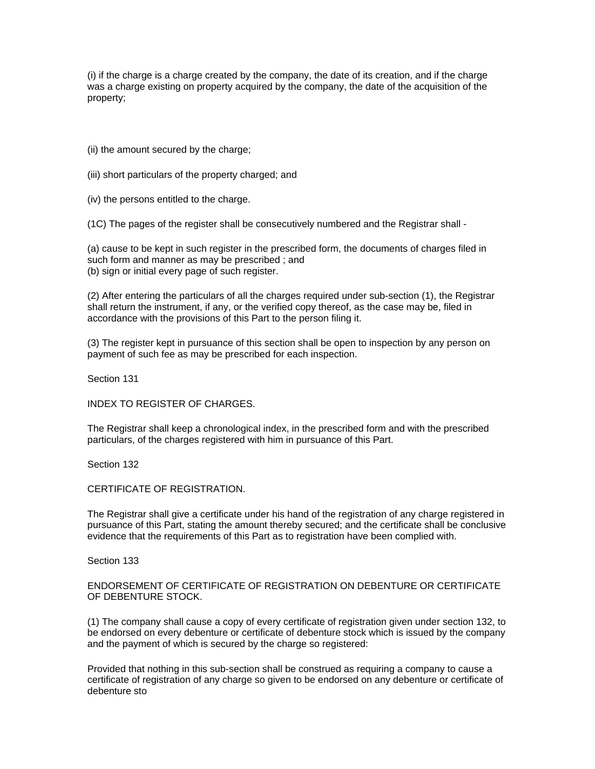(i) if the charge is a charge created by the company, the date of its creation, and if the charge was a charge existing on property acquired by the company, the date of the acquisition of the property;

(ii) the amount secured by the charge;

(iii) short particulars of the property charged; and

(iv) the persons entitled to the charge.

(1C) The pages of the register shall be consecutively numbered and the Registrar shall -

(a) cause to be kept in such register in the prescribed form, the documents of charges filed in such form and manner as may be prescribed ; and
(b) sign or initial every page of such register.

(2) After entering the particulars of all the charges required under sub-section (1), the Registrar shall return the instrument, if any, or the verified copy thereof, as the case may be, filed in accordance with the provisions of this Part to the person filing it.

(3) The register kept in pursuance of this section shall be open to inspection by any person on payment of such fee as may be prescribed for each inspection.

Section 131

INDEX TO REGISTER OF CHARGES.

The Registrar shall keep a chronological index, in the prescribed form and with the prescribed particulars, of the charges registered with him in pursuance of this Part.

Section 132

CERTIFICATE OF REGISTRATION.

The Registrar shall give a certificate under his hand of the registration of any charge registered in pursuance of this Part, stating the amount thereby secured; and the certificate shall be conclusive evidence that the requirements of this Part as to registration have been complied with.

Section 133

ENDORSEMENT OF CERTIFICATE OF REGISTRATION ON DEBENTURE OR CERTIFICATE OF DEBENTURE STOCK.

(1) The company shall cause a copy of every certificate of registration given under section 132, to be endorsed on every debenture or certificate of debenture stock which is issued by the company and the payment of which is secured by the charge so registered:

Provided that nothing in this sub-section shall be construed as requiring a company to cause a certificate of registration of any charge so given to be endorsed on any debenture or certificate of debenture sto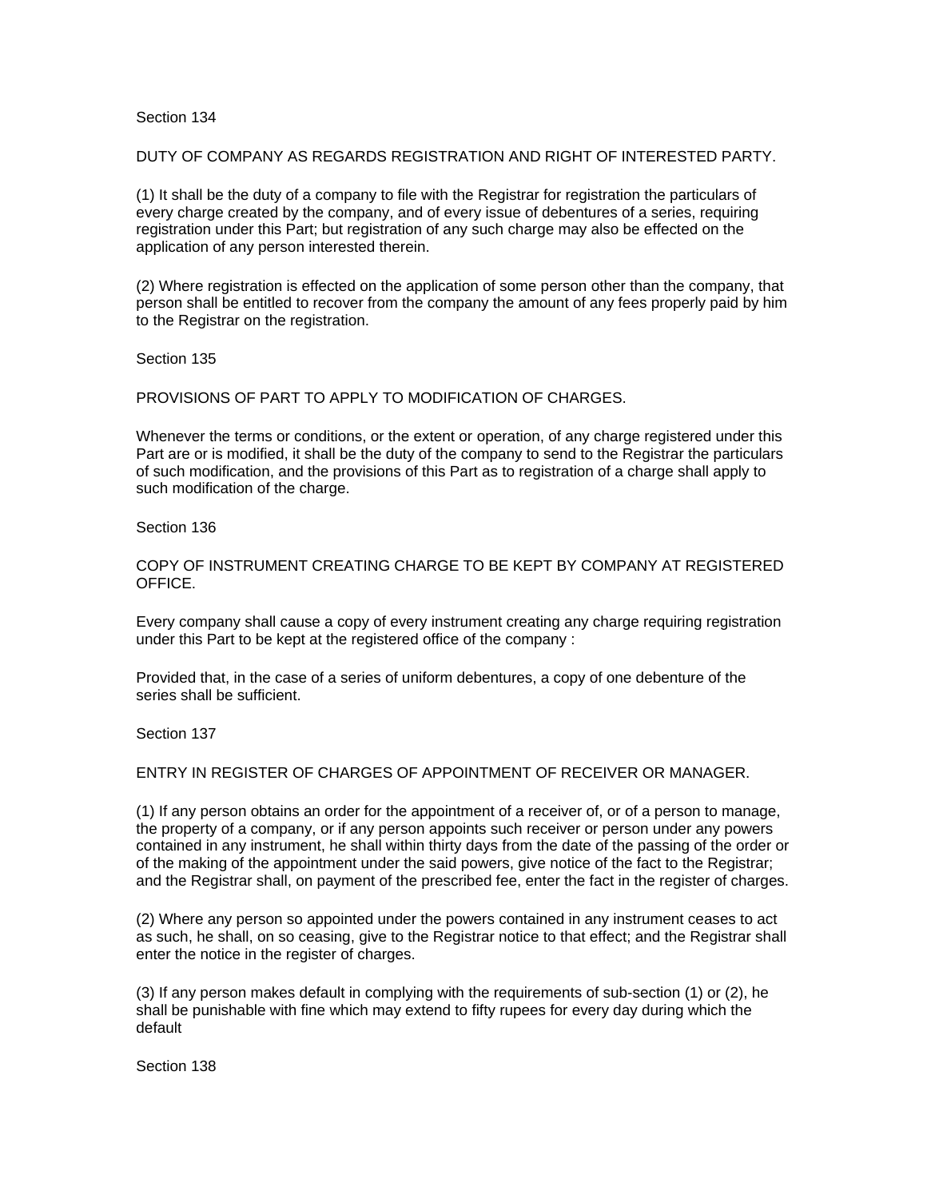Section 134

DUTY OF COMPANY AS REGARDS REGISTRATION AND RIGHT OF INTERESTED PARTY.

(1) It shall be the duty of a company to file with the Registrar for registration the particulars of every charge created by the company, and of every issue of debentures of a series, requiring registration under this Part; but registration of any such charge may also be effected on the application of any person interested therein.

(2) Where registration is effected on the application of some person other than the company, that person shall be entitled to recover from the company the amount of any fees properly paid by him to the Registrar on the registration.

Section 135

PROVISIONS OF PART TO APPLY TO MODIFICATION OF CHARGES.

Whenever the terms or conditions, or the extent or operation, of any charge registered under this Part are or is modified, it shall be the duty of the company to send to the Registrar the particulars of such modification, and the provisions of this Part as to registration of a charge shall apply to such modification of the charge.

Section 136

COPY OF INSTRUMENT CREATING CHARGE TO BE KEPT BY COMPANY AT REGISTERED OFFICE.

Every company shall cause a copy of every instrument creating any charge requiring registration under this Part to be kept at the registered office of the company :

Provided that, in the case of a series of uniform debentures, a copy of one debenture of the series shall be sufficient.

Section 137

ENTRY IN REGISTER OF CHARGES OF APPOINTMENT OF RECEIVER OR MANAGER.

(1) If any person obtains an order for the appointment of a receiver of, or of a person to manage, the property of a company, or if any person appoints such receiver or person under any powers contained in any instrument, he shall within thirty days from the date of the passing of the order or of the making of the appointment under the said powers, give notice of the fact to the Registrar; and the Registrar shall, on payment of the prescribed fee, enter the fact in the register of charges.

(2) Where any person so appointed under the powers contained in any instrument ceases to act as such, he shall, on so ceasing, give to the Registrar notice to that effect; and the Registrar shall enter the notice in the register of charges.

(3) If any person makes default in complying with the requirements of sub-section (1) or (2), he shall be punishable with fine which may extend to fifty rupees for every day during which the default

Section 138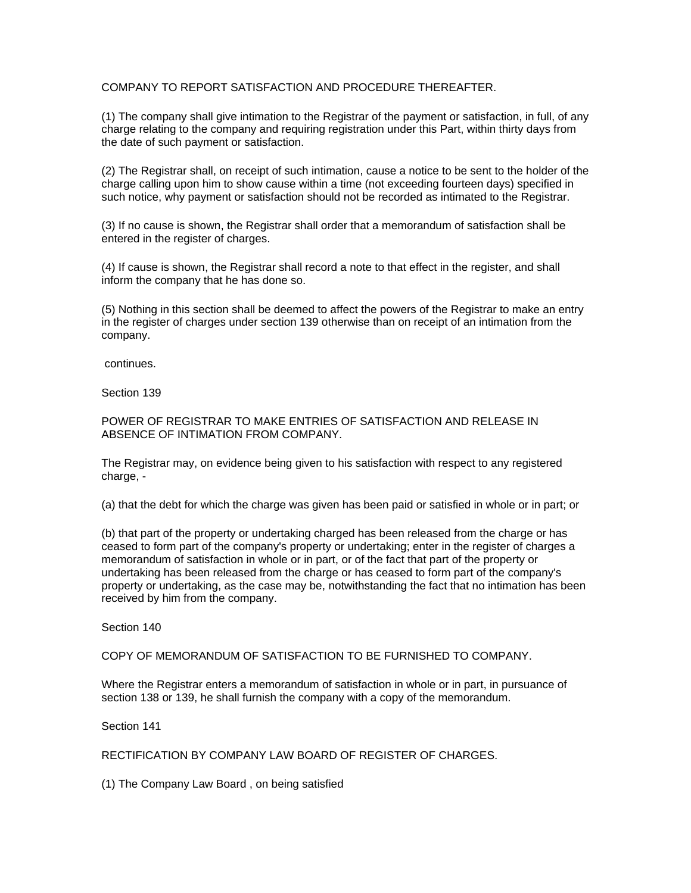COMPANY TO REPORT SATISFACTION AND PROCEDURE THEREAFTER.

(1) The company shall give intimation to the Registrar of the payment or satisfaction, in full, of any charge relating to the company and requiring registration under this Part, within thirty days from the date of such payment or satisfaction.

(2) The Registrar shall, on receipt of such intimation, cause a notice to be sent to the holder of the charge calling upon him to show cause within a time (not exceeding fourteen days) specified in such notice, why payment or satisfaction should not be recorded as intimated to the Registrar.

(3) If no cause is shown, the Registrar shall order that a memorandum of satisfaction shall be entered in the register of charges.

(4) If cause is shown, the Registrar shall record a note to that effect in the register, and shall inform the company that he has done so.

(5) Nothing in this section shall be deemed to affect the powers of the Registrar to make an entry in the register of charges under section 139 otherwise than on receipt of an intimation from the company.

continues.

Section 139

POWER OF REGISTRAR TO MAKE ENTRIES OF SATISFACTION AND RELEASE IN ABSENCE OF INTIMATION FROM COMPANY.

The Registrar may, on evidence being given to his satisfaction with respect to any registered charge, -

(a) that the debt for which the charge was given has been paid or satisfied in whole or in part; or

(b) that part of the property or undertaking charged has been released from the charge or has ceased to form part of the company's property or undertaking; enter in the register of charges a memorandum of satisfaction in whole or in part, or of the fact that part of the property or undertaking has been released from the charge or has ceased to form part of the company's property or undertaking, as the case may be, notwithstanding the fact that no intimation has been received by him from the company.

Section 140

COPY OF MEMORANDUM OF SATISFACTION TO BE FURNISHED TO COMPANY.

Where the Registrar enters a memorandum of satisfaction in whole or in part, in pursuance of section 138 or 139, he shall furnish the company with a copy of the memorandum.

Section 141

RECTIFICATION BY COMPANY LAW BOARD OF REGISTER OF CHARGES.

(1) The Company Law Board , on being satisfied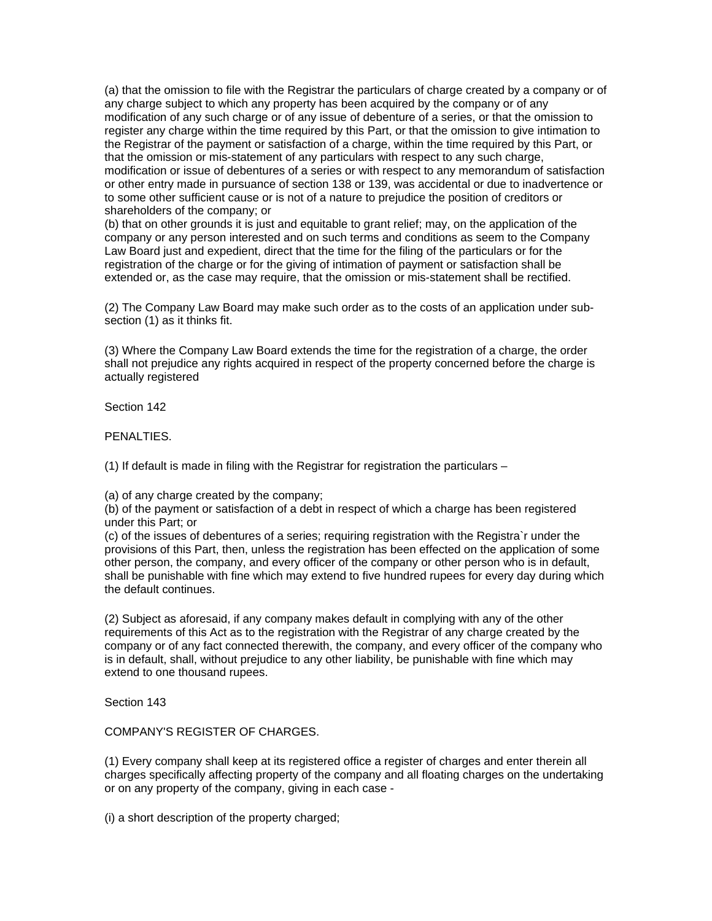(a) that the omission to file with the Registrar the particulars of charge created by a company or of any charge subject to which any property has been acquired by the company or of any modification of any such charge or of any issue of debenture of a series, or that the omission to register any charge within the time required by this Part, or that the omission to give intimation to the Registrar of the payment or satisfaction of a charge, within the time required by this Part, or that the omission or mis-statement of any particulars with respect to any such charge, modification or issue of debentures of a series or with respect to any memorandum of satisfaction or other entry made in pursuance of section 138 or 139, was accidental or due to inadvertence or to some other sufficient cause or is not of a nature to prejudice the position of creditors or shareholders of the company; or
(b) that on other grounds it is just and equitable to grant relief; may, on the application of the company or any person interested and on such terms and conditions as seem to the Company Law Board just and expedient, direct that the time for the filing of the particulars or for the registration of the charge or for the giving of intimation of payment or satisfaction shall be extended or, as the case may require, that the omission or mis-statement shall be rectified.

(2) The Company Law Board may make such order as to the costs of an application under sub-section (1) as it thinks fit.

(3) Where the Company Law Board extends the time for the registration of a charge, the order shall not prejudice any rights acquired in respect of the property concerned before the charge is actually registered

Section 142

PENALTIES.

(1) If default is made in filing with the Registrar for registration the particulars –

(a) of any charge created by the company;
(b) of the payment or satisfaction of a debt in respect of which a charge has been registered under this Part; or
(c) of the issues of debentures of a series; requiring registration with the Registra`r under the provisions of this Part, then, unless the registration has been effected on the application of some other person, the company, and every officer of the company or other person who is in default, shall be punishable with fine which may extend to five hundred rupees for every day during which the default continues.

(2) Subject as aforesaid, if any company makes default in complying with any of the other requirements of this Act as to the registration with the Registrar of any charge created by the company or of any fact connected therewith, the company, and every officer of the company who is in default, shall, without prejudice to any other liability, be punishable with fine which may extend to one thousand rupees.

Section 143

COMPANY'S REGISTER OF CHARGES.

(1) Every company shall keep at its registered office a register of charges and enter therein all charges specifically affecting property of the company and all floating charges on the undertaking or on any property of the company, giving in each case -

(i) a short description of the property charged;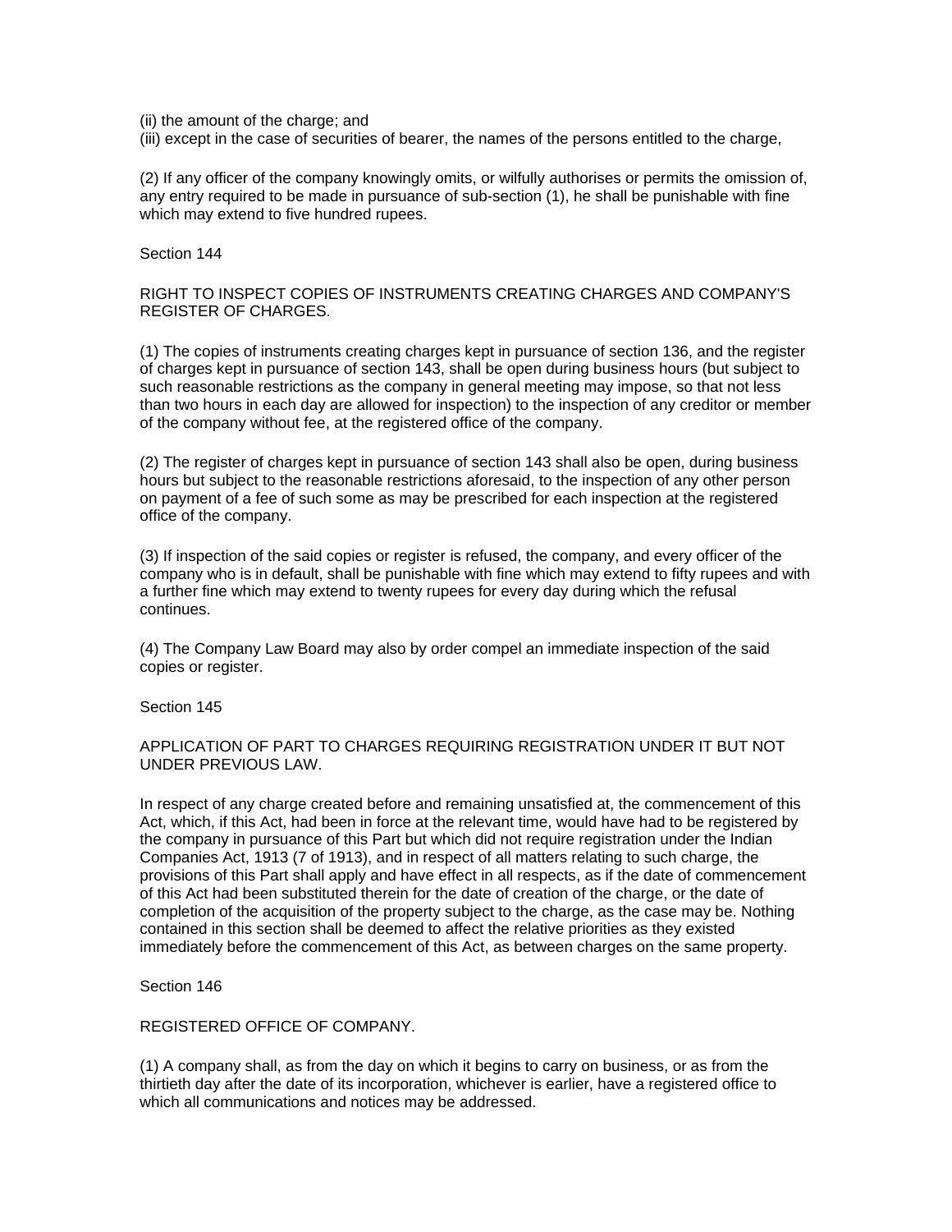(ii) the amount of the charge; and
(iii) except in the case of securities of bearer, the names of the persons entitled to the charge,

(2) If any officer of the company knowingly omits, or wilfully authorises or permits the omission of, any entry required to be made in pursuance of sub-section (1), he shall be punishable with fine which may extend to five hundred rupees.

Section 144

RIGHT TO INSPECT COPIES OF INSTRUMENTS CREATING CHARGES AND COMPANY'S REGISTER OF CHARGES.

(1) The copies of instruments creating charges kept in pursuance of section 136, and the register of charges kept in pursuance of section 143, shall be open during business hours (but subject to such reasonable restrictions as the company in general meeting may impose, so that not less than two hours in each day are allowed for inspection) to the inspection of any creditor or member of the company without fee, at the registered office of the company.

(2) The register of charges kept in pursuance of section 143 shall also be open, during business hours but subject to the reasonable restrictions aforesaid, to the inspection of any other person on payment of a fee of such some as may be prescribed for each inspection at the registered office of the company.

(3) If inspection of the said copies or register is refused, the company, and every officer of the company who is in default, shall be punishable with fine which may extend to fifty rupees and with a further fine which may extend to twenty rupees for every day during which the refusal continues.

(4) The Company Law Board may also by order compel an immediate inspection of the said copies or register.

Section 145

APPLICATION OF PART TO CHARGES REQUIRING REGISTRATION UNDER IT BUT NOT UNDER PREVIOUS LAW.

In respect of any charge created before and remaining unsatisfied at, the commencement of this Act, which, if this Act, had been in force at the relevant time, would have had to be registered by the company in pursuance of this Part but which did not require registration under the Indian Companies Act, 1913 (7 of 1913), and in respect of all matters relating to such charge, the provisions of this Part shall apply and have effect in all respects, as if the date of commencement of this Act had been substituted therein for the date of creation of the charge, or the date of completion of the acquisition of the property subject to the charge, as the case may be. Nothing contained in this section shall be deemed to affect the relative priorities as they existed immediately before the commencement of this Act, as between charges on the same property.

Section 146

REGISTERED OFFICE OF COMPANY.

(1) A company shall, as from the day on which it begins to carry on business, or as from the thirtieth day after the date of its incorporation, whichever is earlier, have a registered office to which all communications and notices may be addressed.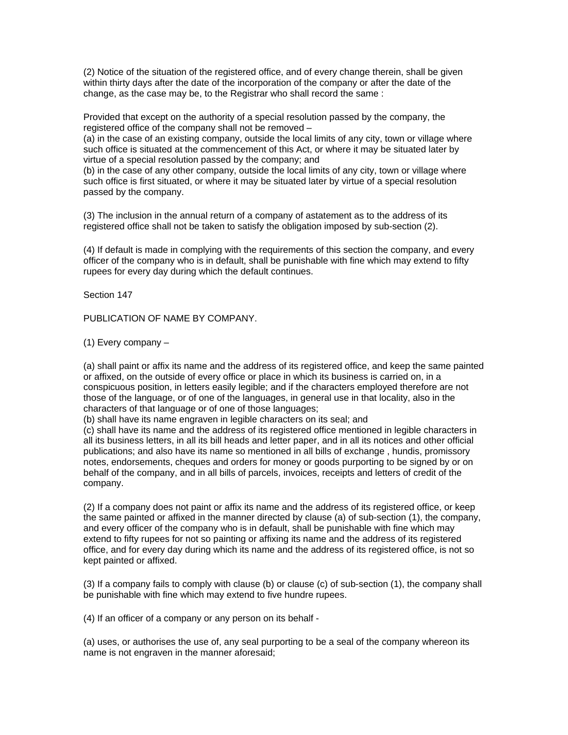(2) Notice of the situation of the registered office, and of every change therein, shall be given within thirty days after the date of the incorporation of the company or after the date of the change, as the case may be, to the Registrar who shall record the same :

Provided that except on the authority of a special resolution passed by the company, the registered office of the company shall not be removed –
(a) in the case of an existing company, outside the local limits of any city, town or village where such office is situated at the commencement of this Act, or where it may be situated later by virtue of a special resolution passed by the company; and
(b) in the case of any other company, outside the local limits of any city, town or village where such office is first situated, or where it may be situated later by virtue of a special resolution passed by the company.

(3) The inclusion in the annual return of a company of astatement as to the address of its registered office shall not be taken to satisfy the obligation imposed by sub-section (2).

(4) If default is made in complying with the requirements of this section the company, and every officer of the company who is in default, shall be punishable with fine which may extend to fifty rupees for every day during which the default continues.

Section 147

PUBLICATION OF NAME BY COMPANY.

(1) Every company –

(a) shall paint or affix its name and the address of its registered office, and keep the same painted or affixed, on the outside of every office or place in which its business is carried on, in a conspicuous position, in letters easily legible; and if the characters employed therefore are not those of the language, or of one of the languages, in general use in that locality, also in the characters of that language or of one of those languages;
(b) shall have its name engraven in legible characters on its seal; and
(c) shall have its name and the address of its registered office mentioned in legible characters in all its business letters, in all its bill heads and letter paper, and in all its notices and other official publications; and also have its name so mentioned in all bills of exchange , hundis, promissory notes, endorsements, cheques and orders for money or goods purporting to be signed by or on behalf of the company, and in all bills of parcels, invoices, receipts and letters of credit of the company.

(2) If a company does not paint or affix its name and the address of its registered office, or keep the same painted or affixed in the manner directed by clause (a) of sub-section (1), the company, and every officer of the company who is in default, shall be punishable with fine which may extend to fifty rupees for not so painting or affixing its name and the address of its registered office, and for every day during which its name and the address of its registered office, is not so kept painted or affixed.

(3) If a company fails to comply with clause (b) or clause (c) of sub-section (1), the company shall be punishable with fine which may extend to five hundre rupees.

(4) If an officer of a company or any person on its behalf -

(a) uses, or authorises the use of, any seal purporting to be a seal of the company whereon its name is not engraven in the manner aforesaid;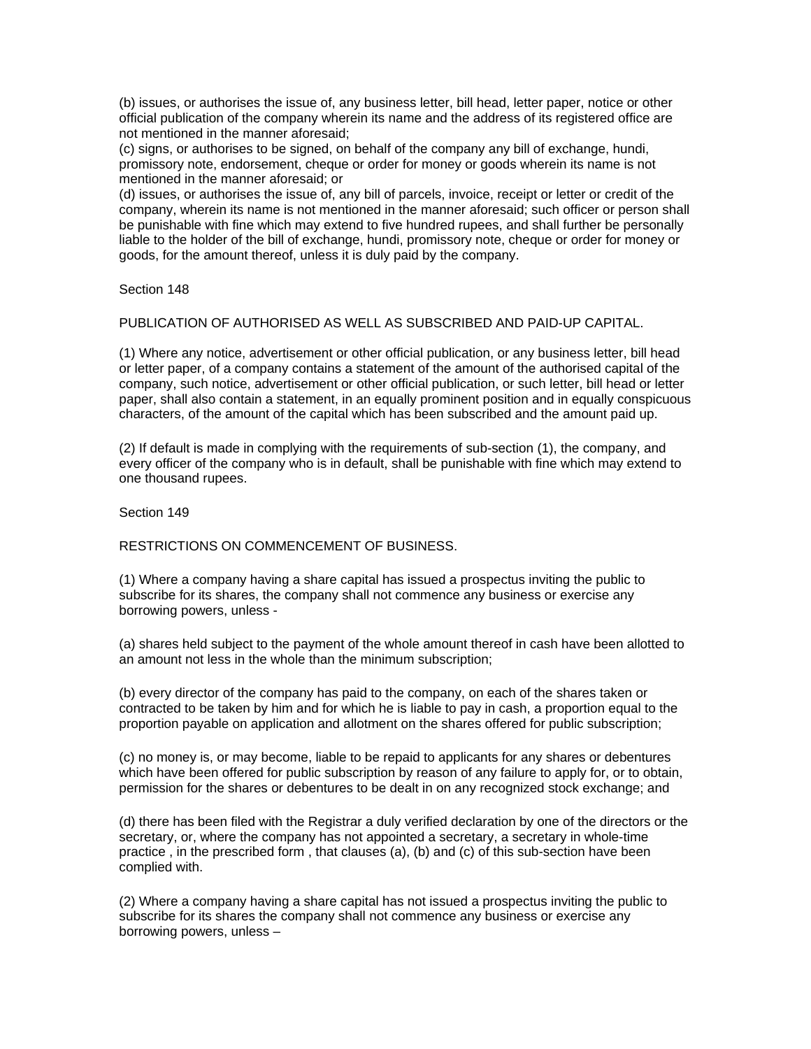(b) issues, or authorises the issue of, any business letter, bill head, letter paper, notice or other official publication of the company wherein its name and the address of its registered office are not mentioned in the manner aforesaid;
(c) signs, or authorises to be signed, on behalf of the company any bill of exchange, hundi, promissory note, endorsement, cheque or order for money or goods wherein its name is not mentioned in the manner aforesaid; or
(d) issues, or authorises the issue of, any bill of parcels, invoice, receipt or letter or credit of the company, wherein its name is not mentioned in the manner aforesaid; such officer or person shall be punishable with fine which may extend to five hundred rupees, and shall further be personally liable to the holder of the bill of exchange, hundi, promissory note, cheque or order for money or goods, for the amount thereof, unless it is duly paid by the company.

Section 148

PUBLICATION OF AUTHORISED AS WELL AS SUBSCRIBED AND PAID-UP CAPITAL.

(1) Where any notice, advertisement or other official publication, or any business letter, bill head or letter paper, of a company contains a statement of the amount of the authorised capital of the company, such notice, advertisement or other official publication, or such letter, bill head or letter paper, shall also contain a statement, in an equally prominent position and in equally conspicuous characters, of the amount of the capital which has been subscribed and the amount paid up.

(2) If default is made in complying with the requirements of sub-section (1), the company, and every officer of the company who is in default, shall be punishable with fine which may extend to one thousand rupees.

Section 149

RESTRICTIONS ON COMMENCEMENT OF BUSINESS.

(1) Where a company having a share capital has issued a prospectus inviting the public to subscribe for its shares, the company shall not commence any business or exercise any borrowing powers, unless -

(a) shares held subject to the payment of the whole amount thereof in cash have been allotted to an amount not less in the whole than the minimum subscription;

(b) every director of the company has paid to the company, on each of the shares taken or contracted to be taken by him and for which he is liable to pay in cash, a proportion equal to the proportion payable on application and allotment on the shares offered for public subscription;

(c) no money is, or may become, liable to be repaid to applicants for any shares or debentures which have been offered for public subscription by reason of any failure to apply for, or to obtain, permission for the shares or debentures to be dealt in on any recognized stock exchange; and

(d) there has been filed with the Registrar a duly verified declaration by one of the directors or the secretary, or, where the company has not appointed a secretary, a secretary in whole-time practice , in the prescribed form , that clauses (a), (b) and (c) of this sub-section have been complied with.

(2) Where a company having a share capital has not issued a prospectus inviting the public to subscribe for its shares the company shall not commence any business or exercise any borrowing powers, unless –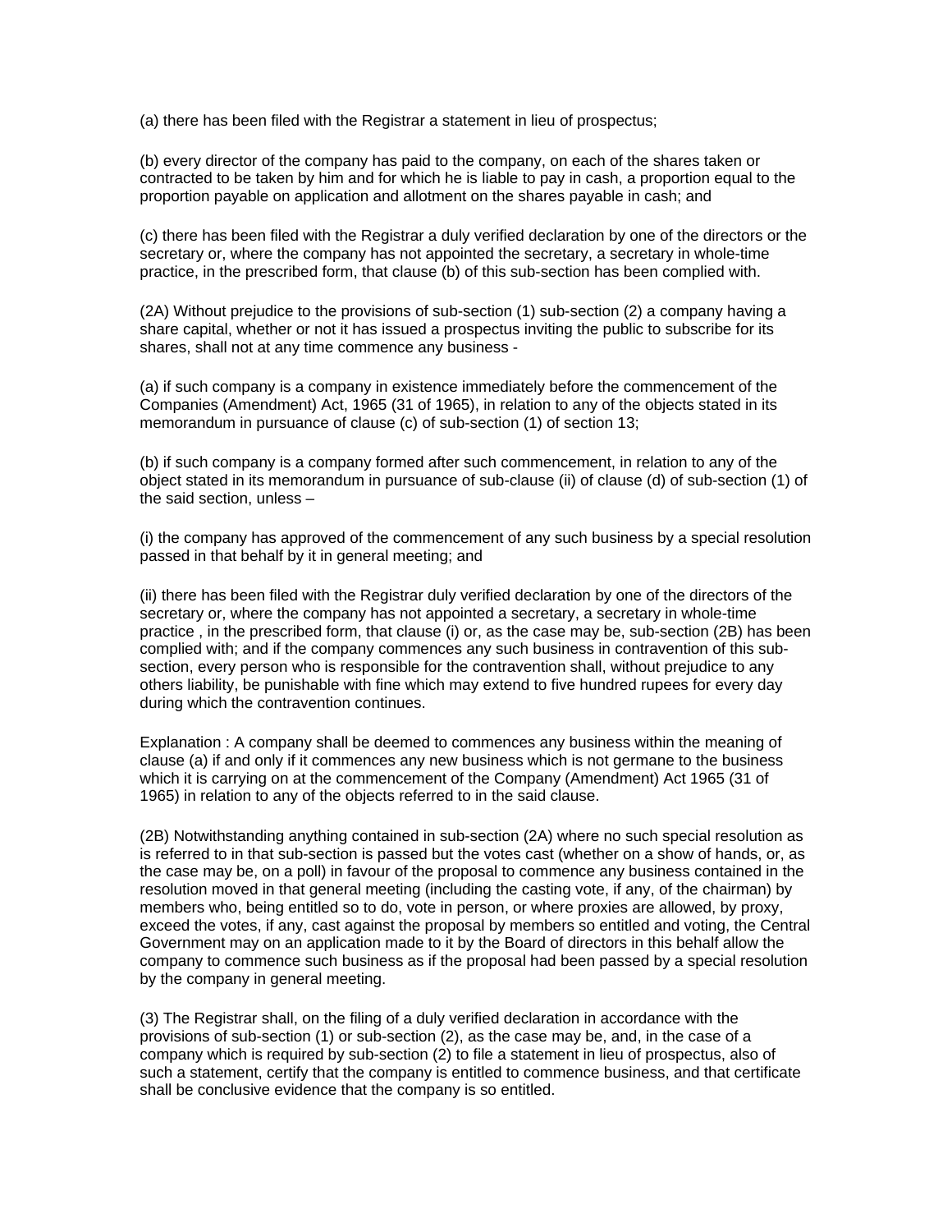(a) there has been filed with the Registrar a statement in lieu of prospectus;

(b) every director of the company has paid to the company, on each of the shares taken or contracted to be taken by him and for which he is liable to pay in cash, a proportion equal to the proportion payable on application and allotment on the shares payable in cash; and

(c) there has been filed with the Registrar a duly verified declaration by one of the directors or the secretary or, where the company has not appointed the secretary, a secretary in whole-time practice, in the prescribed form, that clause (b) of this sub-section has been complied with.

(2A) Without prejudice to the provisions of sub-section (1) sub-section (2) a company having a share capital, whether or not it has issued a prospectus inviting the public to subscribe for its shares, shall not at any time commence any business -

(a) if such company is a company in existence immediately before the commencement of the Companies (Amendment) Act, 1965 (31 of 1965), in relation to any of the objects stated in its memorandum in pursuance of clause (c) of sub-section (1) of section 13;

(b) if such company is a company formed after such commencement, in relation to any of the object stated in its memorandum in pursuance of sub-clause (ii) of clause (d) of sub-section (1) of the said section, unless –

(i) the company has approved of the commencement of any such business by a special resolution passed in that behalf by it in general meeting; and

(ii) there has been filed with the Registrar duly verified declaration by one of the directors of the secretary or, where the company has not appointed a secretary, a secretary in whole-time practice , in the prescribed form, that clause (i) or, as the case may be, sub-section (2B) has been complied with; and if the company commences any such business in contravention of this sub-section, every person who is responsible for the contravention shall, without prejudice to any others liability, be punishable with fine which may extend to five hundred rupees for every day during which the contravention continues.

Explanation : A company shall be deemed to commences any business within the meaning of clause (a) if and only if it commences any new business which is not germane to the business which it is carrying on at the commencement of the Company (Amendment) Act 1965 (31 of 1965) in relation to any of the objects referred to in the said clause.

(2B) Notwithstanding anything contained in sub-section (2A) where no such special resolution as is referred to in that sub-section is passed but the votes cast (whether on a show of hands, or, as the case may be, on a poll) in favour of the proposal to commence any business contained in the resolution moved in that general meeting (including the casting vote, if any, of the chairman) by members who, being entitled so to do, vote in person, or where proxies are allowed, by proxy, exceed the votes, if any, cast against the proposal by members so entitled and voting, the Central Government may on an application made to it by the Board of directors in this behalf allow the company to commence such business as if the proposal had been passed by a special resolution by the company in general meeting.

(3) The Registrar shall, on the filing of a duly verified declaration in accordance with the provisions of sub-section (1) or sub-section (2), as the case may be, and, in the case of a company which is required by sub-section (2) to file a statement in lieu of prospectus, also of such a statement, certify that the company is entitled to commence business, and that certificate shall be conclusive evidence that the company is so entitled.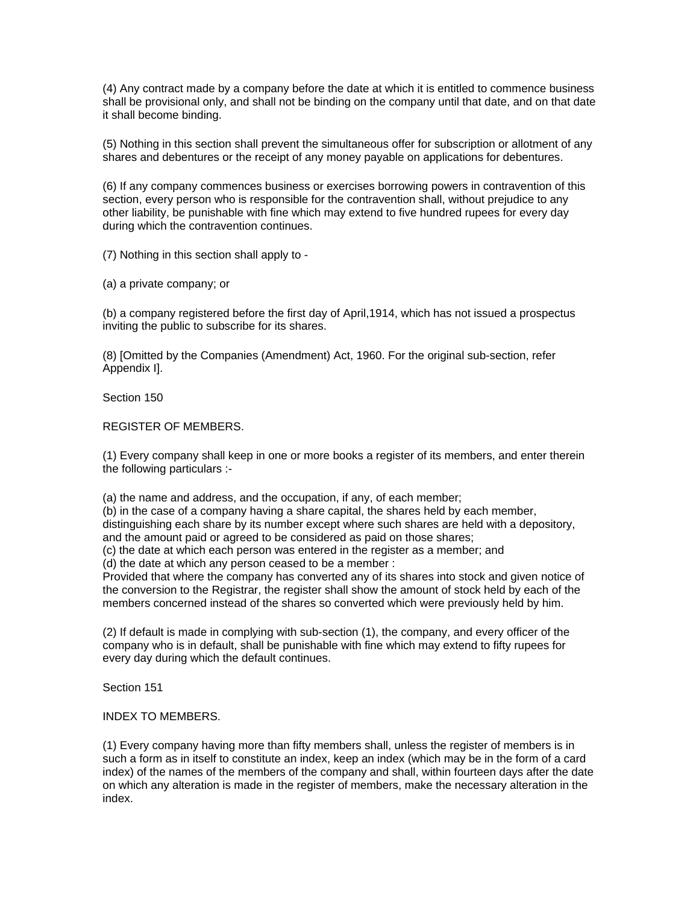(4) Any contract made by a company before the date at which it is entitled to commence business shall be provisional only, and shall not be binding on the company until that date, and on that date it shall become binding.

(5) Nothing in this section shall prevent the simultaneous offer for subscription or allotment of any shares and debentures or the receipt of any money payable on applications for debentures.

(6) If any company commences business or exercises borrowing powers in contravention of this section, every person who is responsible for the contravention shall, without prejudice to any other liability, be punishable with fine which may extend to five hundred rupees for every day during which the contravention continues.

(7) Nothing in this section shall apply to -

(a) a private company; or

(b) a company registered before the first day of April,1914, which has not issued a prospectus inviting the public to subscribe for its shares.

(8) [Omitted by the Companies (Amendment) Act, 1960. For the original sub-section, refer Appendix I].

Section 150

REGISTER OF MEMBERS.

(1) Every company shall keep in one or more books a register of its members, and enter therein the following particulars :-

(a) the name and address, and the occupation, if any, of each member;
(b) in the case of a company having a share capital, the shares held by each member, distinguishing each share by its number except where such shares are held with a depository, and the amount paid or agreed to be considered as paid on those shares;
(c) the date at which each person was entered in the register as a member; and
(d) the date at which any person ceased to be a member :
Provided that where the company has converted any of its shares into stock and given notice of the conversion to the Registrar, the register shall show the amount of stock held by each of the members concerned instead of the shares so converted which were previously held by him.

(2) If default is made in complying with sub-section (1), the company, and every officer of the company who is in default, shall be punishable with fine which may extend to fifty rupees for every day during which the default continues.

Section 151

INDEX TO MEMBERS.

(1) Every company having more than fifty members shall, unless the register of members is in such a form as in itself to constitute an index, keep an index (which may be in the form of a card index) of the names of the members of the company and shall, within fourteen days after the date on which any alteration is made in the register of members, make the necessary alteration in the index.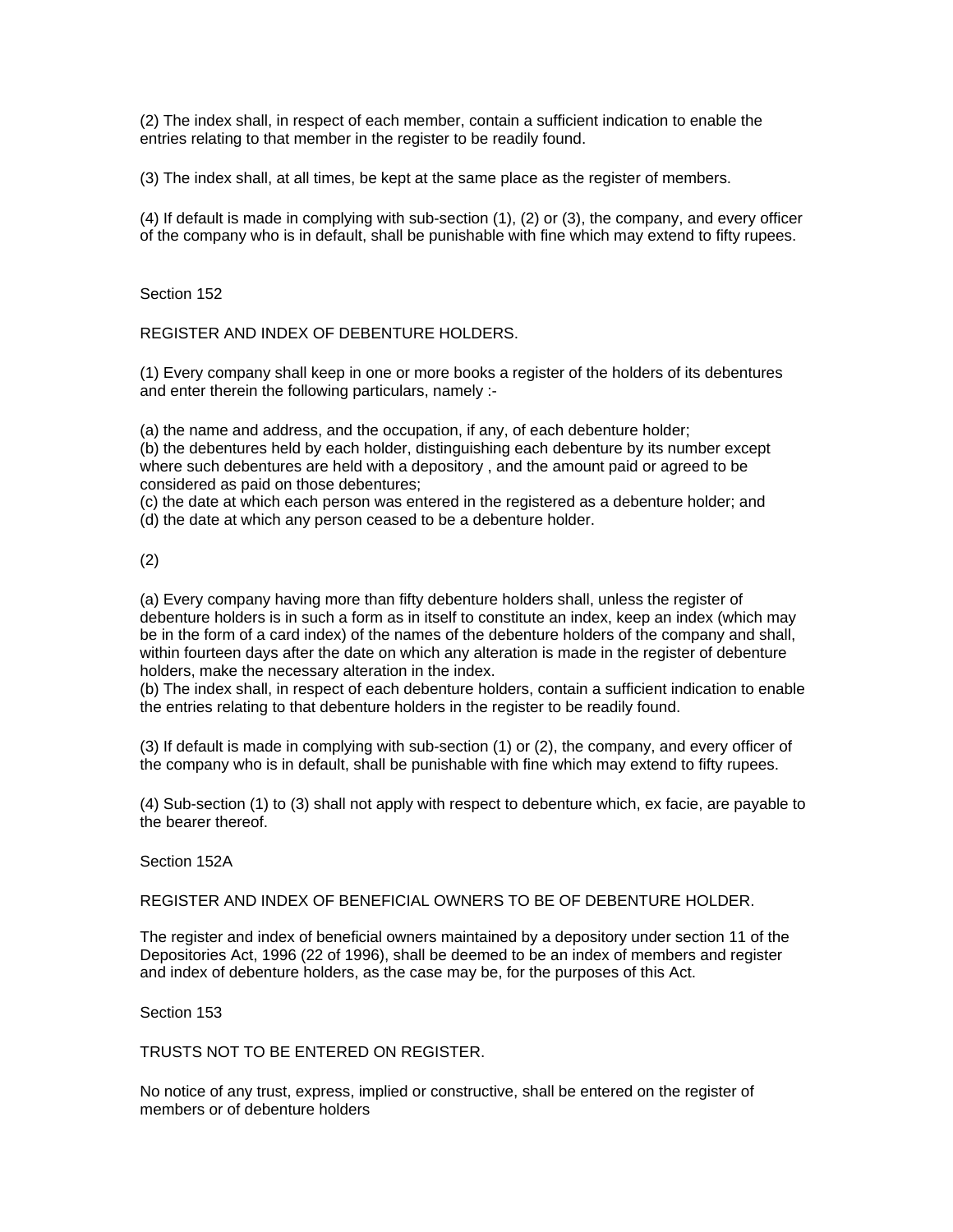(2) The index shall, in respect of each member, contain a sufficient indication to enable the entries relating to that member in the register to be readily found.

(3) The index shall, at all times, be kept at the same place as the register of members.

(4) If default is made in complying with sub-section (1), (2) or (3), the company, and every officer of the company who is in default, shall be punishable with fine which may extend to fifty rupees.

Section 152

REGISTER AND INDEX OF DEBENTURE HOLDERS.

(1) Every company shall keep in one or more books a register of the holders of its debentures and enter therein the following particulars, namely :-

(a) the name and address, and the occupation, if any, of each debenture holder;
(b) the debentures held by each holder, distinguishing each debenture by its number except where such debentures are held with a depository , and the amount paid or agreed to be considered as paid on those debentures;
(c) the date at which each person was entered in the registered as a debenture holder; and
(d) the date at which any person ceased to be a debenture holder.

(2)

(a) Every company having more than fifty debenture holders shall, unless the register of debenture holders is in such a form as in itself to constitute an index, keep an index (which may be in the form of a card index) of the names of the debenture holders of the company and shall, within fourteen days after the date on which any alteration is made in the register of debenture holders, make the necessary alteration in the index.
(b) The index shall, in respect of each debenture holders, contain a sufficient indication to enable the entries relating to that debenture holders in the register to be readily found.

(3) If default is made in complying with sub-section (1) or (2), the company, and every officer of the company who is in default, shall be punishable with fine which may extend to fifty rupees.

(4) Sub-section (1) to (3) shall not apply with respect to debenture which, ex facie, are payable to the bearer thereof.

Section 152A

REGISTER AND INDEX OF BENEFICIAL OWNERS TO BE OF DEBENTURE HOLDER.

The register and index of beneficial owners maintained by a depository under section 11 of the Depositories Act, 1996 (22 of 1996), shall be deemed to be an index of members and register and index of debenture holders, as the case may be, for the purposes of this Act.

Section 153

TRUSTS NOT TO BE ENTERED ON REGISTER.

No notice of any trust, express, implied or constructive, shall be entered on the register of members or of debenture holders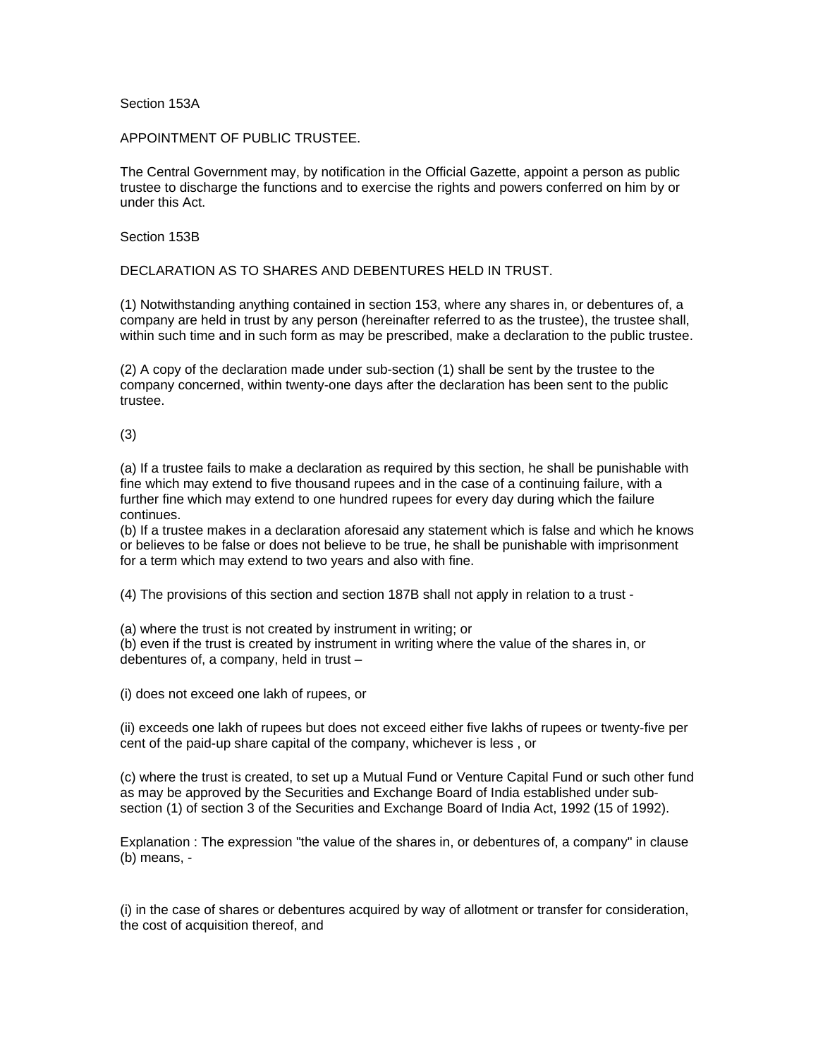Section 153A

APPOINTMENT OF PUBLIC TRUSTEE.

The Central Government may, by notification in the Official Gazette, appoint a person as public trustee to discharge the functions and to exercise the rights and powers conferred on him by or under this Act.

Section 153B

DECLARATION AS TO SHARES AND DEBENTURES HELD IN TRUST.

(1) Notwithstanding anything contained in section 153, where any shares in, or debentures of, a company are held in trust by any person (hereinafter referred to as the trustee), the trustee shall, within such time and in such form as may be prescribed, make a declaration to the public trustee.

(2) A copy of the declaration made under sub-section (1) shall be sent by the trustee to the company concerned, within twenty-one days after the declaration has been sent to the public trustee.

(3)

(a) If a trustee fails to make a declaration as required by this section, he shall be punishable with fine which may extend to five thousand rupees and in the case of a continuing failure, with a further fine which may extend to one hundred rupees for every day during which the failure continues.
(b) If a trustee makes in a declaration aforesaid any statement which is false and which he knows or believes to be false or does not believe to be true, he shall be punishable with imprisonment for a term which may extend to two years and also with fine.

(4) The provisions of this section and section 187B shall not apply in relation to a trust -

(a) where the trust is not created by instrument in writing; or
(b) even if the trust is created by instrument in writing where the value of the shares in, or debentures of, a company, held in trust –

(i) does not exceed one lakh of rupees, or

(ii) exceeds one lakh of rupees but does not exceed either five lakhs of rupees or twenty-five per cent of the paid-up share capital of the company, whichever is less , or

(c) where the trust is created, to set up a Mutual Fund or Venture Capital Fund or such other fund as may be approved by the Securities and Exchange Board of India established under sub-section (1) of section 3 of the Securities and Exchange Board of India Act, 1992 (15 of 1992).

Explanation : The expression "the value of the shares in, or debentures of, a company" in clause (b) means, -

(i) in the case of shares or debentures acquired by way of allotment or transfer for consideration, the cost of acquisition thereof, and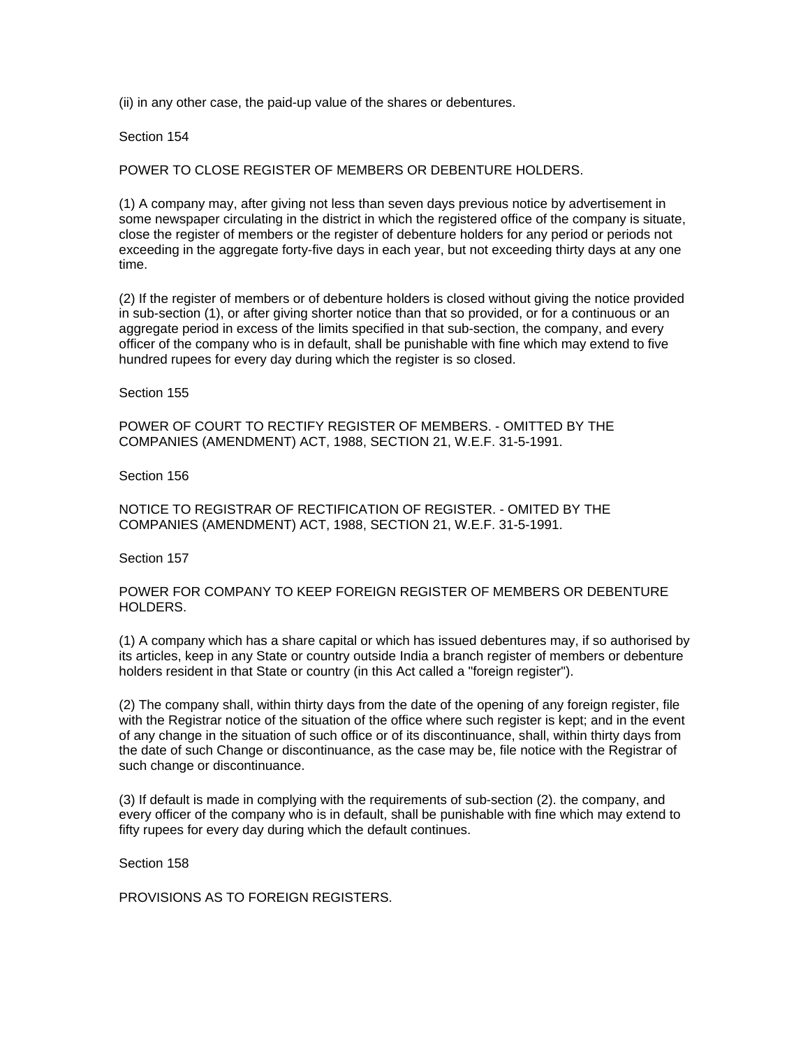(ii) in any other case, the paid-up value of the shares or debentures.

Section 154

POWER TO CLOSE REGISTER OF MEMBERS OR DEBENTURE HOLDERS.

(1) A company may, after giving not less than seven days previous notice by advertisement in some newspaper circulating in the district in which the registered office of the company is situate, close the register of members or the register of debenture holders for any period or periods not exceeding in the aggregate forty-five days in each year, but not exceeding thirty days at any one time.

(2) If the register of members or of debenture holders is closed without giving the notice provided in sub-section (1), or after giving shorter notice than that so provided, or for a continuous or an aggregate period in excess of the limits specified in that sub-section, the company, and every officer of the company who is in default, shall be punishable with fine which may extend to five hundred rupees for every day during which the register is so closed.

Section 155

POWER OF COURT TO RECTIFY REGISTER OF MEMBERS. - OMITTED BY THE COMPANIES (AMENDMENT) ACT, 1988, SECTION 21, W.E.F. 31-5-1991.

Section 156

NOTICE TO REGISTRAR OF RECTIFICATION OF REGISTER. - OMITED BY THE COMPANIES (AMENDMENT) ACT, 1988, SECTION 21, W.E.F. 31-5-1991.

Section 157

POWER FOR COMPANY TO KEEP FOREIGN REGISTER OF MEMBERS OR DEBENTURE HOLDERS.

(1) A company which has a share capital or which has issued debentures may, if so authorised by its articles, keep in any State or country outside India a branch register of members or debenture holders resident in that State or country (in this Act called a "foreign register").

(2) The company shall, within thirty days from the date of the opening of any foreign register, file with the Registrar notice of the situation of the office where such register is kept; and in the event of any change in the situation of such office or of its discontinuance, shall, within thirty days from the date of such Change or discontinuance, as the case may be, file notice with the Registrar of such change or discontinuance.

(3) If default is made in complying with the requirements of sub-section (2). the company, and every officer of the company who is in default, shall be punishable with fine which may extend to fifty rupees for every day during which the default continues.

Section 158

PROVISIONS AS TO FOREIGN REGISTERS.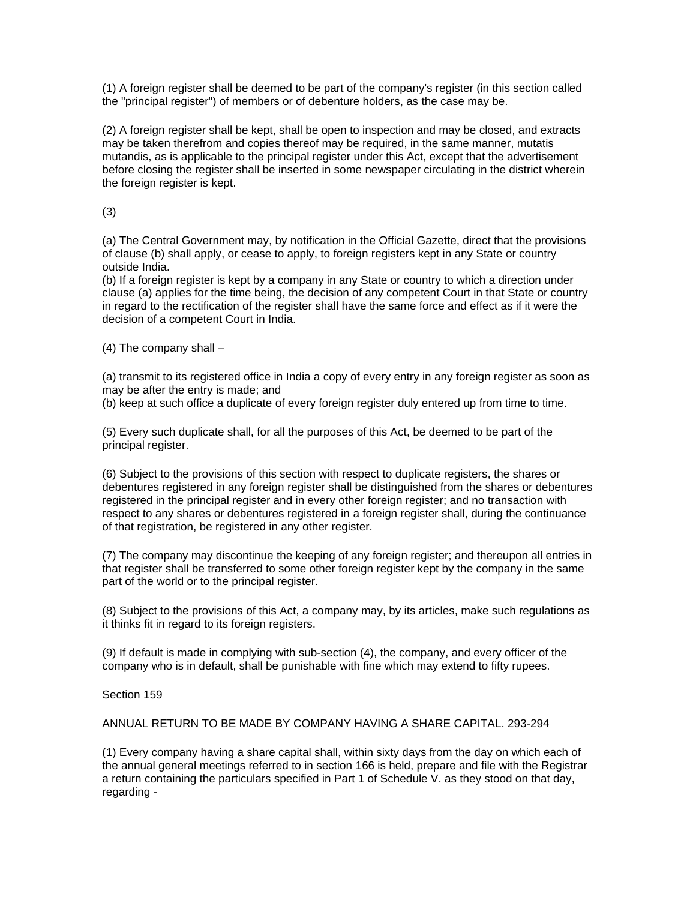(1) A foreign register shall be deemed to be part of the company's register (in this section called the "principal register") of members or of debenture holders, as the case may be.

(2) A foreign register shall be kept, shall be open to inspection and may be closed, and extracts may be taken therefrom and copies thereof may be required, in the same manner, mutatis mutandis, as is applicable to the principal register under this Act, except that the advertisement before closing the register shall be inserted in some newspaper circulating in the district wherein the foreign register is kept.

(3)

(a) The Central Government may, by notification in the Official Gazette, direct that the provisions of clause (b) shall apply, or cease to apply, to foreign registers kept in any State or country outside India.
(b) If a foreign register is kept by a company in any State or country to which a direction under clause (a) applies for the time being, the decision of any competent Court in that State or country in regard to the rectification of the register shall have the same force and effect as if it were the decision of a competent Court in India.

(4) The company shall –

(a) transmit to its registered office in India a copy of every entry in any foreign register as soon as may be after the entry is made; and
(b) keep at such office a duplicate of every foreign register duly entered up from time to time.

(5) Every such duplicate shall, for all the purposes of this Act, be deemed to be part of the principal register.

(6) Subject to the provisions of this section with respect to duplicate registers, the shares or debentures registered in any foreign register shall be distinguished from the shares or debentures registered in the principal register and in every other foreign register; and no transaction with respect to any shares or debentures registered in a foreign register shall, during the continuance of that registration, be registered in any other register.

(7) The company may discontinue the keeping of any foreign register; and thereupon all entries in that register shall be transferred to some other foreign register kept by the company in the same part of the world or to the principal register.

(8) Subject to the provisions of this Act, a company may, by its articles, make such regulations as it thinks fit in regard to its foreign registers.

(9) If default is made in complying with sub-section (4), the company, and every officer of the company who is in default, shall be punishable with fine which may extend to fifty rupees.

Section 159

ANNUAL RETURN TO BE MADE BY COMPANY HAVING A SHARE CAPITAL. 293-294

(1) Every company having a share capital shall, within sixty days from the day on which each of the annual general meetings referred to in section 166 is held, prepare and file with the Registrar a return containing the particulars specified in Part 1 of Schedule V. as they stood on that day, regarding -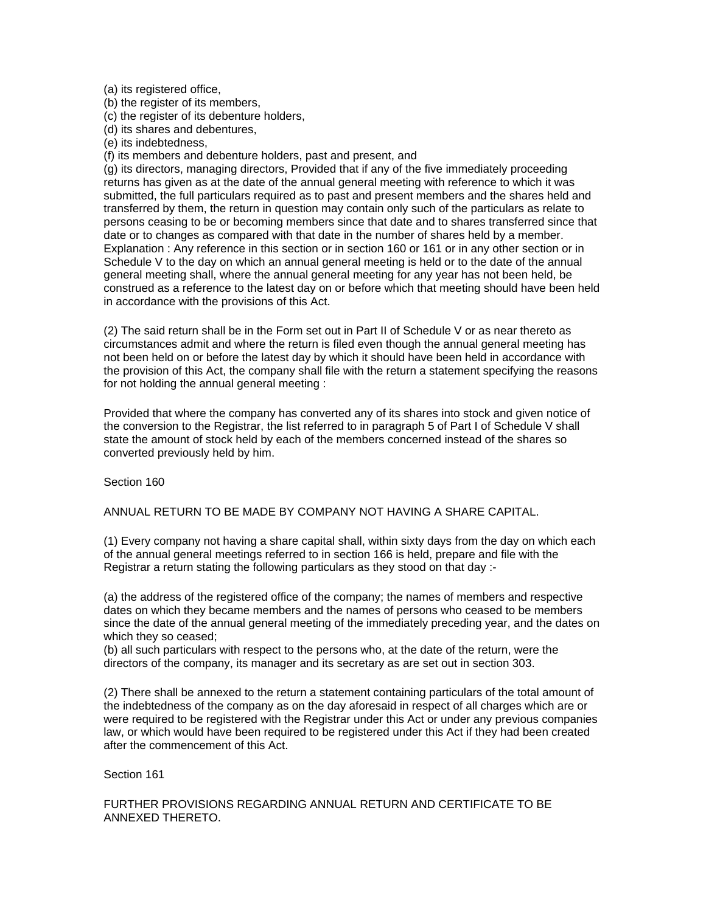(a) its registered office,
(b) the register of its members,
(c) the register of its debenture holders,
(d) its shares and debentures,
(e) its indebtedness,
(f) its members and debenture holders, past and present, and
(g) its directors, managing directors, Provided that if any of the five immediately proceeding returns has given as at the date of the annual general meeting with reference to which it was submitted, the full particulars required as to past and present members and the shares held and transferred by them, the return in question may contain only such of the particulars as relate to persons ceasing to be or becoming members since that date and to shares transferred since that date or to changes as compared with that date in the number of shares held by a member.
Explanation : Any reference in this section or in section 160 or 161 or in any other section or in Schedule V to the day on which an annual general meeting is held or to the date of the annual general meeting shall, where the annual general meeting for any year has not been held, be construed as a reference to the latest day on or before which that meeting should have been held in accordance with the provisions of this Act.

(2) The said return shall be in the Form set out in Part II of Schedule V or as near thereto as circumstances admit and where the return is filed even though the annual general meeting has not been held on or before the latest day by which it should have been held in accordance with the provision of this Act, the company shall file with the return a statement specifying the reasons for not holding the annual general meeting :

Provided that where the company has converted any of its shares into stock and given notice of the conversion to the Registrar, the list referred to in paragraph 5 of Part I of Schedule V shall state the amount of stock held by each of the members concerned instead of the shares so converted previously held by him.

Section 160

ANNUAL RETURN TO BE MADE BY COMPANY NOT HAVING A SHARE CAPITAL.

(1) Every company not having a share capital shall, within sixty days from the day on which each of the annual general meetings referred to in section 166 is held, prepare and file with the Registrar a return stating the following particulars as they stood on that day :-

(a) the address of the registered office of the company; the names of members and respective dates on which they became members and the names of persons who ceased to be members since the date of the annual general meeting of the immediately preceding year, and the dates on which they so ceased;
(b) all such particulars with respect to the persons who, at the date of the return, were the directors of the company, its manager and its secretary as are set out in section 303.

(2) There shall be annexed to the return a statement containing particulars of the total amount of the indebtedness of the company as on the day aforesaid in respect of all charges which are or were required to be registered with the Registrar under this Act or under any previous companies law, or which would have been required to be registered under this Act if they had been created after the commencement of this Act.

Section 161

FURTHER PROVISIONS REGARDING ANNUAL RETURN AND CERTIFICATE TO BE ANNEXED THERETO.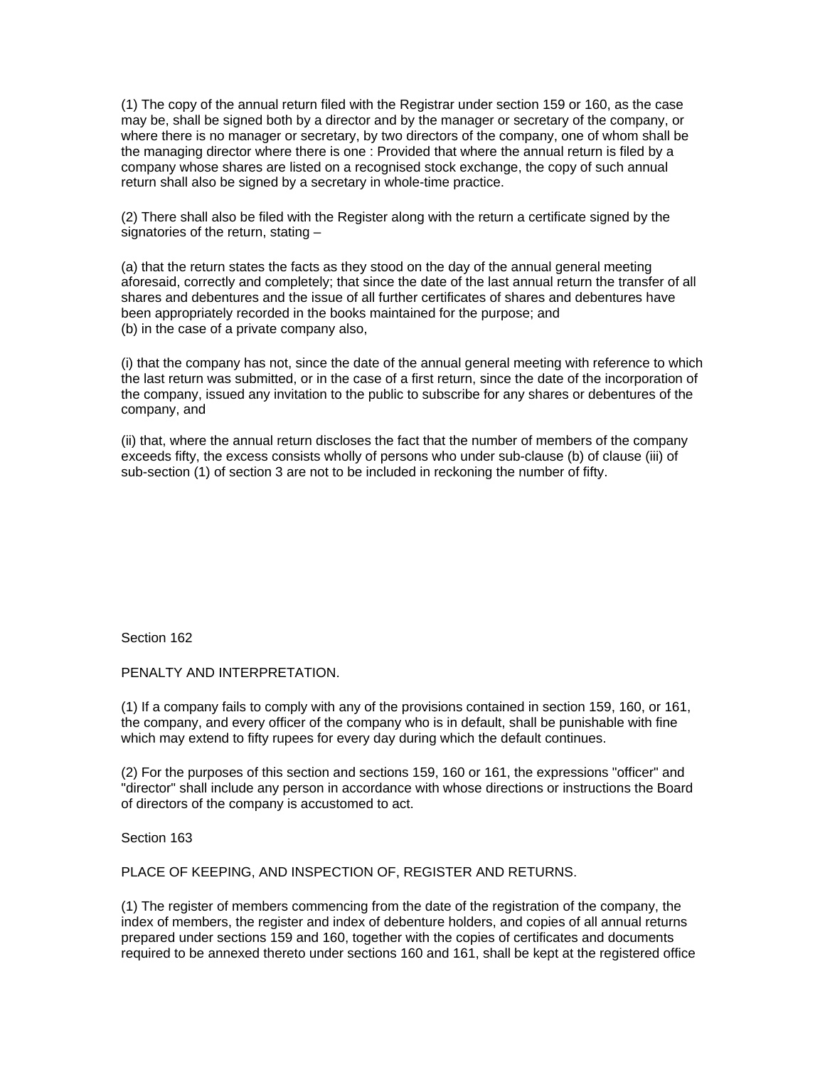(1) The copy of the annual return filed with the Registrar under section 159 or 160, as the case may be, shall be signed both by a director and by the manager or secretary of the company, or where there is no manager or secretary, by two directors of the company, one of whom shall be the managing director where there is one : Provided that where the annual return is filed by a company whose shares are listed on a recognised stock exchange, the copy of such annual return shall also be signed by a secretary in whole-time practice.

(2) There shall also be filed with the Register along with the return a certificate signed by the signatories of the return, stating –

(a) that the return states the facts as they stood on the day of the annual general meeting aforesaid, correctly and completely; that since the date of the last annual return the transfer of all shares and debentures and the issue of all further certificates of shares and debentures have been appropriately recorded in the books maintained for the purpose; and
(b) in the case of a private company also,

(i) that the company has not, since the date of the annual general meeting with reference to which the last return was submitted, or in the case of a first return, since the date of the incorporation of the company, issued any invitation to the public to subscribe for any shares or debentures of the company, and

(ii) that, where the annual return discloses the fact that the number of members of the company exceeds fifty, the excess consists wholly of persons who under sub-clause (b) of clause (iii) of sub-section (1) of section 3 are not to be included in reckoning the number of fifty.

Section 162

PENALTY AND INTERPRETATION.

(1) If a company fails to comply with any of the provisions contained in section 159, 160, or 161, the company, and every officer of the company who is in default, shall be punishable with fine which may extend to fifty rupees for every day during which the default continues.

(2) For the purposes of this section and sections 159, 160 or 161, the expressions "officer" and "director" shall include any person in accordance with whose directions or instructions the Board of directors of the company is accustomed to act.

Section 163

PLACE OF KEEPING, AND INSPECTION OF, REGISTER AND RETURNS.

(1) The register of members commencing from the date of the registration of the company, the index of members, the register and index of debenture holders, and copies of all annual returns prepared under sections 159 and 160, together with the copies of certificates and documents required to be annexed thereto under sections 160 and 161, shall be kept at the registered office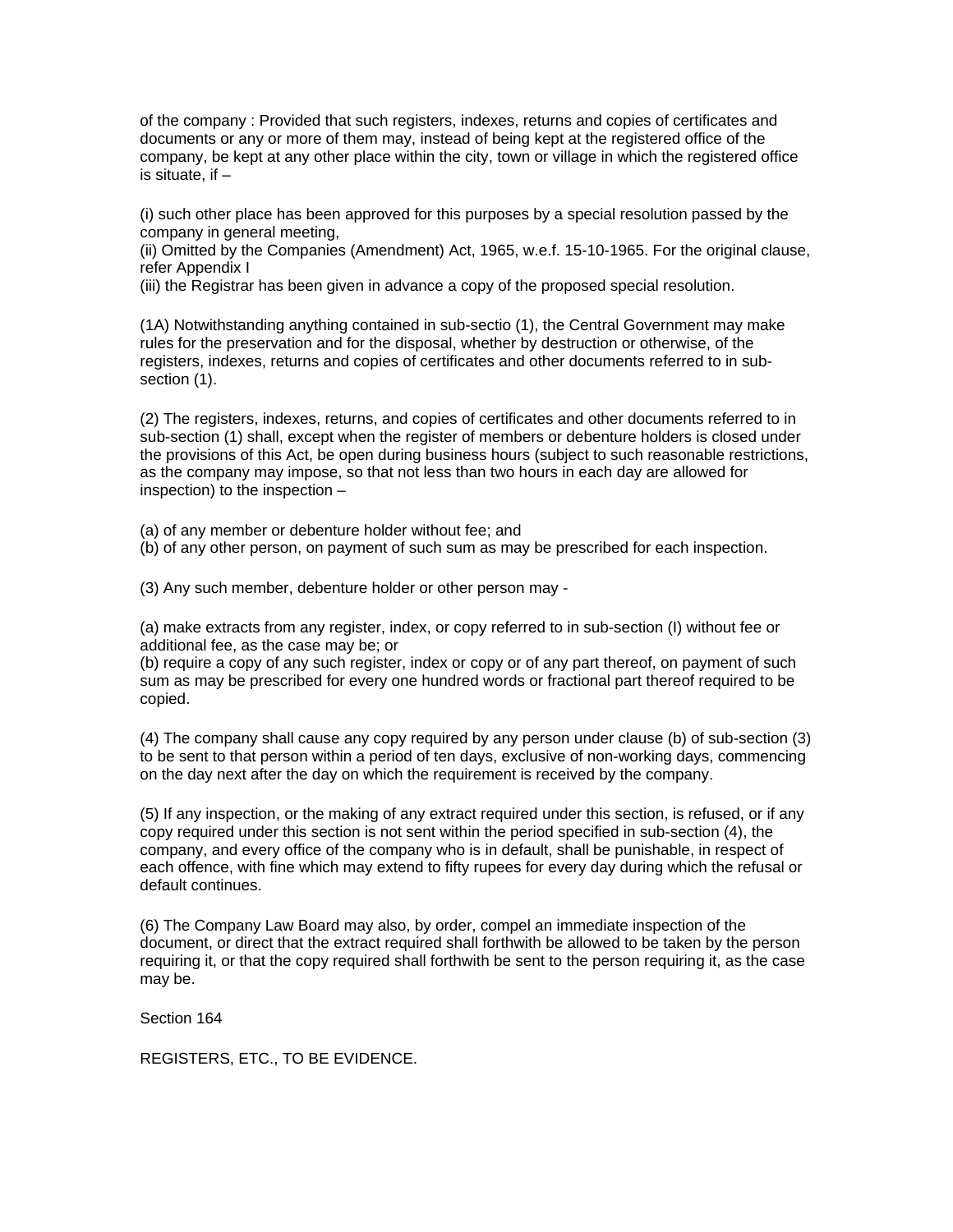of the company : Provided that such registers, indexes, returns and copies of certificates and documents or any or more of them may, instead of being kept at the registered office of the company, be kept at any other place within the city, town or village in which the registered office is situate, if –

(i) such other place has been approved for this purposes by a special resolution passed by the company in general meeting,
(ii) Omitted by the Companies (Amendment) Act, 1965, w.e.f. 15-10-1965. For the original clause, refer Appendix I
(iii) the Registrar has been given in advance a copy of the proposed special resolution.

(1A) Notwithstanding anything contained in sub-sectio (1), the Central Government may make rules for the preservation and for the disposal, whether by destruction or otherwise, of the registers, indexes, returns and copies of certificates and other documents referred to in sub-section (1).

(2) The registers, indexes, returns, and copies of certificates and other documents referred to in sub-section (1) shall, except when the register of members or debenture holders is closed under the provisions of this Act, be open during business hours (subject to such reasonable restrictions, as the company may impose, so that not less than two hours in each day are allowed for inspection) to the inspection –

(a) of any member or debenture holder without fee; and
(b) of any other person, on payment of such sum as may be prescribed for each inspection.

(3) Any such member, debenture holder or other person may -

(a) make extracts from any register, index, or copy referred to in sub-section (I) without fee or additional fee, as the case may be; or
(b) require a copy of any such register, index or copy or of any part thereof, on payment of such sum as may be prescribed for every one hundred words or fractional part thereof required to be copied.

(4) The company shall cause any copy required by any person under clause (b) of sub-section (3) to be sent to that person within a period of ten days, exclusive of non-working days, commencing on the day next after the day on which the requirement is received by the company.

(5) If any inspection, or the making of any extract required under this section, is refused, or if any copy required under this section is not sent within the period specified in sub-section (4), the company, and every office of the company who is in default, shall be punishable, in respect of each offence, with fine which may extend to fifty rupees for every day during which the refusal or default continues.

(6) The Company Law Board may also, by order, compel an immediate inspection of the document, or direct that the extract required shall forthwith be allowed to be taken by the person requiring it, or that the copy required shall forthwith be sent to the person requiring it, as the case may be.

Section 164

REGISTERS, ETC., TO BE EVIDENCE.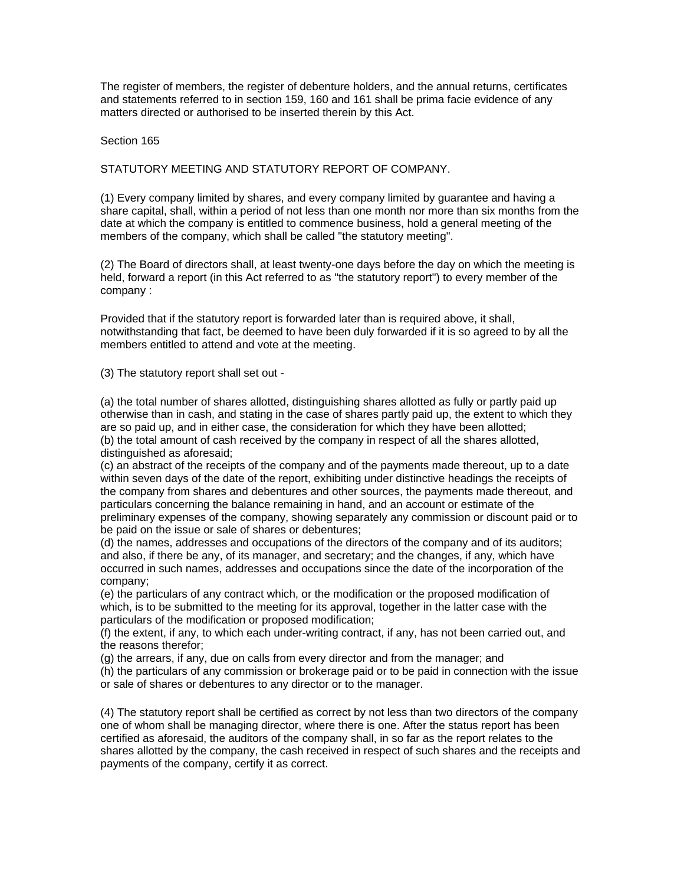The register of members, the register of debenture holders, and the annual returns, certificates and statements referred to in section 159, 160 and 161 shall be prima facie evidence of any matters directed or authorised to be inserted therein by this Act.

Section 165

STATUTORY MEETING AND STATUTORY REPORT OF COMPANY.

(1) Every company limited by shares, and every company limited by guarantee and having a share capital, shall, within a period of not less than one month nor more than six months from the date at which the company is entitled to commence business, hold a general meeting of the members of the company, which shall be called "the statutory meeting".

(2) The Board of directors shall, at least twenty-one days before the day on which the meeting is held, forward a report (in this Act referred to as "the statutory report") to every member of the company :

Provided that if the statutory report is forwarded later than is required above, it shall, notwithstanding that fact, be deemed to have been duly forwarded if it is so agreed to by all the members entitled to attend and vote at the meeting.

(3) The statutory report shall set out -

(a) the total number of shares allotted, distinguishing shares allotted as fully or partly paid up otherwise than in cash, and stating in the case of shares partly paid up, the extent to which they are so paid up, and in either case, the consideration for which they have been allotted;
(b) the total amount of cash received by the company in respect of all the shares allotted, distinguished as aforesaid;
(c) an abstract of the receipts of the company and of the payments made thereout, up to a date within seven days of the date of the report, exhibiting under distinctive headings the receipts of the company from shares and debentures and other sources, the payments made thereout, and particulars concerning the balance remaining in hand, and an account or estimate of the preliminary expenses of the company, showing separately any commission or discount paid or to be paid on the issue or sale of shares or debentures;
(d) the names, addresses and occupations of the directors of the company and of its auditors; and also, if there be any, of its manager, and secretary; and the changes, if any, which have occurred in such names, addresses and occupations since the date of the incorporation of the company;
(e) the particulars of any contract which, or the modification or the proposed modification of which, is to be submitted to the meeting for its approval, together in the latter case with the particulars of the modification or proposed modification;
(f) the extent, if any, to which each under-writing contract, if any, has not been carried out, and the reasons therefor;
(g) the arrears, if any, due on calls from every director and from the manager; and
(h) the particulars of any commission or brokerage paid or to be paid in connection with the issue or sale of shares or debentures to any director or to the manager.

(4) The statutory report shall be certified as correct by not less than two directors of the company one of whom shall be managing director, where there is one. After the status report has been certified as aforesaid, the auditors of the company shall, in so far as the report relates to the shares allotted by the company, the cash received in respect of such shares and the receipts and payments of the company, certify it as correct.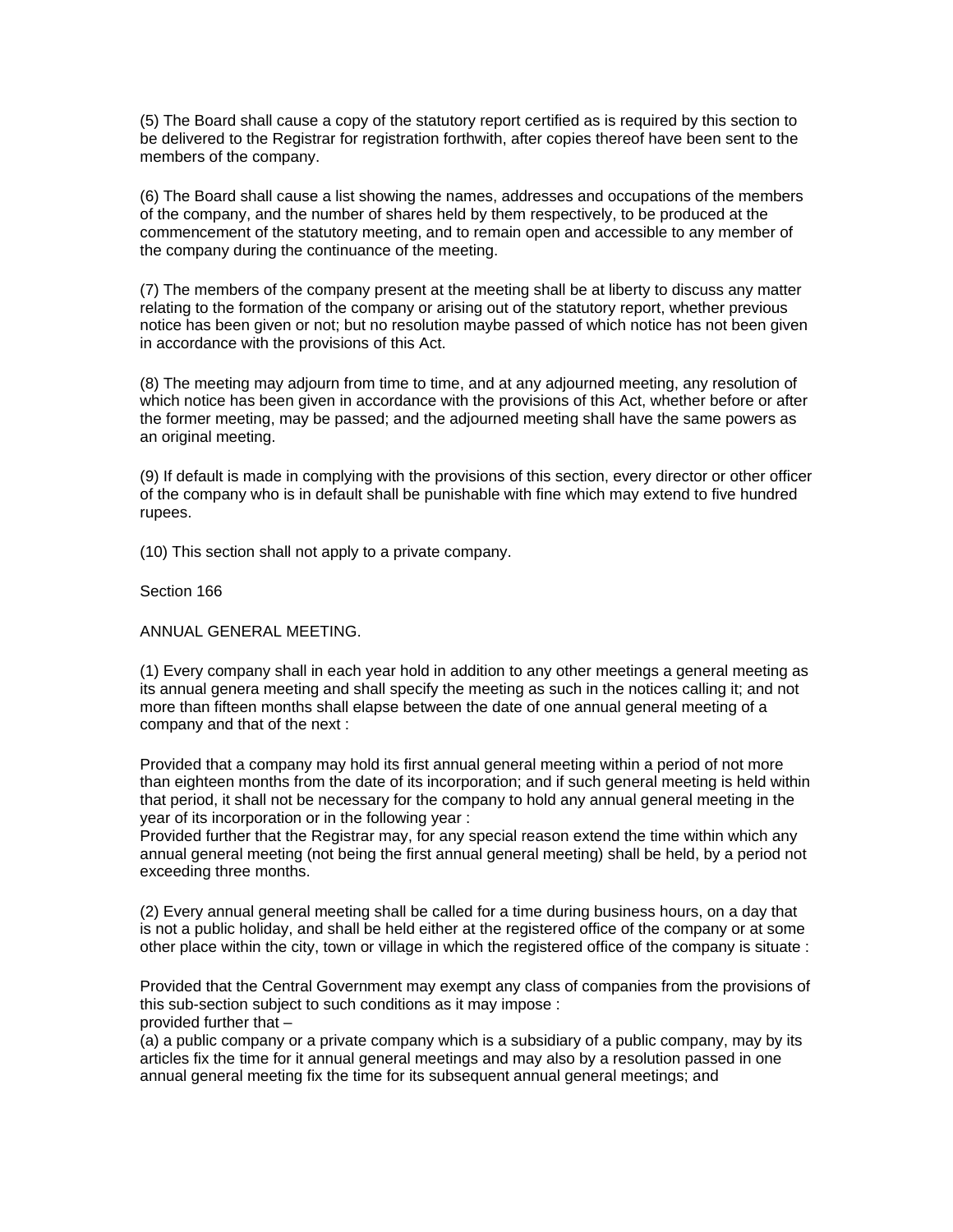(5) The Board shall cause a copy of the statutory report certified as is required by this section to be delivered to the Registrar for registration forthwith, after copies thereof have been sent to the members of the company.

(6) The Board shall cause a list showing the names, addresses and occupations of the members of the company, and the number of shares held by them respectively, to be produced at the commencement of the statutory meeting, and to remain open and accessible to any member of the company during the continuance of the meeting.

(7) The members of the company present at the meeting shall be at liberty to discuss any matter relating to the formation of the company or arising out of the statutory report, whether previous notice has been given or not; but no resolution maybe passed of which notice has not been given in accordance with the provisions of this Act.

(8) The meeting may adjourn from time to time, and at any adjourned meeting, any resolution of which notice has been given in accordance with the provisions of this Act, whether before or after the former meeting, may be passed; and the adjourned meeting shall have the same powers as an original meeting.

(9) If default is made in complying with the provisions of this section, every director or other officer of the company who is in default shall be punishable with fine which may extend to five hundred rupees.

(10) This section shall not apply to a private company.

Section 166

ANNUAL GENERAL MEETING.

(1) Every company shall in each year hold in addition to any other meetings a general meeting as its annual genera meeting and shall specify the meeting as such in the notices calling it; and not more than fifteen months shall elapse between the date of one annual general meeting of a company and that of the next :

Provided that a company may hold its first annual general meeting within a period of not more than eighteen months from the date of its incorporation; and if such general meeting is held within that period, it shall not be necessary for the company to hold any annual general meeting in the year of its incorporation or in the following year :
Provided further that the Registrar may, for any special reason extend the time within which any annual general meeting (not being the first annual general meeting) shall be held, by a period not exceeding three months.

(2) Every annual general meeting shall be called for a time during business hours, on a day that is not a public holiday, and shall be held either at the registered office of the company or at some other place within the city, town or village in which the registered office of the company is situate :

Provided that the Central Government may exempt any class of companies from the provisions of this sub-section subject to such conditions as it may impose :
provided further that –
(a) a public company or a private company which is a subsidiary of a public company, may by its articles fix the time for it annual general meetings and may also by a resolution passed in one annual general meeting fix the time for its subsequent annual general meetings; and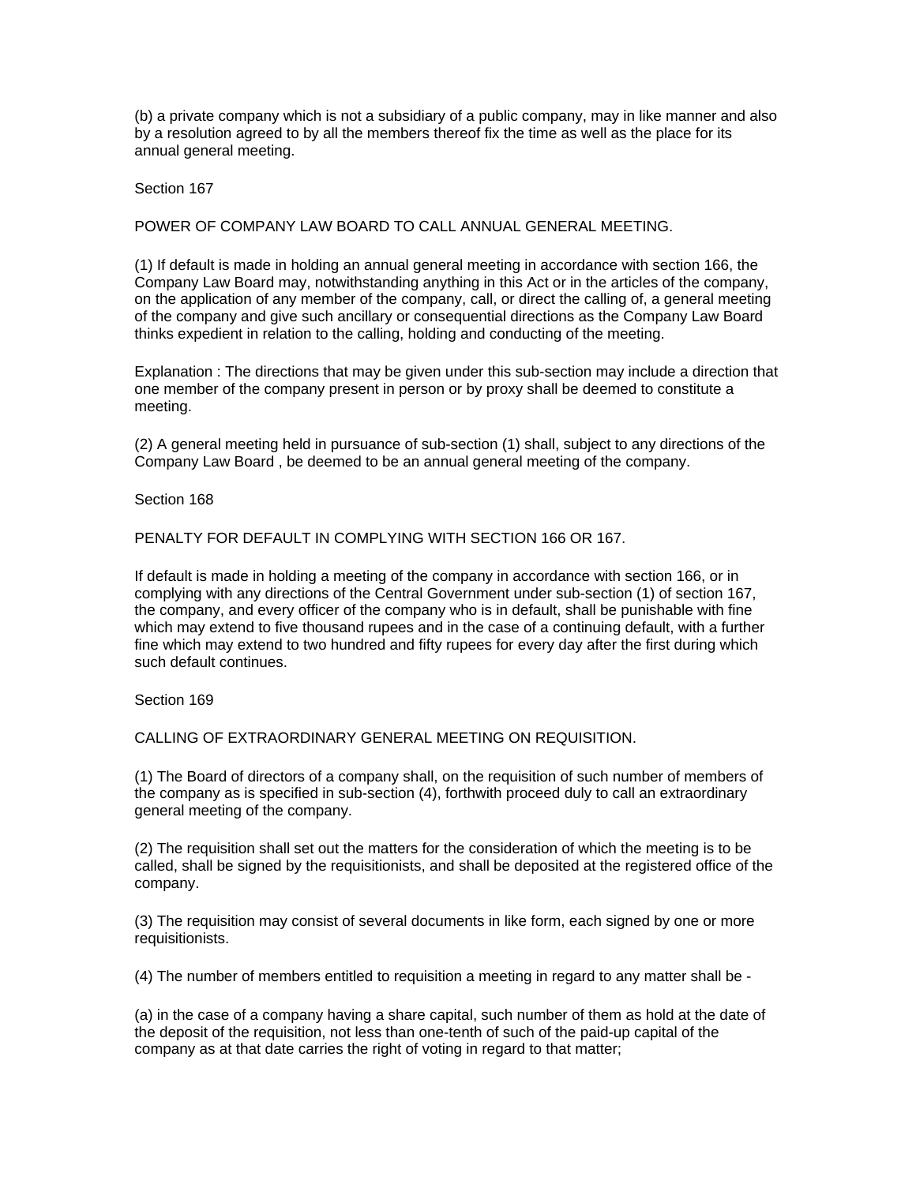(b) a private company which is not a subsidiary of a public company, may in like manner and also by a resolution agreed to by all the members thereof fix the time as well as the place for its annual general meeting.

Section 167

POWER OF COMPANY LAW BOARD TO CALL ANNUAL GENERAL MEETING.

(1) If default is made in holding an annual general meeting in accordance with section 166, the Company Law Board may, notwithstanding anything in this Act or in the articles of the company, on the application of any member of the company, call, or direct the calling of, a general meeting of the company and give such ancillary or consequential directions as the Company Law Board thinks expedient in relation to the calling, holding and conducting of the meeting.

Explanation : The directions that may be given under this sub-section may include a direction that one member of the company present in person or by proxy shall be deemed to constitute a meeting.

(2) A general meeting held in pursuance of sub-section (1) shall, subject to any directions of the Company Law Board , be deemed to be an annual general meeting of the company.

Section 168

PENALTY FOR DEFAULT IN COMPLYING WITH SECTION 166 OR 167.

If default is made in holding a meeting of the company in accordance with section 166, or in complying with any directions of the Central Government under sub-section (1) of section 167, the company, and every officer of the company who is in default, shall be punishable with fine which may extend to five thousand rupees and in the case of a continuing default, with a further fine which may extend to two hundred and fifty rupees for every day after the first during which such default continues.

Section 169

CALLING OF EXTRAORDINARY GENERAL MEETING ON REQUISITION.

(1) The Board of directors of a company shall, on the requisition of such number of members of the company as is specified in sub-section (4), forthwith proceed duly to call an extraordinary general meeting of the company.

(2) The requisition shall set out the matters for the consideration of which the meeting is to be called, shall be signed by the requisitionists, and shall be deposited at the registered office of the company.

(3) The requisition may consist of several documents in like form, each signed by one or more requisitionists.

(4) The number of members entitled to requisition a meeting in regard to any matter shall be -

(a) in the case of a company having a share capital, such number of them as hold at the date of the deposit of the requisition, not less than one-tenth of such of the paid-up capital of the company as at that date carries the right of voting in regard to that matter;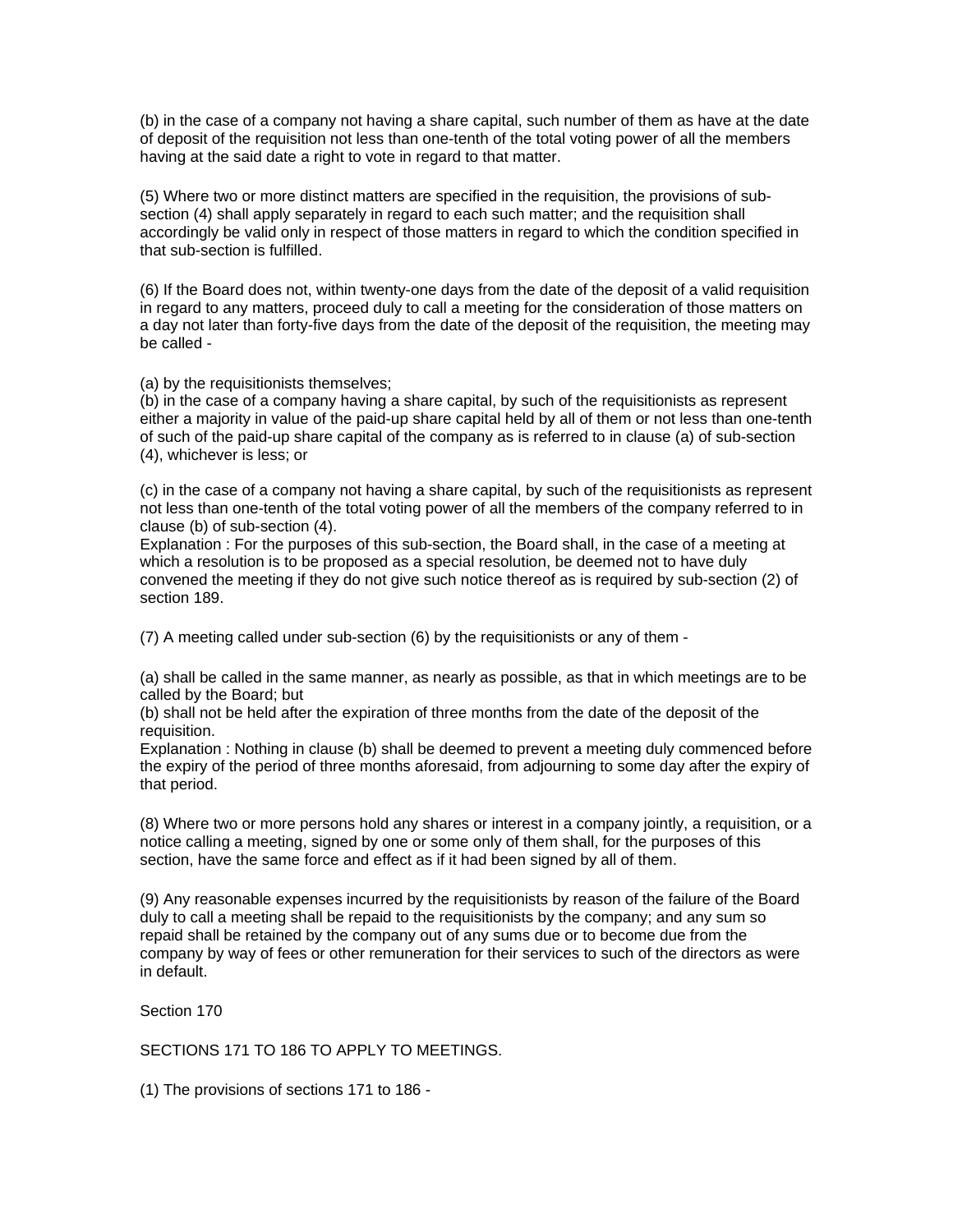(b) in the case of a company not having a share capital, such number of them as have at the date of deposit of the requisition not less than one-tenth of the total voting power of all the members having at the said date a right to vote in regard to that matter.

(5) Where two or more distinct matters are specified in the requisition, the provisions of sub-section (4) shall apply separately in regard to each such matter; and the requisition shall accordingly be valid only in respect of those matters in regard to which the condition specified in that sub-section is fulfilled.

(6) If the Board does not, within twenty-one days from the date of the deposit of a valid requisition in regard to any matters, proceed duly to call a meeting for the consideration of those matters on a day not later than forty-five days from the date of the deposit of the requisition, the meeting may be called -

(a) by the requisitionists themselves;
(b) in the case of a company having a share capital, by such of the requisitionists as represent either a majority in value of the paid-up share capital held by all of them or not less than one-tenth of such of the paid-up share capital of the company as is referred to in clause (a) of sub-section (4), whichever is less; or

(c) in the case of a company not having a share capital, by such of the requisitionists as represent not less than one-tenth of the total voting power of all the members of the company referred to in clause (b) of sub-section (4).
Explanation : For the purposes of this sub-section, the Board shall, in the case of a meeting at which a resolution is to be proposed as a special resolution, be deemed not to have duly convened the meeting if they do not give such notice thereof as is required by sub-section (2) of section 189.

(7) A meeting called under sub-section (6) by the requisitionists or any of them -

(a) shall be called in the same manner, as nearly as possible, as that in which meetings are to be called by the Board; but
(b) shall not be held after the expiration of three months from the date of the deposit of the requisition.
Explanation : Nothing in clause (b) shall be deemed to prevent a meeting duly commenced before the expiry of the period of three months aforesaid, from adjourning to some day after the expiry of that period.

(8) Where two or more persons hold any shares or interest in a company jointly, a requisition, or a notice calling a meeting, signed by one or some only of them shall, for the purposes of this section, have the same force and effect as if it had been signed by all of them.

(9) Any reasonable expenses incurred by the requisitionists by reason of the failure of the Board duly to call a meeting shall be repaid to the requisitionists by the company; and any sum so repaid shall be retained by the company out of any sums due or to become due from the company by way of fees or other remuneration for their services to such of the directors as were in default.

Section 170

SECTIONS 171 TO 186 TO APPLY TO MEETINGS.

(1) The provisions of sections 171 to 186 -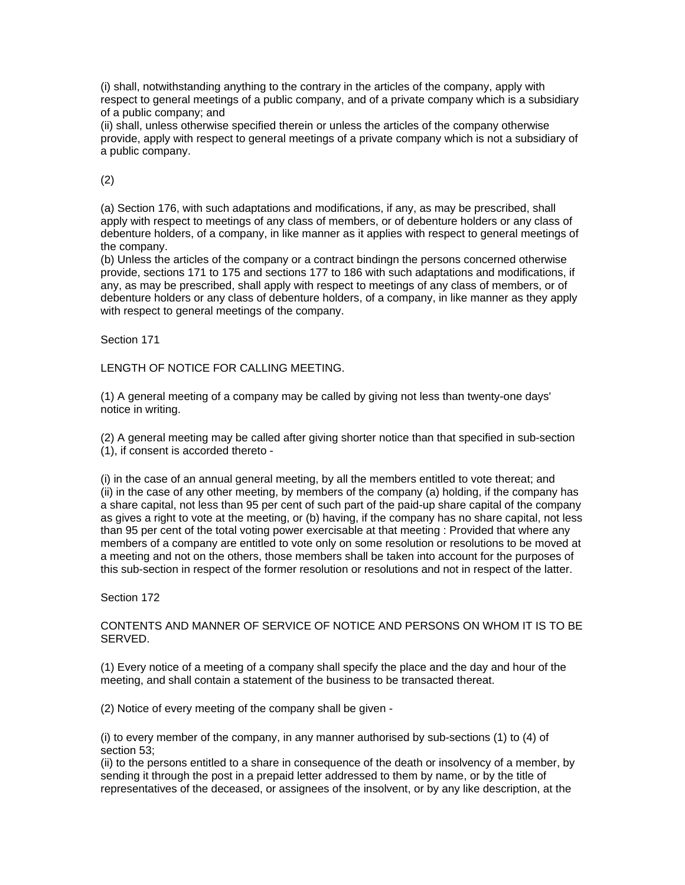(i) shall, notwithstanding anything to the contrary in the articles of the company, apply with respect to general meetings of a public company, and of a private company which is a subsidiary of a public company; and
(ii) shall, unless otherwise specified therein or unless the articles of the company otherwise provide, apply with respect to general meetings of a private company which is not a subsidiary of a public company.

(2)

(a) Section 176, with such adaptations and modifications, if any, as may be prescribed, shall apply with respect to meetings of any class of members, or of debenture holders or any class of debenture holders, of a company, in like manner as it applies with respect to general meetings of the company.
(b) Unless the articles of the company or a contract bindingn the persons concerned otherwise provide, sections 171 to 175 and sections 177 to 186 with such adaptations and modifications, if any, as may be prescribed, shall apply with respect to meetings of any class of members, or of debenture holders or any class of debenture holders, of a company, in like manner as they apply with respect to general meetings of the company.

Section 171

LENGTH OF NOTICE FOR CALLING MEETING.

(1) A general meeting of a company may be called by giving not less than twenty-one days' notice in writing.

(2) A general meeting may be called after giving shorter notice than that specified in sub-section (1), if consent is accorded thereto -

(i) in the case of an annual general meeting, by all the members entitled to vote thereat; and
(ii) in the case of any other meeting, by members of the company (a) holding, if the company has a share capital, not less than 95 per cent of such part of the paid-up share capital of the company as gives a right to vote at the meeting, or (b) having, if the company has no share capital, not less than 95 per cent of the total voting power exercisable at that meeting : Provided that where any members of a company are entitled to vote only on some resolution or resolutions to be moved at a meeting and not on the others, those members shall be taken into account for the purposes of this sub-section in respect of the former resolution or resolutions and not in respect of the latter.

Section 172

CONTENTS AND MANNER OF SERVICE OF NOTICE AND PERSONS ON WHOM IT IS TO BE SERVED.

(1) Every notice of a meeting of a company shall specify the place and the day and hour of the meeting, and shall contain a statement of the business to be transacted thereat.

(2) Notice of every meeting of the company shall be given -

(i) to every member of the company, in any manner authorised by sub-sections (1) to (4) of section 53;
(ii) to the persons entitled to a share in consequence of the death or insolvency of a member, by sending it through the post in a prepaid letter addressed to them by name, or by the title of representatives of the deceased, or assignees of the insolvent, or by any like description, at the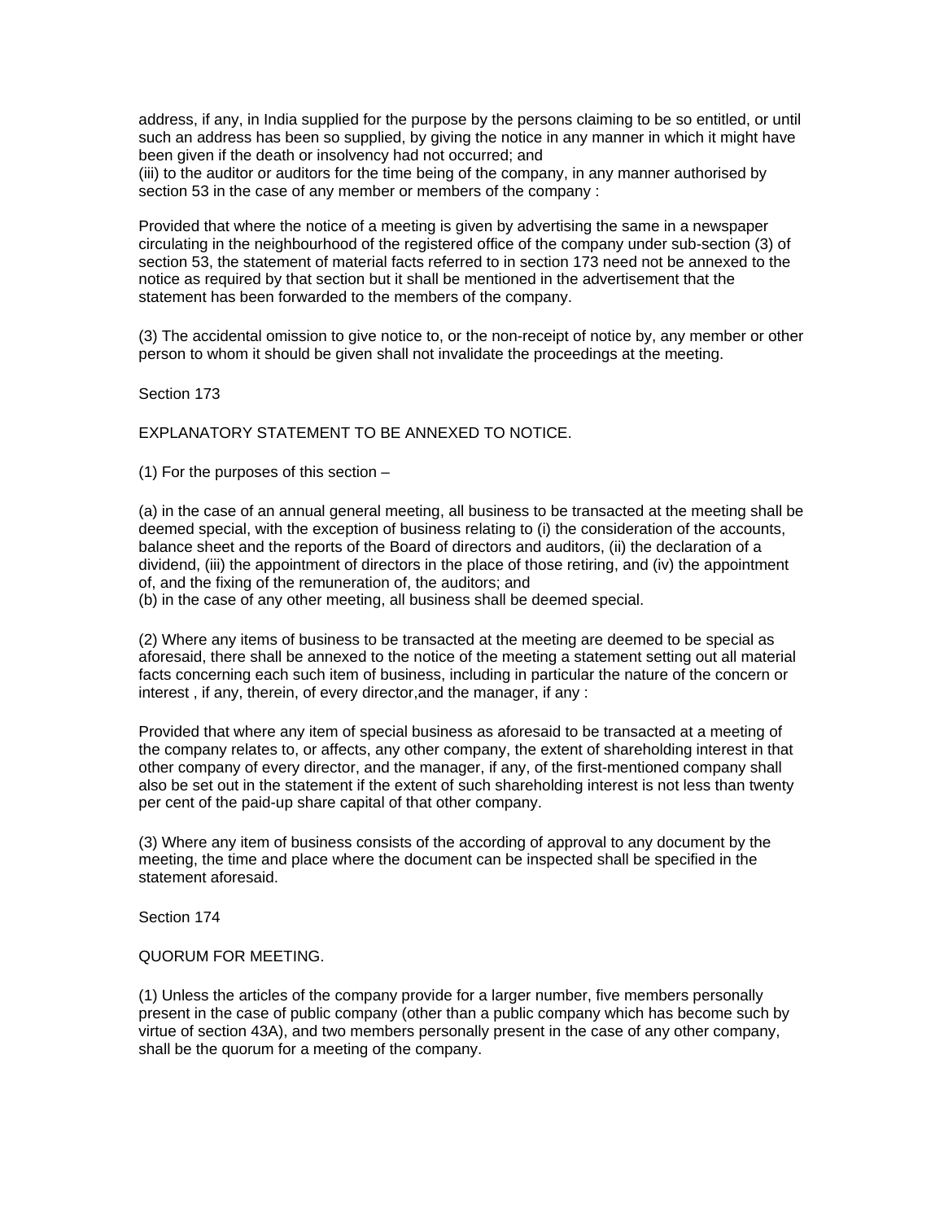address, if any, in India supplied for the purpose by the persons claiming to be so entitled, or until such an address has been so supplied, by giving the notice in any manner in which it might have been given if the death or insolvency had not occurred; and
(iii) to the auditor or auditors for the time being of the company, in any manner authorised by section 53 in the case of any member or members of the company :

Provided that where the notice of a meeting is given by advertising the same in a newspaper circulating in the neighbourhood of the registered office of the company under sub-section (3) of section 53, the statement of material facts referred to in section 173 need not be annexed to the notice as required by that section but it shall be mentioned in the advertisement that the statement has been forwarded to the members of the company.

(3) The accidental omission to give notice to, or the non-receipt of notice by, any member or other person to whom it should be given shall not invalidate the proceedings at the meeting.

Section 173

EXPLANATORY STATEMENT TO BE ANNEXED TO NOTICE.

(1) For the purposes of this section –

(a) in the case of an annual general meeting, all business to be transacted at the meeting shall be deemed special, with the exception of business relating to (i) the consideration of the accounts, balance sheet and the reports of the Board of directors and auditors, (ii) the declaration of a dividend, (iii) the appointment of directors in the place of those retiring, and (iv) the appointment of, and the fixing of the remuneration of, the auditors; and
(b) in the case of any other meeting, all business shall be deemed special.

(2) Where any items of business to be transacted at the meeting are deemed to be special as aforesaid, there shall be annexed to the notice of the meeting a statement setting out all material facts concerning each such item of business, including in particular the nature of the concern or interest , if any, therein, of every director,and the manager, if any :

Provided that where any item of special business as aforesaid to be transacted at a meeting of the company relates to, or affects, any other company, the extent of shareholding interest in that other company of every director, and the manager, if any, of the first-mentioned company shall also be set out in the statement if the extent of such shareholding interest is not less than twenty per cent of the paid-up share capital of that other company.

(3) Where any item of business consists of the according of approval to any document by the meeting, the time and place where the document can be inspected shall be specified in the statement aforesaid.

Section 174

QUORUM FOR MEETING.

(1) Unless the articles of the company provide for a larger number, five members personally present in the case of public company (other than a public company which has become such by virtue of section 43A), and two members personally present in the case of any other company, shall be the quorum for a meeting of the company.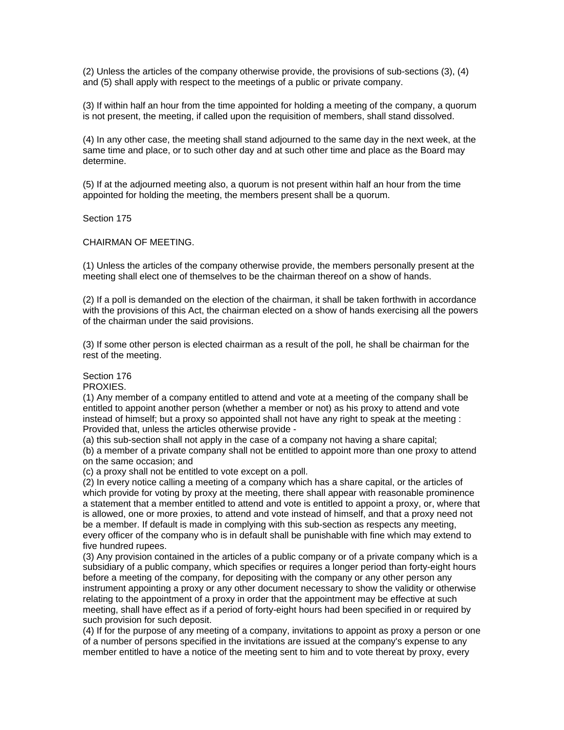(2) Unless the articles of the company otherwise provide, the provisions of sub-sections (3), (4) and (5) shall apply with respect to the meetings of a public or private company.

(3) If within half an hour from the time appointed for holding a meeting of the company, a quorum is not present, the meeting, if called upon the requisition of members, shall stand dissolved.

(4) In any other case, the meeting shall stand adjourned to the same day in the next week, at the same time and place, or to such other day and at such other time and place as the Board may determine.

(5) If at the adjourned meeting also, a quorum is not present within half an hour from the time appointed for holding the meeting, the members present shall be a quorum.

Section 175

CHAIRMAN OF MEETING.

(1) Unless the articles of the company otherwise provide, the members personally present at the meeting shall elect one of themselves to be the chairman thereof on a show of hands.

(2) If a poll is demanded on the election of the chairman, it shall be taken forthwith in accordance with the provisions of this Act, the chairman elected on a show of hands exercising all the powers of the chairman under the said provisions.

(3) If some other person is elected chairman as a result of the poll, he shall be chairman for the rest of the meeting.

Section 176
PROXIES.
(1) Any member of a company entitled to attend and vote at a meeting of the company shall be entitled to appoint another person (whether a member or not) as his proxy to attend and vote instead of himself; but a proxy so appointed shall not have any right to speak at the meeting : Provided that, unless the articles otherwise provide -
(a) this sub-section shall not apply in the case of a company not having a share capital;
(b) a member of a private company shall not be entitled to appoint more than one proxy to attend on the same occasion; and
(c) a proxy shall not be entitled to vote except on a poll.
(2) In every notice calling a meeting of a company which has a share capital, or the articles of which provide for voting by proxy at the meeting, there shall appear with reasonable prominence a statement that a member entitled to attend and vote is entitled to appoint a proxy, or, where that is allowed, one or more proxies, to attend and vote instead of himself, and that a proxy need not be a member. If default is made in complying with this sub-section as respects any meeting, every officer of the company who is in default shall be punishable with fine which may extend to five hundred rupees.
(3) Any provision contained in the articles of a public company or of a private company which is a subsidiary of a public company, which specifies or requires a longer period than forty-eight hours before a meeting of the company, for depositing with the company or any other person any instrument appointing a proxy or any other document necessary to show the validity or otherwise relating to the appointment of a proxy in order that the appointment may be effective at such meeting, shall have effect as if a period of forty-eight hours had been specified in or required by such provision for such deposit.
(4) If for the purpose of any meeting of a company, invitations to appoint as proxy a person or one of a number of persons specified in the invitations are issued at the company's expense to any member entitled to have a notice of the meeting sent to him and to vote thereat by proxy, every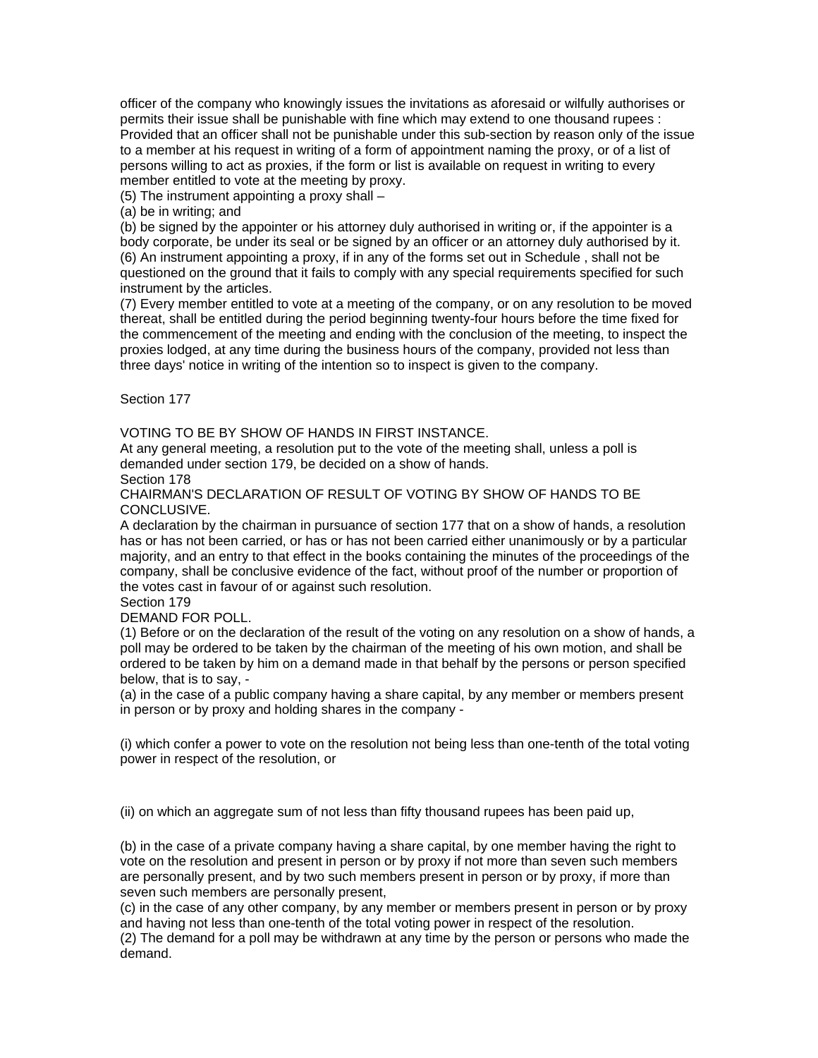officer of the company who knowingly issues the invitations as aforesaid or wilfully authorises or permits their issue shall be punishable with fine which may extend to one thousand rupees : Provided that an officer shall not be punishable under this sub-section by reason only of the issue to a member at his request in writing of a form of appointment naming the proxy, or of a list of persons willing to act as proxies, if the form or list is available on request in writing to every member entitled to vote at the meeting by proxy.

(5) The instrument appointing a proxy shall –

(a) be in writing; and

(b) be signed by the appointer or his attorney duly authorised in writing or, if the appointer is a body corporate, be under its seal or be signed by an officer or an attorney duly authorised by it.

(6) An instrument appointing a proxy, if in any of the forms set out in Schedule , shall not be questioned on the ground that it fails to comply with any special requirements specified for such instrument by the articles.

(7) Every member entitled to vote at a meeting of the company, or on any resolution to be moved thereat, shall be entitled during the period beginning twenty-four hours before the time fixed for the commencement of the meeting and ending with the conclusion of the meeting, to inspect the proxies lodged, at any time during the business hours of the company, provided not less than three days' notice in writing of the intention so to inspect is given to the company.

Section 177

VOTING TO BE BY SHOW OF HANDS IN FIRST INSTANCE.

At any general meeting, a resolution put to the vote of the meeting shall, unless a poll is demanded under section 179, be decided on a show of hands.

Section 178

CHAIRMAN'S DECLARATION OF RESULT OF VOTING BY SHOW OF HANDS TO BE CONCLUSIVE.

A declaration by the chairman in pursuance of section 177 that on a show of hands, a resolution has or has not been carried, or has or has not been carried either unanimously or by a particular majority, and an entry to that effect in the books containing the minutes of the proceedings of the company, shall be conclusive evidence of the fact, without proof of the number or proportion of the votes cast in favour of or against such resolution.

Section 179

DEMAND FOR POLL.

(1) Before or on the declaration of the result of the voting on any resolution on a show of hands, a poll may be ordered to be taken by the chairman of the meeting of his own motion, and shall be ordered to be taken by him on a demand made in that behalf by the persons or person specified below, that is to say, -

(a) in the case of a public company having a share capital, by any member or members present in person or by proxy and holding shares in the company -

(i) which confer a power to vote on the resolution not being less than one-tenth of the total voting power in respect of the resolution, or

(ii) on which an aggregate sum of not less than fifty thousand rupees has been paid up,

(b) in the case of a private company having a share capital, by one member having the right to vote on the resolution and present in person or by proxy if not more than seven such members are personally present, and by two such members present in person or by proxy, if more than seven such members are personally present,

(c) in the case of any other company, by any member or members present in person or by proxy and having not less than one-tenth of the total voting power in respect of the resolution.

(2) The demand for a poll may be withdrawn at any time by the person or persons who made the demand.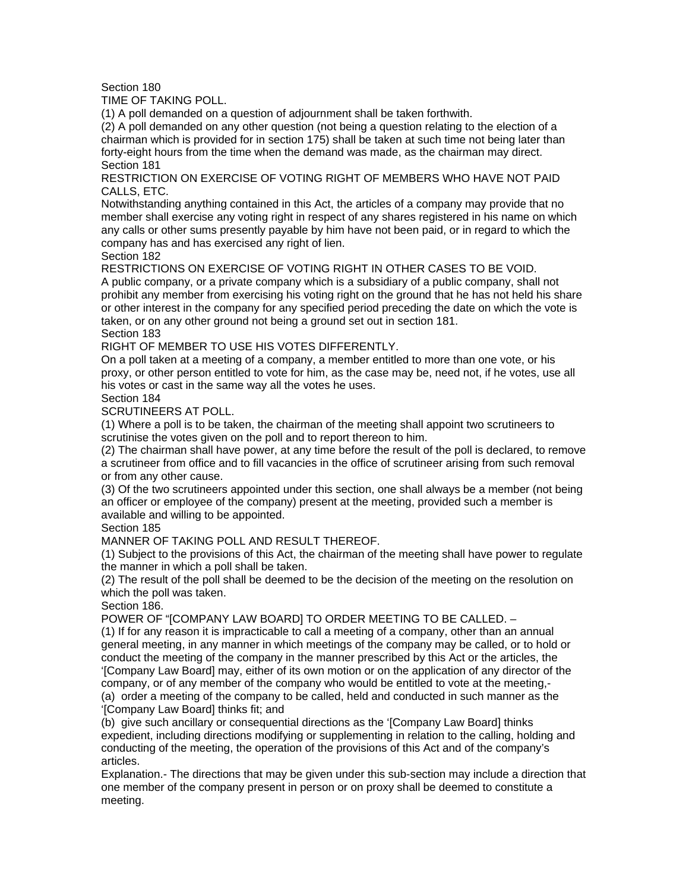Section 180

TIME OF TAKING POLL.

(1) A poll demanded on a question of adjournment shall be taken forthwith.

(2) A poll demanded on any other question (not being a question relating to the election of a chairman which is provided for in section 175) shall be taken at such time not being later than forty-eight hours from the time when the demand was made, as the chairman may direct.

Section 181

RESTRICTION ON EXERCISE OF VOTING RIGHT OF MEMBERS WHO HAVE NOT PAID CALLS, ETC.

Notwithstanding anything contained in this Act, the articles of a company may provide that no member shall exercise any voting right in respect of any shares registered in his name on which any calls or other sums presently payable by him have not been paid, or in regard to which the company has and has exercised any right of lien.

Section 182

RESTRICTIONS ON EXERCISE OF VOTING RIGHT IN OTHER CASES TO BE VOID.

A public company, or a private company which is a subsidiary of a public company, shall not prohibit any member from exercising his voting right on the ground that he has not held his share or other interest in the company for any specified period preceding the date on which the vote is taken, or on any other ground not being a ground set out in section 181.

Section 183

RIGHT OF MEMBER TO USE HIS VOTES DIFFERENTLY.

On a poll taken at a meeting of a company, a member entitled to more than one vote, or his proxy, or other person entitled to vote for him, as the case may be, need not, if he votes, use all his votes or cast in the same way all the votes he uses.

Section 184

SCRUTINEERS AT POLL.

(1) Where a poll is to be taken, the chairman of the meeting shall appoint two scrutineers to scrutinise the votes given on the poll and to report thereon to him.

(2) The chairman shall have power, at any time before the result of the poll is declared, to remove a scrutineer from office and to fill vacancies in the office of scrutineer arising from such removal or from any other cause.

(3) Of the two scrutineers appointed under this section, one shall always be a member (not being an officer or employee of the company) present at the meeting, provided such a member is available and willing to be appointed.

Section 185

MANNER OF TAKING POLL AND RESULT THEREOF.

(1) Subject to the provisions of this Act, the chairman of the meeting shall have power to regulate the manner in which a poll shall be taken.

(2) The result of the poll shall be deemed to be the decision of the meeting on the resolution on which the poll was taken.

Section 186.

POWER OF "[COMPANY LAW BOARD] TO ORDER MEETING TO BE CALLED. –

(1) If for any reason it is impracticable to call a meeting of a company, other than an annual general meeting, in any manner in which meetings of the company may be called, or to hold or conduct the meeting of the company in the manner prescribed by this Act or the articles, the '[Company Law Board] may, either of its own motion or on the application of any director of the company, or of any member of the company who would be entitled to vote at the meeting,-

(a) order a meeting of the company to be called, held and conducted in such manner as the '[Company Law Board] thinks fit; and

(b) give such ancillary or consequential directions as the '[Company Law Board] thinks expedient, including directions modifying or supplementing in relation to the calling, holding and conducting of the meeting, the operation of the provisions of this Act and of the company's articles.

Explanation.- The directions that may be given under this sub-section may include a direction that one member of the company present in person or on proxy shall be deemed to constitute a meeting.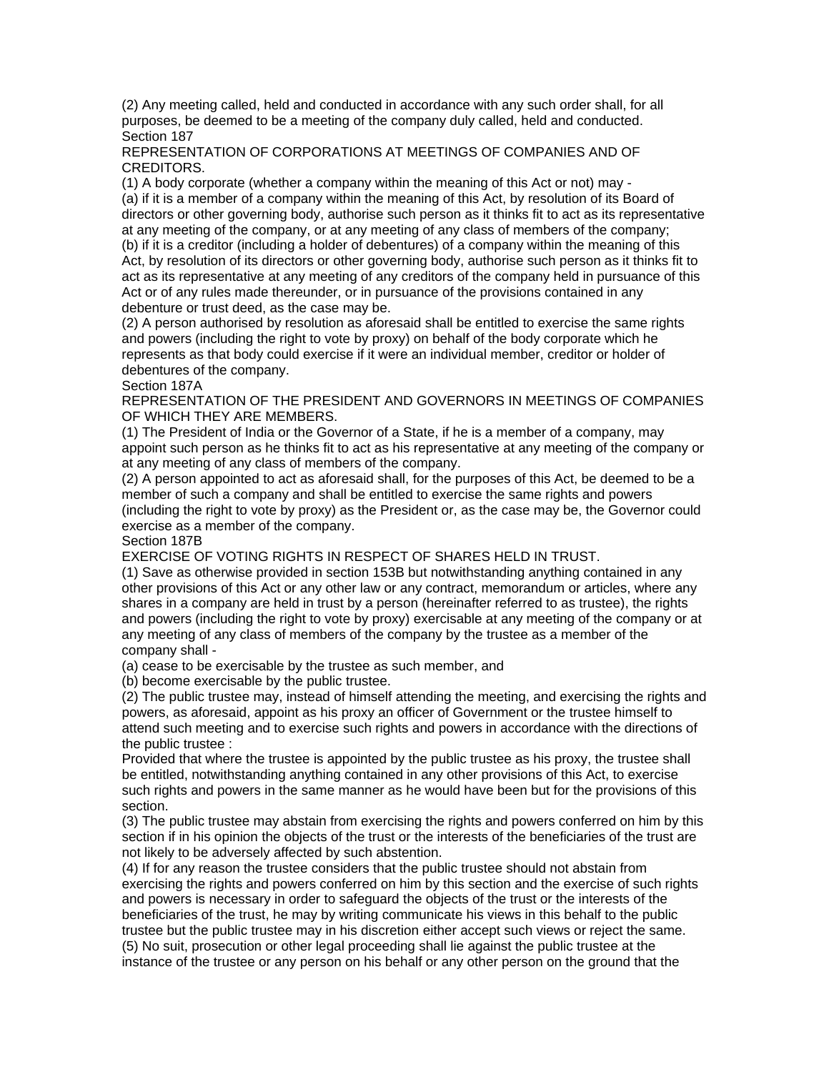(2) Any meeting called, held and conducted in accordance with any such order shall, for all purposes, be deemed to be a meeting of the company duly called, held and conducted.

Section 187

REPRESENTATION OF CORPORATIONS AT MEETINGS OF COMPANIES AND OF CREDITORS.

(1) A body corporate (whether a company within the meaning of this Act or not) may -

(a) if it is a member of a company within the meaning of this Act, by resolution of its Board of directors or other governing body, authorise such person as it thinks fit to act as its representative at any meeting of the company, or at any meeting of any class of members of the company;

(b) if it is a creditor (including a holder of debentures) of a company within the meaning of this Act, by resolution of its directors or other governing body, authorise such person as it thinks fit to act as its representative at any meeting of any creditors of the company held in pursuance of this Act or of any rules made thereunder, or in pursuance of the provisions contained in any debenture or trust deed, as the case may be.

(2) A person authorised by resolution as aforesaid shall be entitled to exercise the same rights and powers (including the right to vote by proxy) on behalf of the body corporate which he represents as that body could exercise if it were an individual member, creditor or holder of debentures of the company.

Section 187A

REPRESENTATION OF THE PRESIDENT AND GOVERNORS IN MEETINGS OF COMPANIES OF WHICH THEY ARE MEMBERS.

(1) The President of India or the Governor of a State, if he is a member of a company, may appoint such person as he thinks fit to act as his representative at any meeting of the company or at any meeting of any class of members of the company.

(2) A person appointed to act as aforesaid shall, for the purposes of this Act, be deemed to be a member of such a company and shall be entitled to exercise the same rights and powers (including the right to vote by proxy) as the President or, as the case may be, the Governor could exercise as a member of the company.

Section 187B

EXERCISE OF VOTING RIGHTS IN RESPECT OF SHARES HELD IN TRUST.

(1) Save as otherwise provided in section 153B but notwithstanding anything contained in any other provisions of this Act or any other law or any contract, memorandum or articles, where any shares in a company are held in trust by a person (hereinafter referred to as trustee), the rights and powers (including the right to vote by proxy) exercisable at any meeting of the company or at any meeting of any class of members of the company by the trustee as a member of the company shall -

(a) cease to be exercisable by the trustee as such member, and

(b) become exercisable by the public trustee.

(2) The public trustee may, instead of himself attending the meeting, and exercising the rights and powers, as aforesaid, appoint as his proxy an officer of Government or the trustee himself to attend such meeting and to exercise such rights and powers in accordance with the directions of the public trustee :

Provided that where the trustee is appointed by the public trustee as his proxy, the trustee shall be entitled, notwithstanding anything contained in any other provisions of this Act, to exercise such rights and powers in the same manner as he would have been but for the provisions of this section.

(3) The public trustee may abstain from exercising the rights and powers conferred on him by this section if in his opinion the objects of the trust or the interests of the beneficiaries of the trust are not likely to be adversely affected by such abstention.

(4) If for any reason the trustee considers that the public trustee should not abstain from exercising the rights and powers conferred on him by this section and the exercise of such rights and powers is necessary in order to safeguard the objects of the trust or the interests of the beneficiaries of the trust, he may by writing communicate his views in this behalf to the public trustee but the public trustee may in his discretion either accept such views or reject the same.

(5) No suit, prosecution or other legal proceeding shall lie against the public trustee at the instance of the trustee or any person on his behalf or any other person on the ground that the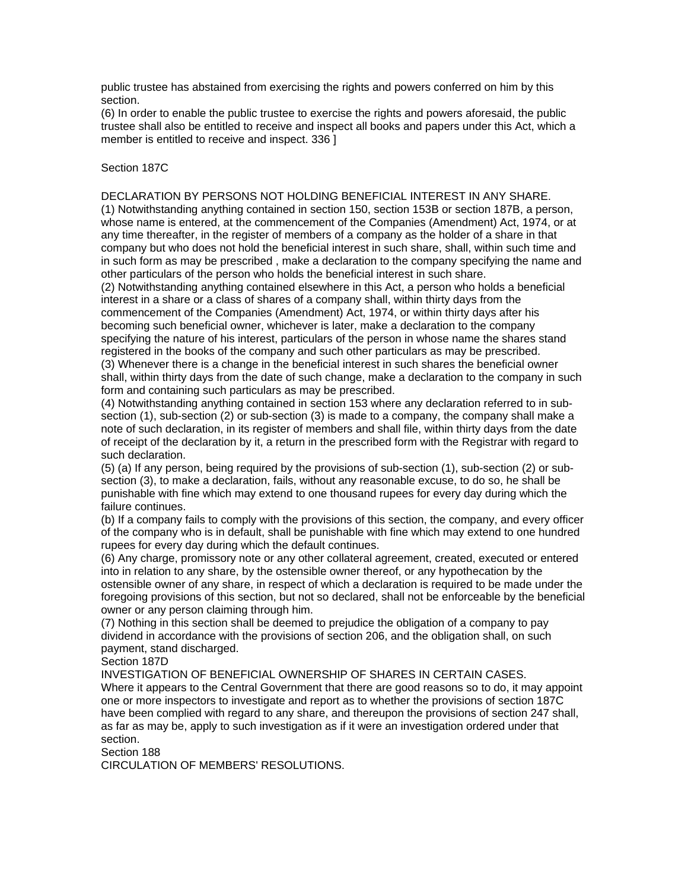public trustee has abstained from exercising the rights and powers conferred on him by this section.

(6) In order to enable the public trustee to exercise the rights and powers aforesaid, the public trustee shall also be entitled to receive and inspect all books and papers under this Act, which a member is entitled to receive and inspect. 336 ]

Section 187C

DECLARATION BY PERSONS NOT HOLDING BENEFICIAL INTEREST IN ANY SHARE.

(1) Notwithstanding anything contained in section 150, section 153B or section 187B, a person, whose name is entered, at the commencement of the Companies (Amendment) Act, 1974, or at any time thereafter, in the register of members of a company as the holder of a share in that company but who does not hold the beneficial interest in such share, shall, within such time and in such form as may be prescribed , make a declaration to the company specifying the name and other particulars of the person who holds the beneficial interest in such share.

(2) Notwithstanding anything contained elsewhere in this Act, a person who holds a beneficial interest in a share or a class of shares of a company shall, within thirty days from the commencement of the Companies (Amendment) Act, 1974, or within thirty days after his becoming such beneficial owner, whichever is later, make a declaration to the company specifying the nature of his interest, particulars of the person in whose name the shares stand registered in the books of the company and such other particulars as may be prescribed.

(3) Whenever there is a change in the beneficial interest in such shares the beneficial owner shall, within thirty days from the date of such change, make a declaration to the company in such form and containing such particulars as may be prescribed.

(4) Notwithstanding anything contained in section 153 where any declaration referred to in sub-section (1), sub-section (2) or sub-section (3) is made to a company, the company shall make a note of such declaration, in its register of members and shall file, within thirty days from the date of receipt of the declaration by it, a return in the prescribed form with the Registrar with regard to such declaration.

(5) (a) If any person, being required by the provisions of sub-section (1), sub-section (2) or sub-section (3), to make a declaration, fails, without any reasonable excuse, to do so, he shall be punishable with fine which may extend to one thousand rupees for every day during which the failure continues.

(b) If a company fails to comply with the provisions of this section, the company, and every officer of the company who is in default, shall be punishable with fine which may extend to one hundred rupees for every day during which the default continues.

(6) Any charge, promissory note or any other collateral agreement, created, executed or entered into in relation to any share, by the ostensible owner thereof, or any hypothecation by the ostensible owner of any share, in respect of which a declaration is required to be made under the foregoing provisions of this section, but not so declared, shall not be enforceable by the beneficial owner or any person claiming through him.

(7) Nothing in this section shall be deemed to prejudice the obligation of a company to pay dividend in accordance with the provisions of section 206, and the obligation shall, on such payment, stand discharged.

Section 187D

INVESTIGATION OF BENEFICIAL OWNERSHIP OF SHARES IN CERTAIN CASES.

Where it appears to the Central Government that there are good reasons so to do, it may appoint one or more inspectors to investigate and report as to whether the provisions of section 187C have been complied with regard to any share, and thereupon the provisions of section 247 shall, as far as may be, apply to such investigation as if it were an investigation ordered under that section.

Section 188

CIRCULATION OF MEMBERS' RESOLUTIONS.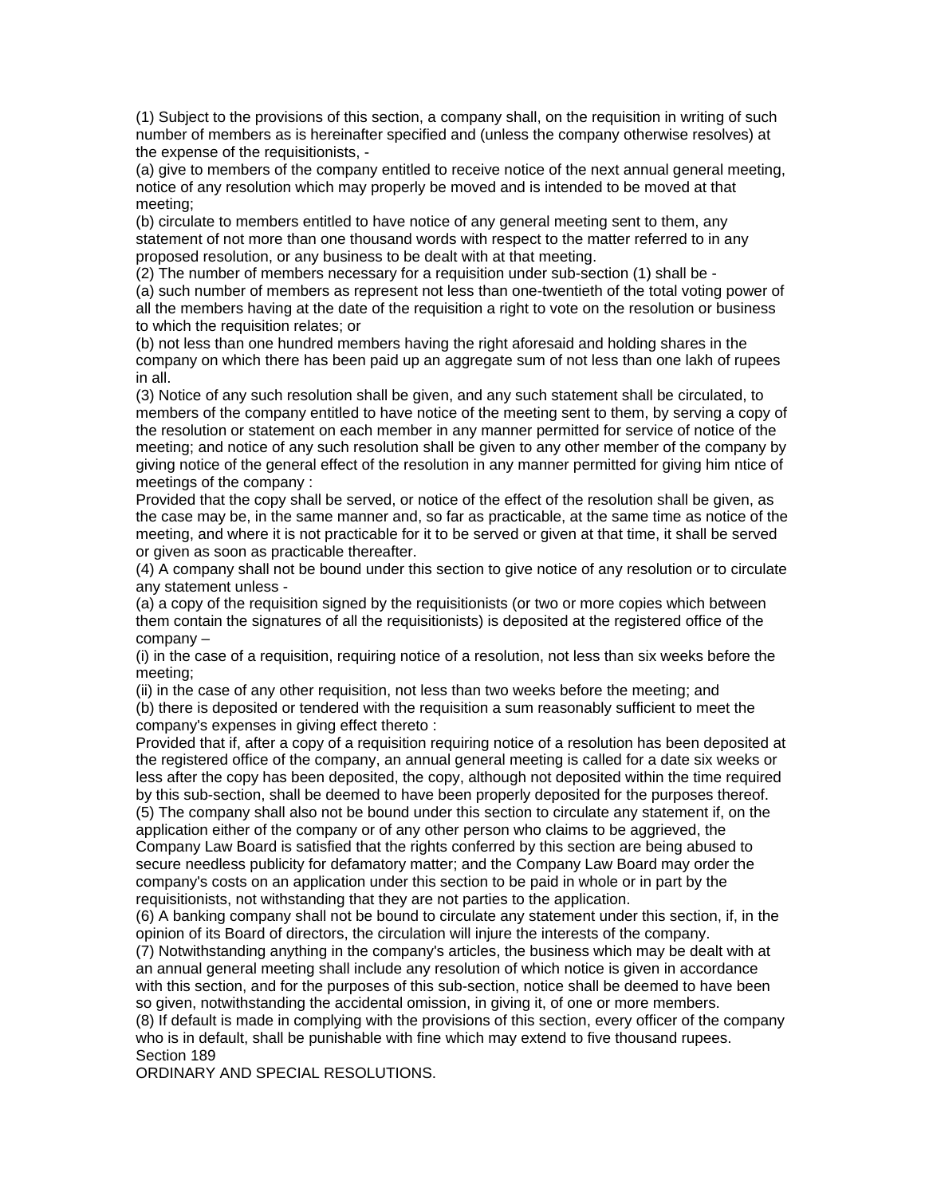(1) Subject to the provisions of this section, a company shall, on the requisition in writing of such number of members as is hereinafter specified and (unless the company otherwise resolves) at the expense of the requisitionists, -

(a) give to members of the company entitled to receive notice of the next annual general meeting, notice of any resolution which may properly be moved and is intended to be moved at that meeting;

(b) circulate to members entitled to have notice of any general meeting sent to them, any statement of not more than one thousand words with respect to the matter referred to in any proposed resolution, or any business to be dealt with at that meeting.

(2) The number of members necessary for a requisition under sub-section (1) shall be -

(a) such number of members as represent not less than one-twentieth of the total voting power of all the members having at the date of the requisition a right to vote on the resolution or business to which the requisition relates; or

(b) not less than one hundred members having the right aforesaid and holding shares in the company on which there has been paid up an aggregate sum of not less than one lakh of rupees in all.

(3) Notice of any such resolution shall be given, and any such statement shall be circulated, to members of the company entitled to have notice of the meeting sent to them, by serving a copy of the resolution or statement on each member in any manner permitted for service of notice of the meeting; and notice of any such resolution shall be given to any other member of the company by giving notice of the general effect of the resolution in any manner permitted for giving him ntice of meetings of the company :

Provided that the copy shall be served, or notice of the effect of the resolution shall be given, as the case may be, in the same manner and, so far as practicable, at the same time as notice of the meeting, and where it is not practicable for it to be served or given at that time, it shall be served or given as soon as practicable thereafter.

(4) A company shall not be bound under this section to give notice of any resolution or to circulate any statement unless -

(a) a copy of the requisition signed by the requisitionists (or two or more copies which between them contain the signatures of all the requisitionists) is deposited at the registered office of the company –

(i) in the case of a requisition, requiring notice of a resolution, not less than six weeks before the meeting;

(ii) in the case of any other requisition, not less than two weeks before the meeting; and

(b) there is deposited or tendered with the requisition a sum reasonably sufficient to meet the company's expenses in giving effect thereto :

Provided that if, after a copy of a requisition requiring notice of a resolution has been deposited at the registered office of the company, an annual general meeting is called for a date six weeks or less after the copy has been deposited, the copy, although not deposited within the time required by this sub-section, shall be deemed to have been properly deposited for the purposes thereof.

(5) The company shall also not be bound under this section to circulate any statement if, on the application either of the company or of any other person who claims to be aggrieved, the Company Law Board is satisfied that the rights conferred by this section are being abused to secure needless publicity for defamatory matter; and the Company Law Board may order the company's costs on an application under this section to be paid in whole or in part by the requisitionists, not withstanding that they are not parties to the application.

(6) A banking company shall not be bound to circulate any statement under this section, if, in the opinion of its Board of directors, the circulation will injure the interests of the company.

(7) Notwithstanding anything in the company's articles, the business which may be dealt with at an annual general meeting shall include any resolution of which notice is given in accordance with this section, and for the purposes of this sub-section, notice shall be deemed to have been so given, notwithstanding the accidental omission, in giving it, of one or more members.

(8) If default is made in complying with the provisions of this section, every officer of the company who is in default, shall be punishable with fine which may extend to five thousand rupees.

Section 189

ORDINARY AND SPECIAL RESOLUTIONS.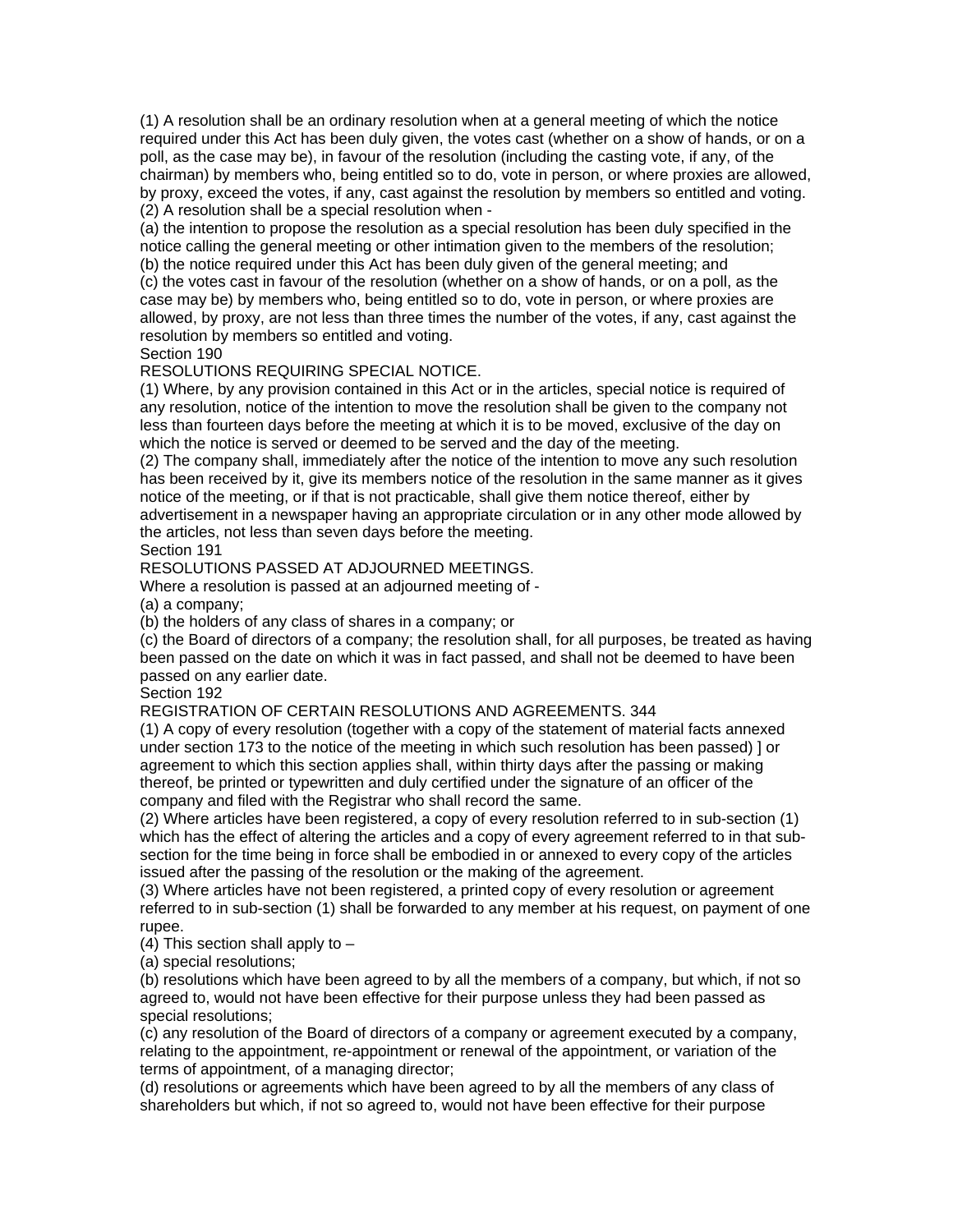(1) A resolution shall be an ordinary resolution when at a general meeting of which the notice required under this Act has been duly given, the votes cast (whether on a show of hands, or on a poll, as the case may be), in favour of the resolution (including the casting vote, if any, of the chairman) by members who, being entitled so to do, vote in person, or where proxies are allowed, by proxy, exceed the votes, if any, cast against the resolution by members so entitled and voting.

(2) A resolution shall be a special resolution when -

(a) the intention to propose the resolution as a special resolution has been duly specified in the notice calling the general meeting or other intimation given to the members of the resolution;

(b) the notice required under this Act has been duly given of the general meeting; and

(c) the votes cast in favour of the resolution (whether on a show of hands, or on a poll, as the case may be) by members who, being entitled so to do, vote in person, or where proxies are allowed, by proxy, are not less than three times the number of the votes, if any, cast against the resolution by members so entitled and voting.

Section 190

RESOLUTIONS REQUIRING SPECIAL NOTICE.

(1) Where, by any provision contained in this Act or in the articles, special notice is required of any resolution, notice of the intention to move the resolution shall be given to the company not less than fourteen days before the meeting at which it is to be moved, exclusive of the day on which the notice is served or deemed to be served and the day of the meeting.

(2) The company shall, immediately after the notice of the intention to move any such resolution has been received by it, give its members notice of the resolution in the same manner as it gives notice of the meeting, or if that is not practicable, shall give them notice thereof, either by advertisement in a newspaper having an appropriate circulation or in any other mode allowed by the articles, not less than seven days before the meeting.

Section 191

RESOLUTIONS PASSED AT ADJOURNED MEETINGS.

Where a resolution is passed at an adjourned meeting of -

(a) a company;

(b) the holders of any class of shares in a company; or

(c) the Board of directors of a company; the resolution shall, for all purposes, be treated as having been passed on the date on which it was in fact passed, and shall not be deemed to have been passed on any earlier date.

Section 192

REGISTRATION OF CERTAIN RESOLUTIONS AND AGREEMENTS. 344

(1) A copy of every resolution (together with a copy of the statement of material facts annexed under section 173 to the notice of the meeting in which such resolution has been passed) ] or agreement to which this section applies shall, within thirty days after the passing or making thereof, be printed or typewritten and duly certified under the signature of an officer of the company and filed with the Registrar who shall record the same.

(2) Where articles have been registered, a copy of every resolution referred to in sub-section (1) which has the effect of altering the articles and a copy of every agreement referred to in that sub-section for the time being in force shall be embodied in or annexed to every copy of the articles issued after the passing of the resolution or the making of the agreement.

(3) Where articles have not been registered, a printed copy of every resolution or agreement referred to in sub-section (1) shall be forwarded to any member at his request, on payment of one rupee.

(4) This section shall apply to –

(a) special resolutions;

(b) resolutions which have been agreed to by all the members of a company, but which, if not so agreed to, would not have been effective for their purpose unless they had been passed as special resolutions;

(c) any resolution of the Board of directors of a company or agreement executed by a company, relating to the appointment, re-appointment or renewal of the appointment, or variation of the terms of appointment, of a managing director;

(d) resolutions or agreements which have been agreed to by all the members of any class of shareholders but which, if not so agreed to, would not have been effective for their purpose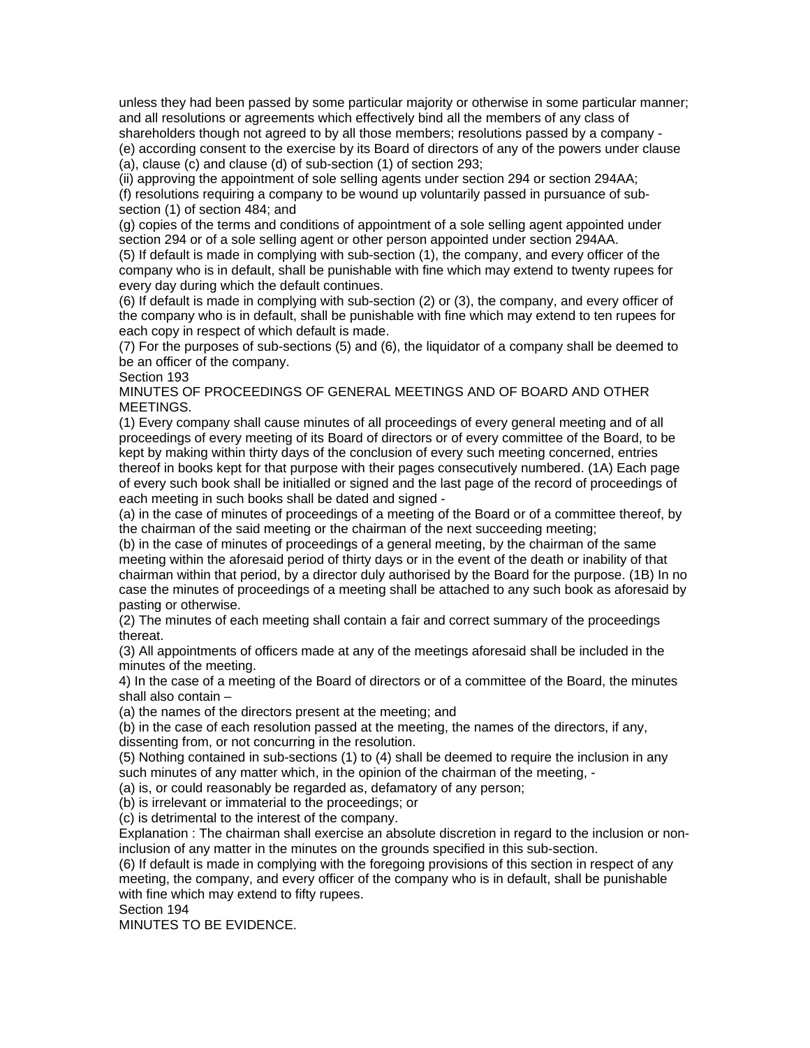unless they had been passed by some particular majority or otherwise in some particular manner; and all resolutions or agreements which effectively bind all the members of any class of shareholders though not agreed to by all those members; resolutions passed by a company -
(e) according consent to the exercise by its Board of directors of any of the powers under clause (a), clause (c) and clause (d) of sub-section (1) of section 293;
(ii) approving the appointment of sole selling agents under section 294 or section 294AA;
(f) resolutions requiring a company to be wound up voluntarily passed in pursuance of sub-section (1) of section 484; and
(g) copies of the terms and conditions of appointment of a sole selling agent appointed under section 294 or of a sole selling agent or other person appointed under section 294AA.
(5) If default is made in complying with sub-section (1), the company, and every officer of the company who is in default, shall be punishable with fine which may extend to twenty rupees for every day during which the default continues.
(6) If default is made in complying with sub-section (2) or (3), the company, and every officer of the company who is in default, shall be punishable with fine which may extend to ten rupees for each copy in respect of which default is made.
(7) For the purposes of sub-sections (5) and (6), the liquidator of a company shall be deemed to be an officer of the company.

## Section 193

## MINUTES OF PROCEEDINGS OF GENERAL MEETINGS AND OF BOARD AND OTHER MEETINGS.

(1) Every company shall cause minutes of all proceedings of every general meeting and of all proceedings of every meeting of its Board of directors or of every committee of the Board, to be kept by making within thirty days of the conclusion of every such meeting concerned, entries thereof in books kept for that purpose with their pages consecutively numbered. (1A) Each page of every such book shall be initialled or signed and the last page of the record of proceedings of each meeting in such books shall be dated and signed -
(a) in the case of minutes of proceedings of a meeting of the Board or of a committee thereof, by the chairman of the said meeting or the chairman of the next succeeding meeting;
(b) in the case of minutes of proceedings of a general meeting, by the chairman of the same meeting within the aforesaid period of thirty days or in the event of the death or inability of that chairman within that period, by a director duly authorised by the Board for the purpose. (1B) In no case the minutes of proceedings of a meeting shall be attached to any such book as aforesaid by pasting or otherwise.
(2) The minutes of each meeting shall contain a fair and correct summary of the proceedings thereat.
(3) All appointments of officers made at any of the meetings aforesaid shall be included in the minutes of the meeting.
4) In the case of a meeting of the Board of directors or of a committee of the Board, the minutes shall also contain –
(a) the names of the directors present at the meeting; and
(b) in the case of each resolution passed at the meeting, the names of the directors, if any, dissenting from, or not concurring in the resolution.
(5) Nothing contained in sub-sections (1) to (4) shall be deemed to require the inclusion in any such minutes of any matter which, in the opinion of the chairman of the meeting, -
(a) is, or could reasonably be regarded as, defamatory of any person;
(b) is irrelevant or immaterial to the proceedings; or
(c) is detrimental to the interest of the company.
Explanation : The chairman shall exercise an absolute discretion in regard to the inclusion or non-inclusion of any matter in the minutes on the grounds specified in this sub-section.
(6) If default is made in complying with the foregoing provisions of this section in respect of any meeting, the company, and every officer of the company who is in default, shall be punishable with fine which may extend to fifty rupees.

## Section 194

## MINUTES TO BE EVIDENCE.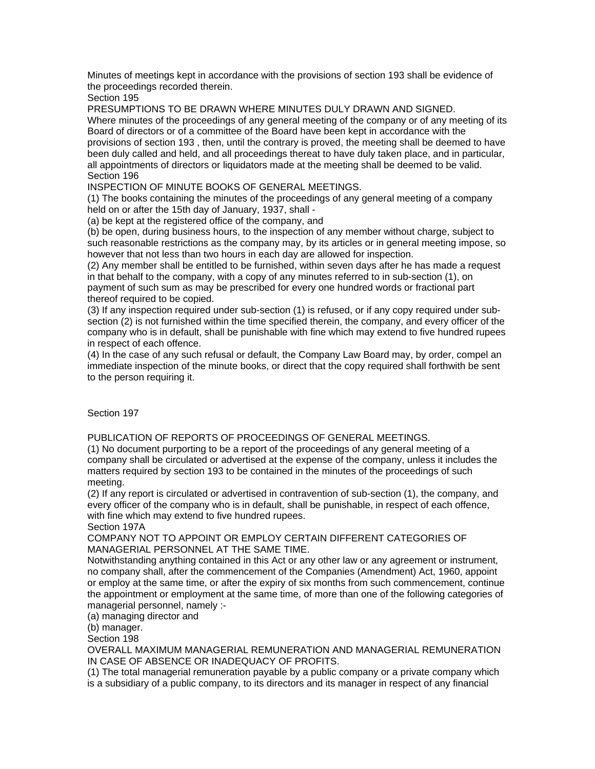Minutes of meetings kept in accordance with the provisions of section 193 shall be evidence of the proceedings recorded therein.

Section 195

PRESUMPTIONS TO BE DRAWN WHERE MINUTES DULY DRAWN AND SIGNED.

Where minutes of the proceedings of any general meeting of the company or of any meeting of its Board of directors or of a committee of the Board have been kept in accordance with the provisions of section 193 , then, until the contrary is proved, the meeting shall be deemed to have been duly called and held, and all proceedings thereat to have duly taken place, and in particular, all appointments of directors or liquidators made at the meeting shall be deemed to be valid.

Section 196

INSPECTION OF MINUTE BOOKS OF GENERAL MEETINGS.

(1) The books containing the minutes of the proceedings of any general meeting of a company held on or after the 15th day of January, 1937, shall -

(a) be kept at the registered office of the company, and

(b) be open, during business hours, to the inspection of any member without charge, subject to such reasonable restrictions as the company may, by its articles or in general meeting impose, so however that not less than two hours in each day are allowed for inspection.

(2) Any member shall be entitled to be furnished, within seven days after he has made a request in that behalf to the company, with a copy of any minutes referred to in sub-section (1), on payment of such sum as may be prescribed for every one hundred words or fractional part thereof required to be copied.

(3) If any inspection required under sub-section (1) is refused, or if any copy required under sub-section (2) is not furnished within the time specified therein, the company, and every officer of the company who is in default, shall be punishable with fine which may extend to five hundred rupees in respect of each offence.

(4) In the case of any such refusal or default, the Company Law Board may, by order, compel an immediate inspection of the minute books, or direct that the copy required shall forthwith be sent to the person requiring it.

Section 197

PUBLICATION OF REPORTS OF PROCEEDINGS OF GENERAL MEETINGS.

(1) No document purporting to be a report of the proceedings of any general meeting of a company shall be circulated or advertised at the expense of the company, unless it includes the matters required by section 193 to be contained in the minutes of the proceedings of such meeting.

(2) If any report is circulated or advertised in contravention of sub-section (1), the company, and every officer of the company who is in default, shall be punishable, in respect of each offence, with fine which may extend to five hundred rupees.

Section 197A

COMPANY NOT TO APPOINT OR EMPLOY CERTAIN DIFFERENT CATEGORIES OF MANAGERIAL PERSONNEL AT THE SAME TIME.

Notwithstanding anything contained in this Act or any other law or any agreement or instrument, no company shall, after the commencement of the Companies (Amendment) Act, 1960, appoint or employ at the same time, or after the expiry of six months from such commencement, continue the appointment or employment at the same time, of more than one of the following categories of managerial personnel, namely :-

(a) managing director and

(b) manager.

Section 198

OVERALL MAXIMUM MANAGERIAL REMUNERATION AND MANAGERIAL REMUNERATION IN CASE OF ABSENCE OR INADEQUACY OF PROFITS.

(1) The total managerial remuneration payable by a public company or a private company which is a subsidiary of a public company, to its directors and its manager in respect of any financial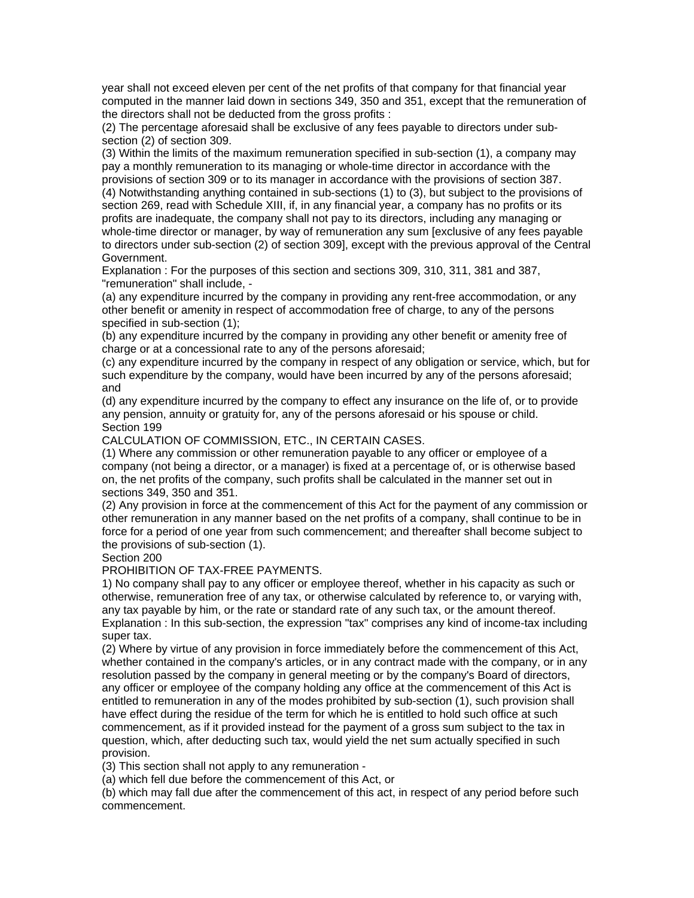year shall not exceed eleven per cent of the net profits of that company for that financial year computed in the manner laid down in sections 349, 350 and 351, except that the remuneration of the directors shall not be deducted from the gross profits :

(2) The percentage aforesaid shall be exclusive of any fees payable to directors under sub-section (2) of section 309.

(3) Within the limits of the maximum remuneration specified in sub-section (1), a company may pay a monthly remuneration to its managing or whole-time director in accordance with the provisions of section 309 or to its manager in accordance with the provisions of section 387.

(4) Notwithstanding anything contained in sub-sections (1) to (3), but subject to the provisions of section 269, read with Schedule XIII, if, in any financial year, a company has no profits or its profits are inadequate, the company shall not pay to its directors, including any managing or whole-time director or manager, by way of remuneration any sum [exclusive of any fees payable to directors under sub-section (2) of section 309], except with the previous approval of the Central Government.

Explanation : For the purposes of this section and sections 309, 310, 311, 381 and 387, "remuneration" shall include, -

(a) any expenditure incurred by the company in providing any rent-free accommodation, or any other benefit or amenity in respect of accommodation free of charge, to any of the persons specified in sub-section (1);

(b) any expenditure incurred by the company in providing any other benefit or amenity free of charge or at a concessional rate to any of the persons aforesaid;

(c) any expenditure incurred by the company in respect of any obligation or service, which, but for such expenditure by the company, would have been incurred by any of the persons aforesaid; and

(d) any expenditure incurred by the company to effect any insurance on the life of, or to provide any pension, annuity or gratuity for, any of the persons aforesaid or his spouse or child.

Section 199

CALCULATION OF COMMISSION, ETC., IN CERTAIN CASES.

(1) Where any commission or other remuneration payable to any officer or employee of a company (not being a director, or a manager) is fixed at a percentage of, or is otherwise based on, the net profits of the company, such profits shall be calculated in the manner set out in sections 349, 350 and 351.

(2) Any provision in force at the commencement of this Act for the payment of any commission or other remuneration in any manner based on the net profits of a company, shall continue to be in force for a period of one year from such commencement; and thereafter shall become subject to the provisions of sub-section (1).

Section 200

PROHIBITION OF TAX-FREE PAYMENTS.

1) No company shall pay to any officer or employee thereof, whether in his capacity as such or otherwise, remuneration free of any tax, or otherwise calculated by reference to, or varying with, any tax payable by him, or the rate or standard rate of any such tax, or the amount thereof.

Explanation : In this sub-section, the expression "tax" comprises any kind of income-tax including super tax.

(2) Where by virtue of any provision in force immediately before the commencement of this Act, whether contained in the company's articles, or in any contract made with the company, or in any resolution passed by the company in general meeting or by the company's Board of directors, any officer or employee of the company holding any office at the commencement of this Act is entitled to remuneration in any of the modes prohibited by sub-section (1), such provision shall have effect during the residue of the term for which he is entitled to hold such office at such commencement, as if it provided instead for the payment of a gross sum subject to the tax in question, which, after deducting such tax, would yield the net sum actually specified in such provision.

(3) This section shall not apply to any remuneration -

(a) which fell due before the commencement of this Act, or

(b) which may fall due after the commencement of this act, in respect of any period before such commencement.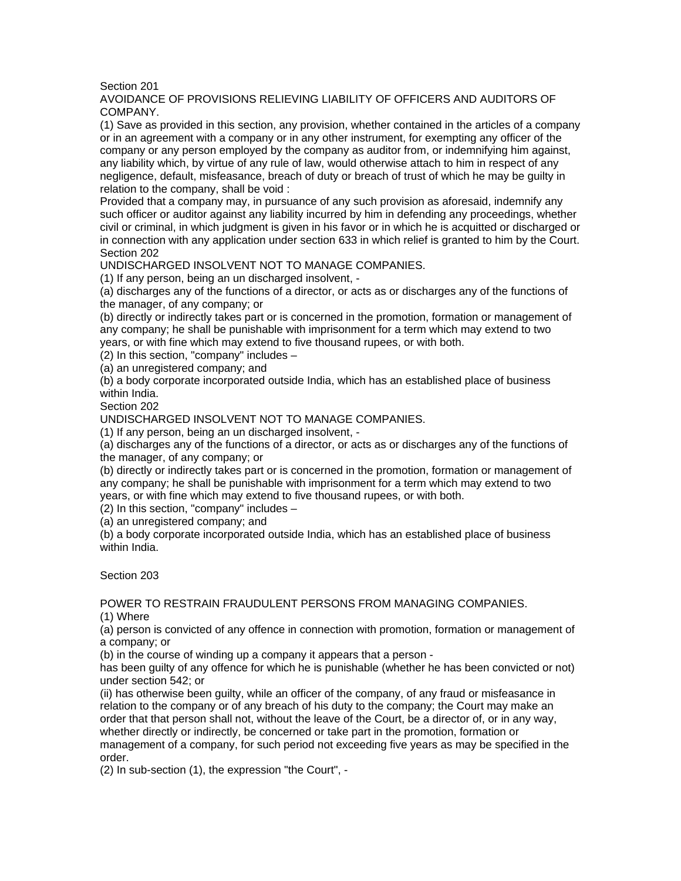Section 201

AVOIDANCE OF PROVISIONS RELIEVING LIABILITY OF OFFICERS AND AUDITORS OF COMPANY.

(1) Save as provided in this section, any provision, whether contained in the articles of a company or in an agreement with a company or in any other instrument, for exempting any officer of the company or any person employed by the company as auditor from, or indemnifying him against, any liability which, by virtue of any rule of law, would otherwise attach to him in respect of any negligence, default, misfeasance, breach of duty or breach of trust of which he may be guilty in relation to the company, shall be void :

Provided that a company may, in pursuance of any such provision as aforesaid, indemnify any such officer or auditor against any liability incurred by him in defending any proceedings, whether civil or criminal, in which judgment is given in his favor or in which he is acquitted or discharged or in connection with any application under section 633 in which relief is granted to him by the Court.

Section 202

UNDISCHARGED INSOLVENT NOT TO MANAGE COMPANIES.

(1) If any person, being an un discharged insolvent, -

(a) discharges any of the functions of a director, or acts as or discharges any of the functions of the manager, of any company; or

(b) directly or indirectly takes part or is concerned in the promotion, formation or management of any company; he shall be punishable with imprisonment for a term which may extend to two years, or with fine which may extend to five thousand rupees, or with both.

(2) In this section, "company" includes –

(a) an unregistered company; and

(b) a body corporate incorporated outside India, which has an established place of business within India.

Section 202

UNDISCHARGED INSOLVENT NOT TO MANAGE COMPANIES.

(1) If any person, being an un discharged insolvent, -

(a) discharges any of the functions of a director, or acts as or discharges any of the functions of the manager, of any company; or

(b) directly or indirectly takes part or is concerned in the promotion, formation or management of any company; he shall be punishable with imprisonment for a term which may extend to two years, or with fine which may extend to five thousand rupees, or with both.

(2) In this section, "company" includes –

(a) an unregistered company; and

(b) a body corporate incorporated outside India, which has an established place of business within India.

Section 203

POWER TO RESTRAIN FRAUDULENT PERSONS FROM MANAGING COMPANIES.

(1) Where

(a) person is convicted of any offence in connection with promotion, formation or management of a company; or

(b) in the course of winding up a company it appears that a person -

has been guilty of any offence for which he is punishable (whether he has been convicted or not) under section 542; or

(ii) has otherwise been guilty, while an officer of the company, of any fraud or misfeasance in relation to the company or of any breach of his duty to the company; the Court may make an order that that person shall not, without the leave of the Court, be a director of, or in any way, whether directly or indirectly, be concerned or take part in the promotion, formation or management of a company, for such period not exceeding five years as may be specified in the order.

(2) In sub-section (1), the expression "the Court", -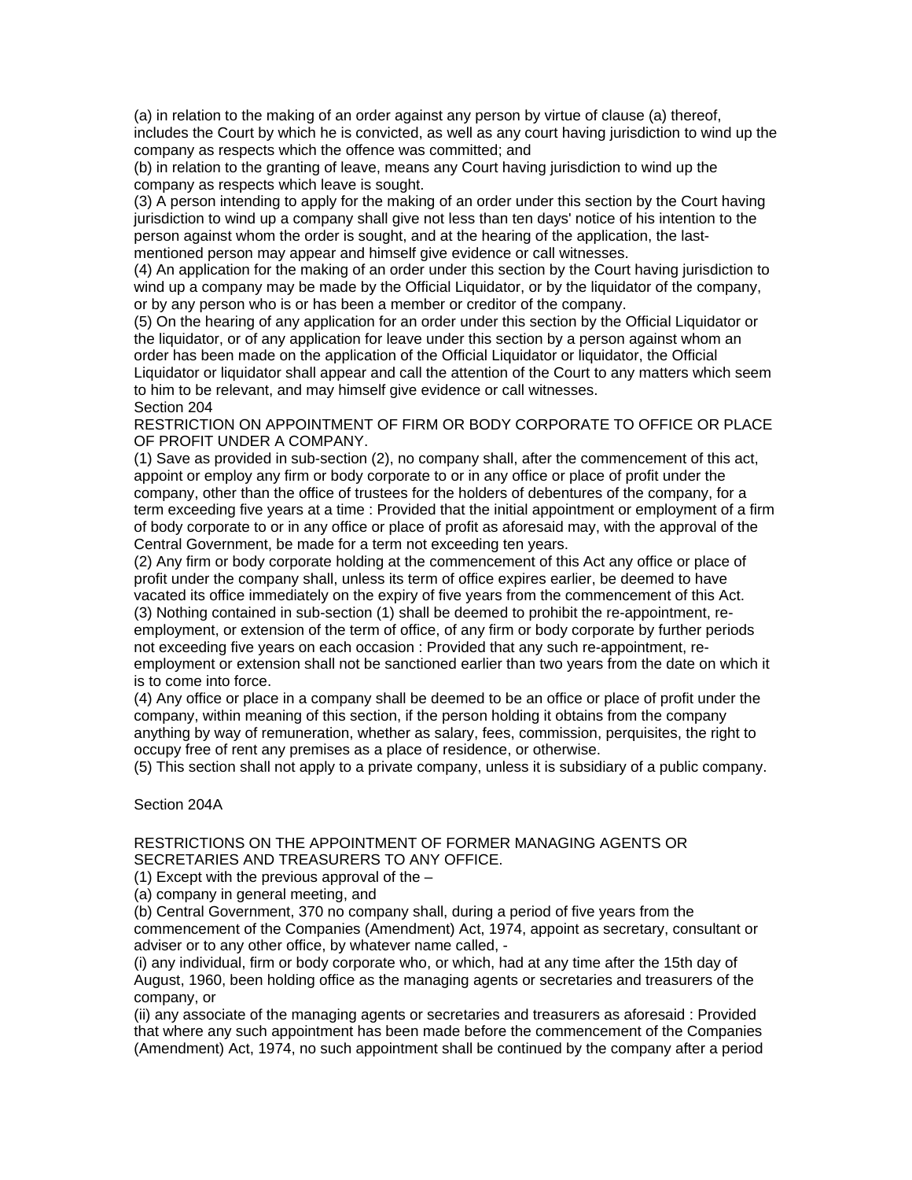(a) in relation to the making of an order against any person by virtue of clause (a) thereof, includes the Court by which he is convicted, as well as any court having jurisdiction to wind up the company as respects which the offence was committed; and

(b) in relation to the granting of leave, means any Court having jurisdiction to wind up the company as respects which leave is sought.

(3) A person intending to apply for the making of an order under this section by the Court having jurisdiction to wind up a company shall give not less than ten days' notice of his intention to the person against whom the order is sought, and at the hearing of the application, the last-mentioned person may appear and himself give evidence or call witnesses.

(4) An application for the making of an order under this section by the Court having jurisdiction to wind up a company may be made by the Official Liquidator, or by the liquidator of the company, or by any person who is or has been a member or creditor of the company.

(5) On the hearing of any application for an order under this section by the Official Liquidator or the liquidator, or of any application for leave under this section by a person against whom an order has been made on the application of the Official Liquidator or liquidator, the Official Liquidator or liquidator shall appear and call the attention of the Court to any matters which seem to him to be relevant, and may himself give evidence or call witnesses.

Section 204

RESTRICTION ON APPOINTMENT OF FIRM OR BODY CORPORATE TO OFFICE OR PLACE OF PROFIT UNDER A COMPANY.

(1) Save as provided in sub-section (2), no company shall, after the commencement of this act, appoint or employ any firm or body corporate to or in any office or place of profit under the company, other than the office of trustees for the holders of debentures of the company, for a term exceeding five years at a time : Provided that the initial appointment or employment of a firm of body corporate to or in any office or place of profit as aforesaid may, with the approval of the Central Government, be made for a term not exceeding ten years.

(2) Any firm or body corporate holding at the commencement of this Act any office or place of profit under the company shall, unless its term of office expires earlier, be deemed to have vacated its office immediately on the expiry of five years from the commencement of this Act.

(3) Nothing contained in sub-section (1) shall be deemed to prohibit the re-appointment, re-employment, or extension of the term of office, of any firm or body corporate by further periods not exceeding five years on each occasion : Provided that any such re-appointment, re-employment or extension shall not be sanctioned earlier than two years from the date on which it is to come into force.

(4) Any office or place in a company shall be deemed to be an office or place of profit under the company, within meaning of this section, if the person holding it obtains from the company anything by way of remuneration, whether as salary, fees, commission, perquisites, the right to occupy free of rent any premises as a place of residence, or otherwise.

(5) This section shall not apply to a private company, unless it is subsidiary of a public company.

Section 204A

RESTRICTIONS ON THE APPOINTMENT OF FORMER MANAGING AGENTS OR SECRETARIES AND TREASURERS TO ANY OFFICE.

(1) Except with the previous approval of the –

(a) company in general meeting, and

(b) Central Government, 370 no company shall, during a period of five years from the commencement of the Companies (Amendment) Act, 1974, appoint as secretary, consultant or adviser or to any other office, by whatever name called, -

(i) any individual, firm or body corporate who, or which, had at any time after the 15th day of August, 1960, been holding office as the managing agents or secretaries and treasurers of the company, or

(ii) any associate of the managing agents or secretaries and treasurers as aforesaid : Provided that where any such appointment has been made before the commencement of the Companies (Amendment) Act, 1974, no such appointment shall be continued by the company after a period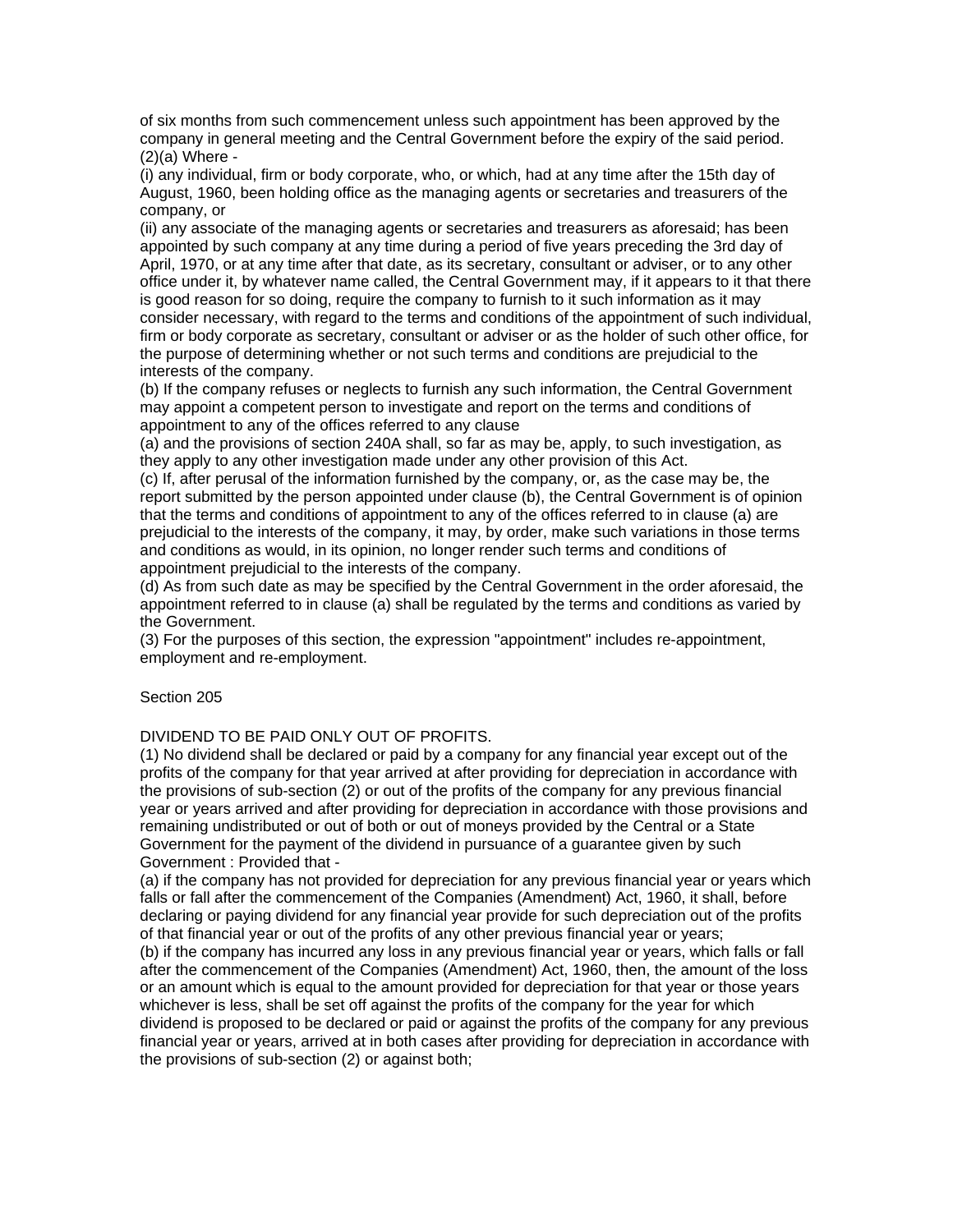of six months from such commencement unless such appointment has been approved by the company in general meeting and the Central Government before the expiry of the said period.

(2)(a) Where -

(i) any individual, firm or body corporate, who, or which, had at any time after the 15th day of August, 1960, been holding office as the managing agents or secretaries and treasurers of the company, or

(ii) any associate of the managing agents or secretaries and treasurers as aforesaid; has been appointed by such company at any time during a period of five years preceding the 3rd day of April, 1970, or at any time after that date, as its secretary, consultant or adviser, or to any other office under it, by whatever name called, the Central Government may, if it appears to it that there is good reason for so doing, require the company to furnish to it such information as it may consider necessary, with regard to the terms and conditions of the appointment of such individual, firm or body corporate as secretary, consultant or adviser or as the holder of such other office, for the purpose of determining whether or not such terms and conditions are prejudicial to the interests of the company.

(b) If the company refuses or neglects to furnish any such information, the Central Government may appoint a competent person to investigate and report on the terms and conditions of appointment to any of the offices referred to any clause

(a) and the provisions of section 240A shall, so far as may be, apply, to such investigation, as they apply to any other investigation made under any other provision of this Act.

(c) If, after perusal of the information furnished by the company, or, as the case may be, the report submitted by the person appointed under clause (b), the Central Government is of opinion that the terms and conditions of appointment to any of the offices referred to in clause (a) are prejudicial to the interests of the company, it may, by order, make such variations in those terms and conditions as would, in its opinion, no longer render such terms and conditions of appointment prejudicial to the interests of the company.

(d) As from such date as may be specified by the Central Government in the order aforesaid, the appointment referred to in clause (a) shall be regulated by the terms and conditions as varied by the Government.

(3) For the purposes of this section, the expression "appointment" includes re-appointment, employment and re-employment.

Section 205

DIVIDEND TO BE PAID ONLY OUT OF PROFITS.

(1) No dividend shall be declared or paid by a company for any financial year except out of the profits of the company for that year arrived at after providing for depreciation in accordance with the provisions of sub-section (2) or out of the profits of the company for any previous financial year or years arrived and after providing for depreciation in accordance with those provisions and remaining undistributed or out of both or out of moneys provided by the Central or a State Government for the payment of the dividend in pursuance of a guarantee given by such Government : Provided that -

(a) if the company has not provided for depreciation for any previous financial year or years which falls or fall after the commencement of the Companies (Amendment) Act, 1960, it shall, before declaring or paying dividend for any financial year provide for such depreciation out of the profits of that financial year or out of the profits of any other previous financial year or years;

(b) if the company has incurred any loss in any previous financial year or years, which falls or fall after the commencement of the Companies (Amendment) Act, 1960, then, the amount of the loss or an amount which is equal to the amount provided for depreciation for that year or those years whichever is less, shall be set off against the profits of the company for the year for which dividend is proposed to be declared or paid or against the profits of the company for any previous financial year or years, arrived at in both cases after providing for depreciation in accordance with the provisions of sub-section (2) or against both;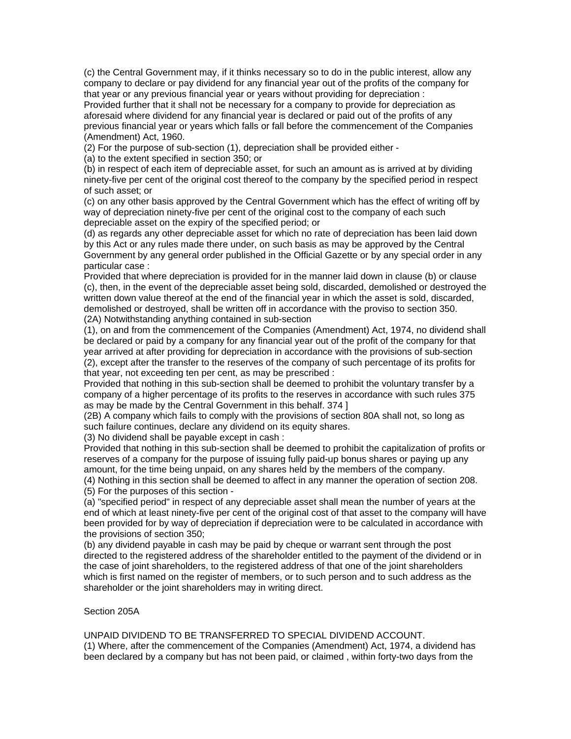(c) the Central Government may, if it thinks necessary so to do in the public interest, allow any company to declare or pay dividend for any financial year out of the profits of the company for that year or any previous financial year or years without providing for depreciation :

Provided further that it shall not be necessary for a company to provide for depreciation as aforesaid where dividend for any financial year is declared or paid out of the profits of any previous financial year or years which falls or fall before the commencement of the Companies (Amendment) Act, 1960.

(2) For the purpose of sub-section (1), depreciation shall be provided either -

(a) to the extent specified in section 350; or

(b) in respect of each item of depreciable asset, for such an amount as is arrived at by dividing ninety-five per cent of the original cost thereof to the company by the specified period in respect of such asset; or

(c) on any other basis approved by the Central Government which has the effect of writing off by way of depreciation ninety-five per cent of the original cost to the company of each such depreciable asset on the expiry of the specified period; or

(d) as regards any other depreciable asset for which no rate of depreciation has been laid down by this Act or any rules made there under, on such basis as may be approved by the Central Government by any general order published in the Official Gazette or by any special order in any particular case :

Provided that where depreciation is provided for in the manner laid down in clause (b) or clause (c), then, in the event of the depreciable asset being sold, discarded, demolished or destroyed the written down value thereof at the end of the financial year in which the asset is sold, discarded, demolished or destroyed, shall be written off in accordance with the proviso to section 350.

(2A) Notwithstanding anything contained in sub-section (1), on and from the commencement of the Companies (Amendment) Act, 1974, no dividend shall be declared or paid by a company for any financial year out of the profit of the company for that year arrived at after providing for depreciation in accordance with the provisions of sub-section (2), except after the transfer to the reserves of the company of such percentage of its profits for that year, not exceeding ten per cent, as may be prescribed :

Provided that nothing in this sub-section shall be deemed to prohibit the voluntary transfer by a company of a higher percentage of its profits to the reserves in accordance with such rules 375 as may be made by the Central Government in this behalf. 374 ]

(2B) A company which fails to comply with the provisions of section 80A shall not, so long as such failure continues, declare any dividend on its equity shares.

(3) No dividend shall be payable except in cash :

Provided that nothing in this sub-section shall be deemed to prohibit the capitalization of profits or reserves of a company for the purpose of issuing fully paid-up bonus shares or paying up any amount, for the time being unpaid, on any shares held by the members of the company.

(4) Nothing in this section shall be deemed to affect in any manner the operation of section 208.

(5) For the purposes of this section -

(a) "specified period" in respect of any depreciable asset shall mean the number of years at the end of which at least ninety-five per cent of the original cost of that asset to the company will have been provided for by way of depreciation if depreciation were to be calculated in accordance with the provisions of section 350;

(b) any dividend payable in cash may be paid by cheque or warrant sent through the post directed to the registered address of the shareholder entitled to the payment of the dividend or in the case of joint shareholders, to the registered address of that one of the joint shareholders which is first named on the register of members, or to such person and to such address as the shareholder or the joint shareholders may in writing direct.

## Section 205A

### UNPAID DIVIDEND TO BE TRANSFERRED TO SPECIAL DIVIDEND ACCOUNT.

(1) Where, after the commencement of the Companies (Amendment) Act, 1974, a dividend has been declared by a company but has not been paid, or claimed , within forty-two days from the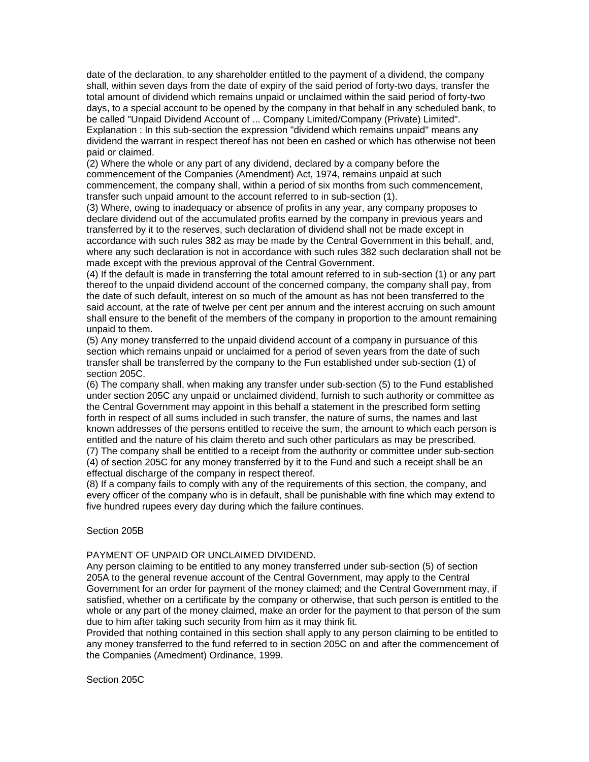date of the declaration, to any shareholder entitled to the payment of a dividend, the company shall, within seven days from the date of expiry of the said period of forty-two days, transfer the total amount of dividend which remains unpaid or unclaimed within the said period of forty-two days, to a special account to be opened by the company in that behalf in any scheduled bank, to be called "Unpaid Dividend Account of ... Company Limited/Company (Private) Limited".
Explanation : In this sub-section the expression "dividend which remains unpaid" means any dividend the warrant in respect thereof has not been en cashed or which has otherwise not been paid or claimed.
(2) Where the whole or any part of any dividend, declared by a company before the commencement of the Companies (Amendment) Act, 1974, remains unpaid at such commencement, the company shall, within a period of six months from such commencement, transfer such unpaid amount to the account referred to in sub-section (1).
(3) Where, owing to inadequacy or absence of profits in any year, any company proposes to declare dividend out of the accumulated profits earned by the company in previous years and transferred by it to the reserves, such declaration of dividend shall not be made except in accordance with such rules 382 as may be made by the Central Government in this behalf, and, where any such declaration is not in accordance with such rules 382 such declaration shall not be made except with the previous approval of the Central Government.
(4) If the default is made in transferring the total amount referred to in sub-section (1) or any part thereof to the unpaid dividend account of the concerned company, the company shall pay, from the date of such default, interest on so much of the amount as has not been transferred to the said account, at the rate of twelve per cent per annum and the interest accruing on such amount shall ensure to the benefit of the members of the company in proportion to the amount remaining unpaid to them.
(5) Any money transferred to the unpaid dividend account of a company in pursuance of this section which remains unpaid or unclaimed for a period of seven years from the date of such transfer shall be transferred by the company to the Fun established under sub-section (1) of section 205C.
(6) The company shall, when making any transfer under sub-section (5) to the Fund established under section 205C any unpaid or unclaimed dividend, furnish to such authority or committee as the Central Government may appoint in this behalf a statement in the prescribed form setting forth in respect of all sums included in such transfer, the nature of sums, the names and last known addresses of the persons entitled to receive the sum, the amount to which each person is entitled and the nature of his claim thereto and such other particulars as may be prescribed.
(7) The company shall be entitled to a receipt from the authority or committee under sub-section (4) of section 205C for any money transferred by it to the Fund and such a receipt shall be an effectual discharge of the company in respect thereof.
(8) If a company fails to comply with any of the requirements of this section, the company, and every officer of the company who is in default, shall be punishable with fine which may extend to five hundred rupees every day during which the failure continues.

Section 205B

PAYMENT OF UNPAID OR UNCLAIMED DIVIDEND.
Any person claiming to be entitled to any money transferred under sub-section (5) of section 205A to the general revenue account of the Central Government, may apply to the Central Government for an order for payment of the money claimed; and the Central Government may, if satisfied, whether on a certificate by the company or otherwise, that such person is entitled to the whole or any part of the money claimed, make an order for the payment to that person of the sum due to him after taking such security from him as it may think fit.
Provided that nothing contained in this section shall apply to any person claiming to be entitled to any money transferred to the fund referred to in section 205C on and after the commencement of the Companies (Amedment) Ordinance, 1999.

Section 205C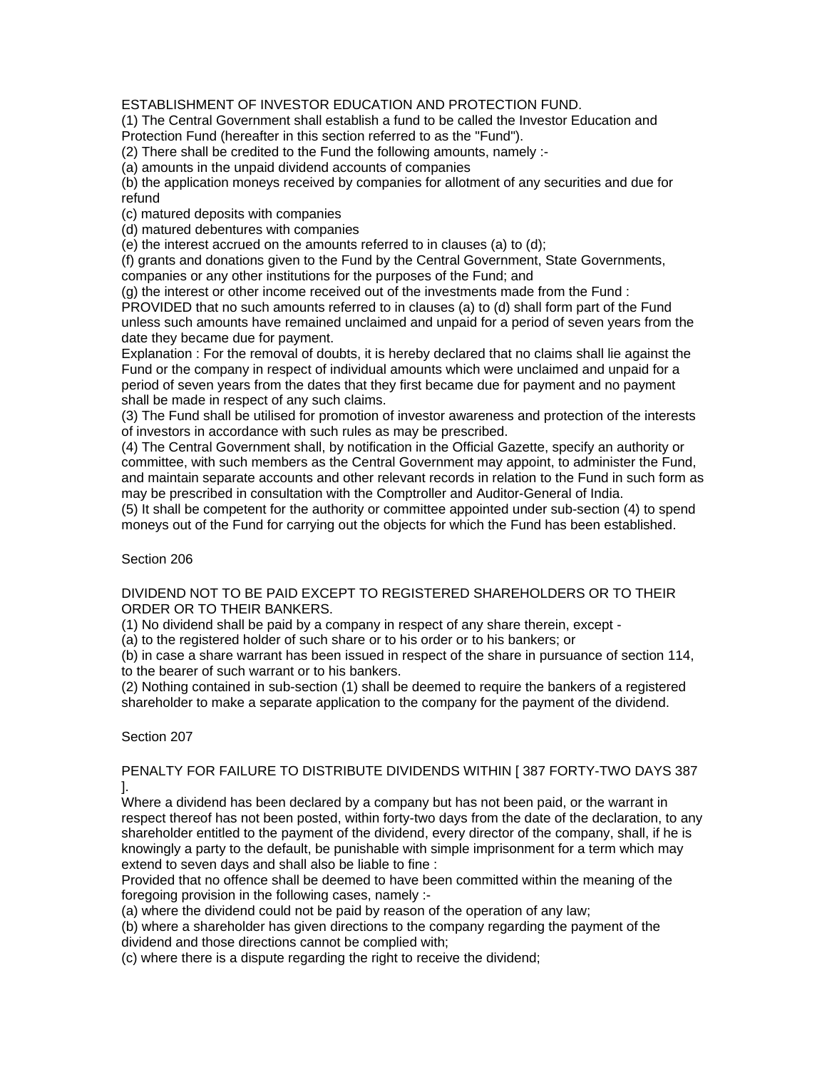ESTABLISHMENT OF INVESTOR EDUCATION AND PROTECTION FUND.

(1) The Central Government shall establish a fund to be called the Investor Education and Protection Fund (hereafter in this section referred to as the "Fund").

(2) There shall be credited to the Fund the following amounts, namely :-

(a) amounts in the unpaid dividend accounts of companies

(b) the application moneys received by companies for allotment of any securities and due for refund

(c) matured deposits with companies

(d) matured debentures with companies

(e) the interest accrued on the amounts referred to in clauses (a) to (d);

(f) grants and donations given to the Fund by the Central Government, State Governments, companies or any other institutions for the purposes of the Fund; and

(g) the interest or other income received out of the investments made from the Fund :

PROVIDED that no such amounts referred to in clauses (a) to (d) shall form part of the Fund unless such amounts have remained unclaimed and unpaid for a period of seven years from the date they became due for payment.

Explanation : For the removal of doubts, it is hereby declared that no claims shall lie against the Fund or the company in respect of individual amounts which were unclaimed and unpaid for a period of seven years from the dates that they first became due for payment and no payment shall be made in respect of any such claims.

(3) The Fund shall be utilised for promotion of investor awareness and protection of the interests of investors in accordance with such rules as may be prescribed.

(4) The Central Government shall, by notification in the Official Gazette, specify an authority or committee, with such members as the Central Government may appoint, to administer the Fund, and maintain separate accounts and other relevant records in relation to the Fund in such form as may be prescribed in consultation with the Comptroller and Auditor-General of India.

(5) It shall be competent for the authority or committee appointed under sub-section (4) to spend moneys out of the Fund for carrying out the objects for which the Fund has been established.

Section 206

DIVIDEND NOT TO BE PAID EXCEPT TO REGISTERED SHAREHOLDERS OR TO THEIR ORDER OR TO THEIR BANKERS.

(1) No dividend shall be paid by a company in respect of any share therein, except -

(a) to the registered holder of such share or to his order or to his bankers; or

(b) in case a share warrant has been issued in respect of the share in pursuance of section 114, to the bearer of such warrant or to his bankers.

(2) Nothing contained in sub-section (1) shall be deemed to require the bankers of a registered shareholder to make a separate application to the company for the payment of the dividend.

Section 207

PENALTY FOR FAILURE TO DISTRIBUTE DIVIDENDS WITHIN [ 387 FORTY-TWO DAYS 387 ].

Where a dividend has been declared by a company but has not been paid, or the warrant in respect thereof has not been posted, within forty-two days from the date of the declaration, to any shareholder entitled to the payment of the dividend, every director of the company, shall, if he is knowingly a party to the default, be punishable with simple imprisonment for a term which may extend to seven days and shall also be liable to fine :

Provided that no offence shall be deemed to have been committed within the meaning of the foregoing provision in the following cases, namely :-

(a) where the dividend could not be paid by reason of the operation of any law;

(b) where a shareholder has given directions to the company regarding the payment of the dividend and those directions cannot be complied with;

(c) where there is a dispute regarding the right to receive the dividend;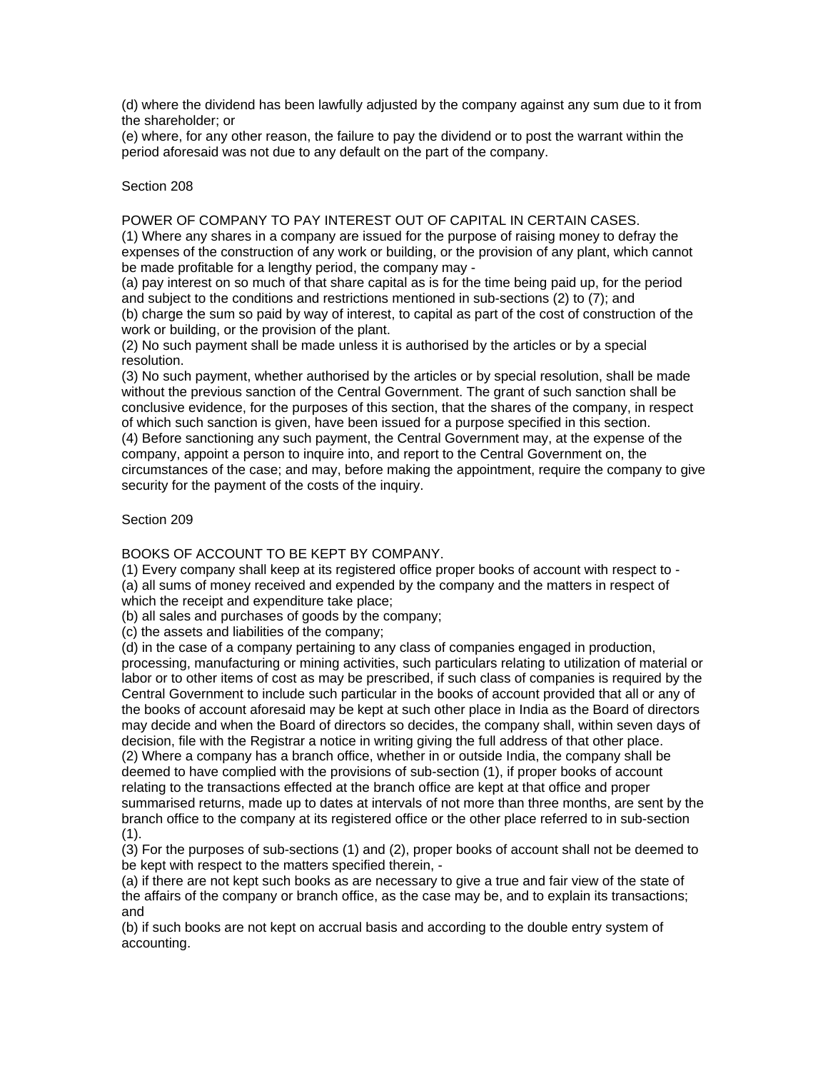(d) where the dividend has been lawfully adjusted by the company against any sum due to it from the shareholder; or
(e) where, for any other reason, the failure to pay the dividend or to post the warrant within the period aforesaid was not due to any default on the part of the company.

Section 208

POWER OF COMPANY TO PAY INTEREST OUT OF CAPITAL IN CERTAIN CASES.
(1) Where any shares in a company are issued for the purpose of raising money to defray the expenses of the construction of any work or building, or the provision of any plant, which cannot be made profitable for a lengthy period, the company may -
(a) pay interest on so much of that share capital as is for the time being paid up, for the period and subject to the conditions and restrictions mentioned in sub-sections (2) to (7); and
(b) charge the sum so paid by way of interest, to capital as part of the cost of construction of the work or building, or the provision of the plant.
(2) No such payment shall be made unless it is authorised by the articles or by a special resolution.
(3) No such payment, whether authorised by the articles or by special resolution, shall be made without the previous sanction of the Central Government. The grant of such sanction shall be conclusive evidence, for the purposes of this section, that the shares of the company, in respect of which such sanction is given, have been issued for a purpose specified in this section.
(4) Before sanctioning any such payment, the Central Government may, at the expense of the company, appoint a person to inquire into, and report to the Central Government on, the circumstances of the case; and may, before making the appointment, require the company to give security for the payment of the costs of the inquiry.

Section 209

BOOKS OF ACCOUNT TO BE KEPT BY COMPANY.
(1) Every company shall keep at its registered office proper books of account with respect to -
(a) all sums of money received and expended by the company and the matters in respect of which the receipt and expenditure take place;
(b) all sales and purchases of goods by the company;
(c) the assets and liabilities of the company;
(d) in the case of a company pertaining to any class of companies engaged in production, processing, manufacturing or mining activities, such particulars relating to utilization of material or labor or to other items of cost as may be prescribed, if such class of companies is required by the Central Government to include such particular in the books of account provided that all or any of the books of account aforesaid may be kept at such other place in India as the Board of directors may decide and when the Board of directors so decides, the company shall, within seven days of decision, file with the Registrar a notice in writing giving the full address of that other place.
(2) Where a company has a branch office, whether in or outside India, the company shall be deemed to have complied with the provisions of sub-section (1), if proper books of account relating to the transactions effected at the branch office are kept at that office and proper summarised returns, made up to dates at intervals of not more than three months, are sent by the branch office to the company at its registered office or the other place referred to in sub-section (1).
(3) For the purposes of sub-sections (1) and (2), proper books of account shall not be deemed to be kept with respect to the matters specified therein, -
(a) if there are not kept such books as are necessary to give a true and fair view of the state of the affairs of the company or branch office, as the case may be, and to explain its transactions; and
(b) if such books are not kept on accrual basis and according to the double entry system of accounting.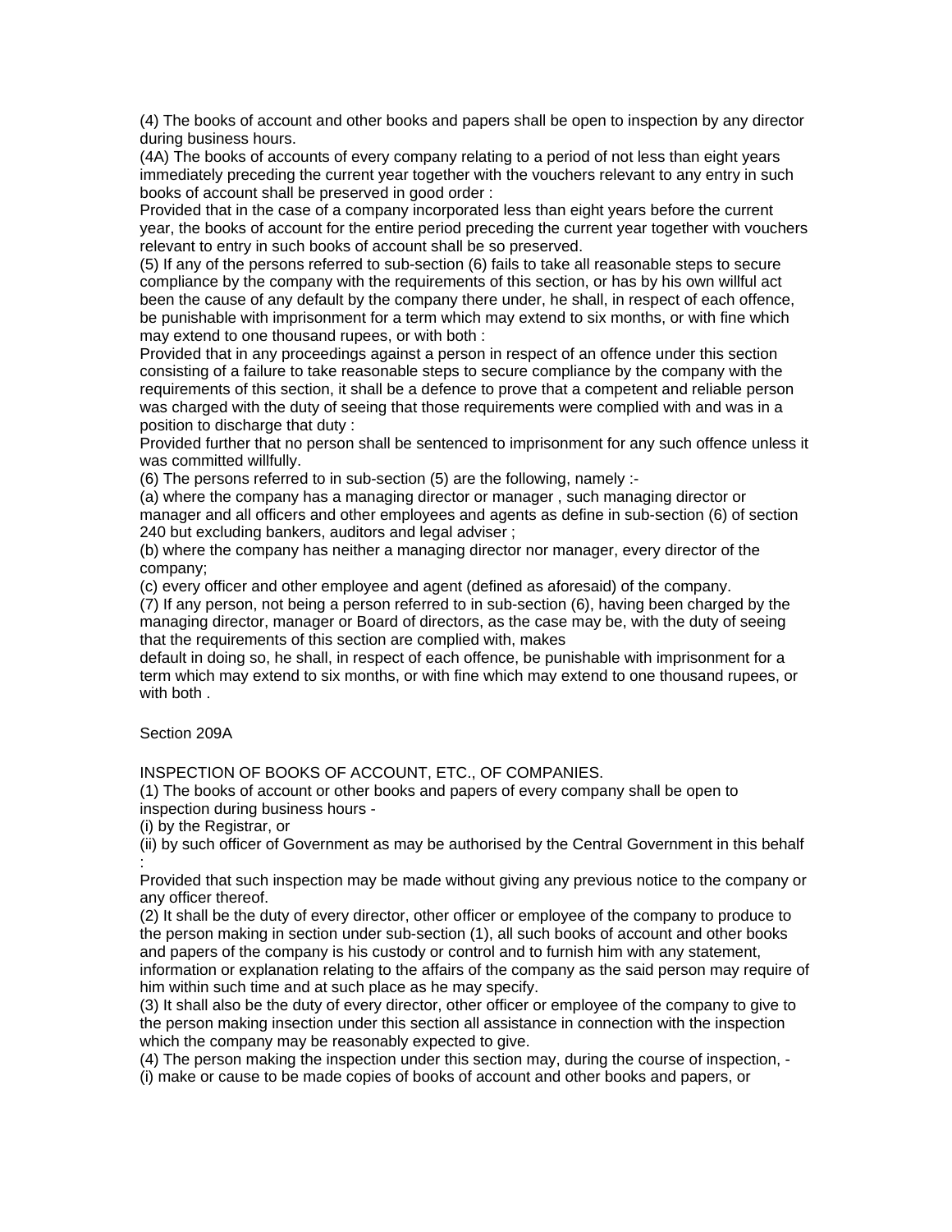(4) The books of account and other books and papers shall be open to inspection by any director during business hours.

(4A) The books of accounts of every company relating to a period of not less than eight years immediately preceding the current year together with the vouchers relevant to any entry in such books of account shall be preserved in good order :

Provided that in the case of a company incorporated less than eight years before the current year, the books of account for the entire period preceding the current year together with vouchers relevant to entry in such books of account shall be so preserved.

(5) If any of the persons referred to sub-section (6) fails to take all reasonable steps to secure compliance by the company with the requirements of this section, or has by his own willful act been the cause of any default by the company there under, he shall, in respect of each offence, be punishable with imprisonment for a term which may extend to six months, or with fine which may extend to one thousand rupees, or with both :

Provided that in any proceedings against a person in respect of an offence under this section consisting of a failure to take reasonable steps to secure compliance by the company with the requirements of this section, it shall be a defence to prove that a competent and reliable person was charged with the duty of seeing that those requirements were complied with and was in a position to discharge that duty :

Provided further that no person shall be sentenced to imprisonment for any such offence unless it was committed willfully.

(6) The persons referred to in sub-section (5) are the following, namely :-

(a) where the company has a managing director or manager , such managing director or manager and all officers and other employees and agents as define in sub-section (6) of section 240 but excluding bankers, auditors and legal adviser ;

(b) where the company has neither a managing director nor manager, every director of the company;

(c) every officer and other employee and agent (defined as aforesaid) of the company.

(7) If any person, not being a person referred to in sub-section (6), having been charged by the managing director, manager or Board of directors, as the case may be, with the duty of seeing that the requirements of this section are complied with, makes default in doing so, he shall, in respect of each offence, be punishable with imprisonment for a term which may extend to six months, or with fine which may extend to one thousand rupees, or with both .

Section 209A

INSPECTION OF BOOKS OF ACCOUNT, ETC., OF COMPANIES.

(1) The books of account or other books and papers of every company shall be open to inspection during business hours -

(i) by the Registrar, or

(ii) by such officer of Government as may be authorised by the Central Government in this behalf :

Provided that such inspection may be made without giving any previous notice to the company or any officer thereof.

(2) It shall be the duty of every director, other officer or employee of the company to produce to the person making in section under sub-section (1), all such books of account and other books and papers of the company is his custody or control and to furnish him with any statement, information or explanation relating to the affairs of the company as the said person may require of him within such time and at such place as he may specify.

(3) It shall also be the duty of every director, other officer or employee of the company to give to the person making insection under this section all assistance in connection with the inspection which the company may be reasonably expected to give.

(4) The person making the inspection under this section may, during the course of inspection, -

(i) make or cause to be made copies of books of account and other books and papers, or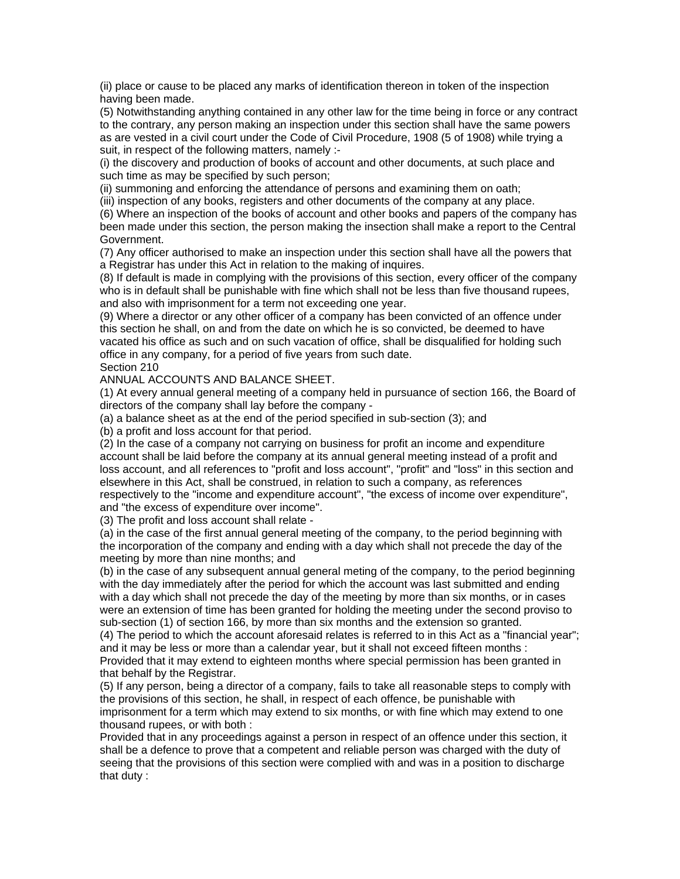(ii) place or cause to be placed any marks of identification thereon in token of the inspection having been made.

(5) Notwithstanding anything contained in any other law for the time being in force or any contract to the contrary, any person making an inspection under this section shall have the same powers as are vested in a civil court under the Code of Civil Procedure, 1908 (5 of 1908) while trying a suit, in respect of the following matters, namely :-

(i) the discovery and production of books of account and other documents, at such place and such time as may be specified by such person;

(ii) summoning and enforcing the attendance of persons and examining them on oath;

(iii) inspection of any books, registers and other documents of the company at any place.

(6) Where an inspection of the books of account and other books and papers of the company has been made under this section, the person making the insection shall make a report to the Central Government.

(7) Any officer authorised to make an inspection under this section shall have all the powers that a Registrar has under this Act in relation to the making of inquires.

(8) If default is made in complying with the provisions of this section, every officer of the company who is in default shall be punishable with fine which shall not be less than five thousand rupees, and also with imprisonment for a term not exceeding one year.

(9) Where a director or any other officer of a company has been convicted of an offence under this section he shall, on and from the date on which he is so convicted, be deemed to have vacated his office as such and on such vacation of office, shall be disqualified for holding such office in any company, for a period of five years from such date.

Section 210

ANNUAL ACCOUNTS AND BALANCE SHEET.

(1) At every annual general meeting of a company held in pursuance of section 166, the Board of directors of the company shall lay before the company -

(a) a balance sheet as at the end of the period specified in sub-section (3); and

(b) a profit and loss account for that period.

(2) In the case of a company not carrying on business for profit an income and expenditure account shall be laid before the company at its annual general meeting instead of a profit and loss account, and all references to "profit and loss account", "profit" and "loss" in this section and elsewhere in this Act, shall be construed, in relation to such a company, as references respectively to the "income and expenditure account", "the excess of income over expenditure", and "the excess of expenditure over income".

(3) The profit and loss account shall relate -

(a) in the case of the first annual general meeting of the company, to the period beginning with the incorporation of the company and ending with a day which shall not precede the day of the meeting by more than nine months; and

(b) in the case of any subsequent annual general meting of the company, to the period beginning with the day immediately after the period for which the account was last submitted and ending with a day which shall not precede the day of the meeting by more than six months, or in cases were an extension of time has been granted for holding the meeting under the second proviso to sub-section (1) of section 166, by more than six months and the extension so granted.

(4) The period to which the account aforesaid relates is referred to in this Act as a "financial year"; and it may be less or more than a calendar year, but it shall not exceed fifteen months :

Provided that it may extend to eighteen months where special permission has been granted in that behalf by the Registrar.

(5) If any person, being a director of a company, fails to take all reasonable steps to comply with the provisions of this section, he shall, in respect of each offence, be punishable with imprisonment for a term which may extend to six months, or with fine which may extend to one thousand rupees, or with both :

Provided that in any proceedings against a person in respect of an offence under this section, it shall be a defence to prove that a competent and reliable person was charged with the duty of seeing that the provisions of this section were complied with and was in a position to discharge that duty :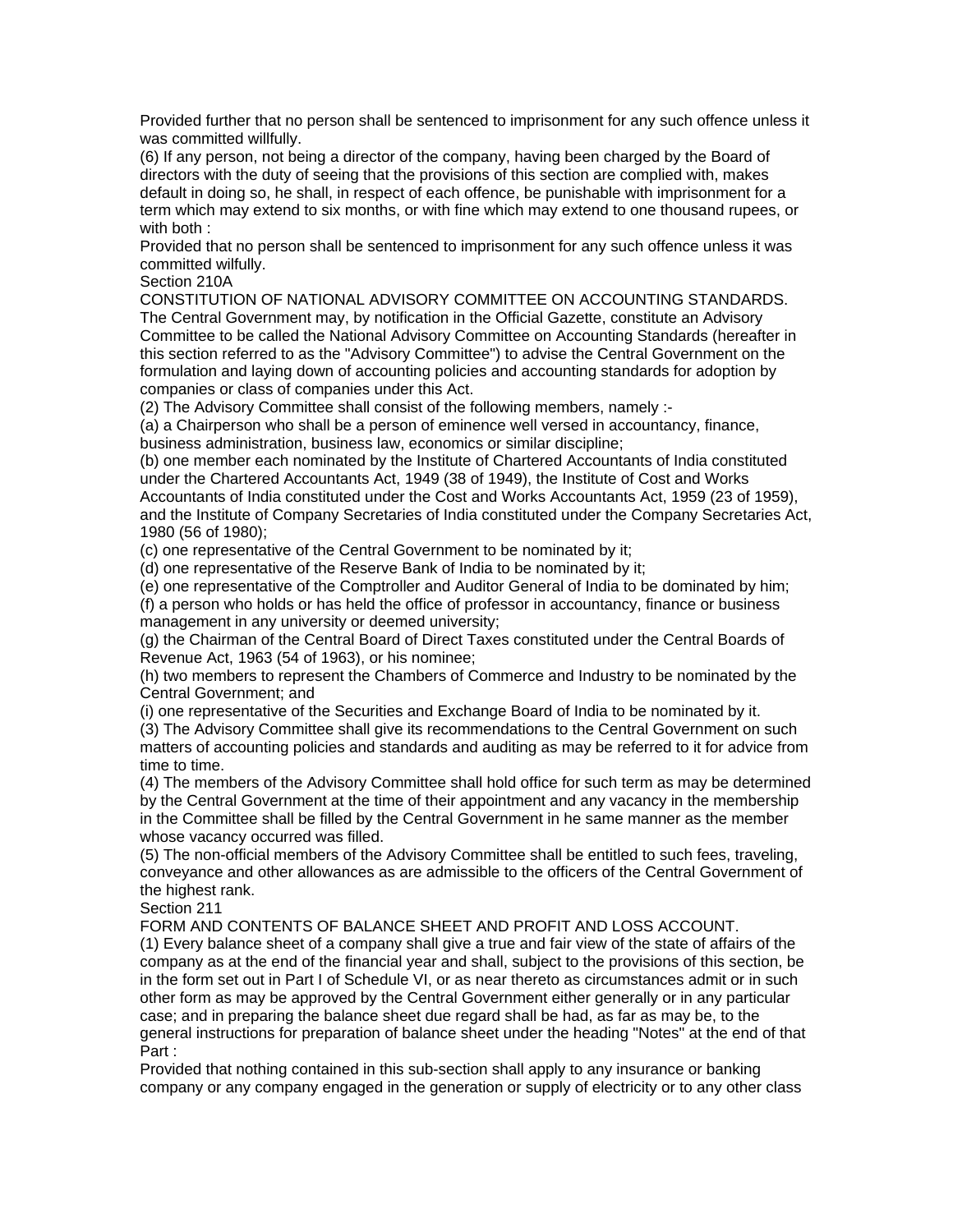Provided further that no person shall be sentenced to imprisonment for any such offence unless it was committed willfully.

(6) If any person, not being a director of the company, having been charged by the Board of directors with the duty of seeing that the provisions of this section are complied with, makes default in doing so, he shall, in respect of each offence, be punishable with imprisonment for a term which may extend to six months, or with fine which may extend to one thousand rupees, or with both :

Provided that no person shall be sentenced to imprisonment for any such offence unless it was committed wilfully.

Section 210A

CONSTITUTION OF NATIONAL ADVISORY COMMITTEE ON ACCOUNTING STANDARDS.

The Central Government may, by notification in the Official Gazette, constitute an Advisory Committee to be called the National Advisory Committee on Accounting Standards (hereafter in this section referred to as the "Advisory Committee") to advise the Central Government on the formulation and laying down of accounting policies and accounting standards for adoption by companies or class of companies under this Act.

(2) The Advisory Committee shall consist of the following members, namely :-

(a) a Chairperson who shall be a person of eminence well versed in accountancy, finance, business administration, business law, economics or similar discipline;

(b) one member each nominated by the Institute of Chartered Accountants of India constituted under the Chartered Accountants Act, 1949 (38 of 1949), the Institute of Cost and Works Accountants of India constituted under the Cost and Works Accountants Act, 1959 (23 of 1959), and the Institute of Company Secretaries of India constituted under the Company Secretaries Act, 1980 (56 of 1980);

(c) one representative of the Central Government to be nominated by it;

(d) one representative of the Reserve Bank of India to be nominated by it;

(e) one representative of the Comptroller and Auditor General of India to be dominated by him;

(f) a person who holds or has held the office of professor in accountancy, finance or business management in any university or deemed university;

(g) the Chairman of the Central Board of Direct Taxes constituted under the Central Boards of Revenue Act, 1963 (54 of 1963), or his nominee;

(h) two members to represent the Chambers of Commerce and Industry to be nominated by the Central Government; and

(i) one representative of the Securities and Exchange Board of India to be nominated by it.

(3) The Advisory Committee shall give its recommendations to the Central Government on such matters of accounting policies and standards and auditing as may be referred to it for advice from time to time.

(4) The members of the Advisory Committee shall hold office for such term as may be determined by the Central Government at the time of their appointment and any vacancy in the membership in the Committee shall be filled by the Central Government in he same manner as the member whose vacancy occurred was filled.

(5) The non-official members of the Advisory Committee shall be entitled to such fees, traveling, conveyance and other allowances as are admissible to the officers of the Central Government of the highest rank.

Section 211

FORM AND CONTENTS OF BALANCE SHEET AND PROFIT AND LOSS ACCOUNT.

(1) Every balance sheet of a company shall give a true and fair view of the state of affairs of the company as at the end of the financial year and shall, subject to the provisions of this section, be in the form set out in Part I of Schedule VI, or as near thereto as circumstances admit or in such other form as may be approved by the Central Government either generally or in any particular case; and in preparing the balance sheet due regard shall be had, as far as may be, to the general instructions for preparation of balance sheet under the heading "Notes" at the end of that Part :

Provided that nothing contained in this sub-section shall apply to any insurance or banking company or any company engaged in the generation or supply of electricity or to any other class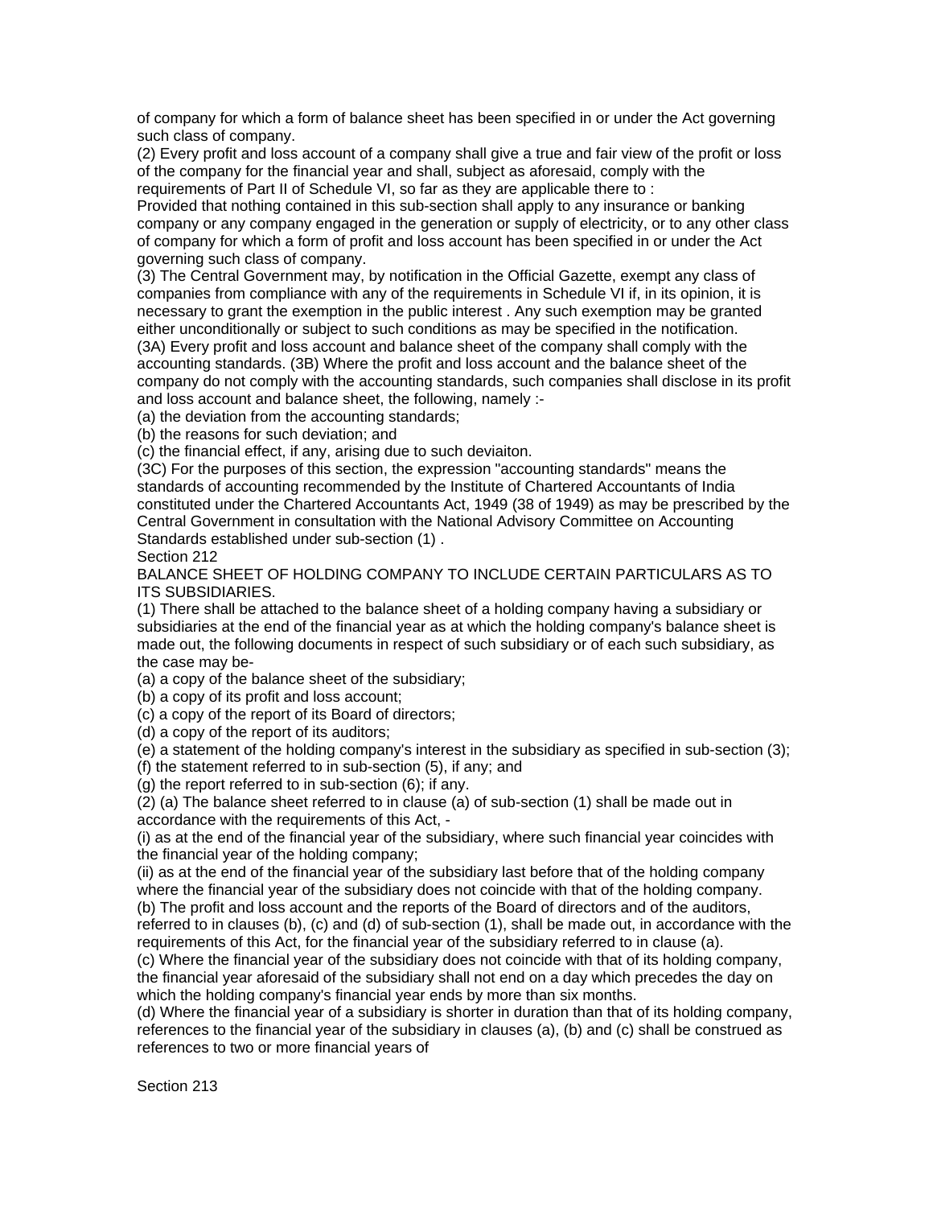of company for which a form of balance sheet has been specified in or under the Act governing such class of company.

(2) Every profit and loss account of a company shall give a true and fair view of the profit or loss of the company for the financial year and shall, subject as aforesaid, comply with the requirements of Part II of Schedule VI, so far as they are applicable there to :

Provided that nothing contained in this sub-section shall apply to any insurance or banking company or any company engaged in the generation or supply of electricity, or to any other class of company for which a form of profit and loss account has been specified in or under the Act governing such class of company.

(3) The Central Government may, by notification in the Official Gazette, exempt any class of companies from compliance with any of the requirements in Schedule VI if, in its opinion, it is necessary to grant the exemption in the public interest . Any such exemption may be granted either unconditionally or subject to such conditions as may be specified in the notification.

(3A) Every profit and loss account and balance sheet of the company shall comply with the accounting standards. (3B) Where the profit and loss account and the balance sheet of the company do not comply with the accounting standards, such companies shall disclose in its profit and loss account and balance sheet, the following, namely :-

(a) the deviation from the accounting standards;

(b) the reasons for such deviation; and

(c) the financial effect, if any, arising due to such deviaiton.

(3C) For the purposes of this section, the expression "accounting standards" means the standards of accounting recommended by the Institute of Chartered Accountants of India constituted under the Chartered Accountants Act, 1949 (38 of 1949) as may be prescribed by the Central Government in consultation with the National Advisory Committee on Accounting Standards established under sub-section (1) .

Section 212

BALANCE SHEET OF HOLDING COMPANY TO INCLUDE CERTAIN PARTICULARS AS TO ITS SUBSIDIARIES.

(1) There shall be attached to the balance sheet of a holding company having a subsidiary or subsidiaries at the end of the financial year as at which the holding company's balance sheet is made out, the following documents in respect of such subsidiary or of each such subsidiary, as the case may be-

(a) a copy of the balance sheet of the subsidiary;

(b) a copy of its profit and loss account;

(c) a copy of the report of its Board of directors;

(d) a copy of the report of its auditors;

(e) a statement of the holding company's interest in the subsidiary as specified in sub-section (3);

(f) the statement referred to in sub-section (5), if any; and

(g) the report referred to in sub-section (6); if any.

(2) (a) The balance sheet referred to in clause (a) of sub-section (1) shall be made out in accordance with the requirements of this Act, -

(i) as at the end of the financial year of the subsidiary, where such financial year coincides with the financial year of the holding company;

(ii) as at the end of the financial year of the subsidiary last before that of the holding company where the financial year of the subsidiary does not coincide with that of the holding company.

(b) The profit and loss account and the reports of the Board of directors and of the auditors, referred to in clauses (b), (c) and (d) of sub-section (1), shall be made out, in accordance with the requirements of this Act, for the financial year of the subsidiary referred to in clause (a).

(c) Where the financial year of the subsidiary does not coincide with that of its holding company, the financial year aforesaid of the subsidiary shall not end on a day which precedes the day on which the holding company's financial year ends by more than six months.

(d) Where the financial year of a subsidiary is shorter in duration than that of its holding company, references to the financial year of the subsidiary in clauses (a), (b) and (c) shall be construed as references to two or more financial years of

Section 213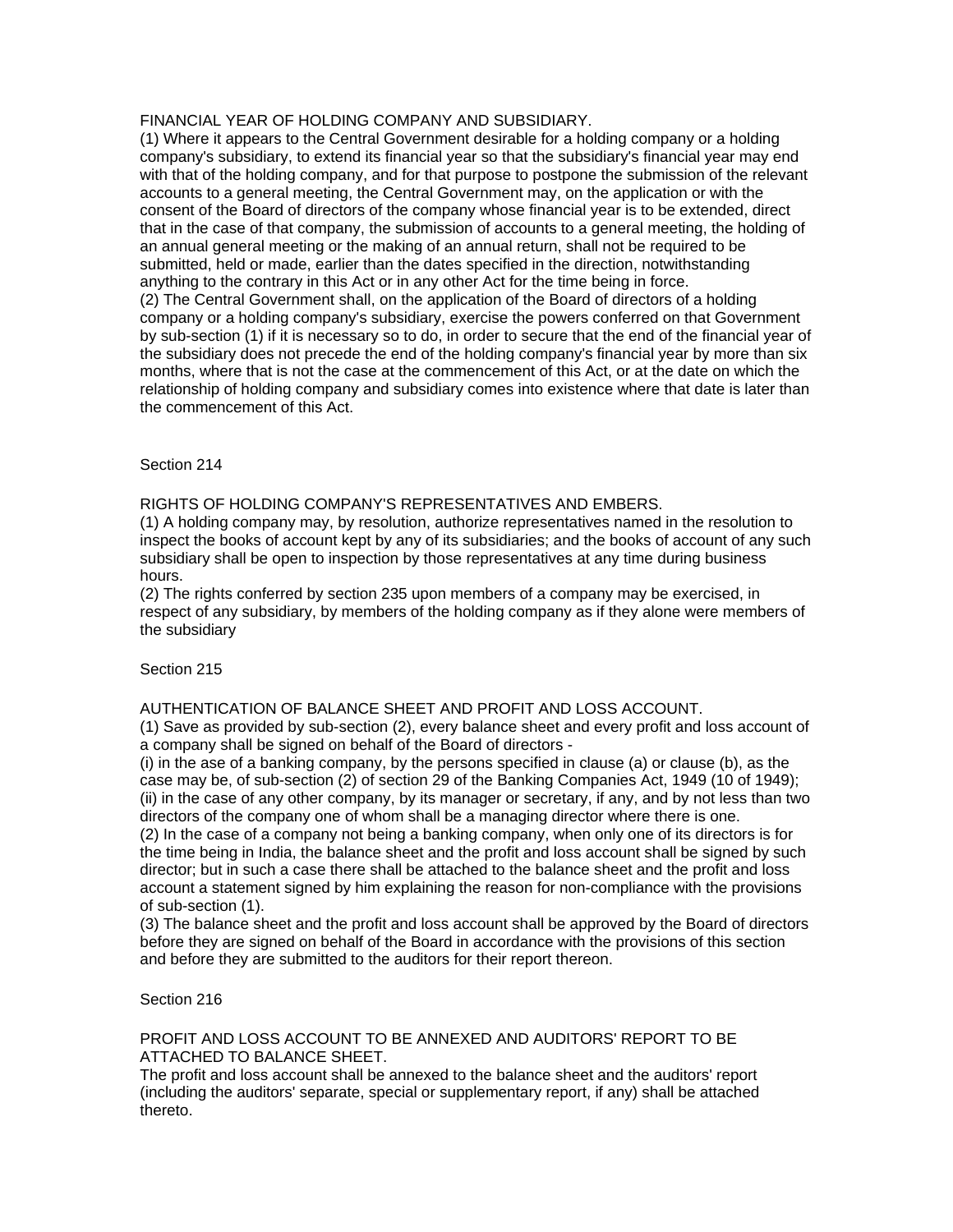FINANCIAL YEAR OF HOLDING COMPANY AND SUBSIDIARY.

(1) Where it appears to the Central Government desirable for a holding company or a holding company's subsidiary, to extend its financial year so that the subsidiary's financial year may end with that of the holding company, and for that purpose to postpone the submission of the relevant accounts to a general meeting, the Central Government may, on the application or with the consent of the Board of directors of the company whose financial year is to be extended, direct that in the case of that company, the submission of accounts to a general meeting, the holding of an annual general meeting or the making of an annual return, shall not be required to be submitted, held or made, earlier than the dates specified in the direction, notwithstanding anything to the contrary in this Act or in any other Act for the time being in force.

(2) The Central Government shall, on the application of the Board of directors of a holding company or a holding company's subsidiary, exercise the powers conferred on that Government by sub-section (1) if it is necessary so to do, in order to secure that the end of the financial year of the subsidiary does not precede the end of the holding company's financial year by more than six months, where that is not the case at the commencement of this Act, or at the date on which the relationship of holding company and subsidiary comes into existence where that date is later than the commencement of this Act.

Section 214

RIGHTS OF HOLDING COMPANY'S REPRESENTATIVES AND EMBERS.

(1) A holding company may, by resolution, authorize representatives named in the resolution to inspect the books of account kept by any of its subsidiaries; and the books of account of any such subsidiary shall be open to inspection by those representatives at any time during business hours.

(2) The rights conferred by section 235 upon members of a company may be exercised, in respect of any subsidiary, by members of the holding company as if they alone were members of the subsidiary

Section 215

AUTHENTICATION OF BALANCE SHEET AND PROFIT AND LOSS ACCOUNT.

(1) Save as provided by sub-section (2), every balance sheet and every profit and loss account of a company shall be signed on behalf of the Board of directors -

(i) in the ase of a banking company, by the persons specified in clause (a) or clause (b), as the case may be, of sub-section (2) of section 29 of the Banking Companies Act, 1949 (10 of 1949);

(ii) in the case of any other company, by its manager or secretary, if any, and by not less than two directors of the company one of whom shall be a managing director where there is one.

(2) In the case of a company not being a banking company, when only one of its directors is for the time being in India, the balance sheet and the profit and loss account shall be signed by such director; but in such a case there shall be attached to the balance sheet and the profit and loss account a statement signed by him explaining the reason for non-compliance with the provisions of sub-section (1).

(3) The balance sheet and the profit and loss account shall be approved by the Board of directors before they are signed on behalf of the Board in accordance with the provisions of this section and before they are submitted to the auditors for their report thereon.

Section 216

PROFIT AND LOSS ACCOUNT TO BE ANNEXED AND AUDITORS' REPORT TO BE ATTACHED TO BALANCE SHEET.

The profit and loss account shall be annexed to the balance sheet and the auditors' report (including the auditors' separate, special or supplementary report, if any) shall be attached thereto.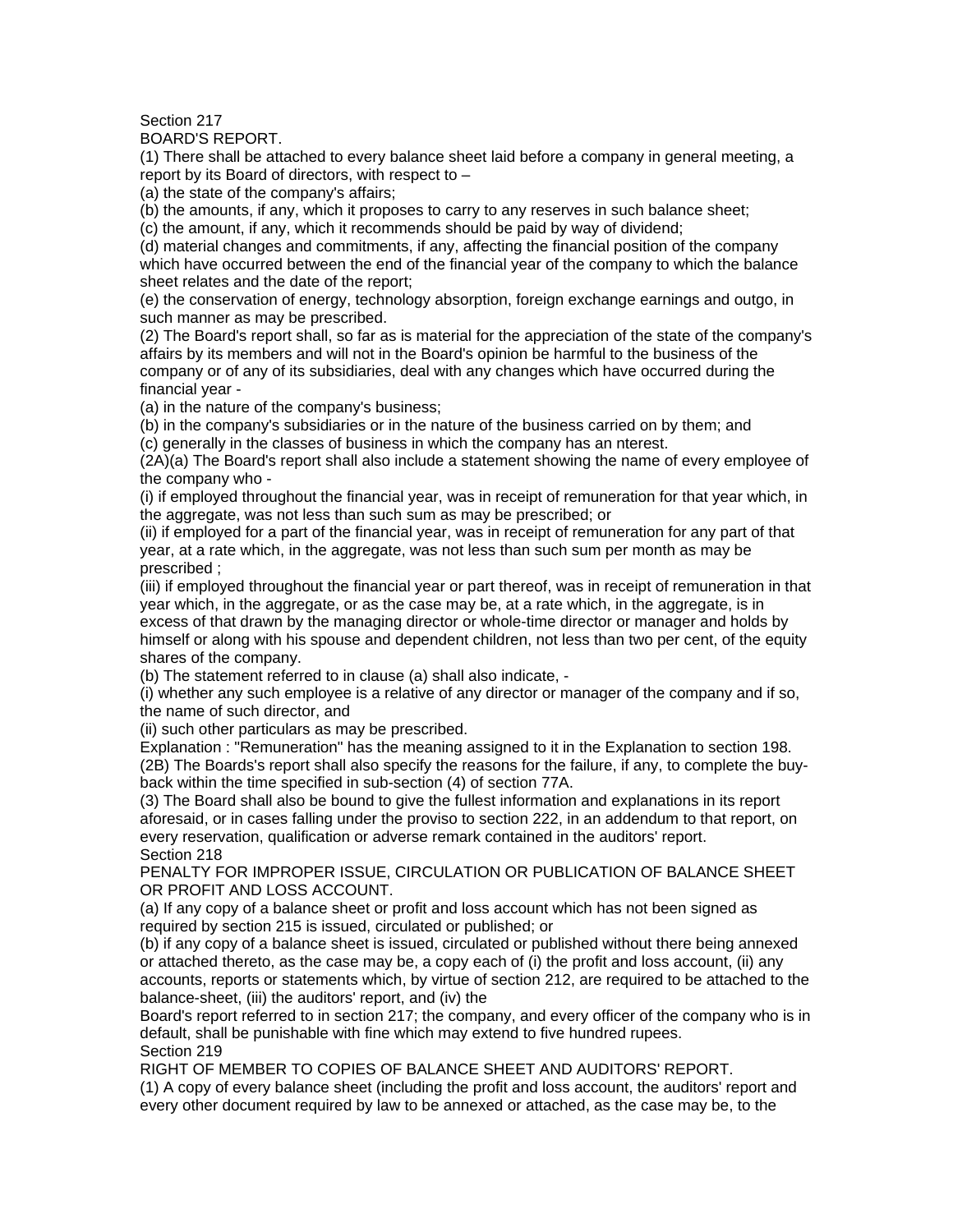Section 217

BOARD'S REPORT.

(1) There shall be attached to every balance sheet laid before a company in general meeting, a report by its Board of directors, with respect to –

(a) the state of the company's affairs;

(b) the amounts, if any, which it proposes to carry to any reserves in such balance sheet;

(c) the amount, if any, which it recommends should be paid by way of dividend;

(d) material changes and commitments, if any, affecting the financial position of the company which have occurred between the end of the financial year of the company to which the balance sheet relates and the date of the report;

(e) the conservation of energy, technology absorption, foreign exchange earnings and outgo, in such manner as may be prescribed.

(2) The Board's report shall, so far as is material for the appreciation of the state of the company's affairs by its members and will not in the Board's opinion be harmful to the business of the company or of any of its subsidiaries, deal with any changes which have occurred during the financial year -

(a) in the nature of the company's business;

(b) in the company's subsidiaries or in the nature of the business carried on by them; and

(c) generally in the classes of business in which the company has an nterest.

(2A)(a) The Board's report shall also include a statement showing the name of every employee of the company who -

(i) if employed throughout the financial year, was in receipt of remuneration for that year which, in the aggregate, was not less than such sum as may be prescribed; or

(ii) if employed for a part of the financial year, was in receipt of remuneration for any part of that year, at a rate which, in the aggregate, was not less than such sum per month as may be prescribed ;

(iii) if employed throughout the financial year or part thereof, was in receipt of remuneration in that year which, in the aggregate, or as the case may be, at a rate which, in the aggregate, is in excess of that drawn by the managing director or whole-time director or manager and holds by himself or along with his spouse and dependent children, not less than two per cent, of the equity shares of the company.

(b) The statement referred to in clause (a) shall also indicate, -

(i) whether any such employee is a relative of any director or manager of the company and if so, the name of such director, and

(ii) such other particulars as may be prescribed.

Explanation : "Remuneration" has the meaning assigned to it in the Explanation to section 198.

(2B) The Boards's report shall also specify the reasons for the failure, if any, to complete the buy-back within the time specified in sub-section (4) of section 77A.

(3) The Board shall also be bound to give the fullest information and explanations in its report aforesaid, or in cases falling under the proviso to section 222, in an addendum to that report, on every reservation, qualification or adverse remark contained in the auditors' report.

Section 218

PENALTY FOR IMPROPER ISSUE, CIRCULATION OR PUBLICATION OF BALANCE SHEET OR PROFIT AND LOSS ACCOUNT.

(a) If any copy of a balance sheet or profit and loss account which has not been signed as required by section 215 is issued, circulated or published; or

(b) if any copy of a balance sheet is issued, circulated or published without there being annexed or attached thereto, as the case may be, a copy each of (i) the profit and loss account, (ii) any accounts, reports or statements which, by virtue of section 212, are required to be attached to the balance-sheet, (iii) the auditors' report, and (iv) the Board's report referred to in section 217; the company, and every officer of the company who is in default, shall be punishable with fine which may extend to five hundred rupees.

Section 219

RIGHT OF MEMBER TO COPIES OF BALANCE SHEET AND AUDITORS' REPORT.

(1) A copy of every balance sheet (including the profit and loss account, the auditors' report and every other document required by law to be annexed or attached, as the case may be, to the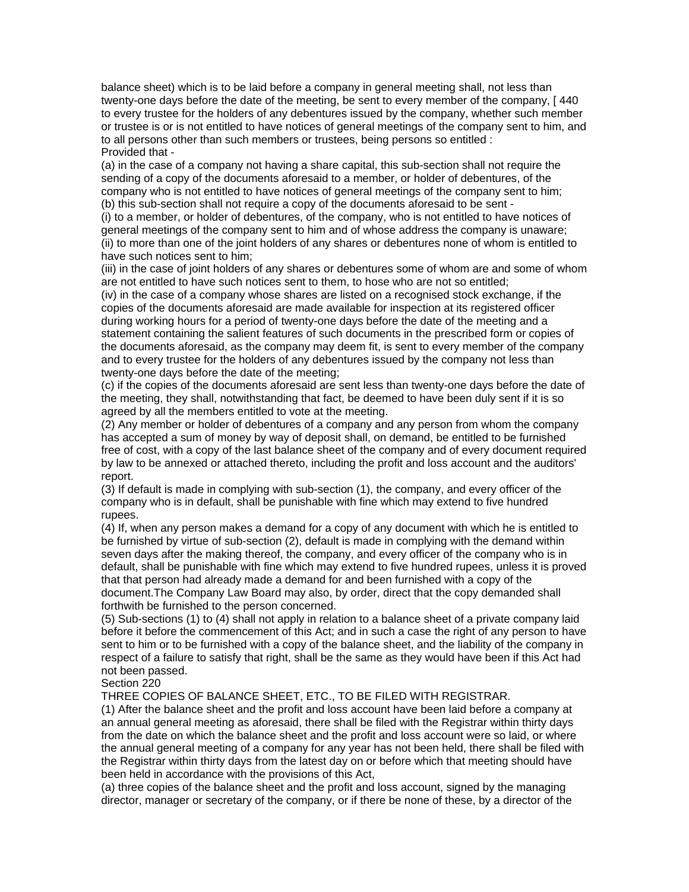balance sheet) which is to be laid before a company in general meeting shall, not less than twenty-one days before the date of the meeting, be sent to every member of the company, [ 440 to every trustee for the holders of any debentures issued by the company, whether such member or trustee is or is not entitled to have notices of general meetings of the company sent to him, and to all persons other than such members or trustees, being persons so entitled :
Provided that -
(a) in the case of a company not having a share capital, this sub-section shall not require the sending of a copy of the documents aforesaid to a member, or holder of debentures, of the company who is not entitled to have notices of general meetings of the company sent to him;
(b) this sub-section shall not require a copy of the documents aforesaid to be sent -
(i) to a member, or holder of debentures, of the company, who is not entitled to have notices of general meetings of the company sent to him and of whose address the company is unaware;
(ii) to more than one of the joint holders of any shares or debentures none of whom is entitled to have such notices sent to him;
(iii) in the case of joint holders of any shares or debentures some of whom are and some of whom are not entitled to have such notices sent to them, to hose who are not so entitled;
(iv) in the case of a company whose shares are listed on a recognised stock exchange, if the copies of the documents aforesaid are made available for inspection at its registered officer during working hours for a period of twenty-one days before the date of the meeting and a statement containing the salient features of such documents in the prescribed form or copies of the documents aforesaid, as the company may deem fit, is sent to every member of the company and to every trustee for the holders of any debentures issued by the company not less than twenty-one days before the date of the meeting;
(c) if the copies of the documents aforesaid are sent less than twenty-one days before the date of the meeting, they shall, notwithstanding that fact, be deemed to have been duly sent if it is so agreed by all the members entitled to vote at the meeting.
(2) Any member or holder of debentures of a company and any person from whom the company has accepted a sum of money by way of deposit shall, on demand, be entitled to be furnished free of cost, with a copy of the last balance sheet of the company and of every document required by law to be annexed or attached thereto, including the profit and loss account and the auditors' report.
(3) If default is made in complying with sub-section (1), the company, and every officer of the company who is in default, shall be punishable with fine which may extend to five hundred rupees.
(4) If, when any person makes a demand for a copy of any document with which he is entitled to be furnished by virtue of sub-section (2), default is made in complying with the demand within seven days after the making thereof, the company, and every officer of the company who is in default, shall be punishable with fine which may extend to five hundred rupees, unless it is proved that that person had already made a demand for and been furnished with a copy of the document.The Company Law Board may also, by order, direct that the copy demanded shall forthwith be furnished to the person concerned.
(5) Sub-sections (1) to (4) shall not apply in relation to a balance sheet of a private company laid before it before the commencement of this Act; and in such a case the right of any person to have sent to him or to be furnished with a copy of the balance sheet, and the liability of the company in respect of a failure to satisfy that right, shall be the same as they would have been if this Act had not been passed.

## Section 220

### THREE COPIES OF BALANCE SHEET, ETC., TO BE FILED WITH REGISTRAR.

(1) After the balance sheet and the profit and loss account have been laid before a company at an annual general meeting as aforesaid, there shall be filed with the Registrar within thirty days from the date on which the balance sheet and the profit and loss account were so laid, or where the annual general meeting of a company for any year has not been held, there shall be filed with the Registrar within thirty days from the latest day on or before which that meeting should have been held in accordance with the provisions of this Act,
(a) three copies of the balance sheet and the profit and loss account, signed by the managing director, manager or secretary of the company, or if there be none of these, by a director of the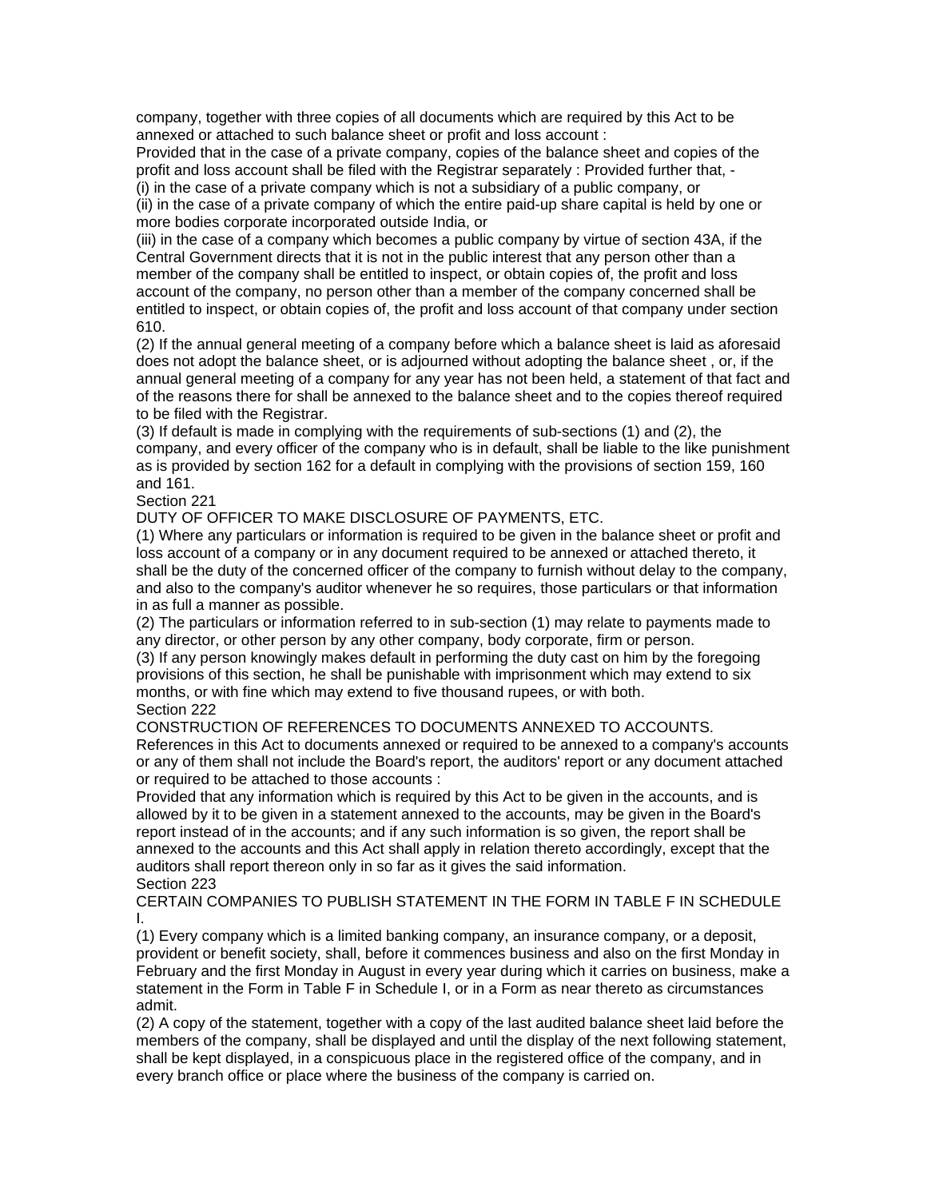company, together with three copies of all documents which are required by this Act to be annexed or attached to such balance sheet or profit and loss account :

Provided that in the case of a private company, copies of the balance sheet and copies of the profit and loss account shall be filed with the Registrar separately : Provided further that, -

(i) in the case of a private company which is not a subsidiary of a public company, or

(ii) in the case of a private company of which the entire paid-up share capital is held by one or more bodies corporate incorporated outside India, or

(iii) in the case of a company which becomes a public company by virtue of section 43A, if the Central Government directs that it is not in the public interest that any person other than a member of the company shall be entitled to inspect, or obtain copies of, the profit and loss account of the company, no person other than a member of the company concerned shall be entitled to inspect, or obtain copies of, the profit and loss account of that company under section 610.

(2) If the annual general meeting of a company before which a balance sheet is laid as aforesaid does not adopt the balance sheet, or is adjourned without adopting the balance sheet , or, if the annual general meeting of a company for any year has not been held, a statement of that fact and of the reasons there for shall be annexed to the balance sheet and to the copies thereof required to be filed with the Registrar.

(3) If default is made in complying with the requirements of sub-sections (1) and (2), the company, and every officer of the company who is in default, shall be liable to the like punishment as is provided by section 162 for a default in complying with the provisions of section 159, 160 and 161.

Section 221

DUTY OF OFFICER TO MAKE DISCLOSURE OF PAYMENTS, ETC.

(1) Where any particulars or information is required to be given in the balance sheet or profit and loss account of a company or in any document required to be annexed or attached thereto, it shall be the duty of the concerned officer of the company to furnish without delay to the company, and also to the company's auditor whenever he so requires, those particulars or that information in as full a manner as possible.

(2) The particulars or information referred to in sub-section (1) may relate to payments made to any director, or other person by any other company, body corporate, firm or person.

(3) If any person knowingly makes default in performing the duty cast on him by the foregoing provisions of this section, he shall be punishable with imprisonment which may extend to six months, or with fine which may extend to five thousand rupees, or with both.

Section 222

CONSTRUCTION OF REFERENCES TO DOCUMENTS ANNEXED TO ACCOUNTS.

References in this Act to documents annexed or required to be annexed to a company's accounts or any of them shall not include the Board's report, the auditors' report or any document attached or required to be attached to those accounts :

Provided that any information which is required by this Act to be given in the accounts, and is allowed by it to be given in a statement annexed to the accounts, may be given in the Board's report instead of in the accounts; and if any such information is so given, the report shall be annexed to the accounts and this Act shall apply in relation thereto accordingly, except that the auditors shall report thereon only in so far as it gives the said information.

Section 223

CERTAIN COMPANIES TO PUBLISH STATEMENT IN THE FORM IN TABLE F IN SCHEDULE I.

(1) Every company which is a limited banking company, an insurance company, or a deposit, provident or benefit society, shall, before it commences business and also on the first Monday in February and the first Monday in August in every year during which it carries on business, make a statement in the Form in Table F in Schedule I, or in a Form as near thereto as circumstances admit.

(2) A copy of the statement, together with a copy of the last audited balance sheet laid before the members of the company, shall be displayed and until the display of the next following statement, shall be kept displayed, in a conspicuous place in the registered office of the company, and in every branch office or place where the business of the company is carried on.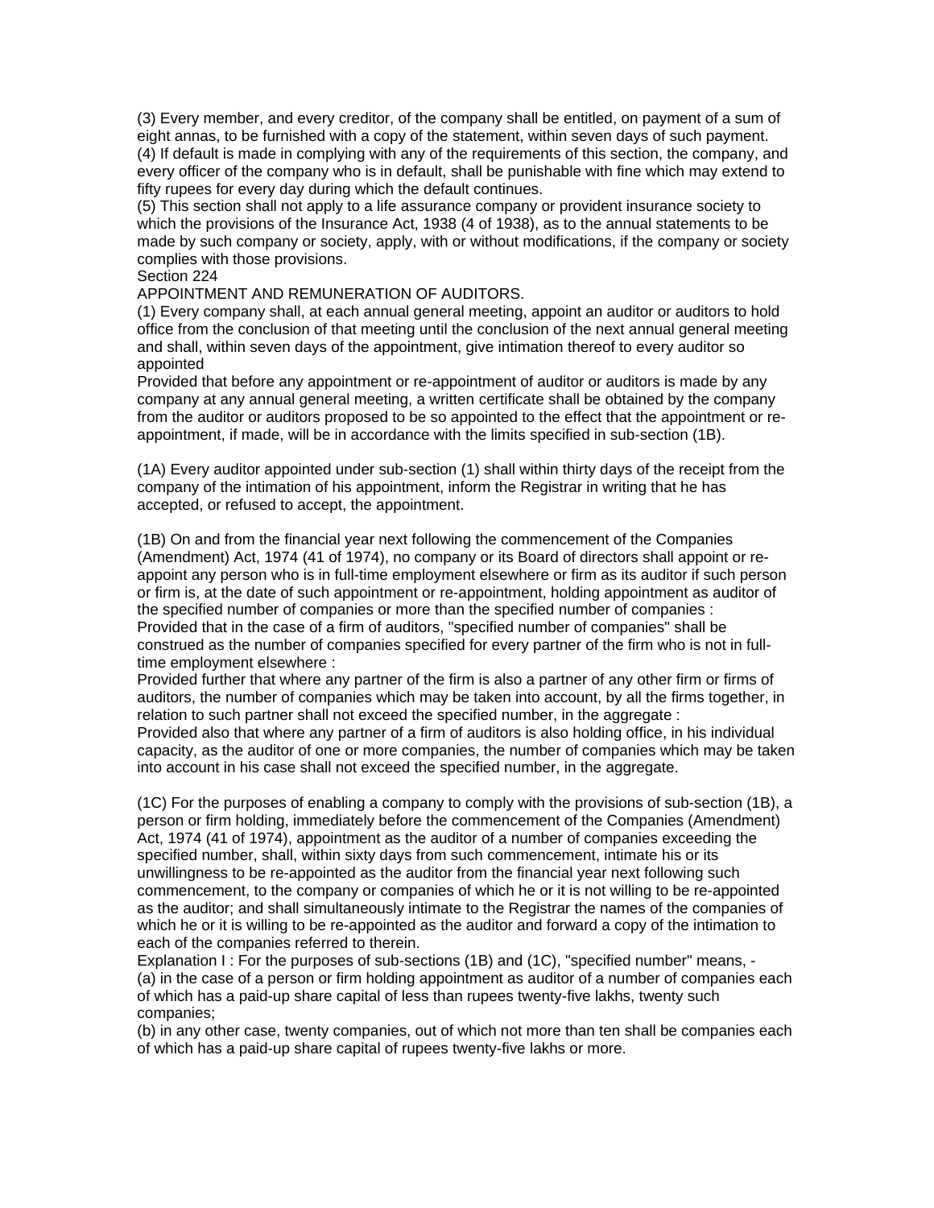(3) Every member, and every creditor, of the company shall be entitled, on payment of a sum of eight annas, to be furnished with a copy of the statement, within seven days of such payment.
(4) If default is made in complying with any of the requirements of this section, the company, and every officer of the company who is in default, shall be punishable with fine which may extend to fifty rupees for every day during which the default continues.
(5) This section shall not apply to a life assurance company or provident insurance society to which the provisions of the Insurance Act, 1938 (4 of 1938), as to the annual statements to be made by such company or society, apply, with or without modifications, if the company or society complies with those provisions.

Section 224

APPOINTMENT AND REMUNERATION OF AUDITORS.

(1) Every company shall, at each annual general meeting, appoint an auditor or auditors to hold office from the conclusion of that meeting until the conclusion of the next annual general meeting and shall, within seven days of the appointment, give intimation thereof to every auditor so appointed
Provided that before any appointment or re-appointment of auditor or auditors is made by any company at any annual general meeting, a written certificate shall be obtained by the company from the auditor or auditors proposed to be so appointed to the effect that the appointment or re-appointment, if made, will be in accordance with the limits specified in sub-section (1B).

(1A) Every auditor appointed under sub-section (1) shall within thirty days of the receipt from the company of the intimation of his appointment, inform the Registrar in writing that he has accepted, or refused to accept, the appointment.

(1B) On and from the financial year next following the commencement of the Companies (Amendment) Act, 1974 (41 of 1974), no company or its Board of directors shall appoint or re-appoint any person who is in full-time employment elsewhere or firm as its auditor if such person or firm is, at the date of such appointment or re-appointment, holding appointment as auditor of the specified number of companies or more than the specified number of companies :
Provided that in the case of a firm of auditors, "specified number of companies" shall be construed as the number of companies specified for every partner of the firm who is not in full-time employment elsewhere :
Provided further that where any partner of the firm is also a partner of any other firm or firms of auditors, the number of companies which may be taken into account, by all the firms together, in relation to such partner shall not exceed the specified number, in the aggregate :
Provided also that where any partner of a firm of auditors is also holding office, in his individual capacity, as the auditor of one or more companies, the number of companies which may be taken into account in his case shall not exceed the specified number, in the aggregate.

(1C) For the purposes of enabling a company to comply with the provisions of sub-section (1B), a person or firm holding, immediately before the commencement of the Companies (Amendment) Act, 1974 (41 of 1974), appointment as the auditor of a number of companies exceeding the specified number, shall, within sixty days from such commencement, intimate his or its unwillingness to be re-appointed as the auditor from the financial year next following such commencement, to the company or companies of which he or it is not willing to be re-appointed as the auditor; and shall simultaneously intimate to the Registrar the names of the companies of which he or it is willing to be re-appointed as the auditor and forward a copy of the intimation to each of the companies referred to therein.
Explanation I : For the purposes of sub-sections (1B) and (1C), "specified number" means, -
(a) in the case of a person or firm holding appointment as auditor of a number of companies each of which has a paid-up share capital of less than rupees twenty-five lakhs, twenty such companies;
(b) in any other case, twenty companies, out of which not more than ten shall be companies each of which has a paid-up share capital of rupees twenty-five lakhs or more.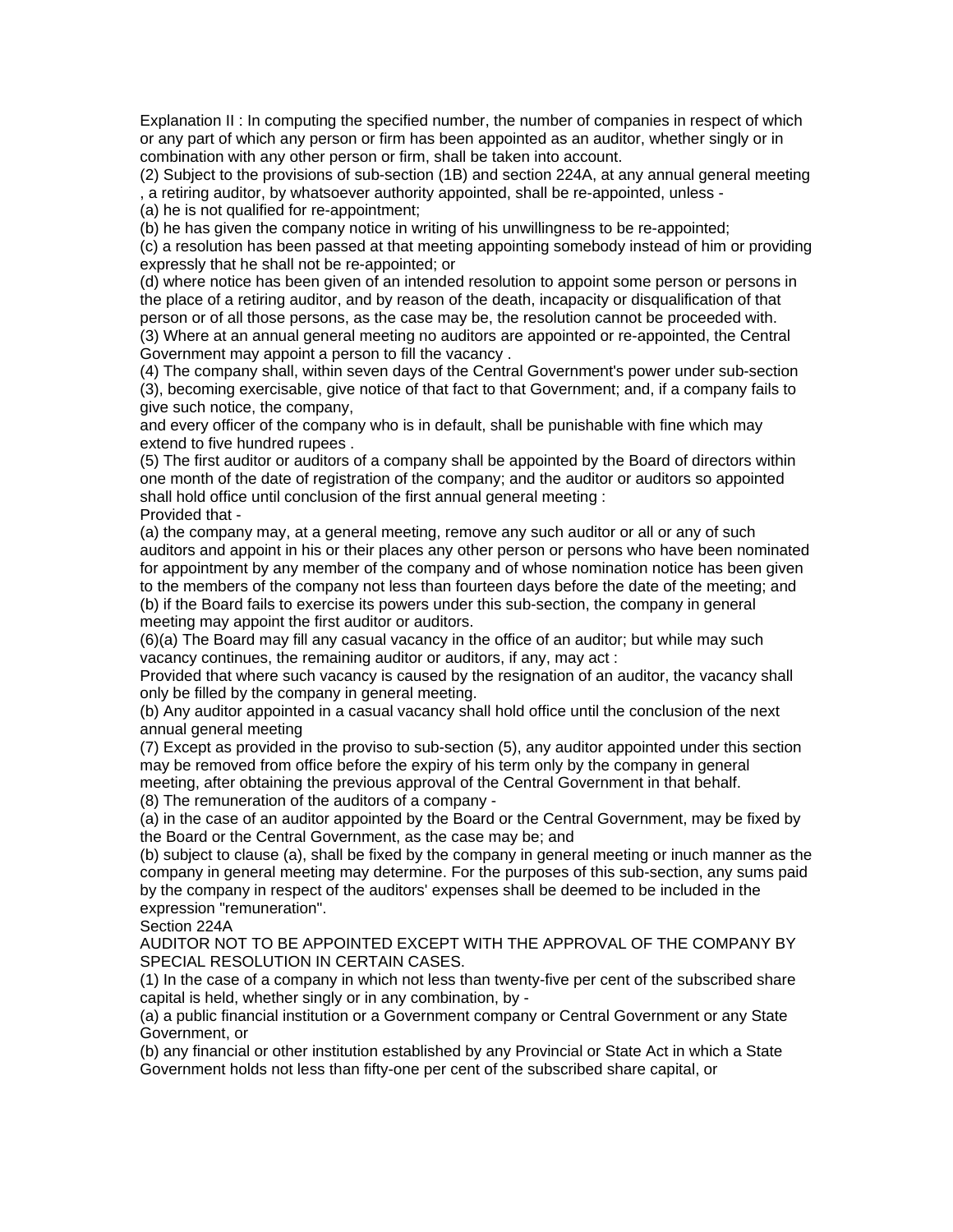Explanation II : In computing the specified number, the number of companies in respect of which or any part of which any person or firm has been appointed as an auditor, whether singly or in combination with any other person or firm, shall be taken into account.

(2) Subject to the provisions of sub-section (1B) and section 224A, at any annual general meeting , a retiring auditor, by whatsoever authority appointed, shall be re-appointed, unless -

(a) he is not qualified for re-appointment;

(b) he has given the company notice in writing of his unwillingness to be re-appointed;

(c) a resolution has been passed at that meeting appointing somebody instead of him or providing expressly that he shall not be re-appointed; or

(d) where notice has been given of an intended resolution to appoint some person or persons in the place of a retiring auditor, and by reason of the death, incapacity or disqualification of that person or of all those persons, as the case may be, the resolution cannot be proceeded with.

(3) Where at an annual general meeting no auditors are appointed or re-appointed, the Central Government may appoint a person to fill the vacancy .

(4) The company shall, within seven days of the Central Government's power under sub-section (3), becoming exercisable, give notice of that fact to that Government; and, if a company fails to give such notice, the company,

and every officer of the company who is in default, shall be punishable with fine which may extend to five hundred rupees .

(5) The first auditor or auditors of a company shall be appointed by the Board of directors within one month of the date of registration of the company; and the auditor or auditors so appointed shall hold office until conclusion of the first annual general meeting :

Provided that -

(a) the company may, at a general meeting, remove any such auditor or all or any of such auditors and appoint in his or their places any other person or persons who have been nominated for appointment by any member of the company and of whose nomination notice has been given to the members of the company not less than fourteen days before the date of the meeting; and

(b) if the Board fails to exercise its powers under this sub-section, the company in general meeting may appoint the first auditor or auditors.

(6)(a) The Board may fill any casual vacancy in the office of an auditor; but while may such vacancy continues, the remaining auditor or auditors, if any, may act :

Provided that where such vacancy is caused by the resignation of an auditor, the vacancy shall only be filled by the company in general meeting.

(b) Any auditor appointed in a casual vacancy shall hold office until the conclusion of the next annual general meeting

(7) Except as provided in the proviso to sub-section (5), any auditor appointed under this section may be removed from office before the expiry of his term only by the company in general meeting, after obtaining the previous approval of the Central Government in that behalf.

(8) The remuneration of the auditors of a company -

(a) in the case of an auditor appointed by the Board or the Central Government, may be fixed by the Board or the Central Government, as the case may be; and

(b) subject to clause (a), shall be fixed by the company in general meeting or inuch manner as the company in general meeting may determine. For the purposes of this sub-section, any sums paid by the company in respect of the auditors' expenses shall be deemed to be included in the expression "remuneration".

Section 224A

AUDITOR NOT TO BE APPOINTED EXCEPT WITH THE APPROVAL OF THE COMPANY BY SPECIAL RESOLUTION IN CERTAIN CASES.

(1) In the case of a company in which not less than twenty-five per cent of the subscribed share capital is held, whether singly or in any combination, by -

(a) a public financial institution or a Government company or Central Government or any State Government, or

(b) any financial or other institution established by any Provincial or State Act in which a State Government holds not less than fifty-one per cent of the subscribed share capital, or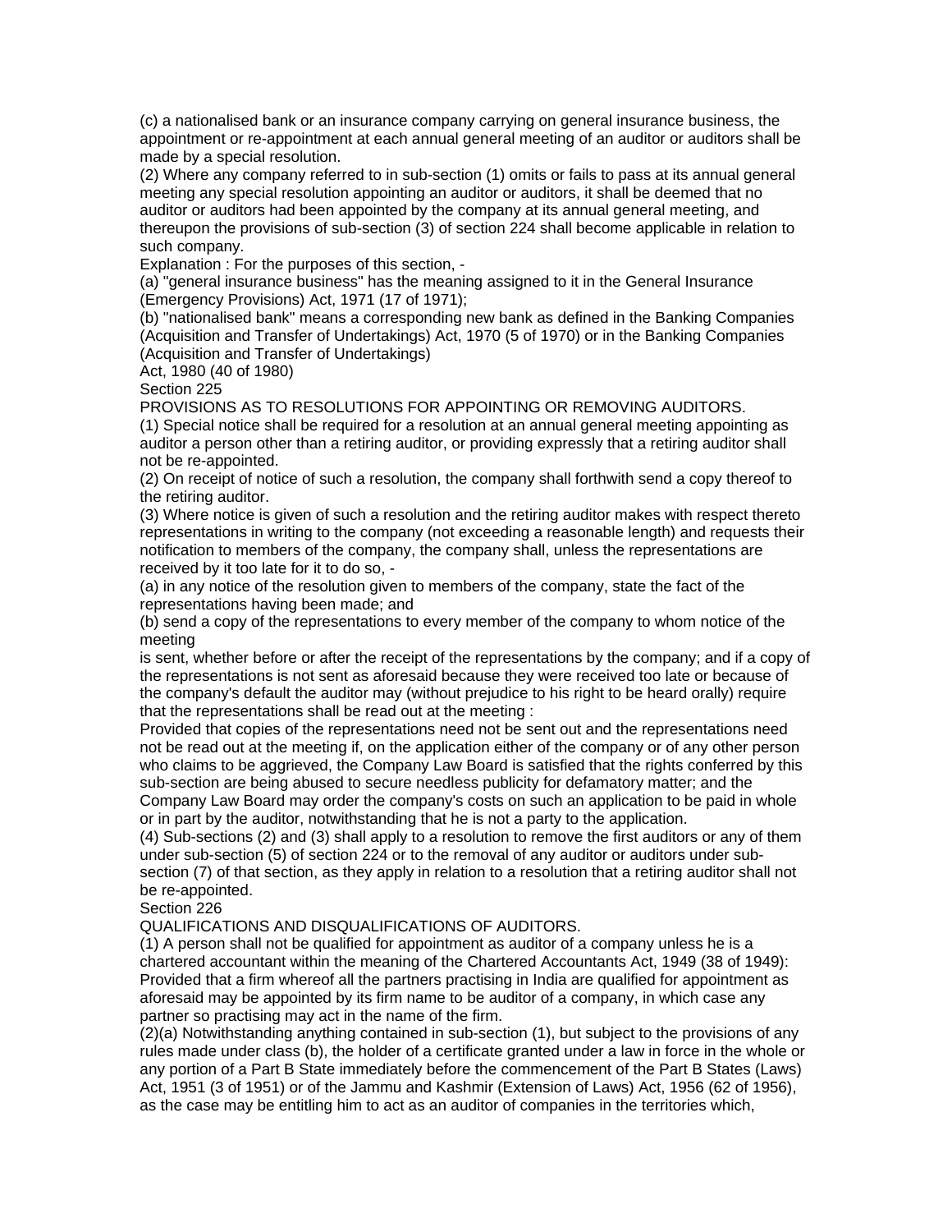(c) a nationalised bank or an insurance company carrying on general insurance business, the appointment or re-appointment at each annual general meeting of an auditor or auditors shall be made by a special resolution.

(2) Where any company referred to in sub-section (1) omits or fails to pass at its annual general meeting any special resolution appointing an auditor or auditors, it shall be deemed that no auditor or auditors had been appointed by the company at its annual general meeting, and thereupon the provisions of sub-section (3) of section 224 shall become applicable in relation to such company.

Explanation : For the purposes of this section, -

(a) "general insurance business" has the meaning assigned to it in the General Insurance (Emergency Provisions) Act, 1971 (17 of 1971);

(b) "nationalised bank" means a corresponding new bank as defined in the Banking Companies (Acquisition and Transfer of Undertakings) Act, 1970 (5 of 1970) or in the Banking Companies (Acquisition and Transfer of Undertakings)
Act, 1980 (40 of 1980)

Section 225

PROVISIONS AS TO RESOLUTIONS FOR APPOINTING OR REMOVING AUDITORS.

(1) Special notice shall be required for a resolution at an annual general meeting appointing as auditor a person other than a retiring auditor, or providing expressly that a retiring auditor shall not be re-appointed.

(2) On receipt of notice of such a resolution, the company shall forthwith send a copy thereof to the retiring auditor.

(3) Where notice is given of such a resolution and the retiring auditor makes with respect thereto representations in writing to the company (not exceeding a reasonable length) and requests their notification to members of the company, the company shall, unless the representations are received by it too late for it to do so, -

(a) in any notice of the resolution given to members of the company, state the fact of the representations having been made; and

(b) send a copy of the representations to every member of the company to whom notice of the meeting
is sent, whether before or after the receipt of the representations by the company; and if a copy of the representations is not sent as aforesaid because they were received too late or because of the company's default the auditor may (without prejudice to his right to be heard orally) require that the representations shall be read out at the meeting :

Provided that copies of the representations need not be sent out and the representations need not be read out at the meeting if, on the application either of the company or of any other person who claims to be aggrieved, the Company Law Board is satisfied that the rights conferred by this sub-section are being abused to secure needless publicity for defamatory matter; and the Company Law Board may order the company's costs on such an application to be paid in whole or in part by the auditor, notwithstanding that he is not a party to the application.

(4) Sub-sections (2) and (3) shall apply to a resolution to remove the first auditors or any of them under sub-section (5) of section 224 or to the removal of any auditor or auditors under sub-section (7) of that section, as they apply in relation to a resolution that a retiring auditor shall not be re-appointed.

Section 226

QUALIFICATIONS AND DISQUALIFICATIONS OF AUDITORS.

(1) A person shall not be qualified for appointment as auditor of a company unless he is a chartered accountant within the meaning of the Chartered Accountants Act, 1949 (38 of 1949):
Provided that a firm whereof all the partners practising in India are qualified for appointment as aforesaid may be appointed by its firm name to be auditor of a company, in which case any partner so practising may act in the name of the firm.

(2)(a) Notwithstanding anything contained in sub-section (1), but subject to the provisions of any rules made under class (b), the holder of a certificate granted under a law in force in the whole or any portion of a Part B State immediately before the commencement of the Part B States (Laws) Act, 1951 (3 of 1951) or of the Jammu and Kashmir (Extension of Laws) Act, 1956 (62 of 1956), as the case may be entitling him to act as an auditor of companies in the territories which,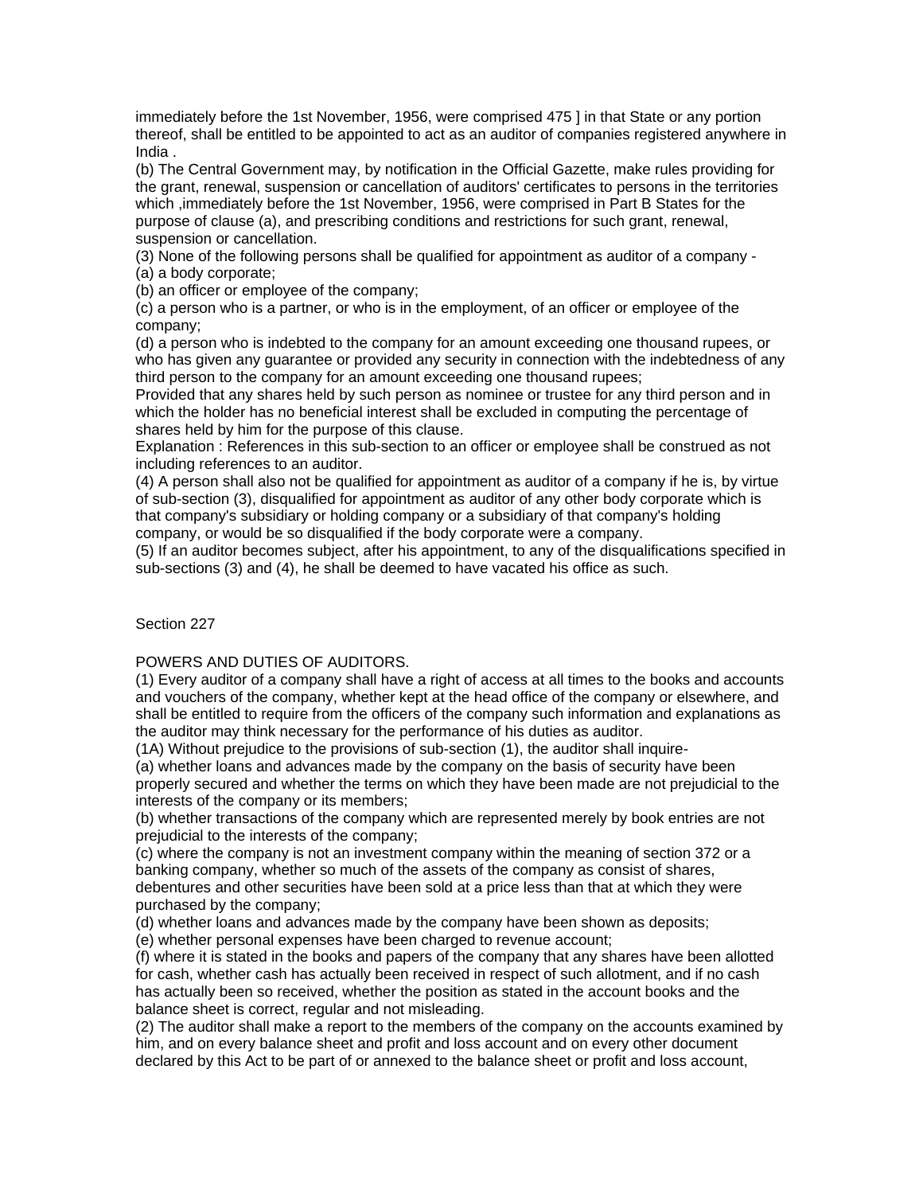immediately before the 1st November, 1956, were comprised 475 ] in that State or any portion thereof, shall be entitled to be appointed to act as an auditor of companies registered anywhere in India .

(b) The Central Government may, by notification in the Official Gazette, make rules providing for the grant, renewal, suspension or cancellation of auditors' certificates to persons in the territories which ,immediately before the 1st November, 1956, were comprised in Part B States for the purpose of clause (a), and prescribing conditions and restrictions for such grant, renewal, suspension or cancellation.

(3) None of the following persons shall be qualified for appointment as auditor of a company -

(a) a body corporate;

(b) an officer or employee of the company;

(c) a person who is a partner, or who is in the employment, of an officer or employee of the company;

(d) a person who is indebted to the company for an amount exceeding one thousand rupees, or who has given any guarantee or provided any security in connection with the indebtedness of any third person to the company for an amount exceeding one thousand rupees;

Provided that any shares held by such person as nominee or trustee for any third person and in which the holder has no beneficial interest shall be excluded in computing the percentage of shares held by him for the purpose of this clause.

Explanation : References in this sub-section to an officer or employee shall be construed as not including references to an auditor.

(4) A person shall also not be qualified for appointment as auditor of a company if he is, by virtue of sub-section (3), disqualified for appointment as auditor of any other body corporate which is that company's subsidiary or holding company or a subsidiary of that company's holding company, or would be so disqualified if the body corporate were a company.

(5) If an auditor becomes subject, after his appointment, to any of the disqualifications specified in sub-sections (3) and (4), he shall be deemed to have vacated his office as such.

Section 227

POWERS AND DUTIES OF AUDITORS.

(1) Every auditor of a company shall have a right of access at all times to the books and accounts and vouchers of the company, whether kept at the head office of the company or elsewhere, and shall be entitled to require from the officers of the company such information and explanations as the auditor may think necessary for the performance of his duties as auditor.

(1A) Without prejudice to the provisions of sub-section (1), the auditor shall inquire-

(a) whether loans and advances made by the company on the basis of security have been properly secured and whether the terms on which they have been made are not prejudicial to the interests of the company or its members;

(b) whether transactions of the company which are represented merely by book entries are not prejudicial to the interests of the company;

(c) where the company is not an investment company within the meaning of section 372 or a banking company, whether so much of the assets of the company as consist of shares, debentures and other securities have been sold at a price less than that at which they were purchased by the company;

(d) whether loans and advances made by the company have been shown as deposits;

(e) whether personal expenses have been charged to revenue account;

(f) where it is stated in the books and papers of the company that any shares have been allotted for cash, whether cash has actually been received in respect of such allotment, and if no cash has actually been so received, whether the position as stated in the account books and the balance sheet is correct, regular and not misleading.

(2) The auditor shall make a report to the members of the company on the accounts examined by him, and on every balance sheet and profit and loss account and on every other document declared by this Act to be part of or annexed to the balance sheet or profit and loss account,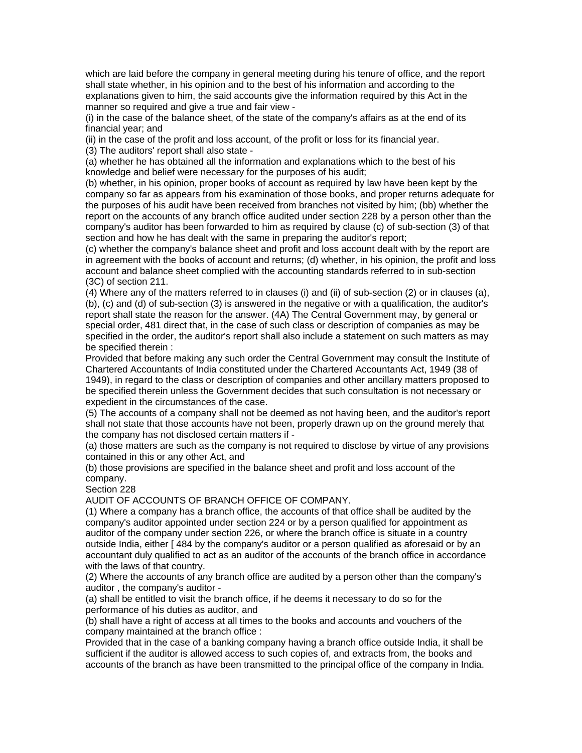which are laid before the company in general meeting during his tenure of office, and the report shall state whether, in his opinion and to the best of his information and according to the explanations given to him, the said accounts give the information required by this Act in the manner so required and give a true and fair view -

(i) in the case of the balance sheet, of the state of the company's affairs as at the end of its financial year; and

(ii) in the case of the profit and loss account, of the profit or loss for its financial year.

(3) The auditors' report shall also state -

(a) whether he has obtained all the information and explanations which to the best of his knowledge and belief were necessary for the purposes of his audit;

(b) whether, in his opinion, proper books of account as required by law have been kept by the company so far as appears from his examination of those books, and proper returns adequate for the purposes of his audit have been received from branches not visited by him; (bb) whether the report on the accounts of any branch office audited under section 228 by a person other than the company's auditor has been forwarded to him as required by clause (c) of sub-section (3) of that section and how he has dealt with the same in preparing the auditor's report;

(c) whether the company's balance sheet and profit and loss account dealt with by the report are in agreement with the books of account and returns; (d) whether, in his opinion, the profit and loss account and balance sheet complied with the accounting standards referred to in sub-section (3C) of section 211.

(4) Where any of the matters referred to in clauses (i) and (ii) of sub-section (2) or in clauses (a), (b), (c) and (d) of sub-section (3) is answered in the negative or with a qualification, the auditor's report shall state the reason for the answer. (4A) The Central Government may, by general or special order, 481 direct that, in the case of such class or description of companies as may be specified in the order, the auditor's report shall also include a statement on such matters as may be specified therein :

Provided that before making any such order the Central Government may consult the Institute of Chartered Accountants of India constituted under the Chartered Accountants Act, 1949 (38 of 1949), in regard to the class or description of companies and other ancillary matters proposed to be specified therein unless the Government decides that such consultation is not necessary or expedient in the circumstances of the case.

(5) The accounts of a company shall not be deemed as not having been, and the auditor's report shall not state that those accounts have not been, properly drawn up on the ground merely that the company has not disclosed certain matters if -

(a) those matters are such as the company is not required to disclose by virtue of any provisions contained in this or any other Act, and

(b) those provisions are specified in the balance sheet and profit and loss account of the company.

Section 228

AUDIT OF ACCOUNTS OF BRANCH OFFICE OF COMPANY.

(1) Where a company has a branch office, the accounts of that office shall be audited by the company's auditor appointed under section 224 or by a person qualified for appointment as auditor of the company under section 226, or where the branch office is situate in a country outside India, either [ 484 by the company's auditor or a person qualified as aforesaid or by an accountant duly qualified to act as an auditor of the accounts of the branch office in accordance with the laws of that country.

(2) Where the accounts of any branch office are audited by a person other than the company's auditor , the company's auditor -

(a) shall be entitled to visit the branch office, if he deems it necessary to do so for the performance of his duties as auditor, and

(b) shall have a right of access at all times to the books and accounts and vouchers of the company maintained at the branch office :

Provided that in the case of a banking company having a branch office outside India, it shall be sufficient if the auditor is allowed access to such copies of, and extracts from, the books and accounts of the branch as have been transmitted to the principal office of the company in India.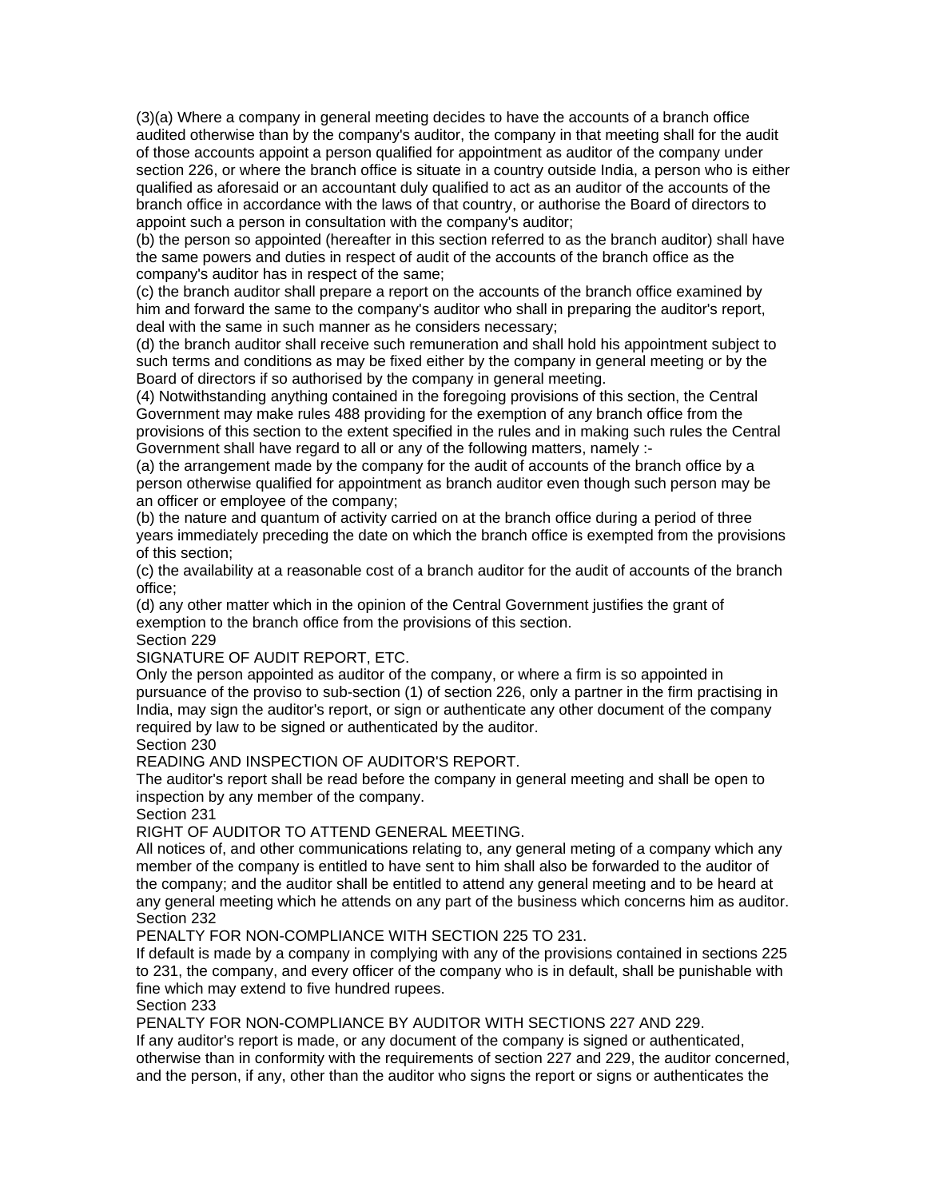(3)(a) Where a company in general meeting decides to have the accounts of a branch office audited otherwise than by the company's auditor, the company in that meeting shall for the audit of those accounts appoint a person qualified for appointment as auditor of the company under section 226, or where the branch office is situate in a country outside India, a person who is either qualified as aforesaid or an accountant duly qualified to act as an auditor of the accounts of the branch office in accordance with the laws of that country, or authorise the Board of directors to appoint such a person in consultation with the company's auditor;

(b) the person so appointed (hereafter in this section referred to as the branch auditor) shall have the same powers and duties in respect of audit of the accounts of the branch office as the company's auditor has in respect of the same;

(c) the branch auditor shall prepare a report on the accounts of the branch office examined by him and forward the same to the company's auditor who shall in preparing the auditor's report, deal with the same in such manner as he considers necessary;

(d) the branch auditor shall receive such remuneration and shall hold his appointment subject to such terms and conditions as may be fixed either by the company in general meeting or by the Board of directors if so authorised by the company in general meeting.

(4) Notwithstanding anything contained in the foregoing provisions of this section, the Central Government may make rules 488 providing for the exemption of any branch office from the provisions of this section to the extent specified in the rules and in making such rules the Central Government shall have regard to all or any of the following matters, namely :-

(a) the arrangement made by the company for the audit of accounts of the branch office by a person otherwise qualified for appointment as branch auditor even though such person may be an officer or employee of the company;

(b) the nature and quantum of activity carried on at the branch office during a period of three years immediately preceding the date on which the branch office is exempted from the provisions of this section;

(c) the availability at a reasonable cost of a branch auditor for the audit of accounts of the branch office;

(d) any other matter which in the opinion of the Central Government justifies the grant of exemption to the branch office from the provisions of this section.

Section 229

SIGNATURE OF AUDIT REPORT, ETC.

Only the person appointed as auditor of the company, or where a firm is so appointed in pursuance of the proviso to sub-section (1) of section 226, only a partner in the firm practising in India, may sign the auditor's report, or sign or authenticate any other document of the company required by law to be signed or authenticated by the auditor.

Section 230

READING AND INSPECTION OF AUDITOR'S REPORT.

The auditor's report shall be read before the company in general meeting and shall be open to inspection by any member of the company.

Section 231

RIGHT OF AUDITOR TO ATTEND GENERAL MEETING.

All notices of, and other communications relating to, any general meting of a company which any member of the company is entitled to have sent to him shall also be forwarded to the auditor of the company; and the auditor shall be entitled to attend any general meeting and to be heard at any general meeting which he attends on any part of the business which concerns him as auditor.

Section 232

PENALTY FOR NON-COMPLIANCE WITH SECTION 225 TO 231.

If default is made by a company in complying with any of the provisions contained in sections 225 to 231, the company, and every officer of the company who is in default, shall be punishable with fine which may extend to five hundred rupees.

Section 233

PENALTY FOR NON-COMPLIANCE BY AUDITOR WITH SECTIONS 227 AND 229.

If any auditor's report is made, or any document of the company is signed or authenticated, otherwise than in conformity with the requirements of section 227 and 229, the auditor concerned, and the person, if any, other than the auditor who signs the report or signs or authenticates the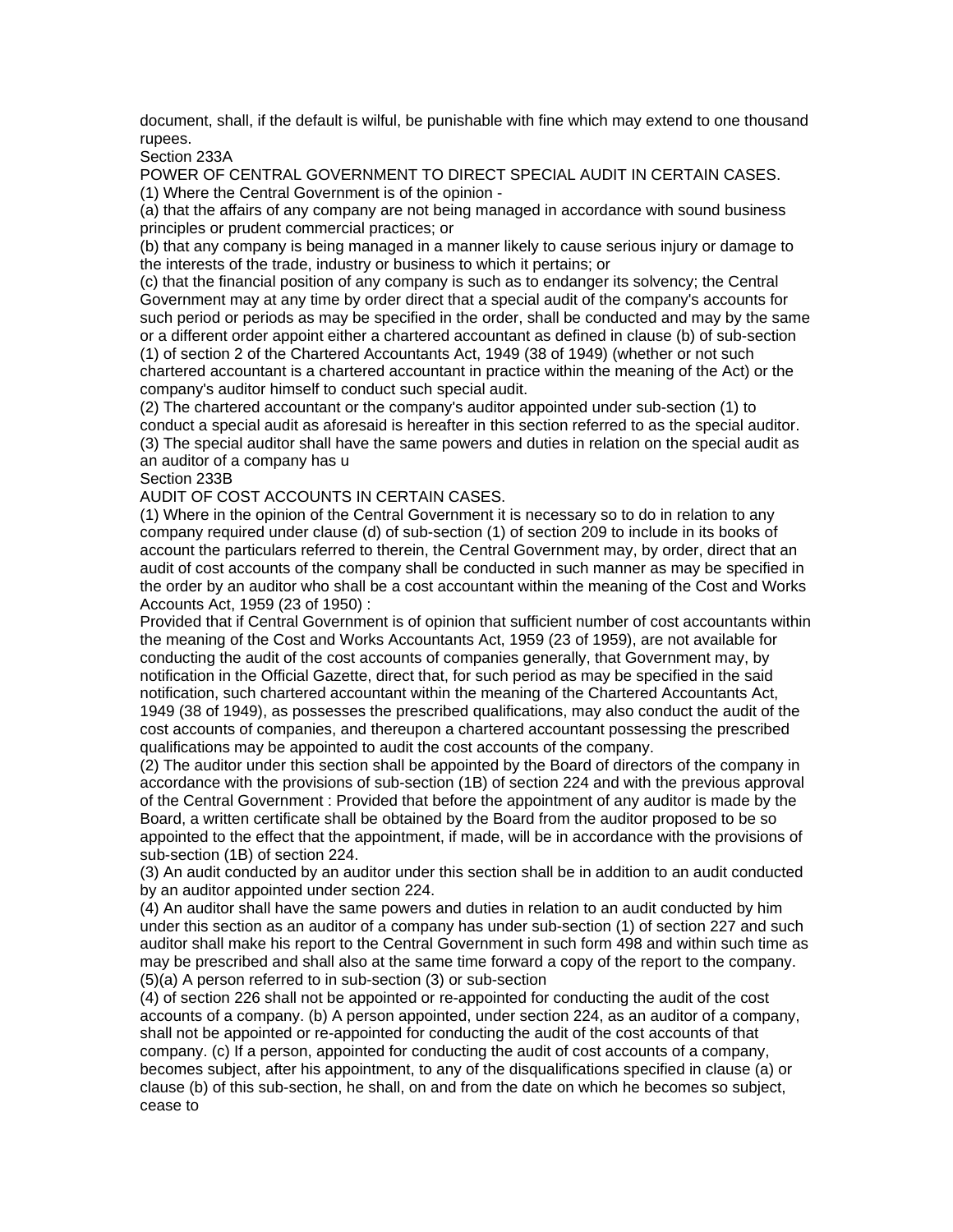document, shall, if the default is wilful, be punishable with fine which may extend to one thousand rupees.

Section 233A

POWER OF CENTRAL GOVERNMENT TO DIRECT SPECIAL AUDIT IN CERTAIN CASES.

(1) Where the Central Government is of the opinion -

(a) that the affairs of any company are not being managed in accordance with sound business principles or prudent commercial practices; or

(b) that any company is being managed in a manner likely to cause serious injury or damage to the interests of the trade, industry or business to which it pertains; or

(c) that the financial position of any company is such as to endanger its solvency; the Central Government may at any time by order direct that a special audit of the company's accounts for such period or periods as may be specified in the order, shall be conducted and may by the same or a different order appoint either a chartered accountant as defined in clause (b) of sub-section (1) of section 2 of the Chartered Accountants Act, 1949 (38 of 1949) (whether or not such chartered accountant is a chartered accountant in practice within the meaning of the Act) or the company's auditor himself to conduct such special audit.

(2) The chartered accountant or the company's auditor appointed under sub-section (1) to conduct a special audit as aforesaid is hereafter in this section referred to as the special auditor.

(3) The special auditor shall have the same powers and duties in relation on the special audit as an auditor of a company has u

Section 233B

AUDIT OF COST ACCOUNTS IN CERTAIN CASES.

(1) Where in the opinion of the Central Government it is necessary so to do in relation to any company required under clause (d) of sub-section (1) of section 209 to include in its books of account the particulars referred to therein, the Central Government may, by order, direct that an audit of cost accounts of the company shall be conducted in such manner as may be specified in the order by an auditor who shall be a cost accountant within the meaning of the Cost and Works Accounts Act, 1959 (23 of 1950) :

Provided that if Central Government is of opinion that sufficient number of cost accountants within the meaning of the Cost and Works Accountants Act, 1959 (23 of 1959), are not available for conducting the audit of the cost accounts of companies generally, that Government may, by notification in the Official Gazette, direct that, for such period as may be specified in the said notification, such chartered accountant within the meaning of the Chartered Accountants Act, 1949 (38 of 1949), as possesses the prescribed qualifications, may also conduct the audit of the cost accounts of companies, and thereupon a chartered accountant possessing the prescribed qualifications may be appointed to audit the cost accounts of the company.

(2) The auditor under this section shall be appointed by the Board of directors of the company in accordance with the provisions of sub-section (1B) of section 224 and with the previous approval of the Central Government : Provided that before the appointment of any auditor is made by the Board, a written certificate shall be obtained by the Board from the auditor proposed to be so appointed to the effect that the appointment, if made, will be in accordance with the provisions of sub-section (1B) of section 224.

(3) An audit conducted by an auditor under this section shall be in addition to an audit conducted by an auditor appointed under section 224.

(4) An auditor shall have the same powers and duties in relation to an audit conducted by him under this section as an auditor of a company has under sub-section (1) of section 227 and such auditor shall make his report to the Central Government in such form 498 and within such time as may be prescribed and shall also at the same time forward a copy of the report to the company.

(5)(a) A person referred to in sub-section (3) or sub-section

(4) of section 226 shall not be appointed or re-appointed for conducting the audit of the cost accounts of a company. (b) A person appointed, under section 224, as an auditor of a company, shall not be appointed or re-appointed for conducting the audit of the cost accounts of that company. (c) If a person, appointed for conducting the audit of cost accounts of a company, becomes subject, after his appointment, to any of the disqualifications specified in clause (a) or clause (b) of this sub-section, he shall, on and from the date on which he becomes so subject, cease to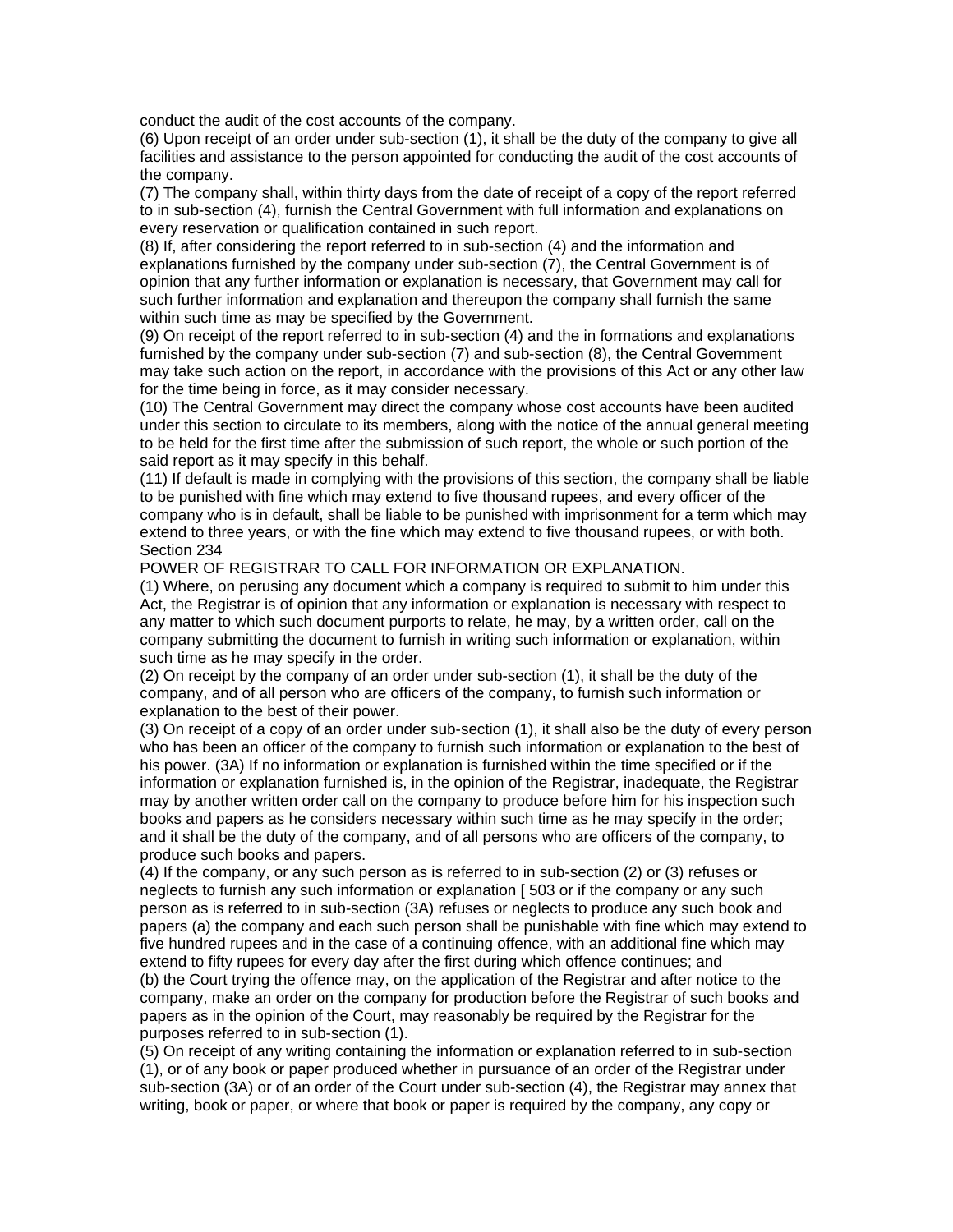conduct the audit of the cost accounts of the company.

(6) Upon receipt of an order under sub-section (1), it shall be the duty of the company to give all facilities and assistance to the person appointed for conducting the audit of the cost accounts of the company.

(7) The company shall, within thirty days from the date of receipt of a copy of the report referred to in sub-section (4), furnish the Central Government with full information and explanations on every reservation or qualification contained in such report.

(8) If, after considering the report referred to in sub-section (4) and the information and explanations furnished by the company under sub-section (7), the Central Government is of opinion that any further information or explanation is necessary, that Government may call for such further information and explanation and thereupon the company shall furnish the same within such time as may be specified by the Government.

(9) On receipt of the report referred to in sub-section (4) and the in formations and explanations furnished by the company under sub-section (7) and sub-section (8), the Central Government may take such action on the report, in accordance with the provisions of this Act or any other law for the time being in force, as it may consider necessary.

(10) The Central Government may direct the company whose cost accounts have been audited under this section to circulate to its members, along with the notice of the annual general meeting to be held for the first time after the submission of such report, the whole or such portion of the said report as it may specify in this behalf.

(11) If default is made in complying with the provisions of this section, the company shall be liable to be punished with fine which may extend to five thousand rupees, and every officer of the company who is in default, shall be liable to be punished with imprisonment for a term which may extend to three years, or with the fine which may extend to five thousand rupees, or with both.

Section 234

POWER OF REGISTRAR TO CALL FOR INFORMATION OR EXPLANATION.

(1) Where, on perusing any document which a company is required to submit to him under this Act, the Registrar is of opinion that any information or explanation is necessary with respect to any matter to which such document purports to relate, he may, by a written order, call on the company submitting the document to furnish in writing such information or explanation, within such time as he may specify in the order.

(2) On receipt by the company of an order under sub-section (1), it shall be the duty of the company, and of all person who are officers of the company, to furnish such information or explanation to the best of their power.

(3) On receipt of a copy of an order under sub-section (1), it shall also be the duty of every person who has been an officer of the company to furnish such information or explanation to the best of his power. (3A) If no information or explanation is furnished within the time specified or if the information or explanation furnished is, in the opinion of the Registrar, inadequate, the Registrar may by another written order call on the company to produce before him for his inspection such books and papers as he considers necessary within such time as he may specify in the order; and it shall be the duty of the company, and of all persons who are officers of the company, to produce such books and papers.

(4) If the company, or any such person as is referred to in sub-section (2) or (3) refuses or neglects to furnish any such information or explanation [ 503 or if the company or any such person as is referred to in sub-section (3A) refuses or neglects to produce any such book and papers (a) the company and each such person shall be punishable with fine which may extend to five hundred rupees and in the case of a continuing offence, with an additional fine which may extend to fifty rupees for every day after the first during which offence continues; and

(b) the Court trying the offence may, on the application of the Registrar and after notice to the company, make an order on the company for production before the Registrar of such books and papers as in the opinion of the Court, may reasonably be required by the Registrar for the purposes referred to in sub-section (1).

(5) On receipt of any writing containing the information or explanation referred to in sub-section (1), or of any book or paper produced whether in pursuance of an order of the Registrar under sub-section (3A) or of an order of the Court under sub-section (4), the Registrar may annex that writing, book or paper, or where that book or paper is required by the company, any copy or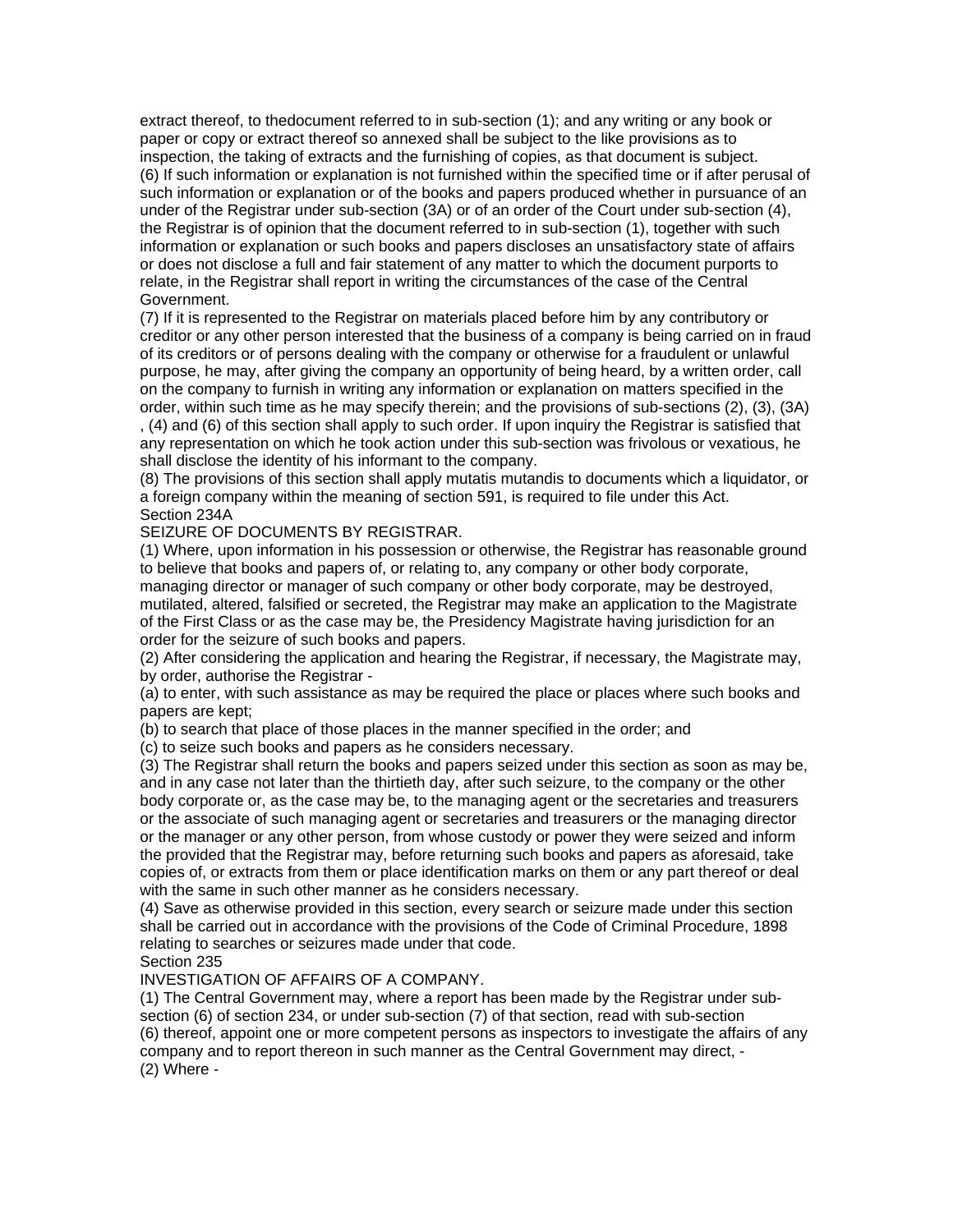extract thereof, to thedocument referred to in sub-section (1); and any writing or any book or paper or copy or extract thereof so annexed shall be subject to the like provisions as to inspection, the taking of extracts and the furnishing of copies, as that document is subject.

(6) If such information or explanation is not furnished within the specified time or if after perusal of such information or explanation or of the books and papers produced whether in pursuance of an under of the Registrar under sub-section (3A) or of an order of the Court under sub-section (4), the Registrar is of opinion that the document referred to in sub-section (1), together with such information or explanation or such books and papers discloses an unsatisfactory state of affairs or does not disclose a full and fair statement of any matter to which the document purports to relate, in the Registrar shall report in writing the circumstances of the case of the Central Government.

(7) If it is represented to the Registrar on materials placed before him by any contributory or creditor or any other person interested that the business of a company is being carried on in fraud of its creditors or of persons dealing with the company or otherwise for a fraudulent or unlawful purpose, he may, after giving the company an opportunity of being heard, by a written order, call on the company to furnish in writing any information or explanation on matters specified in the order, within such time as he may specify therein; and the provisions of sub-sections (2), (3), (3A) , (4) and (6) of this section shall apply to such order. If upon inquiry the Registrar is satisfied that any representation on which he took action under this sub-section was frivolous or vexatious, he shall disclose the identity of his informant to the company.

(8) The provisions of this section shall apply mutatis mutandis to documents which a liquidator, or a foreign company within the meaning of section 591, is required to file under this Act.

Section 234A

SEIZURE OF DOCUMENTS BY REGISTRAR.

(1) Where, upon information in his possession or otherwise, the Registrar has reasonable ground to believe that books and papers of, or relating to, any company or other body corporate, managing director or manager of such company or other body corporate, may be destroyed, mutilated, altered, falsified or secreted, the Registrar may make an application to the Magistrate of the First Class or as the case may be, the Presidency Magistrate having jurisdiction for an order for the seizure of such books and papers.

(2) After considering the application and hearing the Registrar, if necessary, the Magistrate may, by order, authorise the Registrar -

(a) to enter, with such assistance as may be required the place or places where such books and papers are kept;

(b) to search that place of those places in the manner specified in the order; and

(c) to seize such books and papers as he considers necessary.

(3) The Registrar shall return the books and papers seized under this section as soon as may be, and in any case not later than the thirtieth day, after such seizure, to the company or the other body corporate or, as the case may be, to the managing agent or the secretaries and treasurers or the associate of such managing agent or secretaries and treasurers or the managing director or the manager or any other person, from whose custody or power they were seized and inform the provided that the Registrar may, before returning such books and papers as aforesaid, take copies of, or extracts from them or place identification marks on them or any part thereof or deal with the same in such other manner as he considers necessary.

(4) Save as otherwise provided in this section, every search or seizure made under this section shall be carried out in accordance with the provisions of the Code of Criminal Procedure, 1898 relating to searches or seizures made under that code.

Section 235

INVESTIGATION OF AFFAIRS OF A COMPANY.

(1) The Central Government may, where a report has been made by the Registrar under sub-section (6) of section 234, or under sub-section (7) of that section, read with sub-section (6) thereof, appoint one or more competent persons as inspectors to investigate the affairs of any company and to report thereon in such manner as the Central Government may direct, -

(2) Where -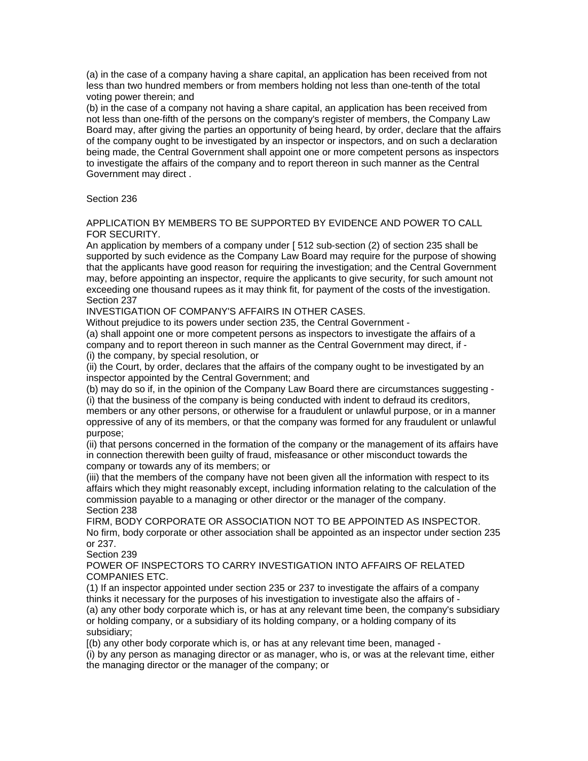(a) in the case of a company having a share capital, an application has been received from not less than two hundred members or from members holding not less than one-tenth of the total voting power therein; and

(b) in the case of a company not having a share capital, an application has been received from not less than one-fifth of the persons on the company's register of members, the Company Law Board may, after giving the parties an opportunity of being heard, by order, declare that the affairs of the company ought to be investigated by an inspector or inspectors, and on such a declaration being made, the Central Government shall appoint one or more competent persons as inspectors to investigate the affairs of the company and to report thereon in such manner as the Central Government may direct .

Section 236

APPLICATION BY MEMBERS TO BE SUPPORTED BY EVIDENCE AND POWER TO CALL FOR SECURITY.

An application by members of a company under [ 512 sub-section (2) of section 235 shall be supported by such evidence as the Company Law Board may require for the purpose of showing that the applicants have good reason for requiring the investigation; and the Central Government may, before appointing an inspector, require the applicants to give security, for such amount not exceeding one thousand rupees as it may think fit, for payment of the costs of the investigation.

Section 237

INVESTIGATION OF COMPANY'S AFFAIRS IN OTHER CASES.

Without prejudice to its powers under section 235, the Central Government -

(a) shall appoint one or more competent persons as inspectors to investigate the affairs of a company and to report thereon in such manner as the Central Government may direct, if -

(i) the company, by special resolution, or

(ii) the Court, by order, declares that the affairs of the company ought to be investigated by an inspector appointed by the Central Government; and

(b) may do so if, in the opinion of the Company Law Board there are circumstances suggesting -

(i) that the business of the company is being conducted with indent to defraud its creditors, members or any other persons, or otherwise for a fraudulent or unlawful purpose, or in a manner oppressive of any of its members, or that the company was formed for any fraudulent or unlawful purpose;

(ii) that persons concerned in the formation of the company or the management of its affairs have in connection therewith been guilty of fraud, misfeasance or other misconduct towards the company or towards any of its members; or

(iii) that the members of the company have not been given all the information with respect to its affairs which they might reasonably except, including information relating to the calculation of the commission payable to a managing or other director or the manager of the company.

Section 238

FIRM, BODY CORPORATE OR ASSOCIATION NOT TO BE APPOINTED AS INSPECTOR.

No firm, body corporate or other association shall be appointed as an inspector under section 235 or 237.

Section 239

POWER OF INSPECTORS TO CARRY INVESTIGATION INTO AFFAIRS OF RELATED COMPANIES ETC.

(1) If an inspector appointed under section 235 or 237 to investigate the affairs of a company thinks it necessary for the purposes of his investigation to investigate also the affairs of -

(a) any other body corporate which is, or has at any relevant time been, the company's subsidiary or holding company, or a subsidiary of its holding company, or a holding company of its subsidiary;

[(b) any other body corporate which is, or has at any relevant time been, managed -

(i) by any person as managing director or as manager, who is, or was at the relevant time, either the managing director or the manager of the company; or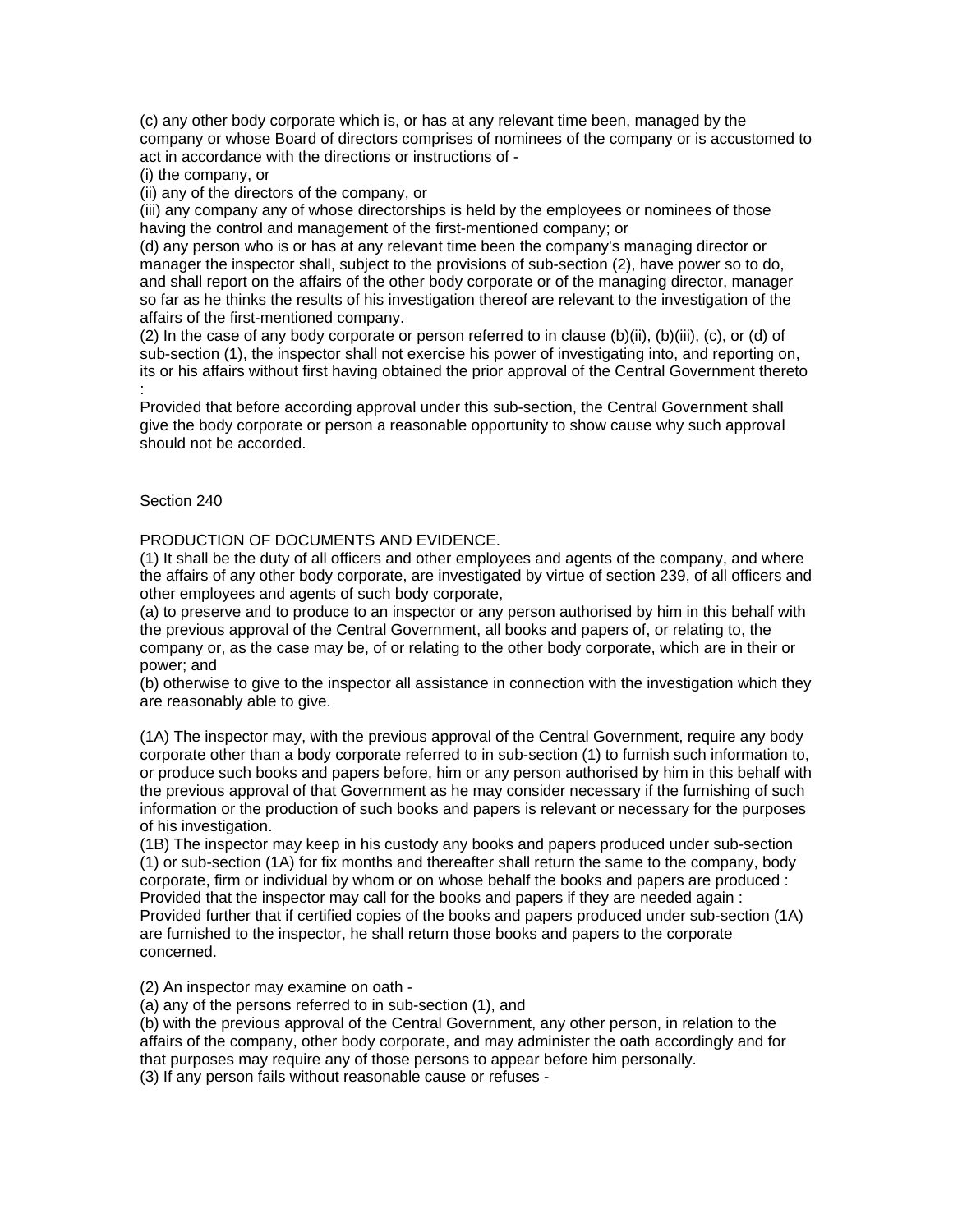(c) any other body corporate which is, or has at any relevant time been, managed by the company or whose Board of directors comprises of nominees of the company or is accustomed to act in accordance with the directions or instructions of -

(i) the company, or

(ii) any of the directors of the company, or

(iii) any company any of whose directorships is held by the employees or nominees of those having the control and management of the first-mentioned company; or

(d) any person who is or has at any relevant time been the company's managing director or manager the inspector shall, subject to the provisions of sub-section (2), have power so to do, and shall report on the affairs of the other body corporate or of the managing director, manager so far as he thinks the results of his investigation thereof are relevant to the investigation of the affairs of the first-mentioned company.

(2) In the case of any body corporate or person referred to in clause (b)(ii), (b)(iii), (c), or (d) of sub-section (1), the inspector shall not exercise his power of investigating into, and reporting on, its or his affairs without first having obtained the prior approval of the Central Government thereto :

Provided that before according approval under this sub-section, the Central Government shall give the body corporate or person a reasonable opportunity to show cause why such approval should not be accorded.

Section 240

PRODUCTION OF DOCUMENTS AND EVIDENCE.

(1) It shall be the duty of all officers and other employees and agents of the company, and where the affairs of any other body corporate, are investigated by virtue of section 239, of all officers and other employees and agents of such body corporate,

(a) to preserve and to produce to an inspector or any person authorised by him in this behalf with the previous approval of the Central Government, all books and papers of, or relating to, the company or, as the case may be, of or relating to the other body corporate, which are in their or power; and

(b) otherwise to give to the inspector all assistance in connection with the investigation which they are reasonably able to give.

(1A) The inspector may, with the previous approval of the Central Government, require any body corporate other than a body corporate referred to in sub-section (1) to furnish such information to, or produce such books and papers before, him or any person authorised by him in this behalf with the previous approval of that Government as he may consider necessary if the furnishing of such information or the production of such books and papers is relevant or necessary for the purposes of his investigation.

(1B) The inspector may keep in his custody any books and papers produced under sub-section (1) or sub-section (1A) for fix months and thereafter shall return the same to the company, body corporate, firm or individual by whom or on whose behalf the books and papers are produced :

Provided that the inspector may call for the books and papers if they are needed again :

Provided further that if certified copies of the books and papers produced under sub-section (1A) are furnished to the inspector, he shall return those books and papers to the corporate concerned.

(2) An inspector may examine on oath -

(a) any of the persons referred to in sub-section (1), and

(b) with the previous approval of the Central Government, any other person, in relation to the affairs of the company, other body corporate, and may administer the oath accordingly and for that purposes may require any of those persons to appear before him personally.

(3) If any person fails without reasonable cause or refuses -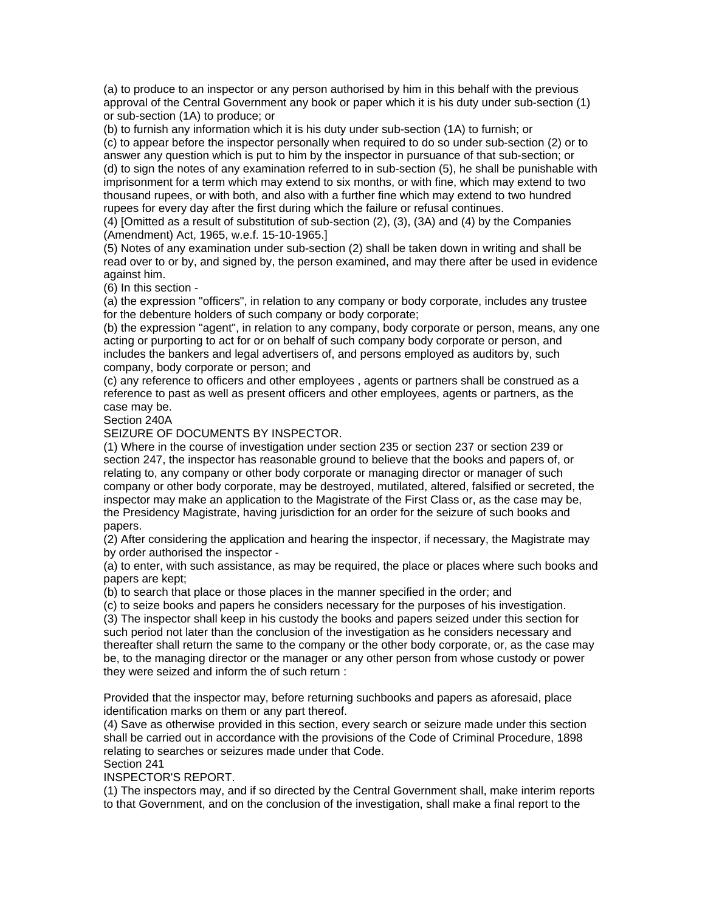(a) to produce to an inspector or any person authorised by him in this behalf with the previous approval of the Central Government any book or paper which it is his duty under sub-section (1) or sub-section (1A) to produce; or

(b) to furnish any information which it is his duty under sub-section (1A) to furnish; or

(c) to appear before the inspector personally when required to do so under sub-section (2) or to answer any question which is put to him by the inspector in pursuance of that sub-section; or

(d) to sign the notes of any examination referred to in sub-section (5), he shall be punishable with imprisonment for a term which may extend to six months, or with fine, which may extend to two thousand rupees, or with both, and also with a further fine which may extend to two hundred rupees for every day after the first during which the failure or refusal continues.

(4) [Omitted as a result of substitution of sub-section (2), (3), (3A) and (4) by the Companies (Amendment) Act, 1965, w.e.f. 15-10-1965.]

(5) Notes of any examination under sub-section (2) shall be taken down in writing and shall be read over to or by, and signed by, the person examined, and may there after be used in evidence against him.

(6) In this section -

(a) the expression "officers", in relation to any company or body corporate, includes any trustee for the debenture holders of such company or body corporate;

(b) the expression "agent", in relation to any company, body corporate or person, means, any one acting or purporting to act for or on behalf of such company body corporate or person, and includes the bankers and legal advertisers of, and persons employed as auditors by, such company, body corporate or person; and

(c) any reference to officers and other employees , agents or partners shall be construed as a reference to past as well as present officers and other employees, agents or partners, as the case may be.

Section 240A

SEIZURE OF DOCUMENTS BY INSPECTOR.

(1) Where in the course of investigation under section 235 or section 237 or section 239 or section 247, the inspector has reasonable ground to believe that the books and papers of, or relating to, any company or other body corporate or managing director or manager of such company or other body corporate, may be destroyed, mutilated, altered, falsified or secreted, the inspector may make an application to the Magistrate of the First Class or, as the case may be, the Presidency Magistrate, having jurisdiction for an order for the seizure of such books and papers.

(2) After considering the application and hearing the inspector, if necessary, the Magistrate may by order authorised the inspector -

(a) to enter, with such assistance, as may be required, the place or places where such books and papers are kept;

(b) to search that place or those places in the manner specified in the order; and

(c) to seize books and papers he considers necessary for the purposes of his investigation.

(3) The inspector shall keep in his custody the books and papers seized under this section for such period not later than the conclusion of the investigation as he considers necessary and thereafter shall return the same to the company or the other body corporate, or, as the case may be, to the managing director or the manager or any other person from whose custody or power they were seized and inform the of such return :

Provided that the inspector may, before returning suchbooks and papers as aforesaid, place identification marks on them or any part thereof.

(4) Save as otherwise provided in this section, every search or seizure made under this section shall be carried out in accordance with the provisions of the Code of Criminal Procedure, 1898 relating to searches or seizures made under that Code.

Section 241

INSPECTOR'S REPORT.

(1) The inspectors may, and if so directed by the Central Government shall, make interim reports to that Government, and on the conclusion of the investigation, shall make a final report to the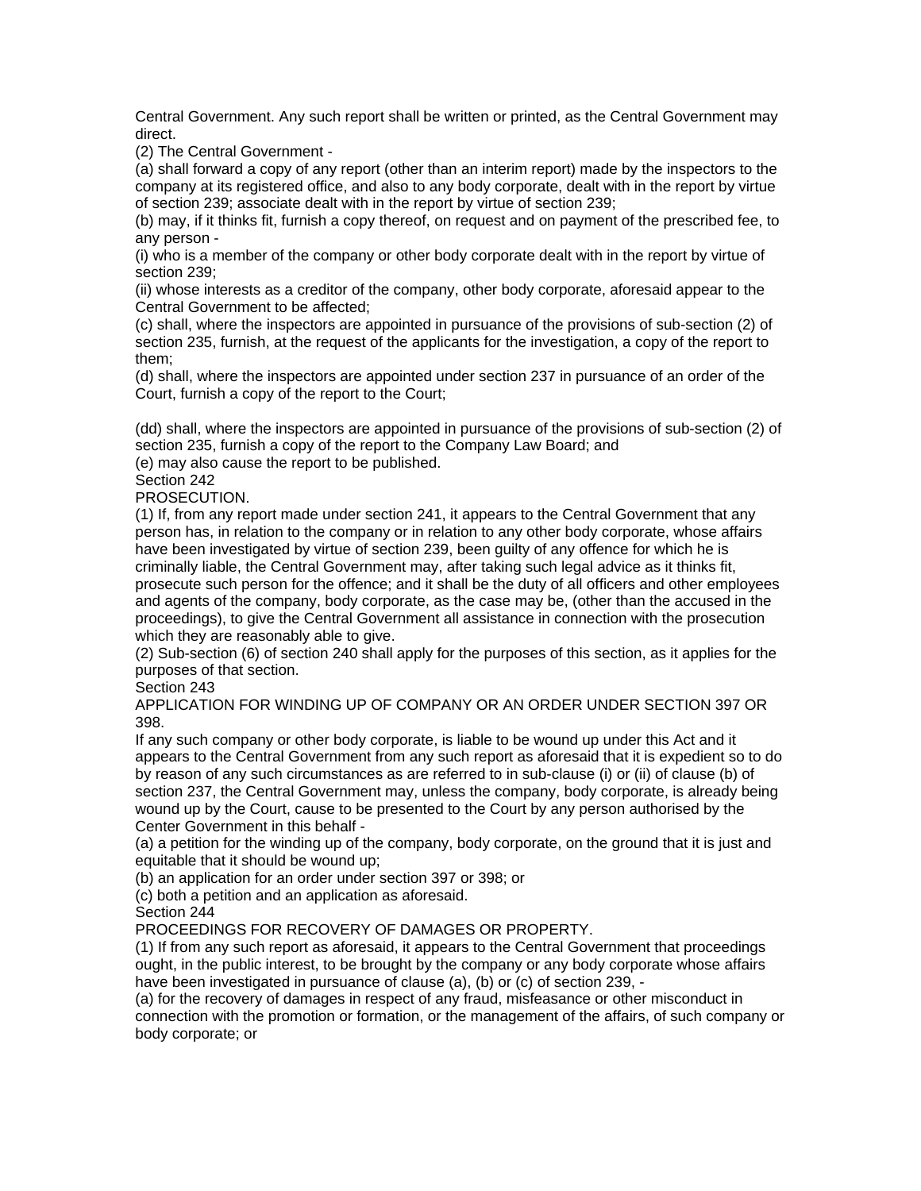Central Government. Any such report shall be written or printed, as the Central Government may direct.

(2) The Central Government -

(a) shall forward a copy of any report (other than an interim report) made by the inspectors to the company at its registered office, and also to any body corporate, dealt with in the report by virtue of section 239; associate dealt with in the report by virtue of section 239;

(b) may, if it thinks fit, furnish a copy thereof, on request and on payment of the prescribed fee, to any person -

(i) who is a member of the company or other body corporate dealt with in the report by virtue of section 239;

(ii) whose interests as a creditor of the company, other body corporate, aforesaid appear to the Central Government to be affected;

(c) shall, where the inspectors are appointed in pursuance of the provisions of sub-section (2) of section 235, furnish, at the request of the applicants for the investigation, a copy of the report to them;

(d) shall, where the inspectors are appointed under section 237 in pursuance of an order of the Court, furnish a copy of the report to the Court;

(dd) shall, where the inspectors are appointed in pursuance of the provisions of sub-section (2) of section 235, furnish a copy of the report to the Company Law Board; and

(e) may also cause the report to be published.

Section 242

PROSECUTION.

(1) If, from any report made under section 241, it appears to the Central Government that any person has, in relation to the company or in relation to any other body corporate, whose affairs have been investigated by virtue of section 239, been guilty of any offence for which he is criminally liable, the Central Government may, after taking such legal advice as it thinks fit, prosecute such person for the offence; and it shall be the duty of all officers and other employees and agents of the company, body corporate, as the case may be, (other than the accused in the proceedings), to give the Central Government all assistance in connection with the prosecution which they are reasonably able to give.

(2) Sub-section (6) of section 240 shall apply for the purposes of this section, as it applies for the purposes of that section.

Section 243

APPLICATION FOR WINDING UP OF COMPANY OR AN ORDER UNDER SECTION 397 OR 398.

If any such company or other body corporate, is liable to be wound up under this Act and it appears to the Central Government from any such report as aforesaid that it is expedient so to do by reason of any such circumstances as are referred to in sub-clause (i) or (ii) of clause (b) of section 237, the Central Government may, unless the company, body corporate, is already being wound up by the Court, cause to be presented to the Court by any person authorised by the Center Government in this behalf -

(a) a petition for the winding up of the company, body corporate, on the ground that it is just and equitable that it should be wound up;

(b) an application for an order under section 397 or 398; or

(c) both a petition and an application as aforesaid.

Section 244

PROCEEDINGS FOR RECOVERY OF DAMAGES OR PROPERTY.

(1) If from any such report as aforesaid, it appears to the Central Government that proceedings ought, in the public interest, to be brought by the company or any body corporate whose affairs have been investigated in pursuance of clause (a), (b) or (c) of section 239, -

(a) for the recovery of damages in respect of any fraud, misfeasance or other misconduct in connection with the promotion or formation, or the management of the affairs, of such company or body corporate; or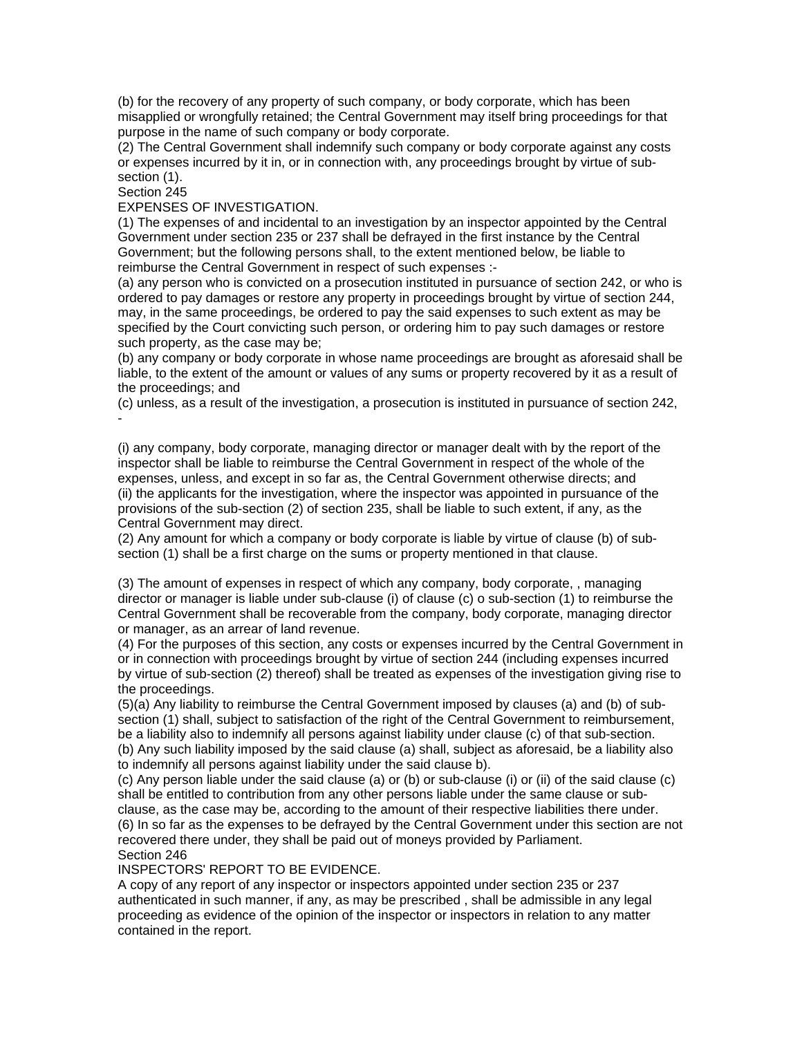(b) for the recovery of any property of such company, or body corporate, which has been misapplied or wrongfully retained; the Central Government may itself bring proceedings for that purpose in the name of such company or body corporate.

(2) The Central Government shall indemnify such company or body corporate against any costs or expenses incurred by it in, or in connection with, any proceedings brought by virtue of sub-section (1).

Section 245

EXPENSES OF INVESTIGATION.

(1) The expenses of and incidental to an investigation by an inspector appointed by the Central Government under section 235 or 237 shall be defrayed in the first instance by the Central Government; but the following persons shall, to the extent mentioned below, be liable to reimburse the Central Government in respect of such expenses :-

(a) any person who is convicted on a prosecution instituted in pursuance of section 242, or who is ordered to pay damages or restore any property in proceedings brought by virtue of section 244, may, in the same proceedings, be ordered to pay the said expenses to such extent as may be specified by the Court convicting such person, or ordering him to pay such damages or restore such property, as the case may be;

(b) any company or body corporate in whose name proceedings are brought as aforesaid shall be liable, to the extent of the amount or values of any sums or property recovered by it as a result of the proceedings; and

(c) unless, as a result of the investigation, a prosecution is instituted in pursuance of section 242, -

(i) any company, body corporate, managing director or manager dealt with by the report of the inspector shall be liable to reimburse the Central Government in respect of the whole of the expenses, unless, and except in so far as, the Central Government otherwise directs; and

(ii) the applicants for the investigation, where the inspector was appointed in pursuance of the provisions of the sub-section (2) of section 235, shall be liable to such extent, if any, as the Central Government may direct.

(2) Any amount for which a company or body corporate is liable by virtue of clause (b) of sub-section (1) shall be a first charge on the sums or property mentioned in that clause.

(3) The amount of expenses in respect of which any company, body corporate, , managing director or manager is liable under sub-clause (i) of clause (c) o sub-section (1) to reimburse the Central Government shall be recoverable from the company, body corporate, managing director or manager, as an arrear of land revenue.

(4) For the purposes of this section, any costs or expenses incurred by the Central Government in or in connection with proceedings brought by virtue of section 244 (including expenses incurred by virtue of sub-section (2) thereof) shall be treated as expenses of the investigation giving rise to the proceedings.

(5)(a) Any liability to reimburse the Central Government imposed by clauses (a) and (b) of sub-section (1) shall, subject to satisfaction of the right of the Central Government to reimbursement, be a liability also to indemnify all persons against liability under clause (c) of that sub-section.

(b) Any such liability imposed by the said clause (a) shall, subject as aforesaid, be a liability also to indemnify all persons against liability under the said clause b).

(c) Any person liable under the said clause (a) or (b) or sub-clause (i) or (ii) of the said clause (c) shall be entitled to contribution from any other persons liable under the same clause or sub-clause, as the case may be, according to the amount of their respective liabilities there under.

(6) In so far as the expenses to be defrayed by the Central Government under this section are not recovered there under, they shall be paid out of moneys provided by Parliament.

Section 246

INSPECTORS' REPORT TO BE EVIDENCE.

A copy of any report of any inspector or inspectors appointed under section 235 or 237 authenticated in such manner, if any, as may be prescribed , shall be admissible in any legal proceeding as evidence of the opinion of the inspector or inspectors in relation to any matter contained in the report.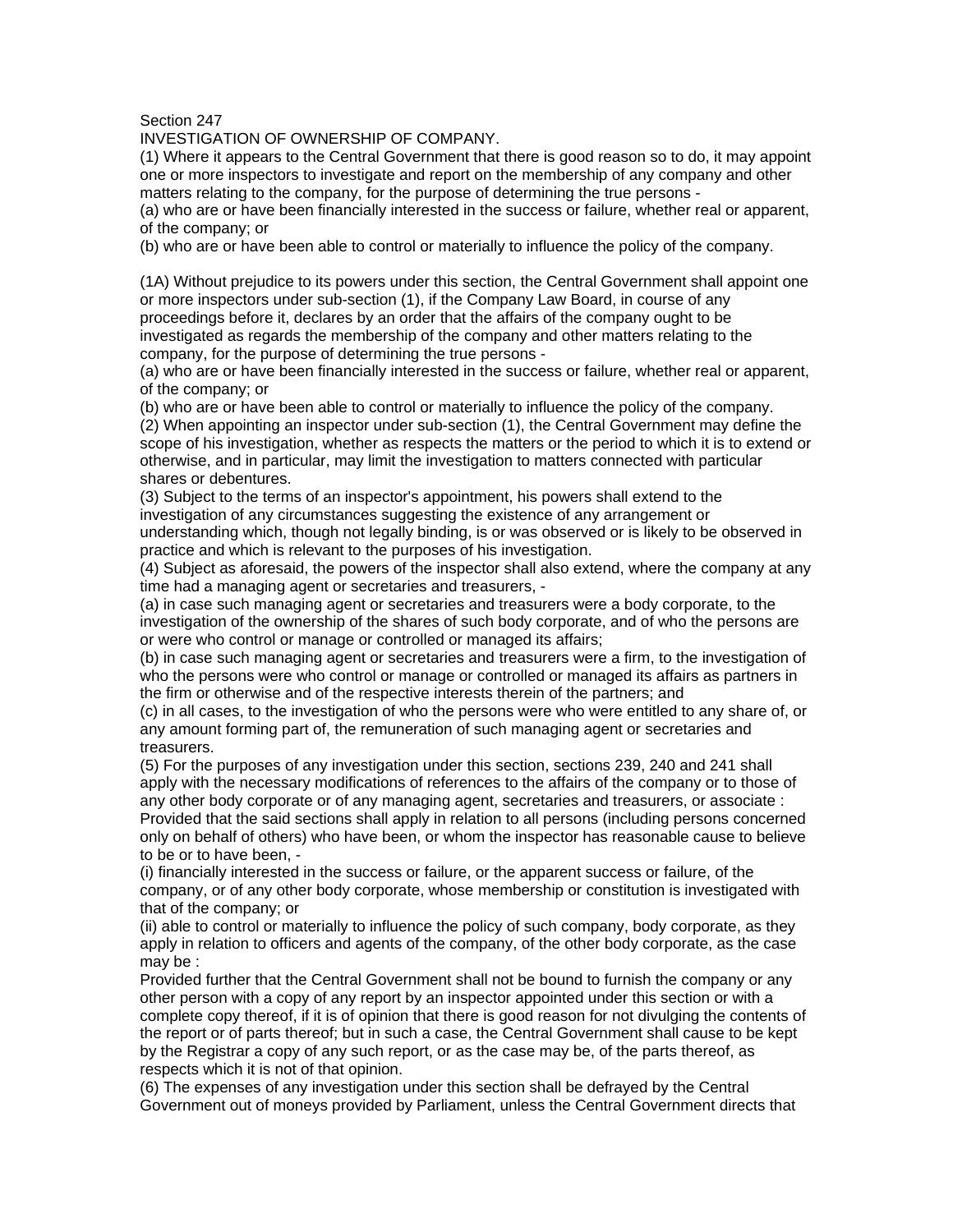Section 247

INVESTIGATION OF OWNERSHIP OF COMPANY.

(1) Where it appears to the Central Government that there is good reason so to do, it may appoint one or more inspectors to investigate and report on the membership of any company and other matters relating to the company, for the purpose of determining the true persons -

(a) who are or have been financially interested in the success or failure, whether real or apparent, of the company; or

(b) who are or have been able to control or materially to influence the policy of the company.

(1A) Without prejudice to its powers under this section, the Central Government shall appoint one or more inspectors under sub-section (1), if the Company Law Board, in course of any proceedings before it, declares by an order that the affairs of the company ought to be investigated as regards the membership of the company and other matters relating to the company, for the purpose of determining the true persons -

(a) who are or have been financially interested in the success or failure, whether real or apparent, of the company; or

(b) who are or have been able to control or materially to influence the policy of the company.

(2) When appointing an inspector under sub-section (1), the Central Government may define the scope of his investigation, whether as respects the matters or the period to which it is to extend or otherwise, and in particular, may limit the investigation to matters connected with particular shares or debentures.

(3) Subject to the terms of an inspector's appointment, his powers shall extend to the investigation of any circumstances suggesting the existence of any arrangement or understanding which, though not legally binding, is or was observed or is likely to be observed in practice and which is relevant to the purposes of his investigation.

(4) Subject as aforesaid, the powers of the inspector shall also extend, where the company at any time had a managing agent or secretaries and treasurers, -

(a) in case such managing agent or secretaries and treasurers were a body corporate, to the investigation of the ownership of the shares of such body corporate, and of who the persons are or were who control or manage or controlled or managed its affairs;

(b) in case such managing agent or secretaries and treasurers were a firm, to the investigation of who the persons were who control or manage or controlled or managed its affairs as partners in the firm or otherwise and of the respective interests therein of the partners; and

(c) in all cases, to the investigation of who the persons were who were entitled to any share of, or any amount forming part of, the remuneration of such managing agent or secretaries and treasurers.

(5) For the purposes of any investigation under this section, sections 239, 240 and 241 shall apply with the necessary modifications of references to the affairs of the company or to those of any other body corporate or of any managing agent, secretaries and treasurers, or associate :

Provided that the said sections shall apply in relation to all persons (including persons concerned only on behalf of others) who have been, or whom the inspector has reasonable cause to believe to be or to have been, -

(i) financially interested in the success or failure, or the apparent success or failure, of the company, or of any other body corporate, whose membership or constitution is investigated with that of the company; or

(ii) able to control or materially to influence the policy of such company, body corporate, as they apply in relation to officers and agents of the company, of the other body corporate, as the case may be :

Provided further that the Central Government shall not be bound to furnish the company or any other person with a copy of any report by an inspector appointed under this section or with a complete copy thereof, if it is of opinion that there is good reason for not divulging the contents of the report or of parts thereof; but in such a case, the Central Government shall cause to be kept by the Registrar a copy of any such report, or as the case may be, of the parts thereof, as respects which it is not of that opinion.

(6) The expenses of any investigation under this section shall be defrayed by the Central Government out of moneys provided by Parliament, unless the Central Government directs that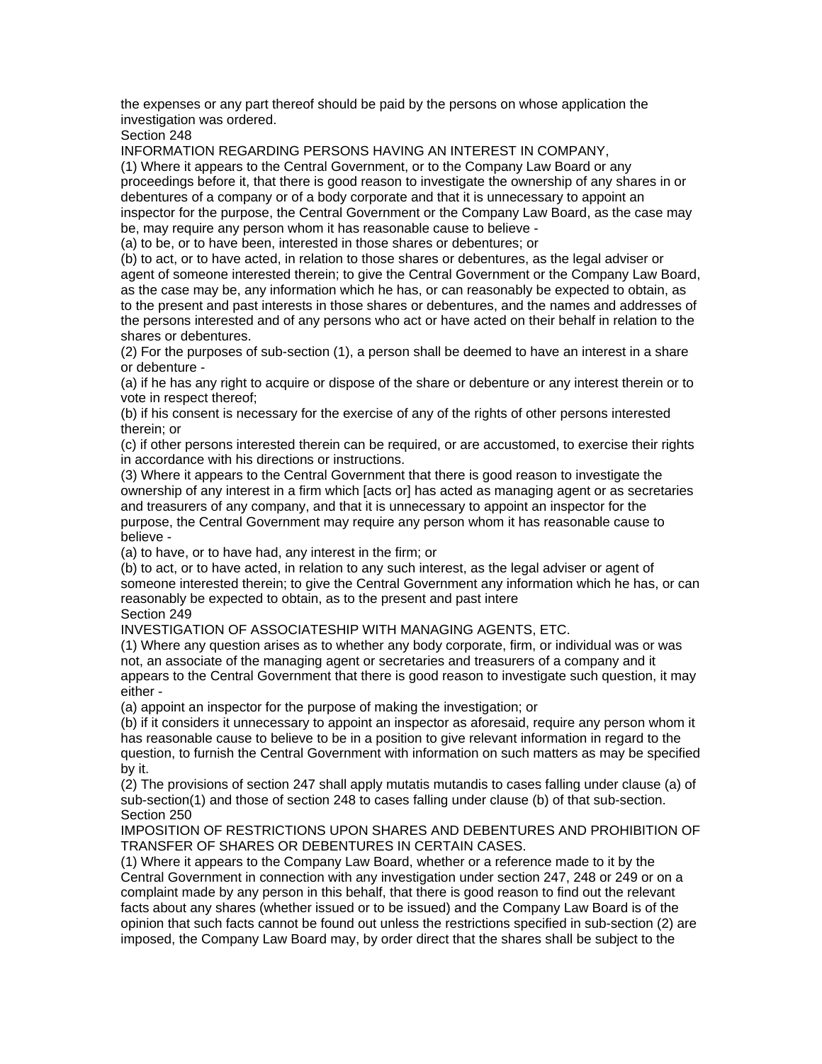the expenses or any part thereof should be paid by the persons on whose application the investigation was ordered.

Section 248

INFORMATION REGARDING PERSONS HAVING AN INTEREST IN COMPANY,

(1) Where it appears to the Central Government, or to the Company Law Board or any proceedings before it, that there is good reason to investigate the ownership of any shares in or debentures of a company or of a body corporate and that it is unnecessary to appoint an inspector for the purpose, the Central Government or the Company Law Board, as the case may be, may require any person whom it has reasonable cause to believe -

(a) to be, or to have been, interested in those shares or debentures; or

(b) to act, or to have acted, in relation to those shares or debentures, as the legal adviser or agent of someone interested therein; to give the Central Government or the Company Law Board, as the case may be, any information which he has, or can reasonably be expected to obtain, as to the present and past interests in those shares or debentures, and the names and addresses of the persons interested and of any persons who act or have acted on their behalf in relation to the shares or debentures.

(2) For the purposes of sub-section (1), a person shall be deemed to have an interest in a share or debenture -

(a) if he has any right to acquire or dispose of the share or debenture or any interest therein or to vote in respect thereof;

(b) if his consent is necessary for the exercise of any of the rights of other persons interested therein; or

(c) if other persons interested therein can be required, or are accustomed, to exercise their rights in accordance with his directions or instructions.

(3) Where it appears to the Central Government that there is good reason to investigate the ownership of any interest in a firm which [acts or] has acted as managing agent or as secretaries and treasurers of any company, and that it is unnecessary to appoint an inspector for the purpose, the Central Government may require any person whom it has reasonable cause to believe -

(a) to have, or to have had, any interest in the firm; or

(b) to act, or to have acted, in relation to any such interest, as the legal adviser or agent of someone interested therein; to give the Central Government any information which he has, or can reasonably be expected to obtain, as to the present and past intere

Section 249

INVESTIGATION OF ASSOCIATESHIP WITH MANAGING AGENTS, ETC.

(1) Where any question arises as to whether any body corporate, firm, or individual was or was not, an associate of the managing agent or secretaries and treasurers of a company and it appears to the Central Government that there is good reason to investigate such question, it may either -

(a) appoint an inspector for the purpose of making the investigation; or

(b) if it considers it unnecessary to appoint an inspector as aforesaid, require any person whom it has reasonable cause to believe to be in a position to give relevant information in regard to the question, to furnish the Central Government with information on such matters as may be specified by it.

(2) The provisions of section 247 shall apply mutatis mutandis to cases falling under clause (a) of sub-section(1) and those of section 248 to cases falling under clause (b) of that sub-section.

Section 250

IMPOSITION OF RESTRICTIONS UPON SHARES AND DEBENTURES AND PROHIBITION OF TRANSFER OF SHARES OR DEBENTURES IN CERTAIN CASES.

(1) Where it appears to the Company Law Board, whether or a reference made to it by the Central Government in connection with any investigation under section 247, 248 or 249 or on a complaint made by any person in this behalf, that there is good reason to find out the relevant facts about any shares (whether issued or to be issued) and the Company Law Board is of the opinion that such facts cannot be found out unless the restrictions specified in sub-section (2) are imposed, the Company Law Board may, by order direct that the shares shall be subject to the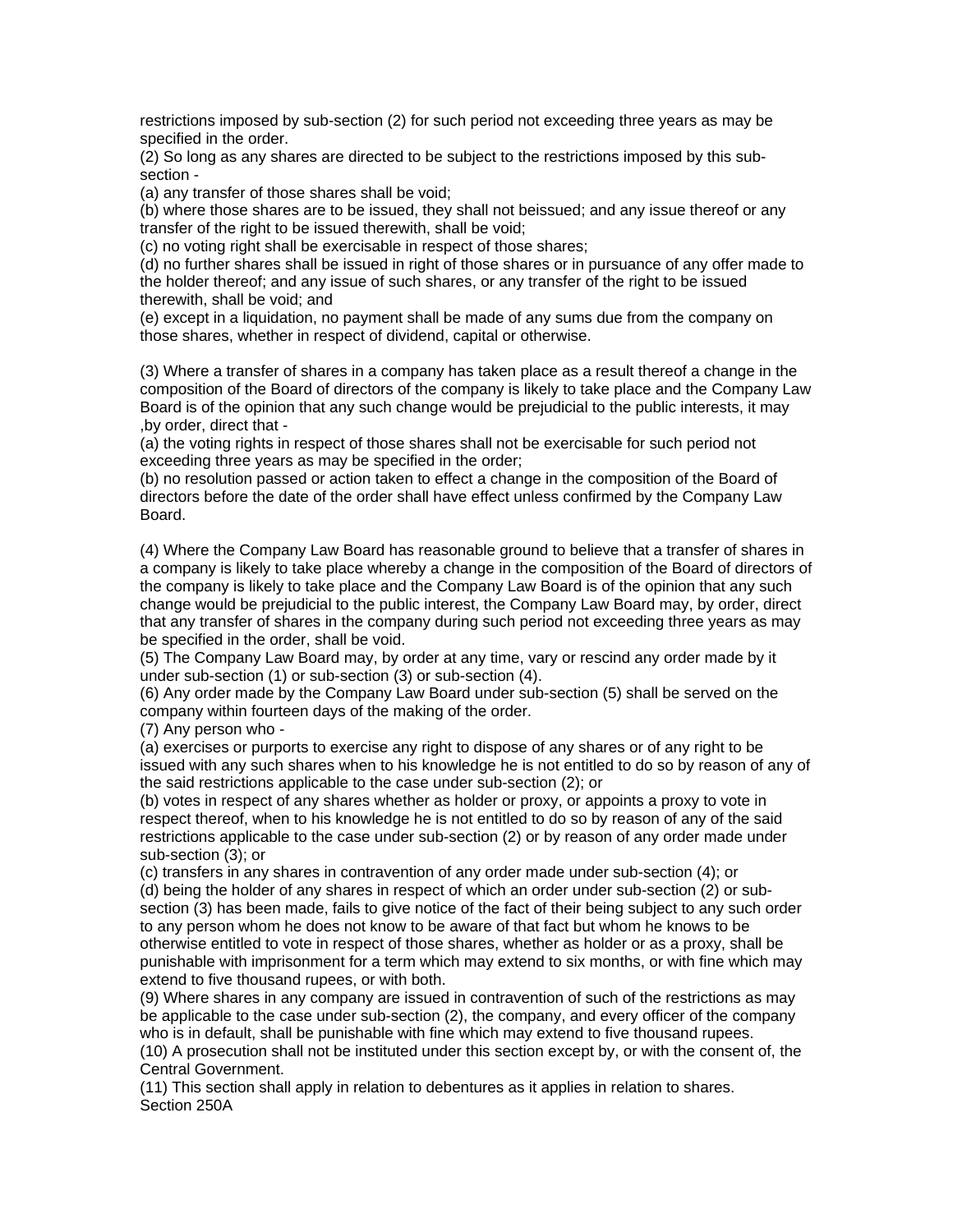restrictions imposed by sub-section (2) for such period not exceeding three years as may be specified in the order.

(2) So long as any shares are directed to be subject to the restrictions imposed by this sub-section -

(a) any transfer of those shares shall be void;

(b) where those shares are to be issued, they shall not beissued; and any issue thereof or any transfer of the right to be issued therewith, shall be void;

(c) no voting right shall be exercisable in respect of those shares;

(d) no further shares shall be issued in right of those shares or in pursuance of any offer made to the holder thereof; and any issue of such shares, or any transfer of the right to be issued therewith, shall be void; and

(e) except in a liquidation, no payment shall be made of any sums due from the company on those shares, whether in respect of dividend, capital or otherwise.

(3) Where a transfer of shares in a company has taken place as a result thereof a change in the composition of the Board of directors of the company is likely to take place and the Company Law Board is of the opinion that any such change would be prejudicial to the public interests, it may ,by order, direct that -

(a) the voting rights in respect of those shares shall not be exercisable for such period not exceeding three years as may be specified in the order;

(b) no resolution passed or action taken to effect a change in the composition of the Board of directors before the date of the order shall have effect unless confirmed by the Company Law Board.

(4) Where the Company Law Board has reasonable ground to believe that a transfer of shares in a company is likely to take place whereby a change in the composition of the Board of directors of the company is likely to take place and the Company Law Board is of the opinion that any such change would be prejudicial to the public interest, the Company Law Board may, by order, direct that any transfer of shares in the company during such period not exceeding three years as may be specified in the order, shall be void.

(5) The Company Law Board may, by order at any time, vary or rescind any order made by it under sub-section (1) or sub-section (3) or sub-section (4).

(6) Any order made by the Company Law Board under sub-section (5) shall be served on the company within fourteen days of the making of the order.

(7) Any person who -

(a) exercises or purports to exercise any right to dispose of any shares or of any right to be issued with any such shares when to his knowledge he is not entitled to do so by reason of any of the said restrictions applicable to the case under sub-section (2); or

(b) votes in respect of any shares whether as holder or proxy, or appoints a proxy to vote in respect thereof, when to his knowledge he is not entitled to do so by reason of any of the said restrictions applicable to the case under sub-section (2) or by reason of any order made under sub-section (3); or

(c) transfers in any shares in contravention of any order made under sub-section (4); or

(d) being the holder of any shares in respect of which an order under sub-section (2) or sub-section (3) has been made, fails to give notice of the fact of their being subject to any such order to any person whom he does not know to be aware of that fact but whom he knows to be otherwise entitled to vote in respect of those shares, whether as holder or as a proxy, shall be punishable with imprisonment for a term which may extend to six months, or with fine which may extend to five thousand rupees, or with both.

(9) Where shares in any company are issued in contravention of such of the restrictions as may be applicable to the case under sub-section (2), the company, and every officer of the company who is in default, shall be punishable with fine which may extend to five thousand rupees.

(10) A prosecution shall not be instituted under this section except by, or with the consent of, the Central Government.

(11) This section shall apply in relation to debentures as it applies in relation to shares.

Section 250A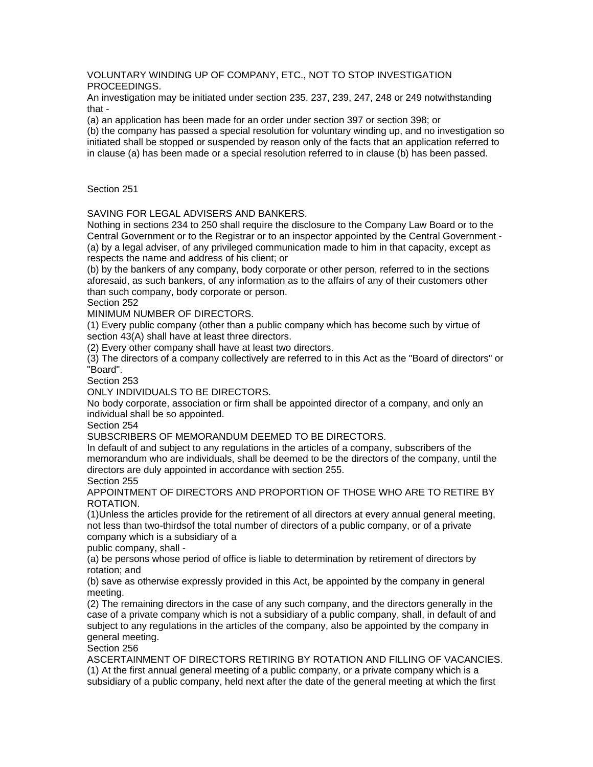VOLUNTARY WINDING UP OF COMPANY, ETC., NOT TO STOP INVESTIGATION PROCEEDINGS.

An investigation may be initiated under section 235, 237, 239, 247, 248 or 249 notwithstanding that -

(a) an application has been made for an order under section 397 or section 398; or

(b) the company has passed a special resolution for voluntary winding up, and no investigation so initiated shall be stopped or suspended by reason only of the facts that an application referred to in clause (a) has been made or a special resolution referred to in clause (b) has been passed.

Section 251

SAVING FOR LEGAL ADVISERS AND BANKERS.

Nothing in sections 234 to 250 shall require the disclosure to the Company Law Board or to the Central Government or to the Registrar or to an inspector appointed by the Central Government -

(a) by a legal adviser, of any privileged communication made to him in that capacity, except as respects the name and address of his client; or

(b) by the bankers of any company, body corporate or other person, referred to in the sections aforesaid, as such bankers, of any information as to the affairs of any of their customers other than such company, body corporate or person.

Section 252

MINIMUM NUMBER OF DIRECTORS.

(1) Every public company (other than a public company which has become such by virtue of section 43(A) shall have at least three directors.

(2) Every other company shall have at least two directors.

(3) The directors of a company collectively are referred to in this Act as the "Board of directors" or "Board".

Section 253

ONLY INDIVIDUALS TO BE DIRECTORS.

No body corporate, association or firm shall be appointed director of a company, and only an individual shall be so appointed.

Section 254

SUBSCRIBERS OF MEMORANDUM DEEMED TO BE DIRECTORS.

In default of and subject to any regulations in the articles of a company, subscribers of the memorandum who are individuals, shall be deemed to be the directors of the company, until the directors are duly appointed in accordance with section 255.

Section 255

APPOINTMENT OF DIRECTORS AND PROPORTION OF THOSE WHO ARE TO RETIRE BY ROTATION.

(1)Unless the articles provide for the retirement of all directors at every annual general meeting, not less than two-thirdsof the total number of directors of a public company, or of a private company which is a subsidiary of a public company, shall -

(a) be persons whose period of office is liable to determination by retirement of directors by rotation; and

(b) save as otherwise expressly provided in this Act, be appointed by the company in general meeting.

(2) The remaining directors in the case of any such company, and the directors generally in the case of a private company which is not a subsidiary of a public company, shall, in default of and subject to any regulations in the articles of the company, also be appointed by the company in general meeting.

Section 256

ASCERTAINMENT OF DIRECTORS RETIRING BY ROTATION AND FILLING OF VACANCIES.

(1) At the first annual general meeting of a public company, or a private company which is a subsidiary of a public company, held next after the date of the general meeting at which the first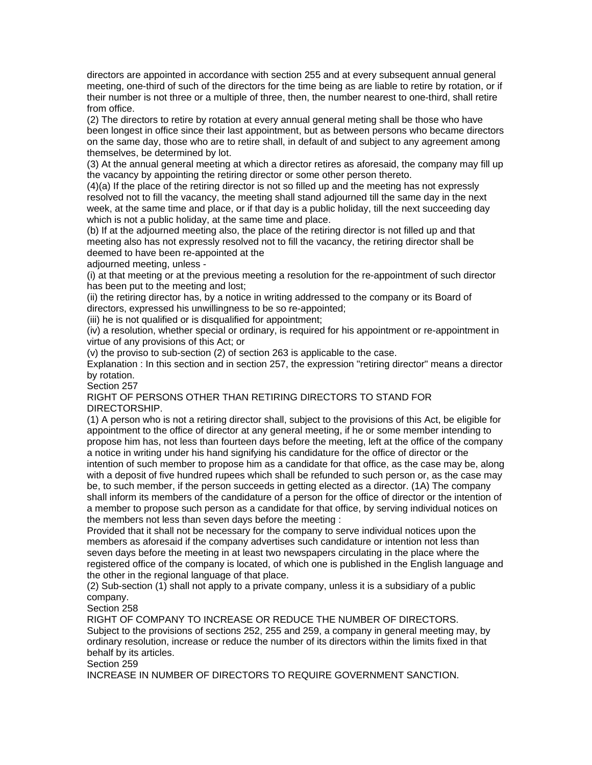directors are appointed in accordance with section 255 and at every subsequent annual general meeting, one-third of such of the directors for the time being as are liable to retire by rotation, or if their number is not three or a multiple of three, then, the number nearest to one-third, shall retire from office.

(2) The directors to retire by rotation at every annual general meting shall be those who have been longest in office since their last appointment, but as between persons who became directors on the same day, those who are to retire shall, in default of and subject to any agreement among themselves, be determined by lot.

(3) At the annual general meeting at which a director retires as aforesaid, the company may fill up the vacancy by appointing the retiring director or some other person thereto.

(4)(a) If the place of the retiring director is not so filled up and the meeting has not expressly resolved not to fill the vacancy, the meeting shall stand adjourned till the same day in the next week, at the same time and place, or if that day is a public holiday, till the next succeeding day which is not a public holiday, at the same time and place.

(b) If at the adjourned meeting also, the place of the retiring director is not filled up and that meeting also has not expressly resolved not to fill the vacancy, the retiring director shall be deemed to have been re-appointed at the
adjourned meeting, unless -

(i) at that meeting or at the previous meeting a resolution for the re-appointment of such director has been put to the meeting and lost;

(ii) the retiring director has, by a notice in writing addressed to the company or its Board of directors, expressed his unwillingness to be so re-appointed;

(iii) he is not qualified or is disqualified for appointment;

(iv) a resolution, whether special or ordinary, is required for his appointment or re-appointment in virtue of any provisions of this Act; or

(v) the proviso to sub-section (2) of section 263 is applicable to the case.

Explanation : In this section and in section 257, the expression "retiring director" means a director by rotation.

Section 257

RIGHT OF PERSONS OTHER THAN RETIRING DIRECTORS TO STAND FOR DIRECTORSHIP.

(1) A person who is not a retiring director shall, subject to the provisions of this Act, be eligible for appointment to the office of director at any general meeting, if he or some member intending to propose him has, not less than fourteen days before the meeting, left at the office of the company a notice in writing under his hand signifying his candidature for the office of director or the intention of such member to propose him as a candidate for that office, as the case may be, along with a deposit of five hundred rupees which shall be refunded to such person or, as the case may be, to such member, if the person succeeds in getting elected as a director. (1A) The company shall inform its members of the candidature of a person for the office of director or the intention of a member to propose such person as a candidate for that office, by serving individual notices on the members not less than seven days before the meeting :

Provided that it shall not be necessary for the company to serve individual notices upon the members as aforesaid if the company advertises such candidature or intention not less than seven days before the meeting in at least two newspapers circulating in the place where the registered office of the company is located, of which one is published in the English language and the other in the regional language of that place.

(2) Sub-section (1) shall not apply to a private company, unless it is a subsidiary of a public company.

Section 258

RIGHT OF COMPANY TO INCREASE OR REDUCE THE NUMBER OF DIRECTORS.

Subject to the provisions of sections 252, 255 and 259, a company in general meeting may, by ordinary resolution, increase or reduce the number of its directors within the limits fixed in that behalf by its articles.

Section 259

INCREASE IN NUMBER OF DIRECTORS TO REQUIRE GOVERNMENT SANCTION.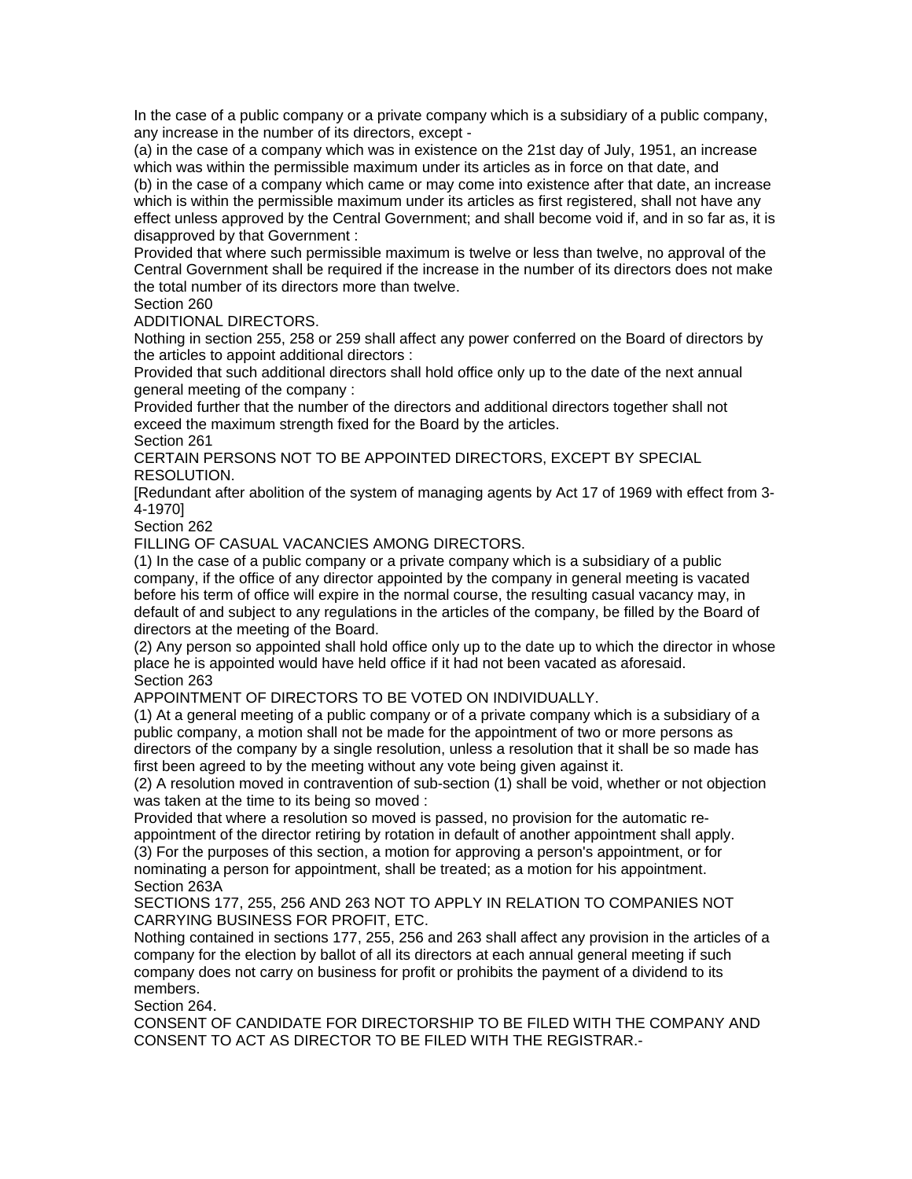In the case of a public company or a private company which is a subsidiary of a public company, any increase in the number of its directors, except -

(a) in the case of a company which was in existence on the 21st day of July, 1951, an increase which was within the permissible maximum under its articles as in force on that date, and

(b) in the case of a company which came or may come into existence after that date, an increase which is within the permissible maximum under its articles as first registered, shall not have any effect unless approved by the Central Government; and shall become void if, and in so far as, it is disapproved by that Government :

Provided that where such permissible maximum is twelve or less than twelve, no approval of the Central Government shall be required if the increase in the number of its directors does not make the total number of its directors more than twelve.

Section 260

ADDITIONAL DIRECTORS.

Nothing in section 255, 258 or 259 shall affect any power conferred on the Board of directors by the articles to appoint additional directors :

Provided that such additional directors shall hold office only up to the date of the next annual general meeting of the company :

Provided further that the number of the directors and additional directors together shall not exceed the maximum strength fixed for the Board by the articles.

Section 261

CERTAIN PERSONS NOT TO BE APPOINTED DIRECTORS, EXCEPT BY SPECIAL RESOLUTION.

[Redundant after abolition of the system of managing agents by Act 17 of 1969 with effect from 3-4-1970]

Section 262

FILLING OF CASUAL VACANCIES AMONG DIRECTORS.

(1) In the case of a public company or a private company which is a subsidiary of a public company, if the office of any director appointed by the company in general meeting is vacated before his term of office will expire in the normal course, the resulting casual vacancy may, in default of and subject to any regulations in the articles of the company, be filled by the Board of directors at the meeting of the Board.

(2) Any person so appointed shall hold office only up to the date up to which the director in whose place he is appointed would have held office if it had not been vacated as aforesaid.

Section 263

APPOINTMENT OF DIRECTORS TO BE VOTED ON INDIVIDUALLY.

(1) At a general meeting of a public company or of a private company which is a subsidiary of a public company, a motion shall not be made for the appointment of two or more persons as directors of the company by a single resolution, unless a resolution that it shall be so made has first been agreed to by the meeting without any vote being given against it.

(2) A resolution moved in contravention of sub-section (1) shall be void, whether or not objection was taken at the time to its being so moved :

Provided that where a resolution so moved is passed, no provision for the automatic re-appointment of the director retiring by rotation in default of another appointment shall apply.

(3) For the purposes of this section, a motion for approving a person's appointment, or for nominating a person for appointment, shall be treated; as a motion for his appointment.

Section 263A

SECTIONS 177, 255, 256 AND 263 NOT TO APPLY IN RELATION TO COMPANIES NOT CARRYING BUSINESS FOR PROFIT, ETC.

Nothing contained in sections 177, 255, 256 and 263 shall affect any provision in the articles of a company for the election by ballot of all its directors at each annual general meeting if such company does not carry on business for profit or prohibits the payment of a dividend to its members.

Section 264.

CONSENT OF CANDIDATE FOR DIRECTORSHIP TO BE FILED WITH THE COMPANY AND CONSENT TO ACT AS DIRECTOR TO BE FILED WITH THE REGISTRAR.-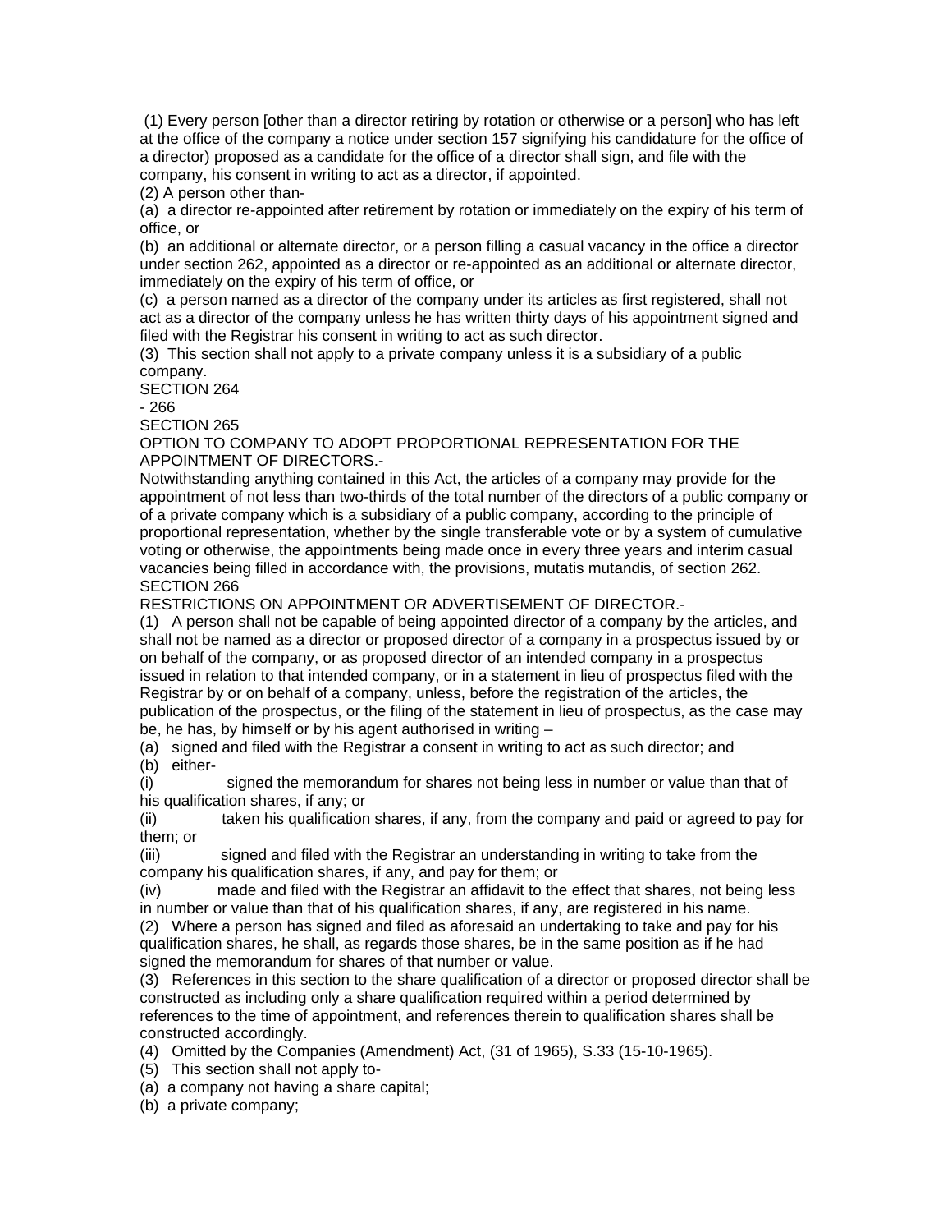(1) Every person [other than a director retiring by rotation or otherwise or a person] who has left at the office of the company a notice under section 157 signifying his candidature for the office of a director) proposed as a candidate for the office of a director shall sign, and file with the company, his consent in writing to act as a director, if appointed.

(2) A person other than-

(a) a director re-appointed after retirement by rotation or immediately on the expiry of his term of office, or

(b) an additional or alternate director, or a person filling a casual vacancy in the office a director under section 262, appointed as a director or re-appointed as an additional or alternate director, immediately on the expiry of his term of office, or

(c) a person named as a director of the company under its articles as first registered, shall not act as a director of the company unless he has written thirty days of his appointment signed and filed with the Registrar his consent in writing to act as such director.

(3) This section shall not apply to a private company unless it is a subsidiary of a public company.

SECTION 264

- 266

SECTION 265

OPTION TO COMPANY TO ADOPT PROPORTIONAL REPRESENTATION FOR THE APPOINTMENT OF DIRECTORS.-

Notwithstanding anything contained in this Act, the articles of a company may provide for the appointment of not less than two-thirds of the total number of the directors of a public company or of a private company which is a subsidiary of a public company, according to the principle of proportional representation, whether by the single transferable vote or by a system of cumulative voting or otherwise, the appointments being made once in every three years and interim casual vacancies being filled in accordance with, the provisions, mutatis mutandis, of section 262.

SECTION 266

RESTRICTIONS ON APPOINTMENT OR ADVERTISEMENT OF DIRECTOR.-

(1) A person shall not be capable of being appointed director of a company by the articles, and shall not be named as a director or proposed director of a company in a prospectus issued by or on behalf of the company, or as proposed director of an intended company in a prospectus issued in relation to that intended company, or in a statement in lieu of prospectus filed with the Registrar by or on behalf of a company, unless, before the registration of the articles, the publication of the prospectus, or the filing of the statement in lieu of prospectus, as the case may be, he has, by himself or by his agent authorised in writing –

(a) signed and filed with the Registrar a consent in writing to act as such director; and

(b) either-

(i) signed the memorandum for shares not being less in number or value than that of his qualification shares, if any; or

(ii) taken his qualification shares, if any, from the company and paid or agreed to pay for them; or

(iii) signed and filed with the Registrar an understanding in writing to take from the company his qualification shares, if any, and pay for them; or

(iv) made and filed with the Registrar an affidavit to the effect that shares, not being less in number or value than that of his qualification shares, if any, are registered in his name.

(2) Where a person has signed and filed as aforesaid an undertaking to take and pay for his qualification shares, he shall, as regards those shares, be in the same position as if he had signed the memorandum for shares of that number or value.

(3) References in this section to the share qualification of a director or proposed director shall be constructed as including only a share qualification required within a period determined by references to the time of appointment, and references therein to qualification shares shall be constructed accordingly.

(4) Omitted by the Companies (Amendment) Act, (31 of 1965), S.33 (15-10-1965).

(5) This section shall not apply to-

(a) a company not having a share capital;

(b) a private company;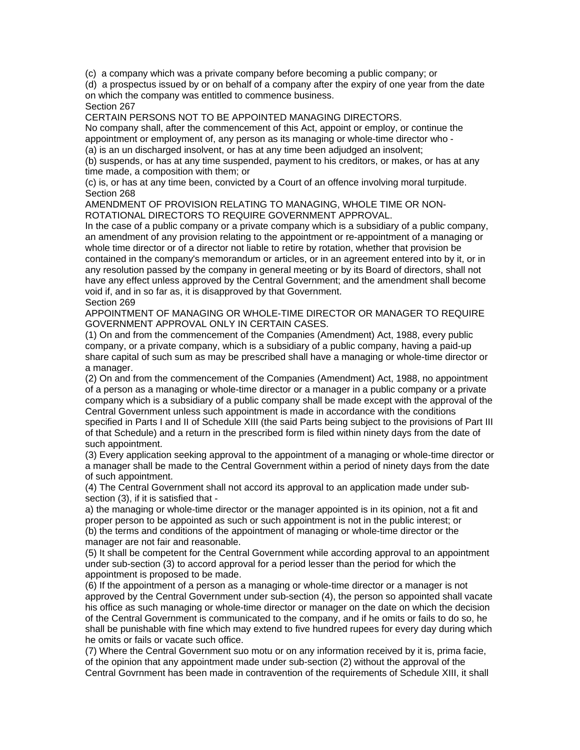(c) a company which was a private company before becoming a public company; or

(d) a prospectus issued by or on behalf of a company after the expiry of one year from the date on which the company was entitled to commence business.

Section 267

CERTAIN PERSONS NOT TO BE APPOINTED MANAGING DIRECTORS.

No company shall, after the commencement of this Act, appoint or employ, or continue the appointment or employment of, any person as its managing or whole-time director who -

(a) is an un discharged insolvent, or has at any time been adjudged an insolvent;

(b) suspends, or has at any time suspended, payment to his creditors, or makes, or has at any time made, a composition with them; or

(c) is, or has at any time been, convicted by a Court of an offence involving moral turpitude.

Section 268

AMENDMENT OF PROVISION RELATING TO MANAGING, WHOLE TIME OR NON-ROTATIONAL DIRECTORS TO REQUIRE GOVERNMENT APPROVAL.

In the case of a public company or a private company which is a subsidiary of a public company, an amendment of any provision relating to the appointment or re-appointment of a managing or whole time director or of a director not liable to retire by rotation, whether that provision be contained in the company's memorandum or articles, or in an agreement entered into by it, or in any resolution passed by the company in general meeting or by its Board of directors, shall not have any effect unless approved by the Central Government; and the amendment shall become void if, and in so far as, it is disapproved by that Government.

Section 269

APPOINTMENT OF MANAGING OR WHOLE-TIME DIRECTOR OR MANAGER TO REQUIRE GOVERNMENT APPROVAL ONLY IN CERTAIN CASES.

(1) On and from the commencement of the Companies (Amendment) Act, 1988, every public company, or a private company, which is a subsidiary of a public company, having a paid-up share capital of such sum as may be prescribed shall have a managing or whole-time director or a manager.

(2) On and from the commencement of the Companies (Amendment) Act, 1988, no appointment of a person as a managing or whole-time director or a manager in a public company or a private company which is a subsidiary of a public company shall be made except with the approval of the Central Government unless such appointment is made in accordance with the conditions specified in Parts I and II of Schedule XIII (the said Parts being subject to the provisions of Part III of that Schedule) and a return in the prescribed form is filed within ninety days from the date of such appointment.

(3) Every application seeking approval to the appointment of a managing or whole-time director or a manager shall be made to the Central Government within a period of ninety days from the date of such appointment.

(4) The Central Government shall not accord its approval to an application made under sub-section (3), if it is satisfied that -

a) the managing or whole-time director or the manager appointed is in its opinion, not a fit and proper person to be appointed as such or such appointment is not in the public interest; or

(b) the terms and conditions of the appointment of managing or whole-time director or the manager are not fair and reasonable.

(5) It shall be competent for the Central Government while according approval to an appointment under sub-section (3) to accord approval for a period lesser than the period for which the appointment is proposed to be made.

(6) If the appointment of a person as a managing or whole-time director or a manager is not approved by the Central Government under sub-section (4), the person so appointed shall vacate his office as such managing or whole-time director or manager on the date on which the decision of the Central Government is communicated to the company, and if he omits or fails to do so, he shall be punishable with fine which may extend to five hundred rupees for every day during which he omits or fails or vacate such office.

(7) Where the Central Government suo motu or on any information received by it is, prima facie, of the opinion that any appointment made under sub-section (2) without the approval of the Central Govrnment has been made in contravention of the requirements of Schedule XIII, it shall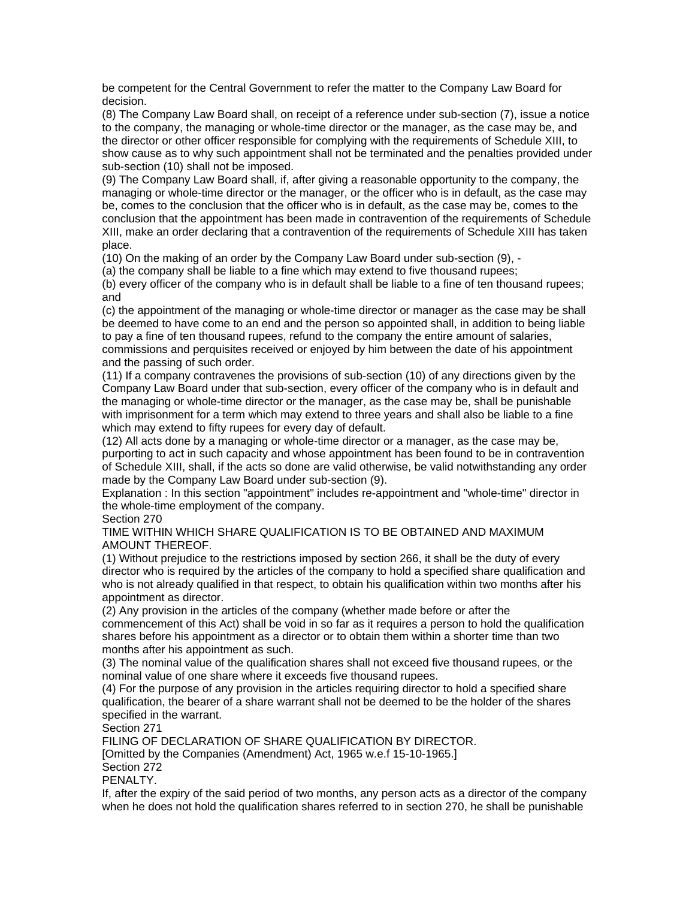be competent for the Central Government to refer the matter to the Company Law Board for decision.

(8) The Company Law Board shall, on receipt of a reference under sub-section (7), issue a notice to the company, the managing or whole-time director or the manager, as the case may be, and the director or other officer responsible for complying with the requirements of Schedule XIII, to show cause as to why such appointment shall not be terminated and the penalties provided under sub-section (10) shall not be imposed.

(9) The Company Law Board shall, if, after giving a reasonable opportunity to the company, the managing or whole-time director or the manager, or the officer who is in default, as the case may be, comes to the conclusion that the officer who is in default, as the case may be, comes to the conclusion that the appointment has been made in contravention of the requirements of Schedule XIII, make an order declaring that a contravention of the requirements of Schedule XIII has taken place.

(10) On the making of an order by the Company Law Board under sub-section (9), -

(a) the company shall be liable to a fine which may extend to five thousand rupees;

(b) every officer of the company who is in default shall be liable to a fine of ten thousand rupees; and

(c) the appointment of the managing or whole-time director or manager as the case may be shall be deemed to have come to an end and the person so appointed shall, in addition to being liable to pay a fine of ten thousand rupees, refund to the company the entire amount of salaries, commissions and perquisites received or enjoyed by him between the date of his appointment and the passing of such order.

(11) If a company contravenes the provisions of sub-section (10) of any directions given by the Company Law Board under that sub-section, every officer of the company who is in default and the managing or whole-time director or the manager, as the case may be, shall be punishable with imprisonment for a term which may extend to three years and shall also be liable to a fine which may extend to fifty rupees for every day of default.

(12) All acts done by a managing or whole-time director or a manager, as the case may be, purporting to act in such capacity and whose appointment has been found to be in contravention of Schedule XIII, shall, if the acts so done are valid otherwise, be valid notwithstanding any order made by the Company Law Board under sub-section (9).

Explanation : In this section "appointment" includes re-appointment and "whole-time" director in the whole-time employment of the company.

Section 270

TIME WITHIN WHICH SHARE QUALIFICATION IS TO BE OBTAINED AND MAXIMUM AMOUNT THEREOF.

(1) Without prejudice to the restrictions imposed by section 266, it shall be the duty of every director who is required by the articles of the company to hold a specified share qualification and who is not already qualified in that respect, to obtain his qualification within two months after his appointment as director.

(2) Any provision in the articles of the company (whether made before or after the commencement of this Act) shall be void in so far as it requires a person to hold the qualification shares before his appointment as a director or to obtain them within a shorter time than two months after his appointment as such.

(3) The nominal value of the qualification shares shall not exceed five thousand rupees, or the nominal value of one share where it exceeds five thousand rupees.

(4) For the purpose of any provision in the articles requiring director to hold a specified share qualification, the bearer of a share warrant shall not be deemed to be the holder of the shares specified in the warrant.

Section 271

FILING OF DECLARATION OF SHARE QUALIFICATION BY DIRECTOR.

[Omitted by the Companies (Amendment) Act, 1965 w.e.f 15-10-1965.]

Section 272

PENALTY.

If, after the expiry of the said period of two months, any person acts as a director of the company when he does not hold the qualification shares referred to in section 270, he shall be punishable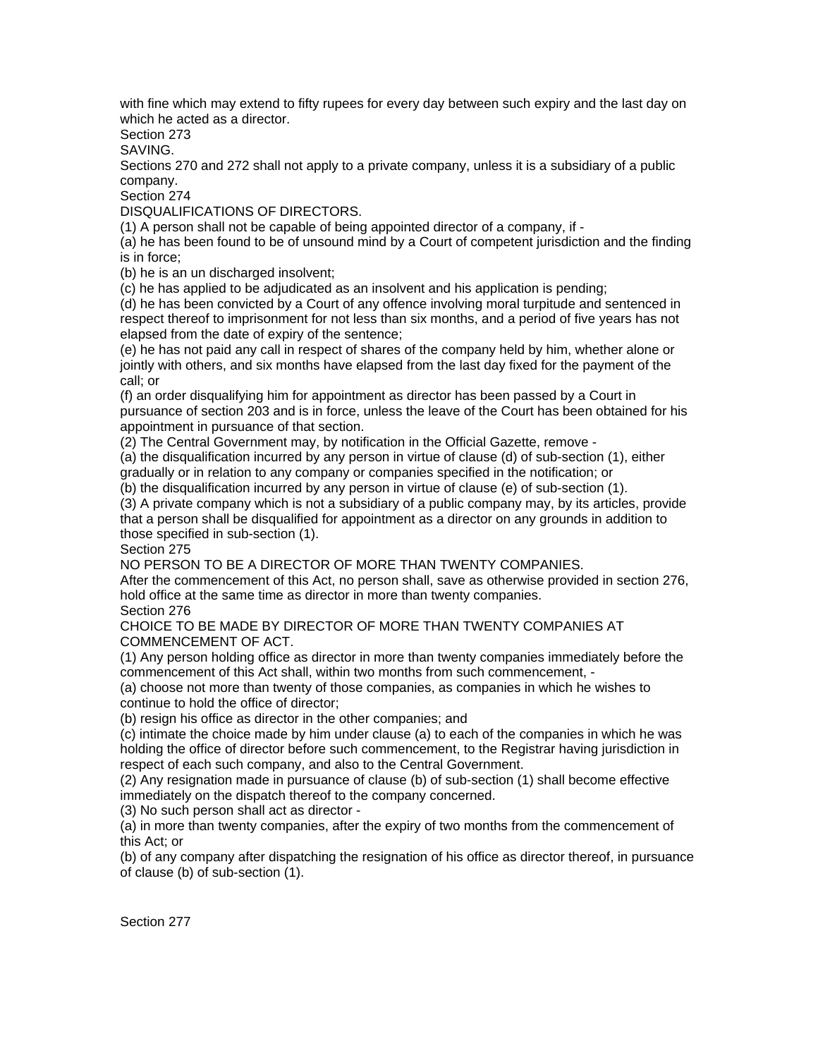with fine which may extend to fifty rupees for every day between such expiry and the last day on which he acted as a director.

Section 273

SAVING.

Sections 270 and 272 shall not apply to a private company, unless it is a subsidiary of a public company.

Section 274

DISQUALIFICATIONS OF DIRECTORS.

(1) A person shall not be capable of being appointed director of a company, if -

(a) he has been found to be of unsound mind by a Court of competent jurisdiction and the finding is in force;

(b) he is an un discharged insolvent;

(c) he has applied to be adjudicated as an insolvent and his application is pending;

(d) he has been convicted by a Court of any offence involving moral turpitude and sentenced in respect thereof to imprisonment for not less than six months, and a period of five years has not elapsed from the date of expiry of the sentence;

(e) he has not paid any call in respect of shares of the company held by him, whether alone or jointly with others, and six months have elapsed from the last day fixed for the payment of the call; or

(f) an order disqualifying him for appointment as director has been passed by a Court in pursuance of section 203 and is in force, unless the leave of the Court has been obtained for his appointment in pursuance of that section.

(2) The Central Government may, by notification in the Official Gazette, remove -

(a) the disqualification incurred by any person in virtue of clause (d) of sub-section (1), either gradually or in relation to any company or companies specified in the notification; or

(b) the disqualification incurred by any person in virtue of clause (e) of sub-section (1).

(3) A private company which is not a subsidiary of a public company may, by its articles, provide that a person shall be disqualified for appointment as a director on any grounds in addition to those specified in sub-section (1).

Section 275

NO PERSON TO BE A DIRECTOR OF MORE THAN TWENTY COMPANIES.

After the commencement of this Act, no person shall, save as otherwise provided in section 276, hold office at the same time as director in more than twenty companies.

Section 276

CHOICE TO BE MADE BY DIRECTOR OF MORE THAN TWENTY COMPANIES AT COMMENCEMENT OF ACT.

(1) Any person holding office as director in more than twenty companies immediately before the commencement of this Act shall, within two months from such commencement, -

(a) choose not more than twenty of those companies, as companies in which he wishes to continue to hold the office of director;

(b) resign his office as director in the other companies; and

(c) intimate the choice made by him under clause (a) to each of the companies in which he was holding the office of director before such commencement, to the Registrar having jurisdiction in respect of each such company, and also to the Central Government.

(2) Any resignation made in pursuance of clause (b) of sub-section (1) shall become effective immediately on the dispatch thereof to the company concerned.

(3) No such person shall act as director -

(a) in more than twenty companies, after the expiry of two months from the commencement of this Act; or

(b) of any company after dispatching the resignation of his office as director thereof, in pursuance of clause (b) of sub-section (1).

Section 277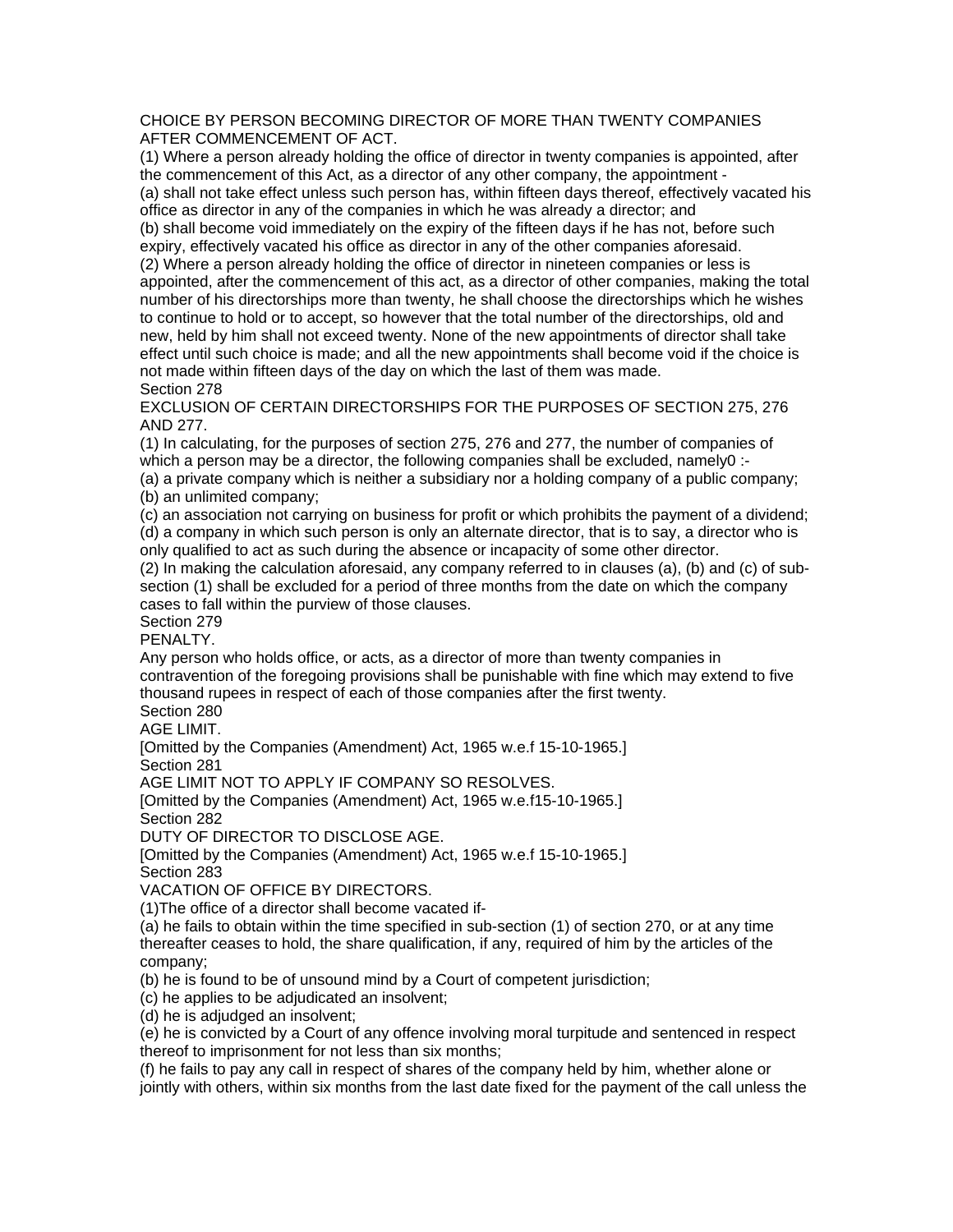CHOICE BY PERSON BECOMING DIRECTOR OF MORE THAN TWENTY COMPANIES AFTER COMMENCEMENT OF ACT.

(1) Where a person already holding the office of director in twenty companies is appointed, after the commencement of this Act, as a director of any other company, the appointment -

(a) shall not take effect unless such person has, within fifteen days thereof, effectively vacated his office as director in any of the companies in which he was already a director; and

(b) shall become void immediately on the expiry of the fifteen days if he has not, before such expiry, effectively vacated his office as director in any of the other companies aforesaid.

(2) Where a person already holding the office of director in nineteen companies or less is appointed, after the commencement of this act, as a director of other companies, making the total number of his directorships more than twenty, he shall choose the directorships which he wishes to continue to hold or to accept, so however that the total number of the directorships, old and new, held by him shall not exceed twenty. None of the new appointments of director shall take effect until such choice is made; and all the new appointments shall become void if the choice is not made within fifteen days of the day on which the last of them was made.

Section 278

EXCLUSION OF CERTAIN DIRECTORSHIPS FOR THE PURPOSES OF SECTION 275, 276 AND 277.

(1) In calculating, for the purposes of section 275, 276 and 277, the number of companies of which a person may be a director, the following companies shall be excluded, namely0 :-

(a) a private company which is neither a subsidiary nor a holding company of a public company;

(b) an unlimited company;

(c) an association not carrying on business for profit or which prohibits the payment of a dividend;

(d) a company in which such person is only an alternate director, that is to say, a director who is only qualified to act as such during the absence or incapacity of some other director.

(2) In making the calculation aforesaid, any company referred to in clauses (a), (b) and (c) of sub-section (1) shall be excluded for a period of three months from the date on which the company cases to fall within the purview of those clauses.

Section 279

PENALTY.

Any person who holds office, or acts, as a director of more than twenty companies in contravention of the foregoing provisions shall be punishable with fine which may extend to five thousand rupees in respect of each of those companies after the first twenty.

Section 280

AGE LIMIT.

[Omitted by the Companies (Amendment) Act, 1965 w.e.f 15-10-1965.]

Section 281

AGE LIMIT NOT TO APPLY IF COMPANY SO RESOLVES.

[Omitted by the Companies (Amendment) Act, 1965 w.e.f15-10-1965.]

Section 282

DUTY OF DIRECTOR TO DISCLOSE AGE.

[Omitted by the Companies (Amendment) Act, 1965 w.e.f 15-10-1965.]

Section 283

VACATION OF OFFICE BY DIRECTORS.

(1)The office of a director shall become vacated if-

(a) he fails to obtain within the time specified in sub-section (1) of section 270, or at any time thereafter ceases to hold, the share qualification, if any, required of him by the articles of the company;

(b) he is found to be of unsound mind by a Court of competent jurisdiction;

(c) he applies to be adjudicated an insolvent;

(d) he is adjudged an insolvent;

(e) he is convicted by a Court of any offence involving moral turpitude and sentenced in respect thereof to imprisonment for not less than six months;

(f) he fails to pay any call in respect of shares of the company held by him, whether alone or jointly with others, within six months from the last date fixed for the payment of the call unless the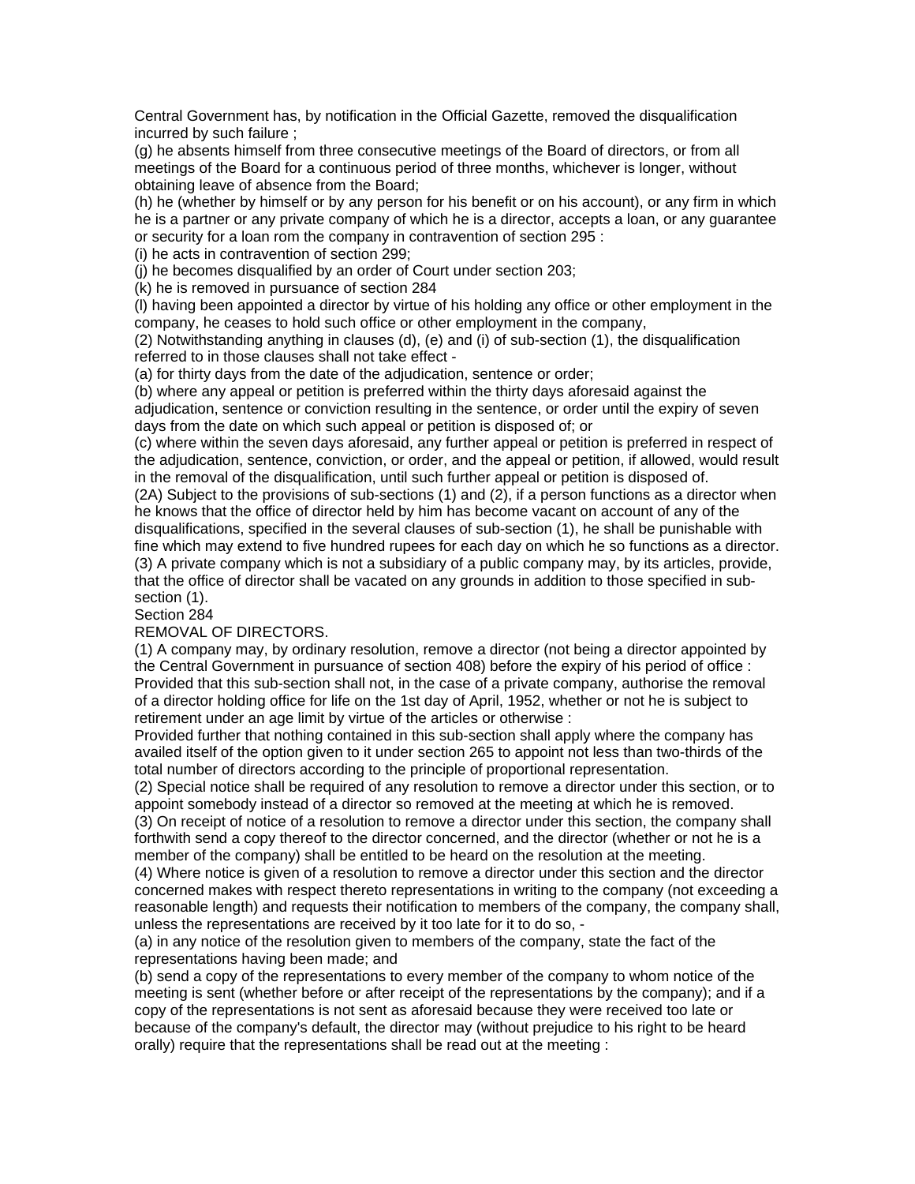Central Government has, by notification in the Official Gazette, removed the disqualification incurred by such failure ;

(g) he absents himself from three consecutive meetings of the Board of directors, or from all meetings of the Board for a continuous period of three months, whichever is longer, without obtaining leave of absence from the Board;

(h) he (whether by himself or by any person for his benefit or on his account), or any firm in which he is a partner or any private company of which he is a director, accepts a loan, or any guarantee or security for a loan rom the company in contravention of section 295 :

(i) he acts in contravention of section 299;

(j) he becomes disqualified by an order of Court under section 203;

(k) he is removed in pursuance of section 284

(l) having been appointed a director by virtue of his holding any office or other employment in the company, he ceases to hold such office or other employment in the company,

(2) Notwithstanding anything in clauses (d), (e) and (i) of sub-section (1), the disqualification referred to in those clauses shall not take effect -

(a) for thirty days from the date of the adjudication, sentence or order;

(b) where any appeal or petition is preferred within the thirty days aforesaid against the adjudication, sentence or conviction resulting in the sentence, or order until the expiry of seven days from the date on which such appeal or petition is disposed of; or

(c) where within the seven days aforesaid, any further appeal or petition is preferred in respect of the adjudication, sentence, conviction, or order, and the appeal or petition, if allowed, would result in the removal of the disqualification, until such further appeal or petition is disposed of.

(2A) Subject to the provisions of sub-sections (1) and (2), if a person functions as a director when he knows that the office of director held by him has become vacant on account of any of the disqualifications, specified in the several clauses of sub-section (1), he shall be punishable with fine which may extend to five hundred rupees for each day on which he so functions as a director.

(3) A private company which is not a subsidiary of a public company may, by its articles, provide, that the office of director shall be vacated on any grounds in addition to those specified in sub-section (1).

Section 284

REMOVAL OF DIRECTORS.

(1) A company may, by ordinary resolution, remove a director (not being a director appointed by the Central Government in pursuance of section 408) before the expiry of his period of office : Provided that this sub-section shall not, in the case of a private company, authorise the removal of a director holding office for life on the 1st day of April, 1952, whether or not he is subject to retirement under an age limit by virtue of the articles or otherwise :

Provided further that nothing contained in this sub-section shall apply where the company has availed itself of the option given to it under section 265 to appoint not less than two-thirds of the total number of directors according to the principle of proportional representation.

(2) Special notice shall be required of any resolution to remove a director under this section, or to appoint somebody instead of a director so removed at the meeting at which he is removed.

(3) On receipt of notice of a resolution to remove a director under this section, the company shall forthwith send a copy thereof to the director concerned, and the director (whether or not he is a member of the company) shall be entitled to be heard on the resolution at the meeting.

(4) Where notice is given of a resolution to remove a director under this section and the director concerned makes with respect thereto representations in writing to the company (not exceeding a reasonable length) and requests their notification to members of the company, the company shall, unless the representations are received by it too late for it to do so, -

(a) in any notice of the resolution given to members of the company, state the fact of the representations having been made; and

(b) send a copy of the representations to every member of the company to whom notice of the meeting is sent (whether before or after receipt of the representations by the company); and if a copy of the representations is not sent as aforesaid because they were received too late or because of the company's default, the director may (without prejudice to his right to be heard orally) require that the representations shall be read out at the meeting :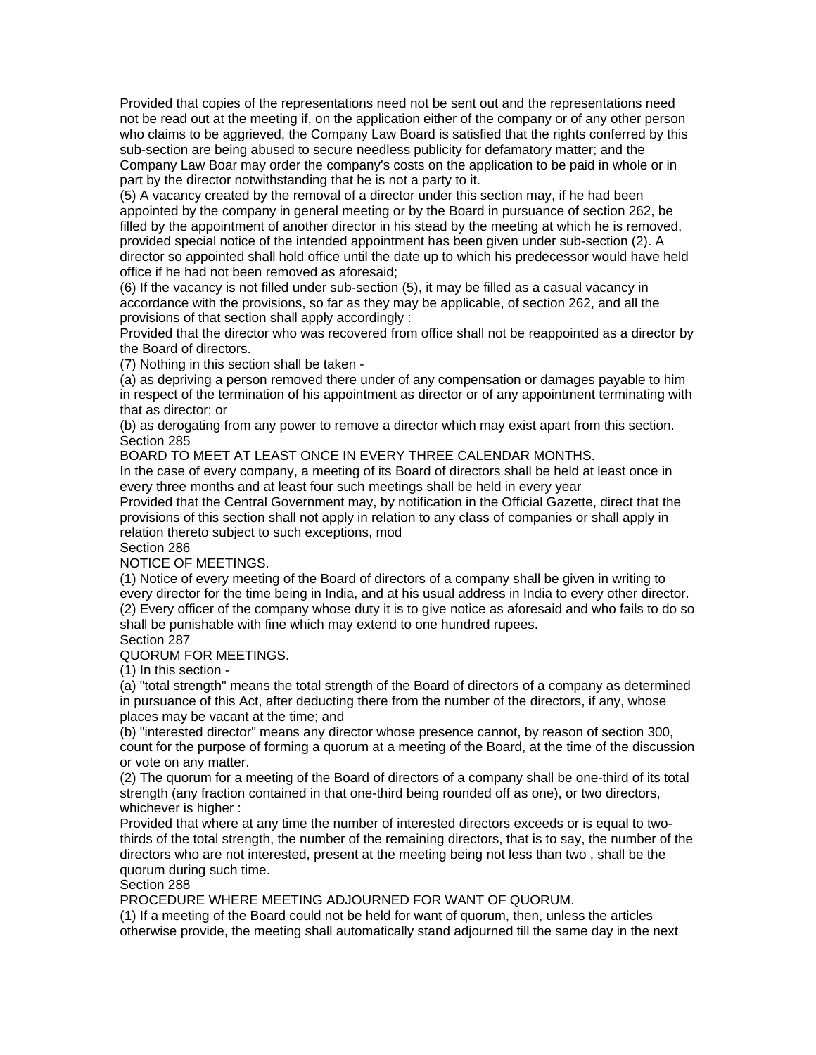Provided that copies of the representations need not be sent out and the representations need not be read out at the meeting if, on the application either of the company or of any other person who claims to be aggrieved, the Company Law Board is satisfied that the rights conferred by this sub-section are being abused to secure needless publicity for defamatory matter; and the Company Law Boar may order the company's costs on the application to be paid in whole or in part by the director notwithstanding that he is not a party to it.

(5) A vacancy created by the removal of a director under this section may, if he had been appointed by the company in general meeting or by the Board in pursuance of section 262, be filled by the appointment of another director in his stead by the meeting at which he is removed, provided special notice of the intended appointment has been given under sub-section (2). A director so appointed shall hold office until the date up to which his predecessor would have held office if he had not been removed as aforesaid;

(6) If the vacancy is not filled under sub-section (5), it may be filled as a casual vacancy in accordance with the provisions, so far as they may be applicable, of section 262, and all the provisions of that section shall apply accordingly :

Provided that the director who was recovered from office shall not be reappointed as a director by the Board of directors.

(7) Nothing in this section shall be taken -

(a) as depriving a person removed there under of any compensation or damages payable to him in respect of the termination of his appointment as director or of any appointment terminating with that as director; or

(b) as derogating from any power to remove a director which may exist apart from this section.

Section 285

BOARD TO MEET AT LEAST ONCE IN EVERY THREE CALENDAR MONTHS.

In the case of every company, a meeting of its Board of directors shall be held at least once in every three months and at least four such meetings shall be held in every year

Provided that the Central Government may, by notification in the Official Gazette, direct that the provisions of this section shall not apply in relation to any class of companies or shall apply in relation thereto subject to such exceptions, mod

Section 286

NOTICE OF MEETINGS.

(1) Notice of every meeting of the Board of directors of a company shall be given in writing to every director for the time being in India, and at his usual address in India to every other director.

(2) Every officer of the company whose duty it is to give notice as aforesaid and who fails to do so shall be punishable with fine which may extend to one hundred rupees.

Section 287

QUORUM FOR MEETINGS.

(1) In this section -

(a) "total strength" means the total strength of the Board of directors of a company as determined in pursuance of this Act, after deducting there from the number of the directors, if any, whose places may be vacant at the time; and

(b) "interested director" means any director whose presence cannot, by reason of section 300, count for the purpose of forming a quorum at a meeting of the Board, at the time of the discussion or vote on any matter.

(2) The quorum for a meeting of the Board of directors of a company shall be one-third of its total strength (any fraction contained in that one-third being rounded off as one), or two directors, whichever is higher :

Provided that where at any time the number of interested directors exceeds or is equal to two-thirds of the total strength, the number of the remaining directors, that is to say, the number of the directors who are not interested, present at the meeting being not less than two , shall be the quorum during such time.

Section 288

PROCEDURE WHERE MEETING ADJOURNED FOR WANT OF QUORUM.

(1) If a meeting of the Board could not be held for want of quorum, then, unless the articles otherwise provide, the meeting shall automatically stand adjourned till the same day in the next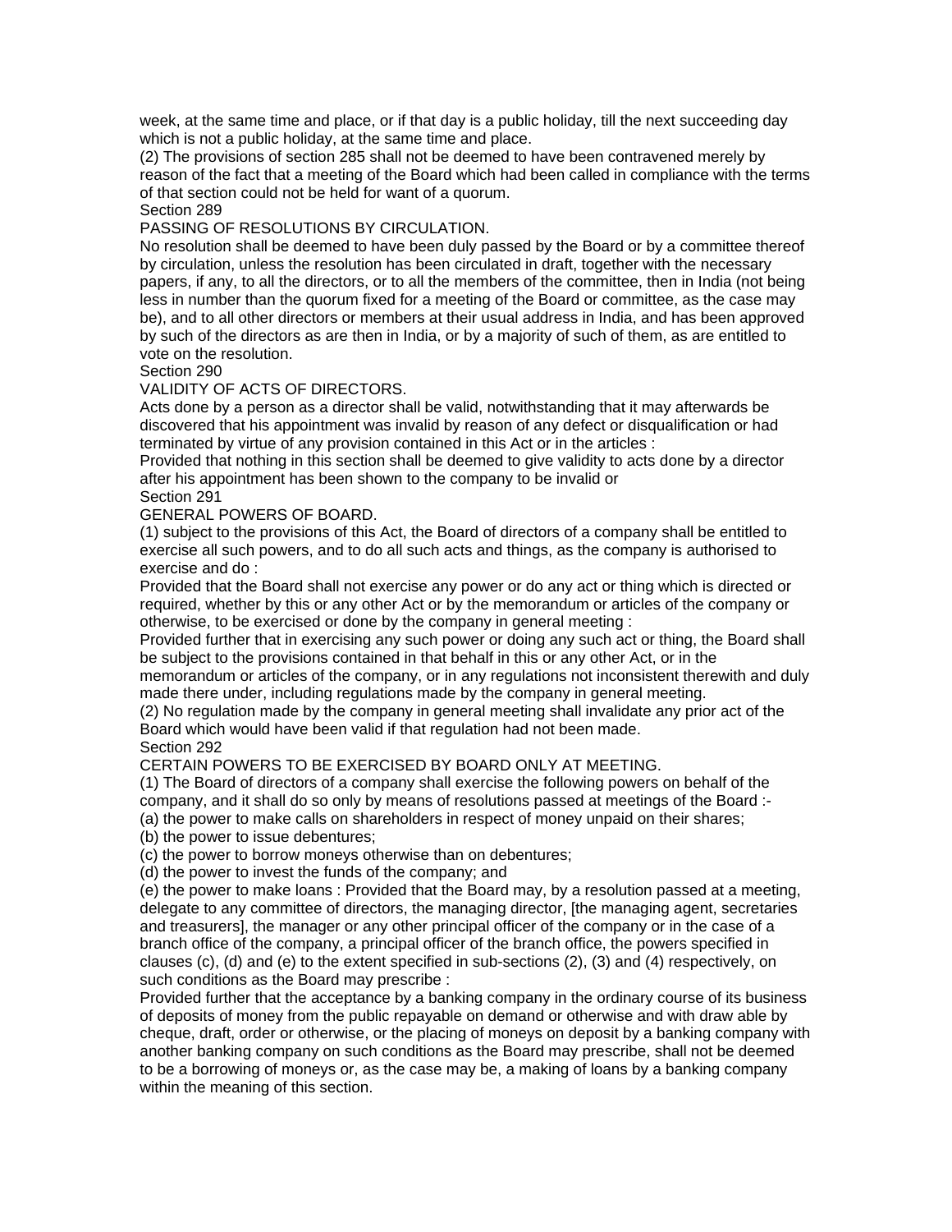week, at the same time and place, or if that day is a public holiday, till the next succeeding day which is not a public holiday, at the same time and place.

(2) The provisions of section 285 shall not be deemed to have been contravened merely by reason of the fact that a meeting of the Board which had been called in compliance with the terms of that section could not be held for want of a quorum.

Section 289

PASSING OF RESOLUTIONS BY CIRCULATION.

No resolution shall be deemed to have been duly passed by the Board or by a committee thereof by circulation, unless the resolution has been circulated in draft, together with the necessary papers, if any, to all the directors, or to all the members of the committee, then in India (not being less in number than the quorum fixed for a meeting of the Board or committee, as the case may be), and to all other directors or members at their usual address in India, and has been approved by such of the directors as are then in India, or by a majority of such of them, as are entitled to vote on the resolution.

Section 290

VALIDITY OF ACTS OF DIRECTORS.

Acts done by a person as a director shall be valid, notwithstanding that it may afterwards be discovered that his appointment was invalid by reason of any defect or disqualification or had terminated by virtue of any provision contained in this Act or in the articles :

Provided that nothing in this section shall be deemed to give validity to acts done by a director after his appointment has been shown to the company to be invalid or

Section 291

GENERAL POWERS OF BOARD.

(1) subject to the provisions of this Act, the Board of directors of a company shall be entitled to exercise all such powers, and to do all such acts and things, as the company is authorised to exercise and do :

Provided that the Board shall not exercise any power or do any act or thing which is directed or required, whether by this or any other Act or by the memorandum or articles of the company or otherwise, to be exercised or done by the company in general meeting :

Provided further that in exercising any such power or doing any such act or thing, the Board shall be subject to the provisions contained in that behalf in this or any other Act, or in the memorandum or articles of the company, or in any regulations not inconsistent therewith and duly made there under, including regulations made by the company in general meeting.

(2) No regulation made by the company in general meeting shall invalidate any prior act of the Board which would have been valid if that regulation had not been made.

Section 292

CERTAIN POWERS TO BE EXERCISED BY BOARD ONLY AT MEETING.

(1) The Board of directors of a company shall exercise the following powers on behalf of the company, and it shall do so only by means of resolutions passed at meetings of the Board :-

(a) the power to make calls on shareholders in respect of money unpaid on their shares;

(b) the power to issue debentures;

(c) the power to borrow moneys otherwise than on debentures;

(d) the power to invest the funds of the company; and

(e) the power to make loans : Provided that the Board may, by a resolution passed at a meeting, delegate to any committee of directors, the managing director, [the managing agent, secretaries and treasurers], the manager or any other principal officer of the company or in the case of a branch office of the company, a principal officer of the branch office, the powers specified in clauses (c), (d) and (e) to the extent specified in sub-sections (2), (3) and (4) respectively, on such conditions as the Board may prescribe :

Provided further that the acceptance by a banking company in the ordinary course of its business of deposits of money from the public repayable on demand or otherwise and with draw able by cheque, draft, order or otherwise, or the placing of moneys on deposit by a banking company with another banking company on such conditions as the Board may prescribe, shall not be deemed to be a borrowing of moneys or, as the case may be, a making of loans by a banking company within the meaning of this section.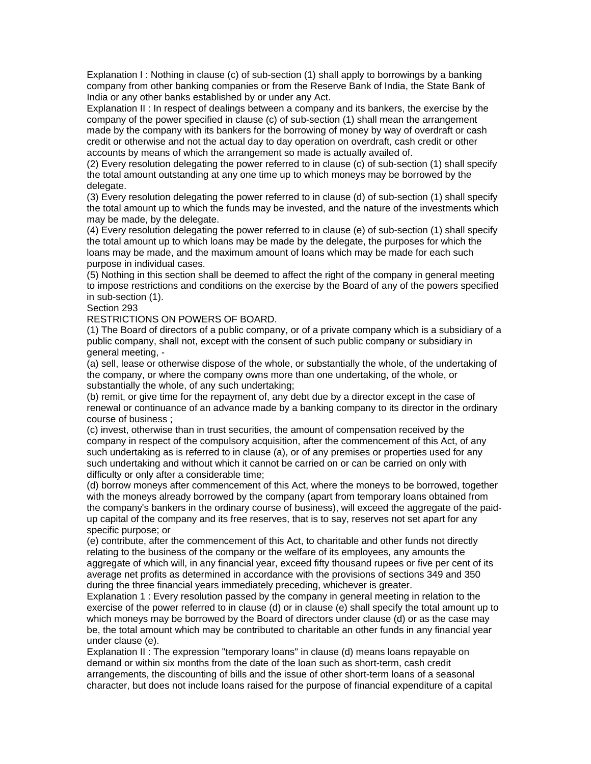Explanation I : Nothing in clause (c) of sub-section (1) shall apply to borrowings by a banking company from other banking companies or from the Reserve Bank of India, the State Bank of India or any other banks established by or under any Act.

Explanation II : In respect of dealings between a company and its bankers, the exercise by the company of the power specified in clause (c) of sub-section (1) shall mean the arrangement made by the company with its bankers for the borrowing of money by way of overdraft or cash credit or otherwise and not the actual day to day operation on overdraft, cash credit or other accounts by means of which the arrangement so made is actually availed of.

(2) Every resolution delegating the power referred to in clause (c) of sub-section (1) shall specify the total amount outstanding at any one time up to which moneys may be borrowed by the delegate.

(3) Every resolution delegating the power referred to in clause (d) of sub-section (1) shall specify the total amount up to which the funds may be invested, and the nature of the investments which may be made, by the delegate.

(4) Every resolution delegating the power referred to in clause (e) of sub-section (1) shall specify the total amount up to which loans may be made by the delegate, the purposes for which the loans may be made, and the maximum amount of loans which may be made for each such purpose in individual cases.

(5) Nothing in this section shall be deemed to affect the right of the company in general meeting to impose restrictions and conditions on the exercise by the Board of any of the powers specified in sub-section (1).

Section 293

RESTRICTIONS ON POWERS OF BOARD.

(1) The Board of directors of a public company, or of a private company which is a subsidiary of a public company, shall not, except with the consent of such public company or subsidiary in general meeting, -

(a) sell, lease or otherwise dispose of the whole, or substantially the whole, of the undertaking of the company, or where the company owns more than one undertaking, of the whole, or substantially the whole, of any such undertaking;

(b) remit, or give time for the repayment of, any debt due by a director except in the case of renewal or continuance of an advance made by a banking company to its director in the ordinary course of business ;

(c) invest, otherwise than in trust securities, the amount of compensation received by the company in respect of the compulsory acquisition, after the commencement of this Act, of any such undertaking as is referred to in clause (a), or of any premises or properties used for any such undertaking and without which it cannot be carried on or can be carried on only with difficulty or only after a considerable time;

(d) borrow moneys after commencement of this Act, where the moneys to be borrowed, together with the moneys already borrowed by the company (apart from temporary loans obtained from the company's bankers in the ordinary course of business), will exceed the aggregate of the paid-up capital of the company and its free reserves, that is to say, reserves not set apart for any specific purpose; or

(e) contribute, after the commencement of this Act, to charitable and other funds not directly relating to the business of the company or the welfare of its employees, any amounts the aggregate of which will, in any financial year, exceed fifty thousand rupees or five per cent of its average net profits as determined in accordance with the provisions of sections 349 and 350 during the three financial years immediately preceding, whichever is greater.

Explanation 1 : Every resolution passed by the company in general meeting in relation to the exercise of the power referred to in clause (d) or in clause (e) shall specify the total amount up to which moneys may be borrowed by the Board of directors under clause (d) or as the case may be, the total amount which may be contributed to charitable an other funds in any financial year under clause (e).

Explanation II : The expression "temporary loans" in clause (d) means loans repayable on demand or within six months from the date of the loan such as short-term, cash credit arrangements, the discounting of bills and the issue of other short-term loans of a seasonal character, but does not include loans raised for the purpose of financial expenditure of a capital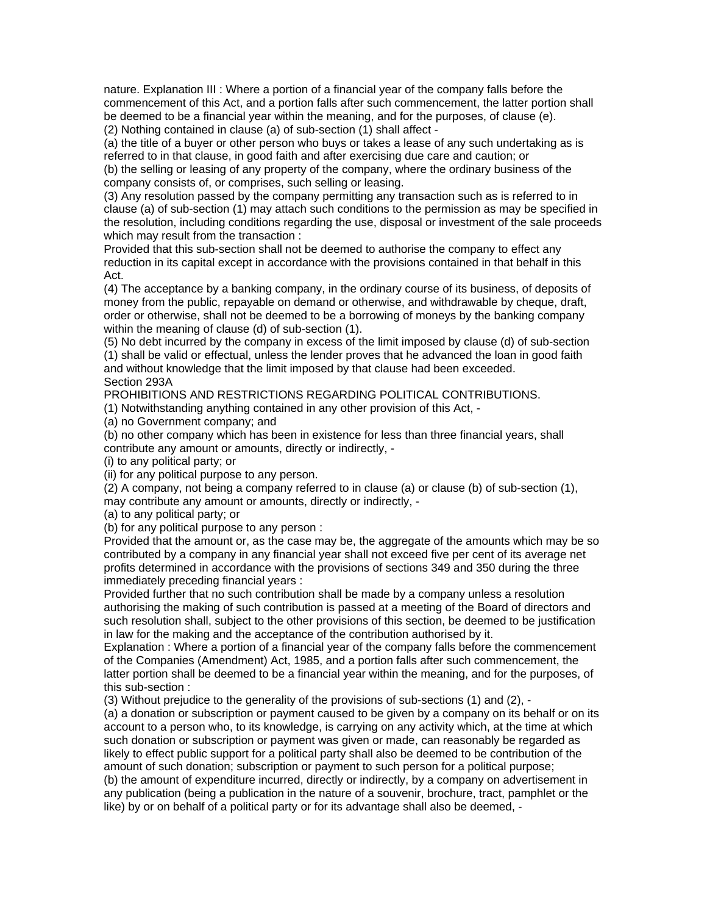nature. Explanation III : Where a portion of a financial year of the company falls before the commencement of this Act, and a portion falls after such commencement, the latter portion shall be deemed to be a financial year within the meaning, and for the purposes, of clause (e).

(2) Nothing contained in clause (a) of sub-section (1) shall affect -

(a) the title of a buyer or other person who buys or takes a lease of any such undertaking as is referred to in that clause, in good faith and after exercising due care and caution; or

(b) the selling or leasing of any property of the company, where the ordinary business of the company consists of, or comprises, such selling or leasing.

(3) Any resolution passed by the company permitting any transaction such as is referred to in clause (a) of sub-section (1) may attach such conditions to the permission as may be specified in the resolution, including conditions regarding the use, disposal or investment of the sale proceeds which may result from the transaction :

Provided that this sub-section shall not be deemed to authorise the company to effect any reduction in its capital except in accordance with the provisions contained in that behalf in this Act.

(4) The acceptance by a banking company, in the ordinary course of its business, of deposits of money from the public, repayable on demand or otherwise, and withdrawable by cheque, draft, order or otherwise, shall not be deemed to be a borrowing of moneys by the banking company within the meaning of clause (d) of sub-section (1).

(5) No debt incurred by the company in excess of the limit imposed by clause (d) of sub-section (1) shall be valid or effectual, unless the lender proves that he advanced the loan in good faith and without knowledge that the limit imposed by that clause had been exceeded.

Section 293A

PROHIBITIONS AND RESTRICTIONS REGARDING POLITICAL CONTRIBUTIONS.

(1) Notwithstanding anything contained in any other provision of this Act, -

(a) no Government company; and

(b) no other company which has been in existence for less than three financial years, shall contribute any amount or amounts, directly or indirectly, -

(i) to any political party; or

(ii) for any political purpose to any person.

(2) A company, not being a company referred to in clause (a) or clause (b) of sub-section (1), may contribute any amount or amounts, directly or indirectly, -

(a) to any political party; or

(b) for any political purpose to any person :

Provided that the amount or, as the case may be, the aggregate of the amounts which may be so contributed by a company in any financial year shall not exceed five per cent of its average net profits determined in accordance with the provisions of sections 349 and 350 during the three immediately preceding financial years :

Provided further that no such contribution shall be made by a company unless a resolution authorising the making of such contribution is passed at a meeting of the Board of directors and such resolution shall, subject to the other provisions of this section, be deemed to be justification in law for the making and the acceptance of the contribution authorised by it.

Explanation : Where a portion of a financial year of the company falls before the commencement of the Companies (Amendment) Act, 1985, and a portion falls after such commencement, the latter portion shall be deemed to be a financial year within the meaning, and for the purposes, of this sub-section :

(3) Without prejudice to the generality of the provisions of sub-sections (1) and (2), -

(a) a donation or subscription or payment caused to be given by a company on its behalf or on its account to a person who, to its knowledge, is carrying on any activity which, at the time at which such donation or subscription or payment was given or made, can reasonably be regarded as likely to effect public support for a political party shall also be deemed to be contribution of the amount of such donation; subscription or payment to such person for a political purpose;

(b) the amount of expenditure incurred, directly or indirectly, by a company on advertisement in any publication (being a publication in the nature of a souvenir, brochure, tract, pamphlet or the like) by or on behalf of a political party or for its advantage shall also be deemed, -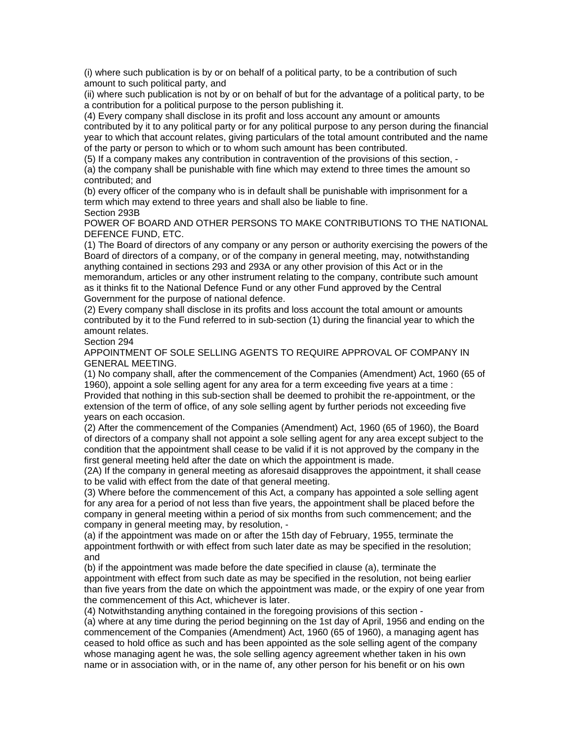(i) where such publication is by or on behalf of a political party, to be a contribution of such amount to such political party, and

(ii) where such publication is not by or on behalf of but for the advantage of a political party, to be a contribution for a political purpose to the person publishing it.

(4) Every company shall disclose in its profit and loss account any amount or amounts contributed by it to any political party or for any political purpose to any person during the financial year to which that account relates, giving particulars of the total amount contributed and the name of the party or person to which or to whom such amount has been contributed.

(5) If a company makes any contribution in contravention of the provisions of this section, -

(a) the company shall be punishable with fine which may extend to three times the amount so contributed; and

(b) every officer of the company who is in default shall be punishable with imprisonment for a term which may extend to three years and shall also be liable to fine.

Section 293B

POWER OF BOARD AND OTHER PERSONS TO MAKE CONTRIBUTIONS TO THE NATIONAL DEFENCE FUND, ETC.

(1) The Board of directors of any company or any person or authority exercising the powers of the Board of directors of a company, or of the company in general meeting, may, notwithstanding anything contained in sections 293 and 293A or any other provision of this Act or in the memorandum, articles or any other instrument relating to the company, contribute such amount as it thinks fit to the National Defence Fund or any other Fund approved by the Central Government for the purpose of national defence.

(2) Every company shall disclose in its profits and loss account the total amount or amounts contributed by it to the Fund referred to in sub-section (1) during the financial year to which the amount relates.

Section 294

APPOINTMENT OF SOLE SELLING AGENTS TO REQUIRE APPROVAL OF COMPANY IN GENERAL MEETING.

(1) No company shall, after the commencement of the Companies (Amendment) Act, 1960 (65 of 1960), appoint a sole selling agent for any area for a term exceeding five years at a time : Provided that nothing in this sub-section shall be deemed to prohibit the re-appointment, or the extension of the term of office, of any sole selling agent by further periods not exceeding five years on each occasion.

(2) After the commencement of the Companies (Amendment) Act, 1960 (65 of 1960), the Board of directors of a company shall not appoint a sole selling agent for any area except subject to the condition that the appointment shall cease to be valid if it is not approved by the company in the first general meeting held after the date on which the appointment is made.

(2A) If the company in general meeting as aforesaid disapproves the appointment, it shall cease to be valid with effect from the date of that general meeting.

(3) Where before the commencement of this Act, a company has appointed a sole selling agent for any area for a period of not less than five years, the appointment shall be placed before the company in general meeting within a period of six months from such commencement; and the company in general meeting may, by resolution, -

(a) if the appointment was made on or after the 15th day of February, 1955, terminate the appointment forthwith or with effect from such later date as may be specified in the resolution; and

(b) if the appointment was made before the date specified in clause (a), terminate the appointment with effect from such date as may be specified in the resolution, not being earlier than five years from the date on which the appointment was made, or the expiry of one year from the commencement of this Act, whichever is later.

(4) Notwithstanding anything contained in the foregoing provisions of this section -

(a) where at any time during the period beginning on the 1st day of April, 1956 and ending on the commencement of the Companies (Amendment) Act, 1960 (65 of 1960), a managing agent has ceased to hold office as such and has been appointed as the sole selling agent of the company whose managing agent he was, the sole selling agency agreement whether taken in his own name or in association with, or in the name of, any other person for his benefit or on his own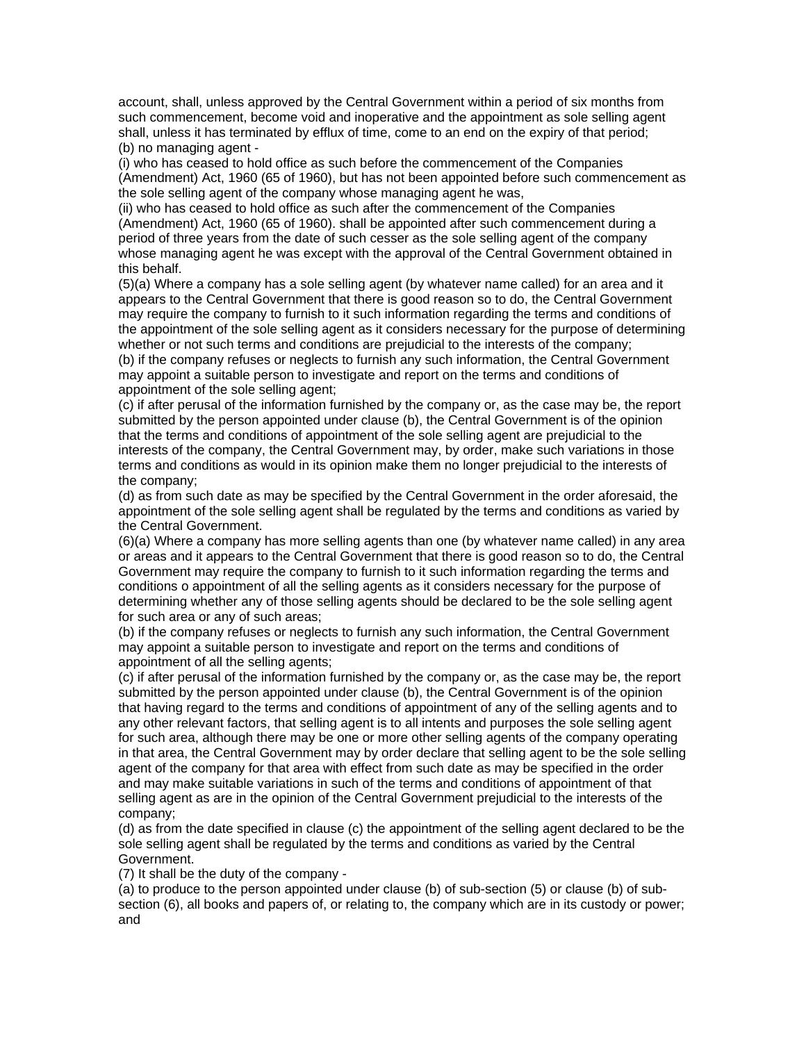account, shall, unless approved by the Central Government within a period of six months from such commencement, become void and inoperative and the appointment as sole selling agent shall, unless it has terminated by efflux of time, come to an end on the expiry of that period;
(b) no managing agent -
(i) who has ceased to hold office as such before the commencement of the Companies (Amendment) Act, 1960 (65 of 1960), but has not been appointed before such commencement as the sole selling agent of the company whose managing agent he was,
(ii) who has ceased to hold office as such after the commencement of the Companies (Amendment) Act, 1960 (65 of 1960). shall be appointed after such commencement during a period of three years from the date of such cesser as the sole selling agent of the company whose managing agent he was except with the approval of the Central Government obtained in this behalf.
(5)(a) Where a company has a sole selling agent (by whatever name called) for an area and it appears to the Central Government that there is good reason so to do, the Central Government may require the company to furnish to it such information regarding the terms and conditions of the appointment of the sole selling agent as it considers necessary for the purpose of determining whether or not such terms and conditions are prejudicial to the interests of the company;
(b) if the company refuses or neglects to furnish any such information, the Central Government may appoint a suitable person to investigate and report on the terms and conditions of appointment of the sole selling agent;
(c) if after perusal of the information furnished by the company or, as the case may be, the report submitted by the person appointed under clause (b), the Central Government is of the opinion that the terms and conditions of appointment of the sole selling agent are prejudicial to the interests of the company, the Central Government may, by order, make such variations in those terms and conditions as would in its opinion make them no longer prejudicial to the interests of the company;
(d) as from such date as may be specified by the Central Government in the order aforesaid, the appointment of the sole selling agent shall be regulated by the terms and conditions as varied by the Central Government.
(6)(a) Where a company has more selling agents than one (by whatever name called) in any area or areas and it appears to the Central Government that there is good reason so to do, the Central Government may require the company to furnish to it such information regarding the terms and conditions o appointment of all the selling agents as it considers necessary for the purpose of determining whether any of those selling agents should be declared to be the sole selling agent for such area or any of such areas;
(b) if the company refuses or neglects to furnish any such information, the Central Government may appoint a suitable person to investigate and report on the terms and conditions of appointment of all the selling agents;
(c) if after perusal of the information furnished by the company or, as the case may be, the report submitted by the person appointed under clause (b), the Central Government is of the opinion that having regard to the terms and conditions of appointment of any of the selling agents and to any other relevant factors, that selling agent is to all intents and purposes the sole selling agent for such area, although there may be one or more other selling agents of the company operating in that area, the Central Government may by order declare that selling agent to be the sole selling agent of the company for that area with effect from such date as may be specified in the order and may make suitable variations in such of the terms and conditions of appointment of that selling agent as are in the opinion of the Central Government prejudicial to the interests of the company;
(d) as from the date specified in clause (c) the appointment of the selling agent declared to be the sole selling agent shall be regulated by the terms and conditions as varied by the Central Government.
(7) It shall be the duty of the company -
(a) to produce to the person appointed under clause (b) of sub-section (5) or clause (b) of sub-section (6), all books and papers of, or relating to, the company which are in its custody or power; and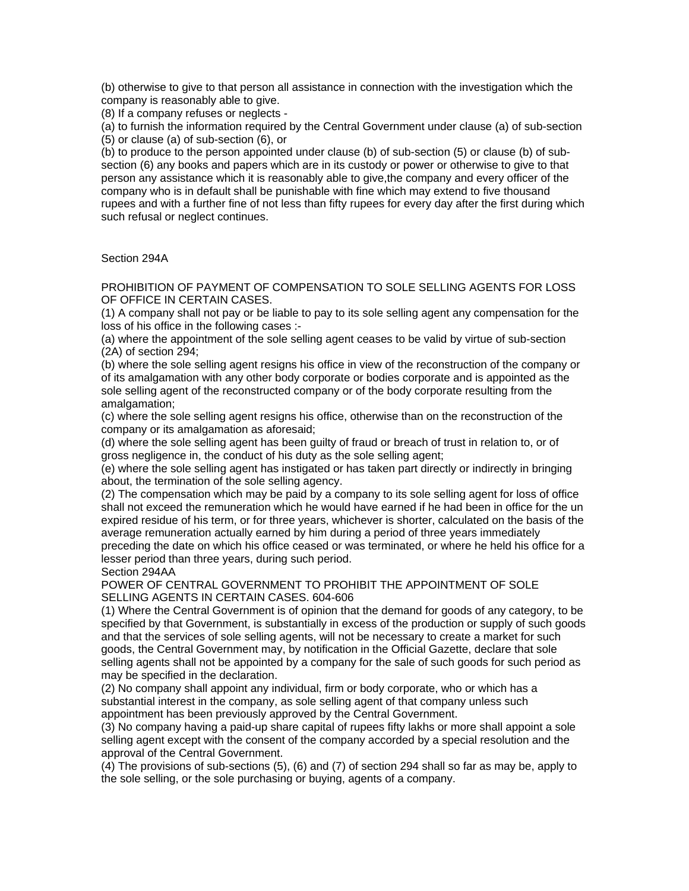(b) otherwise to give to that person all assistance in connection with the investigation which the company is reasonably able to give.

(8) If a company refuses or neglects -

(a) to furnish the information required by the Central Government under clause (a) of sub-section (5) or clause (a) of sub-section (6), or

(b) to produce to the person appointed under clause (b) of sub-section (5) or clause (b) of sub-section (6) any books and papers which are in its custody or power or otherwise to give to that person any assistance which it is reasonably able to give,the company and every officer of the company who is in default shall be punishable with fine which may extend to five thousand rupees and with a further fine of not less than fifty rupees for every day after the first during which such refusal or neglect continues.

## Section 294A

### PROHIBITION OF PAYMENT OF COMPENSATION TO SOLE SELLING AGENTS FOR LOSS OF OFFICE IN CERTAIN CASES.

(1) A company shall not pay or be liable to pay to its sole selling agent any compensation for the loss of his office in the following cases :-

(a) where the appointment of the sole selling agent ceases to be valid by virtue of sub-section (2A) of section 294;

(b) where the sole selling agent resigns his office in view of the reconstruction of the company or of its amalgamation with any other body corporate or bodies corporate and is appointed as the sole selling agent of the reconstructed company or of the body corporate resulting from the amalgamation;

(c) where the sole selling agent resigns his office, otherwise than on the reconstruction of the company or its amalgamation as aforesaid;

(d) where the sole selling agent has been guilty of fraud or breach of trust in relation to, or of gross negligence in, the conduct of his duty as the sole selling agent;

(e) where the sole selling agent has instigated or has taken part directly or indirectly in bringing about, the termination of the sole selling agency.

(2) The compensation which may be paid by a company to its sole selling agent for loss of office shall not exceed the remuneration which he would have earned if he had been in office for the un expired residue of his term, or for three years, whichever is shorter, calculated on the basis of the average remuneration actually earned by him during a period of three years immediately preceding the date on which his office ceased or was terminated, or where he held his office for a lesser period than three years, during such period.

## Section 294AA

### POWER OF CENTRAL GOVERNMENT TO PROHIBIT THE APPOINTMENT OF SOLE SELLING AGENTS IN CERTAIN CASES. 604-606

(1) Where the Central Government is of opinion that the demand for goods of any category, to be specified by that Government, is substantially in excess of the production or supply of such goods and that the services of sole selling agents, will not be necessary to create a market for such goods, the Central Government may, by notification in the Official Gazette, declare that sole selling agents shall not be appointed by a company for the sale of such goods for such period as may be specified in the declaration.

(2) No company shall appoint any individual, firm or body corporate, who or which has a substantial interest in the company, as sole selling agent of that company unless such appointment has been previously approved by the Central Government.

(3) No company having a paid-up share capital of rupees fifty lakhs or more shall appoint a sole selling agent except with the consent of the company accorded by a special resolution and the approval of the Central Government.

(4) The provisions of sub-sections (5), (6) and (7) of section 294 shall so far as may be, apply to the sole selling, or the sole purchasing or buying, agents of a company.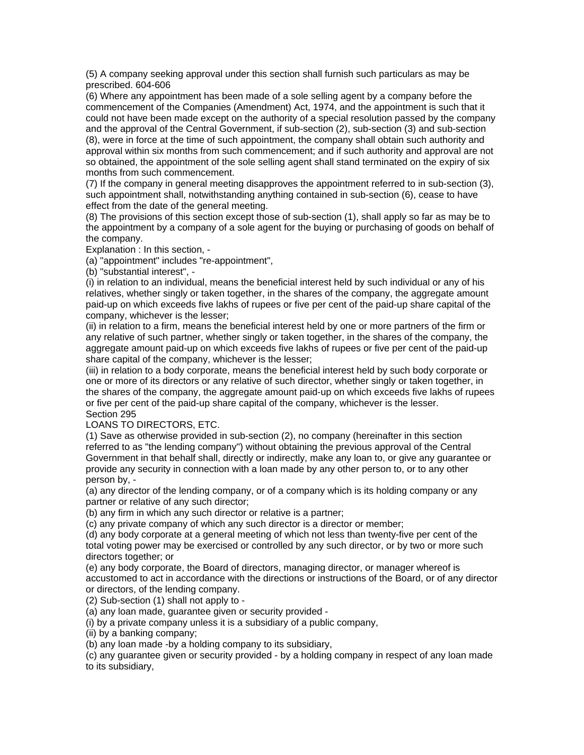(5) A company seeking approval under this section shall furnish such particulars as may be prescribed. 604-606

(6) Where any appointment has been made of a sole selling agent by a company before the commencement of the Companies (Amendment) Act, 1974, and the appointment is such that it could not have been made except on the authority of a special resolution passed by the company and the approval of the Central Government, if sub-section (2), sub-section (3) and sub-section (8), were in force at the time of such appointment, the company shall obtain such authority and approval within six months from such commencement; and if such authority and approval are not so obtained, the appointment of the sole selling agent shall stand terminated on the expiry of six months from such commencement.

(7) If the company in general meeting disapproves the appointment referred to in sub-section (3), such appointment shall, notwithstanding anything contained in sub-section (6), cease to have effect from the date of the general meeting.

(8) The provisions of this section except those of sub-section (1), shall apply so far as may be to the appointment by a company of a sole agent for the buying or purchasing of goods on behalf of the company.

Explanation : In this section, -

(a) "appointment" includes "re-appointment",

(b) "substantial interest", -

(i) in relation to an individual, means the beneficial interest held by such individual or any of his relatives, whether singly or taken together, in the shares of the company, the aggregate amount paid-up on which exceeds five lakhs of rupees or five per cent of the paid-up share capital of the company, whichever is the lesser;

(ii) in relation to a firm, means the beneficial interest held by one or more partners of the firm or any relative of such partner, whether singly or taken together, in the shares of the company, the aggregate amount paid-up on which exceeds five lakhs of rupees or five per cent of the paid-up share capital of the company, whichever is the lesser;

(iii) in relation to a body corporate, means the beneficial interest held by such body corporate or one or more of its directors or any relative of such director, whether singly or taken together, in the shares of the company, the aggregate amount paid-up on which exceeds five lakhs of rupees or five per cent of the paid-up share capital of the company, whichever is the lesser.

Section 295

LOANS TO DIRECTORS, ETC.

(1) Save as otherwise provided in sub-section (2), no company (hereinafter in this section referred to as "the lending company") without obtaining the previous approval of the Central Government in that behalf shall, directly or indirectly, make any loan to, or give any guarantee or provide any security in connection with a loan made by any other person to, or to any other person by, -

(a) any director of the lending company, or of a company which is its holding company or any partner or relative of any such director;

(b) any firm in which any such director or relative is a partner;

(c) any private company of which any such director is a director or member;

(d) any body corporate at a general meeting of which not less than twenty-five per cent of the total voting power may be exercised or controlled by any such director, or by two or more such directors together; or

(e) any body corporate, the Board of directors, managing director, or manager whereof is accustomed to act in accordance with the directions or instructions of the Board, or of any director or directors, of the lending company.

(2) Sub-section (1) shall not apply to -

(a) any loan made, guarantee given or security provided -

(i) by a private company unless it is a subsidiary of a public company,

(ii) by a banking company;

(b) any loan made -by a holding company to its subsidiary,

(c) any guarantee given or security provided - by a holding company in respect of any loan made to its subsidiary,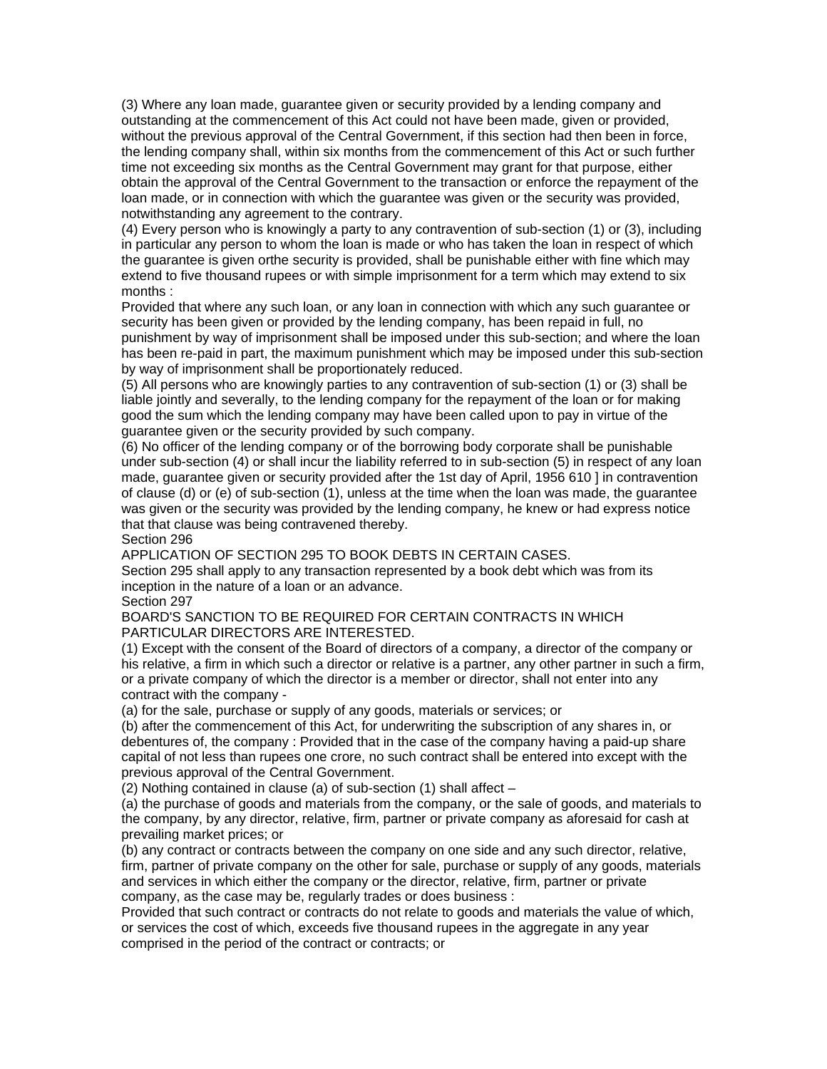(3) Where any loan made, guarantee given or security provided by a lending company and outstanding at the commencement of this Act could not have been made, given or provided, without the previous approval of the Central Government, if this section had then been in force, the lending company shall, within six months from the commencement of this Act or such further time not exceeding six months as the Central Government may grant for that purpose, either obtain the approval of the Central Government to the transaction or enforce the repayment of the loan made, or in connection with which the guarantee was given or the security was provided, notwithstanding any agreement to the contrary.

(4) Every person who is knowingly a party to any contravention of sub-section (1) or (3), including in particular any person to whom the loan is made or who has taken the loan in respect of which the guarantee is given orthe security is provided, shall be punishable either with fine which may extend to five thousand rupees or with simple imprisonment for a term which may extend to six months :

Provided that where any such loan, or any loan in connection with which any such guarantee or security has been given or provided by the lending company, has been repaid in full, no punishment by way of imprisonment shall be imposed under this sub-section; and where the loan has been re-paid in part, the maximum punishment which may be imposed under this sub-section by way of imprisonment shall be proportionately reduced.

(5) All persons who are knowingly parties to any contravention of sub-section (1) or (3) shall be liable jointly and severally, to the lending company for the repayment of the loan or for making good the sum which the lending company may have been called upon to pay in virtue of the guarantee given or the security provided by such company.

(6) No officer of the lending company or of the borrowing body corporate shall be punishable under sub-section (4) or shall incur the liability referred to in sub-section (5) in respect of any loan made, guarantee given or security provided after the 1st day of April, 1956 610 ] in contravention of clause (d) or (e) of sub-section (1), unless at the time when the loan was made, the guarantee was given or the security was provided by the lending company, he knew or had express notice that that clause was being contravened thereby.

Section 296

APPLICATION OF SECTION 295 TO BOOK DEBTS IN CERTAIN CASES.

Section 295 shall apply to any transaction represented by a book debt which was from its inception in the nature of a loan or an advance.

Section 297

BOARD'S SANCTION TO BE REQUIRED FOR CERTAIN CONTRACTS IN WHICH PARTICULAR DIRECTORS ARE INTERESTED.

(1) Except with the consent of the Board of directors of a company, a director of the company or his relative, a firm in which such a director or relative is a partner, any other partner in such a firm, or a private company of which the director is a member or director, shall not enter into any contract with the company -

(a) for the sale, purchase or supply of any goods, materials or services; or

(b) after the commencement of this Act, for underwriting the subscription of any shares in, or debentures of, the company : Provided that in the case of the company having a paid-up share capital of not less than rupees one crore, no such contract shall be entered into except with the previous approval of the Central Government.

(2) Nothing contained in clause (a) of sub-section (1) shall affect –

(a) the purchase of goods and materials from the company, or the sale of goods, and materials to the company, by any director, relative, firm, partner or private company as aforesaid for cash at prevailing market prices; or

(b) any contract or contracts between the company on one side and any such director, relative, firm, partner of private company on the other for sale, purchase or supply of any goods, materials and services in which either the company or the director, relative, firm, partner or private company, as the case may be, regularly trades or does business :

Provided that such contract or contracts do not relate to goods and materials the value of which, or services the cost of which, exceeds five thousand rupees in the aggregate in any year comprised in the period of the contract or contracts; or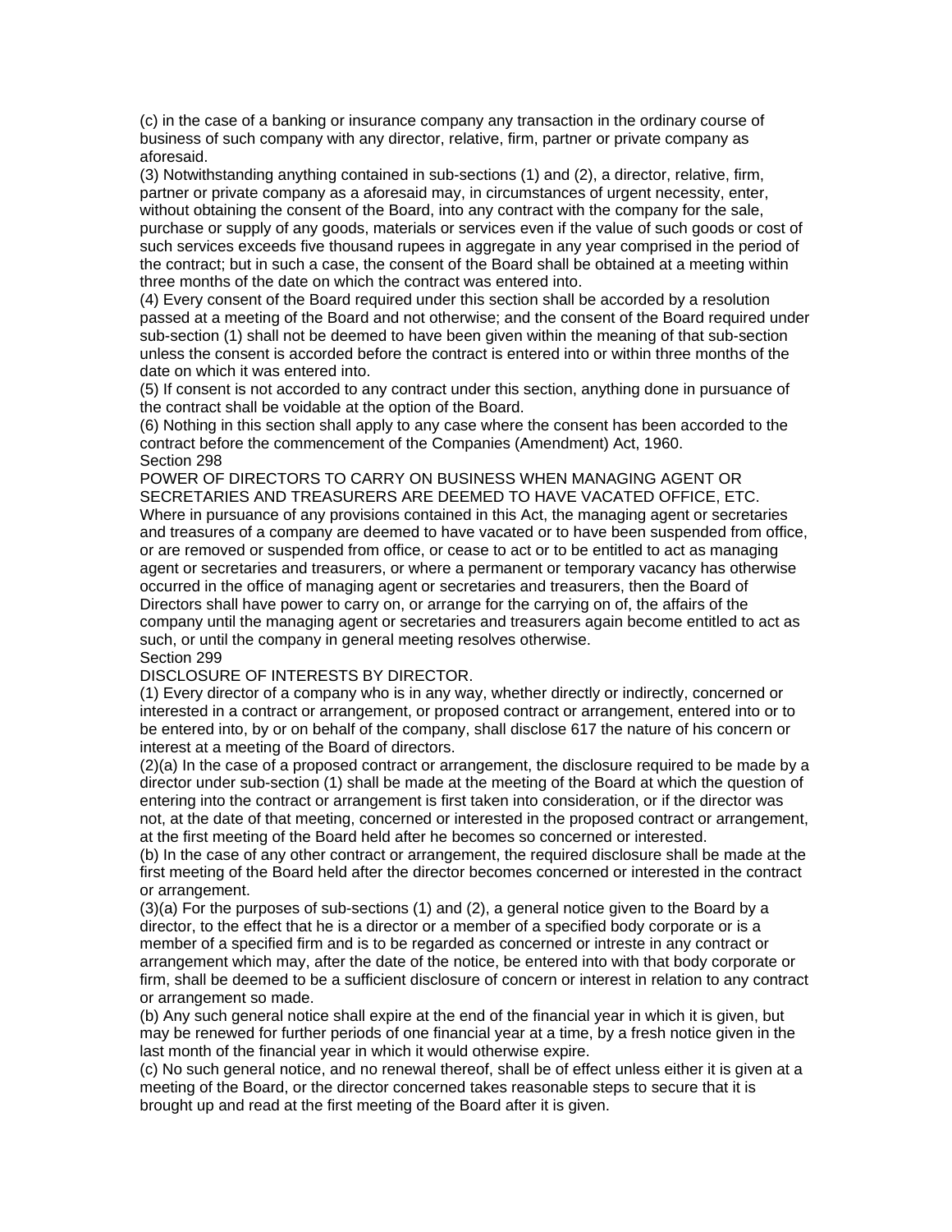(c) in the case of a banking or insurance company any transaction in the ordinary course of business of such company with any director, relative, firm, partner or private company as aforesaid.

(3) Notwithstanding anything contained in sub-sections (1) and (2), a director, relative, firm, partner or private company as a aforesaid may, in circumstances of urgent necessity, enter, without obtaining the consent of the Board, into any contract with the company for the sale, purchase or supply of any goods, materials or services even if the value of such goods or cost of such services exceeds five thousand rupees in aggregate in any year comprised in the period of the contract; but in such a case, the consent of the Board shall be obtained at a meeting within three months of the date on which the contract was entered into.

(4) Every consent of the Board required under this section shall be accorded by a resolution passed at a meeting of the Board and not otherwise; and the consent of the Board required under sub-section (1) shall not be deemed to have been given within the meaning of that sub-section unless the consent is accorded before the contract is entered into or within three months of the date on which it was entered into.

(5) If consent is not accorded to any contract under this section, anything done in pursuance of the contract shall be voidable at the option of the Board.

(6) Nothing in this section shall apply to any case where the consent has been accorded to the contract before the commencement of the Companies (Amendment) Act, 1960.

Section 298

POWER OF DIRECTORS TO CARRY ON BUSINESS WHEN MANAGING AGENT OR SECRETARIES AND TREASURERS ARE DEEMED TO HAVE VACATED OFFICE, ETC.

Where in pursuance of any provisions contained in this Act, the managing agent or secretaries and treasures of a company are deemed to have vacated or to have been suspended from office, or are removed or suspended from office, or cease to act or to be entitled to act as managing agent or secretaries and treasurers, or where a permanent or temporary vacancy has otherwise occurred in the office of managing agent or secretaries and treasurers, then the Board of Directors shall have power to carry on, or arrange for the carrying on of, the affairs of the company until the managing agent or secretaries and treasurers again become entitled to act as such, or until the company in general meeting resolves otherwise.

Section 299

DISCLOSURE OF INTERESTS BY DIRECTOR.

(1) Every director of a company who is in any way, whether directly or indirectly, concerned or interested in a contract or arrangement, or proposed contract or arrangement, entered into or to be entered into, by or on behalf of the company, shall disclose 617 the nature of his concern or interest at a meeting of the Board of directors.

(2)(a) In the case of a proposed contract or arrangement, the disclosure required to be made by a director under sub-section (1) shall be made at the meeting of the Board at which the question of entering into the contract or arrangement is first taken into consideration, or if the director was not, at the date of that meeting, concerned or interested in the proposed contract or arrangement, at the first meeting of the Board held after he becomes so concerned or interested.

(b) In the case of any other contract or arrangement, the required disclosure shall be made at the first meeting of the Board held after the director becomes concerned or interested in the contract or arrangement.

(3)(a) For the purposes of sub-sections (1) and (2), a general notice given to the Board by a director, to the effect that he is a director or a member of a specified body corporate or is a member of a specified firm and is to be regarded as concerned or intreste in any contract or arrangement which may, after the date of the notice, be entered into with that body corporate or firm, shall be deemed to be a sufficient disclosure of concern or interest in relation to any contract or arrangement so made.

(b) Any such general notice shall expire at the end of the financial year in which it is given, but may be renewed for further periods of one financial year at a time, by a fresh notice given in the last month of the financial year in which it would otherwise expire.

(c) No such general notice, and no renewal thereof, shall be of effect unless either it is given at a meeting of the Board, or the director concerned takes reasonable steps to secure that it is brought up and read at the first meeting of the Board after it is given.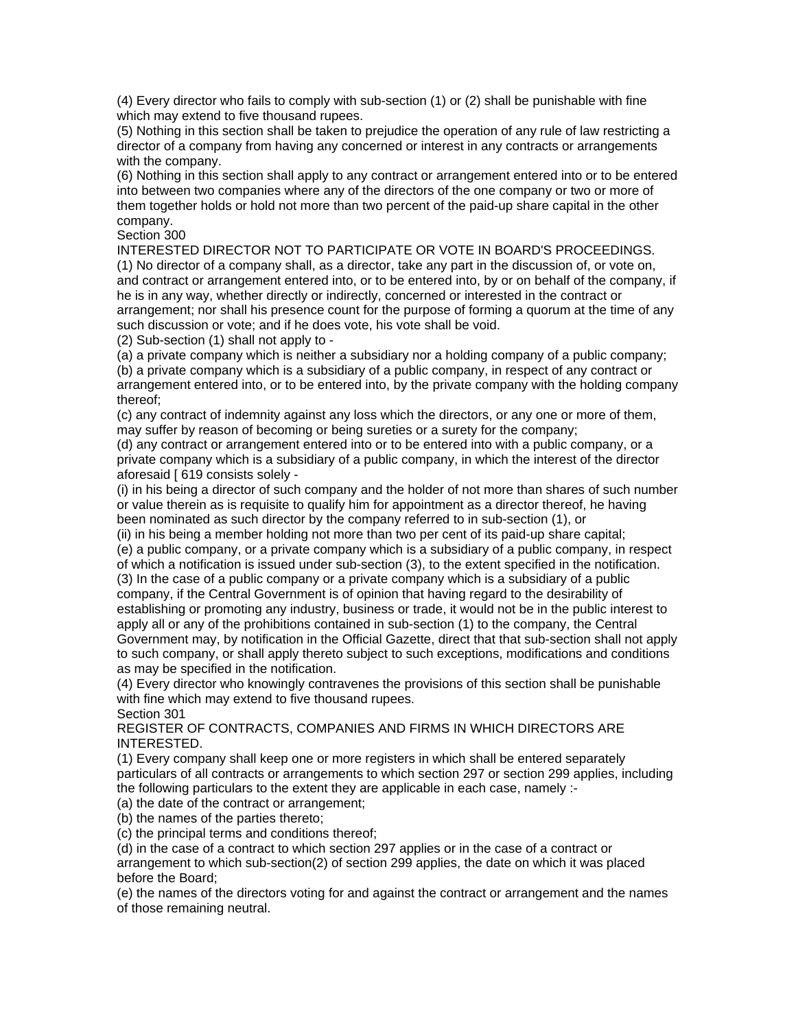(4) Every director who fails to comply with sub-section (1) or (2) shall be punishable with fine which may extend to five thousand rupees.

(5) Nothing in this section shall be taken to prejudice the operation of any rule of law restricting a director of a company from having any concerned or interest in any contracts or arrangements with the company.

(6) Nothing in this section shall apply to any contract or arrangement entered into or to be entered into between two companies where any of the directors of the one company or two or more of them together holds or hold not more than two percent of the paid-up share capital in the other company.

Section 300

INTERESTED DIRECTOR NOT TO PARTICIPATE OR VOTE IN BOARD'S PROCEEDINGS.

(1) No director of a company shall, as a director, take any part in the discussion of, or vote on, and contract or arrangement entered into, or to be entered into, by or on behalf of the company, if he is in any way, whether directly or indirectly, concerned or interested in the contract or arrangement; nor shall his presence count for the purpose of forming a quorum at the time of any such discussion or vote; and if he does vote, his vote shall be void.

(2) Sub-section (1) shall not apply to -

(a) a private company which is neither a subsidiary nor a holding company of a public company;

(b) a private company which is a subsidiary of a public company, in respect of any contract or arrangement entered into, or to be entered into, by the private company with the holding company thereof;

(c) any contract of indemnity against any loss which the directors, or any one or more of them, may suffer by reason of becoming or being sureties or a surety for the company;

(d) any contract or arrangement entered into or to be entered into with a public company, or a private company which is a subsidiary of a public company, in which the interest of the director aforesaid [ 619 consists solely -

(i) in his being a director of such company and the holder of not more than shares of such number or value therein as is requisite to qualify him for appointment as a director thereof, he having been nominated as such director by the company referred to in sub-section (1), or

(ii) in his being a member holding not more than two per cent of its paid-up share capital;

(e) a public company, or a private company which is a subsidiary of a public company, in respect of which a notification is issued under sub-section (3), to the extent specified in the notification.

(3) In the case of a public company or a private company which is a subsidiary of a public company, if the Central Government is of opinion that having regard to the desirability of establishing or promoting any industry, business or trade, it would not be in the public interest to apply all or any of the prohibitions contained in sub-section (1) to the company, the Central Government may, by notification in the Official Gazette, direct that that sub-section shall not apply to such company, or shall apply thereto subject to such exceptions, modifications and conditions as may be specified in the notification.

(4) Every director who knowingly contravenes the provisions of this section shall be punishable with fine which may extend to five thousand rupees.

Section 301

REGISTER OF CONTRACTS, COMPANIES AND FIRMS IN WHICH DIRECTORS ARE INTERESTED.

(1) Every company shall keep one or more registers in which shall be entered separately particulars of all contracts or arrangements to which section 297 or section 299 applies, including the following particulars to the extent they are applicable in each case, namely :-

(a) the date of the contract or arrangement;

(b) the names of the parties thereto;

(c) the principal terms and conditions thereof;

(d) in the case of a contract to which section 297 applies or in the case of a contract or arrangement to which sub-section(2) of section 299 applies, the date on which it was placed before the Board;

(e) the names of the directors voting for and against the contract or arrangement and the names of those remaining neutral.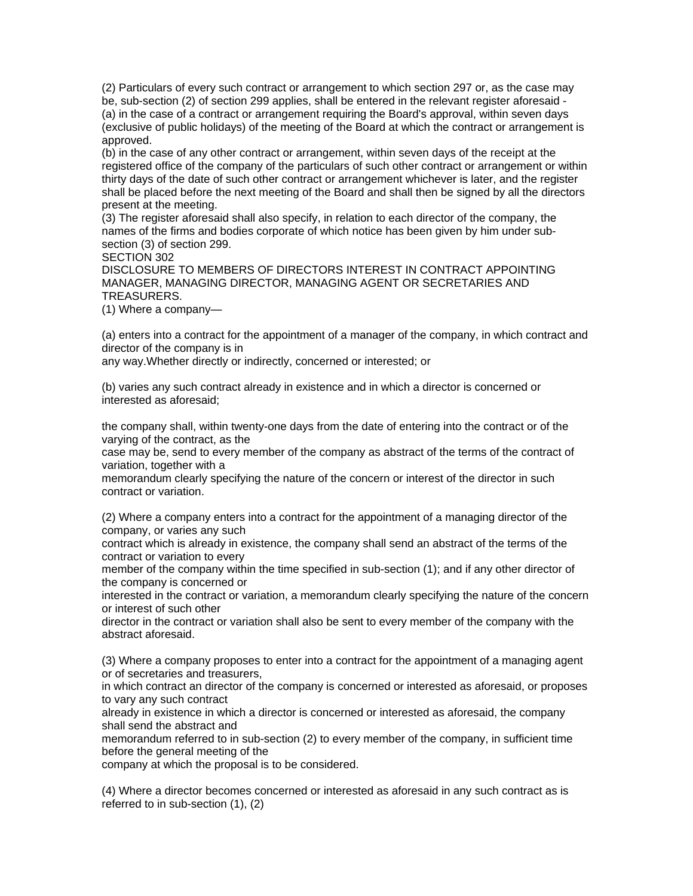(2) Particulars of every such contract or arrangement to which section 297 or, as the case may be, sub-section (2) of section 299 applies, shall be entered in the relevant register aforesaid -
(a) in the case of a contract or arrangement requiring the Board's approval, within seven days (exclusive of public holidays) of the meeting of the Board at which the contract or arrangement is approved.
(b) in the case of any other contract or arrangement, within seven days of the receipt at the registered office of the company of the particulars of such other contract or arrangement or within thirty days of the date of such other contract or arrangement whichever is later, and the register shall be placed before the next meeting of the Board and shall then be signed by all the directors present at the meeting.
(3) The register aforesaid shall also specify, in relation to each director of the company, the names of the firms and bodies corporate of which notice has been given by him under sub-section (3) of section 299.

SECTION 302

DISCLOSURE TO MEMBERS OF DIRECTORS INTEREST IN CONTRACT APPOINTING MANAGER, MANAGING DIRECTOR, MANAGING AGENT OR SECRETARIES AND TREASURERS.

(1) Where a company—

(a) enters into a contract for the appointment of a manager of the company, in which contract and director of the company is in any way.Whether directly or indirectly, concerned or interested; or

(b) varies any such contract already in existence and in which a director is concerned or interested as aforesaid;

the company shall, within twenty-one days from the date of entering into the contract or of the varying of the contract, as the case may be, send to every member of the company as abstract of the terms of the contract of variation, together with a memorandum clearly specifying the nature of the concern or interest of the director in such contract or variation.

(2) Where a company enters into a contract for the appointment of a managing director of the company, or varies any such contract which is already in existence, the company shall send an abstract of the terms of the contract or variation to every member of the company within the time specified in sub-section (1); and if any other director of the company is concerned or interested in the contract or variation, a memorandum clearly specifying the nature of the concern or interest of such other director in the contract or variation shall also be sent to every member of the company with the abstract aforesaid.

(3) Where a company proposes to enter into a contract for the appointment of a managing agent or of secretaries and treasurers, in which contract an director of the company is concerned or interested as aforesaid, or proposes to vary any such contract already in existence in which a director is concerned or interested as aforesaid, the company shall send the abstract and memorandum referred to in sub-section (2) to every member of the company, in sufficient time before the general meeting of the company at which the proposal is to be considered.

(4) Where a director becomes concerned or interested as aforesaid in any such contract as is referred to in sub-section (1), (2)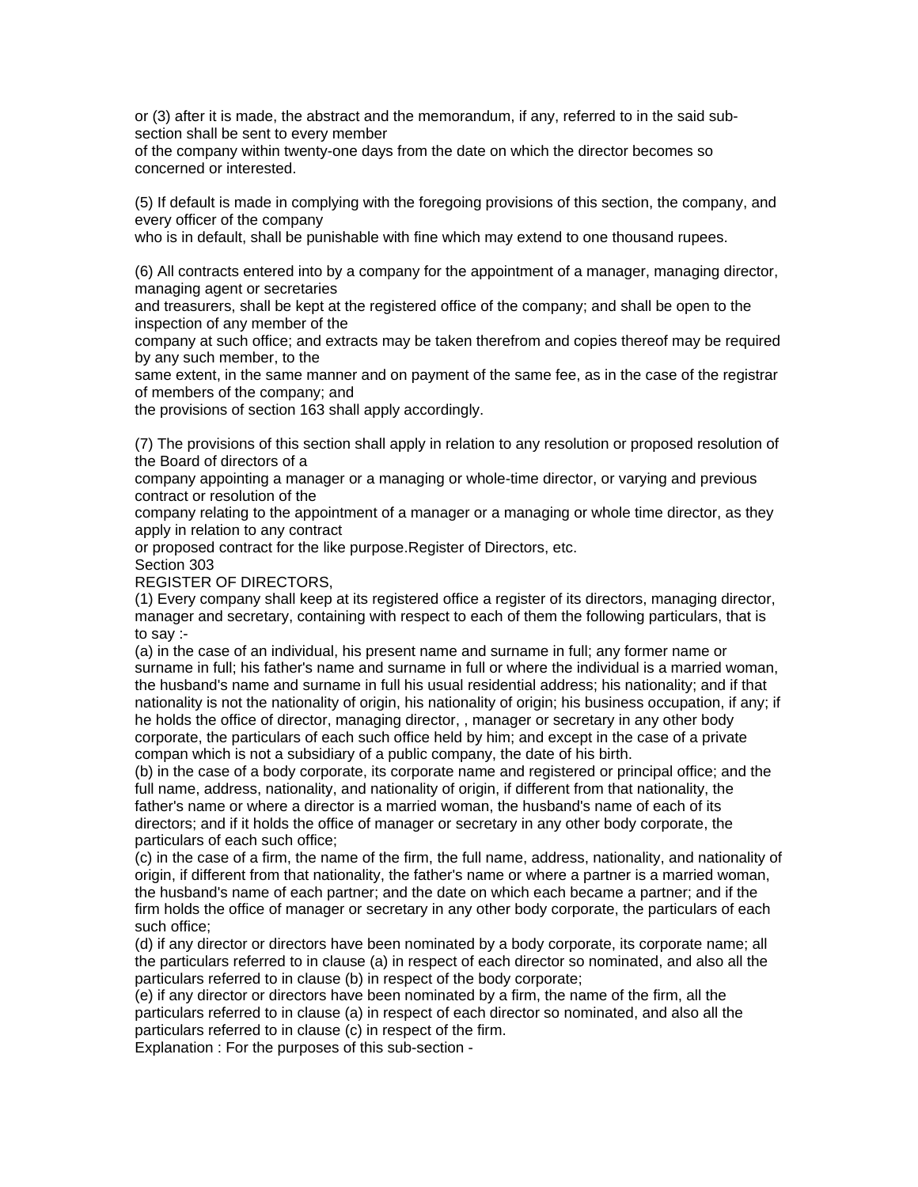or (3) after it is made, the abstract and the memorandum, if any, referred to in the said sub-section shall be sent to every member of the company within twenty-one days from the date on which the director becomes so concerned or interested.

(5) If default is made in complying with the foregoing provisions of this section, the company, and every officer of the company who is in default, shall be punishable with fine which may extend to one thousand rupees.

(6) All contracts entered into by a company for the appointment of a manager, managing director, managing agent or secretaries and treasurers, shall be kept at the registered office of the company; and shall be open to the inspection of any member of the company at such office; and extracts may be taken therefrom and copies thereof may be required by any such member, to the same extent, in the same manner and on payment of the same fee, as in the case of the registrar of members of the company; and the provisions of section 163 shall apply accordingly.

(7) The provisions of this section shall apply in relation to any resolution or proposed resolution of the Board of directors of a company appointing a manager or a managing or whole-time director, or varying and previous contract or resolution of the company relating to the appointment of a manager or a managing or whole time director, as they apply in relation to any contract or proposed contract for the like purpose.Register of Directors, etc.

Section 303

REGISTER OF DIRECTORS,

(1) Every company shall keep at its registered office a register of its directors, managing director, manager and secretary, containing with respect to each of them the following particulars, that is to say :-

(a) in the case of an individual, his present name and surname in full; any former name or surname in full; his father's name and surname in full or where the individual is a married woman, the husband's name and surname in full his usual residential address; his nationality; and if that nationality is not the nationality of origin, his nationality of origin; his business occupation, if any; if he holds the office of director, managing director, , manager or secretary in any other body corporate, the particulars of each such office held by him; and except in the case of a private compan which is not a subsidiary of a public company, the date of his birth.

(b) in the case of a body corporate, its corporate name and registered or principal office; and the full name, address, nationality, and nationality of origin, if different from that nationality, the father's name or where a director is a married woman, the husband's name of each of its directors; and if it holds the office of manager or secretary in any other body corporate, the particulars of each such office;

(c) in the case of a firm, the name of the firm, the full name, address, nationality, and nationality of origin, if different from that nationality, the father's name or where a partner is a married woman, the husband's name of each partner; and the date on which each became a partner; and if the firm holds the office of manager or secretary in any other body corporate, the particulars of each such office;

(d) if any director or directors have been nominated by a body corporate, its corporate name; all the particulars referred to in clause (a) in respect of each director so nominated, and also all the particulars referred to in clause (b) in respect of the body corporate;

(e) if any director or directors have been nominated by a firm, the name of the firm, all the particulars referred to in clause (a) in respect of each director so nominated, and also all the particulars referred to in clause (c) in respect of the firm.

Explanation : For the purposes of this sub-section -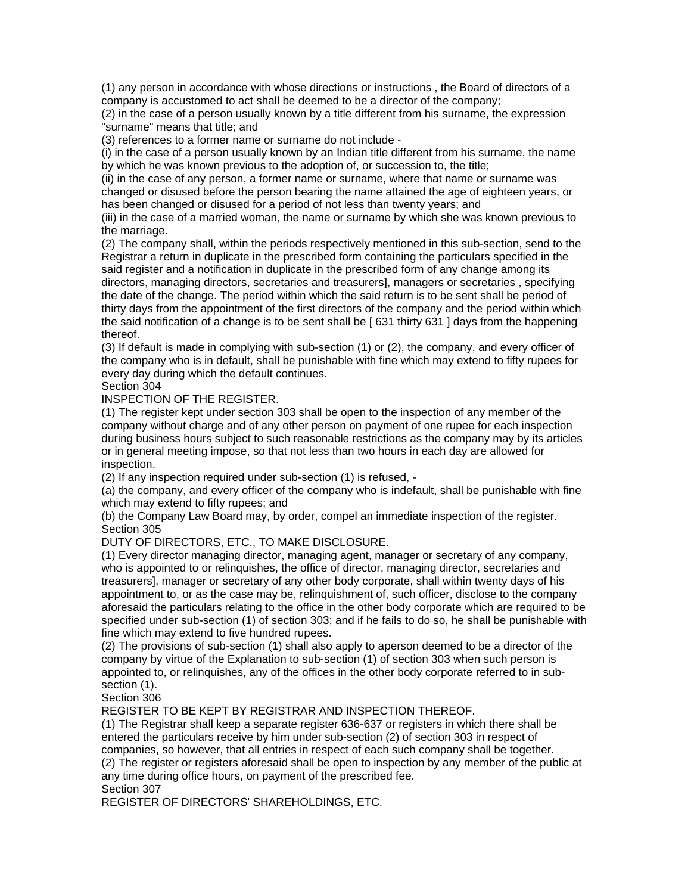(1) any person in accordance with whose directions or instructions , the Board of directors of a company is accustomed to act shall be deemed to be a director of the company;

(2) in the case of a person usually known by a title different from his surname, the expression "surname" means that title; and

(3) references to a former name or surname do not include -

(i) in the case of a person usually known by an Indian title different from his surname, the name by which he was known previous to the adoption of, or succession to, the title;

(ii) in the case of any person, a former name or surname, where that name or surname was changed or disused before the person bearing the name attained the age of eighteen years, or has been changed or disused for a period of not less than twenty years; and

(iii) in the case of a married woman, the name or surname by which she was known previous to the marriage.

(2) The company shall, within the periods respectively mentioned in this sub-section, send to the Registrar a return in duplicate in the prescribed form containing the particulars specified in the said register and a notification in duplicate in the prescribed form of any change among its directors, managing directors, secretaries and treasurers], managers or secretaries , specifying the date of the change. The period within which the said return is to be sent shall be period of thirty days from the appointment of the first directors of the company and the period within which the said notification of a change is to be sent shall be [ 631 thirty 631 ] days from the happening thereof.

(3) If default is made in complying with sub-section (1) or (2), the company, and every officer of the company who is in default, shall be punishable with fine which may extend to fifty rupees for every day during which the default continues.

Section 304

INSPECTION OF THE REGISTER.

(1) The register kept under section 303 shall be open to the inspection of any member of the company without charge and of any other person on payment of one rupee for each inspection during business hours subject to such reasonable restrictions as the company may by its articles or in general meeting impose, so that not less than two hours in each day are allowed for inspection.

(2) If any inspection required under sub-section (1) is refused, -

(a) the company, and every officer of the company who is indefault, shall be punishable with fine which may extend to fifty rupees; and

(b) the Company Law Board may, by order, compel an immediate inspection of the register.

Section 305

DUTY OF DIRECTORS, ETC., TO MAKE DISCLOSURE.

(1) Every director managing director, managing agent, manager or secretary of any company, who is appointed to or relinquishes, the office of director, managing director, secretaries and treasurers], manager or secretary of any other body corporate, shall within twenty days of his appointment to, or as the case may be, relinquishment of, such officer, disclose to the company aforesaid the particulars relating to the office in the other body corporate which are required to be specified under sub-section (1) of section 303; and if he fails to do so, he shall be punishable with fine which may extend to five hundred rupees.

(2) The provisions of sub-section (1) shall also apply to aperson deemed to be a director of the company by virtue of the Explanation to sub-section (1) of section 303 when such person is appointed to, or relinquishes, any of the offices in the other body corporate referred to in sub-section (1).

Section 306

REGISTER TO BE KEPT BY REGISTRAR AND INSPECTION THEREOF.

(1) The Registrar shall keep a separate register 636-637 or registers in which there shall be entered the particulars receive by him under sub-section (2) of section 303 in respect of companies, so however, that all entries in respect of each such company shall be together.

(2) The register or registers aforesaid shall be open to inspection by any member of the public at any time during office hours, on payment of the prescribed fee.

Section 307

REGISTER OF DIRECTORS' SHAREHOLDINGS, ETC.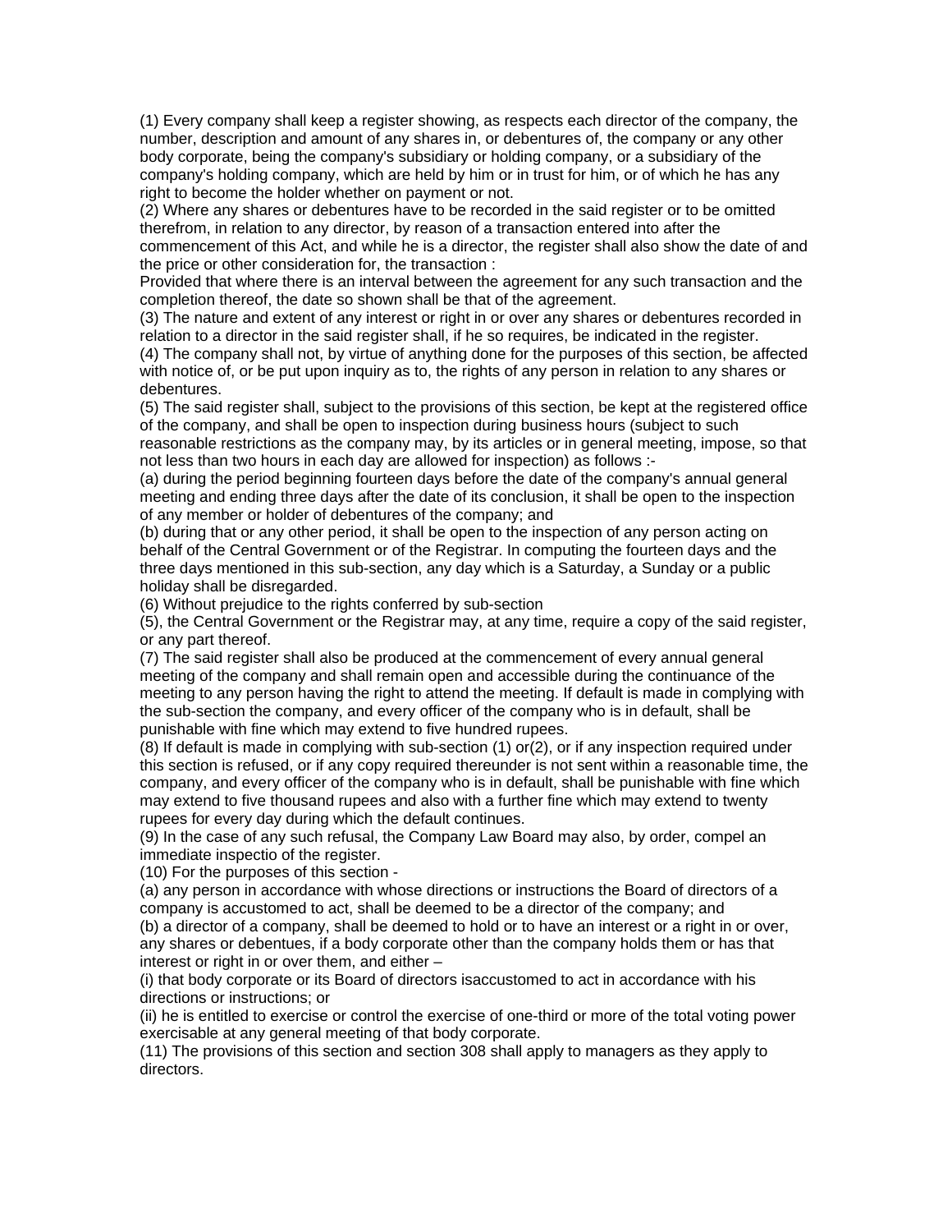(1) Every company shall keep a register showing, as respects each director of the company, the number, description and amount of any shares in, or debentures of, the company or any other body corporate, being the company's subsidiary or holding company, or a subsidiary of the company's holding company, which are held by him or in trust for him, or of which he has any right to become the holder whether on payment or not.

(2) Where any shares or debentures have to be recorded in the said register or to be omitted therefrom, in relation to any director, by reason of a transaction entered into after the commencement of this Act, and while he is a director, the register shall also show the date of and the price or other consideration for, the transaction :

Provided that where there is an interval between the agreement for any such transaction and the completion thereof, the date so shown shall be that of the agreement.

(3) The nature and extent of any interest or right in or over any shares or debentures recorded in relation to a director in the said register shall, if he so requires, be indicated in the register.

(4) The company shall not, by virtue of anything done for the purposes of this section, be affected with notice of, or be put upon inquiry as to, the rights of any person in relation to any shares or debentures.

(5) The said register shall, subject to the provisions of this section, be kept at the registered office of the company, and shall be open to inspection during business hours (subject to such reasonable restrictions as the company may, by its articles or in general meeting, impose, so that not less than two hours in each day are allowed for inspection) as follows :-

(a) during the period beginning fourteen days before the date of the company's annual general meeting and ending three days after the date of its conclusion, it shall be open to the inspection of any member or holder of debentures of the company; and

(b) during that or any other period, it shall be open to the inspection of any person acting on behalf of the Central Government or of the Registrar. In computing the fourteen days and the three days mentioned in this sub-section, any day which is a Saturday, a Sunday or a public holiday shall be disregarded.

(6) Without prejudice to the rights conferred by sub-section (5), the Central Government or the Registrar may, at any time, require a copy of the said register, or any part thereof.

(7) The said register shall also be produced at the commencement of every annual general meeting of the company and shall remain open and accessible during the continuance of the meeting to any person having the right to attend the meeting. If default is made in complying with the sub-section the company, and every officer of the company who is in default, shall be punishable with fine which may extend to five hundred rupees.

(8) If default is made in complying with sub-section (1) or(2), or if any inspection required under this section is refused, or if any copy required thereunder is not sent within a reasonable time, the company, and every officer of the company who is in default, shall be punishable with fine which may extend to five thousand rupees and also with a further fine which may extend to twenty rupees for every day during which the default continues.

(9) In the case of any such refusal, the Company Law Board may also, by order, compel an immediate inspectio of the register.

(10) For the purposes of this section -

(a) any person in accordance with whose directions or instructions the Board of directors of a company is accustomed to act, shall be deemed to be a director of the company; and

(b) a director of a company, shall be deemed to hold or to have an interest or a right in or over, any shares or debentues, if a body corporate other than the company holds them or has that interest or right in or over them, and either –

(i) that body corporate or its Board of directors isaccustomed to act in accordance with his directions or instructions; or

(ii) he is entitled to exercise or control the exercise of one-third or more of the total voting power exercisable at any general meeting of that body corporate.

(11) The provisions of this section and section 308 shall apply to managers as they apply to directors.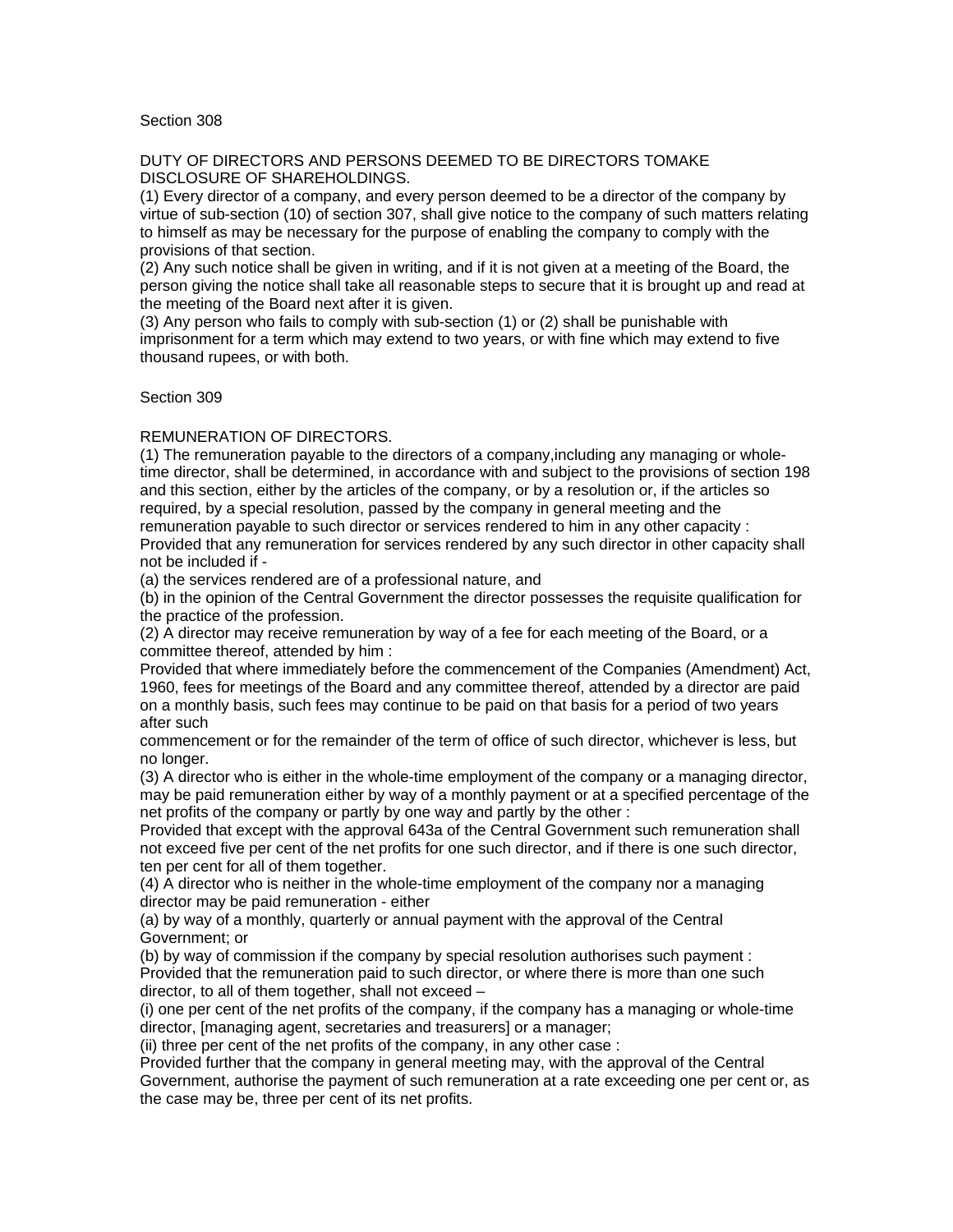Section 308

DUTY OF DIRECTORS AND PERSONS DEEMED TO BE DIRECTORS TOMAKE DISCLOSURE OF SHAREHOLDINGS.

(1) Every director of a company, and every person deemed to be a director of the company by virtue of sub-section (10) of section 307, shall give notice to the company of such matters relating to himself as may be necessary for the purpose of enabling the company to comply with the provisions of that section.

(2) Any such notice shall be given in writing, and if it is not given at a meeting of the Board, the person giving the notice shall take all reasonable steps to secure that it is brought up and read at the meeting of the Board next after it is given.

(3) Any person who fails to comply with sub-section (1) or (2) shall be punishable with imprisonment for a term which may extend to two years, or with fine which may extend to five thousand rupees, or with both.

Section 309

REMUNERATION OF DIRECTORS.

(1) The remuneration payable to the directors of a company,including any managing or whole-time director, shall be determined, in accordance with and subject to the provisions of section 198 and this section, either by the articles of the company, or by a resolution or, if the articles so required, by a special resolution, passed by the company in general meeting and the remuneration payable to such director or services rendered to him in any other capacity :

Provided that any remuneration for services rendered by any such director in other capacity shall not be included if -

(a) the services rendered are of a professional nature, and

(b) in the opinion of the Central Government the director possesses the requisite qualification for the practice of the profession.

(2) A director may receive remuneration by way of a fee for each meeting of the Board, or a committee thereof, attended by him :

Provided that where immediately before the commencement of the Companies (Amendment) Act, 1960, fees for meetings of the Board and any committee thereof, attended by a director are paid on a monthly basis, such fees may continue to be paid on that basis for a period of two years after such commencement or for the remainder of the term of office of such director, whichever is less, but no longer.

(3) A director who is either in the whole-time employment of the company or a managing director, may be paid remuneration either by way of a monthly payment or at a specified percentage of the net profits of the company or partly by one way and partly by the other :

Provided that except with the approval 643a of the Central Government such remuneration shall not exceed five per cent of the net profits for one such director, and if there is one such director, ten per cent for all of them together.

(4) A director who is neither in the whole-time employment of the company nor a managing director may be paid remuneration - either

(a) by way of a monthly, quarterly or annual payment with the approval of the Central Government; or

(b) by way of commission if the company by special resolution authorises such payment :

Provided that the remuneration paid to such director, or where there is more than one such director, to all of them together, shall not exceed –

(i) one per cent of the net profits of the company, if the company has a managing or whole-time director, [managing agent, secretaries and treasurers] or a manager;

(ii) three per cent of the net profits of the company, in any other case :

Provided further that the company in general meeting may, with the approval of the Central Government, authorise the payment of such remuneration at a rate exceeding one per cent or, as the case may be, three per cent of its net profits.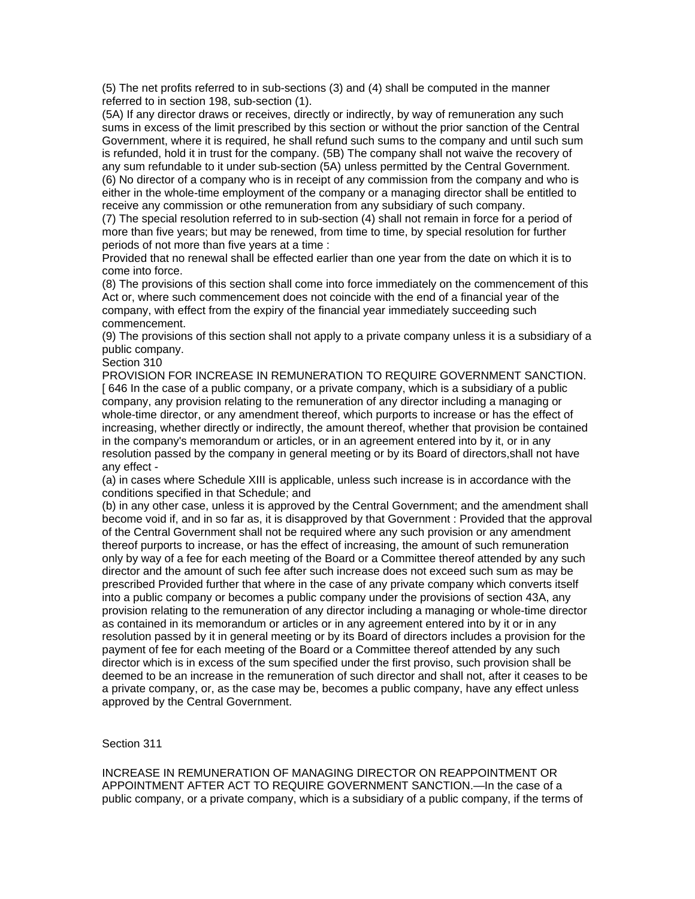(5) The net profits referred to in sub-sections (3) and (4) shall be computed in the manner referred to in section 198, sub-section (1).

(5A) If any director draws or receives, directly or indirectly, by way of remuneration any such sums in excess of the limit prescribed by this section or without the prior sanction of the Central Government, where it is required, he shall refund such sums to the company and until such sum is refunded, hold it in trust for the company. (5B) The company shall not waive the recovery of any sum refundable to it under sub-section (5A) unless permitted by the Central Government.

(6) No director of a company who is in receipt of any commission from the company and who is either in the whole-time employment of the company or a managing director shall be entitled to receive any commission or othe remuneration from any subsidiary of such company.

(7) The special resolution referred to in sub-section (4) shall not remain in force for a period of more than five years; but may be renewed, from time to time, by special resolution for further periods of not more than five years at a time :

Provided that no renewal shall be effected earlier than one year from the date on which it is to come into force.

(8) The provisions of this section shall come into force immediately on the commencement of this Act or, where such commencement does not coincide with the end of a financial year of the company, with effect from the expiry of the financial year immediately succeeding such commencement.

(9) The provisions of this section shall not apply to a private company unless it is a subsidiary of a public company.

Section 310

PROVISION FOR INCREASE IN REMUNERATION TO REQUIRE GOVERNMENT SANCTION.

[ 646 In the case of a public company, or a private company, which is a subsidiary of a public company, any provision relating to the remuneration of any director including a managing or whole-time director, or any amendment thereof, which purports to increase or has the effect of increasing, whether directly or indirectly, the amount thereof, whether that provision be contained in the company's memorandum or articles, or in an agreement entered into by it, or in any resolution passed by the company in general meeting or by its Board of directors,shall not have any effect -

(a) in cases where Schedule XIII is applicable, unless such increase is in accordance with the conditions specified in that Schedule; and

(b) in any other case, unless it is approved by the Central Government; and the amendment shall become void if, and in so far as, it is disapproved by that Government : Provided that the approval of the Central Government shall not be required where any such provision or any amendment thereof purports to increase, or has the effect of increasing, the amount of such remuneration only by way of a fee for each meeting of the Board or a Committee thereof attended by any such director and the amount of such fee after such increase does not exceed such sum as may be prescribed Provided further that where in the case of any private company which converts itself into a public company or becomes a public company under the provisions of section 43A, any provision relating to the remuneration of any director including a managing or whole-time director as contained in its memorandum or articles or in any agreement entered into by it or in any resolution passed by it in general meeting or by its Board of directors includes a provision for the payment of fee for each meeting of the Board or a Committee thereof attended by any such director which is in excess of the sum specified under the first proviso, such provision shall be deemed to be an increase in the remuneration of such director and shall not, after it ceases to be a private company, or, as the case may be, becomes a public company, have any effect unless approved by the Central Government.

Section 311

INCREASE IN REMUNERATION OF MANAGING DIRECTOR ON REAPPOINTMENT OR APPOINTMENT AFTER ACT TO REQUIRE GOVERNMENT SANCTION.—In the case of a public company, or a private company, which is a subsidiary of a public company, if the terms of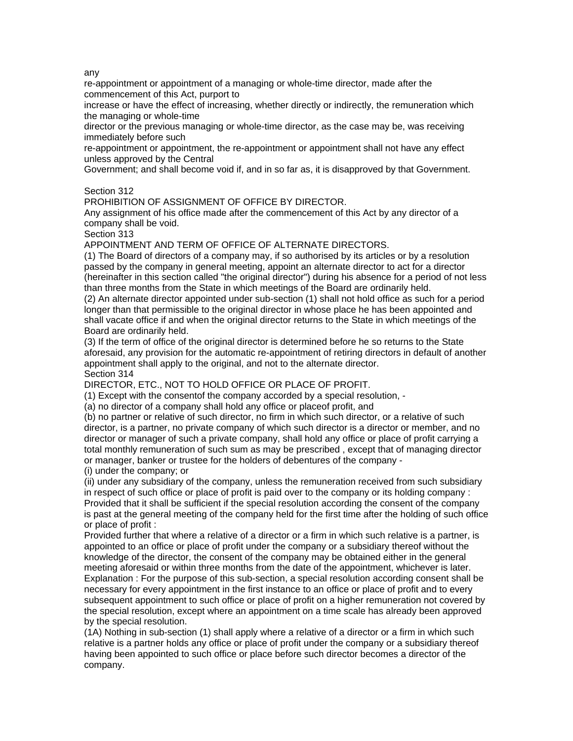any
re-appointment or appointment of a managing or whole-time director, made after the commencement of this Act, purport to
increase or have the effect of increasing, whether directly or indirectly, the remuneration which the managing or whole-time
director or the previous managing or whole-time director, as the case may be, was receiving immediately before such
re-appointment or appointment, the re-appointment or appointment shall not have any effect unless approved by the Central
Government; and shall become void if, and in so far as, it is disapproved by that Government.

Section 312

PROHIBITION OF ASSIGNMENT OF OFFICE BY DIRECTOR.

Any assignment of his office made after the commencement of this Act by any director of a company shall be void.

Section 313

APPOINTMENT AND TERM OF OFFICE OF ALTERNATE DIRECTORS.

(1) The Board of directors of a company may, if so authorised by its articles or by a resolution passed by the company in general meeting, appoint an alternate director to act for a director (hereinafter in this section called "the original director") during his absence for a period of not less than three months from the State in which meetings of the Board are ordinarily held.

(2) An alternate director appointed under sub-section (1) shall not hold office as such for a period longer than that permissible to the original director in whose place he has been appointed and shall vacate office if and when the original director returns to the State in which meetings of the Board are ordinarily held.

(3) If the term of office of the original director is determined before he so returns to the State aforesaid, any provision for the automatic re-appointment of retiring directors in default of another appointment shall apply to the original, and not to the alternate director.

Section 314

DIRECTOR, ETC., NOT TO HOLD OFFICE OR PLACE OF PROFIT.

(1) Except with the consentof the company accorded by a special resolution, -

(a) no director of a company shall hold any office or placeof profit, and

(b) no partner or relative of such director, no firm in which such director, or a relative of such director, is a partner, no private company of which such director is a director or member, and no director or manager of such a private company, shall hold any office or place of profit carrying a total monthly remuneration of such sum as may be prescribed , except that of managing director or manager, banker or trustee for the holders of debentures of the company -

(i) under the company; or

(ii) under any subsidiary of the company, unless the remuneration received from such subsidiary in respect of such office or place of profit is paid over to the company or its holding company :

Provided that it shall be sufficient if the special resolution according the consent of the company is past at the general meeting of the company held for the first time after the holding of such office or place of profit :

Provided further that where a relative of a director or a firm in which such relative is a partner, is appointed to an office or place of profit under the company or a subsidiary thereof without the knowledge of the director, the consent of the company may be obtained either in the general meeting aforesaid or within three months from the date of the appointment, whichever is later.

Explanation : For the purpose of this sub-section, a special resolution according consent shall be necessary for every appointment in the first instance to an office or place of profit and to every subsequent appointment to such office or place of profit on a higher remuneration not covered by the special resolution, except where an appointment on a time scale has already been approved by the special resolution.

(1A) Nothing in sub-section (1) shall apply where a relative of a director or a firm in which such relative is a partner holds any office or place of profit under the company or a subsidiary thereof having been appointed to such office or place before such director becomes a director of the company.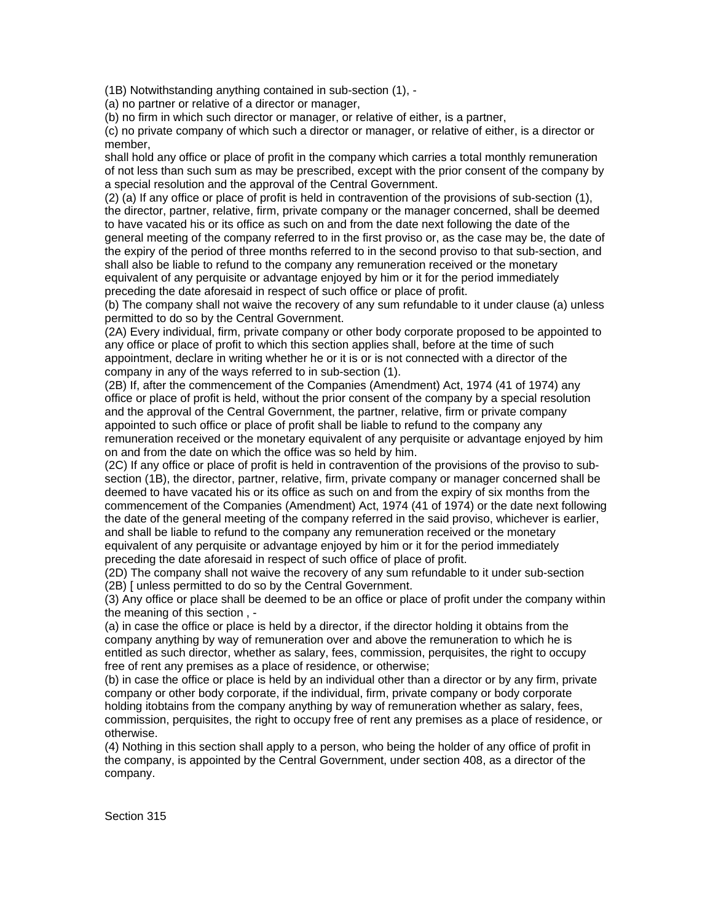(1B) Notwithstanding anything contained in sub-section (1), -

(a) no partner or relative of a director or manager,

(b) no firm in which such director or manager, or relative of either, is a partner,

(c) no private company of which such a director or manager, or relative of either, is a director or member,

shall hold any office or place of profit in the company which carries a total monthly remuneration of not less than such sum as may be prescribed, except with the prior consent of the company by a special resolution and the approval of the Central Government.

(2) (a) If any office or place of profit is held in contravention of the provisions of sub-section (1), the director, partner, relative, firm, private company or the manager concerned, shall be deemed to have vacated his or its office as such on and from the date next following the date of the general meeting of the company referred to in the first proviso or, as the case may be, the date of the expiry of the period of three months referred to in the second proviso to that sub-section, and shall also be liable to refund to the company any remuneration received or the monetary equivalent of any perquisite or advantage enjoyed by him or it for the period immediately preceding the date aforesaid in respect of such office or place of profit.

(b) The company shall not waive the recovery of any sum refundable to it under clause (a) unless permitted to do so by the Central Government.

(2A) Every individual, firm, private company or other body corporate proposed to be appointed to any office or place of profit to which this section applies shall, before at the time of such appointment, declare in writing whether he or it is or is not connected with a director of the company in any of the ways referred to in sub-section (1).

(2B) If, after the commencement of the Companies (Amendment) Act, 1974 (41 of 1974) any office or place of profit is held, without the prior consent of the company by a special resolution and the approval of the Central Government, the partner, relative, firm or private company appointed to such office or place of profit shall be liable to refund to the company any remuneration received or the monetary equivalent of any perquisite or advantage enjoyed by him on and from the date on which the office was so held by him.

(2C) If any office or place of profit is held in contravention of the provisions of the proviso to sub-section (1B), the director, partner, relative, firm, private company or manager concerned shall be deemed to have vacated his or its office as such on and from the expiry of six months from the commencement of the Companies (Amendment) Act, 1974 (41 of 1974) or the date next following the date of the general meeting of the company referred in the said proviso, whichever is earlier, and shall be liable to refund to the company any remuneration received or the monetary equivalent of any perquisite or advantage enjoyed by him or it for the period immediately preceding the date aforesaid in respect of such office of place of profit.

(2D) The company shall not waive the recovery of any sum refundable to it under sub-section (2B) [ unless permitted to do so by the Central Government.

(3) Any office or place shall be deemed to be an office or place of profit under the company within the meaning of this section , -

(a) in case the office or place is held by a director, if the director holding it obtains from the company anything by way of remuneration over and above the remuneration to which he is entitled as such director, whether as salary, fees, commission, perquisites, the right to occupy free of rent any premises as a place of residence, or otherwise;

(b) in case the office or place is held by an individual other than a director or by any firm, private company or other body corporate, if the individual, firm, private company or body corporate holding itobtains from the company anything by way of remuneration whether as salary, fees, commission, perquisites, the right to occupy free of rent any premises as a place of residence, or otherwise.

(4) Nothing in this section shall apply to a person, who being the holder of any office of profit in the company, is appointed by the Central Government, under section 408, as a director of the company.

Section 315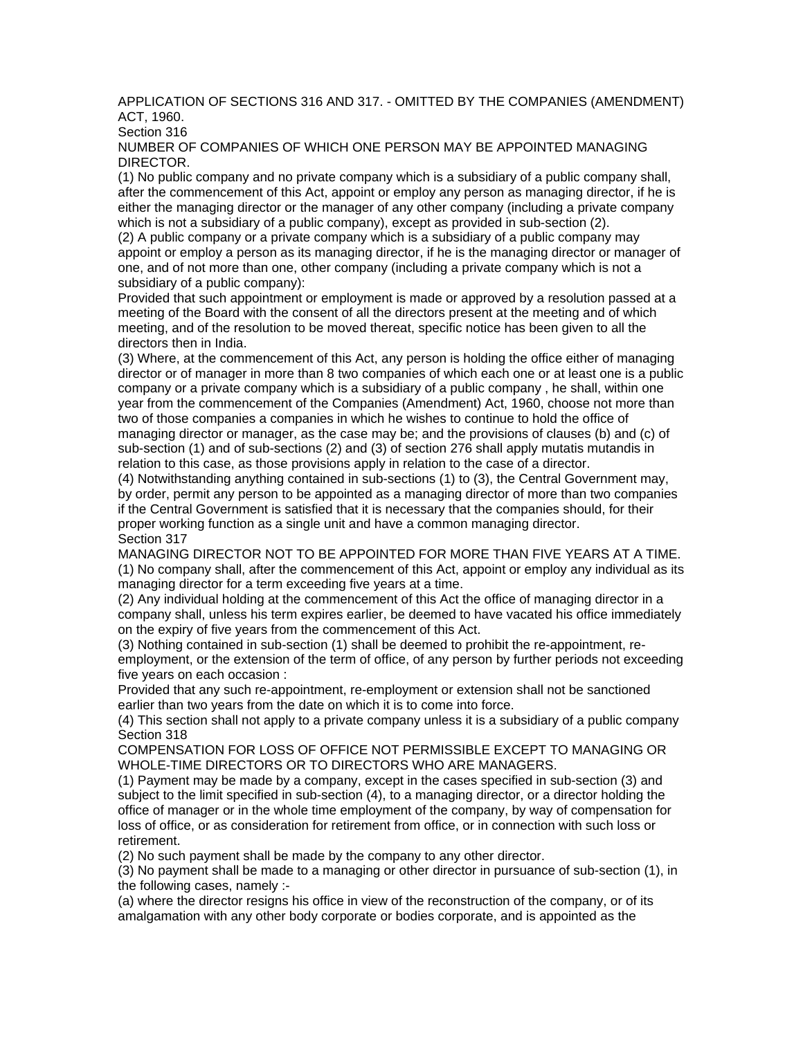APPLICATION OF SECTIONS 316 AND 317. - OMITTED BY THE COMPANIES (AMENDMENT) ACT, 1960.

Section 316

NUMBER OF COMPANIES OF WHICH ONE PERSON MAY BE APPOINTED MANAGING DIRECTOR.

(1) No public company and no private company which is a subsidiary of a public company shall, after the commencement of this Act, appoint or employ any person as managing director, if he is either the managing director or the manager of any other company (including a private company which is not a subsidiary of a public company), except as provided in sub-section (2).

(2) A public company or a private company which is a subsidiary of a public company may appoint or employ a person as its managing director, if he is the managing director or manager of one, and of not more than one, other company (including a private company which is not a subsidiary of a public company):

Provided that such appointment or employment is made or approved by a resolution passed at a meeting of the Board with the consent of all the directors present at the meeting and of which meeting, and of the resolution to be moved thereat, specific notice has been given to all the directors then in India.

(3) Where, at the commencement of this Act, any person is holding the office either of managing director or of manager in more than 8 two companies of which each one or at least one is a public company or a private company which is a subsidiary of a public company , he shall, within one year from the commencement of the Companies (Amendment) Act, 1960, choose not more than two of those companies a companies in which he wishes to continue to hold the office of managing director or manager, as the case may be; and the provisions of clauses (b) and (c) of sub-section (1) and of sub-sections (2) and (3) of section 276 shall apply mutatis mutandis in relation to this case, as those provisions apply in relation to the case of a director.

(4) Notwithstanding anything contained in sub-sections (1) to (3), the Central Government may, by order, permit any person to be appointed as a managing director of more than two companies if the Central Government is satisfied that it is necessary that the companies should, for their proper working function as a single unit and have a common managing director.

Section 317

MANAGING DIRECTOR NOT TO BE APPOINTED FOR MORE THAN FIVE YEARS AT A TIME.

(1) No company shall, after the commencement of this Act, appoint or employ any individual as its managing director for a term exceeding five years at a time.

(2) Any individual holding at the commencement of this Act the office of managing director in a company shall, unless his term expires earlier, be deemed to have vacated his office immediately on the expiry of five years from the commencement of this Act.

(3) Nothing contained in sub-section (1) shall be deemed to prohibit the re-appointment, re-employment, or the extension of the term of office, of any person by further periods not exceeding five years on each occasion :

Provided that any such re-appointment, re-employment or extension shall not be sanctioned earlier than two years from the date on which it is to come into force.

(4) This section shall not apply to a private company unless it is a subsidiary of a public company

Section 318

COMPENSATION FOR LOSS OF OFFICE NOT PERMISSIBLE EXCEPT TO MANAGING OR WHOLE-TIME DIRECTORS OR TO DIRECTORS WHO ARE MANAGERS.

(1) Payment may be made by a company, except in the cases specified in sub-section (3) and subject to the limit specified in sub-section (4), to a managing director, or a director holding the office of manager or in the whole time employment of the company, by way of compensation for loss of office, or as consideration for retirement from office, or in connection with such loss or retirement.

(2) No such payment shall be made by the company to any other director.

(3) No payment shall be made to a managing or other director in pursuance of sub-section (1), in the following cases, namely :-

(a) where the director resigns his office in view of the reconstruction of the company, or of its amalgamation with any other body corporate or bodies corporate, and is appointed as the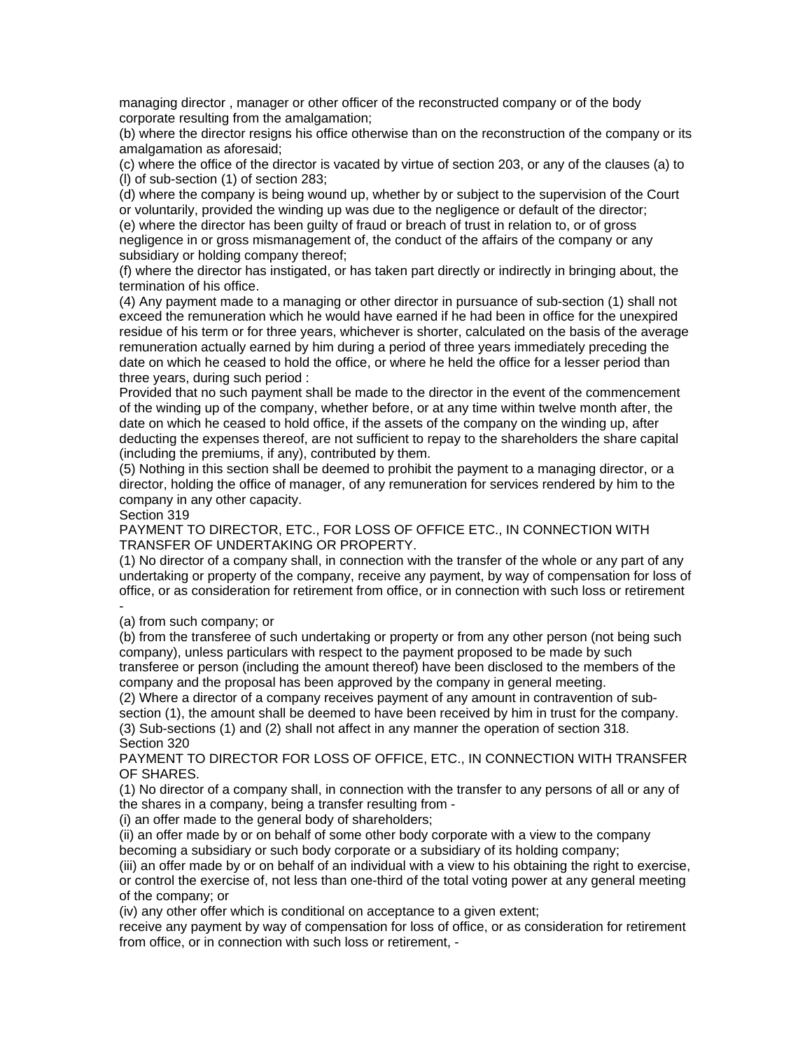managing director , manager or other officer of the reconstructed company or of the body corporate resulting from the amalgamation;

(b) where the director resigns his office otherwise than on the reconstruction of the company or its amalgamation as aforesaid;

(c) where the office of the director is vacated by virtue of section 203, or any of the clauses (a) to (l) of sub-section (1) of section 283;

(d) where the company is being wound up, whether by or subject to the supervision of the Court or voluntarily, provided the winding up was due to the negligence or default of the director;

(e) where the director has been guilty of fraud or breach of trust in relation to, or of gross negligence in or gross mismanagement of, the conduct of the affairs of the company or any subsidiary or holding company thereof;

(f) where the director has instigated, or has taken part directly or indirectly in bringing about, the termination of his office.

(4) Any payment made to a managing or other director in pursuance of sub-section (1) shall not exceed the remuneration which he would have earned if he had been in office for the unexpired residue of his term or for three years, whichever is shorter, calculated on the basis of the average remuneration actually earned by him during a period of three years immediately preceding the date on which he ceased to hold the office, or where he held the office for a lesser period than three years, during such period :

Provided that no such payment shall be made to the director in the event of the commencement of the winding up of the company, whether before, or at any time within twelve month after, the date on which he ceased to hold office, if the assets of the company on the winding up, after deducting the expenses thereof, are not sufficient to repay to the shareholders the share capital (including the premiums, if any), contributed by them.

(5) Nothing in this section shall be deemed to prohibit the payment to a managing director, or a director, holding the office of manager, of any remuneration for services rendered by him to the company in any other capacity.

Section 319

PAYMENT TO DIRECTOR, ETC., FOR LOSS OF OFFICE ETC., IN CONNECTION WITH TRANSFER OF UNDERTAKING OR PROPERTY.

(1) No director of a company shall, in connection with the transfer of the whole or any part of any undertaking or property of the company, receive any payment, by way of compensation for loss of office, or as consideration for retirement from office, or in connection with such loss or retirement -

(a) from such company; or

(b) from the transferee of such undertaking or property or from any other person (not being such company), unless particulars with respect to the payment proposed to be made by such transferee or person (including the amount thereof) have been disclosed to the members of the company and the proposal has been approved by the company in general meeting.

(2) Where a director of a company receives payment of any amount in contravention of sub-section (1), the amount shall be deemed to have been received by him in trust for the company.

(3) Sub-sections (1) and (2) shall not affect in any manner the operation of section 318.

Section 320

PAYMENT TO DIRECTOR FOR LOSS OF OFFICE, ETC., IN CONNECTION WITH TRANSFER OF SHARES.

(1) No director of a company shall, in connection with the transfer to any persons of all or any of the shares in a company, being a transfer resulting from -

(i) an offer made to the general body of shareholders;

(ii) an offer made by or on behalf of some other body corporate with a view to the company becoming a subsidiary or such body corporate or a subsidiary of its holding company;

(iii) an offer made by or on behalf of an individual with a view to his obtaining the right to exercise, or control the exercise of, not less than one-third of the total voting power at any general meeting of the company; or

(iv) any other offer which is conditional on acceptance to a given extent;

receive any payment by way of compensation for loss of office, or as consideration for retirement from office, or in connection with such loss or retirement, -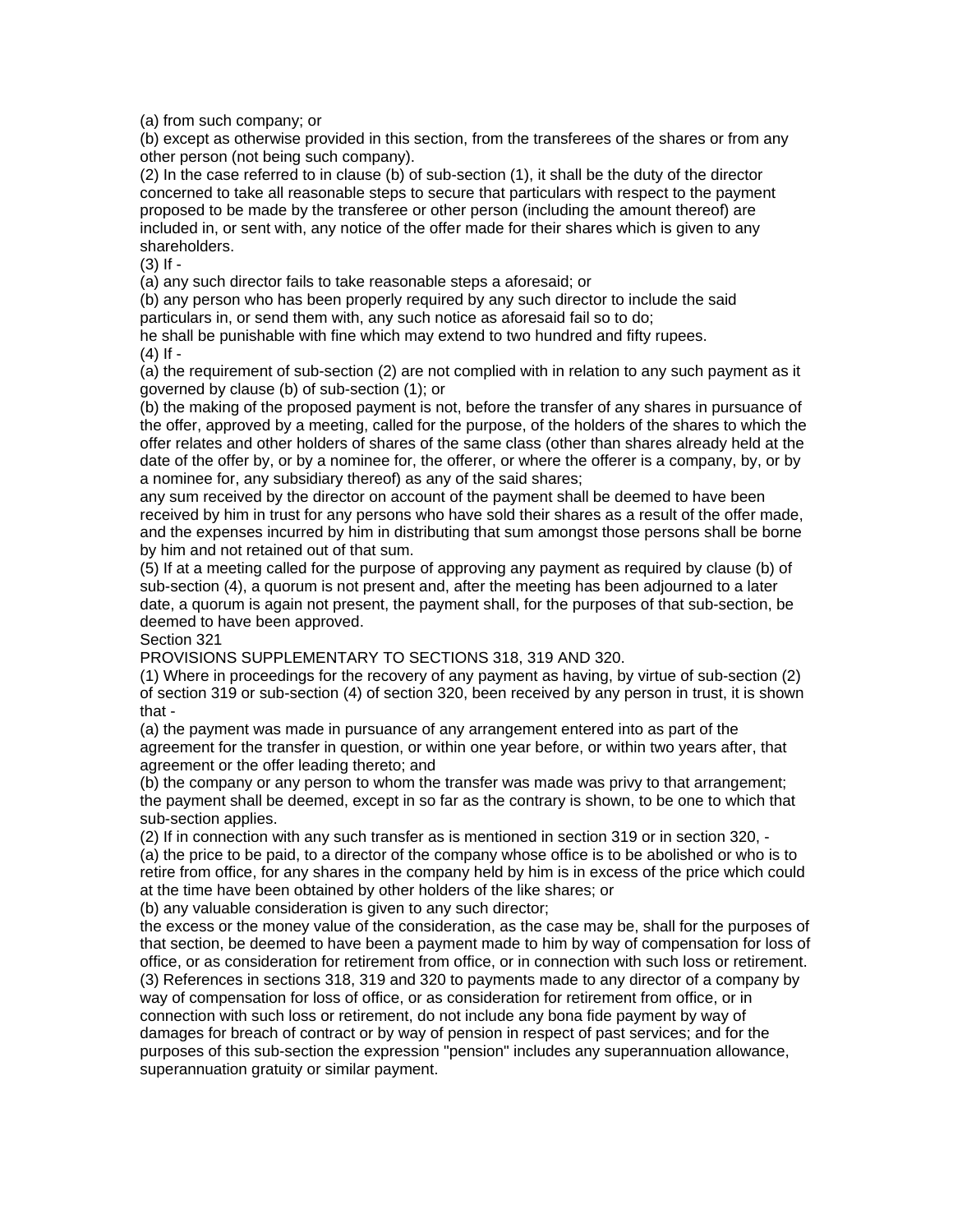(a) from such company; or

(b) except as otherwise provided in this section, from the transferees of the shares or from any other person (not being such company).

(2) In the case referred to in clause (b) of sub-section (1), it shall be the duty of the director concerned to take all reasonable steps to secure that particulars with respect to the payment proposed to be made by the transferee or other person (including the amount thereof) are included in, or sent with, any notice of the offer made for their shares which is given to any shareholders.

(3) If -

(a) any such director fails to take reasonable steps a aforesaid; or

(b) any person who has been properly required by any such director to include the said particulars in, or send them with, any such notice as aforesaid fail so to do;

he shall be punishable with fine which may extend to two hundred and fifty rupees.

(4) If -

(a) the requirement of sub-section (2) are not complied with in relation to any such payment as it governed by clause (b) of sub-section (1); or

(b) the making of the proposed payment is not, before the transfer of any shares in pursuance of the offer, approved by a meeting, called for the purpose, of the holders of the shares to which the offer relates and other holders of shares of the same class (other than shares already held at the date of the offer by, or by a nominee for, the offerer, or where the offerer is a company, by, or by a nominee for, any subsidiary thereof) as any of the said shares;

any sum received by the director on account of the payment shall be deemed to have been received by him in trust for any persons who have sold their shares as a result of the offer made, and the expenses incurred by him in distributing that sum amongst those persons shall be borne by him and not retained out of that sum.

(5) If at a meeting called for the purpose of approving any payment as required by clause (b) of sub-section (4), a quorum is not present and, after the meeting has been adjourned to a later date, a quorum is again not present, the payment shall, for the purposes of that sub-section, be deemed to have been approved.

Section 321

PROVISIONS SUPPLEMENTARY TO SECTIONS 318, 319 AND 320.

(1) Where in proceedings for the recovery of any payment as having, by virtue of sub-section (2) of section 319 or sub-section (4) of section 320, been received by any person in trust, it is shown that -

(a) the payment was made in pursuance of any arrangement entered into as part of the agreement for the transfer in question, or within one year before, or within two years after, that agreement or the offer leading thereto; and

(b) the company or any person to whom the transfer was made was privy to that arrangement;

the payment shall be deemed, except in so far as the contrary is shown, to be one to which that sub-section applies.

(2) If in connection with any such transfer as is mentioned in section 319 or in section 320, -

(a) the price to be paid, to a director of the company whose office is to be abolished or who is to retire from office, for any shares in the company held by him is in excess of the price which could at the time have been obtained by other holders of the like shares; or

(b) any valuable consideration is given to any such director;

the excess or the money value of the consideration, as the case may be, shall for the purposes of that section, be deemed to have been a payment made to him by way of compensation for loss of office, or as consideration for retirement from office, or in connection with such loss or retirement.

(3) References in sections 318, 319 and 320 to payments made to any director of a company by way of compensation for loss of office, or as consideration for retirement from office, or in connection with such loss or retirement, do not include any bona fide payment by way of damages for breach of contract or by way of pension in respect of past services; and for the purposes of this sub-section the expression "pension" includes any superannuation allowance, superannuation gratuity or similar payment.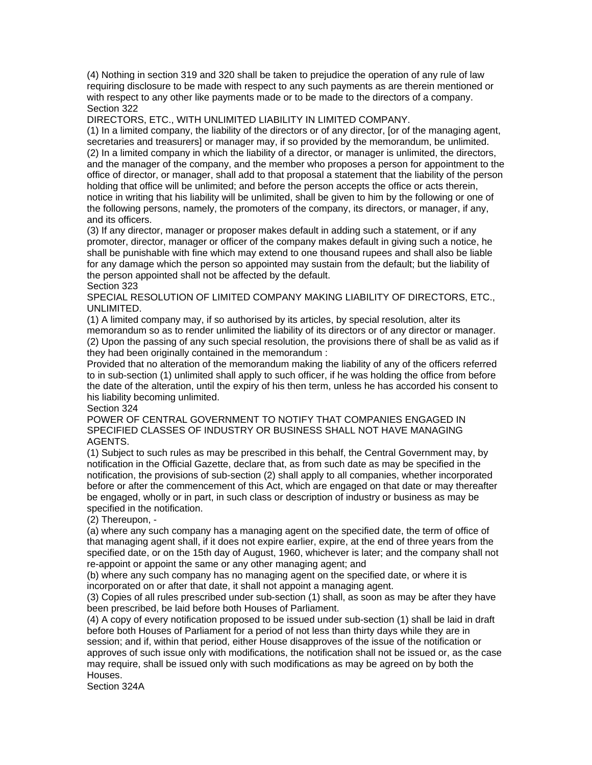(4) Nothing in section 319 and 320 shall be taken to prejudice the operation of any rule of law requiring disclosure to be made with respect to any such payments as are therein mentioned or with respect to any other like payments made or to be made to the directors of a company.

Section 322

DIRECTORS, ETC., WITH UNLIMITED LIABILITY IN LIMITED COMPANY.

(1) In a limited company, the liability of the directors or of any director, [or of the managing agent, secretaries and treasurers] or manager may, if so provided by the memorandum, be unlimited.

(2) In a limited company in which the liability of a director, or manager is unlimited, the directors, and the manager of the company, and the member who proposes a person for appointment to the office of director, or manager, shall add to that proposal a statement that the liability of the person holding that office will be unlimited; and before the person accepts the office or acts therein, notice in writing that his liability will be unlimited, shall be given to him by the following or one of the following persons, namely, the promoters of the company, its directors, or manager, if any, and its officers.

(3) If any director, manager or proposer makes default in adding such a statement, or if any promoter, director, manager or officer of the company makes default in giving such a notice, he shall be punishable with fine which may extend to one thousand rupees and shall also be liable for any damage which the person so appointed may sustain from the default; but the liability of the person appointed shall not be affected by the default.

Section 323

SPECIAL RESOLUTION OF LIMITED COMPANY MAKING LIABILITY OF DIRECTORS, ETC., UNLIMITED.

(1) A limited company may, if so authorised by its articles, by special resolution, alter its memorandum so as to render unlimited the liability of its directors or of any director or manager.

(2) Upon the passing of any such special resolution, the provisions there of shall be as valid as if they had been originally contained in the memorandum :

Provided that no alteration of the memorandum making the liability of any of the officers referred to in sub-section (1) unlimited shall apply to such officer, if he was holding the office from before the date of the alteration, until the expiry of his then term, unless he has accorded his consent to his liability becoming unlimited.

Section 324

POWER OF CENTRAL GOVERNMENT TO NOTIFY THAT COMPANIES ENGAGED IN SPECIFIED CLASSES OF INDUSTRY OR BUSINESS SHALL NOT HAVE MANAGING AGENTS.

(1) Subject to such rules as may be prescribed in this behalf, the Central Government may, by notification in the Official Gazette, declare that, as from such date as may be specified in the notification, the provisions of sub-section (2) shall apply to all companies, whether incorporated before or after the commencement of this Act, which are engaged on that date or may thereafter be engaged, wholly or in part, in such class or description of industry or business as may be specified in the notification.

(2) Thereupon, -

(a) where any such company has a managing agent on the specified date, the term of office of that managing agent shall, if it does not expire earlier, expire, at the end of three years from the specified date, or on the 15th day of August, 1960, whichever is later; and the company shall not re-appoint or appoint the same or any other managing agent; and

(b) where any such company has no managing agent on the specified date, or where it is incorporated on or after that date, it shall not appoint a managing agent.

(3) Copies of all rules prescribed under sub-section (1) shall, as soon as may be after they have been prescribed, be laid before both Houses of Parliament.

(4) A copy of every notification proposed to be issued under sub-section (1) shall be laid in draft before both Houses of Parliament for a period of not less than thirty days while they are in session; and if, within that period, either House disapproves of the issue of the notification or approves of such issue only with modifications, the notification shall not be issued or, as the case may require, shall be issued only with such modifications as may be agreed on by both the Houses.

Section 324A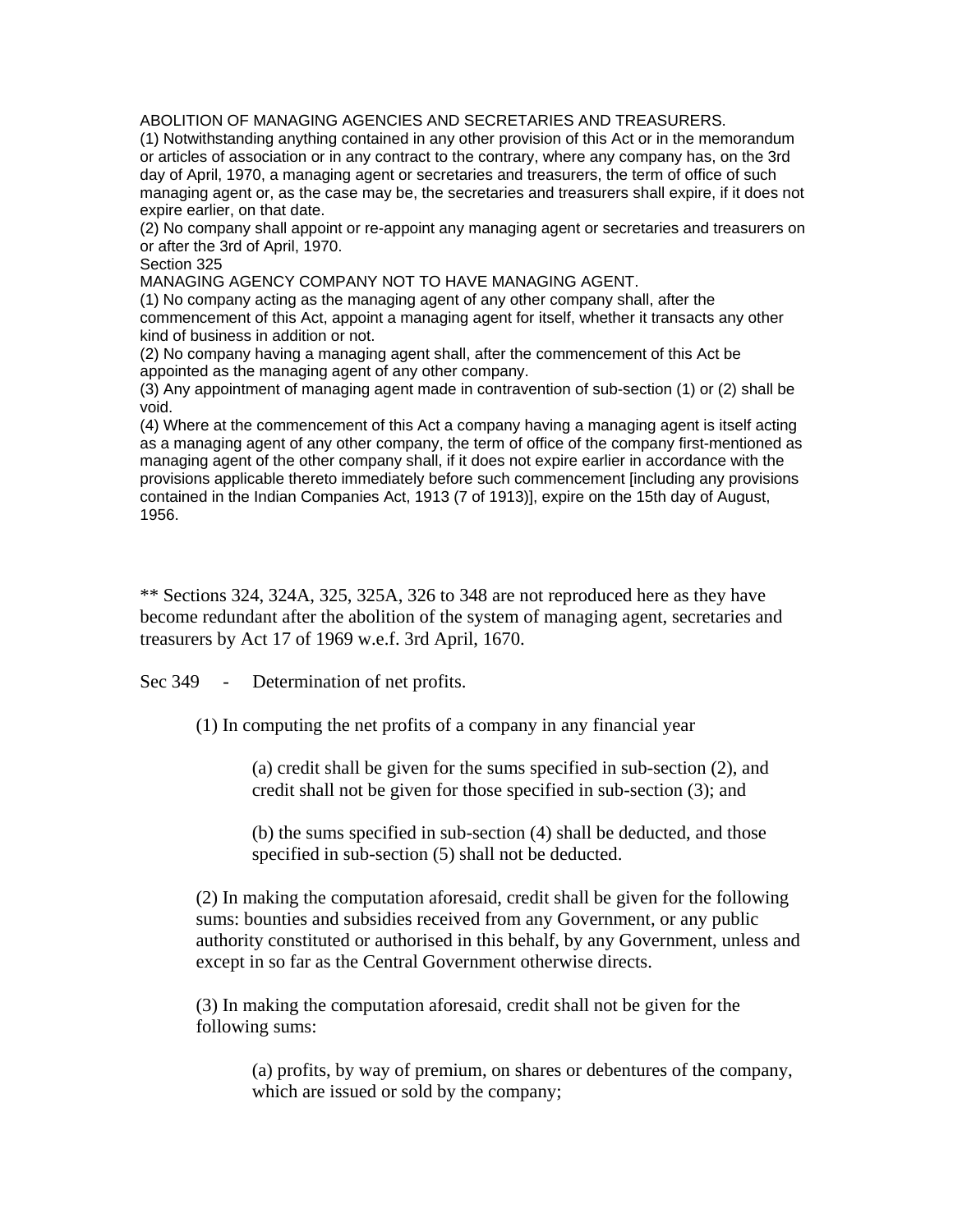ABOLITION OF MANAGING AGENCIES AND SECRETARIES AND TREASURERS.

(1) Notwithstanding anything contained in any other provision of this Act or in the memorandum or articles of association or in any contract to the contrary, where any company has, on the 3rd day of April, 1970, a managing agent or secretaries and treasurers, the term of office of such managing agent or, as the case may be, the secretaries and treasurers shall expire, if it does not expire earlier, on that date.

(2) No company shall appoint or re-appoint any managing agent or secretaries and treasurers on or after the 3rd of April, 1970.

Section 325

MANAGING AGENCY COMPANY NOT TO HAVE MANAGING AGENT.

(1) No company acting as the managing agent of any other company shall, after the commencement of this Act, appoint a managing agent for itself, whether it transacts any other kind of business in addition or not.

(2) No company having a managing agent shall, after the commencement of this Act be appointed as the managing agent of any other company.

(3) Any appointment of managing agent made in contravention of sub-section (1) or (2) shall be void.

(4) Where at the commencement of this Act a company having a managing agent is itself acting as a managing agent of any other company, the term of office of the company first-mentioned as managing agent of the other company shall, if it does not expire earlier in accordance with the provisions applicable thereto immediately before such commencement [including any provisions contained in the Indian Companies Act, 1913 (7 of 1913)], expire on the 15th day of August, 1956.

** Sections 324, 324A, 325, 325A, 326 to 348 are not reproduced here as they have become redundant after the abolition of the system of managing agent, secretaries and treasurers by Act 17 of 1969 w.e.f. 3rd April, 1670.

Sec 349 - Determination of net profits.

(1) In computing the net profits of a company in any financial year

(a) credit shall be given for the sums specified in sub-section (2), and credit shall not be given for those specified in sub-section (3); and

(b) the sums specified in sub-section (4) shall be deducted, and those specified in sub-section (5) shall not be deducted.

(2) In making the computation aforesaid, credit shall be given for the following sums: bounties and subsidies received from any Government, or any public authority constituted or authorised in this behalf, by any Government, unless and except in so far as the Central Government otherwise directs.

(3) In making the computation aforesaid, credit shall not be given for the following sums:

(a) profits, by way of premium, on shares or debentures of the company, which are issued or sold by the company;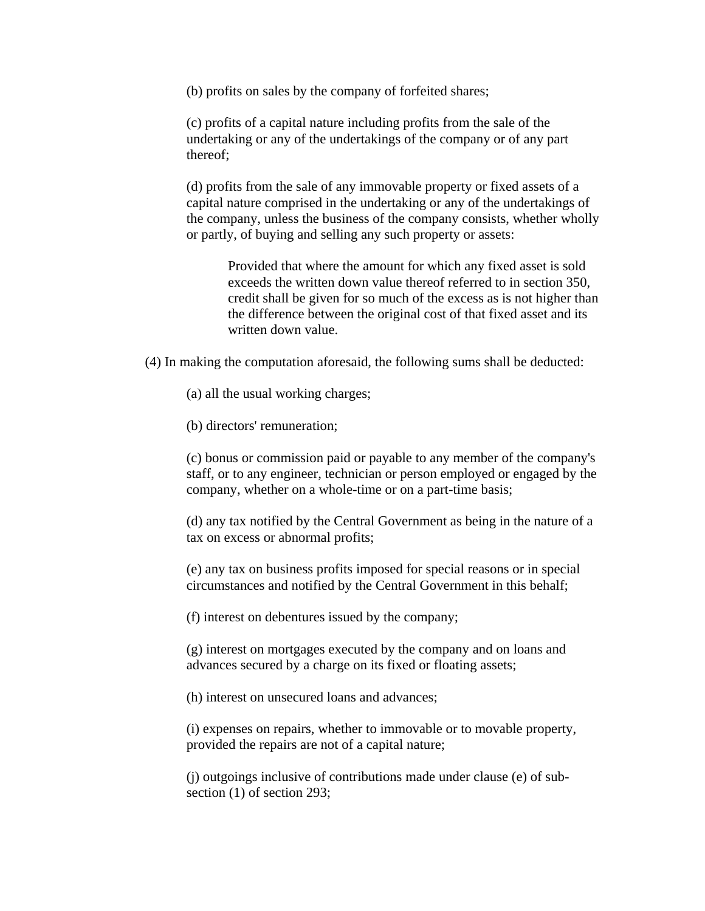(b) profits on sales by the company of forfeited shares;

(c) profits of a capital nature including profits from the sale of the undertaking or any of the undertakings of the company or of any part thereof;

(d) profits from the sale of any immovable property or fixed assets of a capital nature comprised in the undertaking or any of the undertakings of the company, unless the business of the company consists, whether wholly or partly, of buying and selling any such property or assets:

> Provided that where the amount for which any fixed asset is sold exceeds the written down value thereof referred to in section 350, credit shall be given for so much of the excess as is not higher than the difference between the original cost of that fixed asset and its written down value.

(4) In making the computation aforesaid, the following sums shall be deducted:

(a) all the usual working charges;

(b) directors' remuneration;

(c) bonus or commission paid or payable to any member of the company's staff, or to any engineer, technician or person employed or engaged by the company, whether on a whole-time or on a part-time basis;

(d) any tax notified by the Central Government as being in the nature of a tax on excess or abnormal profits;

(e) any tax on business profits imposed for special reasons or in special circumstances and notified by the Central Government in this behalf;

(f) interest on debentures issued by the company;

(g) interest on mortgages executed by the company and on loans and advances secured by a charge on its fixed or floating assets;

(h) interest on unsecured loans and advances;

(i) expenses on repairs, whether to immovable or to movable property, provided the repairs are not of a capital nature;

(j) outgoings inclusive of contributions made under clause (e) of sub-section (1) of section 293;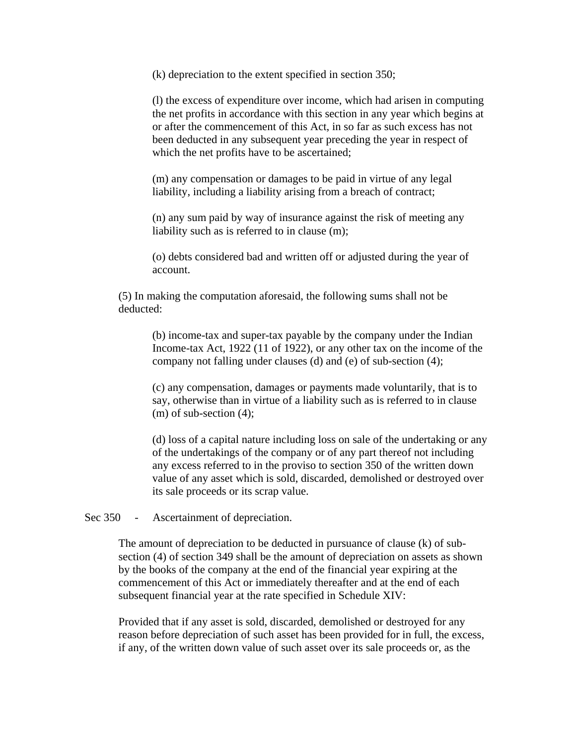(k) depreciation to the extent specified in section 350;

(l) the excess of expenditure over income, which had arisen in computing the net profits in accordance with this section in any year which begins at or after the commencement of this Act, in so far as such excess has not been deducted in any subsequent year preceding the year in respect of which the net profits have to be ascertained;

(m) any compensation or damages to be paid in virtue of any legal liability, including a liability arising from a breach of contract;

(n) any sum paid by way of insurance against the risk of meeting any liability such as is referred to in clause (m);

(o) debts considered bad and written off or adjusted during the year of account.

(5) In making the computation aforesaid, the following sums shall not be deducted:

(b) income-tax and super-tax payable by the company under the Indian Income-tax Act, 1922 (11 of 1922), or any other tax on the income of the company not falling under clauses (d) and (e) of sub-section (4);

(c) any compensation, damages or payments made voluntarily, that is to say, otherwise than in virtue of a liability such as is referred to in clause (m) of sub-section (4);

(d) loss of a capital nature including loss on sale of the undertaking or any of the undertakings of the company or of any part thereof not including any excess referred to in the proviso to section 350 of the written down value of any asset which is sold, discarded, demolished or destroyed over its sale proceeds or its scrap value.

Sec 350 - Ascertainment of depreciation.

The amount of depreciation to be deducted in pursuance of clause (k) of sub-section (4) of section 349 shall be the amount of depreciation on assets as shown by the books of the company at the end of the financial year expiring at the commencement of this Act or immediately thereafter and at the end of each subsequent financial year at the rate specified in Schedule XIV:

Provided that if any asset is sold, discarded, demolished or destroyed for any reason before depreciation of such asset has been provided for in full, the excess, if any, of the written down value of such asset over its sale proceeds or, as the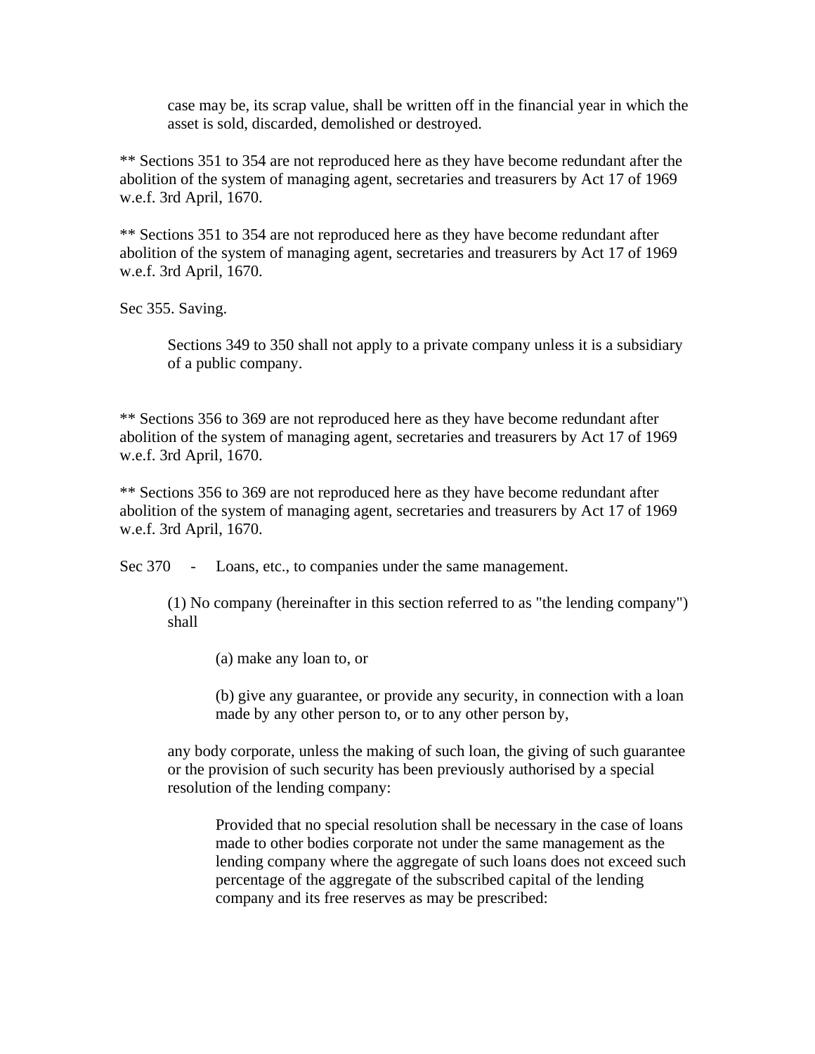case may be, its scrap value, shall be written off in the financial year in which the asset is sold, discarded, demolished or destroyed.

** Sections 351 to 354 are not reproduced here as they have become redundant after the abolition of the system of managing agent, secretaries and treasurers by Act 17 of 1969 w.e.f. 3rd April, 1670.

** Sections 351 to 354 are not reproduced here as they have become redundant after abolition of the system of managing agent, secretaries and treasurers by Act 17 of 1969 w.e.f. 3rd April, 1670.

Sec 355. Saving.

> Sections 349 to 350 shall not apply to a private company unless it is a subsidiary of a public company.

** Sections 356 to 369 are not reproduced here as they have become redundant after abolition of the system of managing agent, secretaries and treasurers by Act 17 of 1969 w.e.f. 3rd April, 1670.

** Sections 356 to 369 are not reproduced here as they have become redundant after abolition of the system of managing agent, secretaries and treasurers by Act 17 of 1969 w.e.f. 3rd April, 1670.

Sec 370 - Loans, etc., to companies under the same management.

(1) No company (hereinafter in this section referred to as "the lending company") shall

(a) make any loan to, or

(b) give any guarantee, or provide any security, in connection with a loan made by any other person to, or to any other person by,

any body corporate, unless the making of such loan, the giving of such guarantee or the provision of such security has been previously authorised by a special resolution of the lending company:

Provided that no special resolution shall be necessary in the case of loans made to other bodies corporate not under the same management as the lending company where the aggregate of such loans does not exceed such percentage of the aggregate of the subscribed capital of the lending company and its free reserves as may be prescribed: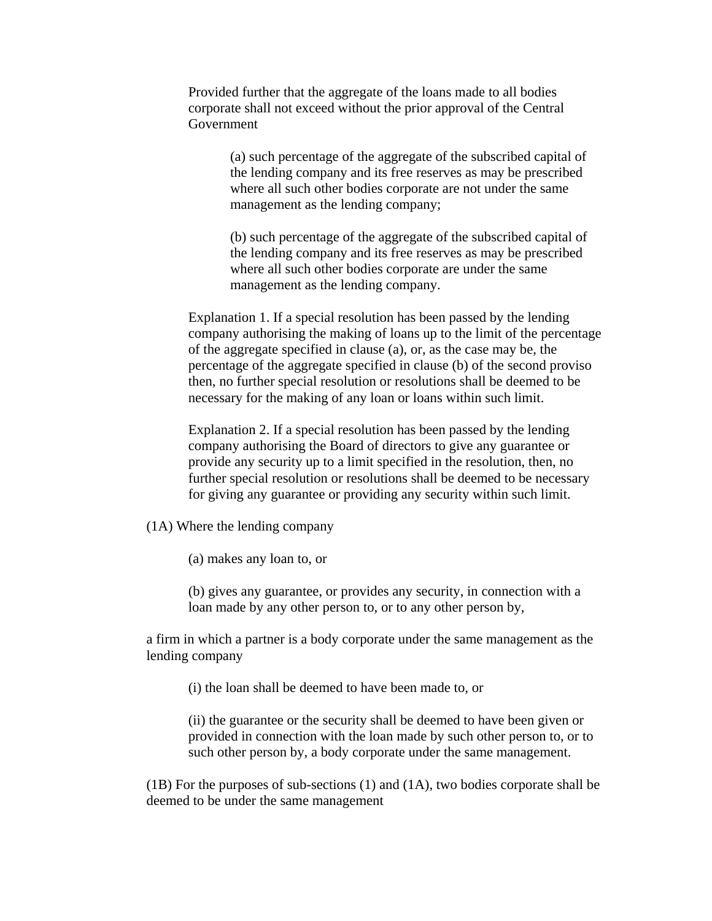Provided further that the aggregate of the loans made to all bodies corporate shall not exceed without the prior approval of the Central Government

(a) such percentage of the aggregate of the subscribed capital of the lending company and its free reserves as may be prescribed where all such other bodies corporate are not under the same management as the lending company;

(b) such percentage of the aggregate of the subscribed capital of the lending company and its free reserves as may be prescribed where all such other bodies corporate are under the same management as the lending company.

Explanation 1. If a special resolution has been passed by the lending company authorising the making of loans up to the limit of the percentage of the aggregate specified in clause (a), or, as the case may be, the percentage of the aggregate specified in clause (b) of the second proviso then, no further special resolution or resolutions shall be deemed to be necessary for the making of any loan or loans within such limit.

Explanation 2. If a special resolution has been passed by the lending company authorising the Board of directors to give any guarantee or provide any security up to a limit specified in the resolution, then, no further special resolution or resolutions shall be deemed to be necessary for giving any guarantee or providing any security within such limit.

(1A) Where the lending company

(a) makes any loan to, or

(b) gives any guarantee, or provides any security, in connection with a loan made by any other person to, or to any other person by,

a firm in which a partner is a body corporate under the same management as the lending company

(i) the loan shall be deemed to have been made to, or

(ii) the guarantee or the security shall be deemed to have been given or provided in connection with the loan made by such other person to, or to such other person by, a body corporate under the same management.

(1B) For the purposes of sub-sections (1) and (1A), two bodies corporate shall be deemed to be under the same management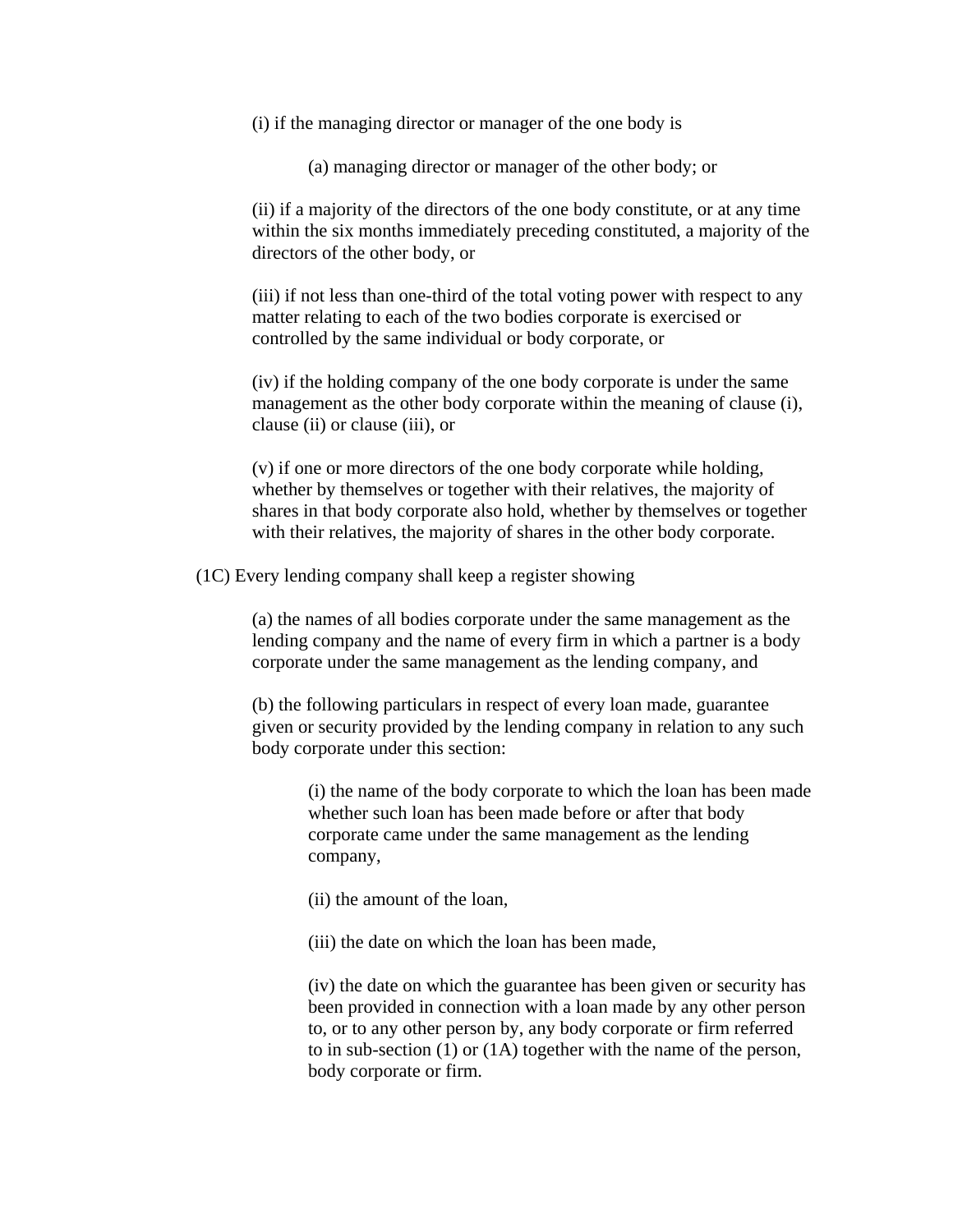(i) if the managing director or manager of the one body is

(a) managing director or manager of the other body; or

(ii) if a majority of the directors of the one body constitute, or at any time within the six months immediately preceding constituted, a majority of the directors of the other body, or

(iii) if not less than one-third of the total voting power with respect to any matter relating to each of the two bodies corporate is exercised or controlled by the same individual or body corporate, or

(iv) if the holding company of the one body corporate is under the same management as the other body corporate within the meaning of clause (i), clause (ii) or clause (iii), or

(v) if one or more directors of the one body corporate while holding, whether by themselves or together with their relatives, the majority of shares in that body corporate also hold, whether by themselves or together with their relatives, the majority of shares in the other body corporate.

(1C) Every lending company shall keep a register showing

(a) the names of all bodies corporate under the same management as the lending company and the name of every firm in which a partner is a body corporate under the same management as the lending company, and

(b) the following particulars in respect of every loan made, guarantee given or security provided by the lending company in relation to any such body corporate under this section:

(i) the name of the body corporate to which the loan has been made whether such loan has been made before or after that body corporate came under the same management as the lending company,

(ii) the amount of the loan,

(iii) the date on which the loan has been made,

(iv) the date on which the guarantee has been given or security has been provided in connection with a loan made by any other person to, or to any other person by, any body corporate or firm referred to in sub-section (1) or (1A) together with the name of the person, body corporate or firm.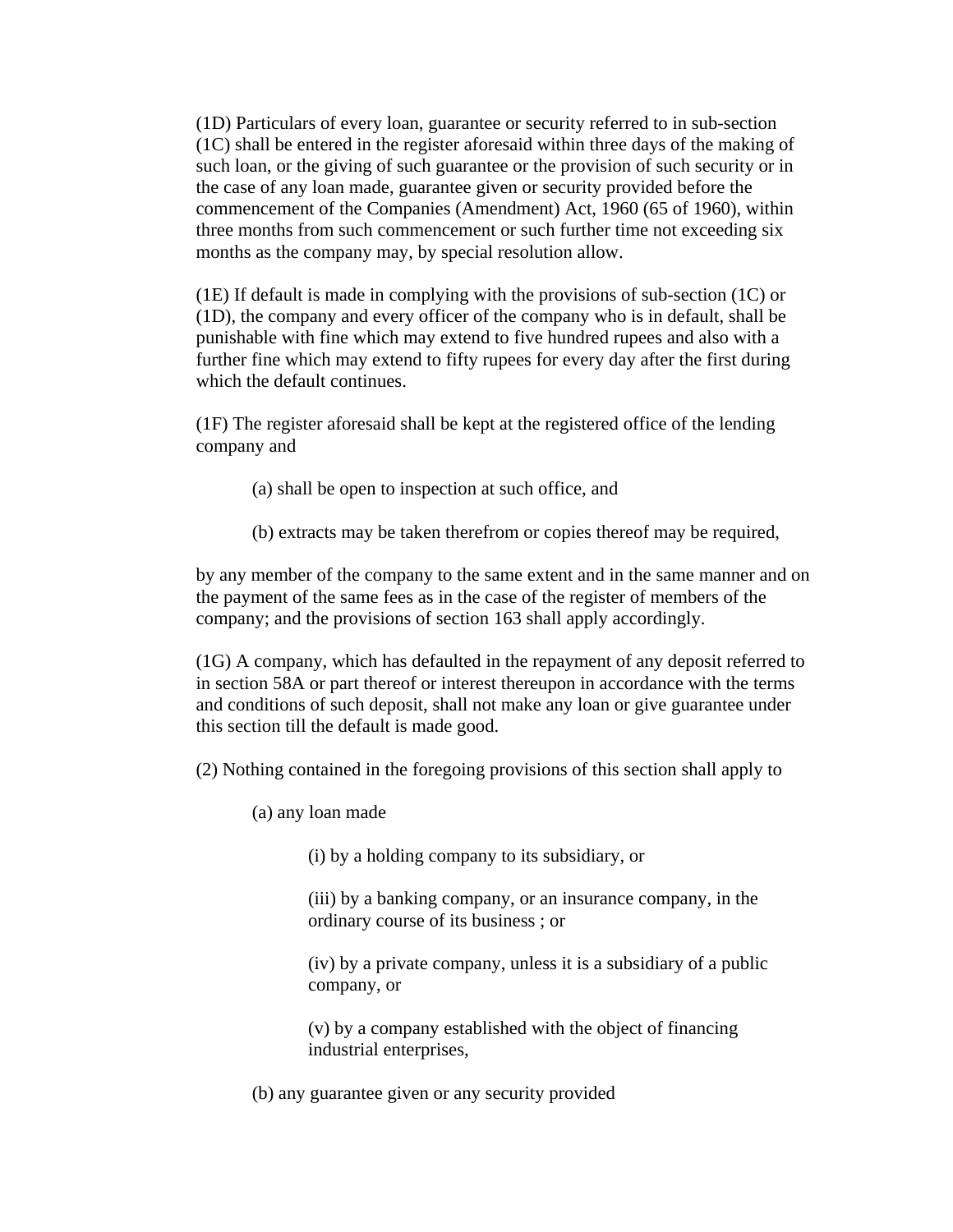(1D) Particulars of every loan, guarantee or security referred to in sub-section (1C) shall be entered in the register aforesaid within three days of the making of such loan, or the giving of such guarantee or the provision of such security or in the case of any loan made, guarantee given or security provided before the commencement of the Companies (Amendment) Act, 1960 (65 of 1960), within three months from such commencement or such further time not exceeding six months as the company may, by special resolution allow.

(1E) If default is made in complying with the provisions of sub-section (1C) or (1D), the company and every officer of the company who is in default, shall be punishable with fine which may extend to five hundred rupees and also with a further fine which may extend to fifty rupees for every day after the first during which the default continues.

(1F) The register aforesaid shall be kept at the registered office of the lending company and

> (a) shall be open to inspection at such office, and
>
> (b) extracts may be taken therefrom or copies thereof may be required,

by any member of the company to the same extent and in the same manner and on the payment of the same fees as in the case of the register of members of the company; and the provisions of section 163 shall apply accordingly.

(1G) A company, which has defaulted in the repayment of any deposit referred to in section 58A or part thereof or interest thereupon in accordance with the terms and conditions of such deposit, shall not make any loan or give guarantee under this section till the default is made good.

(2) Nothing contained in the foregoing provisions of this section shall apply to

> (a) any loan made
>
> > (i) by a holding company to its subsidiary, or
> >
> > (iii) by a banking company, or an insurance company, in the ordinary course of its business ; or
> >
> > (iv) by a private company, unless it is a subsidiary of a public company, or
> >
> > (v) by a company established with the object of financing industrial enterprises,
>
> (b) any guarantee given or any security provided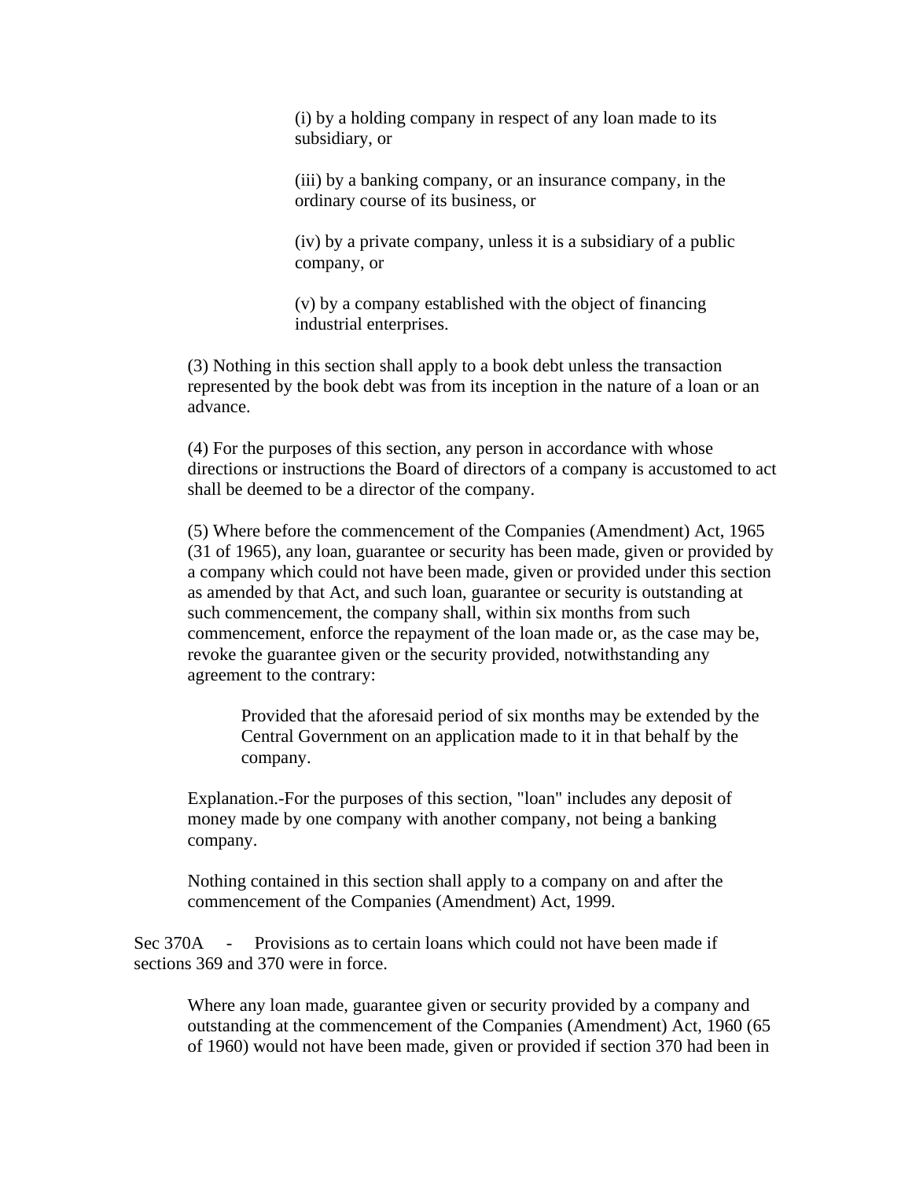(i) by a holding company in respect of any loan made to its subsidiary, or

(iii) by a banking company, or an insurance company, in the ordinary course of its business, or

(iv) by a private company, unless it is a subsidiary of a public company, or

(v) by a company established with the object of financing industrial enterprises.

(3) Nothing in this section shall apply to a book debt unless the transaction represented by the book debt was from its inception in the nature of a loan or an advance.

(4) For the purposes of this section, any person in accordance with whose directions or instructions the Board of directors of a company is accustomed to act shall be deemed to be a director of the company.

(5) Where before the commencement of the Companies (Amendment) Act, 1965 (31 of 1965), any loan, guarantee or security has been made, given or provided by a company which could not have been made, given or provided under this section as amended by that Act, and such loan, guarantee or security is outstanding at such commencement, the company shall, within six months from such commencement, enforce the repayment of the loan made or, as the case may be, revoke the guarantee given or the security provided, notwithstanding any agreement to the contrary:

> Provided that the aforesaid period of six months may be extended by the Central Government on an application made to it in that behalf by the company.

Explanation.-For the purposes of this section, "loan" includes any deposit of money made by one company with another company, not being a banking company.

Nothing contained in this section shall apply to a company on and after the commencement of the Companies (Amendment) Act, 1999.

Sec 370A - Provisions as to certain loans which could not have been made if sections 369 and 370 were in force.

Where any loan made, guarantee given or security provided by a company and outstanding at the commencement of the Companies (Amendment) Act, 1960 (65 of 1960) would not have been made, given or provided if section 370 had been in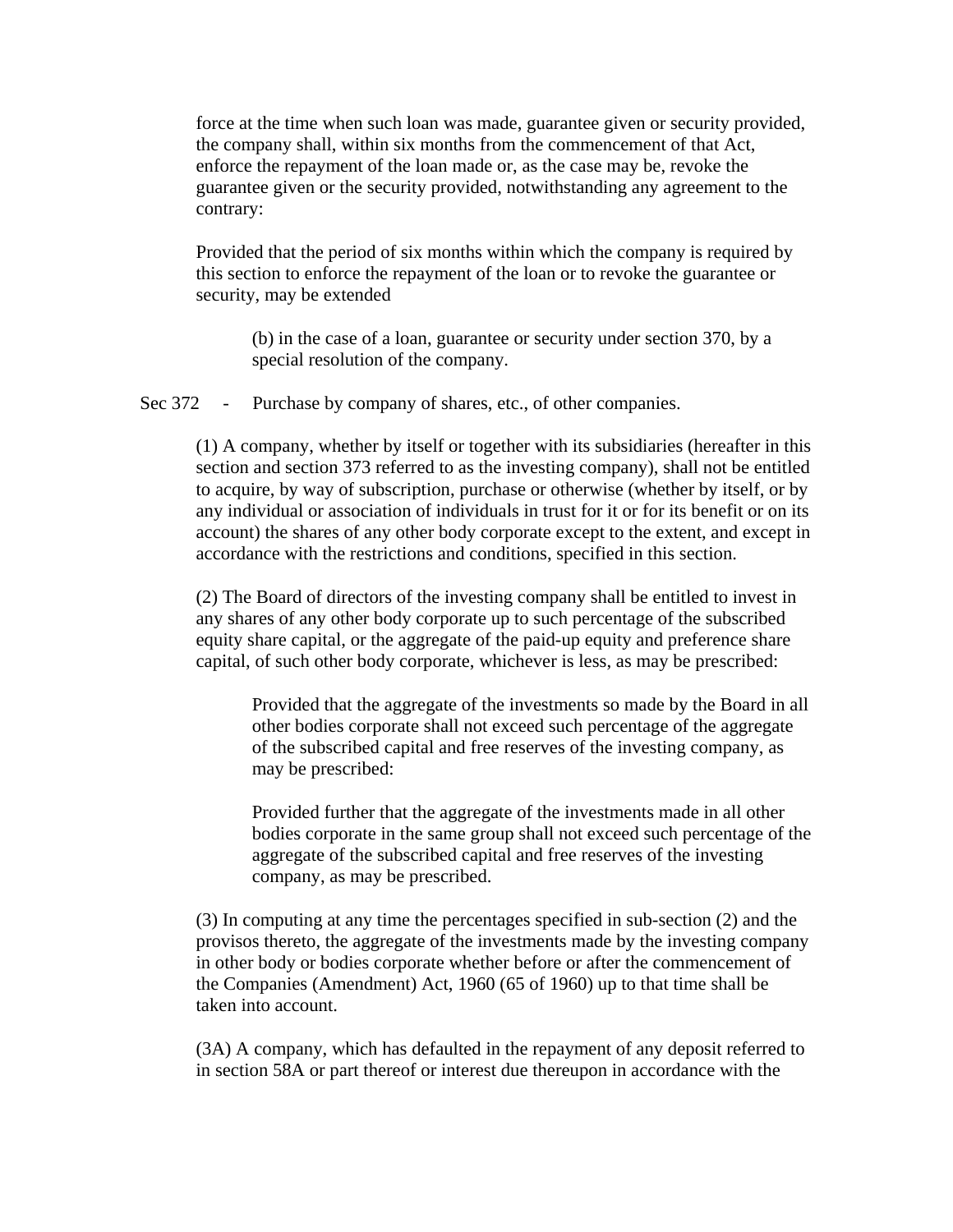force at the time when such loan was made, guarantee given or security provided, the company shall, within six months from the commencement of that Act, enforce the repayment of the loan made or, as the case may be, revoke the guarantee given or the security provided, notwithstanding any agreement to the contrary:

Provided that the period of six months within which the company is required by this section to enforce the repayment of the loan or to revoke the guarantee or security, may be extended

> (b) in the case of a loan, guarantee or security under section 370, by a special resolution of the company.

Sec 372 - Purchase by company of shares, etc., of other companies.

(1) A company, whether by itself or together with its subsidiaries (hereafter in this section and section 373 referred to as the investing company), shall not be entitled to acquire, by way of subscription, purchase or otherwise (whether by itself, or by any individual or association of individuals in trust for it or for its benefit or on its account) the shares of any other body corporate except to the extent, and except in accordance with the restrictions and conditions, specified in this section.

(2) The Board of directors of the investing company shall be entitled to invest in any shares of any other body corporate up to such percentage of the subscribed equity share capital, or the aggregate of the paid-up equity and preference share capital, of such other body corporate, whichever is less, as may be prescribed:

> Provided that the aggregate of the investments so made by the Board in all other bodies corporate shall not exceed such percentage of the aggregate of the subscribed capital and free reserves of the investing company, as may be prescribed:
>
> Provided further that the aggregate of the investments made in all other bodies corporate in the same group shall not exceed such percentage of the aggregate of the subscribed capital and free reserves of the investing company, as may be prescribed.

(3) In computing at any time the percentages specified in sub-section (2) and the provisos thereto, the aggregate of the investments made by the investing company in other body or bodies corporate whether before or after the commencement of the Companies (Amendment) Act, 1960 (65 of 1960) up to that time shall be taken into account.

(3A) A company, which has defaulted in the repayment of any deposit referred to in section 58A or part thereof or interest due thereupon in accordance with the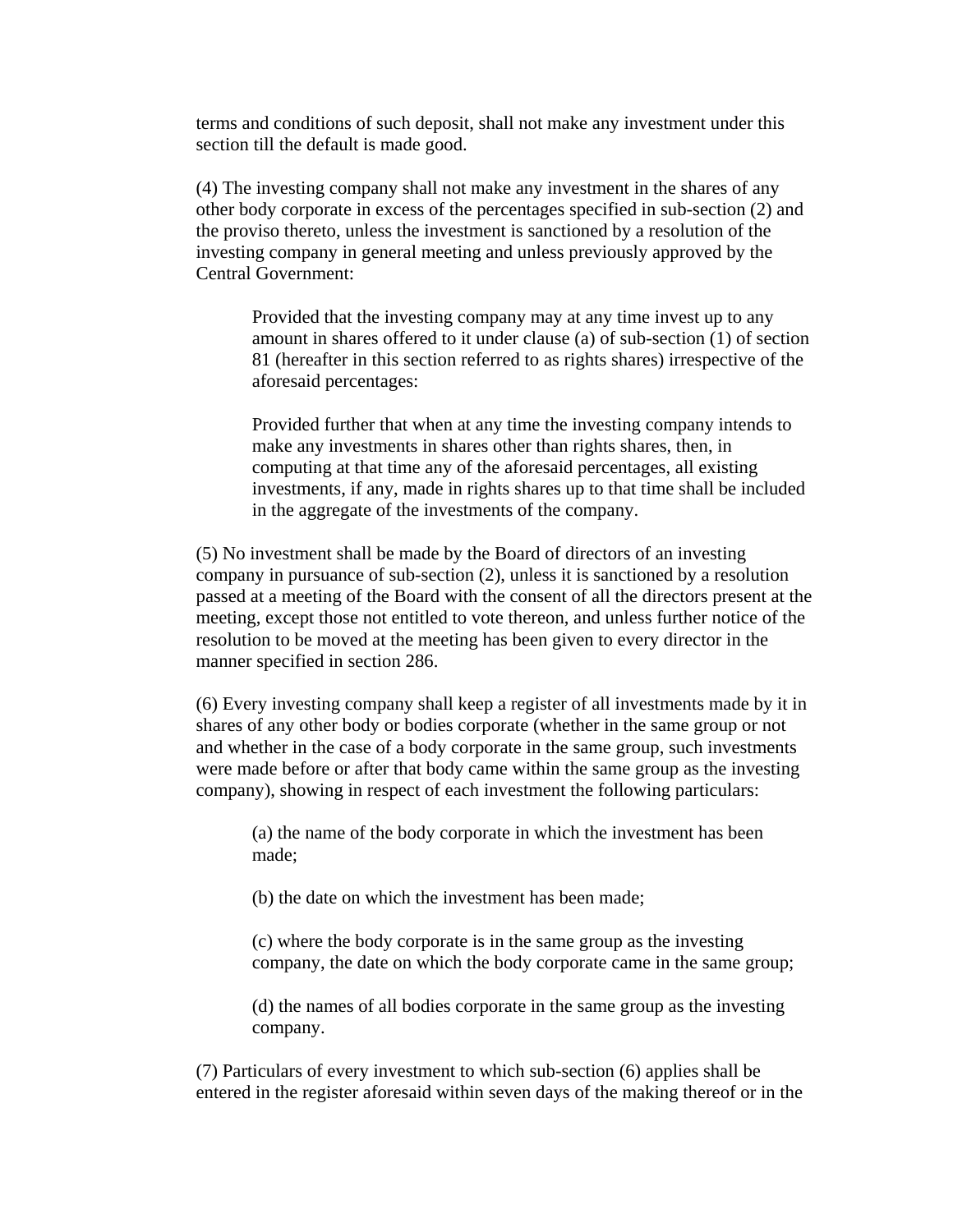terms and conditions of such deposit, shall not make any investment under this section till the default is made good.

(4) The investing company shall not make any investment in the shares of any other body corporate in excess of the percentages specified in sub-section (2) and the proviso thereto, unless the investment is sanctioned by a resolution of the investing company in general meeting and unless previously approved by the Central Government:

> Provided that the investing company may at any time invest up to any amount in shares offered to it under clause (a) of sub-section (1) of section 81 (hereafter in this section referred to as rights shares) irrespective of the aforesaid percentages:
>
> Provided further that when at any time the investing company intends to make any investments in shares other than rights shares, then, in computing at that time any of the aforesaid percentages, all existing investments, if any, made in rights shares up to that time shall be included in the aggregate of the investments of the company.

(5) No investment shall be made by the Board of directors of an investing company in pursuance of sub-section (2), unless it is sanctioned by a resolution passed at a meeting of the Board with the consent of all the directors present at the meeting, except those not entitled to vote thereon, and unless further notice of the resolution to be moved at the meeting has been given to every director in the manner specified in section 286.

(6) Every investing company shall keep a register of all investments made by it in shares of any other body or bodies corporate (whether in the same group or not and whether in the case of a body corporate in the same group, such investments were made before or after that body came within the same group as the investing company), showing in respect of each investment the following particulars:

> (a) the name of the body corporate in which the investment has been made;
>
> (b) the date on which the investment has been made;
>
> (c) where the body corporate is in the same group as the investing company, the date on which the body corporate came in the same group;
>
> (d) the names of all bodies corporate in the same group as the investing company.

(7) Particulars of every investment to which sub-section (6) applies shall be entered in the register aforesaid within seven days of the making thereof or in the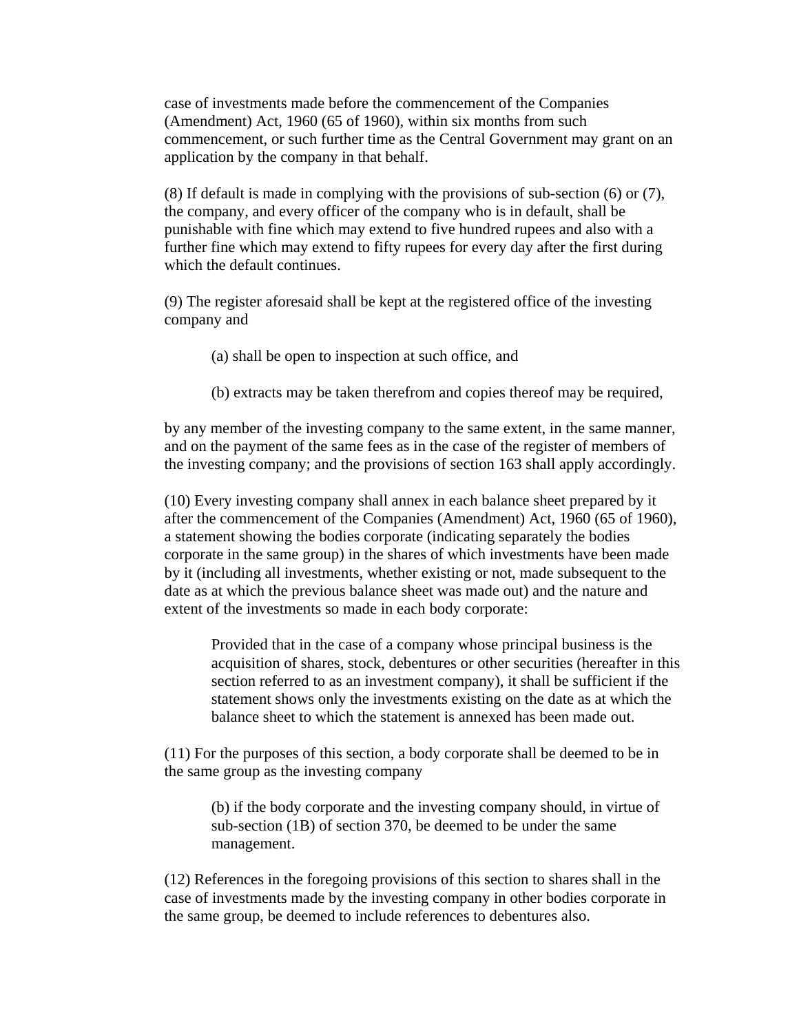case of investments made before the commencement of the Companies (Amendment) Act, 1960 (65 of 1960), within six months from such commencement, or such further time as the Central Government may grant on an application by the company in that behalf.

(8) If default is made in complying with the provisions of sub-section (6) or (7), the company, and every officer of the company who is in default, shall be punishable with fine which may extend to five hundred rupees and also with a further fine which may extend to fifty rupees for every day after the first during which the default continues.

(9) The register aforesaid shall be kept at the registered office of the investing company and

> (a) shall be open to inspection at such office, and
>
> (b) extracts may be taken therefrom and copies thereof may be required,

by any member of the investing company to the same extent, in the same manner, and on the payment of the same fees as in the case of the register of members of the investing company; and the provisions of section 163 shall apply accordingly.

(10) Every investing company shall annex in each balance sheet prepared by it after the commencement of the Companies (Amendment) Act, 1960 (65 of 1960), a statement showing the bodies corporate (indicating separately the bodies corporate in the same group) in the shares of which investments have been made by it (including all investments, whether existing or not, made subsequent to the date as at which the previous balance sheet was made out) and the nature and extent of the investments so made in each body corporate:

> Provided that in the case of a company whose principal business is the acquisition of shares, stock, debentures or other securities (hereafter in this section referred to as an investment company), it shall be sufficient if the statement shows only the investments existing on the date as at which the balance sheet to which the statement is annexed has been made out.

(11) For the purposes of this section, a body corporate shall be deemed to be in the same group as the investing company

> (b) if the body corporate and the investing company should, in virtue of sub-section (1B) of section 370, be deemed to be under the same management.

(12) References in the foregoing provisions of this section to shares shall in the case of investments made by the investing company in other bodies corporate in the same group, be deemed to include references to debentures also.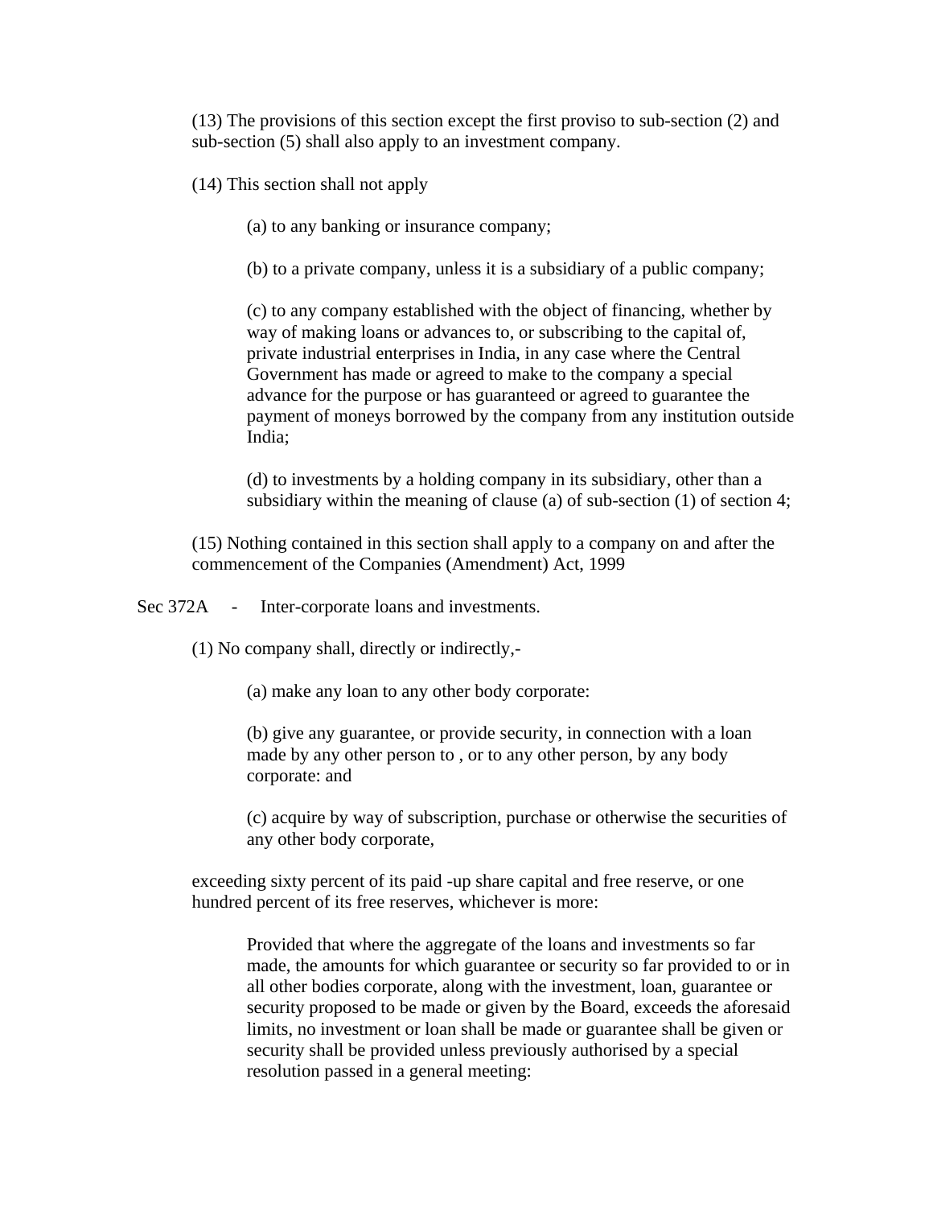(13) The provisions of this section except the first proviso to sub-section (2) and sub-section (5) shall also apply to an investment company.

(14) This section shall not apply

> (a) to any banking or insurance company;
>
> (b) to a private company, unless it is a subsidiary of a public company;
>
> (c) to any company established with the object of financing, whether by way of making loans or advances to, or subscribing to the capital of, private industrial enterprises in India, in any case where the Central Government has made or agreed to make to the company a special advance for the purpose or has guaranteed or agreed to guarantee the payment of moneys borrowed by the company from any institution outside India;
>
> (d) to investments by a holding company in its subsidiary, other than a subsidiary within the meaning of clause (a) of sub-section (1) of section 4;

(15) Nothing contained in this section shall apply to a company on and after the commencement of the Companies (Amendment) Act, 1999

Sec 372A - Inter-corporate loans and investments.

(1) No company shall, directly or indirectly,-

> (a) make any loan to any other body corporate:
>
> (b) give any guarantee, or provide security, in connection with a loan made by any other person to , or to any other person, by any body corporate: and
>
> (c) acquire by way of subscription, purchase or otherwise the securities of any other body corporate,

exceeding sixty percent of its paid -up share capital and free reserve, or one hundred percent of its free reserves, whichever is more:

> Provided that where the aggregate of the loans and investments so far made, the amounts for which guarantee or security so far provided to or in all other bodies corporate, along with the investment, loan, guarantee or security proposed to be made or given by the Board, exceeds the aforesaid limits, no investment or loan shall be made or guarantee shall be given or security shall be provided unless previously authorised by a special resolution passed in a general meeting: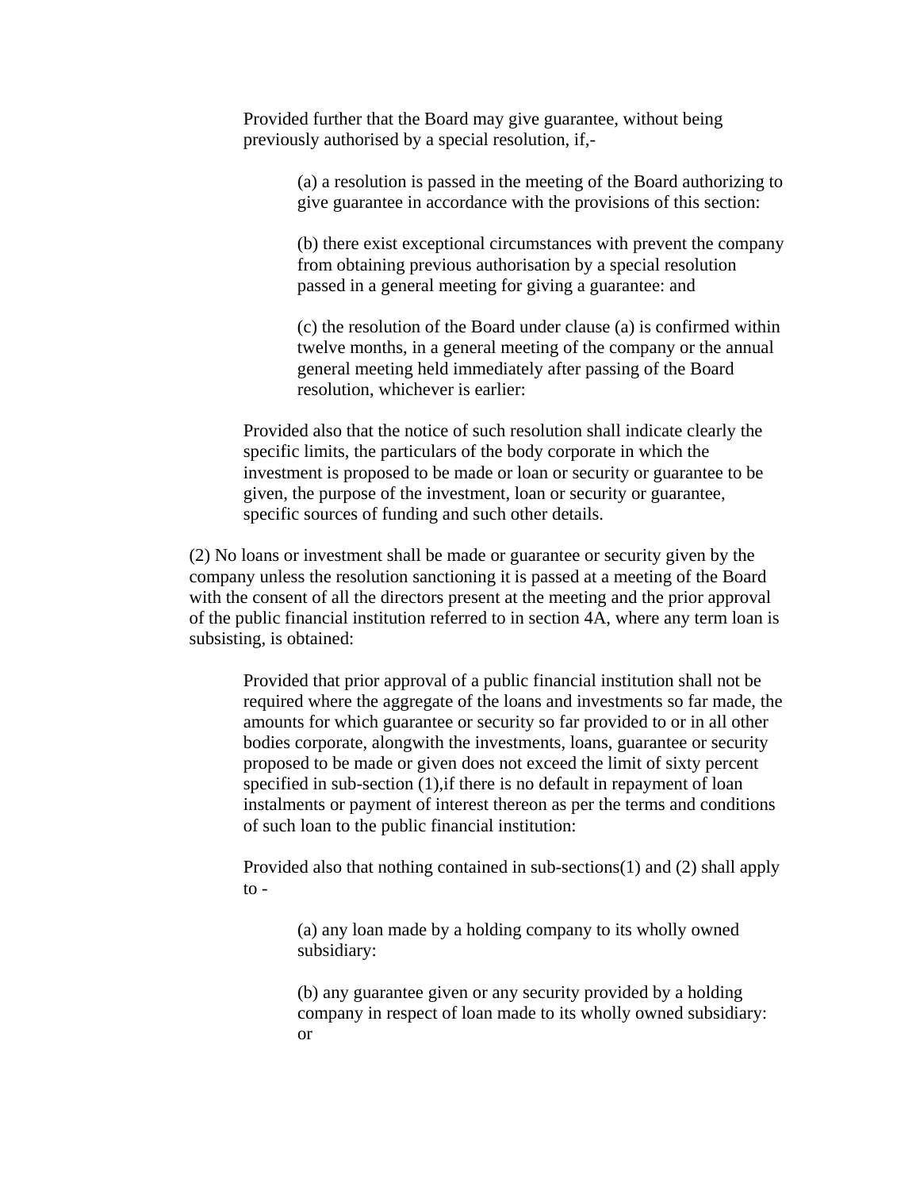Provided further that the Board may give guarantee, without being previously authorised by a special resolution, if,-

(a) a resolution is passed in the meeting of the Board authorizing to give guarantee in accordance with the provisions of this section:

(b) there exist exceptional circumstances with prevent the company from obtaining previous authorisation by a special resolution passed in a general meeting for giving a guarantee: and

(c) the resolution of the Board under clause (a) is confirmed within twelve months, in a general meeting of the company or the annual general meeting held immediately after passing of the Board resolution, whichever is earlier:

Provided also that the notice of such resolution shall indicate clearly the specific limits, the particulars of the body corporate in which the investment is proposed to be made or loan or security or guarantee to be given, the purpose of the investment, loan or security or guarantee, specific sources of funding and such other details.

(2) No loans or investment shall be made or guarantee or security given by the company unless the resolution sanctioning it is passed at a meeting of the Board with the consent of all the directors present at the meeting and the prior approval of the public financial institution referred to in section 4A, where any term loan is subsisting, is obtained:

Provided that prior approval of a public financial institution shall not be required where the aggregate of the loans and investments so far made, the amounts for which guarantee or security so far provided to or in all other bodies corporate, alongwith the investments, loans, guarantee or security proposed to be made or given does not exceed the limit of sixty percent specified in sub-section (1),if there is no default in repayment of loan instalments or payment of interest thereon as per the terms and conditions of such loan to the public financial institution:

Provided also that nothing contained in sub-sections(1) and (2) shall apply to -

(a) any loan made by a holding company to its wholly owned subsidiary:

(b) any guarantee given or any security provided by a holding company in respect of loan made to its wholly owned subsidiary: or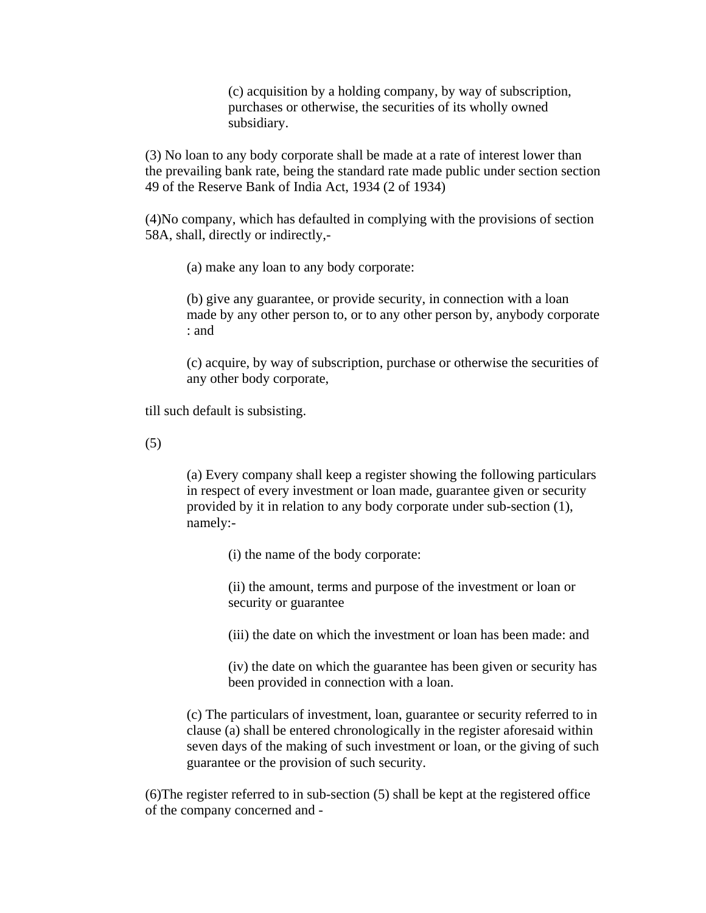(c) acquisition by a holding company, by way of subscription, purchases or otherwise, the securities of its wholly owned subsidiary.

(3) No loan to any body corporate shall be made at a rate of interest lower than the prevailing bank rate, being the standard rate made public under section section 49 of the Reserve Bank of India Act, 1934 (2 of 1934)

(4)No company, which has defaulted in complying with the provisions of section 58A, shall, directly or indirectly,-

(a) make any loan to any body corporate:

(b) give any guarantee, or provide security, in connection with a loan made by any other person to, or to any other person by, anybody corporate : and

(c) acquire, by way of subscription, purchase or otherwise the securities of any other body corporate,

till such default is subsisting.

(5)

(a) Every company shall keep a register showing the following particulars in respect of every investment or loan made, guarantee given or security provided by it in relation to any body corporate under sub-section (1), namely:-

(i) the name of the body corporate:

(ii) the amount, terms and purpose of the investment or loan or security or guarantee

(iii) the date on which the investment or loan has been made: and

(iv) the date on which the guarantee has been given or security has been provided in connection with a loan.

(c) The particulars of investment, loan, guarantee or security referred to in clause (a) shall be entered chronologically in the register aforesaid within seven days of the making of such investment or loan, or the giving of such guarantee or the provision of such security.

(6)The register referred to in sub-section (5) shall be kept at the registered office of the company concerned and -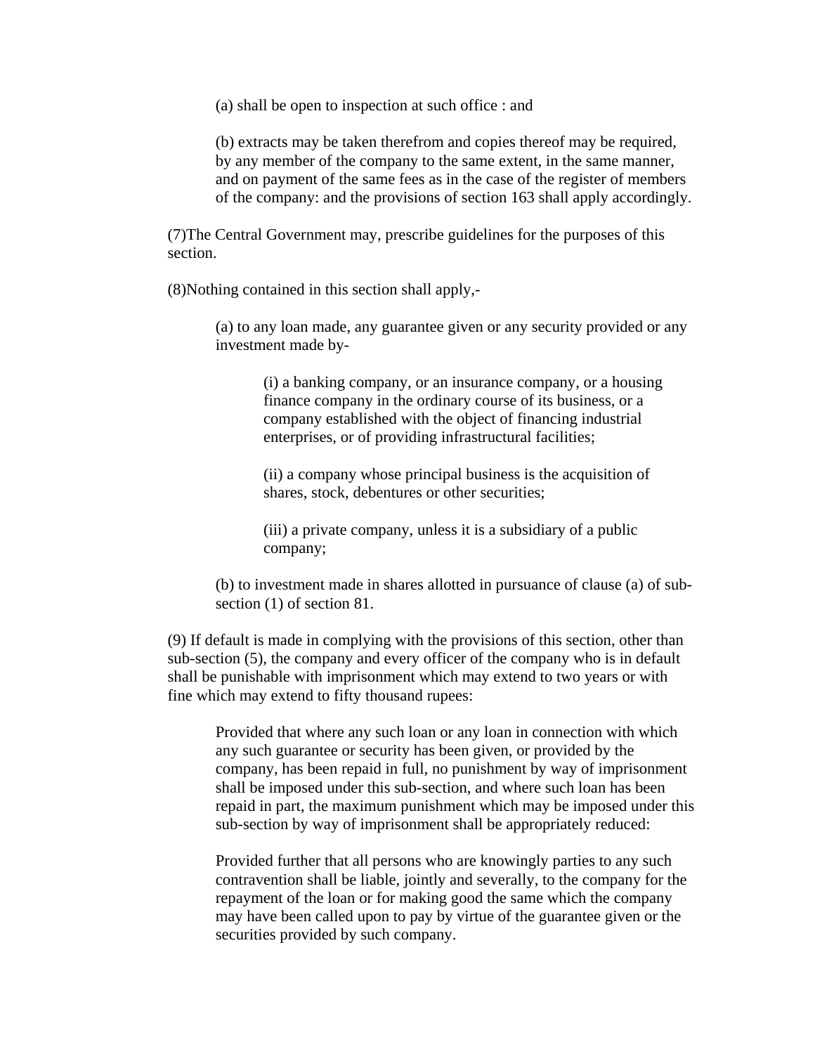(a) shall be open to inspection at such office : and

(b) extracts may be taken therefrom and copies thereof may be required, by any member of the company to the same extent, in the same manner, and on payment of the same fees as in the case of the register of members of the company: and the provisions of section 163 shall apply accordingly.

(7)The Central Government may, prescribe guidelines for the purposes of this section.

(8)Nothing contained in this section shall apply,-

(a) to any loan made, any guarantee given or any security provided or any investment made by-

(i) a banking company, or an insurance company, or a housing finance company in the ordinary course of its business, or a company established with the object of financing industrial enterprises, or of providing infrastructural facilities;

(ii) a company whose principal business is the acquisition of shares, stock, debentures or other securities;

(iii) a private company, unless it is a subsidiary of a public company;

(b) to investment made in shares allotted in pursuance of clause (a) of sub-section (1) of section 81.

(9) If default is made in complying with the provisions of this section, other than sub-section (5), the company and every officer of the company who is in default shall be punishable with imprisonment which may extend to two years or with fine which may extend to fifty thousand rupees:

Provided that where any such loan or any loan in connection with which any such guarantee or security has been given, or provided by the company, has been repaid in full, no punishment by way of imprisonment shall be imposed under this sub-section, and where such loan has been repaid in part, the maximum punishment which may be imposed under this sub-section by way of imprisonment shall be appropriately reduced:

Provided further that all persons who are knowingly parties to any such contravention shall be liable, jointly and severally, to the company for the repayment of the loan or for making good the same which the company may have been called upon to pay by virtue of the guarantee given or the securities provided by such company.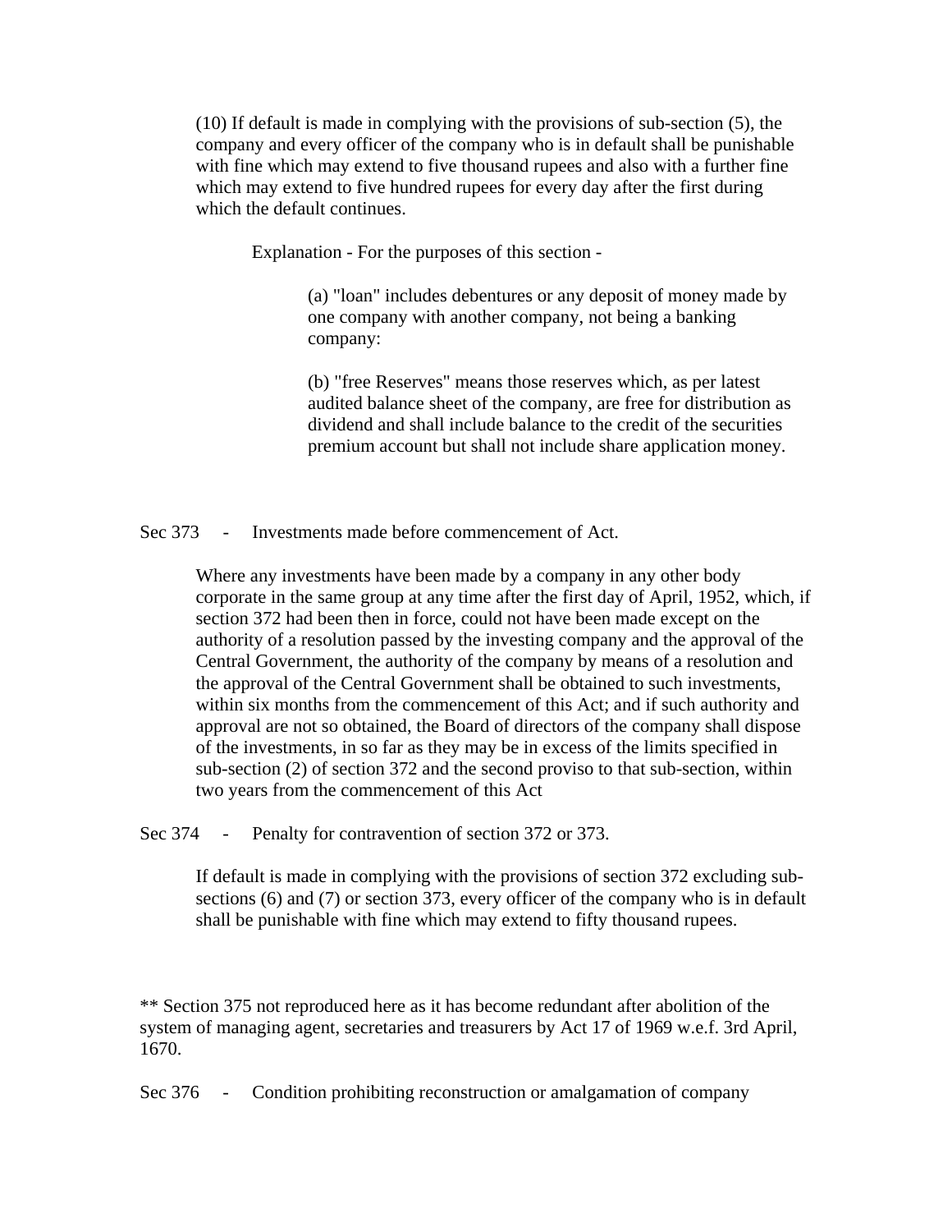(10) If default is made in complying with the provisions of sub-section (5), the company and every officer of the company who is in default shall be punishable with fine which may extend to five thousand rupees and also with a further fine which may extend to five hundred rupees for every day after the first during which the default continues.

Explanation - For the purposes of this section -

(a) "loan" includes debentures or any deposit of money made by one company with another company, not being a banking company:

(b) "free Reserves" means those reserves which, as per latest audited balance sheet of the company, are free for distribution as dividend and shall include balance to the credit of the securities premium account but shall not include share application money.

Sec 373 - Investments made before commencement of Act.

Where any investments have been made by a company in any other body corporate in the same group at any time after the first day of April, 1952, which, if section 372 had been then in force, could not have been made except on the authority of a resolution passed by the investing company and the approval of the Central Government, the authority of the company by means of a resolution and the approval of the Central Government shall be obtained to such investments, within six months from the commencement of this Act; and if such authority and approval are not so obtained, the Board of directors of the company shall dispose of the investments, in so far as they may be in excess of the limits specified in sub-section (2) of section 372 and the second proviso to that sub-section, within two years from the commencement of this Act

Sec 374 - Penalty for contravention of section 372 or 373.

If default is made in complying with the provisions of section 372 excluding sub-sections (6) and (7) or section 373, every officer of the company who is in default shall be punishable with fine which may extend to fifty thousand rupees.

** Section 375 not reproduced here as it has become redundant after abolition of the system of managing agent, secretaries and treasurers by Act 17 of 1969 w.e.f. 3rd April, 1670.

Sec 376 - Condition prohibiting reconstruction or amalgamation of company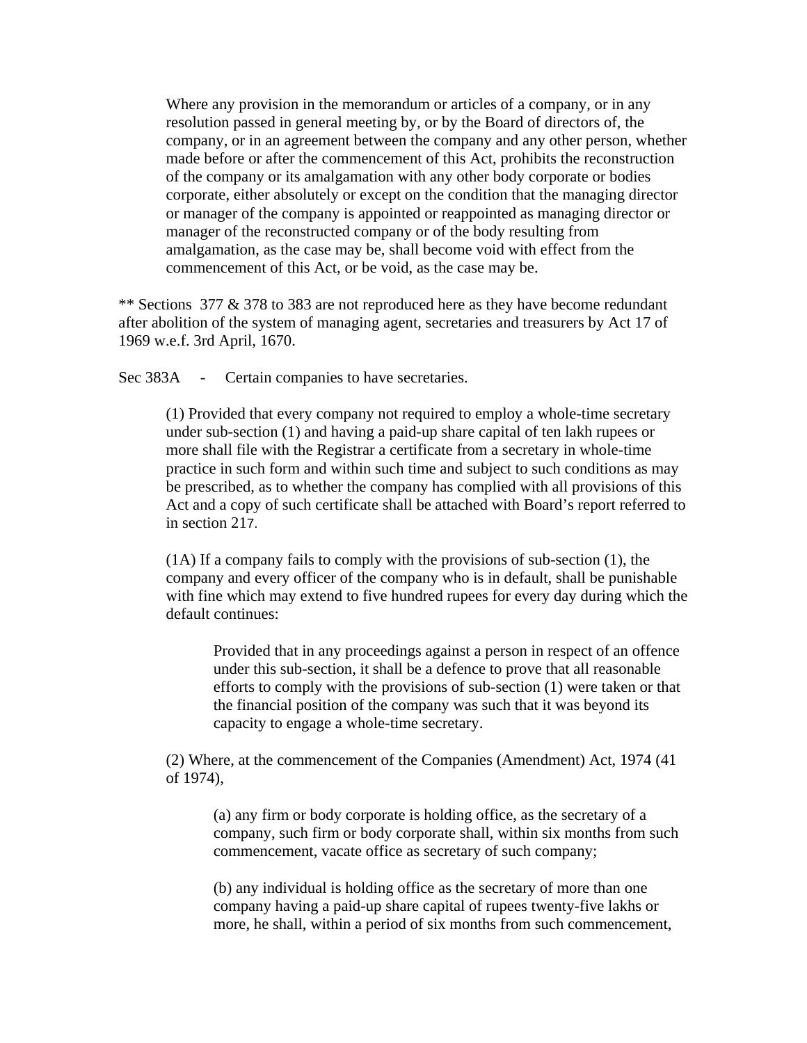Where any provision in the memorandum or articles of a company, or in any resolution passed in general meeting by, or by the Board of directors of, the company, or in an agreement between the company and any other person, whether made before or after the commencement of this Act, prohibits the reconstruction of the company or its amalgamation with any other body corporate or bodies corporate, either absolutely or except on the condition that the managing director or manager of the company is appointed or reappointed as managing director or manager of the reconstructed company or of the body resulting from amalgamation, as the case may be, shall become void with effect from the commencement of this Act, or be void, as the case may be.

** Sections 377 & 378 to 383 are not reproduced here as they have become redundant after abolition of the system of managing agent, secretaries and treasurers by Act 17 of 1969 w.e.f. 3rd April, 1670.

Sec 383A - Certain companies to have secretaries.

> (1) Provided that every company not required to employ a whole-time secretary under sub-section (1) and having a paid-up share capital of ten lakh rupees or more shall file with the Registrar a certificate from a secretary in whole-time practice in such form and within such time and subject to such conditions as may be prescribed, as to whether the company has complied with all provisions of this Act and a copy of such certificate shall be attached with Board's report referred to in section 217.
>
> (1A) If a company fails to comply with the provisions of sub-section (1), the company and every officer of the company who is in default, shall be punishable with fine which may extend to five hundred rupees for every day during which the default continues:
>
> > Provided that in any proceedings against a person in respect of an offence under this sub-section, it shall be a defence to prove that all reasonable efforts to comply with the provisions of sub-section (1) were taken or that the financial position of the company was such that it was beyond its capacity to engage a whole-time secretary.
>
> (2) Where, at the commencement of the Companies (Amendment) Act, 1974 (41 of 1974),
>
> > (a) any firm or body corporate is holding office, as the secretary of a company, such firm or body corporate shall, within six months from such commencement, vacate office as secretary of such company;
> >
> > (b) any individual is holding office as the secretary of more than one company having a paid-up share capital of rupees twenty-five lakhs or more, he shall, within a period of six months from such commencement,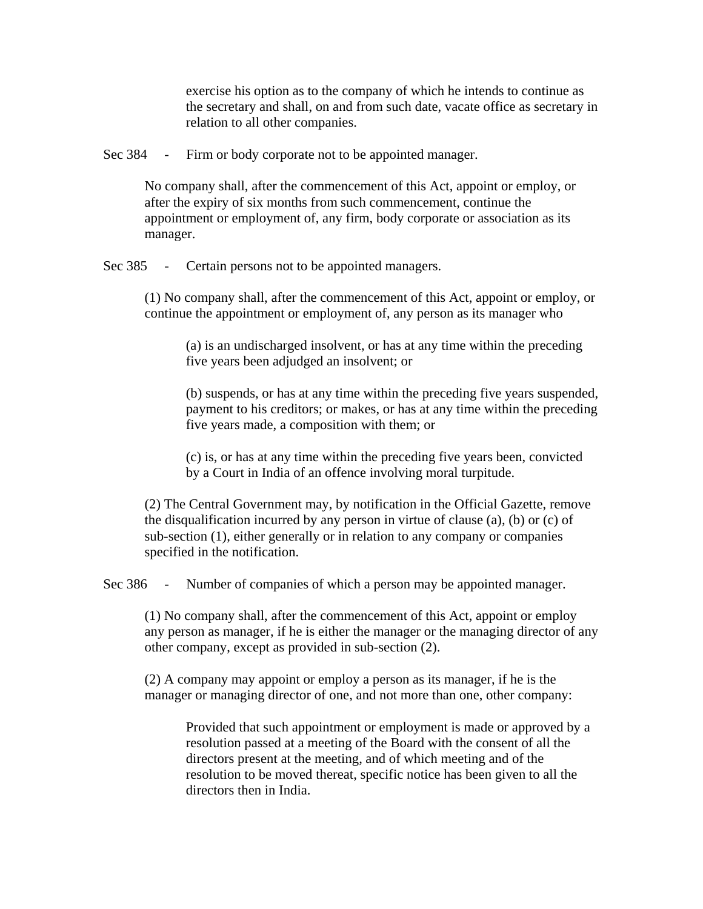exercise his option as to the company of which he intends to continue as the secretary and shall, on and from such date, vacate office as secretary in relation to all other companies.

Sec 384 - Firm or body corporate not to be appointed manager.

No company shall, after the commencement of this Act, appoint or employ, or after the expiry of six months from such commencement, continue the appointment or employment of, any firm, body corporate or association as its manager.

Sec 385 - Certain persons not to be appointed managers.

(1) No company shall, after the commencement of this Act, appoint or employ, or continue the appointment or employment of, any person as its manager who

(a) is an undischarged insolvent, or has at any time within the preceding five years been adjudged an insolvent; or

(b) suspends, or has at any time within the preceding five years suspended, payment to his creditors; or makes, or has at any time within the preceding five years made, a composition with them; or

(c) is, or has at any time within the preceding five years been, convicted by a Court in India of an offence involving moral turpitude.

(2) The Central Government may, by notification in the Official Gazette, remove the disqualification incurred by any person in virtue of clause (a), (b) or (c) of sub-section (1), either generally or in relation to any company or companies specified in the notification.

Sec 386 - Number of companies of which a person may be appointed manager.

(1) No company shall, after the commencement of this Act, appoint or employ any person as manager, if he is either the manager or the managing director of any other company, except as provided in sub-section (2).

(2) A company may appoint or employ a person as its manager, if he is the manager or managing director of one, and not more than one, other company:

Provided that such appointment or employment is made or approved by a resolution passed at a meeting of the Board with the consent of all the directors present at the meeting, and of which meeting and of the resolution to be moved thereat, specific notice has been given to all the directors then in India.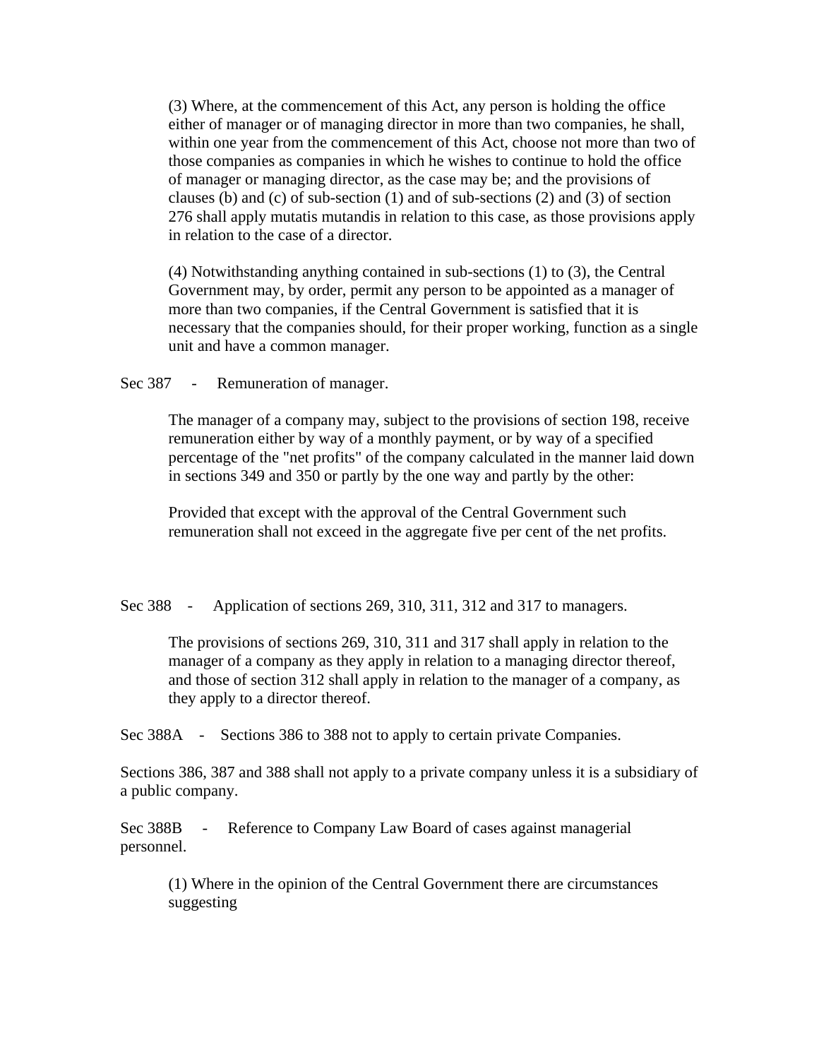(3) Where, at the commencement of this Act, any person is holding the office either of manager or of managing director in more than two companies, he shall, within one year from the commencement of this Act, choose not more than two of those companies as companies in which he wishes to continue to hold the office of manager or managing director, as the case may be; and the provisions of clauses (b) and (c) of sub-section (1) and of sub-sections (2) and (3) of section 276 shall apply mutatis mutandis in relation to this case, as those provisions apply in relation to the case of a director.

(4) Notwithstanding anything contained in sub-sections (1) to (3), the Central Government may, by order, permit any person to be appointed as a manager of more than two companies, if the Central Government is satisfied that it is necessary that the companies should, for their proper working, function as a single unit and have a common manager.

Sec 387 - Remuneration of manager.

The manager of a company may, subject to the provisions of section 198, receive remuneration either by way of a monthly payment, or by way of a specified percentage of the "net profits" of the company calculated in the manner laid down in sections 349 and 350 or partly by the one way and partly by the other:

Provided that except with the approval of the Central Government such remuneration shall not exceed in the aggregate five per cent of the net profits.

Sec 388 - Application of sections 269, 310, 311, 312 and 317 to managers.

The provisions of sections 269, 310, 311 and 317 shall apply in relation to the manager of a company as they apply in relation to a managing director thereof, and those of section 312 shall apply in relation to the manager of a company, as they apply to a director thereof.

Sec 388A - Sections 386 to 388 not to apply to certain private Companies.

Sections 386, 387 and 388 shall not apply to a private company unless it is a subsidiary of a public company.

Sec 388B - Reference to Company Law Board of cases against managerial personnel.

(1) Where in the opinion of the Central Government there are circumstances suggesting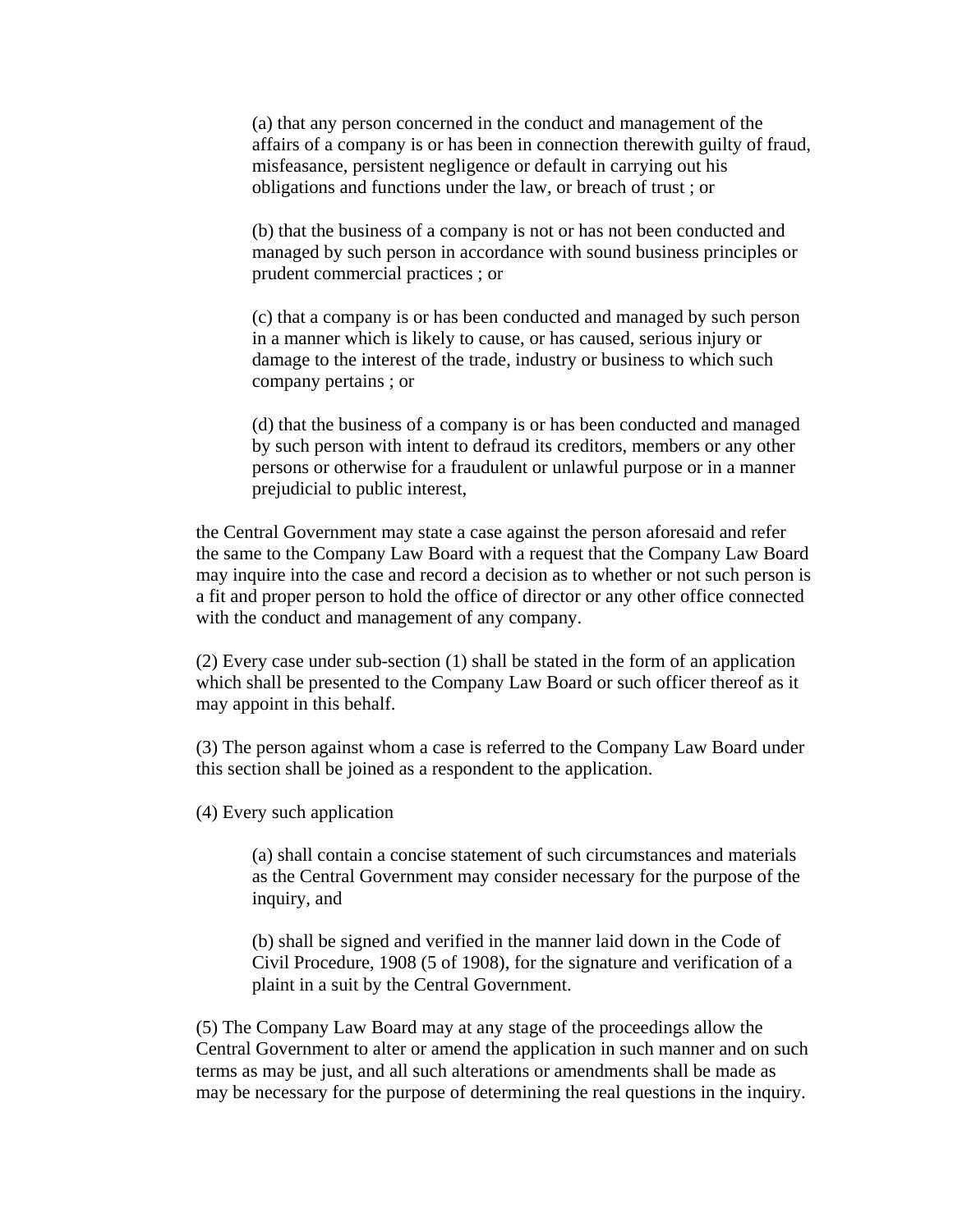(a) that any person concerned in the conduct and management of the affairs of a company is or has been in connection therewith guilty of fraud, misfeasance, persistent negligence or default in carrying out his obligations and functions under the law, or breach of trust ; or

(b) that the business of a company is not or has not been conducted and managed by such person in accordance with sound business principles or prudent commercial practices ; or

(c) that a company is or has been conducted and managed by such person in a manner which is likely to cause, or has caused, serious injury or damage to the interest of the trade, industry or business to which such company pertains ; or

(d) that the business of a company is or has been conducted and managed by such person with intent to defraud its creditors, members or any other persons or otherwise for a fraudulent or unlawful purpose or in a manner prejudicial to public interest,

the Central Government may state a case against the person aforesaid and refer the same to the Company Law Board with a request that the Company Law Board may inquire into the case and record a decision as to whether or not such person is a fit and proper person to hold the office of director or any other office connected with the conduct and management of any company.

(2) Every case under sub-section (1) shall be stated in the form of an application which shall be presented to the Company Law Board or such officer thereof as it may appoint in this behalf.

(3) The person against whom a case is referred to the Company Law Board under this section shall be joined as a respondent to the application.

(4) Every such application

(a) shall contain a concise statement of such circumstances and materials as the Central Government may consider necessary for the purpose of the inquiry, and

(b) shall be signed and verified in the manner laid down in the Code of Civil Procedure, 1908 (5 of 1908), for the signature and verification of a plaint in a suit by the Central Government.

(5) The Company Law Board may at any stage of the proceedings allow the Central Government to alter or amend the application in such manner and on such terms as may be just, and all such alterations or amendments shall be made as may be necessary for the purpose of determining the real questions in the inquiry.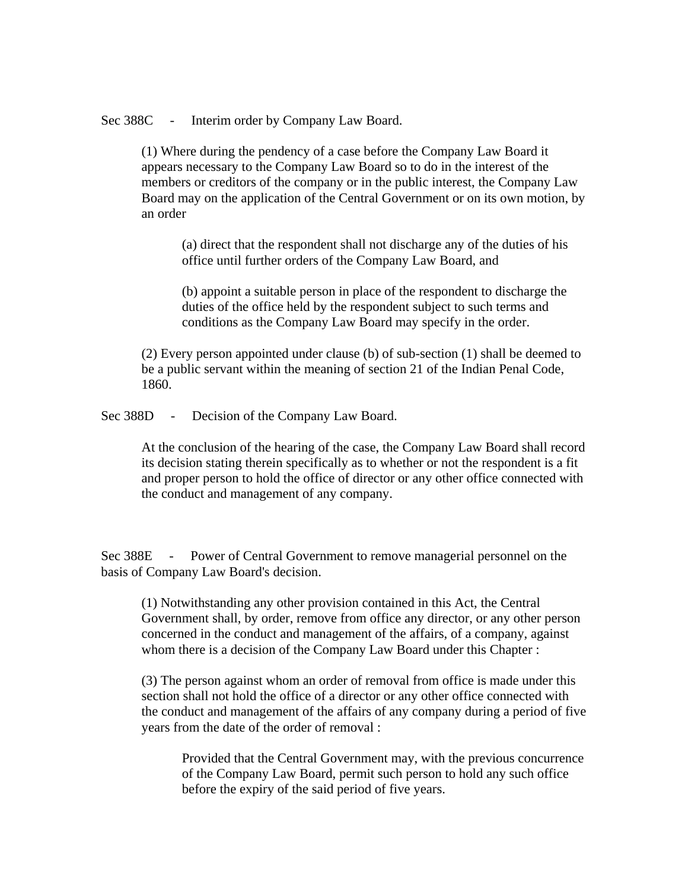Sec 388C - Interim order by Company Law Board.

> (1) Where during the pendency of a case before the Company Law Board it appears necessary to the Company Law Board so to do in the interest of the members or creditors of the company or in the public interest, the Company Law Board may on the application of the Central Government or on its own motion, by an order
>
> > (a) direct that the respondent shall not discharge any of the duties of his office until further orders of the Company Law Board, and
> >
> > (b) appoint a suitable person in place of the respondent to discharge the duties of the office held by the respondent subject to such terms and conditions as the Company Law Board may specify in the order.
>
> (2) Every person appointed under clause (b) of sub-section (1) shall be deemed to be a public servant within the meaning of section 21 of the Indian Penal Code, 1860.

Sec 388D - Decision of the Company Law Board.

> At the conclusion of the hearing of the case, the Company Law Board shall record its decision stating therein specifically as to whether or not the respondent is a fit and proper person to hold the office of director or any other office connected with the conduct and management of any company.

Sec 388E - Power of Central Government to remove managerial personnel on the basis of Company Law Board's decision.

> (1) Notwithstanding any other provision contained in this Act, the Central Government shall, by order, remove from office any director, or any other person concerned in the conduct and management of the affairs, of a company, against whom there is a decision of the Company Law Board under this Chapter :
>
> (3) The person against whom an order of removal from office is made under this section shall not hold the office of a director or any other office connected with the conduct and management of the affairs of any company during a period of five years from the date of the order of removal :
>
> > Provided that the Central Government may, with the previous concurrence of the Company Law Board, permit such person to hold any such office before the expiry of the said period of five years.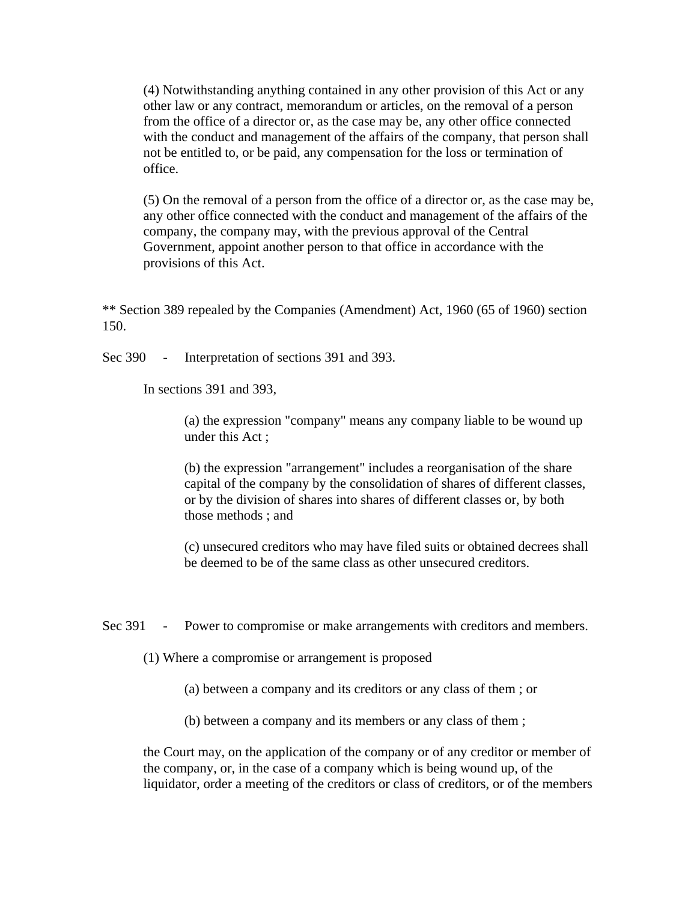(4) Notwithstanding anything contained in any other provision of this Act or any other law or any contract, memorandum or articles, on the removal of a person from the office of a director or, as the case may be, any other office connected with the conduct and management of the affairs of the company, that person shall not be entitled to, or be paid, any compensation for the loss or termination of office.

(5) On the removal of a person from the office of a director or, as the case may be, any other office connected with the conduct and management of the affairs of the company, the company may, with the previous approval of the Central Government, appoint another person to that office in accordance with the provisions of this Act.

** Section 389 repealed by the Companies (Amendment) Act, 1960 (65 of 1960) section 150.

Sec 390 - Interpretation of sections 391 and 393.

In sections 391 and 393,

(a) the expression "company" means any company liable to be wound up under this Act ;

(b) the expression "arrangement" includes a reorganisation of the share capital of the company by the consolidation of shares of different classes, or by the division of shares into shares of different classes or, by both those methods ; and

(c) unsecured creditors who may have filed suits or obtained decrees shall be deemed to be of the same class as other unsecured creditors.

Sec 391 - Power to compromise or make arrangements with creditors and members.

(1) Where a compromise or arrangement is proposed

(a) between a company and its creditors or any class of them ; or

(b) between a company and its members or any class of them ;

the Court may, on the application of the company or of any creditor or member of the company, or, in the case of a company which is being wound up, of the liquidator, order a meeting of the creditors or class of creditors, or of the members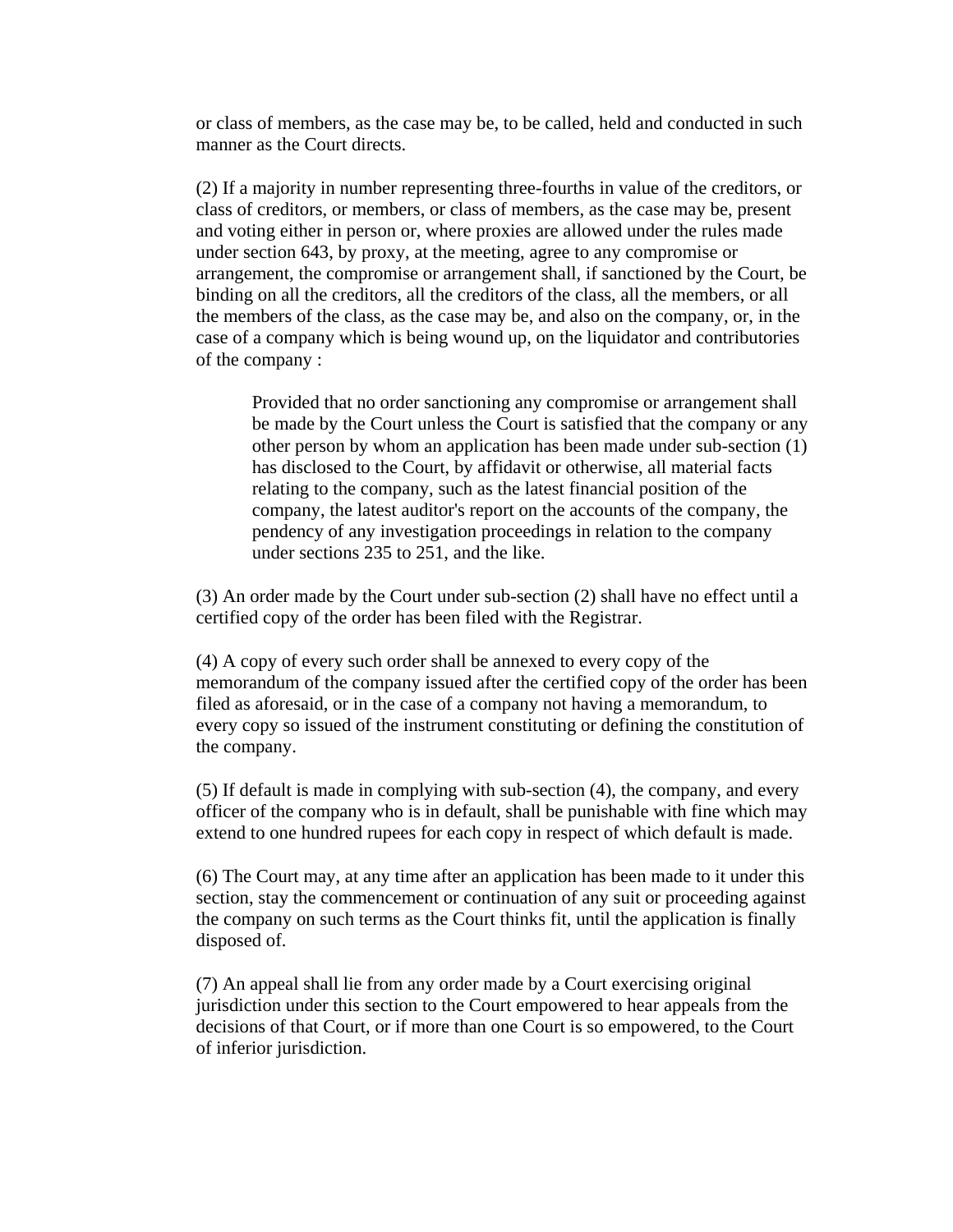or class of members, as the case may be, to be called, held and conducted in such manner as the Court directs.

(2) If a majority in number representing three-fourths in value of the creditors, or class of creditors, or members, or class of members, as the case may be, present and voting either in person or, where proxies are allowed under the rules made under section 643, by proxy, at the meeting, agree to any compromise or arrangement, the compromise or arrangement shall, if sanctioned by the Court, be binding on all the creditors, all the creditors of the class, all the members, or all the members of the class, as the case may be, and also on the company, or, in the case of a company which is being wound up, on the liquidator and contributories of the company :

> Provided that no order sanctioning any compromise or arrangement shall be made by the Court unless the Court is satisfied that the company or any other person by whom an application has been made under sub-section (1) has disclosed to the Court, by affidavit or otherwise, all material facts relating to the company, such as the latest financial position of the company, the latest auditor's report on the accounts of the company, the pendency of any investigation proceedings in relation to the company under sections 235 to 251, and the like.

(3) An order made by the Court under sub-section (2) shall have no effect until a certified copy of the order has been filed with the Registrar.

(4) A copy of every such order shall be annexed to every copy of the memorandum of the company issued after the certified copy of the order has been filed as aforesaid, or in the case of a company not having a memorandum, to every copy so issued of the instrument constituting or defining the constitution of the company.

(5) If default is made in complying with sub-section (4), the company, and every officer of the company who is in default, shall be punishable with fine which may extend to one hundred rupees for each copy in respect of which default is made.

(6) The Court may, at any time after an application has been made to it under this section, stay the commencement or continuation of any suit or proceeding against the company on such terms as the Court thinks fit, until the application is finally disposed of.

(7) An appeal shall lie from any order made by a Court exercising original jurisdiction under this section to the Court empowered to hear appeals from the decisions of that Court, or if more than one Court is so empowered, to the Court of inferior jurisdiction.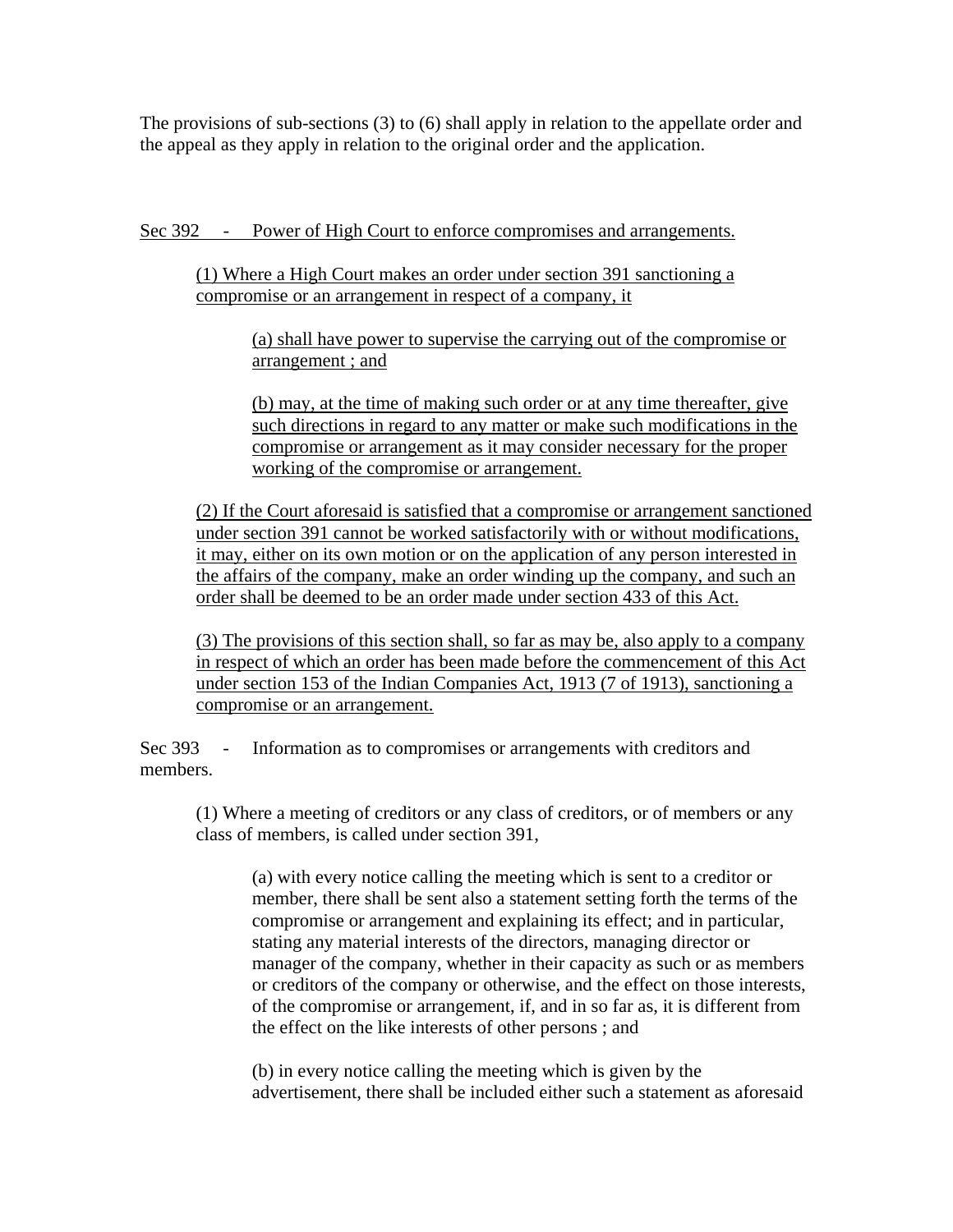The provisions of sub-sections (3) to (6) shall apply in relation to the appellate order and the appeal as they apply in relation to the original order and the application.

Sec 392 - Power of High Court to enforce compromises and arrangements.

(1) Where a High Court makes an order under section 391 sanctioning a compromise or an arrangement in respect of a company, it

(a) shall have power to supervise the carrying out of the compromise or arrangement ; and

(b) may, at the time of making such order or at any time thereafter, give such directions in regard to any matter or make such modifications in the compromise or arrangement as it may consider necessary for the proper working of the compromise or arrangement.

(2) If the Court aforesaid is satisfied that a compromise or arrangement sanctioned under section 391 cannot be worked satisfactorily with or without modifications, it may, either on its own motion or on the application of any person interested in the affairs of the company, make an order winding up the company, and such an order shall be deemed to be an order made under section 433 of this Act.

(3) The provisions of this section shall, so far as may be, also apply to a company in respect of which an order has been made before the commencement of this Act under section 153 of the Indian Companies Act, 1913 (7 of 1913), sanctioning a compromise or an arrangement.

Sec 393 - Information as to compromises or arrangements with creditors and members.

(1) Where a meeting of creditors or any class of creditors, or of members or any class of members, is called under section 391,

(a) with every notice calling the meeting which is sent to a creditor or member, there shall be sent also a statement setting forth the terms of the compromise or arrangement and explaining its effect; and in particular, stating any material interests of the directors, managing director or manager of the company, whether in their capacity as such or as members or creditors of the company or otherwise, and the effect on those interests, of the compromise or arrangement, if, and in so far as, it is different from the effect on the like interests of other persons ; and

(b) in every notice calling the meeting which is given by the advertisement, there shall be included either such a statement as aforesaid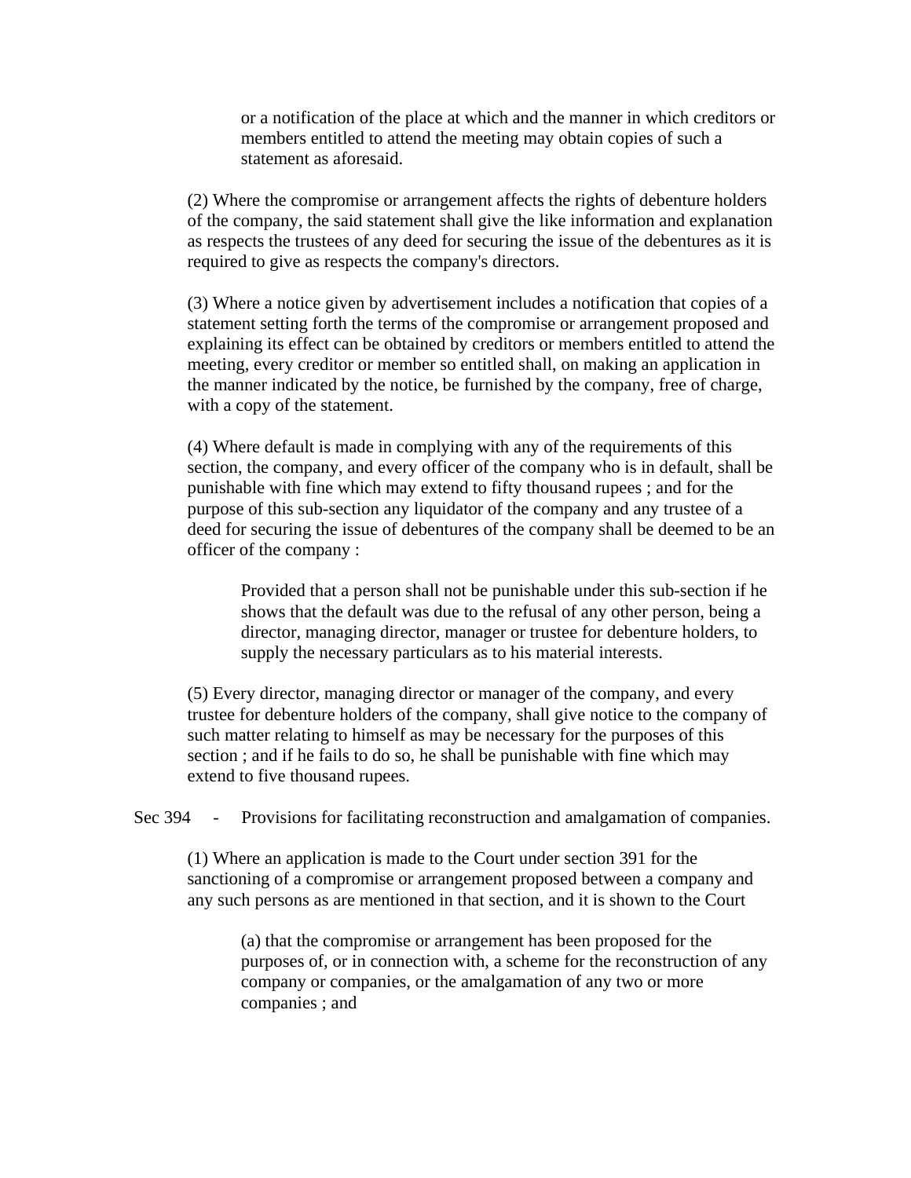or a notification of the place at which and the manner in which creditors or members entitled to attend the meeting may obtain copies of such a statement as aforesaid.

(2) Where the compromise or arrangement affects the rights of debenture holders of the company, the said statement shall give the like information and explanation as respects the trustees of any deed for securing the issue of the debentures as it is required to give as respects the company's directors.

(3) Where a notice given by advertisement includes a notification that copies of a statement setting forth the terms of the compromise or arrangement proposed and explaining its effect can be obtained by creditors or members entitled to attend the meeting, every creditor or member so entitled shall, on making an application in the manner indicated by the notice, be furnished by the company, free of charge, with a copy of the statement.

(4) Where default is made in complying with any of the requirements of this section, the company, and every officer of the company who is in default, shall be punishable with fine which may extend to fifty thousand rupees ; and for the purpose of this sub-section any liquidator of the company and any trustee of a deed for securing the issue of debentures of the company shall be deemed to be an officer of the company :

> Provided that a person shall not be punishable under this sub-section if he shows that the default was due to the refusal of any other person, being a director, managing director, manager or trustee for debenture holders, to supply the necessary particulars as to his material interests.

(5) Every director, managing director or manager of the company, and every trustee for debenture holders of the company, shall give notice to the company of such matter relating to himself as may be necessary for the purposes of this section ; and if he fails to do so, he shall be punishable with fine which may extend to five thousand rupees.

Sec 394 - Provisions for facilitating reconstruction and amalgamation of companies.

(1) Where an application is made to the Court under section 391 for the sanctioning of a compromise or arrangement proposed between a company and any such persons as are mentioned in that section, and it is shown to the Court

> (a) that the compromise or arrangement has been proposed for the purposes of, or in connection with, a scheme for the reconstruction of any company or companies, or the amalgamation of any two or more companies ; and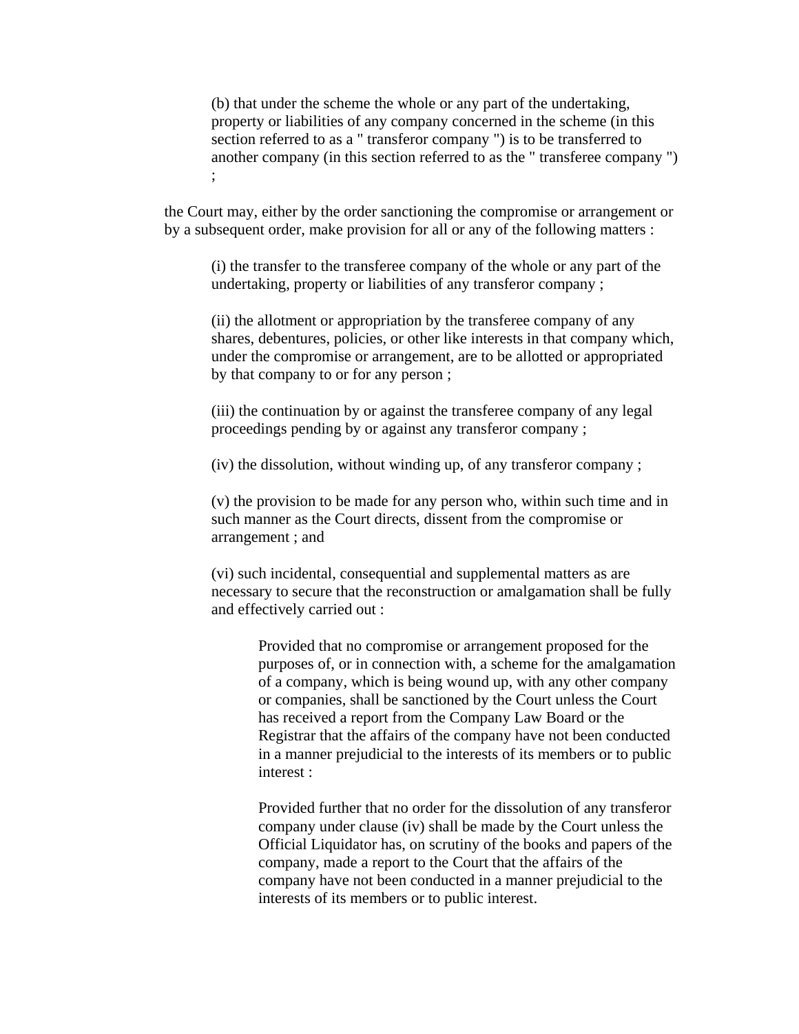(b) that under the scheme the whole or any part of the undertaking, property or liabilities of any company concerned in the scheme (in this section referred to as a " transferor company ") is to be transferred to another company (in this section referred to as the " transferee company ") ;

the Court may, either by the order sanctioning the compromise or arrangement or by a subsequent order, make provision for all or any of the following matters :

(i) the transfer to the transferee company of the whole or any part of the undertaking, property or liabilities of any transferor company ;

(ii) the allotment or appropriation by the transferee company of any shares, debentures, policies, or other like interests in that company which, under the compromise or arrangement, are to be allotted or appropriated by that company to or for any person ;

(iii) the continuation by or against the transferee company of any legal proceedings pending by or against any transferor company ;

(iv) the dissolution, without winding up, of any transferor company ;

(v) the provision to be made for any person who, within such time and in such manner as the Court directs, dissent from the compromise or arrangement ; and

(vi) such incidental, consequential and supplemental matters as are necessary to secure that the reconstruction or amalgamation shall be fully and effectively carried out :

> Provided that no compromise or arrangement proposed for the purposes of, or in connection with, a scheme for the amalgamation of a company, which is being wound up, with any other company or companies, shall be sanctioned by the Court unless the Court has received a report from the Company Law Board or the Registrar that the affairs of the company have not been conducted in a manner prejudicial to the interests of its members or to public interest :
>
> Provided further that no order for the dissolution of any transferor company under clause (iv) shall be made by the Court unless the Official Liquidator has, on scrutiny of the books and papers of the company, made a report to the Court that the affairs of the company have not been conducted in a manner prejudicial to the interests of its members or to public interest.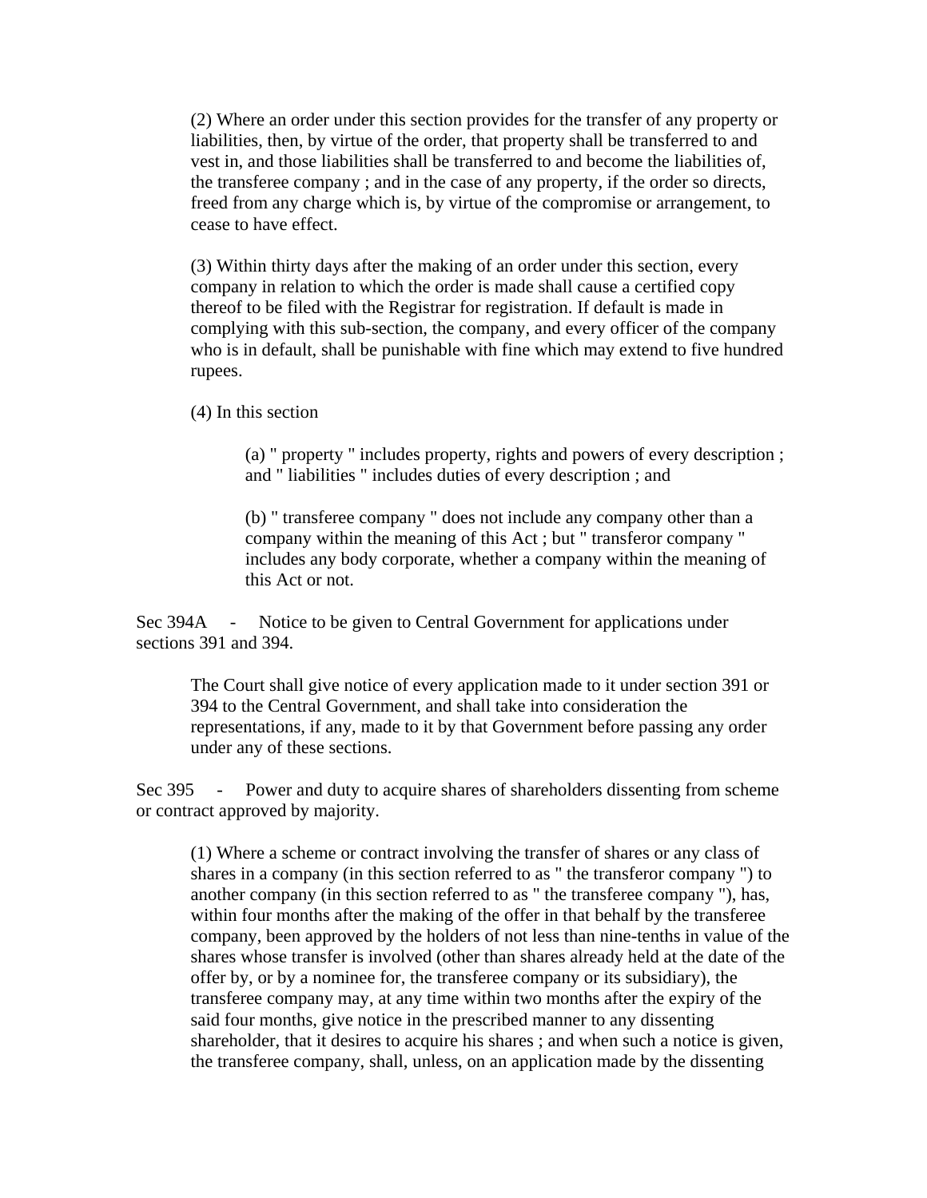(2) Where an order under this section provides for the transfer of any property or liabilities, then, by virtue of the order, that property shall be transferred to and vest in, and those liabilities shall be transferred to and become the liabilities of, the transferee company ; and in the case of any property, if the order so directs, freed from any charge which is, by virtue of the compromise or arrangement, to cease to have effect.

(3) Within thirty days after the making of an order under this section, every company in relation to which the order is made shall cause a certified copy thereof to be filed with the Registrar for registration. If default is made in complying with this sub-section, the company, and every officer of the company who is in default, shall be punishable with fine which may extend to five hundred rupees.

(4) In this section

> (a) " property " includes property, rights and powers of every description ; and " liabilities " includes duties of every description ; and
>
> (b) " transferee company " does not include any company other than a company within the meaning of this Act ; but " transferor company " includes any body corporate, whether a company within the meaning of this Act or not.

Sec 394A - Notice to be given to Central Government for applications under sections 391 and 394.

The Court shall give notice of every application made to it under section 391 or 394 to the Central Government, and shall take into consideration the representations, if any, made to it by that Government before passing any order under any of these sections.

Sec 395 - Power and duty to acquire shares of shareholders dissenting from scheme or contract approved by majority.

(1) Where a scheme or contract involving the transfer of shares or any class of shares in a company (in this section referred to as " the transferor company ") to another company (in this section referred to as " the transferee company "), has, within four months after the making of the offer in that behalf by the transferee company, been approved by the holders of not less than nine-tenths in value of the shares whose transfer is involved (other than shares already held at the date of the offer by, or by a nominee for, the transferee company or its subsidiary), the transferee company may, at any time within two months after the expiry of the said four months, give notice in the prescribed manner to any dissenting shareholder, that it desires to acquire his shares ; and when such a notice is given, the transferee company, shall, unless, on an application made by the dissenting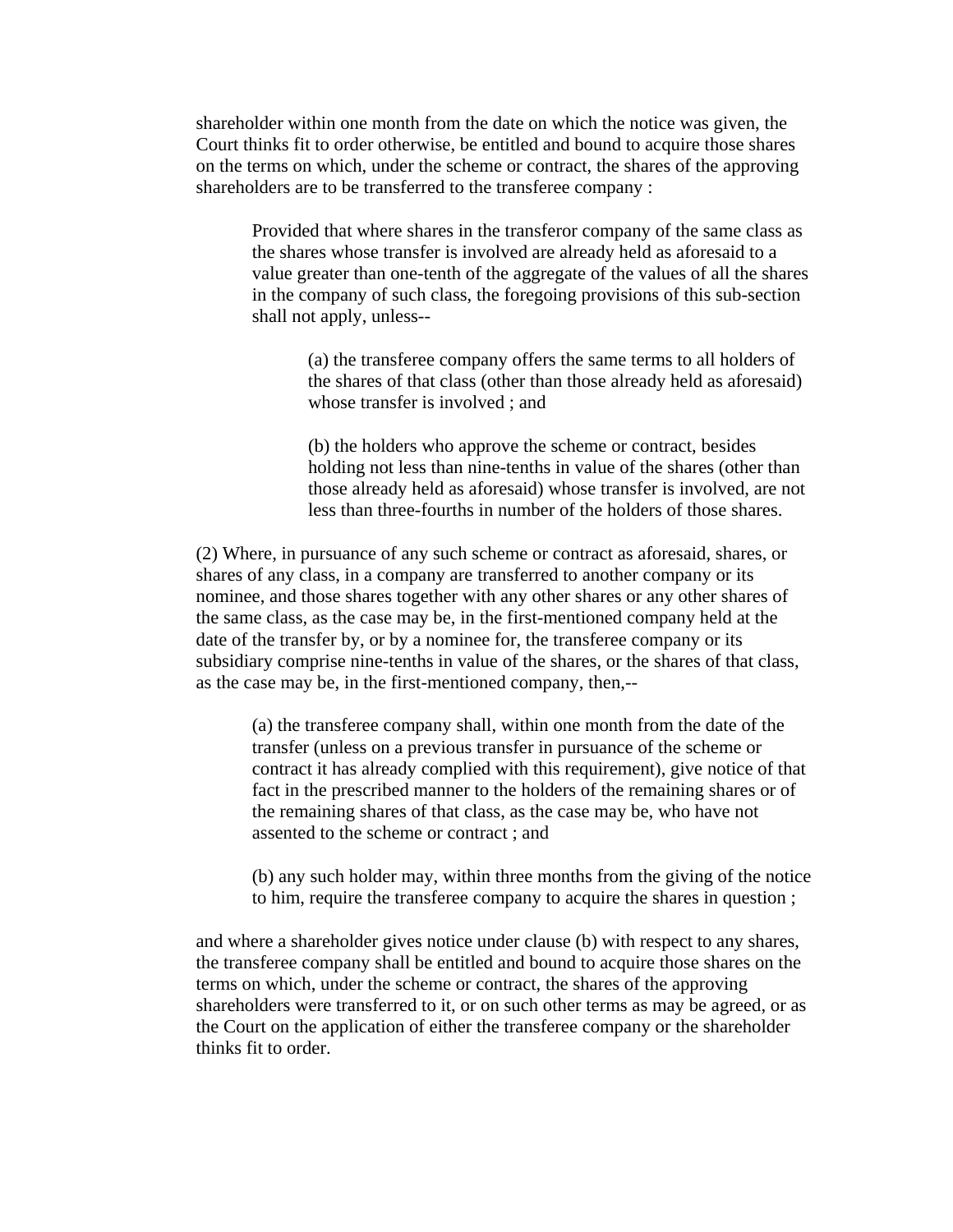shareholder within one month from the date on which the notice was given, the Court thinks fit to order otherwise, be entitled and bound to acquire those shares on the terms on which, under the scheme or contract, the shares of the approving shareholders are to be transferred to the transferee company :

> Provided that where shares in the transferor company of the same class as the shares whose transfer is involved are already held as aforesaid to a value greater than one-tenth of the aggregate of the values of all the shares in the company of such class, the foregoing provisions of this sub-section shall not apply, unless--
>
> > (a) the transferee company offers the same terms to all holders of the shares of that class (other than those already held as aforesaid) whose transfer is involved ; and
> >
> > (b) the holders who approve the scheme or contract, besides holding not less than nine-tenths in value of the shares (other than those already held as aforesaid) whose transfer is involved, are not less than three-fourths in number of the holders of those shares.

(2) Where, in pursuance of any such scheme or contract as aforesaid, shares, or shares of any class, in a company are transferred to another company or its nominee, and those shares together with any other shares or any other shares of the same class, as the case may be, in the first-mentioned company held at the date of the transfer by, or by a nominee for, the transferee company or its subsidiary comprise nine-tenths in value of the shares, or the shares of that class, as the case may be, in the first-mentioned company, then,--

> (a) the transferee company shall, within one month from the date of the transfer (unless on a previous transfer in pursuance of the scheme or contract it has already complied with this requirement), give notice of that fact in the prescribed manner to the holders of the remaining shares or of the remaining shares of that class, as the case may be, who have not assented to the scheme or contract ; and
>
> (b) any such holder may, within three months from the giving of the notice to him, require the transferee company to acquire the shares in question ;

and where a shareholder gives notice under clause (b) with respect to any shares, the transferee company shall be entitled and bound to acquire those shares on the terms on which, under the scheme or contract, the shares of the approving shareholders were transferred to it, or on such other terms as may be agreed, or as the Court on the application of either the transferee company or the shareholder thinks fit to order.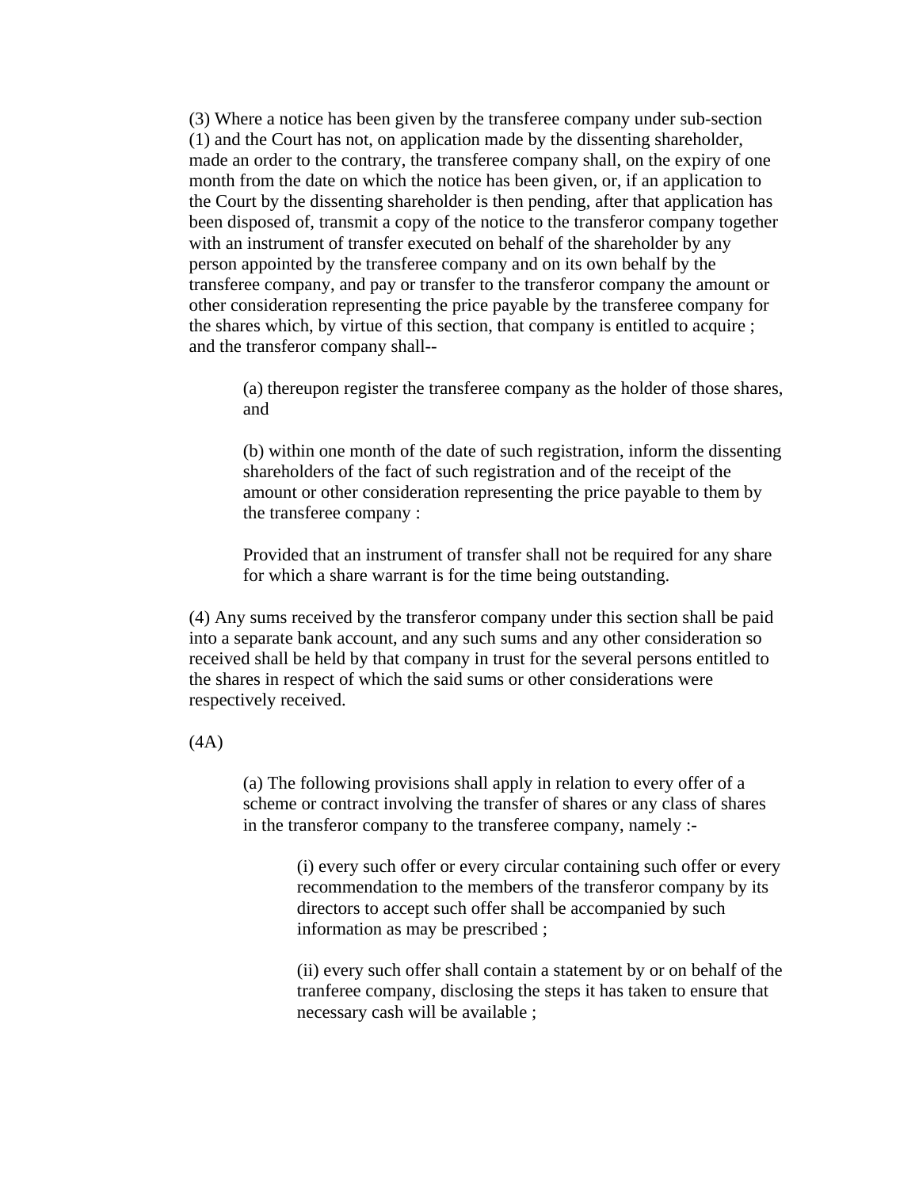(3) Where a notice has been given by the transferee company under sub-section (1) and the Court has not, on application made by the dissenting shareholder, made an order to the contrary, the transferee company shall, on the expiry of one month from the date on which the notice has been given, or, if an application to the Court by the dissenting shareholder is then pending, after that application has been disposed of, transmit a copy of the notice to the transferor company together with an instrument of transfer executed on behalf of the shareholder by any person appointed by the transferee company and on its own behalf by the transferee company, and pay or transfer to the transferor company the amount or other consideration representing the price payable by the transferee company for the shares which, by virtue of this section, that company is entitled to acquire ; and the transferor company shall--

> (a) thereupon register the transferee company as the holder of those shares, and
>
> (b) within one month of the date of such registration, inform the dissenting shareholders of the fact of such registration and of the receipt of the amount or other consideration representing the price payable to them by the transferee company :
>
> Provided that an instrument of transfer shall not be required for any share for which a share warrant is for the time being outstanding.

(4) Any sums received by the transferor company under this section shall be paid into a separate bank account, and any such sums and any other consideration so received shall be held by that company in trust for the several persons entitled to the shares in respect of which the said sums or other considerations were respectively received.

(4A)

> (a) The following provisions shall apply in relation to every offer of a scheme or contract involving the transfer of shares or any class of shares in the transferor company to the transferee company, namely :-
>
> > (i) every such offer or every circular containing such offer or every recommendation to the members of the transferor company by its directors to accept such offer shall be accompanied by such information as may be prescribed ;
> >
> > (ii) every such offer shall contain a statement by or on behalf of the tranferee company, disclosing the steps it has taken to ensure that necessary cash will be available ;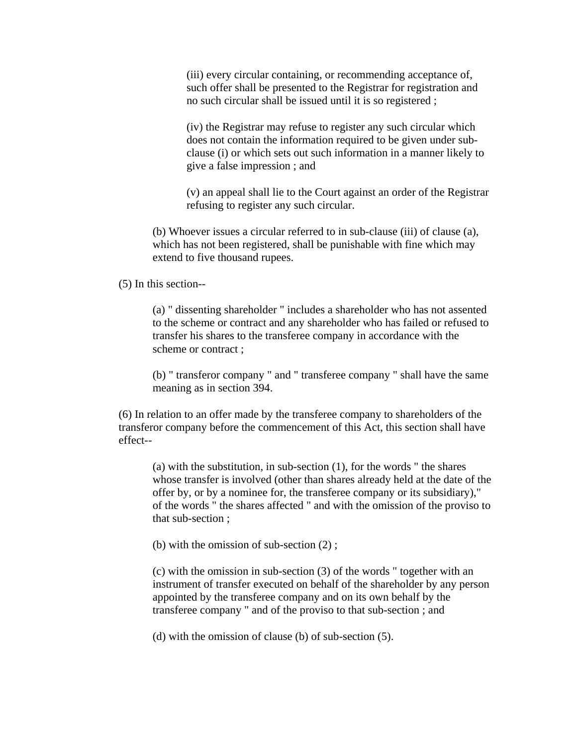(iii) every circular containing, or recommending acceptance of, such offer shall be presented to the Registrar for registration and no such circular shall be issued until it is so registered ;

(iv) the Registrar may refuse to register any such circular which does not contain the information required to be given under sub-clause (i) or which sets out such information in a manner likely to give a false impression ; and

(v) an appeal shall lie to the Court against an order of the Registrar refusing to register any such circular.

(b) Whoever issues a circular referred to in sub-clause (iii) of clause (a), which has not been registered, shall be punishable with fine which may extend to five thousand rupees.

(5) In this section--

(a) " dissenting shareholder " includes a shareholder who has not assented to the scheme or contract and any shareholder who has failed or refused to transfer his shares to the transferee company in accordance with the scheme or contract ;

(b) " transferor company " and " transferee company " shall have the same meaning as in section 394.

(6) In relation to an offer made by the transferee company to shareholders of the transferor company before the commencement of this Act, this section shall have effect--

(a) with the substitution, in sub-section (1), for the words " the shares whose transfer is involved (other than shares already held at the date of the offer by, or by a nominee for, the transferee company or its subsidiary)," of the words " the shares affected " and with the omission of the proviso to that sub-section ;

(b) with the omission of sub-section (2) ;

(c) with the omission in sub-section (3) of the words " together with an instrument of transfer executed on behalf of the shareholder by any person appointed by the transferee company and on its own behalf by the transferee company " and of the proviso to that sub-section ; and

(d) with the omission of clause (b) of sub-section (5).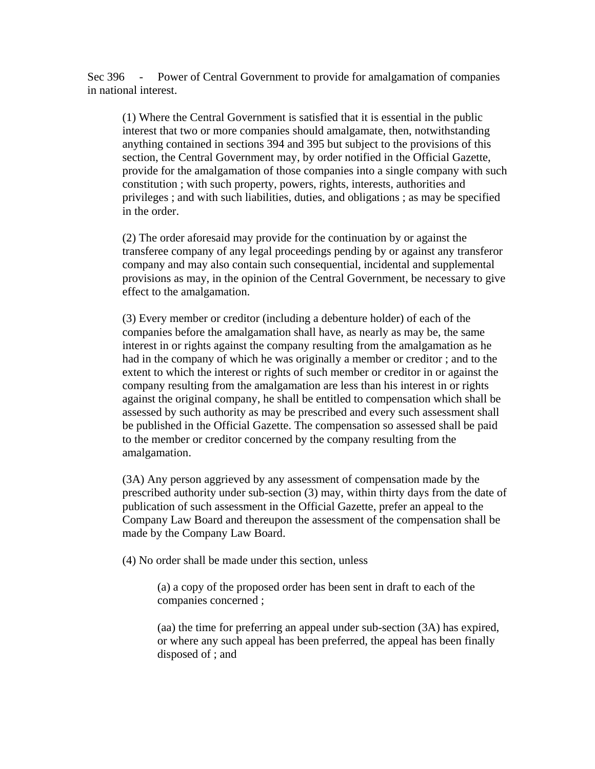Sec 396 - Power of Central Government to provide for amalgamation of companies in national interest.

(1) Where the Central Government is satisfied that it is essential in the public interest that two or more companies should amalgamate, then, notwithstanding anything contained in sections 394 and 395 but subject to the provisions of this section, the Central Government may, by order notified in the Official Gazette, provide for the amalgamation of those companies into a single company with such constitution ; with such property, powers, rights, interests, authorities and privileges ; and with such liabilities, duties, and obligations ; as may be specified in the order.

(2) The order aforesaid may provide for the continuation by or against the transferee company of any legal proceedings pending by or against any transferor company and may also contain such consequential, incidental and supplemental provisions as may, in the opinion of the Central Government, be necessary to give effect to the amalgamation.

(3) Every member or creditor (including a debenture holder) of each of the companies before the amalgamation shall have, as nearly as may be, the same interest in or rights against the company resulting from the amalgamation as he had in the company of which he was originally a member or creditor ; and to the extent to which the interest or rights of such member or creditor in or against the company resulting from the amalgamation are less than his interest in or rights against the original company, he shall be entitled to compensation which shall be assessed by such authority as may be prescribed and every such assessment shall be published in the Official Gazette. The compensation so assessed shall be paid to the member or creditor concerned by the company resulting from the amalgamation.

(3A) Any person aggrieved by any assessment of compensation made by the prescribed authority under sub-section (3) may, within thirty days from the date of publication of such assessment in the Official Gazette, prefer an appeal to the Company Law Board and thereupon the assessment of the compensation shall be made by the Company Law Board.

(4) No order shall be made under this section, unless

(a) a copy of the proposed order has been sent in draft to each of the companies concerned ;

(aa) the time for preferring an appeal under sub-section (3A) has expired, or where any such appeal has been preferred, the appeal has been finally disposed of ; and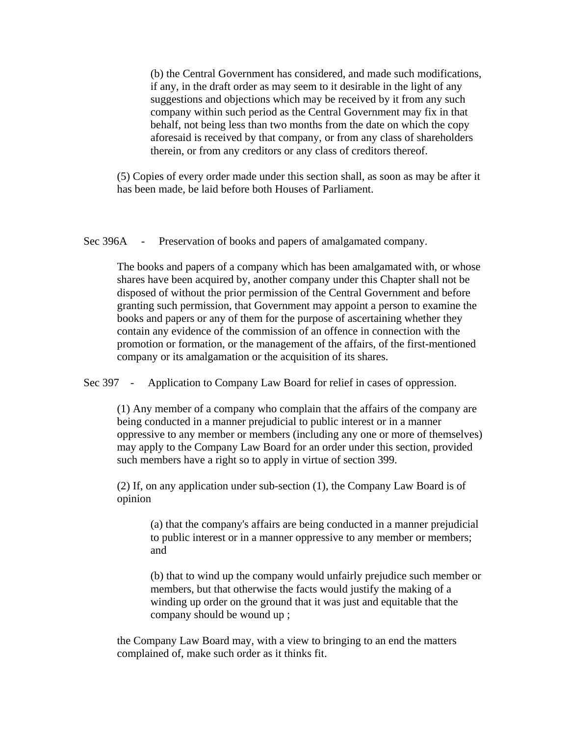(b) the Central Government has considered, and made such modifications, if any, in the draft order as may seem to it desirable in the light of any suggestions and objections which may be received by it from any such company within such period as the Central Government may fix in that behalf, not being less than two months from the date on which the copy aforesaid is received by that company, or from any class of shareholders therein, or from any creditors or any class of creditors thereof.

(5) Copies of every order made under this section shall, as soon as may be after it has been made, be laid before both Houses of Parliament.

Sec 396A - Preservation of books and papers of amalgamated company.

The books and papers of a company which has been amalgamated with, or whose shares have been acquired by, another company under this Chapter shall not be disposed of without the prior permission of the Central Government and before granting such permission, that Government may appoint a person to examine the books and papers or any of them for the purpose of ascertaining whether they contain any evidence of the commission of an offence in connection with the promotion or formation, or the management of the affairs, of the first-mentioned company or its amalgamation or the acquisition of its shares.

Sec 397 - Application to Company Law Board for relief in cases of oppression.

(1) Any member of a company who complain that the affairs of the company are being conducted in a manner prejudicial to public interest or in a manner oppressive to any member or members (including any one or more of themselves) may apply to the Company Law Board for an order under this section, provided such members have a right so to apply in virtue of section 399.

(2) If, on any application under sub-section (1), the Company Law Board is of opinion

(a) that the company's affairs are being conducted in a manner prejudicial to public interest or in a manner oppressive to any member or members; and

(b) that to wind up the company would unfairly prejudice such member or members, but that otherwise the facts would justify the making of a winding up order on the ground that it was just and equitable that the company should be wound up ;

the Company Law Board may, with a view to bringing to an end the matters complained of, make such order as it thinks fit.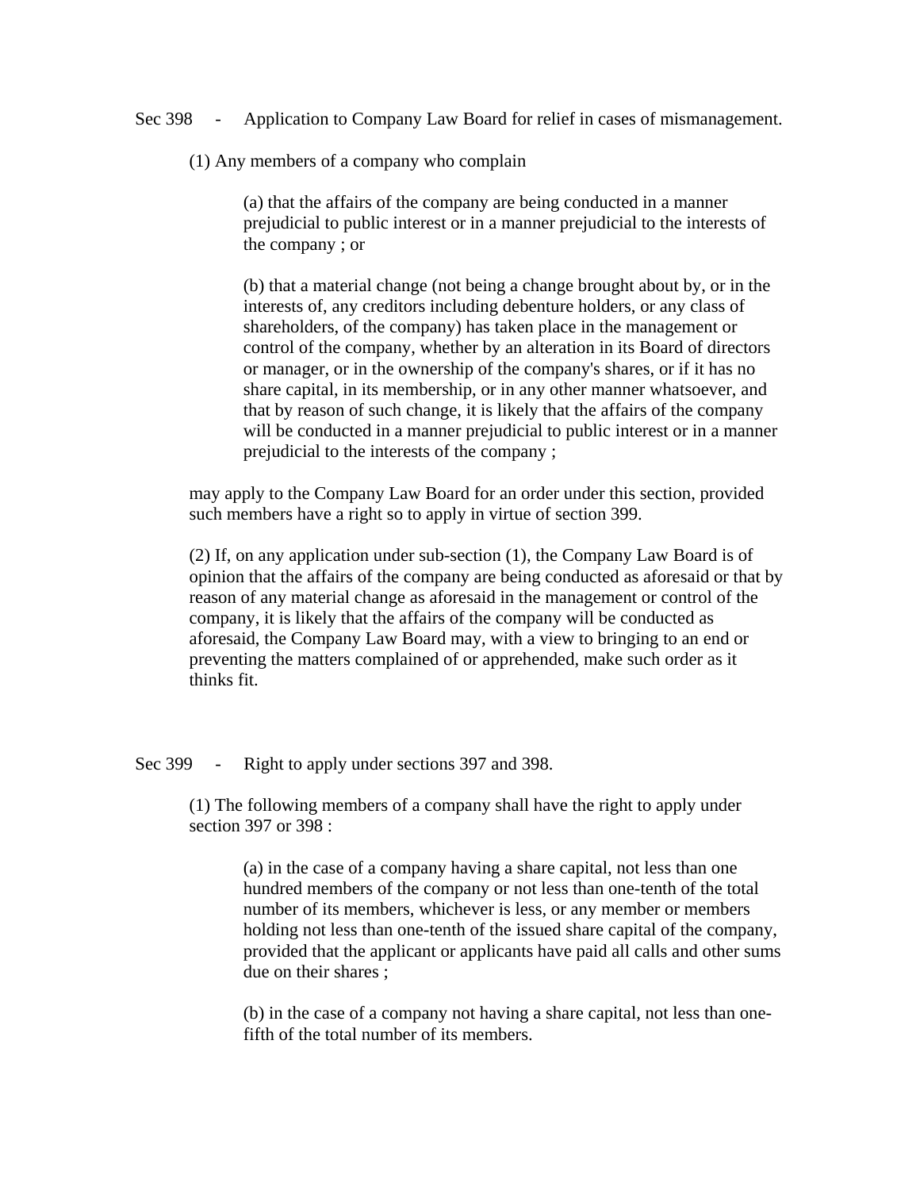Sec 398 - Application to Company Law Board for relief in cases of mismanagement.

(1) Any members of a company who complain

(a) that the affairs of the company are being conducted in a manner prejudicial to public interest or in a manner prejudicial to the interests of the company ; or

(b) that a material change (not being a change brought about by, or in the interests of, any creditors including debenture holders, or any class of shareholders, of the company) has taken place in the management or control of the company, whether by an alteration in its Board of directors or manager, or in the ownership of the company's shares, or if it has no share capital, in its membership, or in any other manner whatsoever, and that by reason of such change, it is likely that the affairs of the company will be conducted in a manner prejudicial to public interest or in a manner prejudicial to the interests of the company ;

may apply to the Company Law Board for an order under this section, provided such members have a right so to apply in virtue of section 399.

(2) If, on any application under sub-section (1), the Company Law Board is of opinion that the affairs of the company are being conducted as aforesaid or that by reason of any material change as aforesaid in the management or control of the company, it is likely that the affairs of the company will be conducted as aforesaid, the Company Law Board may, with a view to bringing to an end or preventing the matters complained of or apprehended, make such order as it thinks fit.

Sec 399 - Right to apply under sections 397 and 398.

(1) The following members of a company shall have the right to apply under section 397 or 398 :

(a) in the case of a company having a share capital, not less than one hundred members of the company or not less than one-tenth of the total number of its members, whichever is less, or any member or members holding not less than one-tenth of the issued share capital of the company, provided that the applicant or applicants have paid all calls and other sums due on their shares ;

(b) in the case of a company not having a share capital, not less than one-fifth of the total number of its members.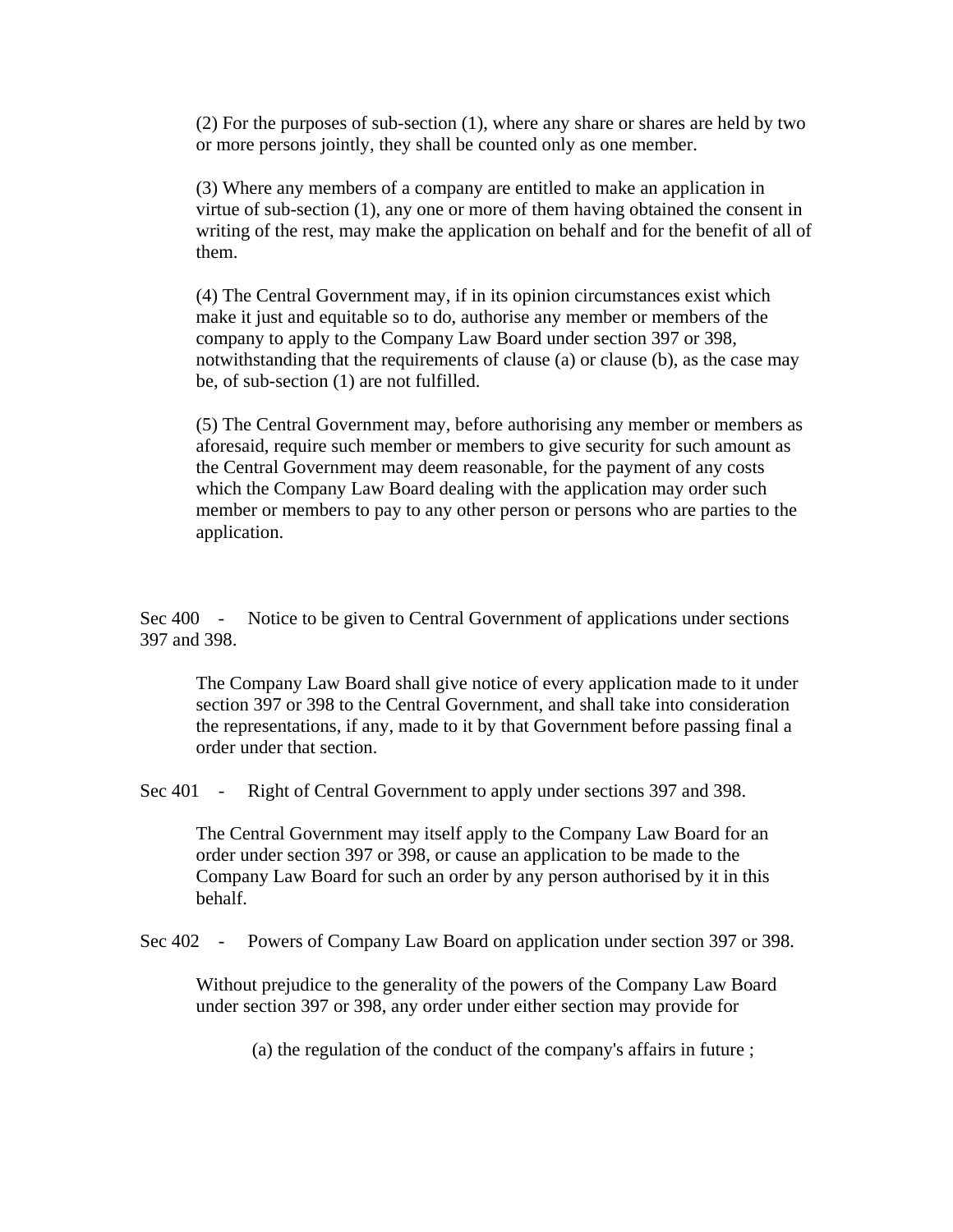(2) For the purposes of sub-section (1), where any share or shares are held by two or more persons jointly, they shall be counted only as one member.

(3) Where any members of a company are entitled to make an application in virtue of sub-section (1), any one or more of them having obtained the consent in writing of the rest, may make the application on behalf and for the benefit of all of them.

(4) The Central Government may, if in its opinion circumstances exist which make it just and equitable so to do, authorise any member or members of the company to apply to the Company Law Board under section 397 or 398, notwithstanding that the requirements of clause (a) or clause (b), as the case may be, of sub-section (1) are not fulfilled.

(5) The Central Government may, before authorising any member or members as aforesaid, require such member or members to give security for such amount as the Central Government may deem reasonable, for the payment of any costs which the Company Law Board dealing with the application may order such member or members to pay to any other person or persons who are parties to the application.

Sec 400 - Notice to be given to Central Government of applications under sections 397 and 398.

The Company Law Board shall give notice of every application made to it under section 397 or 398 to the Central Government, and shall take into consideration the representations, if any, made to it by that Government before passing final a order under that section.

Sec 401 - Right of Central Government to apply under sections 397 and 398.

The Central Government may itself apply to the Company Law Board for an order under section 397 or 398, or cause an application to be made to the Company Law Board for such an order by any person authorised by it in this behalf.

Sec 402 - Powers of Company Law Board on application under section 397 or 398.

Without prejudice to the generality of the powers of the Company Law Board under section 397 or 398, any order under either section may provide for

(a) the regulation of the conduct of the company's affairs in future ;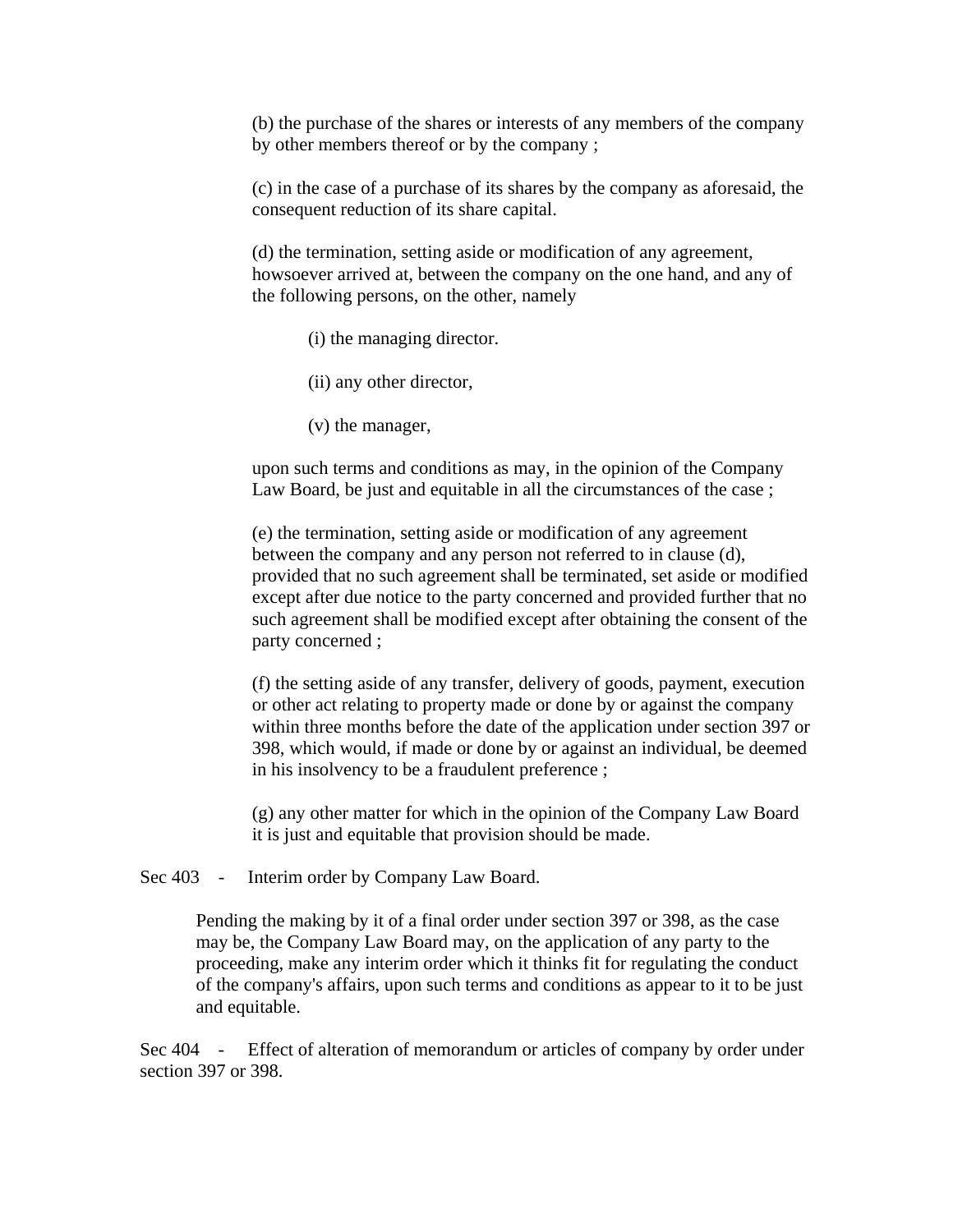(b) the purchase of the shares or interests of any members of the company by other members thereof or by the company ;

(c) in the case of a purchase of its shares by the company as aforesaid, the consequent reduction of its share capital.

(d) the termination, setting aside or modification of any agreement, howsoever arrived at, between the company on the one hand, and any of the following persons, on the other, namely

(i) the managing director.

(ii) any other director,

(v) the manager,

upon such terms and conditions as may, in the opinion of the Company Law Board, be just and equitable in all the circumstances of the case ;

(e) the termination, setting aside or modification of any agreement between the company and any person not referred to in clause (d), provided that no such agreement shall be terminated, set aside or modified except after due notice to the party concerned and provided further that no such agreement shall be modified except after obtaining the consent of the party concerned ;

(f) the setting aside of any transfer, delivery of goods, payment, execution or other act relating to property made or done by or against the company within three months before the date of the application under section 397 or 398, which would, if made or done by or against an individual, be deemed in his insolvency to be a fraudulent preference ;

(g) any other matter for which in the opinion of the Company Law Board it is just and equitable that provision should be made.

Sec 403 - Interim order by Company Law Board.

Pending the making by it of a final order under section 397 or 398, as the case may be, the Company Law Board may, on the application of any party to the proceeding, make any interim order which it thinks fit for regulating the conduct of the company's affairs, upon such terms and conditions as appear to it to be just and equitable.

Sec 404 - Effect of alteration of memorandum or articles of company by order under section 397 or 398.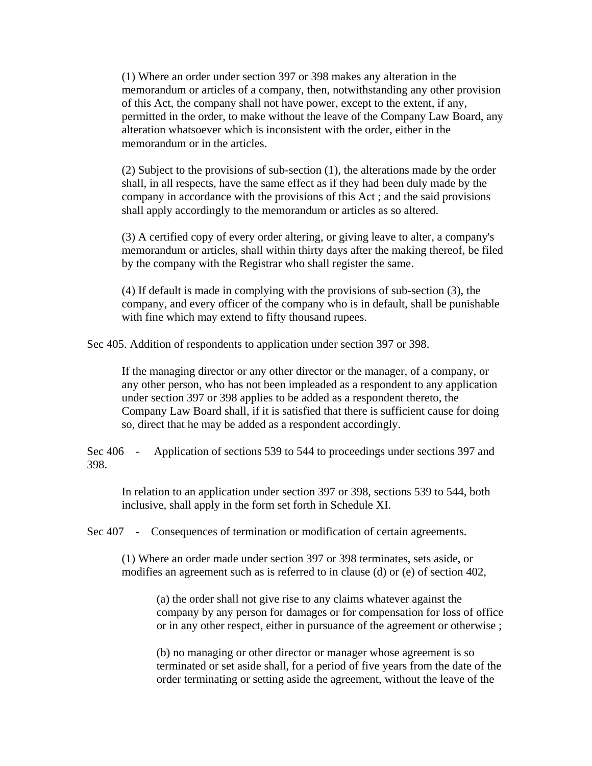(1) Where an order under section 397 or 398 makes any alteration in the memorandum or articles of a company, then, notwithstanding any other provision of this Act, the company shall not have power, except to the extent, if any, permitted in the order, to make without the leave of the Company Law Board, any alteration whatsoever which is inconsistent with the order, either in the memorandum or in the articles.

(2) Subject to the provisions of sub-section (1), the alterations made by the order shall, in all respects, have the same effect as if they had been duly made by the company in accordance with the provisions of this Act ; and the said provisions shall apply accordingly to the memorandum or articles as so altered.

(3) A certified copy of every order altering, or giving leave to alter, a company's memorandum or articles, shall within thirty days after the making thereof, be filed by the company with the Registrar who shall register the same.

(4) If default is made in complying with the provisions of sub-section (3), the company, and every officer of the company who is in default, shall be punishable with fine which may extend to fifty thousand rupees.

Sec 405. Addition of respondents to application under section 397 or 398.

If the managing director or any other director or the manager, of a company, or any other person, who has not been impleaded as a respondent to any application under section 397 or 398 applies to be added as a respondent thereto, the Company Law Board shall, if it is satisfied that there is sufficient cause for doing so, direct that he may be added as a respondent accordingly.

Sec 406 - Application of sections 539 to 544 to proceedings under sections 397 and 398.

In relation to an application under section 397 or 398, sections 539 to 544, both inclusive, shall apply in the form set forth in Schedule XI.

Sec 407 - Consequences of termination or modification of certain agreements.

(1) Where an order made under section 397 or 398 terminates, sets aside, or modifies an agreement such as is referred to in clause (d) or (e) of section 402,

(a) the order shall not give rise to any claims whatever against the company by any person for damages or for compensation for loss of office or in any other respect, either in pursuance of the agreement or otherwise ;

(b) no managing or other director or manager whose agreement is so terminated or set aside shall, for a period of five years from the date of the order terminating or setting aside the agreement, without the leave of the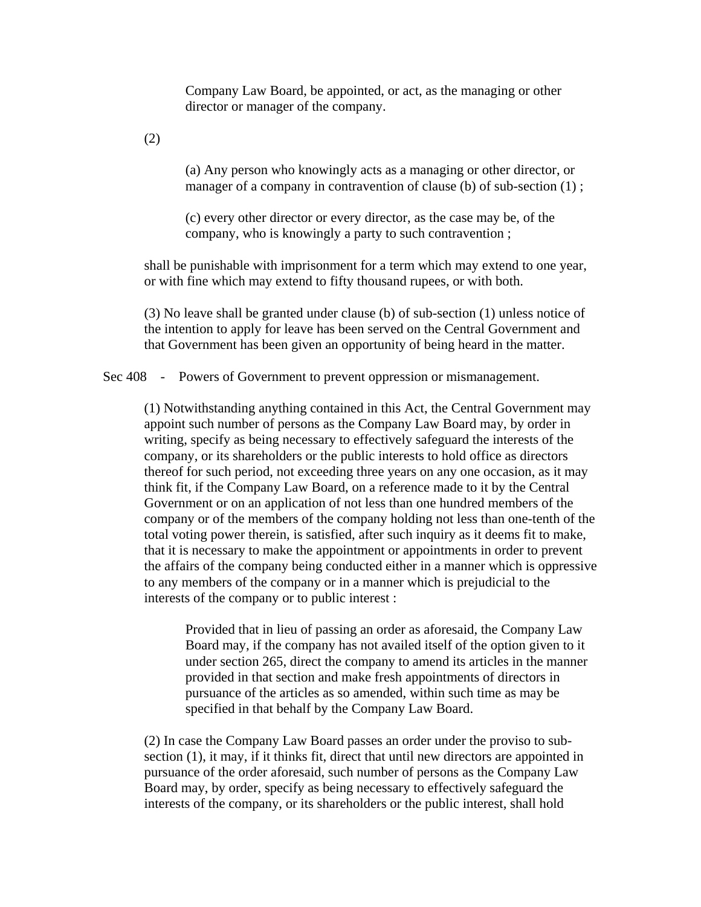Company Law Board, be appointed, or act, as the managing or other director or manager of the company.

(2)

(a) Any person who knowingly acts as a managing or other director, or manager of a company in contravention of clause (b) of sub-section (1) ;

(c) every other director or every director, as the case may be, of the company, who is knowingly a party to such contravention ;

shall be punishable with imprisonment for a term which may extend to one year, or with fine which may extend to fifty thousand rupees, or with both.

(3) No leave shall be granted under clause (b) of sub-section (1) unless notice of the intention to apply for leave has been served on the Central Government and that Government has been given an opportunity of being heard in the matter.

Sec 408 - Powers of Government to prevent oppression or mismanagement.

(1) Notwithstanding anything contained in this Act, the Central Government may appoint such number of persons as the Company Law Board may, by order in writing, specify as being necessary to effectively safeguard the interests of the company, or its shareholders or the public interests to hold office as directors thereof for such period, not exceeding three years on any one occasion, as it may think fit, if the Company Law Board, on a reference made to it by the Central Government or on an application of not less than one hundred members of the company or of the members of the company holding not less than one-tenth of the total voting power therein, is satisfied, after such inquiry as it deems fit to make, that it is necessary to make the appointment or appointments in order to prevent the affairs of the company being conducted either in a manner which is oppressive to any members of the company or in a manner which is prejudicial to the interests of the company or to public interest :

Provided that in lieu of passing an order as aforesaid, the Company Law Board may, if the company has not availed itself of the option given to it under section 265, direct the company to amend its articles in the manner provided in that section and make fresh appointments of directors in pursuance of the articles as so amended, within such time as may be specified in that behalf by the Company Law Board.

(2) In case the Company Law Board passes an order under the proviso to sub-section (1), it may, if it thinks fit, direct that until new directors are appointed in pursuance of the order aforesaid, such number of persons as the Company Law Board may, by order, specify as being necessary to effectively safeguard the interests of the company, or its shareholders or the public interest, shall hold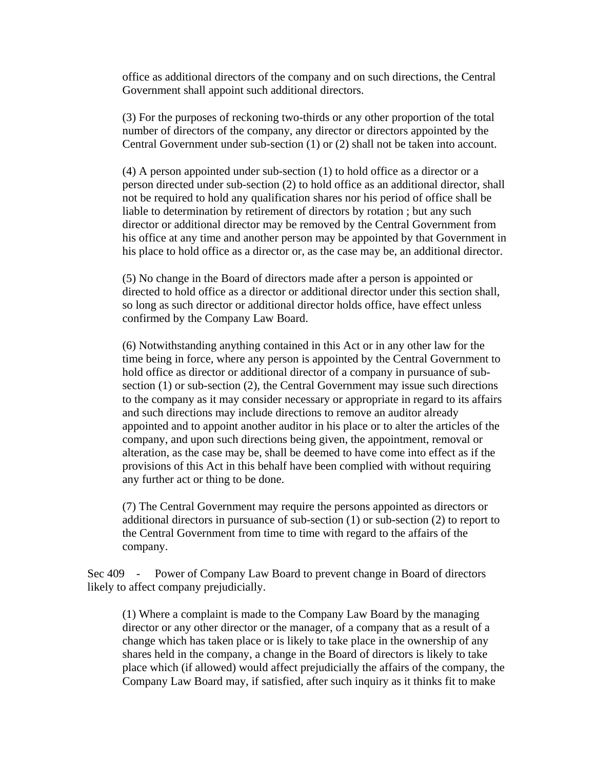office as additional directors of the company and on such directions, the Central Government shall appoint such additional directors.

(3) For the purposes of reckoning two-thirds or any other proportion of the total number of directors of the company, any director or directors appointed by the Central Government under sub-section (1) or (2) shall not be taken into account.

(4) A person appointed under sub-section (1) to hold office as a director or a person directed under sub-section (2) to hold office as an additional director, shall not be required to hold any qualification shares nor his period of office shall be liable to determination by retirement of directors by rotation ; but any such director or additional director may be removed by the Central Government from his office at any time and another person may be appointed by that Government in his place to hold office as a director or, as the case may be, an additional director.

(5) No change in the Board of directors made after a person is appointed or directed to hold office as a director or additional director under this section shall, so long as such director or additional director holds office, have effect unless confirmed by the Company Law Board.

(6) Notwithstanding anything contained in this Act or in any other law for the time being in force, where any person is appointed by the Central Government to hold office as director or additional director of a company in pursuance of sub-section (1) or sub-section (2), the Central Government may issue such directions to the company as it may consider necessary or appropriate in regard to its affairs and such directions may include directions to remove an auditor already appointed and to appoint another auditor in his place or to alter the articles of the company, and upon such directions being given, the appointment, removal or alteration, as the case may be, shall be deemed to have come into effect as if the provisions of this Act in this behalf have been complied with without requiring any further act or thing to be done.

(7) The Central Government may require the persons appointed as directors or additional directors in pursuance of sub-section (1) or sub-section (2) to report to the Central Government from time to time with regard to the affairs of the company.

Sec 409 - Power of Company Law Board to prevent change in Board of directors likely to affect company prejudicially.

(1) Where a complaint is made to the Company Law Board by the managing director or any other director or the manager, of a company that as a result of a change which has taken place or is likely to take place in the ownership of any shares held in the company, a change in the Board of directors is likely to take place which (if allowed) would affect prejudicially the affairs of the company, the Company Law Board may, if satisfied, after such inquiry as it thinks fit to make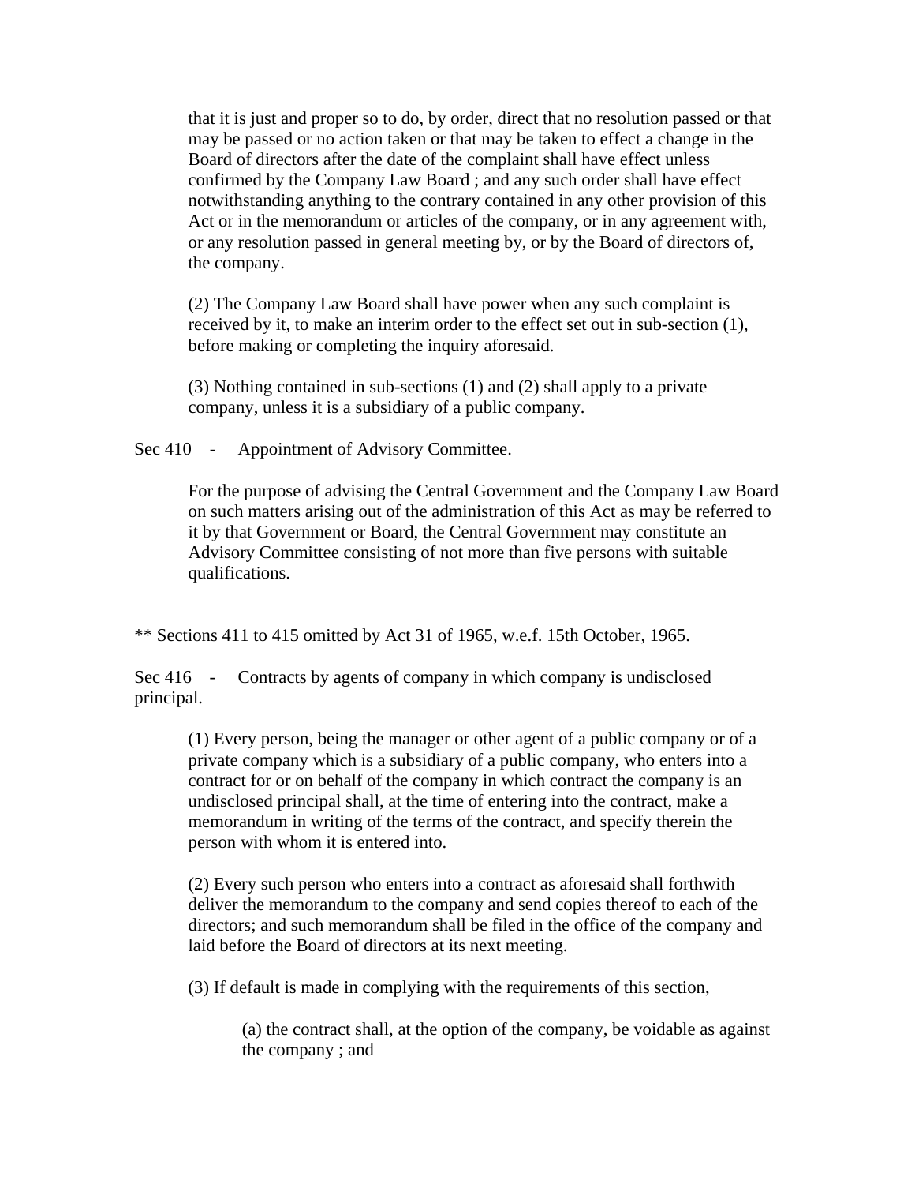that it is just and proper so to do, by order, direct that no resolution passed or that may be passed or no action taken or that may be taken to effect a change in the Board of directors after the date of the complaint shall have effect unless confirmed by the Company Law Board ; and any such order shall have effect notwithstanding anything to the contrary contained in any other provision of this Act or in the memorandum or articles of the company, or in any agreement with, or any resolution passed in general meeting by, or by the Board of directors of, the company.

(2) The Company Law Board shall have power when any such complaint is received by it, to make an interim order to the effect set out in sub-section (1), before making or completing the inquiry aforesaid.

(3) Nothing contained in sub-sections (1) and (2) shall apply to a private company, unless it is a subsidiary of a public company.

Sec 410 - Appointment of Advisory Committee.

For the purpose of advising the Central Government and the Company Law Board on such matters arising out of the administration of this Act as may be referred to it by that Government or Board, the Central Government may constitute an Advisory Committee consisting of not more than five persons with suitable qualifications.

** Sections 411 to 415 omitted by Act 31 of 1965, w.e.f. 15th October, 1965.

Sec 416 - Contracts by agents of company in which company is undisclosed principal.

(1) Every person, being the manager or other agent of a public company or of a private company which is a subsidiary of a public company, who enters into a contract for or on behalf of the company in which contract the company is an undisclosed principal shall, at the time of entering into the contract, make a memorandum in writing of the terms of the contract, and specify therein the person with whom it is entered into.

(2) Every such person who enters into a contract as aforesaid shall forthwith deliver the memorandum to the company and send copies thereof to each of the directors; and such memorandum shall be filed in the office of the company and laid before the Board of directors at its next meeting.

(3) If default is made in complying with the requirements of this section,

(a) the contract shall, at the option of the company, be voidable as against the company ; and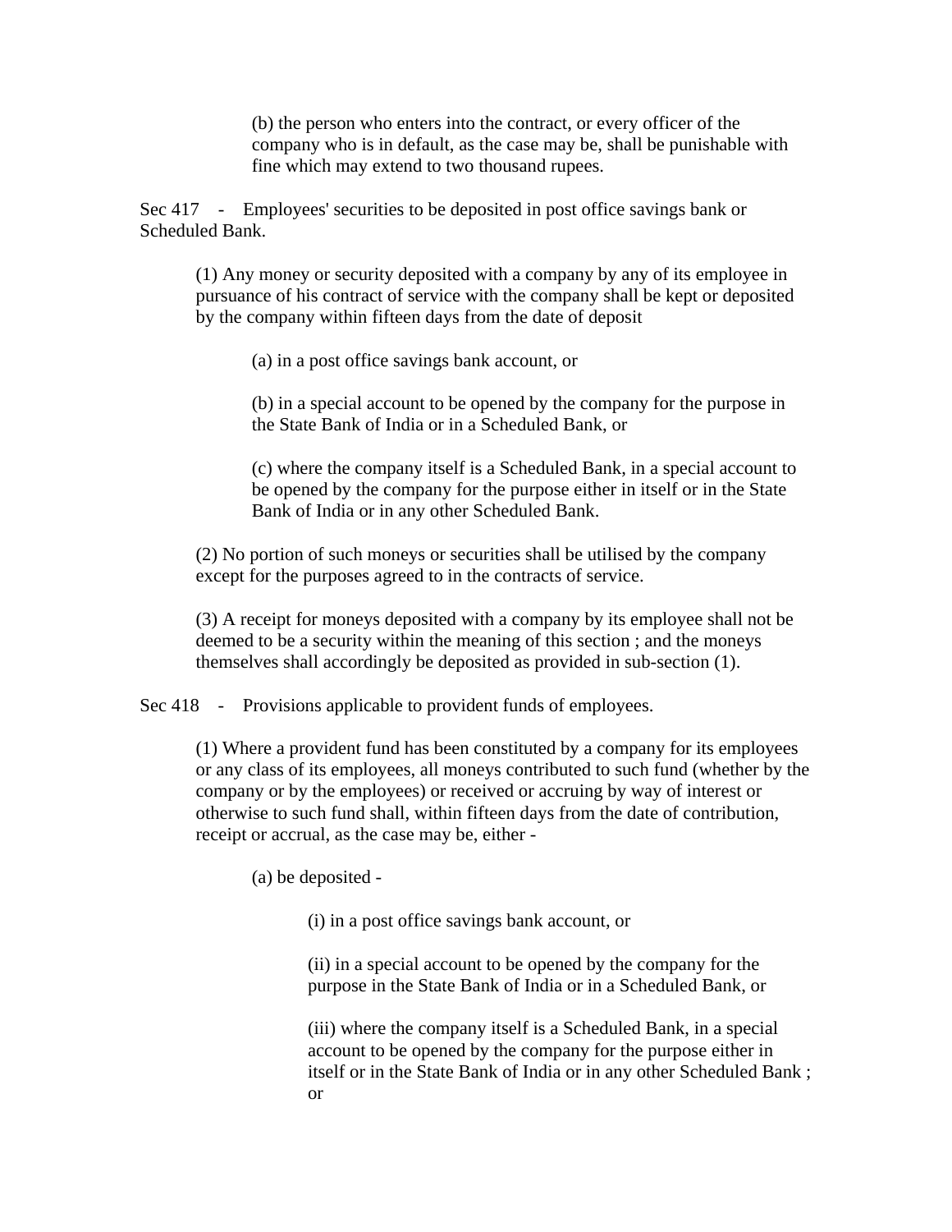(b) the person who enters into the contract, or every officer of the company who is in default, as the case may be, shall be punishable with fine which may extend to two thousand rupees.

Sec 417 - Employees' securities to be deposited in post office savings bank or Scheduled Bank.

(1) Any money or security deposited with a company by any of its employee in pursuance of his contract of service with the company shall be kept or deposited by the company within fifteen days from the date of deposit

(a) in a post office savings bank account, or

(b) in a special account to be opened by the company for the purpose in the State Bank of India or in a Scheduled Bank, or

(c) where the company itself is a Scheduled Bank, in a special account to be opened by the company for the purpose either in itself or in the State Bank of India or in any other Scheduled Bank.

(2) No portion of such moneys or securities shall be utilised by the company except for the purposes agreed to in the contracts of service.

(3) A receipt for moneys deposited with a company by its employee shall not be deemed to be a security within the meaning of this section ; and the moneys themselves shall accordingly be deposited as provided in sub-section (1).

Sec 418 - Provisions applicable to provident funds of employees.

(1) Where a provident fund has been constituted by a company for its employees or any class of its employees, all moneys contributed to such fund (whether by the company or by the employees) or received or accruing by way of interest or otherwise to such fund shall, within fifteen days from the date of contribution, receipt or accrual, as the case may be, either -

(a) be deposited -

(i) in a post office savings bank account, or

(ii) in a special account to be opened by the company for the purpose in the State Bank of India or in a Scheduled Bank, or

(iii) where the company itself is a Scheduled Bank, in a special account to be opened by the company for the purpose either in itself or in the State Bank of India or in any other Scheduled Bank ; or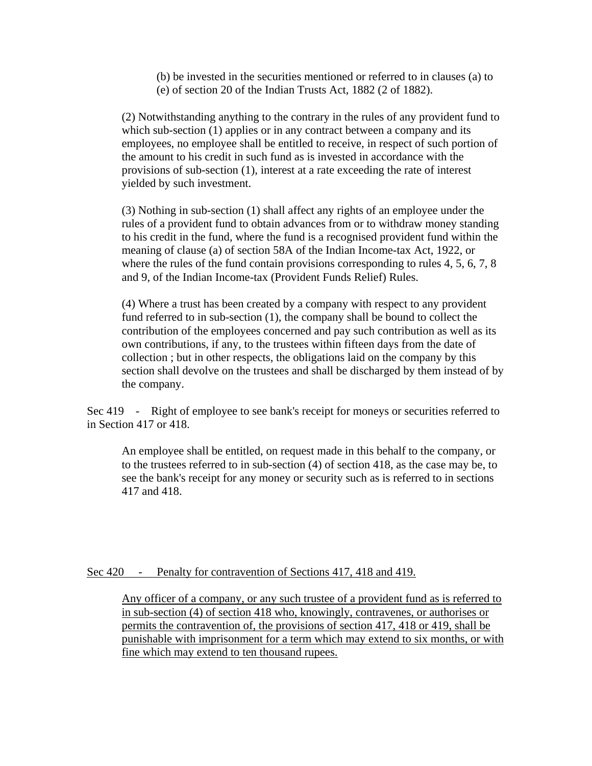(b) be invested in the securities mentioned or referred to in clauses (a) to (e) of section 20 of the Indian Trusts Act, 1882 (2 of 1882).

(2) Notwithstanding anything to the contrary in the rules of any provident fund to which sub-section (1) applies or in any contract between a company and its employees, no employee shall be entitled to receive, in respect of such portion of the amount to his credit in such fund as is invested in accordance with the provisions of sub-section (1), interest at a rate exceeding the rate of interest yielded by such investment.

(3) Nothing in sub-section (1) shall affect any rights of an employee under the rules of a provident fund to obtain advances from or to withdraw money standing to his credit in the fund, where the fund is a recognised provident fund within the meaning of clause (a) of section 58A of the Indian Income-tax Act, 1922, or where the rules of the fund contain provisions corresponding to rules 4, 5, 6, 7, 8 and 9, of the Indian Income-tax (Provident Funds Relief) Rules.

(4) Where a trust has been created by a company with respect to any provident fund referred to in sub-section (1), the company shall be bound to collect the contribution of the employees concerned and pay such contribution as well as its own contributions, if any, to the trustees within fifteen days from the date of collection ; but in other respects, the obligations laid on the company by this section shall devolve on the trustees and shall be discharged by them instead of by the company.

Sec 419 - Right of employee to see bank's receipt for moneys or securities referred to in Section 417 or 418.

An employee shall be entitled, on request made in this behalf to the company, or to the trustees referred to in sub-section (4) of section 418, as the case may be, to see the bank's receipt for any money or security such as is referred to in sections 417 and 418.

Sec 420 - Penalty for contravention of Sections 417, 418 and 419.

Any officer of a company, or any such trustee of a provident fund as is referred to in sub-section (4) of section 418 who, knowingly, contravenes, or authorises or permits the contravention of, the provisions of section 417, 418 or 419, shall be punishable with imprisonment for a term which may extend to six months, or with fine which may extend to ten thousand rupees.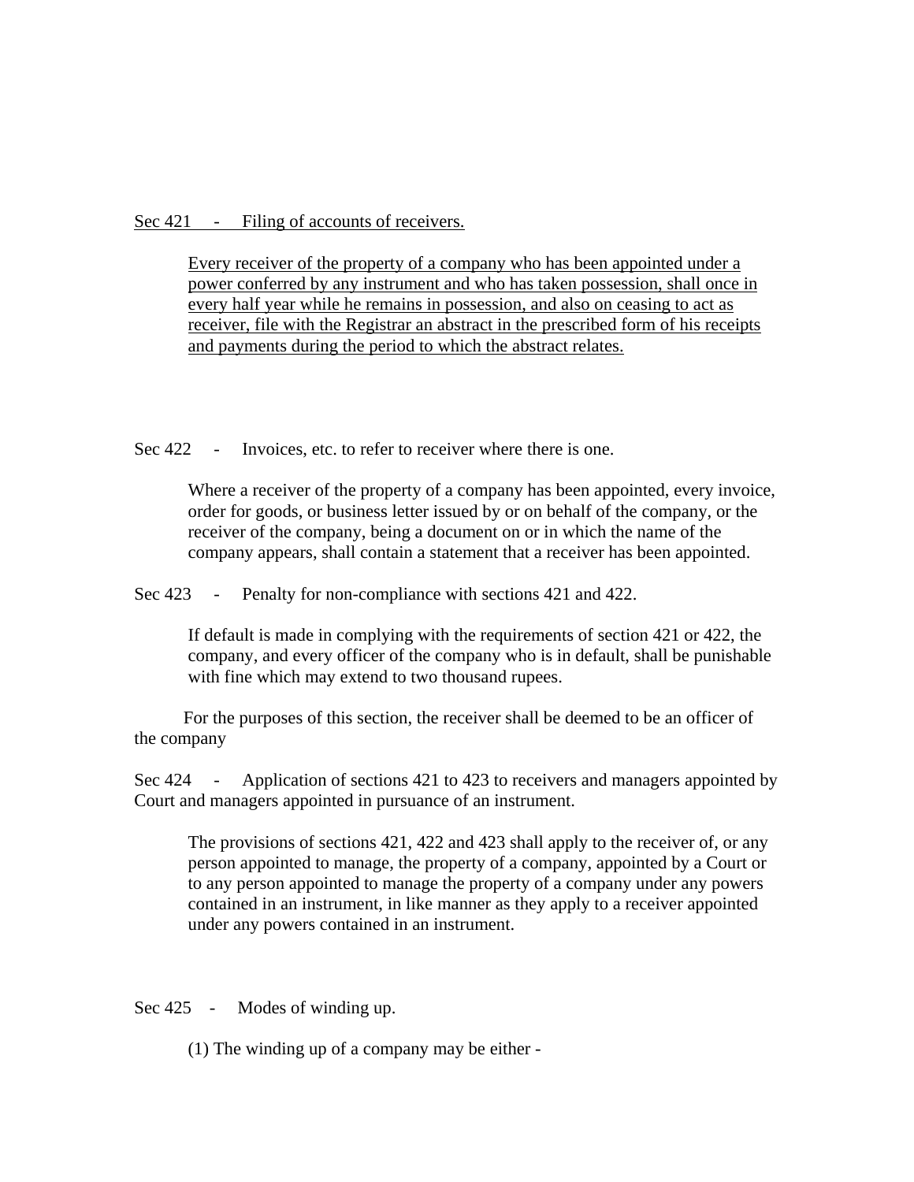Sec 421 - Filing of accounts of receivers.

Every receiver of the property of a company who has been appointed under a power conferred by any instrument and who has taken possession, shall once in every half year while he remains in possession, and also on ceasing to act as receiver, file with the Registrar an abstract in the prescribed form of his receipts and payments during the period to which the abstract relates.

Sec 422 - Invoices, etc. to refer to receiver where there is one.

Where a receiver of the property of a company has been appointed, every invoice, order for goods, or business letter issued by or on behalf of the company, or the receiver of the company, being a document on or in which the name of the company appears, shall contain a statement that a receiver has been appointed.

Sec 423 - Penalty for non-compliance with sections 421 and 422.

If default is made in complying with the requirements of section 421 or 422, the company, and every officer of the company who is in default, shall be punishable with fine which may extend to two thousand rupees.

For the purposes of this section, the receiver shall be deemed to be an officer of the company

Sec 424 - Application of sections 421 to 423 to receivers and managers appointed by Court and managers appointed in pursuance of an instrument.

The provisions of sections 421, 422 and 423 shall apply to the receiver of, or any person appointed to manage, the property of a company, appointed by a Court or to any person appointed to manage the property of a company under any powers contained in an instrument, in like manner as they apply to a receiver appointed under any powers contained in an instrument.

Sec 425 - Modes of winding up.

(1) The winding up of a company may be either -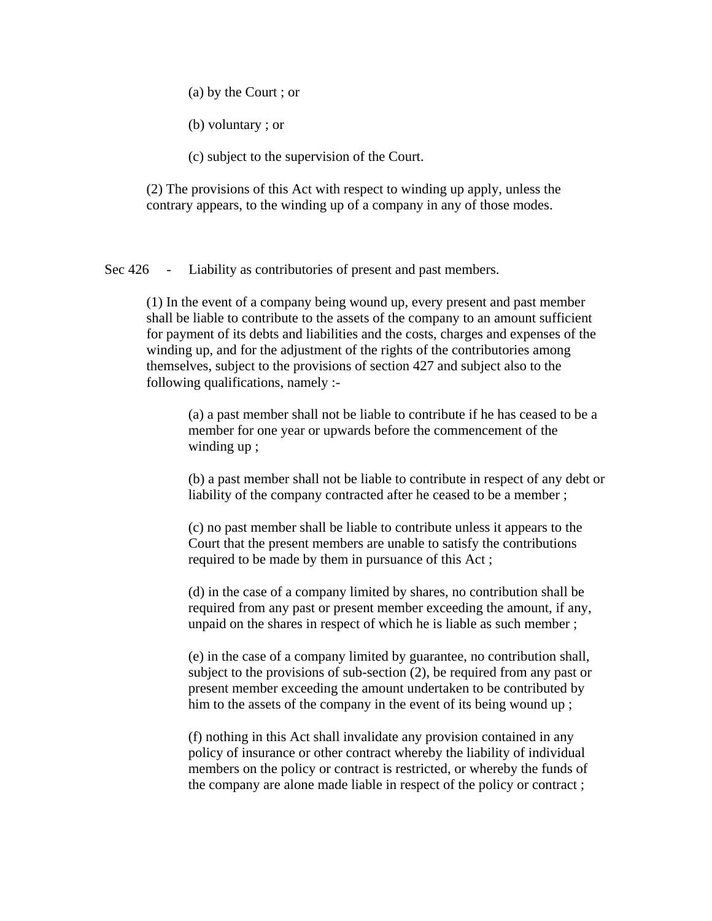(a) by the Court ; or

(b) voluntary ; or

(c) subject to the supervision of the Court.

(2) The provisions of this Act with respect to winding up apply, unless the contrary appears, to the winding up of a company in any of those modes.

Sec 426 - Liability as contributories of present and past members.

(1) In the event of a company being wound up, every present and past member shall be liable to contribute to the assets of the company to an amount sufficient for payment of its debts and liabilities and the costs, charges and expenses of the winding up, and for the adjustment of the rights of the contributories among themselves, subject to the provisions of section 427 and subject also to the following qualifications, namely :-

(a) a past member shall not be liable to contribute if he has ceased to be a member for one year or upwards before the commencement of the winding up ;

(b) a past member shall not be liable to contribute in respect of any debt or liability of the company contracted after he ceased to be a member ;

(c) no past member shall be liable to contribute unless it appears to the Court that the present members are unable to satisfy the contributions required to be made by them in pursuance of this Act ;

(d) in the case of a company limited by shares, no contribution shall be required from any past or present member exceeding the amount, if any, unpaid on the shares in respect of which he is liable as such member ;

(e) in the case of a company limited by guarantee, no contribution shall, subject to the provisions of sub-section (2), be required from any past or present member exceeding the amount undertaken to be contributed by him to the assets of the company in the event of its being wound up ;

(f) nothing in this Act shall invalidate any provision contained in any policy of insurance or other contract whereby the liability of individual members on the policy or contract is restricted, or whereby the funds of the company are alone made liable in respect of the policy or contract ;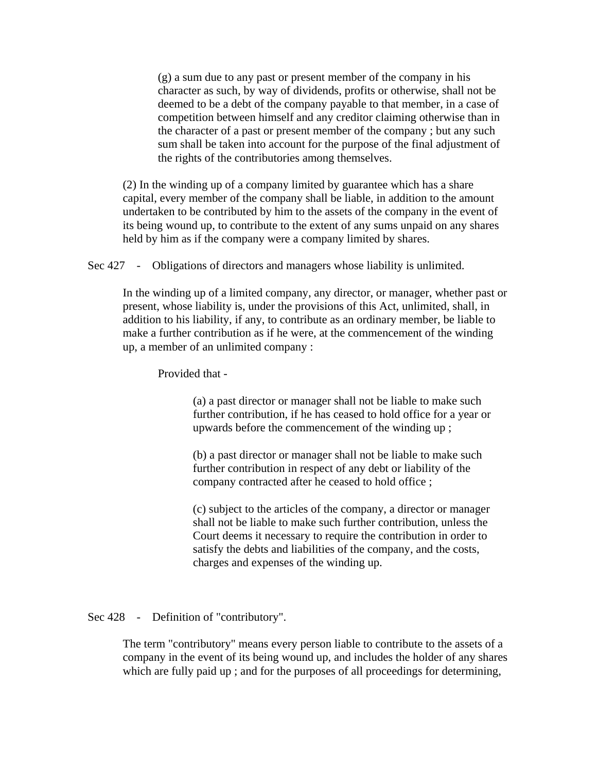(g) a sum due to any past or present member of the company in his character as such, by way of dividends, profits or otherwise, shall not be deemed to be a debt of the company payable to that member, in a case of competition between himself and any creditor claiming otherwise than in the character of a past or present member of the company ; but any such sum shall be taken into account for the purpose of the final adjustment of the rights of the contributories among themselves.

(2) In the winding up of a company limited by guarantee which has a share capital, every member of the company shall be liable, in addition to the amount undertaken to be contributed by him to the assets of the company in the event of its being wound up, to contribute to the extent of any sums unpaid on any shares held by him as if the company were a company limited by shares.

Sec 427 - Obligations of directors and managers whose liability is unlimited.

In the winding up of a limited company, any director, or manager, whether past or present, whose liability is, under the provisions of this Act, unlimited, shall, in addition to his liability, if any, to contribute as an ordinary member, be liable to make a further contribution as if he were, at the commencement of the winding up, a member of an unlimited company :

Provided that -

(a) a past director or manager shall not be liable to make such further contribution, if he has ceased to hold office for a year or upwards before the commencement of the winding up ;

(b) a past director or manager shall not be liable to make such further contribution in respect of any debt or liability of the company contracted after he ceased to hold office ;

(c) subject to the articles of the company, a director or manager shall not be liable to make such further contribution, unless the Court deems it necessary to require the contribution in order to satisfy the debts and liabilities of the company, and the costs, charges and expenses of the winding up.

Sec 428 - Definition of "contributory".

The term "contributory" means every person liable to contribute to the assets of a company in the event of its being wound up, and includes the holder of any shares which are fully paid up ; and for the purposes of all proceedings for determining,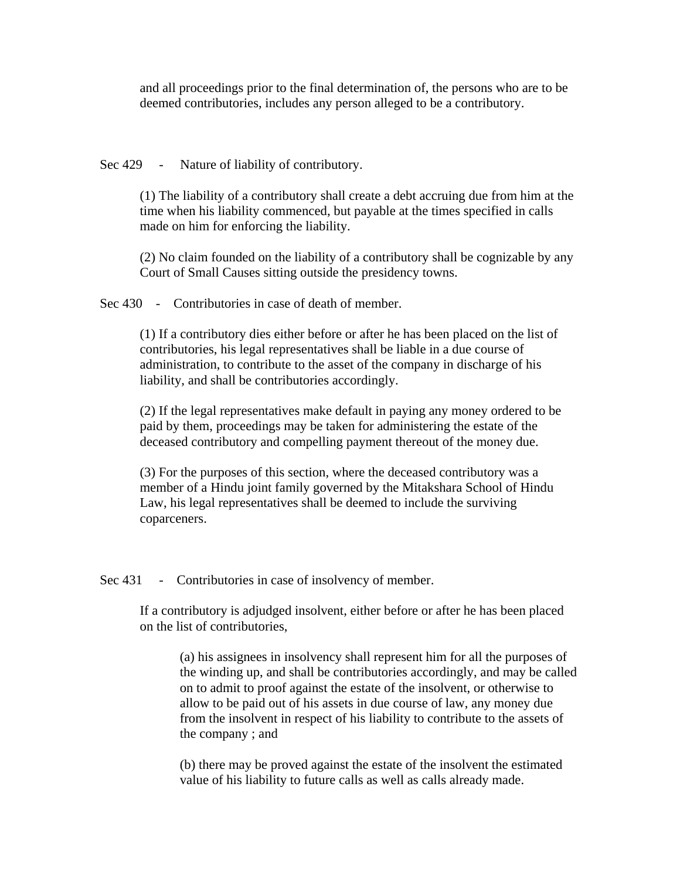and all proceedings prior to the final determination of, the persons who are to be deemed contributories, includes any person alleged to be a contributory.

Sec 429 - Nature of liability of contributory.

(1) The liability of a contributory shall create a debt accruing due from him at the time when his liability commenced, but payable at the times specified in calls made on him for enforcing the liability.

(2) No claim founded on the liability of a contributory shall be cognizable by any Court of Small Causes sitting outside the presidency towns.

Sec 430 - Contributories in case of death of member.

(1) If a contributory dies either before or after he has been placed on the list of contributories, his legal representatives shall be liable in a due course of administration, to contribute to the asset of the company in discharge of his liability, and shall be contributories accordingly.

(2) If the legal representatives make default in paying any money ordered to be paid by them, proceedings may be taken for administering the estate of the deceased contributory and compelling payment thereout of the money due.

(3) For the purposes of this section, where the deceased contributory was a member of a Hindu joint family governed by the Mitakshara School of Hindu Law, his legal representatives shall be deemed to include the surviving coparceners.

Sec 431 - Contributories in case of insolvency of member.

If a contributory is adjudged insolvent, either before or after he has been placed on the list of contributories,

(a) his assignees in insolvency shall represent him for all the purposes of the winding up, and shall be contributories accordingly, and may be called on to admit to proof against the estate of the insolvent, or otherwise to allow to be paid out of his assets in due course of law, any money due from the insolvent in respect of his liability to contribute to the assets of the company ; and

(b) there may be proved against the estate of the insolvent the estimated value of his liability to future calls as well as calls already made.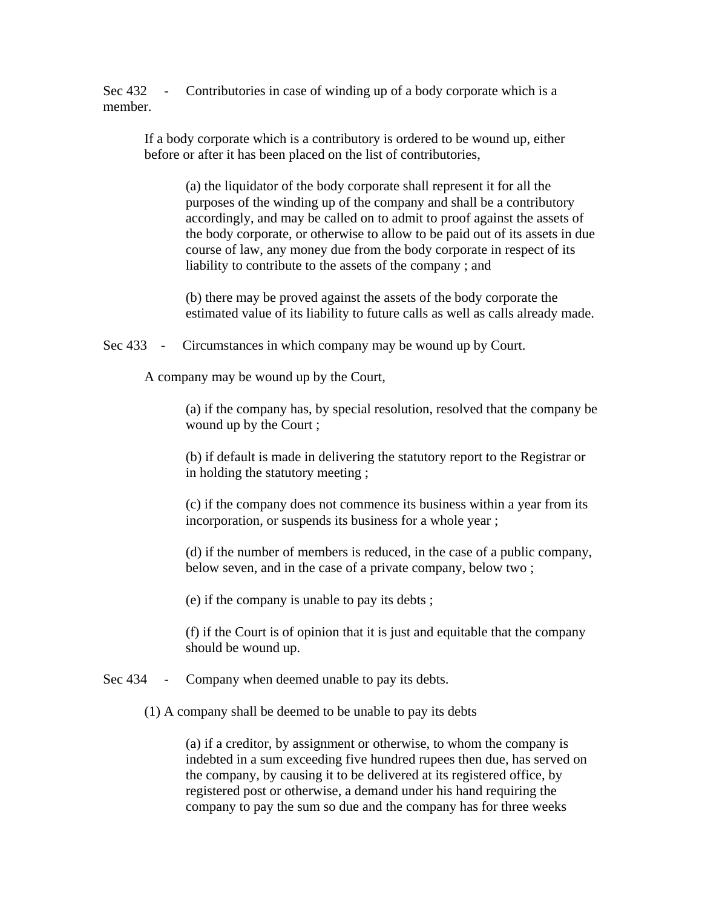Sec 432 - Contributories in case of winding up of a body corporate which is a member.

If a body corporate which is a contributory is ordered to be wound up, either before or after it has been placed on the list of contributories,

(a) the liquidator of the body corporate shall represent it for all the purposes of the winding up of the company and shall be a contributory accordingly, and may be called on to admit to proof against the assets of the body corporate, or otherwise to allow to be paid out of its assets in due course of law, any money due from the body corporate in respect of its liability to contribute to the assets of the company ; and

(b) there may be proved against the assets of the body corporate the estimated value of its liability to future calls as well as calls already made.

Sec 433 - Circumstances in which company may be wound up by Court.

A company may be wound up by the Court,

(a) if the company has, by special resolution, resolved that the company be wound up by the Court ;

(b) if default is made in delivering the statutory report to the Registrar or in holding the statutory meeting ;

(c) if the company does not commence its business within a year from its incorporation, or suspends its business for a whole year ;

(d) if the number of members is reduced, in the case of a public company, below seven, and in the case of a private company, below two ;

(e) if the company is unable to pay its debts ;

(f) if the Court is of opinion that it is just and equitable that the company should be wound up.

Sec 434 - Company when deemed unable to pay its debts.

(1) A company shall be deemed to be unable to pay its debts

(a) if a creditor, by assignment or otherwise, to whom the company is indebted in a sum exceeding five hundred rupees then due, has served on the company, by causing it to be delivered at its registered office, by registered post or otherwise, a demand under his hand requiring the company to pay the sum so due and the company has for three weeks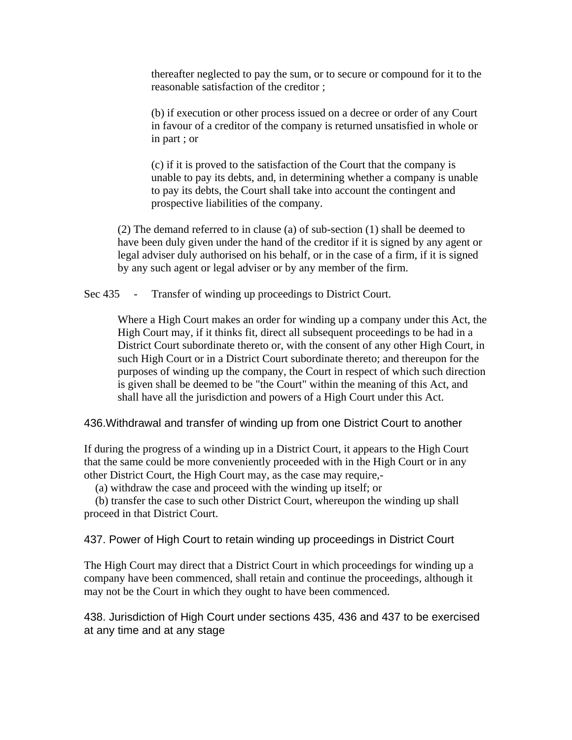thereafter neglected to pay the sum, or to secure or compound for it to the reasonable satisfaction of the creditor ;

(b) if execution or other process issued on a decree or order of any Court in favour of a creditor of the company is returned unsatisfied in whole or in part ; or

(c) if it is proved to the satisfaction of the Court that the company is unable to pay its debts, and, in determining whether a company is unable to pay its debts, the Court shall take into account the contingent and prospective liabilities of the company.

(2) The demand referred to in clause (a) of sub-section (1) shall be deemed to have been duly given under the hand of the creditor if it is signed by any agent or legal adviser duly authorised on his behalf, or in the case of a firm, if it is signed by any such agent or legal adviser or by any member of the firm.

Sec 435 - Transfer of winding up proceedings to District Court.

Where a High Court makes an order for winding up a company under this Act, the High Court may, if it thinks fit, direct all subsequent proceedings to be had in a District Court subordinate thereto or, with the consent of any other High Court, in such High Court or in a District Court subordinate thereto; and thereupon for the purposes of winding up the company, the Court in respect of which such direction is given shall be deemed to be "the Court" within the meaning of this Act, and shall have all the jurisdiction and powers of a High Court under this Act.

436.Withdrawal and transfer of winding up from one District Court to another

If during the progress of a winding up in a District Court, it appears to the High Court that the same could be more conveniently proceeded with in the High Court or in any other District Court, the High Court may, as the case may require,-

(a) withdraw the case and proceed with the winding up itself; or

(b) transfer the case to such other District Court, whereupon the winding up shall proceed in that District Court.

437. Power of High Court to retain winding up proceedings in District Court

The High Court may direct that a District Court in which proceedings for winding up a company have been commenced, shall retain and continue the proceedings, although it may not be the Court in which they ought to have been commenced.

438. Jurisdiction of High Court under sections 435, 436 and 437 to be exercised at any time and at any stage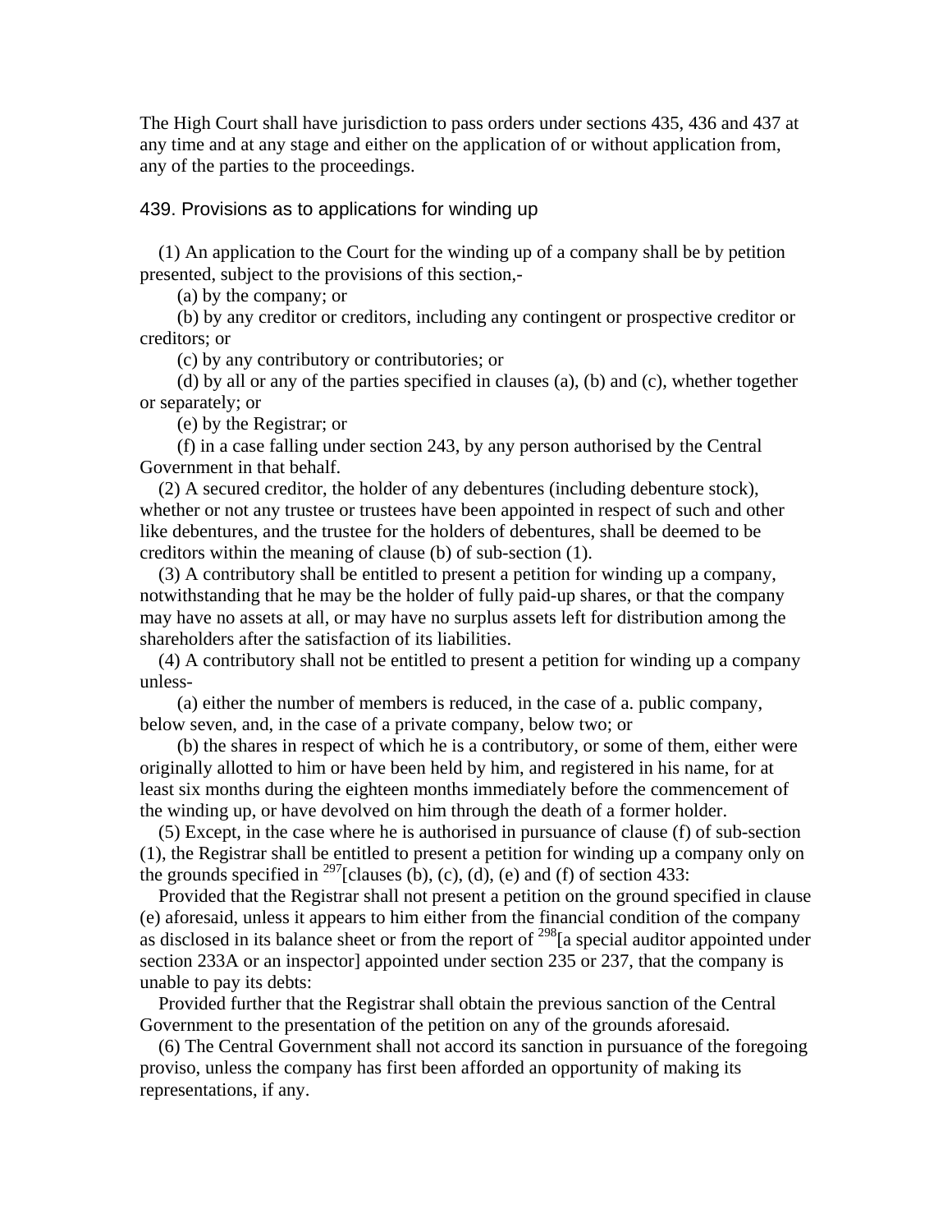The High Court shall have jurisdiction to pass orders under sections 435, 436 and 437 at any time and at any stage and either on the application of or without application from, any of the parties to the proceedings.

### 439. Provisions as to applications for winding up

(1) An application to the Court for the winding up of a company shall be by petition presented, subject to the provisions of this section,-

(a) by the company; or

(b) by any creditor or creditors, including any contingent or prospective creditor or creditors; or

(c) by any contributory or contributories; or

(d) by all or any of the parties specified in clauses (a), (b) and (c), whether together or separately; or

(e) by the Registrar; or

(f) in a case falling under section 243, by any person authorised by the Central Government in that behalf.

(2) A secured creditor, the holder of any debentures (including debenture stock), whether or not any trustee or trustees have been appointed in respect of such and other like debentures, and the trustee for the holders of debentures, shall be deemed to be creditors within the meaning of clause (b) of sub-section (1).

(3) A contributory shall be entitled to present a petition for winding up a company, notwithstanding that he may be the holder of fully paid-up shares, or that the company may have no assets at all, or may have no surplus assets left for distribution among the shareholders after the satisfaction of its liabilities.

(4) A contributory shall not be entitled to present a petition for winding up a company unless-

(a) either the number of members is reduced, in the case of a. public company, below seven, and, in the case of a private company, below two; or

(b) the shares in respect of which he is a contributory, or some of them, either were originally allotted to him or have been held by him, and registered in his name, for at least six months during the eighteen months immediately before the commencement of the winding up, or have devolved on him through the death of a former holder.

(5) Except, in the case where he is authorised in pursuance of clause (f) of sub-section (1), the Registrar shall be entitled to present a petition for winding up a company only on the grounds specified in [297][clauses (b), (c), (d), (e) and (f) of section 433:

Provided that the Registrar shall not present a petition on the ground specified in clause (e) aforesaid, unless it appears to him either from the financial condition of the company as disclosed in its balance sheet or from the report of [298][a special auditor appointed under section 233A or an inspector] appointed under section 235 or 237, that the company is unable to pay its debts:

Provided further that the Registrar shall obtain the previous sanction of the Central Government to the presentation of the petition on any of the grounds aforesaid.

(6) The Central Government shall not accord its sanction in pursuance of the foregoing proviso, unless the company has first been afforded an opportunity of making its representations, if any.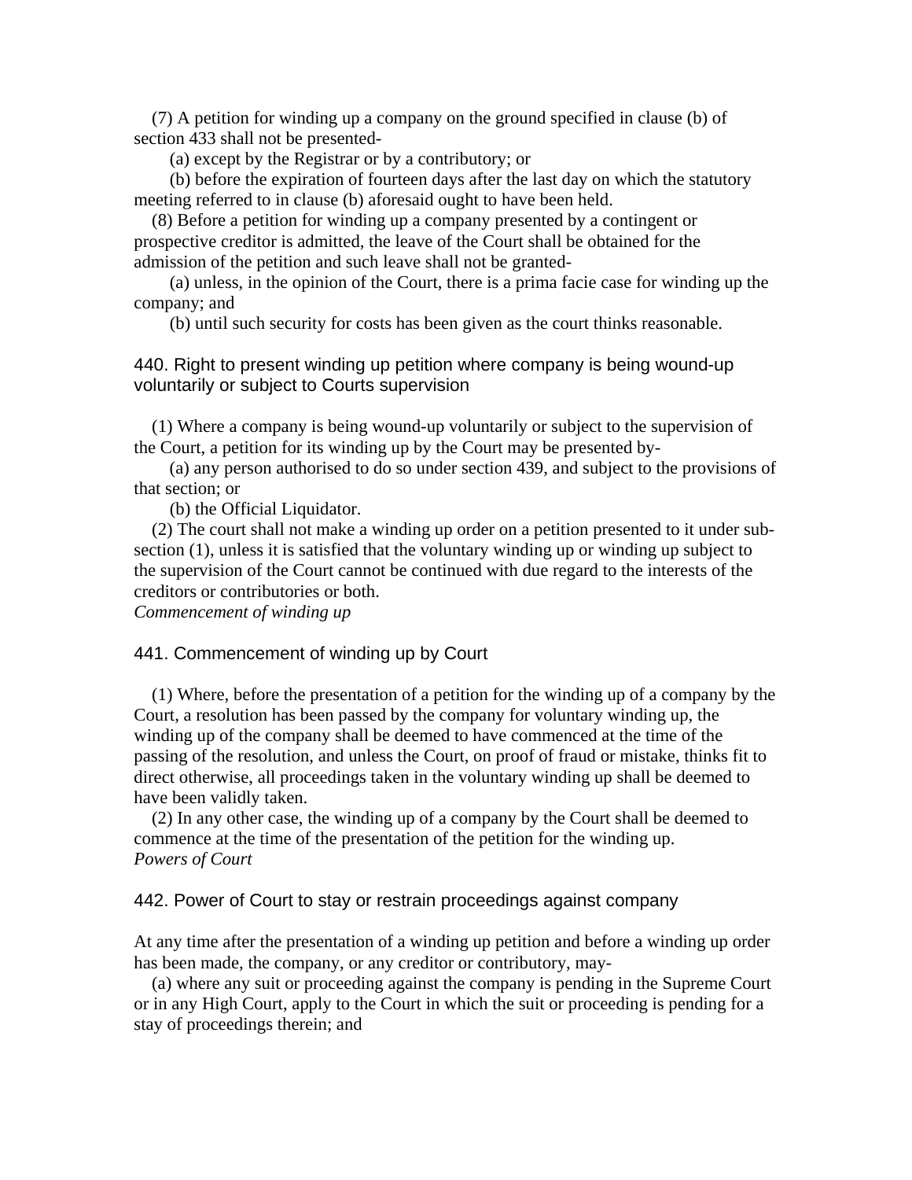(7) A petition for winding up a company on the ground specified in clause (b) of section 433 shall not be presented-

(a) except by the Registrar or by a contributory; or

(b) before the expiration of fourteen days after the last day on which the statutory meeting referred to in clause (b) aforesaid ought to have been held.

(8) Before a petition for winding up a company presented by a contingent or prospective creditor is admitted, the leave of the Court shall be obtained for the admission of the petition and such leave shall not be granted-

(a) unless, in the opinion of the Court, there is a prima facie case for winding up the company; and

(b) until such security for costs has been given as the court thinks reasonable.

### 440. Right to present winding up petition where company is being wound-up voluntarily or subject to Courts supervision

(1) Where a company is being wound-up voluntarily or subject to the supervision of the Court, a petition for its winding up by the Court may be presented by-

(a) any person authorised to do so under section 439, and subject to the provisions of that section; or

(b) the Official Liquidator.

(2) The court shall not make a winding up order on a petition presented to it under sub-section (1), unless it is satisfied that the voluntary winding up or winding up subject to the supervision of the Court cannot be continued with due regard to the interests of the creditors or contributories or both.

*Commencement of winding up*

### 441. Commencement of winding up by Court

(1) Where, before the presentation of a petition for the winding up of a company by the Court, a resolution has been passed by the company for voluntary winding up, the winding up of the company shall be deemed to have commenced at the time of the passing of the resolution, and unless the Court, on proof of fraud or mistake, thinks fit to direct otherwise, all proceedings taken in the voluntary winding up shall be deemed to have been validly taken.

(2) In any other case, the winding up of a company by the Court shall be deemed to commence at the time of the presentation of the petition for the winding up.

*Powers of Court*

### 442. Power of Court to stay or restrain proceedings against company

At any time after the presentation of a winding up petition and before a winding up order has been made, the company, or any creditor or contributory, may-

(a) where any suit or proceeding against the company is pending in the Supreme Court or in any High Court, apply to the Court in which the suit or proceeding is pending for a stay of proceedings therein; and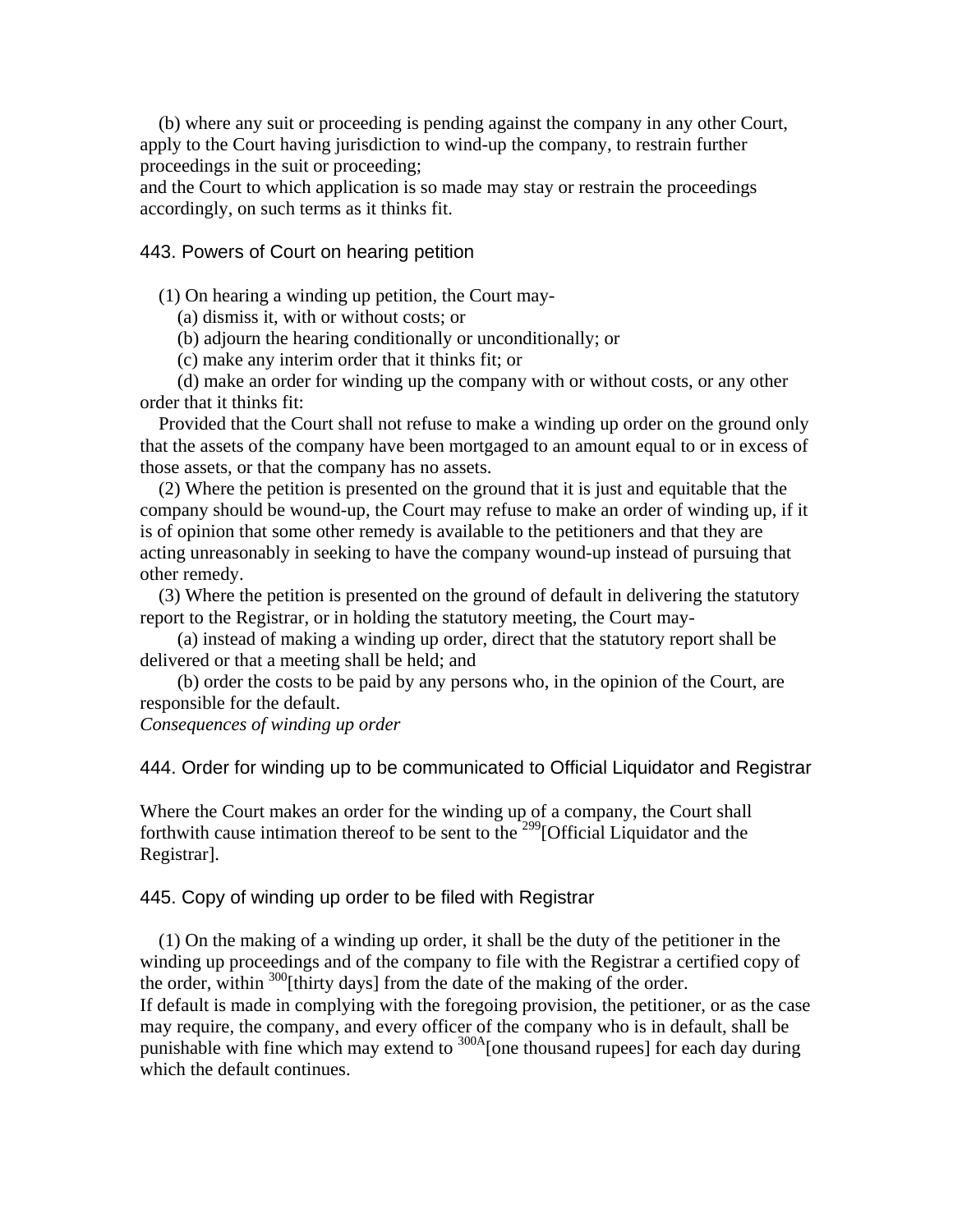(b) where any suit or proceeding is pending against the company in any other Court, apply to the Court having jurisdiction to wind-up the company, to restrain further proceedings in the suit or proceeding;

and the Court to which application is so made may stay or restrain the proceedings accordingly, on such terms as it thinks fit.

### 443. Powers of Court on hearing petition

(1) On hearing a winding up petition, the Court may-

(a) dismiss it, with or without costs; or

(b) adjourn the hearing conditionally or unconditionally; or

(c) make any interim order that it thinks fit; or

(d) make an order for winding up the company with or without costs, or any other order that it thinks fit:

Provided that the Court shall not refuse to make a winding up order on the ground only that the assets of the company have been mortgaged to an amount equal to or in excess of those assets, or that the company has no assets.

(2) Where the petition is presented on the ground that it is just and equitable that the company should be wound-up, the Court may refuse to make an order of winding up, if it is of opinion that some other remedy is available to the petitioners and that they are acting unreasonably in seeking to have the company wound-up instead of pursuing that other remedy.

(3) Where the petition is presented on the ground of default in delivering the statutory report to the Registrar, or in holding the statutory meeting, the Court may-

(a) instead of making a winding up order, direct that the statutory report shall be delivered or that a meeting shall be held; and

(b) order the costs to be paid by any persons who, in the opinion of the Court, are responsible for the default.

*Consequences of winding up order*

### 444. Order for winding up to be communicated to Official Liquidator and Registrar

Where the Court makes an order for the winding up of a company, the Court shall forthwith cause intimation thereof to be sent to the [299][Official Liquidator and the Registrar].

### 445. Copy of winding up order to be filed with Registrar

(1) On the making of a winding up order, it shall be the duty of the petitioner in the winding up proceedings and of the company to file with the Registrar a certified copy of the order, within [300][thirty days] from the date of the making of the order.

If default is made in complying with the foregoing provision, the petitioner, or as the case may require, the company, and every officer of the company who is in default, shall be punishable with fine which may extend to [300A][one thousand rupees] for each day during which the default continues.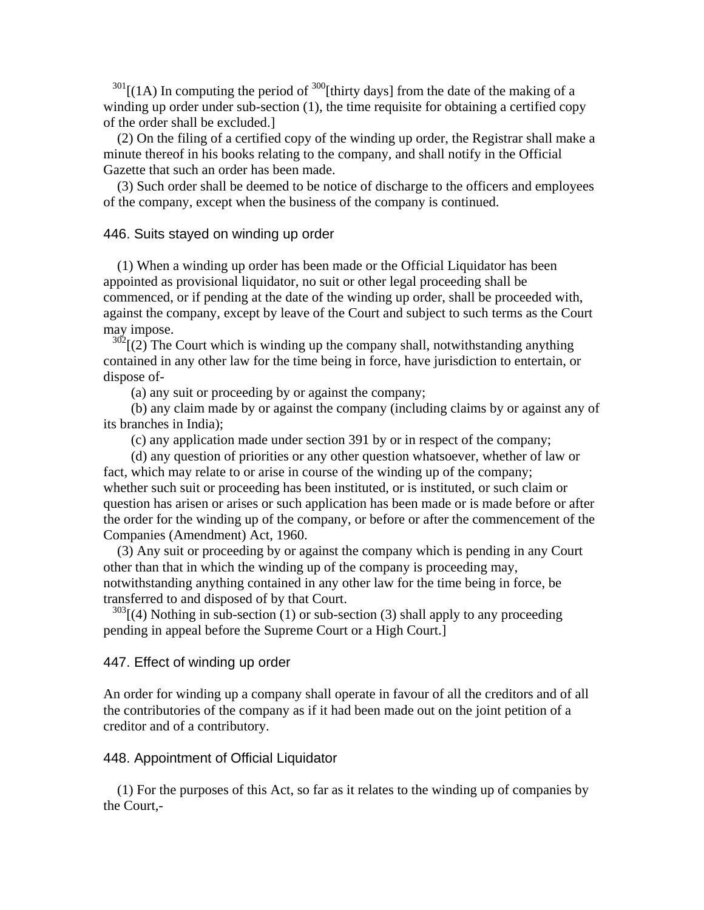[301][(1A) In computing the period of [300][thirty days] from the date of the making of a winding up order under sub-section (1), the time requisite for obtaining a certified copy of the order shall be excluded.]

(2) On the filing of a certified copy of the winding up order, the Registrar shall make a minute thereof in his books relating to the company, and shall notify in the Official Gazette that such an order has been made.

(3) Such order shall be deemed to be notice of discharge to the officers and employees of the company, except when the business of the company is continued.

### 446. Suits stayed on winding up order

(1) When a winding up order has been made or the Official Liquidator has been appointed as provisional liquidator, no suit or other legal proceeding shall be commenced, or if pending at the date of the winding up order, shall be proceeded with, against the company, except by leave of the Court and subject to such terms as the Court may impose.

[302][(2) The Court which is winding up the company shall, notwithstanding anything contained in any other law for the time being in force, have jurisdiction to entertain, or dispose of-

(a) any suit or proceeding by or against the company;

(b) any claim made by or against the company (including claims by or against any of its branches in India);

(c) any application made under section 391 by or in respect of the company;

(d) any question of priorities or any other question whatsoever, whether of law or fact, which may relate to or arise in course of the winding up of the company;

whether such suit or proceeding has been instituted, or is instituted, or such claim or question has arisen or arises or such application has been made or is made before or after the order for the winding up of the company, or before or after the commencement of the Companies (Amendment) Act, 1960.

(3) Any suit or proceeding by or against the company which is pending in any Court other than that in which the winding up of the company is proceeding may, notwithstanding anything contained in any other law for the time being in force, be transferred to and disposed of by that Court.

[303][(4) Nothing in sub-section (1) or sub-section (3) shall apply to any proceeding pending in appeal before the Supreme Court or a High Court.]

### 447. Effect of winding up order

An order for winding up a company shall operate in favour of all the creditors and of all the contributories of the company as if it had been made out on the joint petition of a creditor and of a contributory.

### 448. Appointment of Official Liquidator

(1) For the purposes of this Act, so far as it relates to the winding up of companies by the Court,-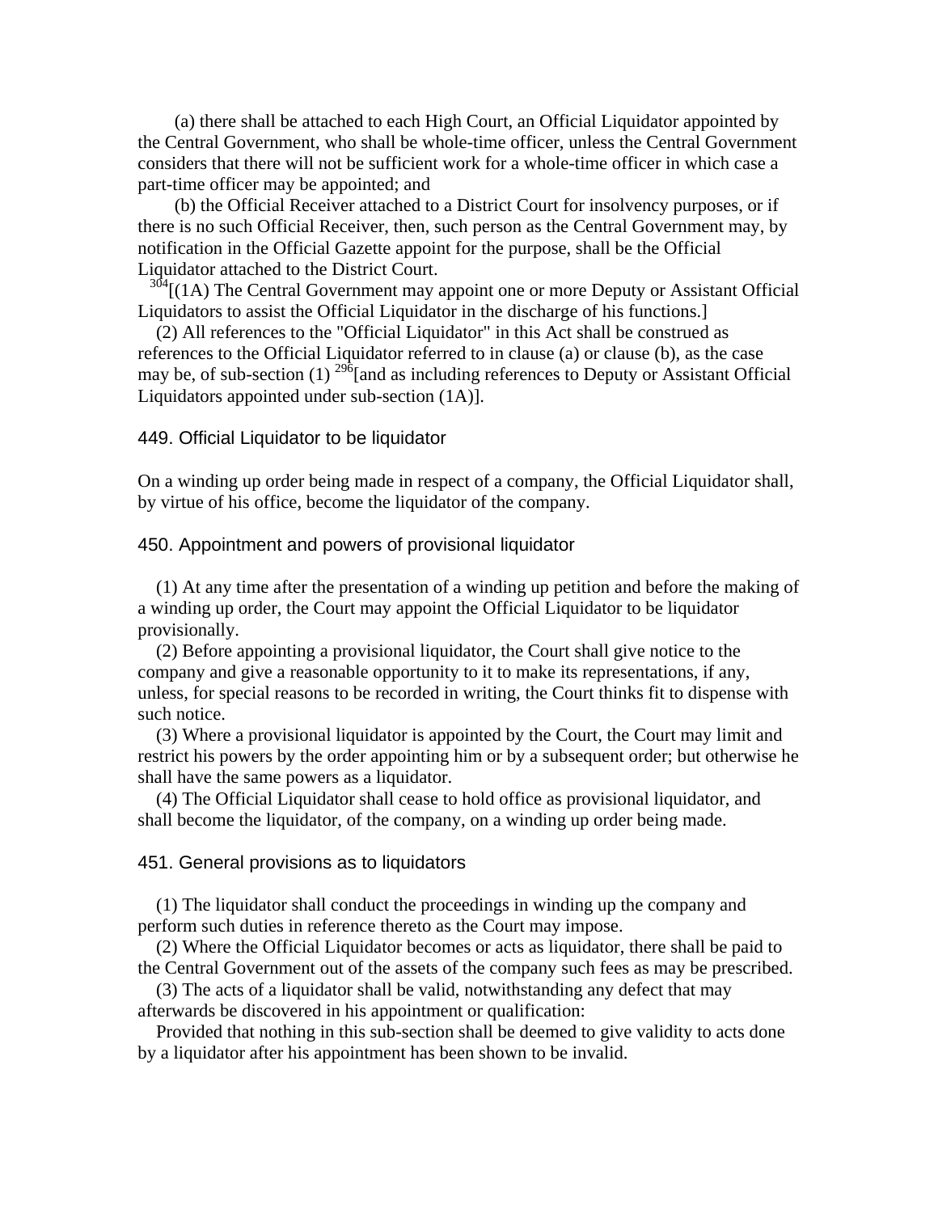(a) there shall be attached to each High Court, an Official Liquidator appointed by the Central Government, who shall be whole-time officer, unless the Central Government considers that there will not be sufficient work for a whole-time officer in which case a part-time officer may be appointed; and

(b) the Official Receiver attached to a District Court for insolvency purposes, or if there is no such Official Receiver, then, such person as the Central Government may, by notification in the Official Gazette appoint for the purpose, shall be the Official Liquidator attached to the District Court.

[304][(1A) The Central Government may appoint one or more Deputy or Assistant Official Liquidators to assist the Official Liquidator in the discharge of his functions.]

(2) All references to the "Official Liquidator" in this Act shall be construed as references to the Official Liquidator referred to in clause (a) or clause (b), as the case may be, of sub-section (1) [296][and as including references to Deputy or Assistant Official Liquidators appointed under sub-section (1A)].

## 449. Official Liquidator to be liquidator

On a winding up order being made in respect of a company, the Official Liquidator shall, by virtue of his office, become the liquidator of the company.

## 450. Appointment and powers of provisional liquidator

(1) At any time after the presentation of a winding up petition and before the making of a winding up order, the Court may appoint the Official Liquidator to be liquidator provisionally.

(2) Before appointing a provisional liquidator, the Court shall give notice to the company and give a reasonable opportunity to it to make its representations, if any, unless, for special reasons to be recorded in writing, the Court thinks fit to dispense with such notice.

(3) Where a provisional liquidator is appointed by the Court, the Court may limit and restrict his powers by the order appointing him or by a subsequent order; but otherwise he shall have the same powers as a liquidator.

(4) The Official Liquidator shall cease to hold office as provisional liquidator, and shall become the liquidator, of the company, on a winding up order being made.

## 451. General provisions as to liquidators

(1) The liquidator shall conduct the proceedings in winding up the company and perform such duties in reference thereto as the Court may impose.

(2) Where the Official Liquidator becomes or acts as liquidator, there shall be paid to the Central Government out of the assets of the company such fees as may be prescribed.

(3) The acts of a liquidator shall be valid, notwithstanding any defect that may afterwards be discovered in his appointment or qualification:

Provided that nothing in this sub-section shall be deemed to give validity to acts done by a liquidator after his appointment has been shown to be invalid.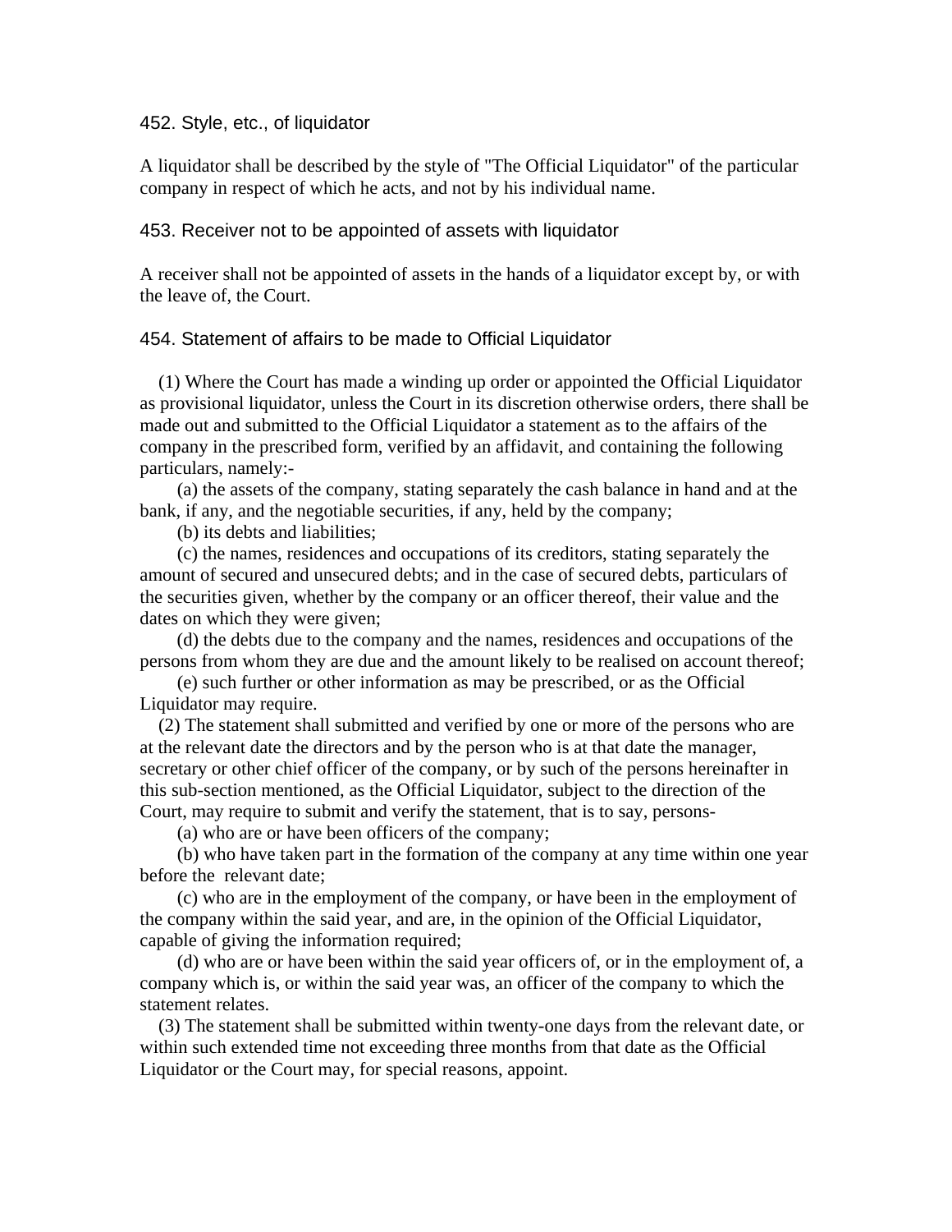### 452. Style, etc., of liquidator

A liquidator shall be described by the style of "The Official Liquidator" of the particular company in respect of which he acts, and not by his individual name.

### 453. Receiver not to be appointed of assets with liquidator

A receiver shall not be appointed of assets in the hands of a liquidator except by, or with the leave of, the Court.

### 454. Statement of affairs to be made to Official Liquidator

(1) Where the Court has made a winding up order or appointed the Official Liquidator as provisional liquidator, unless the Court in its discretion otherwise orders, there shall be made out and submitted to the Official Liquidator a statement as to the affairs of the company in the prescribed form, verified by an affidavit, and containing the following particulars, namely:-

(a) the assets of the company, stating separately the cash balance in hand and at the bank, if any, and the negotiable securities, if any, held by the company;

(b) its debts and liabilities;

(c) the names, residences and occupations of its creditors, stating separately the amount of secured and unsecured debts; and in the case of secured debts, particulars of the securities given, whether by the company or an officer thereof, their value and the dates on which they were given;

(d) the debts due to the company and the names, residences and occupations of the persons from whom they are due and the amount likely to be realised on account thereof;

(e) such further or other information as may be prescribed, or as the Official Liquidator may require.

(2) The statement shall submitted and verified by one or more of the persons who are at the relevant date the directors and by the person who is at that date the manager, secretary or other chief officer of the company, or by such of the persons hereinafter in this sub-section mentioned, as the Official Liquidator, subject to the direction of the Court, may require to submit and verify the statement, that is to say, persons-

(a) who are or have been officers of the company;

(b) who have taken part in the formation of the company at any time within one year before the relevant date;

(c) who are in the employment of the company, or have been in the employment of the company within the said year, and are, in the opinion of the Official Liquidator, capable of giving the information required;

(d) who are or have been within the said year officers of, or in the employment of, a company which is, or within the said year was, an officer of the company to which the statement relates.

(3) The statement shall be submitted within twenty-one days from the relevant date, or within such extended time not exceeding three months from that date as the Official Liquidator or the Court may, for special reasons, appoint.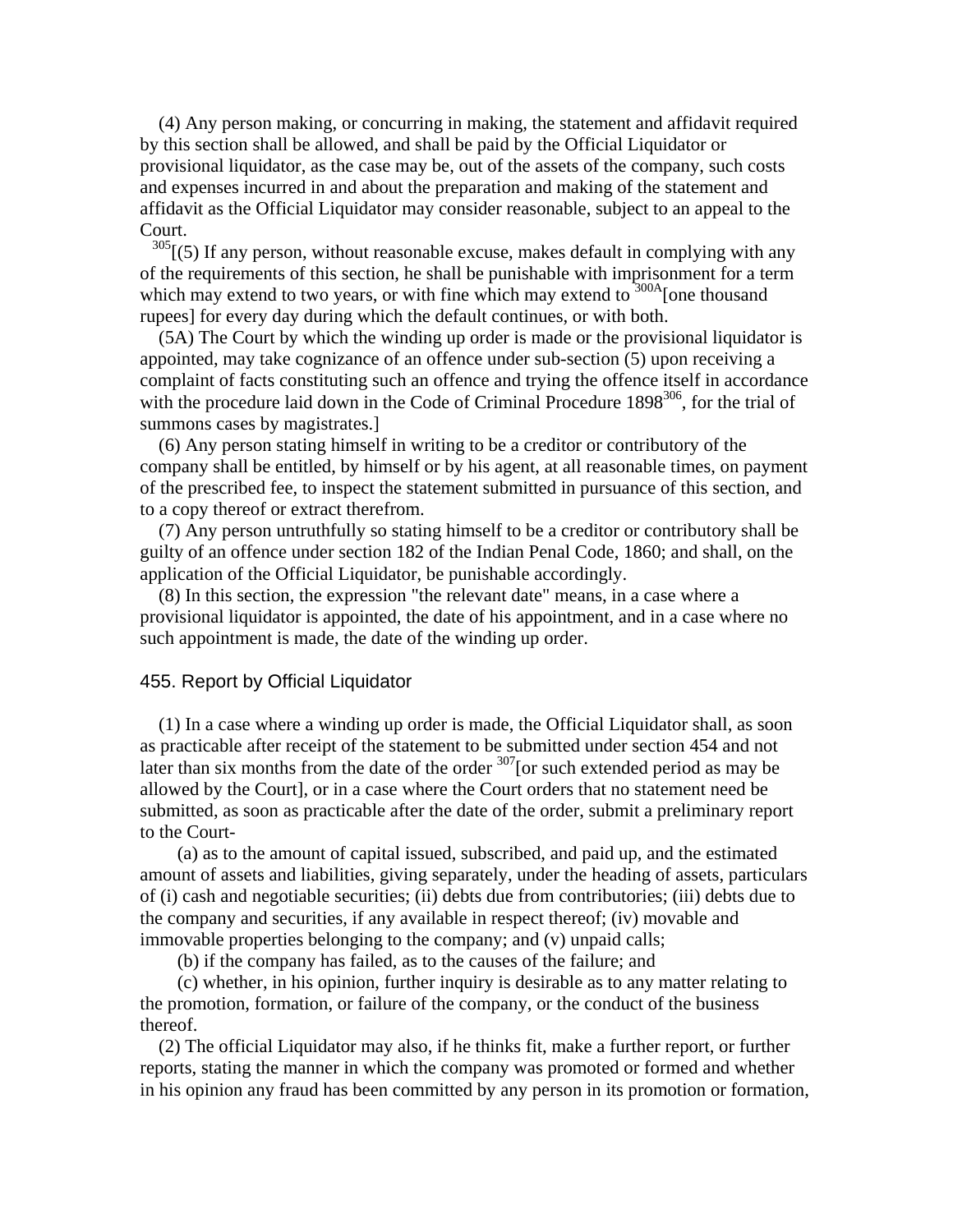(4) Any person making, or concurring in making, the statement and affidavit required by this section shall be allowed, and shall be paid by the Official Liquidator or provisional liquidator, as the case may be, out of the assets of the company, such costs and expenses incurred in and about the preparation and making of the statement and affidavit as the Official Liquidator may consider reasonable, subject to an appeal to the Court.

[305][(5) If any person, without reasonable excuse, makes default in complying with any of the requirements of this section, he shall be punishable with imprisonment for a term which may extend to two years, or with fine which may extend to [300A][one thousand rupees] for every day during which the default continues, or with both.

(5A) The Court by which the winding up order is made or the provisional liquidator is appointed, may take cognizance of an offence under sub-section (5) upon receiving a complaint of facts constituting such an offence and trying the offence itself in accordance with the procedure laid down in the Code of Criminal Procedure 1898[306], for the trial of summons cases by magistrates.]

(6) Any person stating himself in writing to be a creditor or contributory of the company shall be entitled, by himself or by his agent, at all reasonable times, on payment of the prescribed fee, to inspect the statement submitted in pursuance of this section, and to a copy thereof or extract therefrom.

(7) Any person untruthfully so stating himself to be a creditor or contributory shall be guilty of an offence under section 182 of the Indian Penal Code, 1860; and shall, on the application of the Official Liquidator, be punishable accordingly.

(8) In this section, the expression "the relevant date" means, in a case where a provisional liquidator is appointed, the date of his appointment, and in a case where no such appointment is made, the date of the winding up order.

### 455. Report by Official Liquidator

(1) In a case where a winding up order is made, the Official Liquidator shall, as soon as practicable after receipt of the statement to be submitted under section 454 and not later than six months from the date of the order [307][or such extended period as may be allowed by the Court], or in a case where the Court orders that no statement need be submitted, as soon as practicable after the date of the order, submit a preliminary report to the Court-

(a) as to the amount of capital issued, subscribed, and paid up, and the estimated amount of assets and liabilities, giving separately, under the heading of assets, particulars of (i) cash and negotiable securities; (ii) debts due from contributories; (iii) debts due to the company and securities, if any available in respect thereof; (iv) movable and immovable properties belonging to the company; and (v) unpaid calls;

(b) if the company has failed, as to the causes of the failure; and

(c) whether, in his opinion, further inquiry is desirable as to any matter relating to the promotion, formation, or failure of the company, or the conduct of the business thereof.

(2) The official Liquidator may also, if he thinks fit, make a further report, or further reports, stating the manner in which the company was promoted or formed and whether in his opinion any fraud has been committed by any person in its promotion or formation,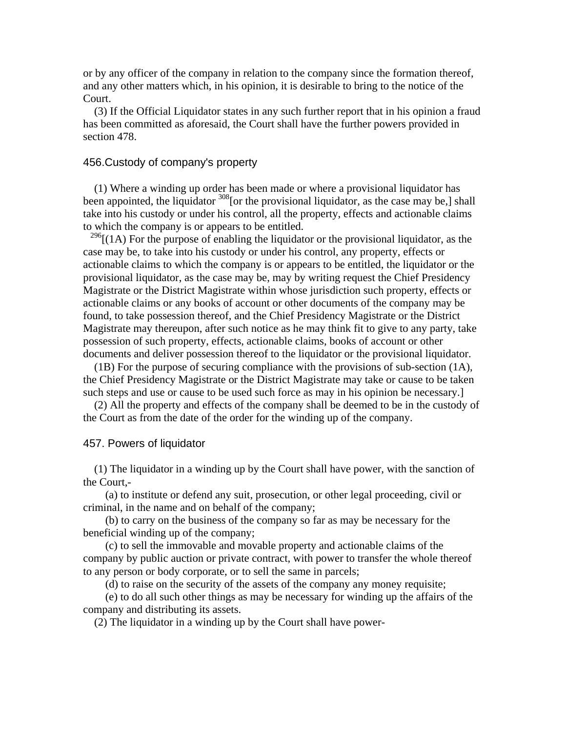or by any officer of the company in relation to the company since the formation thereof, and any other matters which, in his opinion, it is desirable to bring to the notice of the Court.

(3) If the Official Liquidator states in any such further report that in his opinion a fraud has been committed as aforesaid, the Court shall have the further powers provided in section 478.

### 456.Custody of company's property

(1) Where a winding up order has been made or where a provisional liquidator has been appointed, the liquidator [308][or the provisional liquidator, as the case may be,] shall take into his custody or under his control, all the property, effects and actionable claims to which the company is or appears to be entitled.

[296][(1A) For the purpose of enabling the liquidator or the provisional liquidator, as the case may be, to take into his custody or under his control, any property, effects or actionable claims to which the company is or appears to be entitled, the liquidator or the provisional liquidator, as the case may be, may by writing request the Chief Presidency Magistrate or the District Magistrate within whose jurisdiction such property, effects or actionable claims or any books of account or other documents of the company may be found, to take possession thereof, and the Chief Presidency Magistrate or the District Magistrate may thereupon, after such notice as he may think fit to give to any party, take possession of such property, effects, actionable claims, books of account or other documents and deliver possession thereof to the liquidator or the provisional liquidator.

(1B) For the purpose of securing compliance with the provisions of sub-section (1A), the Chief Presidency Magistrate or the District Magistrate may take or cause to be taken such steps and use or cause to be used such force as may in his opinion be necessary.]

(2) All the property and effects of the company shall be deemed to be in the custody of the Court as from the date of the order for the winding up of the company.

### 457. Powers of liquidator

(1) The liquidator in a winding up by the Court shall have power, with the sanction of the Court,-

(a) to institute or defend any suit, prosecution, or other legal proceeding, civil or criminal, in the name and on behalf of the company;

(b) to carry on the business of the company so far as may be necessary for the beneficial winding up of the company;

(c) to sell the immovable and movable property and actionable claims of the company by public auction or private contract, with power to transfer the whole thereof to any person or body corporate, or to sell the same in parcels;

(d) to raise on the security of the assets of the company any money requisite;

(e) to do all such other things as may be necessary for winding up the affairs of the company and distributing its assets.

(2) The liquidator in a winding up by the Court shall have power-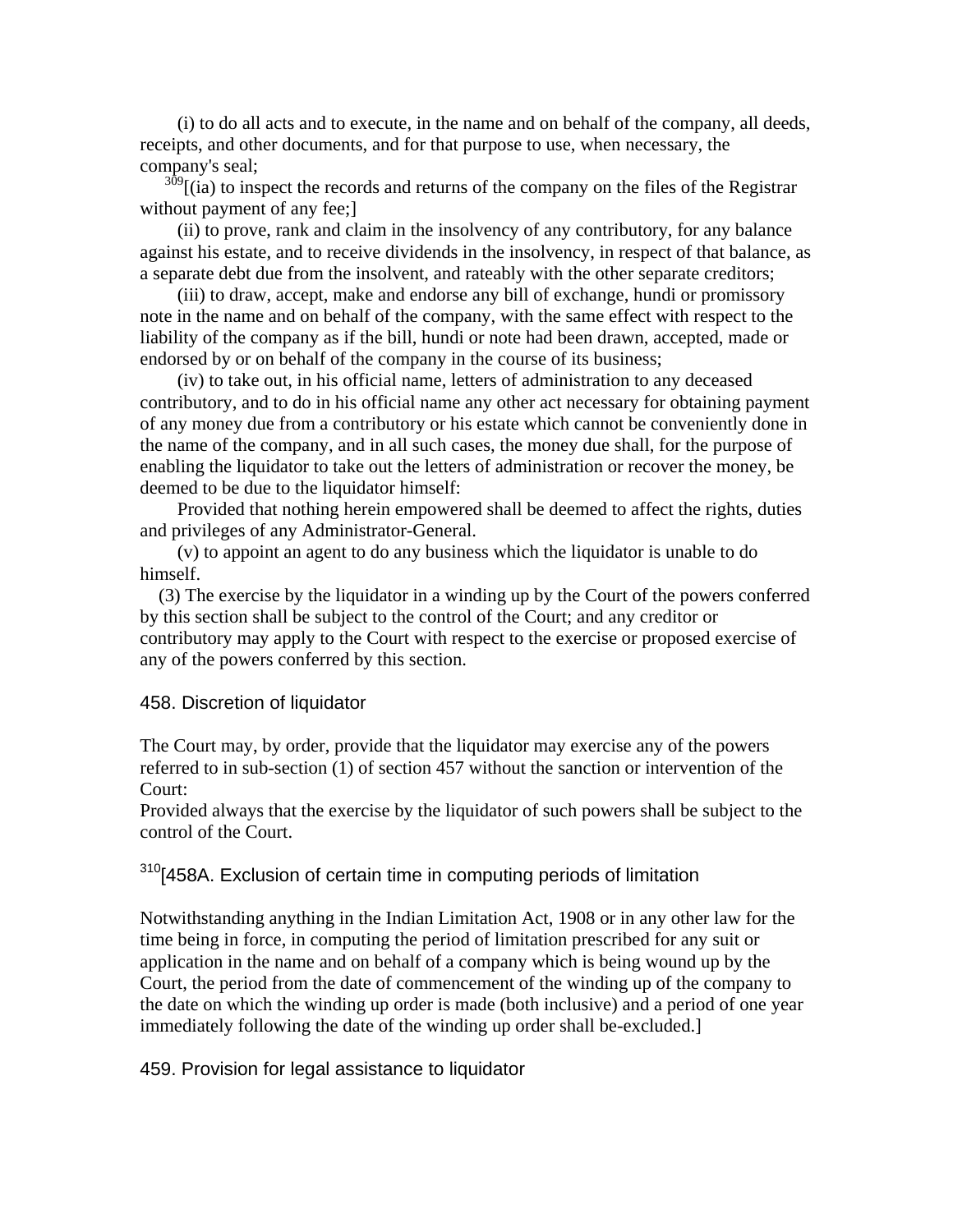(i) to do all acts and to execute, in the name and on behalf of the company, all deeds, receipts, and other documents, and for that purpose to use, when necessary, the company's seal;

[309][(ia) to inspect the records and returns of the company on the files of the Registrar without payment of any fee;]

(ii) to prove, rank and claim in the insolvency of any contributory, for any balance against his estate, and to receive dividends in the insolvency, in respect of that balance, as a separate debt due from the insolvent, and rateably with the other separate creditors;

(iii) to draw, accept, make and endorse any bill of exchange, hundi or promissory note in the name and on behalf of the company, with the same effect with respect to the liability of the company as if the bill, hundi or note had been drawn, accepted, made or endorsed by or on behalf of the company in the course of its business;

(iv) to take out, in his official name, letters of administration to any deceased contributory, and to do in his official name any other act necessary for obtaining payment of any money due from a contributory or his estate which cannot be conveniently done in the name of the company, and in all such cases, the money due shall, for the purpose of enabling the liquidator to take out the letters of administration or recover the money, be deemed to be due to the liquidator himself:

Provided that nothing herein empowered shall be deemed to affect the rights, duties and privileges of any Administrator-General.

(v) to appoint an agent to do any business which the liquidator is unable to do himself.

(3) The exercise by the liquidator in a winding up by the Court of the powers conferred by this section shall be subject to the control of the Court; and any creditor or contributory may apply to the Court with respect to the exercise or proposed exercise of any of the powers conferred by this section.

### 458. Discretion of liquidator

The Court may, by order, provide that the liquidator may exercise any of the powers referred to in sub-section (1) of section 457 without the sanction or intervention of the Court:

Provided always that the exercise by the liquidator of such powers shall be subject to the control of the Court.

### [310][458A. Exclusion of certain time in computing periods of limitation

Notwithstanding anything in the Indian Limitation Act, 1908 or in any other law for the time being in force, in computing the period of limitation prescribed for any suit or application in the name and on behalf of a company which is being wound up by the Court, the period from the date of commencement of the winding up of the company to the date on which the winding up order is made (both inclusive) and a period of one year immediately following the date of the winding up order shall be-excluded.]

### 459. Provision for legal assistance to liquidator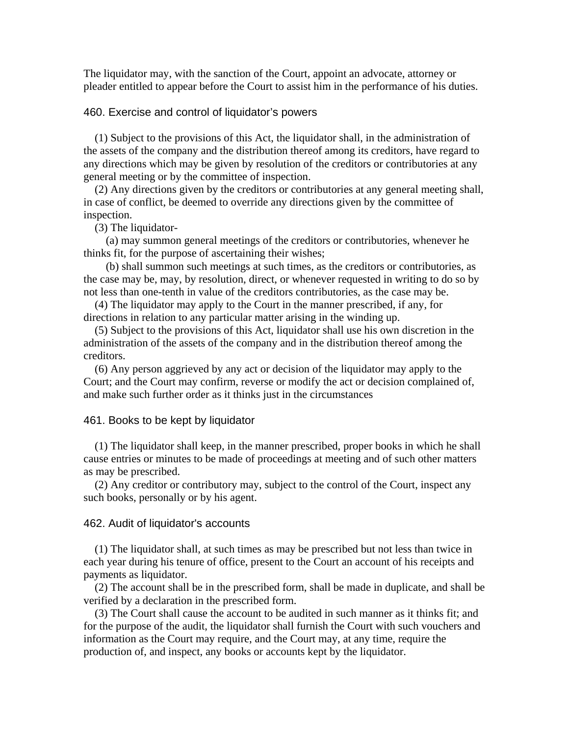The liquidator may, with the sanction of the Court, appoint an advocate, attorney or pleader entitled to appear before the Court to assist him in the performance of his duties.

### 460. Exercise and control of liquidator's powers

(1) Subject to the provisions of this Act, the liquidator shall, in the administration of the assets of the company and the distribution thereof among its creditors, have regard to any directions which may be given by resolution of the creditors or contributories at any general meeting or by the committee of inspection.

(2) Any directions given by the creditors or contributories at any general meeting shall, in case of conflict, be deemed to override any directions given by the committee of inspection.

(3) The liquidator-

(a) may summon general meetings of the creditors or contributories, whenever he thinks fit, for the purpose of ascertaining their wishes;

(b) shall summon such meetings at such times, as the creditors or contributories, as the case may be, may, by resolution, direct, or whenever requested in writing to do so by not less than one-tenth in value of the creditors contributories, as the case may be.

(4) The liquidator may apply to the Court in the manner prescribed, if any, for directions in relation to any particular matter arising in the winding up.

(5) Subject to the provisions of this Act, liquidator shall use his own discretion in the administration of the assets of the company and in the distribution thereof among the creditors.

(6) Any person aggrieved by any act or decision of the liquidator may apply to the Court; and the Court may confirm, reverse or modify the act or decision complained of, and make such further order as it thinks just in the circumstances

### 461. Books to be kept by liquidator

(1) The liquidator shall keep, in the manner prescribed, proper books in which he shall cause entries or minutes to be made of proceedings at meeting and of such other matters as may be prescribed.

(2) Any creditor or contributory may, subject to the control of the Court, inspect any such books, personally or by his agent.

### 462. Audit of liquidator's accounts

(1) The liquidator shall, at such times as may be prescribed but not less than twice in each year during his tenure of office, present to the Court an account of his receipts and payments as liquidator.

(2) The account shall be in the prescribed form, shall be made in duplicate, and shall be verified by a declaration in the prescribed form.

(3) The Court shall cause the account to be audited in such manner as it thinks fit; and for the purpose of the audit, the liquidator shall furnish the Court with such vouchers and information as the Court may require, and the Court may, at any time, require the production of, and inspect, any books or accounts kept by the liquidator.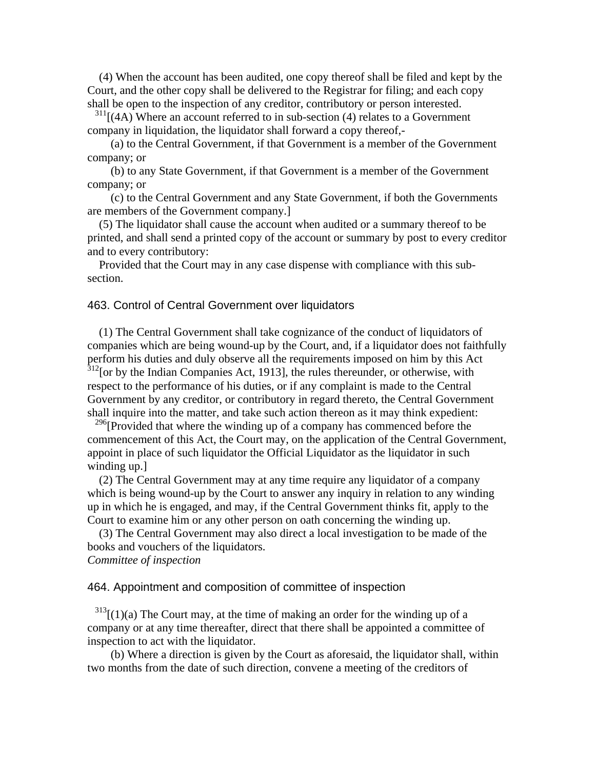(4) When the account has been audited, one copy thereof shall be filed and kept by the Court, and the other copy shall be delivered to the Registrar for filing; and each copy shall be open to the inspection of any creditor, contributory or person interested.

[311][(4A) Where an account referred to in sub-section (4) relates to a Government company in liquidation, the liquidator shall forward a copy thereof,-

(a) to the Central Government, if that Government is a member of the Government company; or

(b) to any State Government, if that Government is a member of the Government company; or

(c) to the Central Government and any State Government, if both the Governments are members of the Government company.]

(5) The liquidator shall cause the account when audited or a summary thereof to be printed, and shall send a printed copy of the account or summary by post to every creditor and to every contributory:

Provided that the Court may in any case dispense with compliance with this sub-section.

### 463. Control of Central Government over liquidators

(1) The Central Government shall take cognizance of the conduct of liquidators of companies which are being wound-up by the Court, and, if a liquidator does not faithfully perform his duties and duly observe all the requirements imposed on him by this Act [312][or by the Indian Companies Act, 1913], the rules thereunder, or otherwise, with respect to the performance of his duties, or if any complaint is made to the Central Government by any creditor, or contributory in regard thereto, the Central Government shall inquire into the matter, and take such action thereon as it may think expedient:

[296][Provided that where the winding up of a company has commenced before the commencement of this Act, the Court may, on the application of the Central Government, appoint in place of such liquidator the Official Liquidator as the liquidator in such winding up.]

(2) The Central Government may at any time require any liquidator of a company which is being wound-up by the Court to answer any inquiry in relation to any winding up in which he is engaged, and may, if the Central Government thinks fit, apply to the Court to examine him or any other person on oath concerning the winding up.

(3) The Central Government may also direct a local investigation to be made of the books and vouchers of the liquidators.

*Committee of inspection*

### 464. Appointment and composition of committee of inspection

[313][(1)(a) The Court may, at the time of making an order for the winding up of a company or at any time thereafter, direct that there shall be appointed a committee of inspection to act with the liquidator.

(b) Where a direction is given by the Court as aforesaid, the liquidator shall, within two months from the date of such direction, convene a meeting of the creditors of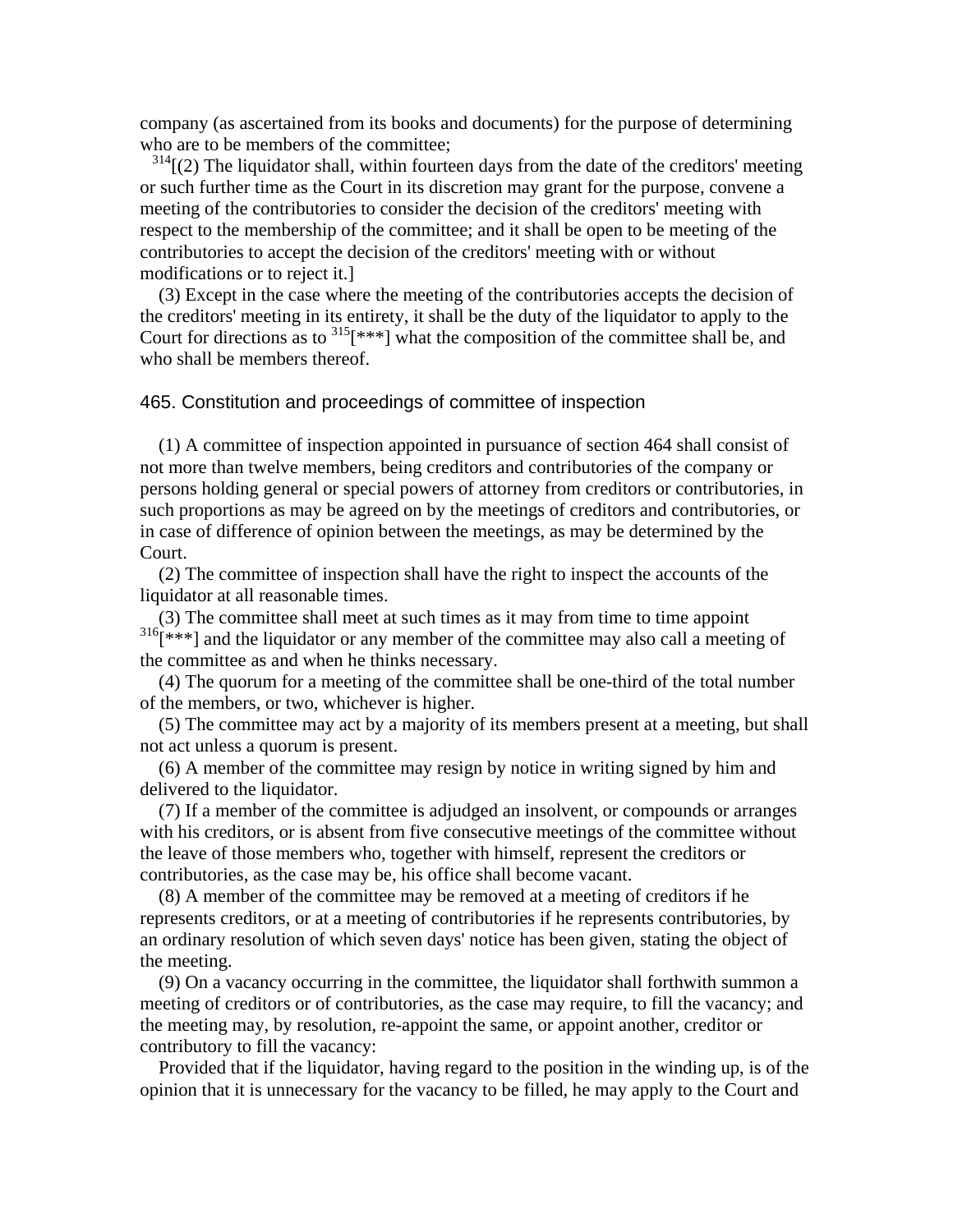company (as ascertained from its books and documents) for the purpose of determining who are to be members of the committee;

[314][(2) The liquidator shall, within fourteen days from the date of the creditors' meeting or such further time as the Court in its discretion may grant for the purpose, convene a meeting of the contributories to consider the decision of the creditors' meeting with respect to the membership of the committee; and it shall be open to be meeting of the contributories to accept the decision of the creditors' meeting with or without modifications or to reject it.]

(3) Except in the case where the meeting of the contributories accepts the decision of the creditors' meeting in its entirety, it shall be the duty of the liquidator to apply to the Court for directions as to [315][***] what the composition of the committee shall be, and who shall be members thereof.

### 465. Constitution and proceedings of committee of inspection

(1) A committee of inspection appointed in pursuance of section 464 shall consist of not more than twelve members, being creditors and contributories of the company or persons holding general or special powers of attorney from creditors or contributories, in such proportions as may be agreed on by the meetings of creditors and contributories, or in case of difference of opinion between the meetings, as may be determined by the Court.

(2) The committee of inspection shall have the right to inspect the accounts of the liquidator at all reasonable times.

(3) The committee shall meet at such times as it may from time to time appoint [316][***] and the liquidator or any member of the committee may also call a meeting of the committee as and when he thinks necessary.

(4) The quorum for a meeting of the committee shall be one-third of the total number of the members, or two, whichever is higher.

(5) The committee may act by a majority of its members present at a meeting, but shall not act unless a quorum is present.

(6) A member of the committee may resign by notice in writing signed by him and delivered to the liquidator.

(7) If a member of the committee is adjudged an insolvent, or compounds or arranges with his creditors, or is absent from five consecutive meetings of the committee without the leave of those members who, together with himself, represent the creditors or contributories, as the case may be, his office shall become vacant.

(8) A member of the committee may be removed at a meeting of creditors if he represents creditors, or at a meeting of contributories if he represents contributories, by an ordinary resolution of which seven days' notice has been given, stating the object of the meeting.

(9) On a vacancy occurring in the committee, the liquidator shall forthwith summon a meeting of creditors or of contributories, as the case may require, to fill the vacancy; and the meeting may, by resolution, re-appoint the same, or appoint another, creditor or contributory to fill the vacancy:

Provided that if the liquidator, having regard to the position in the winding up, is of the opinion that it is unnecessary for the vacancy to be filled, he may apply to the Court and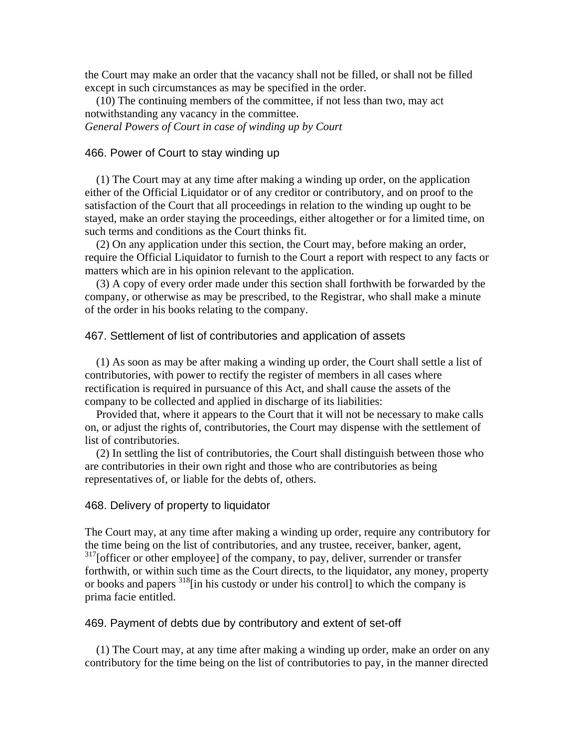the Court may make an order that the vacancy shall not be filled, or shall not be filled except in such circumstances as may be specified in the order.

(10) The continuing members of the committee, if not less than two, may act notwithstanding any vacancy in the committee.

*General Powers of Court in case of winding up by Court*

### 466. Power of Court to stay winding up

(1) The Court may at any time after making a winding up order, on the application either of the Official Liquidator or of any creditor or contributory, and on proof to the satisfaction of the Court that all proceedings in relation to the winding up ought to be stayed, make an order staying the proceedings, either altogether or for a limited time, on such terms and conditions as the Court thinks fit.

(2) On any application under this section, the Court may, before making an order, require the Official Liquidator to furnish to the Court a report with respect to any facts or matters which are in his opinion relevant to the application.

(3) A copy of every order made under this section shall forthwith be forwarded by the company, or otherwise as may be prescribed, to the Registrar, who shall make a minute of the order in his books relating to the company.

### 467. Settlement of list of contributories and application of assets

(1) As soon as may be after making a winding up order, the Court shall settle a list of contributories, with power to rectify the register of members in all cases where rectification is required in pursuance of this Act, and shall cause the assets of the company to be collected and applied in discharge of its liabilities:

Provided that, where it appears to the Court that it will not be necessary to make calls on, or adjust the rights of, contributories, the Court may dispense with the settlement of list of contributories.

(2) In settling the list of contributories, the Court shall distinguish between those who are contributories in their own right and those who are contributories as being representatives of, or liable for the debts of, others.

### 468. Delivery of property to liquidator

The Court may, at any time after making a winding up order, require any contributory for the time being on the list of contributories, and any trustee, receiver, banker, agent, [317][officer or other employee] of the company, to pay, deliver, surrender or transfer forthwith, or within such time as the Court directs, to the liquidator, any money, property or books and papers [318][in his custody or under his control] to which the company is prima facie entitled.

### 469. Payment of debts due by contributory and extent of set-off

(1) The Court may, at any time after making a winding up order, make an order on any contributory for the time being on the list of contributories to pay, in the manner directed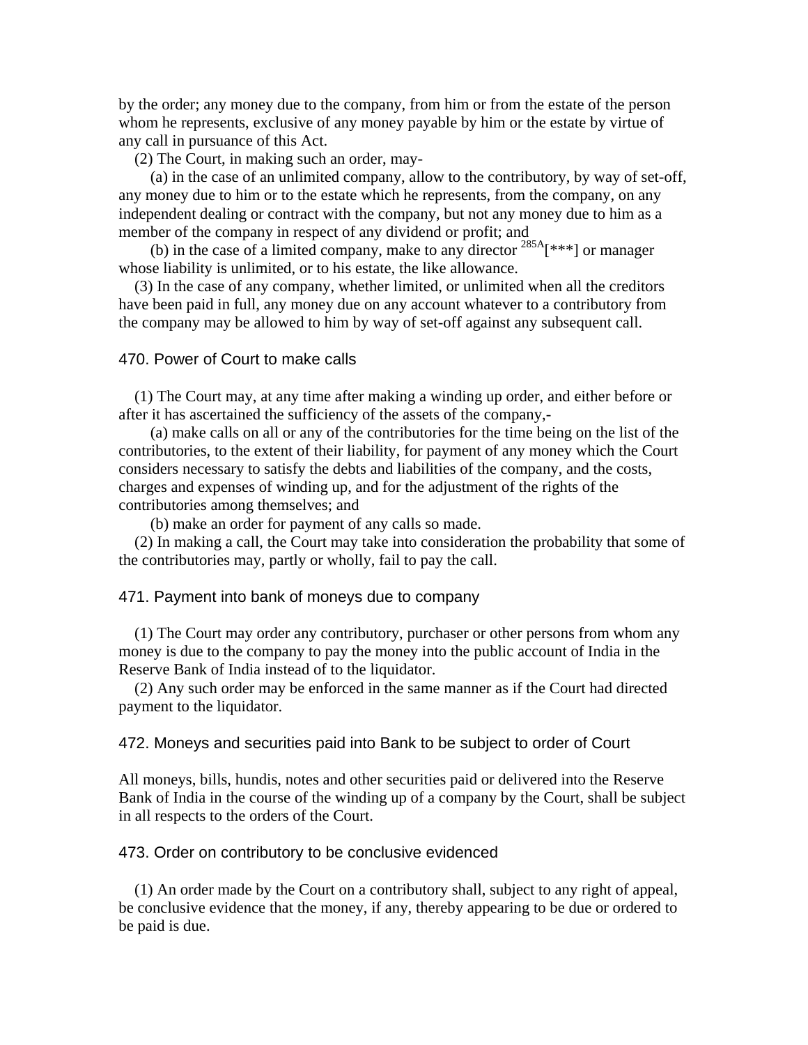by the order; any money due to the company, from him or from the estate of the person whom he represents, exclusive of any money payable by him or the estate by virtue of any call in pursuance of this Act.

(2) The Court, in making such an order, may-

(a) in the case of an unlimited company, allow to the contributory, by way of set-off, any money due to him or to the estate which he represents, from the company, on any independent dealing or contract with the company, but not any money due to him as a member of the company in respect of any dividend or profit; and

(b) in the case of a limited company, make to any director [285A][***] or manager whose liability is unlimited, or to his estate, the like allowance.

(3) In the case of any company, whether limited, or unlimited when all the creditors have been paid in full, any money due on any account whatever to a contributory from the company may be allowed to him by way of set-off against any subsequent call.

### 470. Power of Court to make calls

(1) The Court may, at any time after making a winding up order, and either before or after it has ascertained the sufficiency of the assets of the company,-

(a) make calls on all or any of the contributories for the time being on the list of the contributories, to the extent of their liability, for payment of any money which the Court considers necessary to satisfy the debts and liabilities of the company, and the costs, charges and expenses of winding up, and for the adjustment of the rights of the contributories among themselves; and

(b) make an order for payment of any calls so made.

(2) In making a call, the Court may take into consideration the probability that some of the contributories may, partly or wholly, fail to pay the call.

### 471. Payment into bank of moneys due to company

(1) The Court may order any contributory, purchaser or other persons from whom any money is due to the company to pay the money into the public account of India in the Reserve Bank of India instead of to the liquidator.

(2) Any such order may be enforced in the same manner as if the Court had directed payment to the liquidator.

### 472. Moneys and securities paid into Bank to be subject to order of Court

All moneys, bills, hundis, notes and other securities paid or delivered into the Reserve Bank of India in the course of the winding up of a company by the Court, shall be subject in all respects to the orders of the Court.

### 473. Order on contributory to be conclusive evidenced

(1) An order made by the Court on a contributory shall, subject to any right of appeal, be conclusive evidence that the money, if any, thereby appearing to be due or ordered to be paid is due.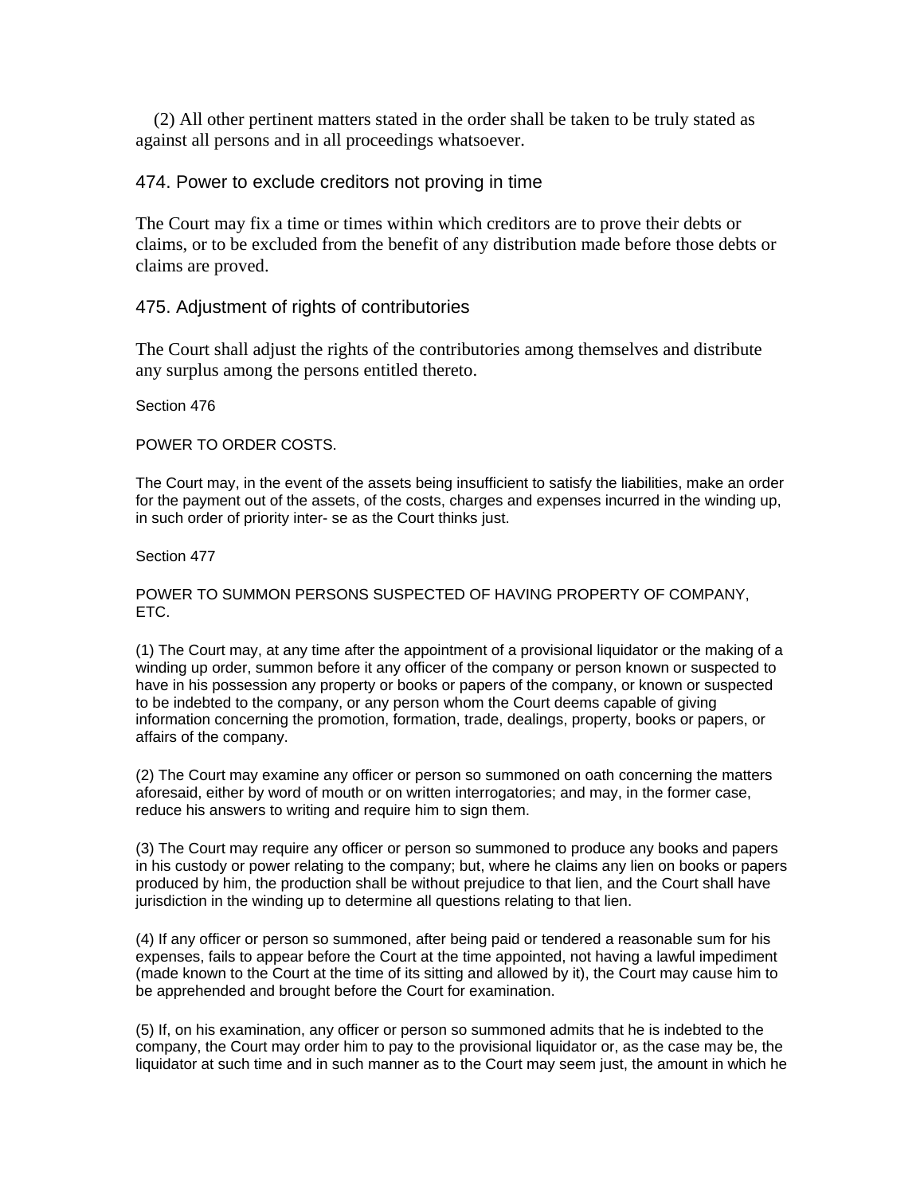(2) All other pertinent matters stated in the order shall be taken to be truly stated as against all persons and in all proceedings whatsoever.

### 474. Power to exclude creditors not proving in time

The Court may fix a time or times within which creditors are to prove their debts or claims, or to be excluded from the benefit of any distribution made before those debts or claims are proved.

### 475. Adjustment of rights of contributories

The Court shall adjust the rights of the contributories among themselves and distribute any surplus among the persons entitled thereto.

Section 476

POWER TO ORDER COSTS.

The Court may, in the event of the assets being insufficient to satisfy the liabilities, make an order for the payment out of the assets, of the costs, charges and expenses incurred in the winding up, in such order of priority inter- se as the Court thinks just.

Section 477

POWER TO SUMMON PERSONS SUSPECTED OF HAVING PROPERTY OF COMPANY, ETC.

(1) The Court may, at any time after the appointment of a provisional liquidator or the making of a winding up order, summon before it any officer of the company or person known or suspected to have in his possession any property or books or papers of the company, or known or suspected to be indebted to the company, or any person whom the Court deems capable of giving information concerning the promotion, formation, trade, dealings, property, books or papers, or affairs of the company.

(2) The Court may examine any officer or person so summoned on oath concerning the matters aforesaid, either by word of mouth or on written interrogatories; and may, in the former case, reduce his answers to writing and require him to sign them.

(3) The Court may require any officer or person so summoned to produce any books and papers in his custody or power relating to the company; but, where he claims any lien on books or papers produced by him, the production shall be without prejudice to that lien, and the Court shall have jurisdiction in the winding up to determine all questions relating to that lien.

(4) If any officer or person so summoned, after being paid or tendered a reasonable sum for his expenses, fails to appear before the Court at the time appointed, not having a lawful impediment (made known to the Court at the time of its sitting and allowed by it), the Court may cause him to be apprehended and brought before the Court for examination.

(5) If, on his examination, any officer or person so summoned admits that he is indebted to the company, the Court may order him to pay to the provisional liquidator or, as the case may be, the liquidator at such time and in such manner as to the Court may seem just, the amount in which he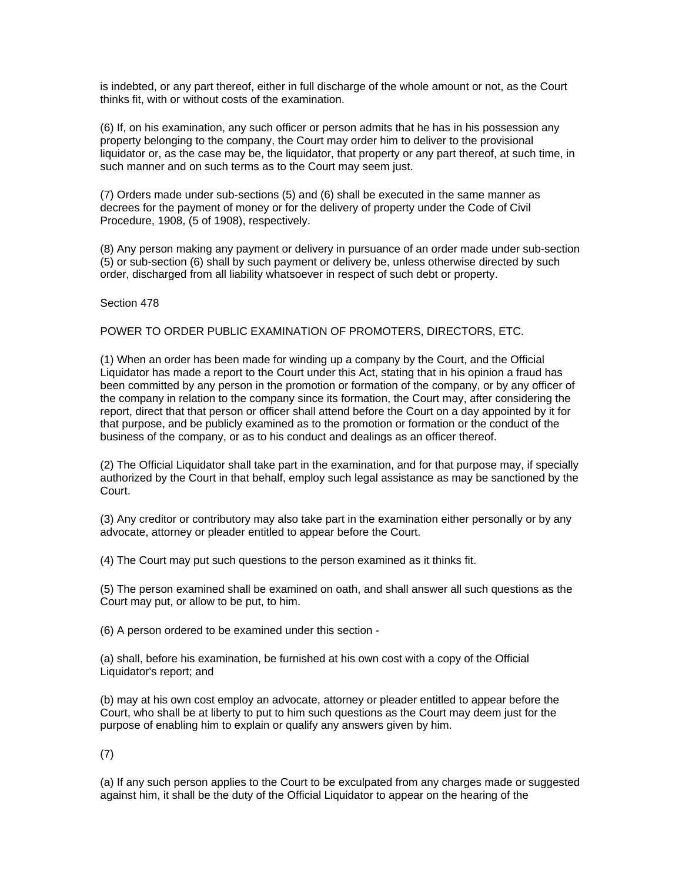is indebted, or any part thereof, either in full discharge of the whole amount or not, as the Court thinks fit, with or without costs of the examination.

(6) If, on his examination, any such officer or person admits that he has in his possession any property belonging to the company, the Court may order him to deliver to the provisional liquidator or, as the case may be, the liquidator, that property or any part thereof, at such time, in such manner and on such terms as to the Court may seem just.

(7) Orders made under sub-sections (5) and (6) shall be executed in the same manner as decrees for the payment of money or for the delivery of property under the Code of Civil Procedure, 1908, (5 of 1908), respectively.

(8) Any person making any payment or delivery in pursuance of an order made under sub-section (5) or sub-section (6) shall by such payment or delivery be, unless otherwise directed by such order, discharged from all liability whatsoever in respect of such debt or property.

Section 478

POWER TO ORDER PUBLIC EXAMINATION OF PROMOTERS, DIRECTORS, ETC.

(1) When an order has been made for winding up a company by the Court, and the Official Liquidator has made a report to the Court under this Act, stating that in his opinion a fraud has been committed by any person in the promotion or formation of the company, or by any officer of the company in relation to the company since its formation, the Court may, after considering the report, direct that that person or officer shall attend before the Court on a day appointed by it for that purpose, and be publicly examined as to the promotion or formation or the conduct of the business of the company, or as to his conduct and dealings as an officer thereof.

(2) The Official Liquidator shall take part in the examination, and for that purpose may, if specially authorized by the Court in that behalf, employ such legal assistance as may be sanctioned by the Court.

(3) Any creditor or contributory may also take part in the examination either personally or by any advocate, attorney or pleader entitled to appear before the Court.

(4) The Court may put such questions to the person examined as it thinks fit.

(5) The person examined shall be examined on oath, and shall answer all such questions as the Court may put, or allow to be put, to him.

(6) A person ordered to be examined under this section -

(a) shall, before his examination, be furnished at his own cost with a copy of the Official Liquidator's report; and

(b) may at his own cost employ an advocate, attorney or pleader entitled to appear before the Court, who shall be at liberty to put to him such questions as the Court may deem just for the purpose of enabling him to explain or qualify any answers given by him.

(7)

(a) If any such person applies to the Court to be exculpated from any charges made or suggested against him, it shall be the duty of the Official Liquidator to appear on the hearing of the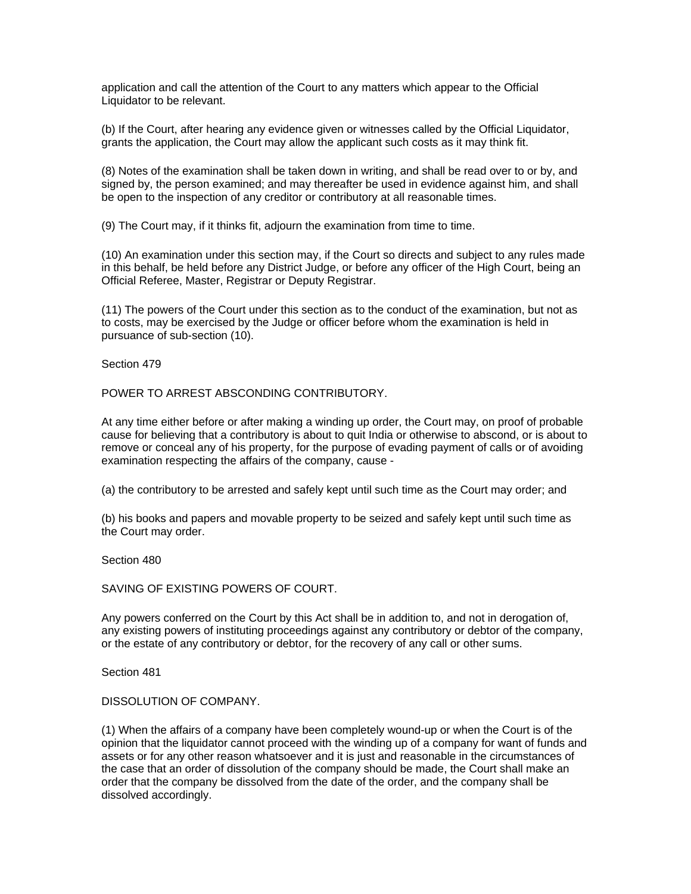application and call the attention of the Court to any matters which appear to the Official Liquidator to be relevant.

(b) If the Court, after hearing any evidence given or witnesses called by the Official Liquidator, grants the application, the Court may allow the applicant such costs as it may think fit.

(8) Notes of the examination shall be taken down in writing, and shall be read over to or by, and signed by, the person examined; and may thereafter be used in evidence against him, and shall be open to the inspection of any creditor or contributory at all reasonable times.

(9) The Court may, if it thinks fit, adjourn the examination from time to time.

(10) An examination under this section may, if the Court so directs and subject to any rules made in this behalf, be held before any District Judge, or before any officer of the High Court, being an Official Referee, Master, Registrar or Deputy Registrar.

(11) The powers of the Court under this section as to the conduct of the examination, but not as to costs, may be exercised by the Judge or officer before whom the examination is held in pursuance of sub-section (10).

Section 479

POWER TO ARREST ABSCONDING CONTRIBUTORY.

At any time either before or after making a winding up order, the Court may, on proof of probable cause for believing that a contributory is about to quit India or otherwise to abscond, or is about to remove or conceal any of his property, for the purpose of evading payment of calls or of avoiding examination respecting the affairs of the company, cause -

(a) the contributory to be arrested and safely kept until such time as the Court may order; and

(b) his books and papers and movable property to be seized and safely kept until such time as the Court may order.

Section 480

SAVING OF EXISTING POWERS OF COURT.

Any powers conferred on the Court by this Act shall be in addition to, and not in derogation of, any existing powers of instituting proceedings against any contributory or debtor of the company, or the estate of any contributory or debtor, for the recovery of any call or other sums.

Section 481

DISSOLUTION OF COMPANY.

(1) When the affairs of a company have been completely wound-up or when the Court is of the opinion that the liquidator cannot proceed with the winding up of a company for want of funds and assets or for any other reason whatsoever and it is just and reasonable in the circumstances of the case that an order of dissolution of the company should be made, the Court shall make an order that the company be dissolved from the date of the order, and the company shall be dissolved accordingly.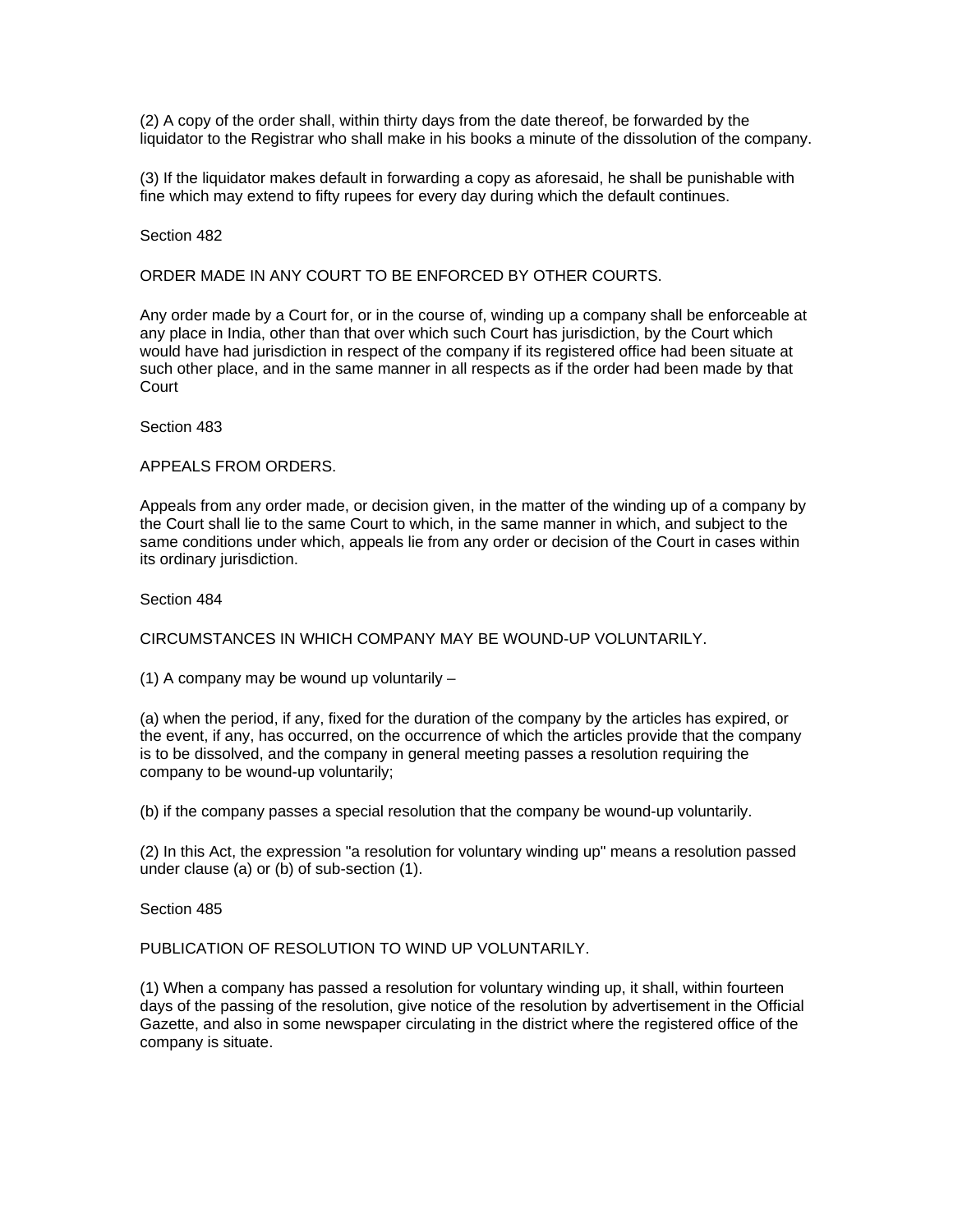(2) A copy of the order shall, within thirty days from the date thereof, be forwarded by the liquidator to the Registrar who shall make in his books a minute of the dissolution of the company.

(3) If the liquidator makes default in forwarding a copy as aforesaid, he shall be punishable with fine which may extend to fifty rupees for every day during which the default continues.

Section 482

ORDER MADE IN ANY COURT TO BE ENFORCED BY OTHER COURTS.

Any order made by a Court for, or in the course of, winding up a company shall be enforceable at any place in India, other than that over which such Court has jurisdiction, by the Court which would have had jurisdiction in respect of the company if its registered office had been situate at such other place, and in the same manner in all respects as if the order had been made by that Court

Section 483

APPEALS FROM ORDERS.

Appeals from any order made, or decision given, in the matter of the winding up of a company by the Court shall lie to the same Court to which, in the same manner in which, and subject to the same conditions under which, appeals lie from any order or decision of the Court in cases within its ordinary jurisdiction.

Section 484

CIRCUMSTANCES IN WHICH COMPANY MAY BE WOUND-UP VOLUNTARILY.

(1) A company may be wound up voluntarily –

(a) when the period, if any, fixed for the duration of the company by the articles has expired, or the event, if any, has occurred, on the occurrence of which the articles provide that the company is to be dissolved, and the company in general meeting passes a resolution requiring the company to be wound-up voluntarily;

(b) if the company passes a special resolution that the company be wound-up voluntarily.

(2) In this Act, the expression "a resolution for voluntary winding up" means a resolution passed under clause (a) or (b) of sub-section (1).

Section 485

PUBLICATION OF RESOLUTION TO WIND UP VOLUNTARILY.

(1) When a company has passed a resolution for voluntary winding up, it shall, within fourteen days of the passing of the resolution, give notice of the resolution by advertisement in the Official Gazette, and also in some newspaper circulating in the district where the registered office of the company is situate.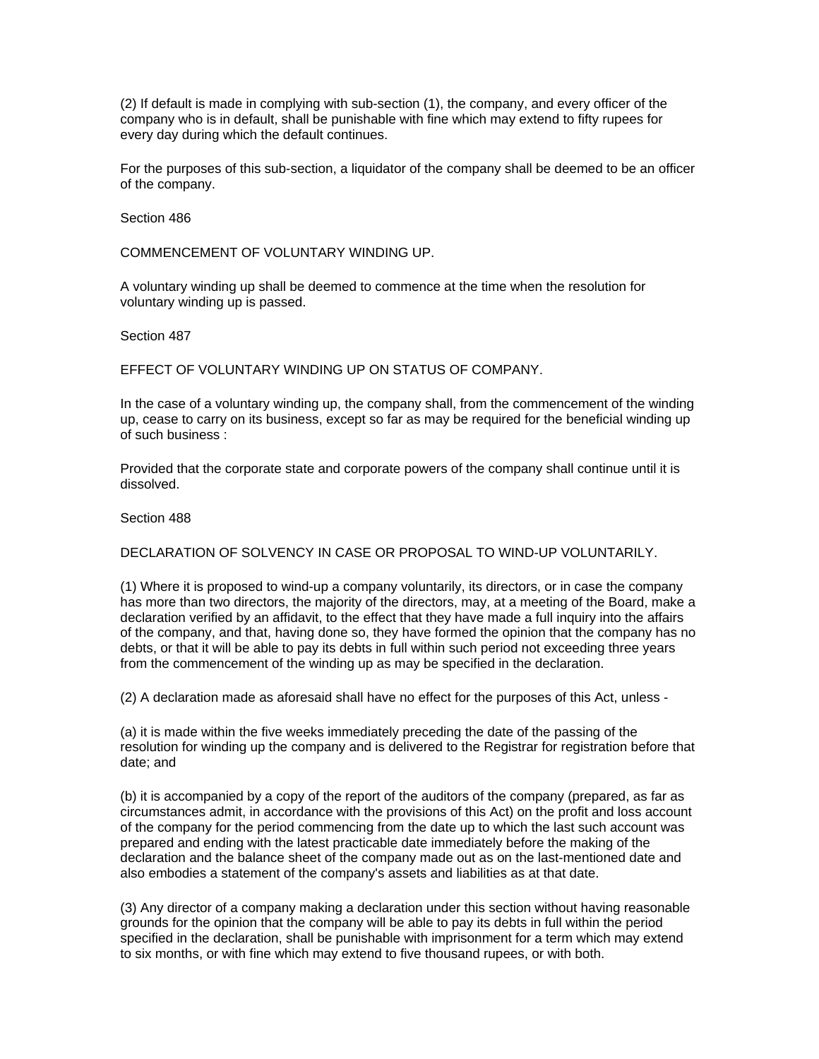(2) If default is made in complying with sub-section (1), the company, and every officer of the company who is in default, shall be punishable with fine which may extend to fifty rupees for every day during which the default continues.

For the purposes of this sub-section, a liquidator of the company shall be deemed to be an officer of the company.

Section 486

COMMENCEMENT OF VOLUNTARY WINDING UP.

A voluntary winding up shall be deemed to commence at the time when the resolution for voluntary winding up is passed.

Section 487

EFFECT OF VOLUNTARY WINDING UP ON STATUS OF COMPANY.

In the case of a voluntary winding up, the company shall, from the commencement of the winding up, cease to carry on its business, except so far as may be required for the beneficial winding up of such business :

Provided that the corporate state and corporate powers of the company shall continue until it is dissolved.

Section 488

DECLARATION OF SOLVENCY IN CASE OR PROPOSAL TO WIND-UP VOLUNTARILY.

(1) Where it is proposed to wind-up a company voluntarily, its directors, or in case the company has more than two directors, the majority of the directors, may, at a meeting of the Board, make a declaration verified by an affidavit, to the effect that they have made a full inquiry into the affairs of the company, and that, having done so, they have formed the opinion that the company has no debts, or that it will be able to pay its debts in full within such period not exceeding three years from the commencement of the winding up as may be specified in the declaration.

(2) A declaration made as aforesaid shall have no effect for the purposes of this Act, unless -

(a) it is made within the five weeks immediately preceding the date of the passing of the resolution for winding up the company and is delivered to the Registrar for registration before that date; and

(b) it is accompanied by a copy of the report of the auditors of the company (prepared, as far as circumstances admit, in accordance with the provisions of this Act) on the profit and loss account of the company for the period commencing from the date up to which the last such account was prepared and ending with the latest practicable date immediately before the making of the declaration and the balance sheet of the company made out as on the last-mentioned date and also embodies a statement of the company's assets and liabilities as at that date.

(3) Any director of a company making a declaration under this section without having reasonable grounds for the opinion that the company will be able to pay its debts in full within the period specified in the declaration, shall be punishable with imprisonment for a term which may extend to six months, or with fine which may extend to five thousand rupees, or with both.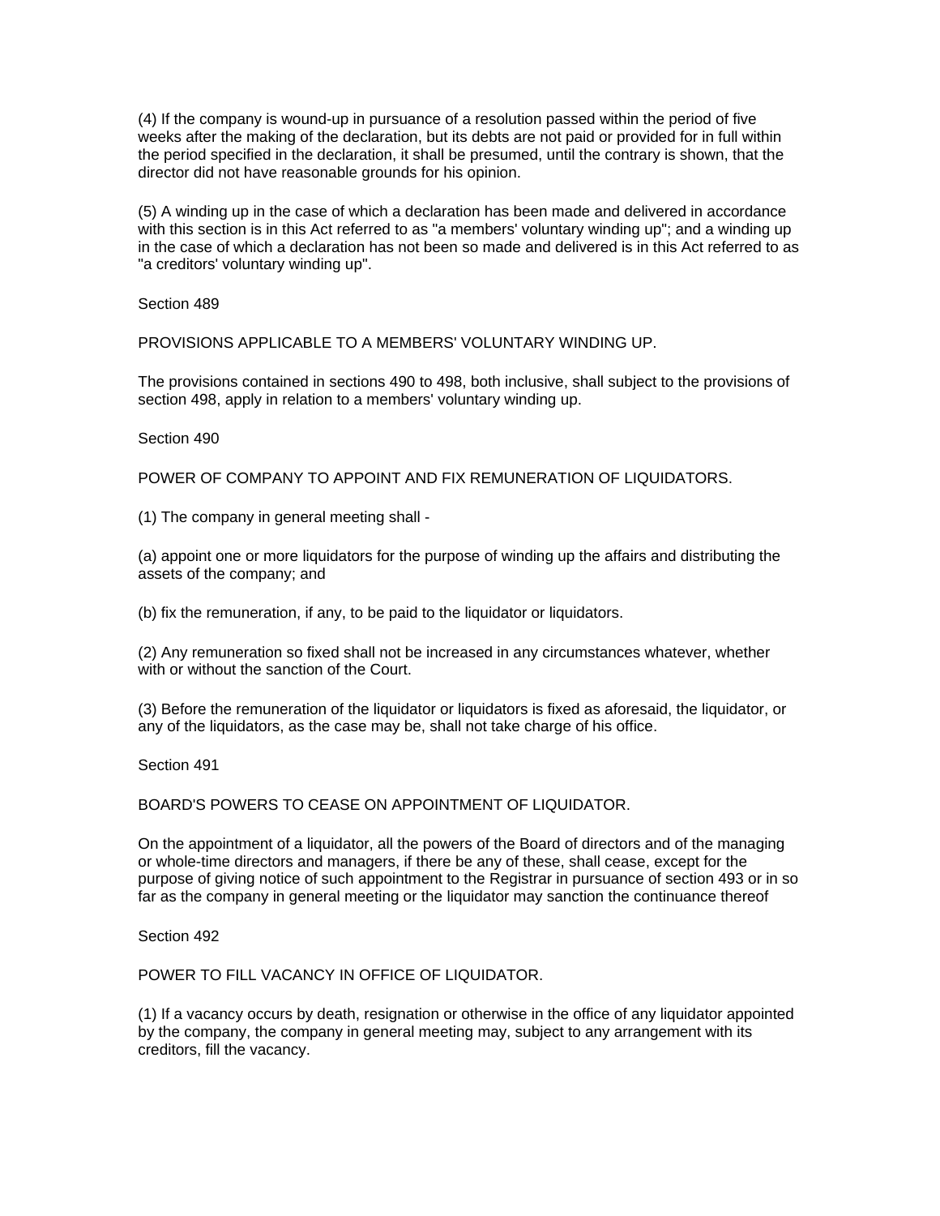(4) If the company is wound-up in pursuance of a resolution passed within the period of five weeks after the making of the declaration, but its debts are not paid or provided for in full within the period specified in the declaration, it shall be presumed, until the contrary is shown, that the director did not have reasonable grounds for his opinion.

(5) A winding up in the case of which a declaration has been made and delivered in accordance with this section is in this Act referred to as "a members' voluntary winding up"; and a winding up in the case of which a declaration has not been so made and delivered is in this Act referred to as "a creditors' voluntary winding up".

Section 489

PROVISIONS APPLICABLE TO A MEMBERS' VOLUNTARY WINDING UP.

The provisions contained in sections 490 to 498, both inclusive, shall subject to the provisions of section 498, apply in relation to a members' voluntary winding up.

Section 490

POWER OF COMPANY TO APPOINT AND FIX REMUNERATION OF LIQUIDATORS.

(1) The company in general meeting shall -

(a) appoint one or more liquidators for the purpose of winding up the affairs and distributing the assets of the company; and

(b) fix the remuneration, if any, to be paid to the liquidator or liquidators.

(2) Any remuneration so fixed shall not be increased in any circumstances whatever, whether with or without the sanction of the Court.

(3) Before the remuneration of the liquidator or liquidators is fixed as aforesaid, the liquidator, or any of the liquidators, as the case may be, shall not take charge of his office.

Section 491

BOARD'S POWERS TO CEASE ON APPOINTMENT OF LIQUIDATOR.

On the appointment of a liquidator, all the powers of the Board of directors and of the managing or whole-time directors and managers, if there be any of these, shall cease, except for the purpose of giving notice of such appointment to the Registrar in pursuance of section 493 or in so far as the company in general meeting or the liquidator may sanction the continuance thereof

Section 492

POWER TO FILL VACANCY IN OFFICE OF LIQUIDATOR.

(1) If a vacancy occurs by death, resignation or otherwise in the office of any liquidator appointed by the company, the company in general meeting may, subject to any arrangement with its creditors, fill the vacancy.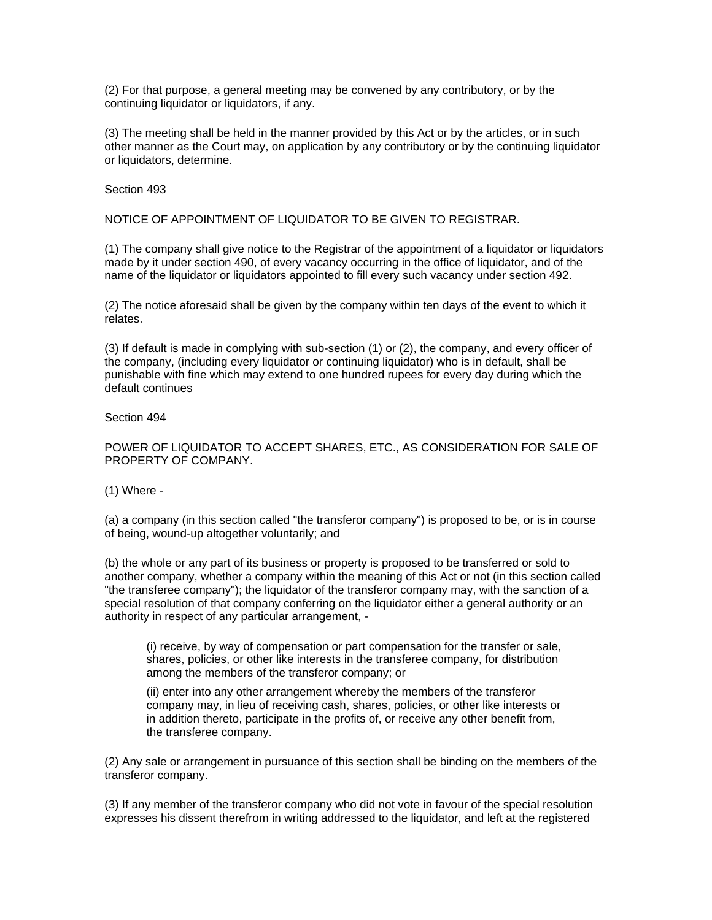(2) For that purpose, a general meeting may be convened by any contributory, or by the continuing liquidator or liquidators, if any.

(3) The meeting shall be held in the manner provided by this Act or by the articles, or in such other manner as the Court may, on application by any contributory or by the continuing liquidator or liquidators, determine.

Section 493

NOTICE OF APPOINTMENT OF LIQUIDATOR TO BE GIVEN TO REGISTRAR.

(1) The company shall give notice to the Registrar of the appointment of a liquidator or liquidators made by it under section 490, of every vacancy occurring in the office of liquidator, and of the name of the liquidator or liquidators appointed to fill every such vacancy under section 492.

(2) The notice aforesaid shall be given by the company within ten days of the event to which it relates.

(3) If default is made in complying with sub-section (1) or (2), the company, and every officer of the company, (including every liquidator or continuing liquidator) who is in default, shall be punishable with fine which may extend to one hundred rupees for every day during which the default continues

Section 494

POWER OF LIQUIDATOR TO ACCEPT SHARES, ETC., AS CONSIDERATION FOR SALE OF PROPERTY OF COMPANY.

(1) Where -

(a) a company (in this section called "the transferor company") is proposed to be, or is in course of being, wound-up altogether voluntarily; and

(b) the whole or any part of its business or property is proposed to be transferred or sold to another company, whether a company within the meaning of this Act or not (in this section called "the transferee company"); the liquidator of the transferor company may, with the sanction of a special resolution of that company conferring on the liquidator either a general authority or an authority in respect of any particular arrangement, -

> (i) receive, by way of compensation or part compensation for the transfer or sale, shares, policies, or other like interests in the transferee company, for distribution among the members of the transferor company; or
>
> (ii) enter into any other arrangement whereby the members of the transferor company may, in lieu of receiving cash, shares, policies, or other like interests or in addition thereto, participate in the profits of, or receive any other benefit from, the transferee company.

(2) Any sale or arrangement in pursuance of this section shall be binding on the members of the transferor company.

(3) If any member of the transferor company who did not vote in favour of the special resolution expresses his dissent therefrom in writing addressed to the liquidator, and left at the registered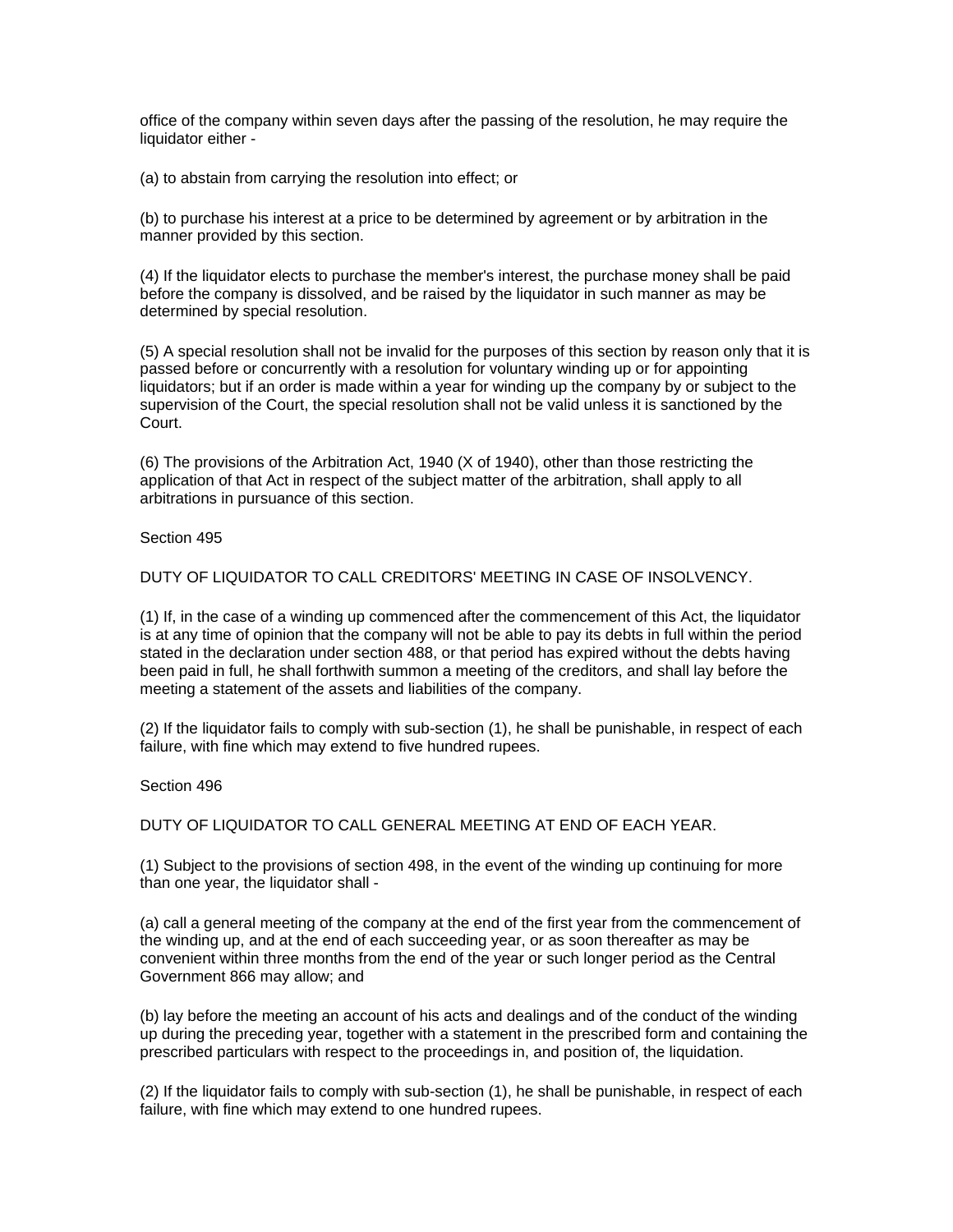office of the company within seven days after the passing of the resolution, he may require the liquidator either -

(a) to abstain from carrying the resolution into effect; or

(b) to purchase his interest at a price to be determined by agreement or by arbitration in the manner provided by this section.

(4) If the liquidator elects to purchase the member's interest, the purchase money shall be paid before the company is dissolved, and be raised by the liquidator in such manner as may be determined by special resolution.

(5) A special resolution shall not be invalid for the purposes of this section by reason only that it is passed before or concurrently with a resolution for voluntary winding up or for appointing liquidators; but if an order is made within a year for winding up the company by or subject to the supervision of the Court, the special resolution shall not be valid unless it is sanctioned by the Court.

(6) The provisions of the Arbitration Act, 1940 (X of 1940), other than those restricting the application of that Act in respect of the subject matter of the arbitration, shall apply to all arbitrations in pursuance of this section.

Section 495

DUTY OF LIQUIDATOR TO CALL CREDITORS' MEETING IN CASE OF INSOLVENCY.

(1) If, in the case of a winding up commenced after the commencement of this Act, the liquidator is at any time of opinion that the company will not be able to pay its debts in full within the period stated in the declaration under section 488, or that period has expired without the debts having been paid in full, he shall forthwith summon a meeting of the creditors, and shall lay before the meeting a statement of the assets and liabilities of the company.

(2) If the liquidator fails to comply with sub-section (1), he shall be punishable, in respect of each failure, with fine which may extend to five hundred rupees.

Section 496

DUTY OF LIQUIDATOR TO CALL GENERAL MEETING AT END OF EACH YEAR.

(1) Subject to the provisions of section 498, in the event of the winding up continuing for more than one year, the liquidator shall -

(a) call a general meeting of the company at the end of the first year from the commencement of the winding up, and at the end of each succeeding year, or as soon thereafter as may be convenient within three months from the end of the year or such longer period as the Central Government 866 may allow; and

(b) lay before the meeting an account of his acts and dealings and of the conduct of the winding up during the preceding year, together with a statement in the prescribed form and containing the prescribed particulars with respect to the proceedings in, and position of, the liquidation.

(2) If the liquidator fails to comply with sub-section (1), he shall be punishable, in respect of each failure, with fine which may extend to one hundred rupees.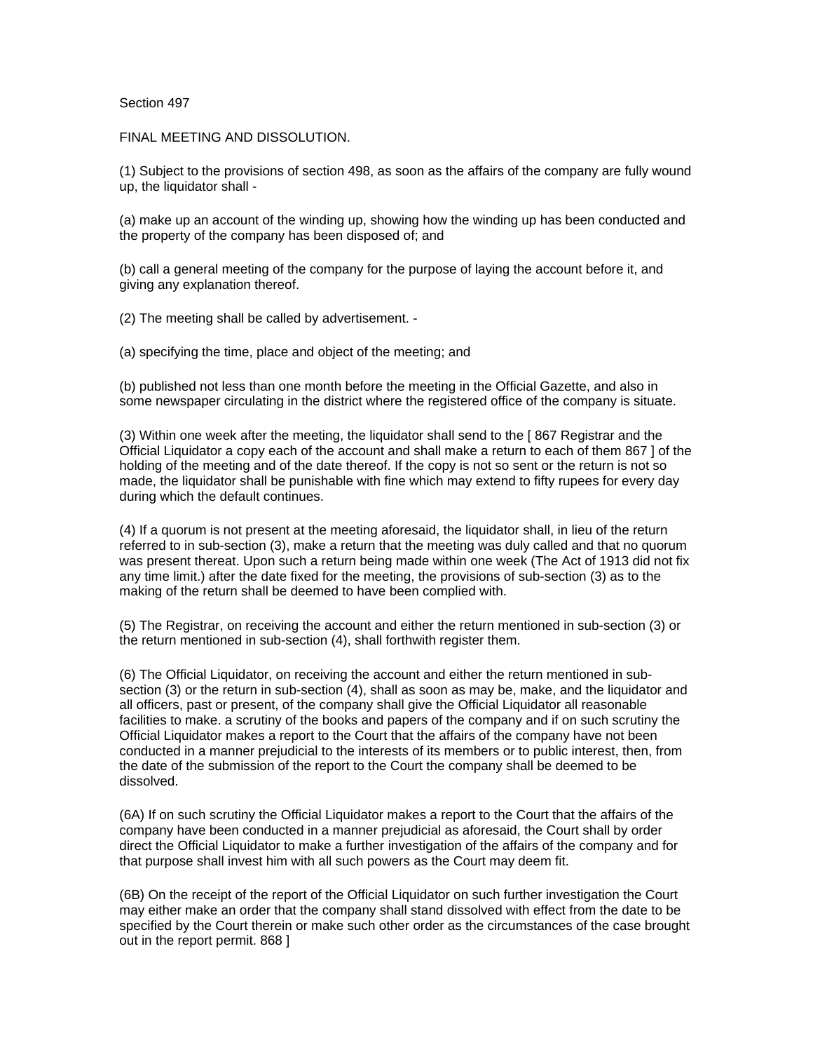Section 497

FINAL MEETING AND DISSOLUTION.

(1) Subject to the provisions of section 498, as soon as the affairs of the company are fully wound up, the liquidator shall -

(a) make up an account of the winding up, showing how the winding up has been conducted and the property of the company has been disposed of; and

(b) call a general meeting of the company for the purpose of laying the account before it, and giving any explanation thereof.

(2) The meeting shall be called by advertisement. -

(a) specifying the time, place and object of the meeting; and

(b) published not less than one month before the meeting in the Official Gazette, and also in some newspaper circulating in the district where the registered office of the company is situate.

(3) Within one week after the meeting, the liquidator shall send to the [ 867 Registrar and the Official Liquidator a copy each of the account and shall make a return to each of them 867 ] of the holding of the meeting and of the date thereof. If the copy is not so sent or the return is not so made, the liquidator shall be punishable with fine which may extend to fifty rupees for every day during which the default continues.

(4) If a quorum is not present at the meeting aforesaid, the liquidator shall, in lieu of the return referred to in sub-section (3), make a return that the meeting was duly called and that no quorum was present thereat. Upon such a return being made within one week (The Act of 1913 did not fix any time limit.) after the date fixed for the meeting, the provisions of sub-section (3) as to the making of the return shall be deemed to have been complied with.

(5) The Registrar, on receiving the account and either the return mentioned in sub-section (3) or the return mentioned in sub-section (4), shall forthwith register them.

(6) The Official Liquidator, on receiving the account and either the return mentioned in sub-section (3) or the return in sub-section (4), shall as soon as may be, make, and the liquidator and all officers, past or present, of the company shall give the Official Liquidator all reasonable facilities to make. a scrutiny of the books and papers of the company and if on such scrutiny the Official Liquidator makes a report to the Court that the affairs of the company have not been conducted in a manner prejudicial to the interests of its members or to public interest, then, from the date of the submission of the report to the Court the company shall be deemed to be dissolved.

(6A) If on such scrutiny the Official Liquidator makes a report to the Court that the affairs of the company have been conducted in a manner prejudicial as aforesaid, the Court shall by order direct the Official Liquidator to make a further investigation of the affairs of the company and for that purpose shall invest him with all such powers as the Court may deem fit.

(6B) On the receipt of the report of the Official Liquidator on such further investigation the Court may either make an order that the company shall stand dissolved with effect from the date to be specified by the Court therein or make such other order as the circumstances of the case brought out in the report permit. 868 ]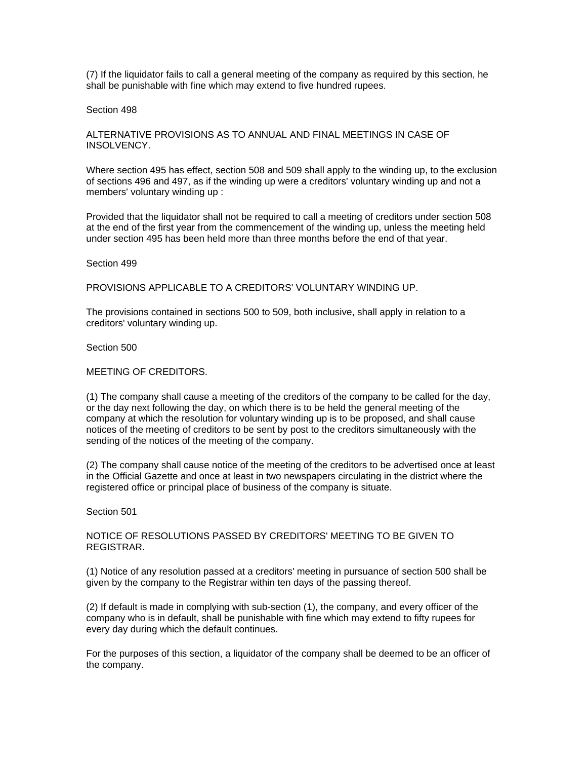(7) If the liquidator fails to call a general meeting of the company as required by this section, he shall be punishable with fine which may extend to five hundred rupees.

Section 498

ALTERNATIVE PROVISIONS AS TO ANNUAL AND FINAL MEETINGS IN CASE OF INSOLVENCY.

Where section 495 has effect, section 508 and 509 shall apply to the winding up, to the exclusion of sections 496 and 497, as if the winding up were a creditors' voluntary winding up and not a members' voluntary winding up :

Provided that the liquidator shall not be required to call a meeting of creditors under section 508 at the end of the first year from the commencement of the winding up, unless the meeting held under section 495 has been held more than three months before the end of that year.

Section 499

PROVISIONS APPLICABLE TO A CREDITORS' VOLUNTARY WINDING UP.

The provisions contained in sections 500 to 509, both inclusive, shall apply in relation to a creditors' voluntary winding up.

Section 500

MEETING OF CREDITORS.

(1) The company shall cause a meeting of the creditors of the company to be called for the day, or the day next following the day, on which there is to be held the general meeting of the company at which the resolution for voluntary winding up is to be proposed, and shall cause notices of the meeting of creditors to be sent by post to the creditors simultaneously with the sending of the notices of the meeting of the company.

(2) The company shall cause notice of the meeting of the creditors to be advertised once at least in the Official Gazette and once at least in two newspapers circulating in the district where the registered office or principal place of business of the company is situate.

Section 501

NOTICE OF RESOLUTIONS PASSED BY CREDITORS' MEETING TO BE GIVEN TO REGISTRAR.

(1) Notice of any resolution passed at a creditors' meeting in pursuance of section 500 shall be given by the company to the Registrar within ten days of the passing thereof.

(2) If default is made in complying with sub-section (1), the company, and every officer of the company who is in default, shall be punishable with fine which may extend to fifty rupees for every day during which the default continues.

For the purposes of this section, a liquidator of the company shall be deemed to be an officer of the company.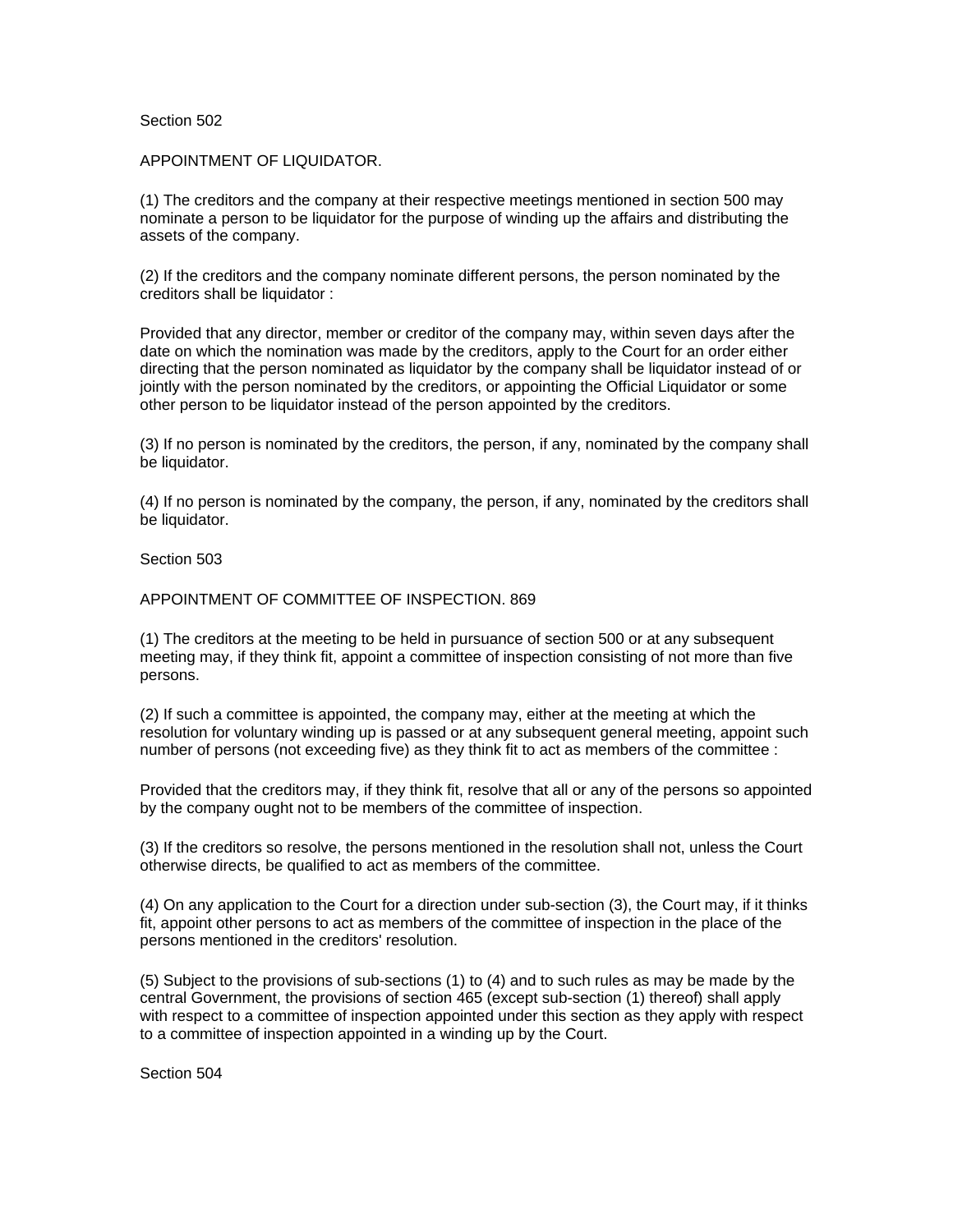Section 502

APPOINTMENT OF LIQUIDATOR.

(1) The creditors and the company at their respective meetings mentioned in section 500 may nominate a person to be liquidator for the purpose of winding up the affairs and distributing the assets of the company.

(2) If the creditors and the company nominate different persons, the person nominated by the creditors shall be liquidator :

Provided that any director, member or creditor of the company may, within seven days after the date on which the nomination was made by the creditors, apply to the Court for an order either directing that the person nominated as liquidator by the company shall be liquidator instead of or jointly with the person nominated by the creditors, or appointing the Official Liquidator or some other person to be liquidator instead of the person appointed by the creditors.

(3) If no person is nominated by the creditors, the person, if any, nominated by the company shall be liquidator.

(4) If no person is nominated by the company, the person, if any, nominated by the creditors shall be liquidator.

Section 503

APPOINTMENT OF COMMITTEE OF INSPECTION. 869

(1) The creditors at the meeting to be held in pursuance of section 500 or at any subsequent meeting may, if they think fit, appoint a committee of inspection consisting of not more than five persons.

(2) If such a committee is appointed, the company may, either at the meeting at which the resolution for voluntary winding up is passed or at any subsequent general meeting, appoint such number of persons (not exceeding five) as they think fit to act as members of the committee :

Provided that the creditors may, if they think fit, resolve that all or any of the persons so appointed by the company ought not to be members of the committee of inspection.

(3) If the creditors so resolve, the persons mentioned in the resolution shall not, unless the Court otherwise directs, be qualified to act as members of the committee.

(4) On any application to the Court for a direction under sub-section (3), the Court may, if it thinks fit, appoint other persons to act as members of the committee of inspection in the place of the persons mentioned in the creditors' resolution.

(5) Subject to the provisions of sub-sections (1) to (4) and to such rules as may be made by the central Government, the provisions of section 465 (except sub-section (1) thereof) shall apply with respect to a committee of inspection appointed under this section as they apply with respect to a committee of inspection appointed in a winding up by the Court.

Section 504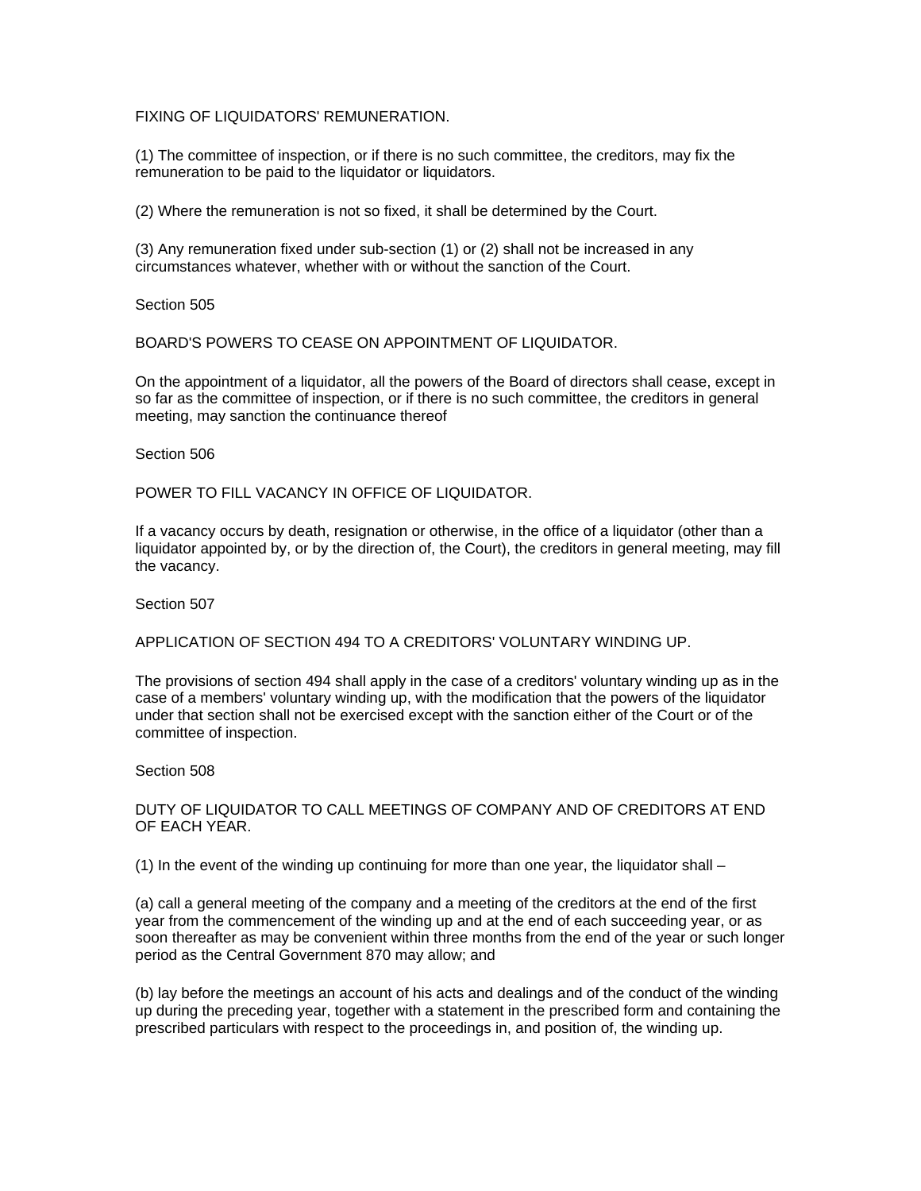FIXING OF LIQUIDATORS' REMUNERATION.

(1) The committee of inspection, or if there is no such committee, the creditors, may fix the remuneration to be paid to the liquidator or liquidators.

(2) Where the remuneration is not so fixed, it shall be determined by the Court.

(3) Any remuneration fixed under sub-section (1) or (2) shall not be increased in any circumstances whatever, whether with or without the sanction of the Court.

Section 505

BOARD'S POWERS TO CEASE ON APPOINTMENT OF LIQUIDATOR.

On the appointment of a liquidator, all the powers of the Board of directors shall cease, except in so far as the committee of inspection, or if there is no such committee, the creditors in general meeting, may sanction the continuance thereof

Section 506

POWER TO FILL VACANCY IN OFFICE OF LIQUIDATOR.

If a vacancy occurs by death, resignation or otherwise, in the office of a liquidator (other than a liquidator appointed by, or by the direction of, the Court), the creditors in general meeting, may fill the vacancy.

Section 507

APPLICATION OF SECTION 494 TO A CREDITORS' VOLUNTARY WINDING UP.

The provisions of section 494 shall apply in the case of a creditors' voluntary winding up as in the case of a members' voluntary winding up, with the modification that the powers of the liquidator under that section shall not be exercised except with the sanction either of the Court or of the committee of inspection.

Section 508

DUTY OF LIQUIDATOR TO CALL MEETINGS OF COMPANY AND OF CREDITORS AT END OF EACH YEAR.

(1) In the event of the winding up continuing for more than one year, the liquidator shall –

(a) call a general meeting of the company and a meeting of the creditors at the end of the first year from the commencement of the winding up and at the end of each succeeding year, or as soon thereafter as may be convenient within three months from the end of the year or such longer period as the Central Government 870 may allow; and

(b) lay before the meetings an account of his acts and dealings and of the conduct of the winding up during the preceding year, together with a statement in the prescribed form and containing the prescribed particulars with respect to the proceedings in, and position of, the winding up.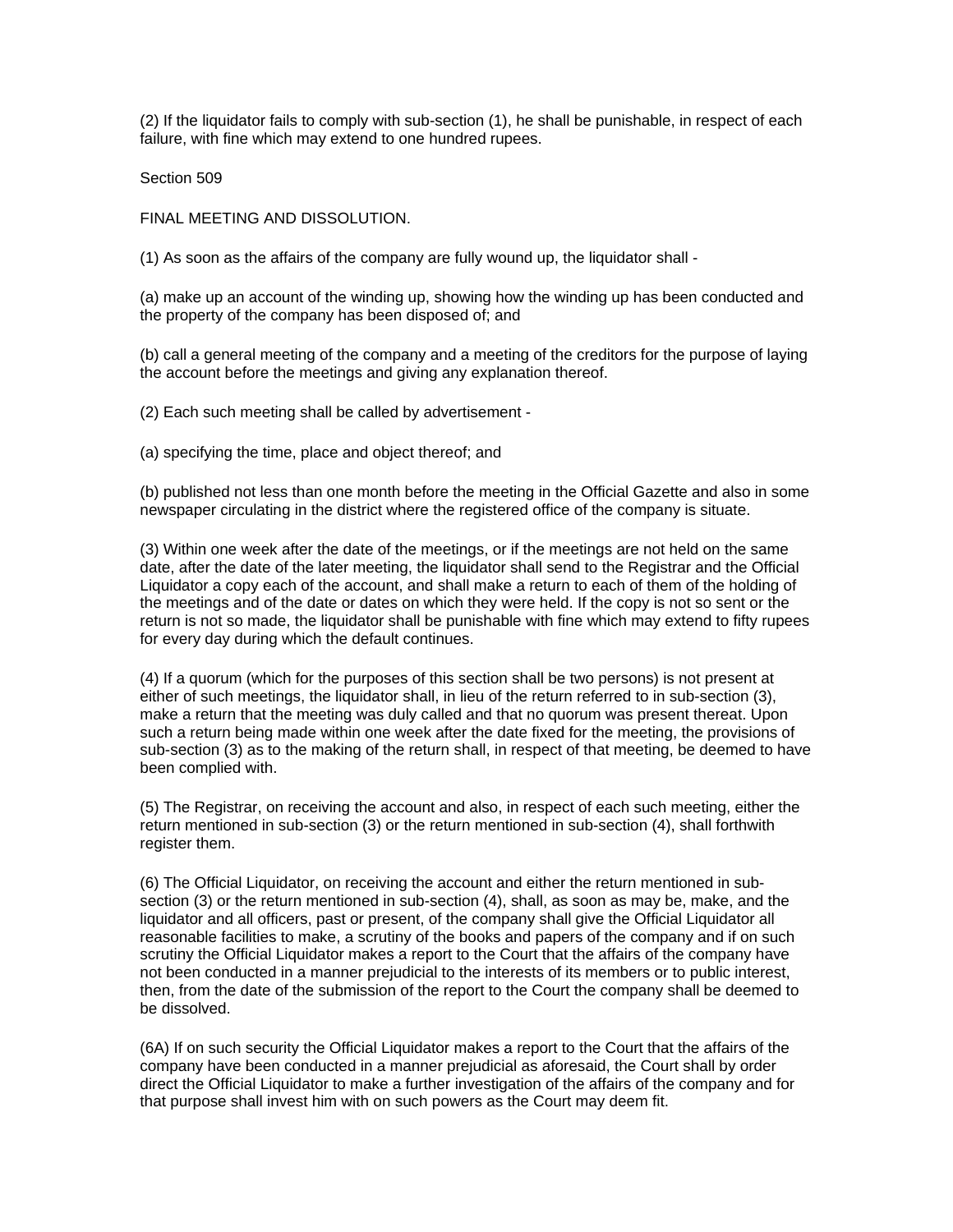(2) If the liquidator fails to comply with sub-section (1), he shall be punishable, in respect of each failure, with fine which may extend to one hundred rupees.

Section 509

FINAL MEETING AND DISSOLUTION.

(1) As soon as the affairs of the company are fully wound up, the liquidator shall -

(a) make up an account of the winding up, showing how the winding up has been conducted and the property of the company has been disposed of; and

(b) call a general meeting of the company and a meeting of the creditors for the purpose of laying the account before the meetings and giving any explanation thereof.

(2) Each such meeting shall be called by advertisement -

(a) specifying the time, place and object thereof; and

(b) published not less than one month before the meeting in the Official Gazette and also in some newspaper circulating in the district where the registered office of the company is situate.

(3) Within one week after the date of the meetings, or if the meetings are not held on the same date, after the date of the later meeting, the liquidator shall send to the Registrar and the Official Liquidator a copy each of the account, and shall make a return to each of them of the holding of the meetings and of the date or dates on which they were held. If the copy is not so sent or the return is not so made, the liquidator shall be punishable with fine which may extend to fifty rupees for every day during which the default continues.

(4) If a quorum (which for the purposes of this section shall be two persons) is not present at either of such meetings, the liquidator shall, in lieu of the return referred to in sub-section (3), make a return that the meeting was duly called and that no quorum was present thereat. Upon such a return being made within one week after the date fixed for the meeting, the provisions of sub-section (3) as to the making of the return shall, in respect of that meeting, be deemed to have been complied with.

(5) The Registrar, on receiving the account and also, in respect of each such meeting, either the return mentioned in sub-section (3) or the return mentioned in sub-section (4), shall forthwith register them.

(6) The Official Liquidator, on receiving the account and either the return mentioned in sub-section (3) or the return mentioned in sub-section (4), shall, as soon as may be, make, and the liquidator and all officers, past or present, of the company shall give the Official Liquidator all reasonable facilities to make, a scrutiny of the books and papers of the company and if on such scrutiny the Official Liquidator makes a report to the Court that the affairs of the company have not been conducted in a manner prejudicial to the interests of its members or to public interest, then, from the date of the submission of the report to the Court the company shall be deemed to be dissolved.

(6A) If on such security the Official Liquidator makes a report to the Court that the affairs of the company have been conducted in a manner prejudicial as aforesaid, the Court shall by order direct the Official Liquidator to make a further investigation of the affairs of the company and for that purpose shall invest him with on such powers as the Court may deem fit.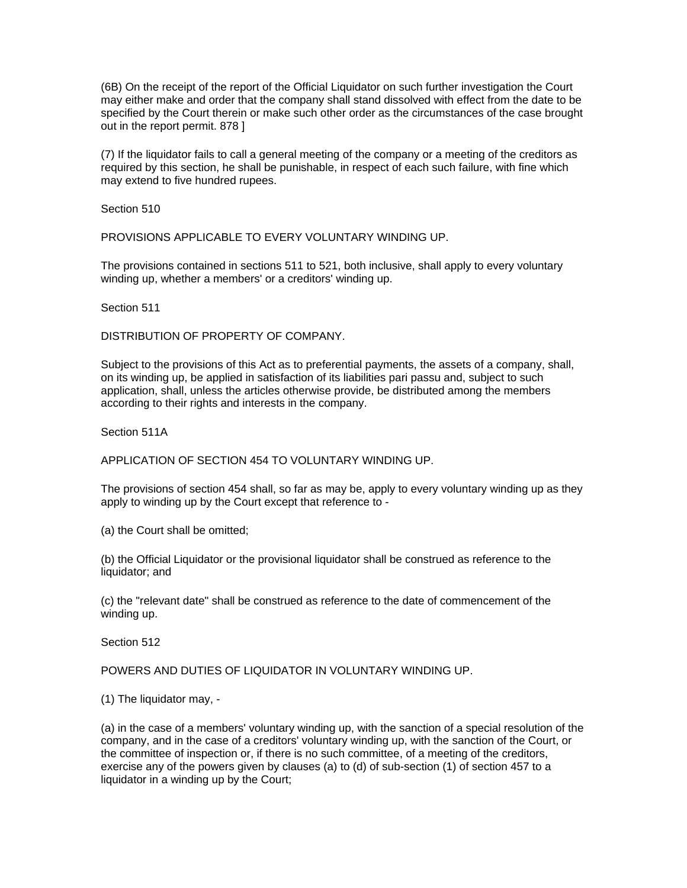(6B) On the receipt of the report of the Official Liquidator on such further investigation the Court may either make and order that the company shall stand dissolved with effect from the date to be specified by the Court therein or make such other order as the circumstances of the case brought out in the report permit. 878 ]

(7) If the liquidator fails to call a general meeting of the company or a meeting of the creditors as required by this section, he shall be punishable, in respect of each such failure, with fine which may extend to five hundred rupees.

Section 510

PROVISIONS APPLICABLE TO EVERY VOLUNTARY WINDING UP.

The provisions contained in sections 511 to 521, both inclusive, shall apply to every voluntary winding up, whether a members' or a creditors' winding up.

Section 511

DISTRIBUTION OF PROPERTY OF COMPANY.

Subject to the provisions of this Act as to preferential payments, the assets of a company, shall, on its winding up, be applied in satisfaction of its liabilities pari passu and, subject to such application, shall, unless the articles otherwise provide, be distributed among the members according to their rights and interests in the company.

Section 511A

APPLICATION OF SECTION 454 TO VOLUNTARY WINDING UP.

The provisions of section 454 shall, so far as may be, apply to every voluntary winding up as they apply to winding up by the Court except that reference to -

(a) the Court shall be omitted;

(b) the Official Liquidator or the provisional liquidator shall be construed as reference to the liquidator; and

(c) the "relevant date" shall be construed as reference to the date of commencement of the winding up.

Section 512

POWERS AND DUTIES OF LIQUIDATOR IN VOLUNTARY WINDING UP.

(1) The liquidator may, -

(a) in the case of a members' voluntary winding up, with the sanction of a special resolution of the company, and in the case of a creditors' voluntary winding up, with the sanction of the Court, or the committee of inspection or, if there is no such committee, of a meeting of the creditors, exercise any of the powers given by clauses (a) to (d) of sub-section (1) of section 457 to a liquidator in a winding up by the Court;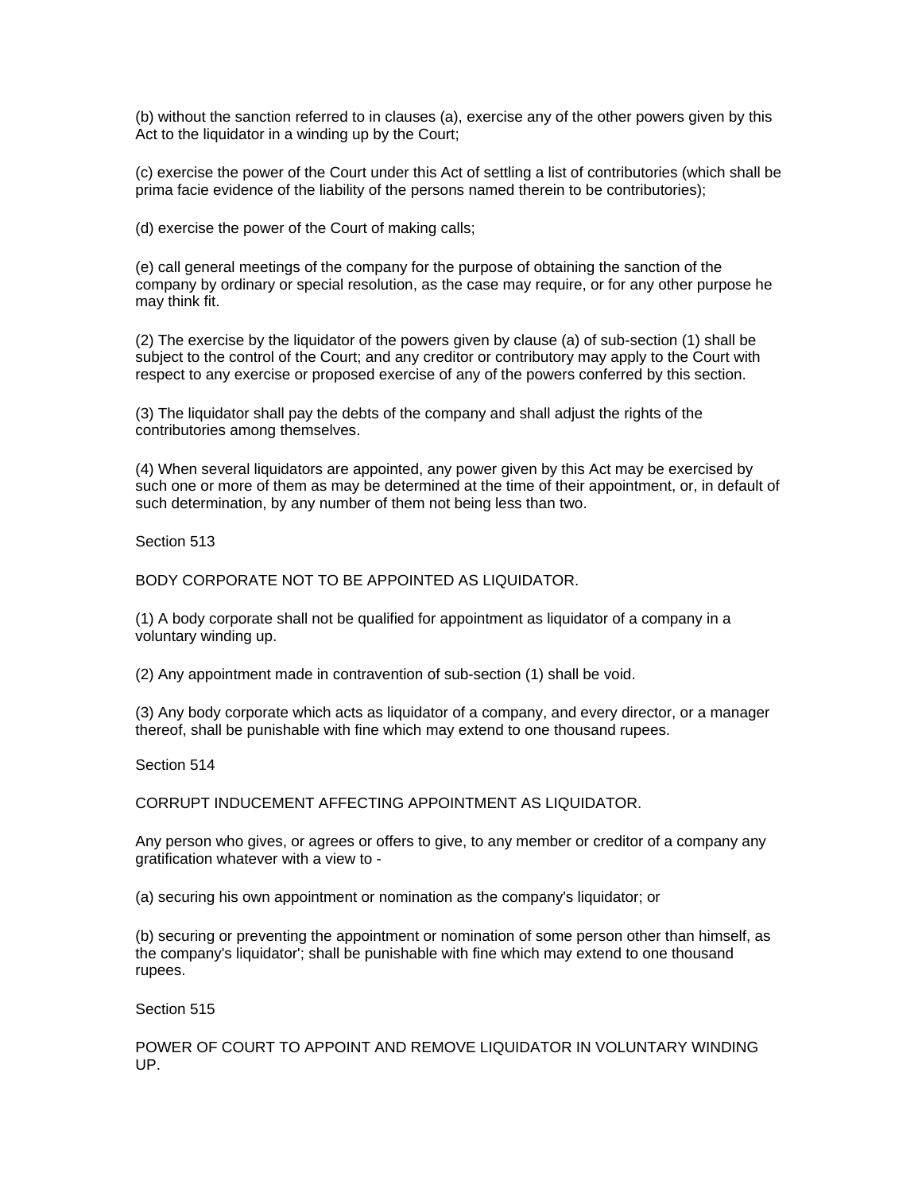(b) without the sanction referred to in clauses (a), exercise any of the other powers given by this Act to the liquidator in a winding up by the Court;

(c) exercise the power of the Court under this Act of settling a list of contributories (which shall be prima facie evidence of the liability of the persons named therein to be contributories);

(d) exercise the power of the Court of making calls;

(e) call general meetings of the company for the purpose of obtaining the sanction of the company by ordinary or special resolution, as the case may require, or for any other purpose he may think fit.

(2) The exercise by the liquidator of the powers given by clause (a) of sub-section (1) shall be subject to the control of the Court; and any creditor or contributory may apply to the Court with respect to any exercise or proposed exercise of any of the powers conferred by this section.

(3) The liquidator shall pay the debts of the company and shall adjust the rights of the contributories among themselves.

(4) When several liquidators are appointed, any power given by this Act may be exercised by such one or more of them as may be determined at the time of their appointment, or, in default of such determination, by any number of them not being less than two.

Section 513

BODY CORPORATE NOT TO BE APPOINTED AS LIQUIDATOR.

(1) A body corporate shall not be qualified for appointment as liquidator of a company in a voluntary winding up.

(2) Any appointment made in contravention of sub-section (1) shall be void.

(3) Any body corporate which acts as liquidator of a company, and every director, or a manager thereof, shall be punishable with fine which may extend to one thousand rupees.

Section 514

CORRUPT INDUCEMENT AFFECTING APPOINTMENT AS LIQUIDATOR.

Any person who gives, or agrees or offers to give, to any member or creditor of a company any gratification whatever with a view to -

(a) securing his own appointment or nomination as the company's liquidator; or

(b) securing or preventing the appointment or nomination of some person other than himself, as the company's liquidator'; shall be punishable with fine which may extend to one thousand rupees.

Section 515

POWER OF COURT TO APPOINT AND REMOVE LIQUIDATOR IN VOLUNTARY WINDING UP.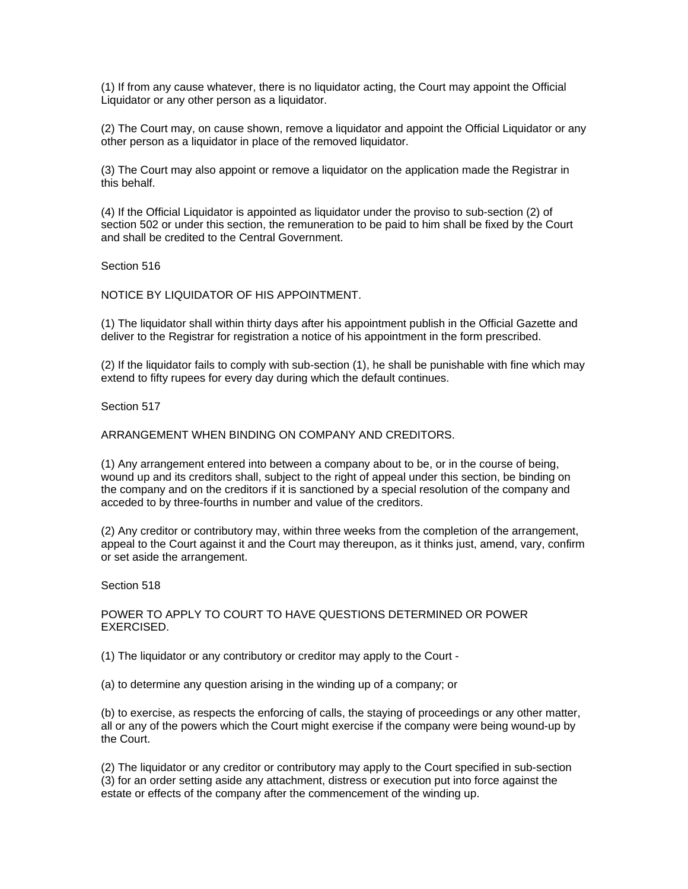(1) If from any cause whatever, there is no liquidator acting, the Court may appoint the Official Liquidator or any other person as a liquidator.

(2) The Court may, on cause shown, remove a liquidator and appoint the Official Liquidator or any other person as a liquidator in place of the removed liquidator.

(3) The Court may also appoint or remove a liquidator on the application made the Registrar in this behalf.

(4) If the Official Liquidator is appointed as liquidator under the proviso to sub-section (2) of section 502 or under this section, the remuneration to be paid to him shall be fixed by the Court and shall be credited to the Central Government.

Section 516

NOTICE BY LIQUIDATOR OF HIS APPOINTMENT.

(1) The liquidator shall within thirty days after his appointment publish in the Official Gazette and deliver to the Registrar for registration a notice of his appointment in the form prescribed.

(2) If the liquidator fails to comply with sub-section (1), he shall be punishable with fine which may extend to fifty rupees for every day during which the default continues.

Section 517

ARRANGEMENT WHEN BINDING ON COMPANY AND CREDITORS.

(1) Any arrangement entered into between a company about to be, or in the course of being, wound up and its creditors shall, subject to the right of appeal under this section, be binding on the company and on the creditors if it is sanctioned by a special resolution of the company and acceded to by three-fourths in number and value of the creditors.

(2) Any creditor or contributory may, within three weeks from the completion of the arrangement, appeal to the Court against it and the Court may thereupon, as it thinks just, amend, vary, confirm or set aside the arrangement.

Section 518

POWER TO APPLY TO COURT TO HAVE QUESTIONS DETERMINED OR POWER EXERCISED.

(1) The liquidator or any contributory or creditor may apply to the Court -

(a) to determine any question arising in the winding up of a company; or

(b) to exercise, as respects the enforcing of calls, the staying of proceedings or any other matter, all or any of the powers which the Court might exercise if the company were being wound-up by the Court.

(2) The liquidator or any creditor or contributory may apply to the Court specified in sub-section (3) for an order setting aside any attachment, distress or execution put into force against the estate or effects of the company after the commencement of the winding up.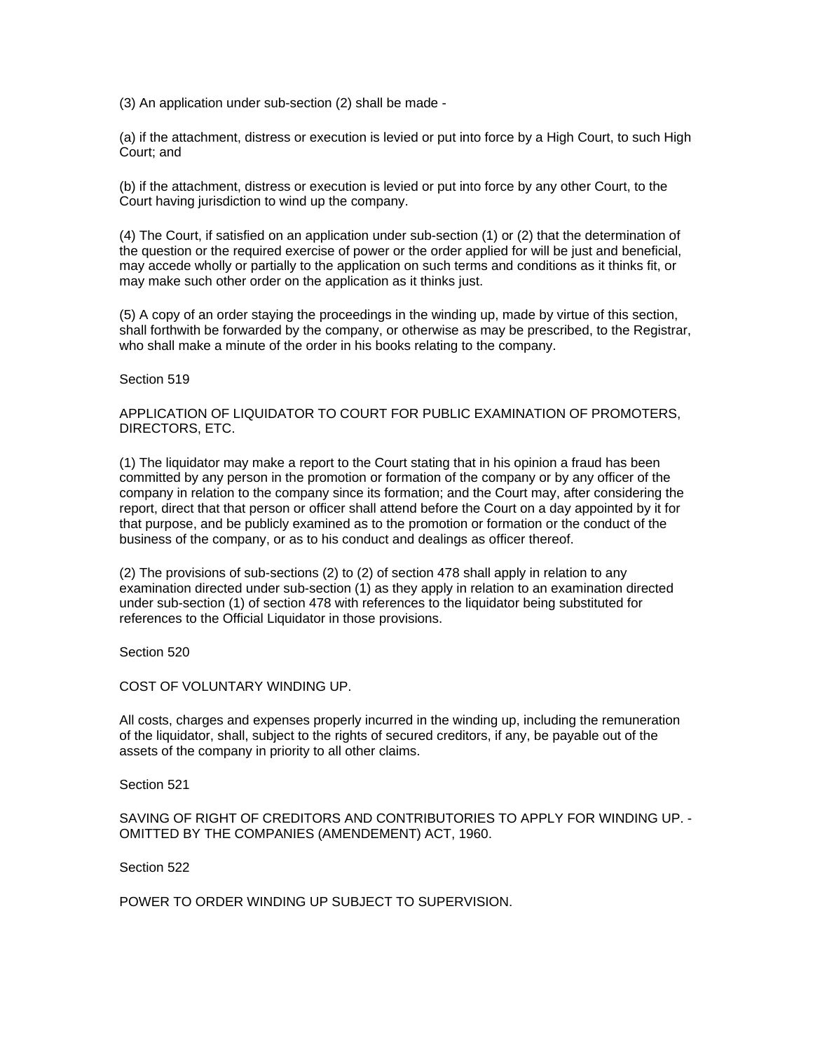(3) An application under sub-section (2) shall be made -

(a) if the attachment, distress or execution is levied or put into force by a High Court, to such High Court; and

(b) if the attachment, distress or execution is levied or put into force by any other Court, to the Court having jurisdiction to wind up the company.

(4) The Court, if satisfied on an application under sub-section (1) or (2) that the determination of the question or the required exercise of power or the order applied for will be just and beneficial, may accede wholly or partially to the application on such terms and conditions as it thinks fit, or may make such other order on the application as it thinks just.

(5) A copy of an order staying the proceedings in the winding up, made by virtue of this section, shall forthwith be forwarded by the company, or otherwise as may be prescribed, to the Registrar, who shall make a minute of the order in his books relating to the company.

Section 519

APPLICATION OF LIQUIDATOR TO COURT FOR PUBLIC EXAMINATION OF PROMOTERS, DIRECTORS, ETC.

(1) The liquidator may make a report to the Court stating that in his opinion a fraud has been committed by any person in the promotion or formation of the company or by any officer of the company in relation to the company since its formation; and the Court may, after considering the report, direct that that person or officer shall attend before the Court on a day appointed by it for that purpose, and be publicly examined as to the promotion or formation or the conduct of the business of the company, or as to his conduct and dealings as officer thereof.

(2) The provisions of sub-sections (2) to (2) of section 478 shall apply in relation to any examination directed under sub-section (1) as they apply in relation to an examination directed under sub-section (1) of section 478 with references to the liquidator being substituted for references to the Official Liquidator in those provisions.

Section 520

COST OF VOLUNTARY WINDING UP.

All costs, charges and expenses properly incurred in the winding up, including the remuneration of the liquidator, shall, subject to the rights of secured creditors, if any, be payable out of the assets of the company in priority to all other claims.

Section 521

SAVING OF RIGHT OF CREDITORS AND CONTRIBUTORIES TO APPLY FOR WINDING UP. - OMITTED BY THE COMPANIES (AMENDEMENT) ACT, 1960.

Section 522

POWER TO ORDER WINDING UP SUBJECT TO SUPERVISION.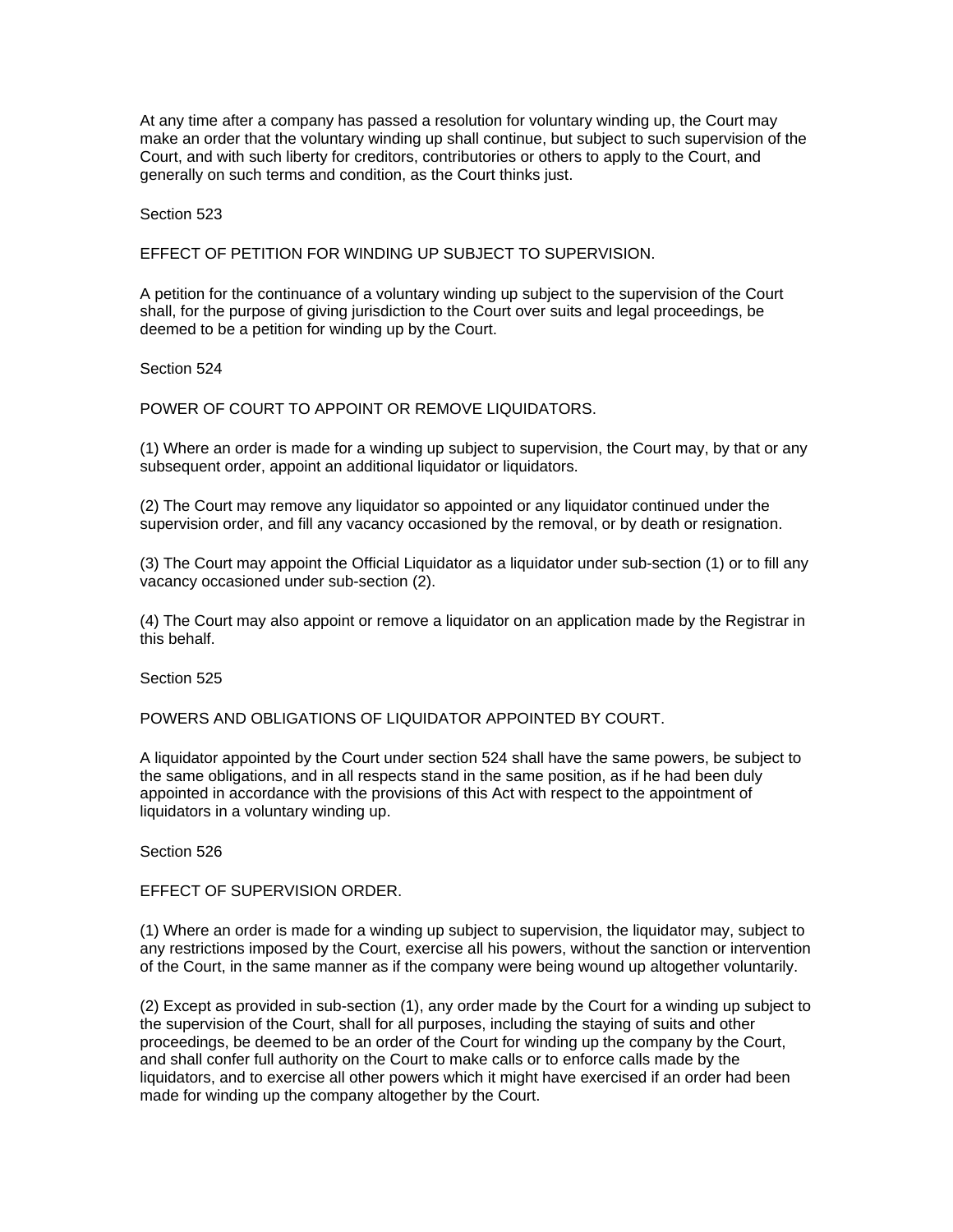At any time after a company has passed a resolution for voluntary winding up, the Court may make an order that the voluntary winding up shall continue, but subject to such supervision of the Court, and with such liberty for creditors, contributories or others to apply to the Court, and generally on such terms and condition, as the Court thinks just.

Section 523

EFFECT OF PETITION FOR WINDING UP SUBJECT TO SUPERVISION.

A petition for the continuance of a voluntary winding up subject to the supervision of the Court shall, for the purpose of giving jurisdiction to the Court over suits and legal proceedings, be deemed to be a petition for winding up by the Court.

Section 524

POWER OF COURT TO APPOINT OR REMOVE LIQUIDATORS.

(1) Where an order is made for a winding up subject to supervision, the Court may, by that or any subsequent order, appoint an additional liquidator or liquidators.

(2) The Court may remove any liquidator so appointed or any liquidator continued under the supervision order, and fill any vacancy occasioned by the removal, or by death or resignation.

(3) The Court may appoint the Official Liquidator as a liquidator under sub-section (1) or to fill any vacancy occasioned under sub-section (2).

(4) The Court may also appoint or remove a liquidator on an application made by the Registrar in this behalf.

Section 525

POWERS AND OBLIGATIONS OF LIQUIDATOR APPOINTED BY COURT.

A liquidator appointed by the Court under section 524 shall have the same powers, be subject to the same obligations, and in all respects stand in the same position, as if he had been duly appointed in accordance with the provisions of this Act with respect to the appointment of liquidators in a voluntary winding up.

Section 526

EFFECT OF SUPERVISION ORDER.

(1) Where an order is made for a winding up subject to supervision, the liquidator may, subject to any restrictions imposed by the Court, exercise all his powers, without the sanction or intervention of the Court, in the same manner as if the company were being wound up altogether voluntarily.

(2) Except as provided in sub-section (1), any order made by the Court for a winding up subject to the supervision of the Court, shall for all purposes, including the staying of suits and other proceedings, be deemed to be an order of the Court for winding up the company by the Court, and shall confer full authority on the Court to make calls or to enforce calls made by the liquidators, and to exercise all other powers which it might have exercised if an order had been made for winding up the company altogether by the Court.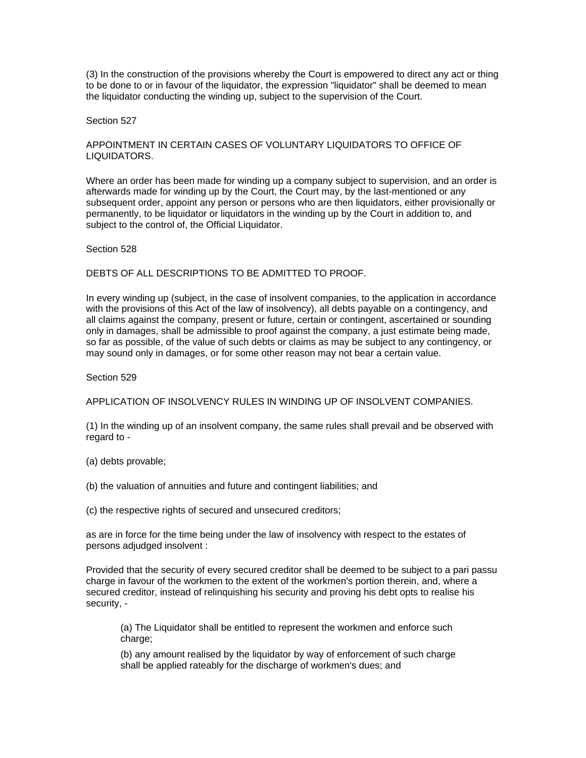(3) In the construction of the provisions whereby the Court is empowered to direct any act or thing to be done to or in favour of the liquidator, the expression "liquidator" shall be deemed to mean the liquidator conducting the winding up, subject to the supervision of the Court.

Section 527

APPOINTMENT IN CERTAIN CASES OF VOLUNTARY LIQUIDATORS TO OFFICE OF LIQUIDATORS.

Where an order has been made for winding up a company subject to supervision, and an order is afterwards made for winding up by the Court, the Court may, by the last-mentioned or any subsequent order, appoint any person or persons who are then liquidators, either provisionally or permanently, to be liquidator or liquidators in the winding up by the Court in addition to, and subject to the control of, the Official Liquidator.

Section 528

DEBTS OF ALL DESCRIPTIONS TO BE ADMITTED TO PROOF.

In every winding up (subject, in the case of insolvent companies, to the application in accordance with the provisions of this Act of the law of insolvency), all debts payable on a contingency, and all claims against the company, present or future, certain or contingent, ascertained or sounding only in damages, shall be admissible to proof against the company, a just estimate being made, so far as possible, of the value of such debts or claims as may be subject to any contingency, or may sound only in damages, or for some other reason may not bear a certain value.

Section 529

APPLICATION OF INSOLVENCY RULES IN WINDING UP OF INSOLVENT COMPANIES.

(1) In the winding up of an insolvent company, the same rules shall prevail and be observed with regard to -

(a) debts provable;

(b) the valuation of annuities and future and contingent liabilities; and

(c) the respective rights of secured and unsecured creditors;

as are in force for the time being under the law of insolvency with respect to the estates of persons adjudged insolvent :

Provided that the security of every secured creditor shall be deemed to be subject to a pari passu charge in favour of the workmen to the extent of the workmen's portion therein, and, where a secured creditor, instead of relinquishing his security and proving his debt opts to realise his security, -

> (a) The Liquidator shall be entitled to represent the workmen and enforce such charge;
>
> (b) any amount realised by the liquidator by way of enforcement of such charge shall be applied rateably for the discharge of workmen's dues; and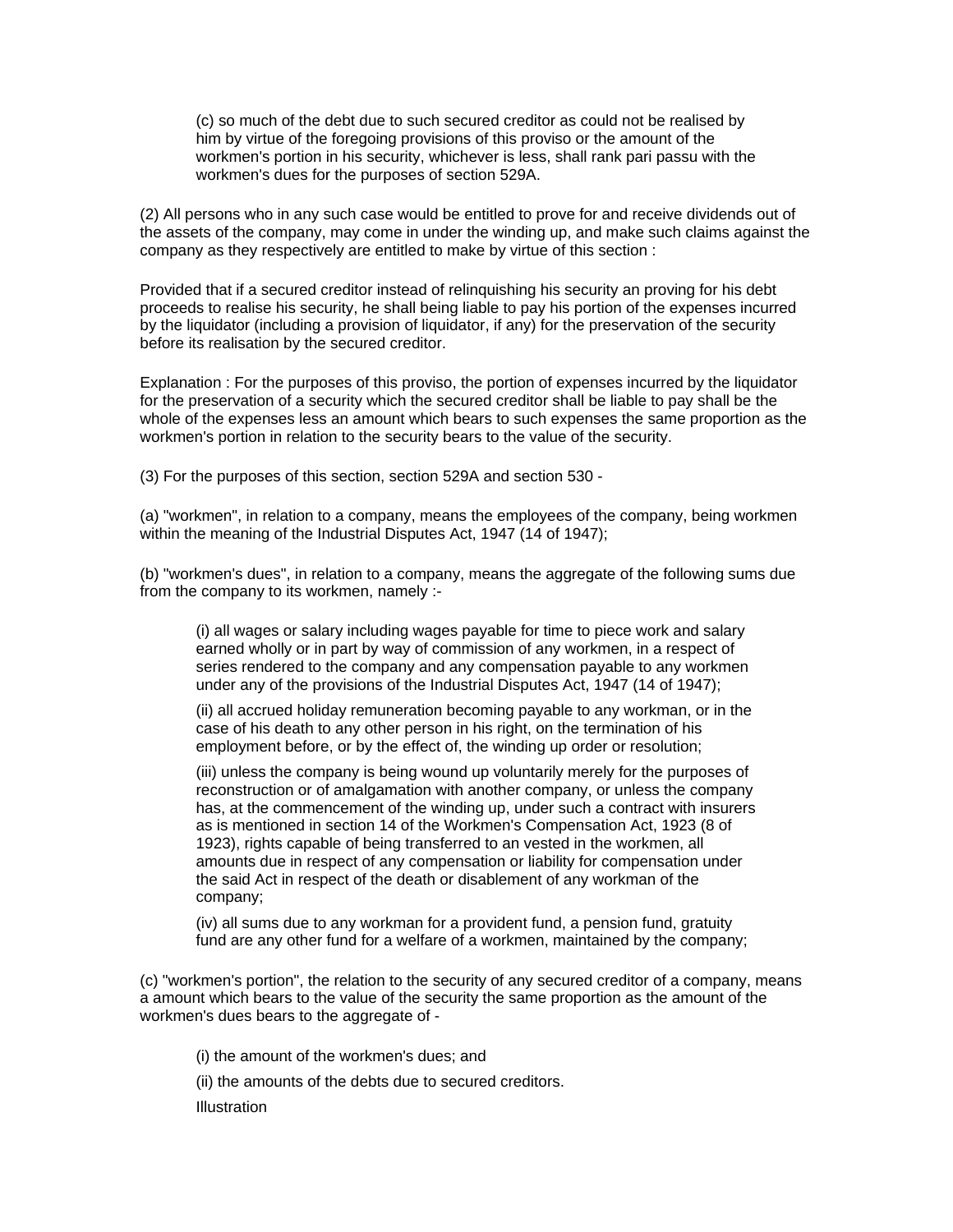(c) so much of the debt due to such secured creditor as could not be realised by him by virtue of the foregoing provisions of this proviso or the amount of the workmen's portion in his security, whichever is less, shall rank pari passu with the workmen's dues for the purposes of section 529A.

(2) All persons who in any such case would be entitled to prove for and receive dividends out of the assets of the company, may come in under the winding up, and make such claims against the company as they respectively are entitled to make by virtue of this section :

Provided that if a secured creditor instead of relinquishing his security an proving for his debt proceeds to realise his security, he shall being liable to pay his portion of the expenses incurred by the liquidator (including a provision of liquidator, if any) for the preservation of the security before its realisation by the secured creditor.

Explanation : For the purposes of this proviso, the portion of expenses incurred by the liquidator for the preservation of a security which the secured creditor shall be liable to pay shall be the whole of the expenses less an amount which bears to such expenses the same proportion as the workmen's portion in relation to the security bears to the value of the security.

(3) For the purposes of this section, section 529A and section 530 -

(a) "workmen", in relation to a company, means the employees of the company, being workmen within the meaning of the Industrial Disputes Act, 1947 (14 of 1947);

(b) "workmen's dues", in relation to a company, means the aggregate of the following sums due from the company to its workmen, namely :-

(i) all wages or salary including wages payable for time to piece work and salary earned wholly or in part by way of commission of any workmen, in a respect of series rendered to the company and any compensation payable to any workmen under any of the provisions of the Industrial Disputes Act, 1947 (14 of 1947);

(ii) all accrued holiday remuneration becoming payable to any workman, or in the case of his death to any other person in his right, on the termination of his employment before, or by the effect of, the winding up order or resolution;

(iii) unless the company is being wound up voluntarily merely for the purposes of reconstruction or of amalgamation with another company, or unless the company has, at the commencement of the winding up, under such a contract with insurers as is mentioned in section 14 of the Workmen's Compensation Act, 1923 (8 of 1923), rights capable of being transferred to an vested in the workmen, all amounts due in respect of any compensation or liability for compensation under the said Act in respect of the death or disablement of any workman of the company;

(iv) all sums due to any workman for a provident fund, a pension fund, gratuity fund are any other fund for a welfare of a workmen, maintained by the company;

(c) "workmen's portion", the relation to the security of any secured creditor of a company, means a amount which bears to the value of the security the same proportion as the amount of the workmen's dues bears to the aggregate of -

(i) the amount of the workmen's dues; and

(ii) the amounts of the debts due to secured creditors.

Illustration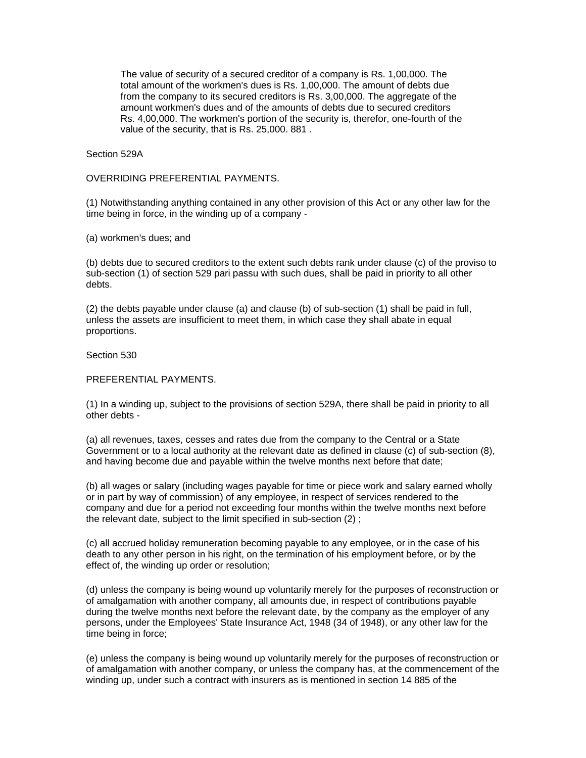> The value of security of a secured creditor of a company is Rs. 1,00,000. The total amount of the workmen's dues is Rs. 1,00,000. The amount of debts due from the company to its secured creditors is Rs. 3,00,000. The aggregate of the amount workmen's dues and of the amounts of debts due to secured creditors Rs. 4,00,000. The workmen's portion of the security is, therefor, one-fourth of the value of the security, that is Rs. 25,000. 881 .

Section 529A

OVERRIDING PREFERENTIAL PAYMENTS.

(1) Notwithstanding anything contained in any other provision of this Act or any other law for the time being in force, in the winding up of a company -

(a) workmen's dues; and

(b) debts due to secured creditors to the extent such debts rank under clause (c) of the proviso to sub-section (1) of section 529 pari passu with such dues, shall be paid in priority to all other debts.

(2) the debts payable under clause (a) and clause (b) of sub-section (1) shall be paid in full, unless the assets are insufficient to meet them, in which case they shall abate in equal proportions.

Section 530

PREFERENTIAL PAYMENTS.

(1) In a winding up, subject to the provisions of section 529A, there shall be paid in priority to all other debts -

(a) all revenues, taxes, cesses and rates due from the company to the Central or a State Government or to a local authority at the relevant date as defined in clause (c) of sub-section (8), and having become due and payable within the twelve months next before that date;

(b) all wages or salary (including wages payable for time or piece work and salary earned wholly or in part by way of commission) of any employee, in respect of services rendered to the company and due for a period not exceeding four months within the twelve months next before the relevant date, subject to the limit specified in sub-section (2) ;

(c) all accrued holiday remuneration becoming payable to any employee, or in the case of his death to any other person in his right, on the termination of his employment before, or by the effect of, the winding up order or resolution;

(d) unless the company is being wound up voluntarily merely for the purposes of reconstruction or of amalgamation with another company, all amounts due, in respect of contributions payable during the twelve months next before the relevant date, by the company as the employer of any persons, under the Employees' State Insurance Act, 1948 (34 of 1948), or any other law for the time being in force;

(e) unless the company is being wound up voluntarily merely for the purposes of reconstruction or of amalgamation with another company, or unless the company has, at the commencement of the winding up, under such a contract with insurers as is mentioned in section 14 885 of the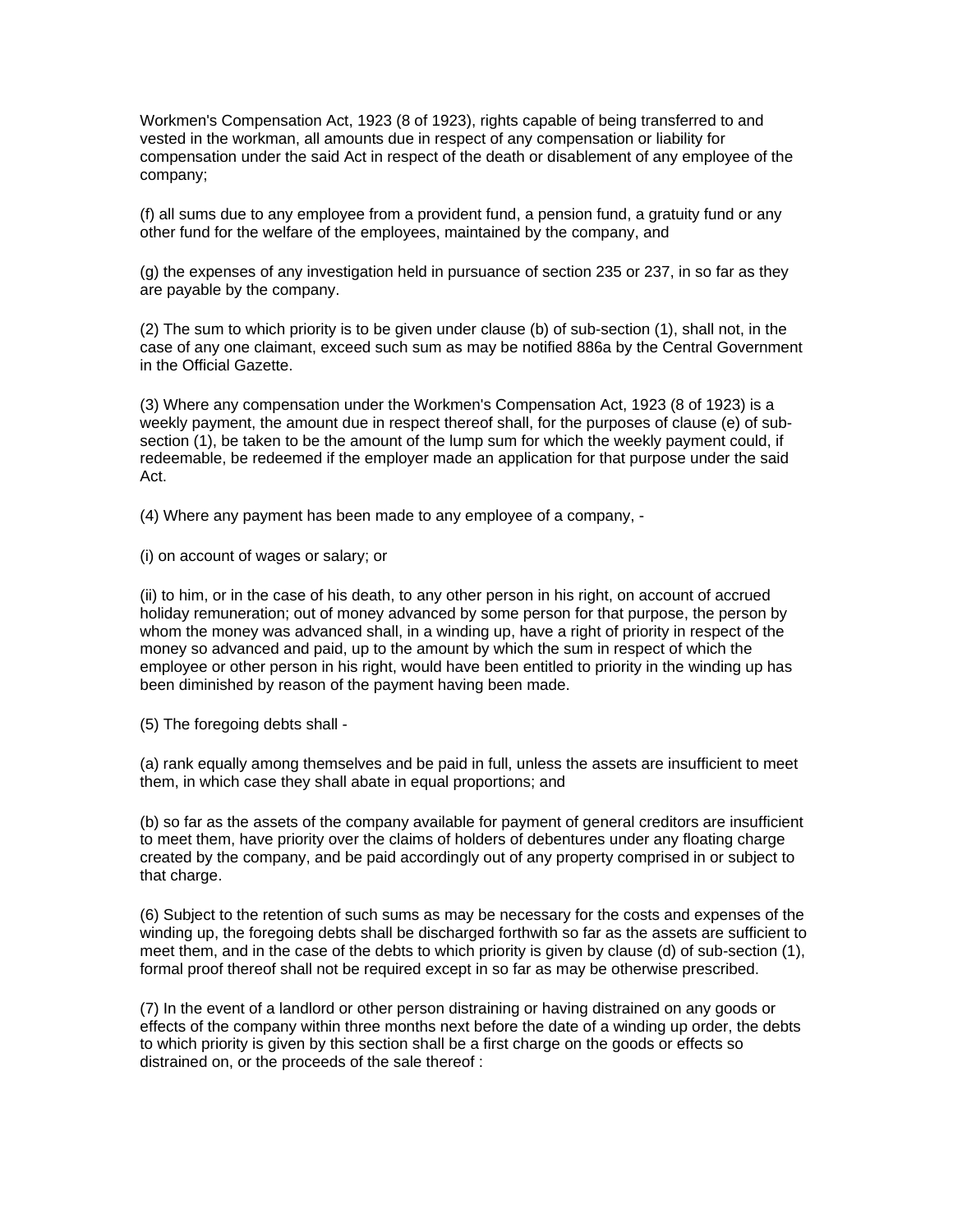Workmen's Compensation Act, 1923 (8 of 1923), rights capable of being transferred to and vested in the workman, all amounts due in respect of any compensation or liability for compensation under the said Act in respect of the death or disablement of any employee of the company;

(f) all sums due to any employee from a provident fund, a pension fund, a gratuity fund or any other fund for the welfare of the employees, maintained by the company, and

(g) the expenses of any investigation held in pursuance of section 235 or 237, in so far as they are payable by the company.

(2) The sum to which priority is to be given under clause (b) of sub-section (1), shall not, in the case of any one claimant, exceed such sum as may be notified 886a by the Central Government in the Official Gazette.

(3) Where any compensation under the Workmen's Compensation Act, 1923 (8 of 1923) is a weekly payment, the amount due in respect thereof shall, for the purposes of clause (e) of sub-section (1), be taken to be the amount of the lump sum for which the weekly payment could, if redeemable, be redeemed if the employer made an application for that purpose under the said Act.

(4) Where any payment has been made to any employee of a company, -

(i) on account of wages or salary; or

(ii) to him, or in the case of his death, to any other person in his right, on account of accrued holiday remuneration; out of money advanced by some person for that purpose, the person by whom the money was advanced shall, in a winding up, have a right of priority in respect of the money so advanced and paid, up to the amount by which the sum in respect of which the employee or other person in his right, would have been entitled to priority in the winding up has been diminished by reason of the payment having been made.

(5) The foregoing debts shall -

(a) rank equally among themselves and be paid in full, unless the assets are insufficient to meet them, in which case they shall abate in equal proportions; and

(b) so far as the assets of the company available for payment of general creditors are insufficient to meet them, have priority over the claims of holders of debentures under any floating charge created by the company, and be paid accordingly out of any property comprised in or subject to that charge.

(6) Subject to the retention of such sums as may be necessary for the costs and expenses of the winding up, the foregoing debts shall be discharged forthwith so far as the assets are sufficient to meet them, and in the case of the debts to which priority is given by clause (d) of sub-section (1), formal proof thereof shall not be required except in so far as may be otherwise prescribed.

(7) In the event of a landlord or other person distraining or having distrained on any goods or effects of the company within three months next before the date of a winding up order, the debts to which priority is given by this section shall be a first charge on the goods or effects so distrained on, or the proceeds of the sale thereof :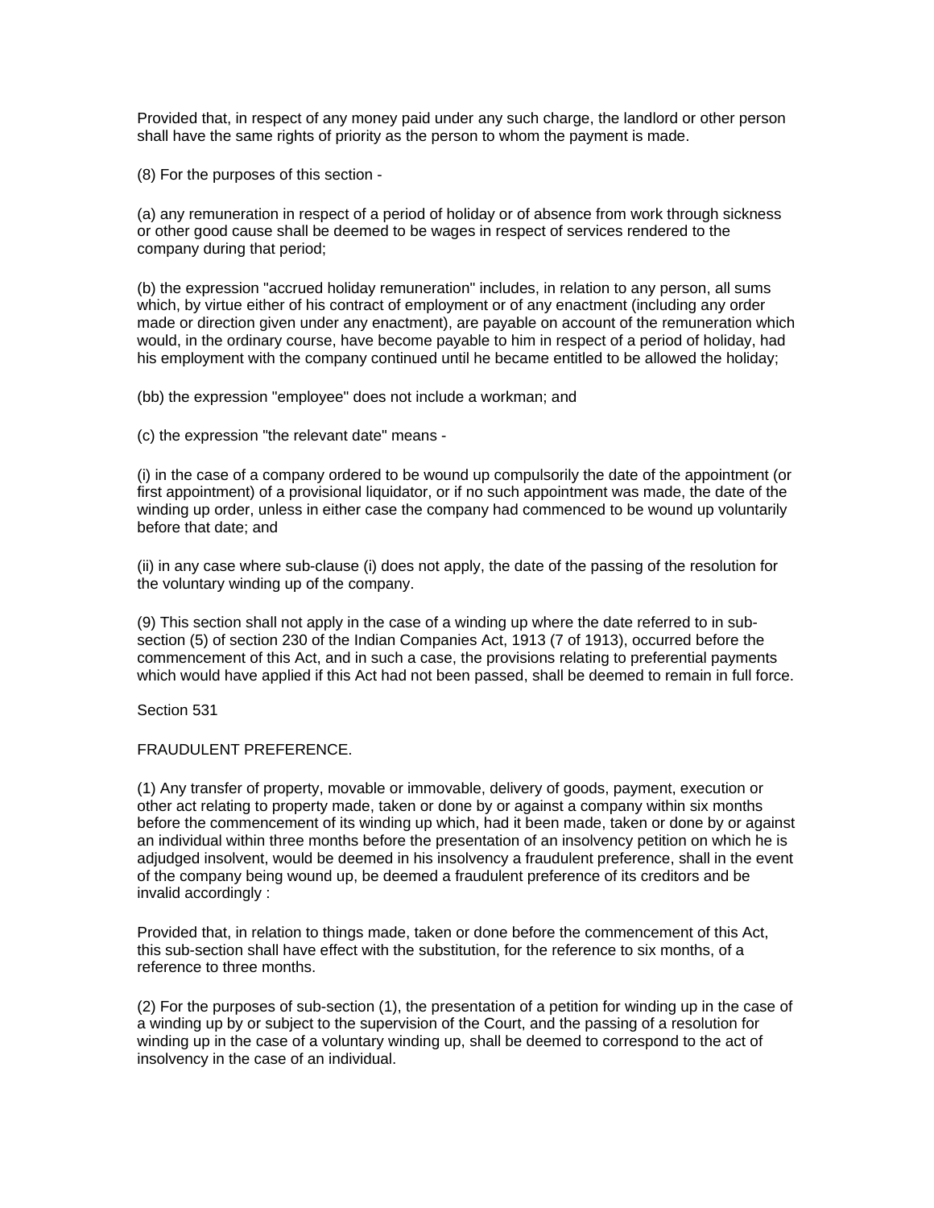Provided that, in respect of any money paid under any such charge, the landlord or other person shall have the same rights of priority as the person to whom the payment is made.

(8) For the purposes of this section -

(a) any remuneration in respect of a period of holiday or of absence from work through sickness or other good cause shall be deemed to be wages in respect of services rendered to the company during that period;

(b) the expression "accrued holiday remuneration" includes, in relation to any person, all sums which, by virtue either of his contract of employment or of any enactment (including any order made or direction given under any enactment), are payable on account of the remuneration which would, in the ordinary course, have become payable to him in respect of a period of holiday, had his employment with the company continued until he became entitled to be allowed the holiday;

(bb) the expression "employee" does not include a workman; and

(c) the expression "the relevant date" means -

(i) in the case of a company ordered to be wound up compulsorily the date of the appointment (or first appointment) of a provisional liquidator, or if no such appointment was made, the date of the winding up order, unless in either case the company had commenced to be wound up voluntarily before that date; and

(ii) in any case where sub-clause (i) does not apply, the date of the passing of the resolution for the voluntary winding up of the company.

(9) This section shall not apply in the case of a winding up where the date referred to in sub-section (5) of section 230 of the Indian Companies Act, 1913 (7 of 1913), occurred before the commencement of this Act, and in such a case, the provisions relating to preferential payments which would have applied if this Act had not been passed, shall be deemed to remain in full force.

Section 531

FRAUDULENT PREFERENCE.

(1) Any transfer of property, movable or immovable, delivery of goods, payment, execution or other act relating to property made, taken or done by or against a company within six months before the commencement of its winding up which, had it been made, taken or done by or against an individual within three months before the presentation of an insolvency petition on which he is adjudged insolvent, would be deemed in his insolvency a fraudulent preference, shall in the event of the company being wound up, be deemed a fraudulent preference of its creditors and be invalid accordingly :

Provided that, in relation to things made, taken or done before the commencement of this Act, this sub-section shall have effect with the substitution, for the reference to six months, of a reference to three months.

(2) For the purposes of sub-section (1), the presentation of a petition for winding up in the case of a winding up by or subject to the supervision of the Court, and the passing of a resolution for winding up in the case of a voluntary winding up, shall be deemed to correspond to the act of insolvency in the case of an individual.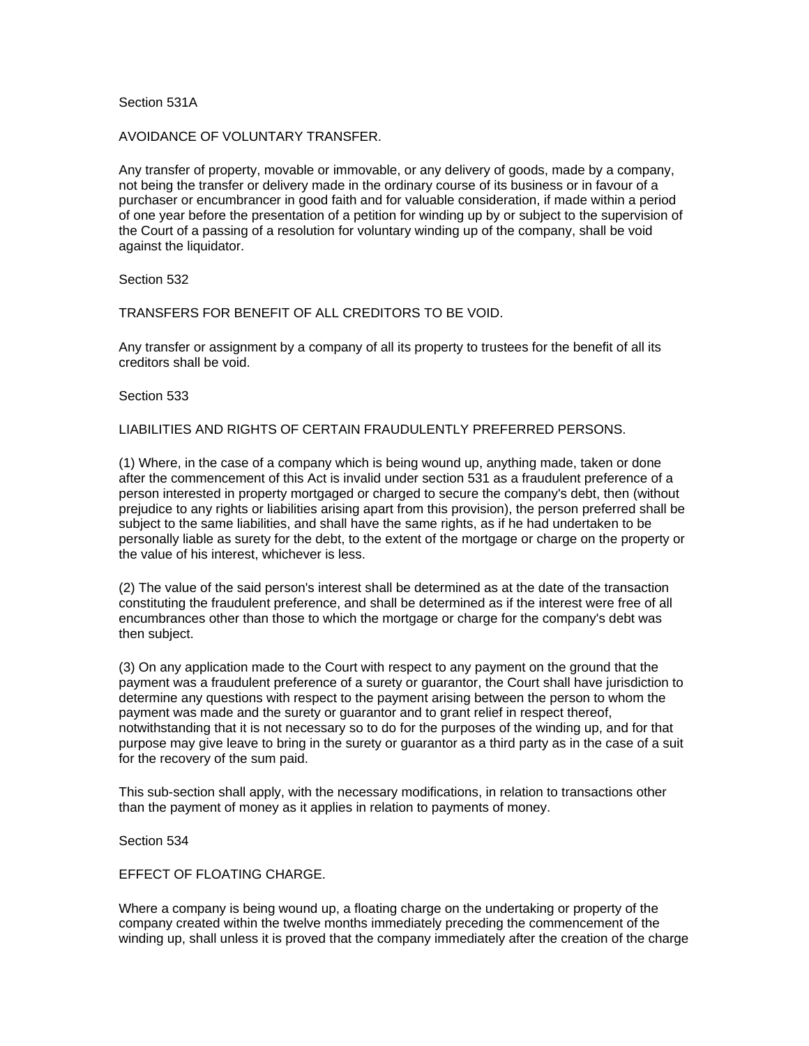Section 531A

AVOIDANCE OF VOLUNTARY TRANSFER.

Any transfer of property, movable or immovable, or any delivery of goods, made by a company, not being the transfer or delivery made in the ordinary course of its business or in favour of a purchaser or encumbrancer in good faith and for valuable consideration, if made within a period of one year before the presentation of a petition for winding up by or subject to the supervision of the Court of a passing of a resolution for voluntary winding up of the company, shall be void against the liquidator.

Section 532

TRANSFERS FOR BENEFIT OF ALL CREDITORS TO BE VOID.

Any transfer or assignment by a company of all its property to trustees for the benefit of all its creditors shall be void.

Section 533

LIABILITIES AND RIGHTS OF CERTAIN FRAUDULENTLY PREFERRED PERSONS.

(1) Where, in the case of a company which is being wound up, anything made, taken or done after the commencement of this Act is invalid under section 531 as a fraudulent preference of a person interested in property mortgaged or charged to secure the company's debt, then (without prejudice to any rights or liabilities arising apart from this provision), the person preferred shall be subject to the same liabilities, and shall have the same rights, as if he had undertaken to be personally liable as surety for the debt, to the extent of the mortgage or charge on the property or the value of his interest, whichever is less.

(2) The value of the said person's interest shall be determined as at the date of the transaction constituting the fraudulent preference, and shall be determined as if the interest were free of all encumbrances other than those to which the mortgage or charge for the company's debt was then subject.

(3) On any application made to the Court with respect to any payment on the ground that the payment was a fraudulent preference of a surety or guarantor, the Court shall have jurisdiction to determine any questions with respect to the payment arising between the person to whom the payment was made and the surety or guarantor and to grant relief in respect thereof, notwithstanding that it is not necessary so to do for the purposes of the winding up, and for that purpose may give leave to bring in the surety or guarantor as a third party as in the case of a suit for the recovery of the sum paid.

This sub-section shall apply, with the necessary modifications, in relation to transactions other than the payment of money as it applies in relation to payments of money.

Section 534

EFFECT OF FLOATING CHARGE.

Where a company is being wound up, a floating charge on the undertaking or property of the company created within the twelve months immediately preceding the commencement of the winding up, shall unless it is proved that the company immediately after the creation of the charge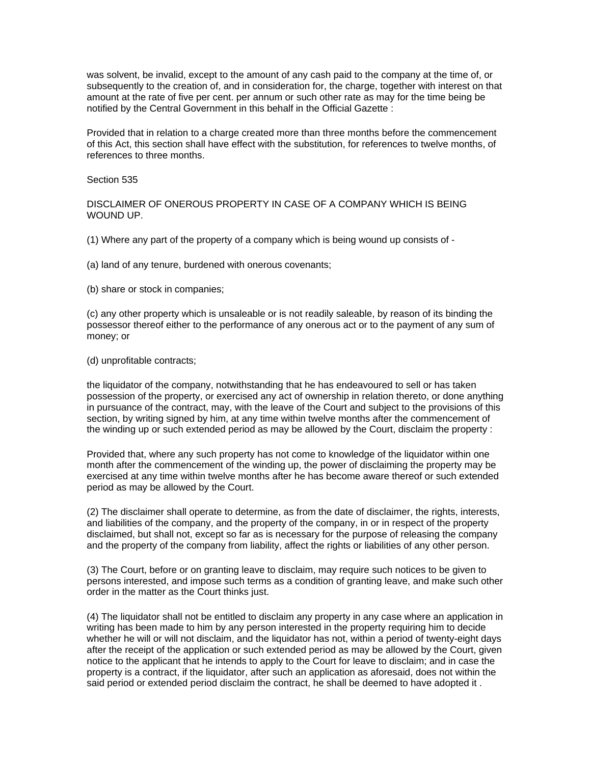was solvent, be invalid, except to the amount of any cash paid to the company at the time of, or subsequently to the creation of, and in consideration for, the charge, together with interest on that amount at the rate of five per cent. per annum or such other rate as may for the time being be notified by the Central Government in this behalf in the Official Gazette :

Provided that in relation to a charge created more than three months before the commencement of this Act, this section shall have effect with the substitution, for references to twelve months, of references to three months.

Section 535

DISCLAIMER OF ONEROUS PROPERTY IN CASE OF A COMPANY WHICH IS BEING WOUND UP.

(1) Where any part of the property of a company which is being wound up consists of -

(a) land of any tenure, burdened with onerous covenants;

(b) share or stock in companies;

(c) any other property which is unsaleable or is not readily saleable, by reason of its binding the possessor thereof either to the performance of any onerous act or to the payment of any sum of money; or

(d) unprofitable contracts;

the liquidator of the company, notwithstanding that he has endeavoured to sell or has taken possession of the property, or exercised any act of ownership in relation thereto, or done anything in pursuance of the contract, may, with the leave of the Court and subject to the provisions of this section, by writing signed by him, at any time within twelve months after the commencement of the winding up or such extended period as may be allowed by the Court, disclaim the property :

Provided that, where any such property has not come to knowledge of the liquidator within one month after the commencement of the winding up, the power of disclaiming the property may be exercised at any time within twelve months after he has become aware thereof or such extended period as may be allowed by the Court.

(2) The disclaimer shall operate to determine, as from the date of disclaimer, the rights, interests, and liabilities of the company, and the property of the company, in or in respect of the property disclaimed, but shall not, except so far as is necessary for the purpose of releasing the company and the property of the company from liability, affect the rights or liabilities of any other person.

(3) The Court, before or on granting leave to disclaim, may require such notices to be given to persons interested, and impose such terms as a condition of granting leave, and make such other order in the matter as the Court thinks just.

(4) The liquidator shall not be entitled to disclaim any property in any case where an application in writing has been made to him by any person interested in the property requiring him to decide whether he will or will not disclaim, and the liquidator has not, within a period of twenty-eight days after the receipt of the application or such extended period as may be allowed by the Court, given notice to the applicant that he intends to apply to the Court for leave to disclaim; and in case the property is a contract, if the liquidator, after such an application as aforesaid, does not within the said period or extended period disclaim the contract, he shall be deemed to have adopted it .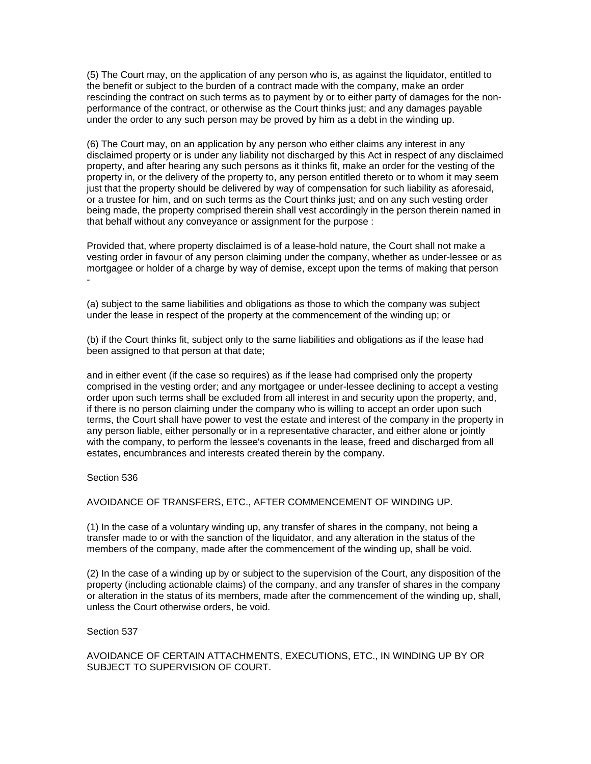(5) The Court may, on the application of any person who is, as against the liquidator, entitled to the benefit or subject to the burden of a contract made with the company, make an order rescinding the contract on such terms as to payment by or to either party of damages for the non-performance of the contract, or otherwise as the Court thinks just; and any damages payable under the order to any such person may be proved by him as a debt in the winding up.

(6) The Court may, on an application by any person who either claims any interest in any disclaimed property or is under any liability not discharged by this Act in respect of any disclaimed property, and after hearing any such persons as it thinks fit, make an order for the vesting of the property in, or the delivery of the property to, any person entitled thereto or to whom it may seem just that the property should be delivered by way of compensation for such liability as aforesaid, or a trustee for him, and on such terms as the Court thinks just; and on any such vesting order being made, the property comprised therein shall vest accordingly in the person therein named in that behalf without any conveyance or assignment for the purpose :

Provided that, where property disclaimed is of a lease-hold nature, the Court shall not make a vesting order in favour of any person claiming under the company, whether as under-lessee or as mortgagee or holder of a charge by way of demise, except upon the terms of making that person -

(a) subject to the same liabilities and obligations as those to which the company was subject under the lease in respect of the property at the commencement of the winding up; or

(b) if the Court thinks fit, subject only to the same liabilities and obligations as if the lease had been assigned to that person at that date;

and in either event (if the case so requires) as if the lease had comprised only the property comprised in the vesting order; and any mortgagee or under-lessee declining to accept a vesting order upon such terms shall be excluded from all interest in and security upon the property, and, if there is no person claiming under the company who is willing to accept an order upon such terms, the Court shall have power to vest the estate and interest of the company in the property in any person liable, either personally or in a representative character, and either alone or jointly with the company, to perform the lessee's covenants in the lease, freed and discharged from all estates, encumbrances and interests created therein by the company.

Section 536

AVOIDANCE OF TRANSFERS, ETC., AFTER COMMENCEMENT OF WINDING UP.

(1) In the case of a voluntary winding up, any transfer of shares in the company, not being a transfer made to or with the sanction of the liquidator, and any alteration in the status of the members of the company, made after the commencement of the winding up, shall be void.

(2) In the case of a winding up by or subject to the supervision of the Court, any disposition of the property (including actionable claims) of the company, and any transfer of shares in the company or alteration in the status of its members, made after the commencement of the winding up, shall, unless the Court otherwise orders, be void.

Section 537

AVOIDANCE OF CERTAIN ATTACHMENTS, EXECUTIONS, ETC., IN WINDING UP BY OR SUBJECT TO SUPERVISION OF COURT.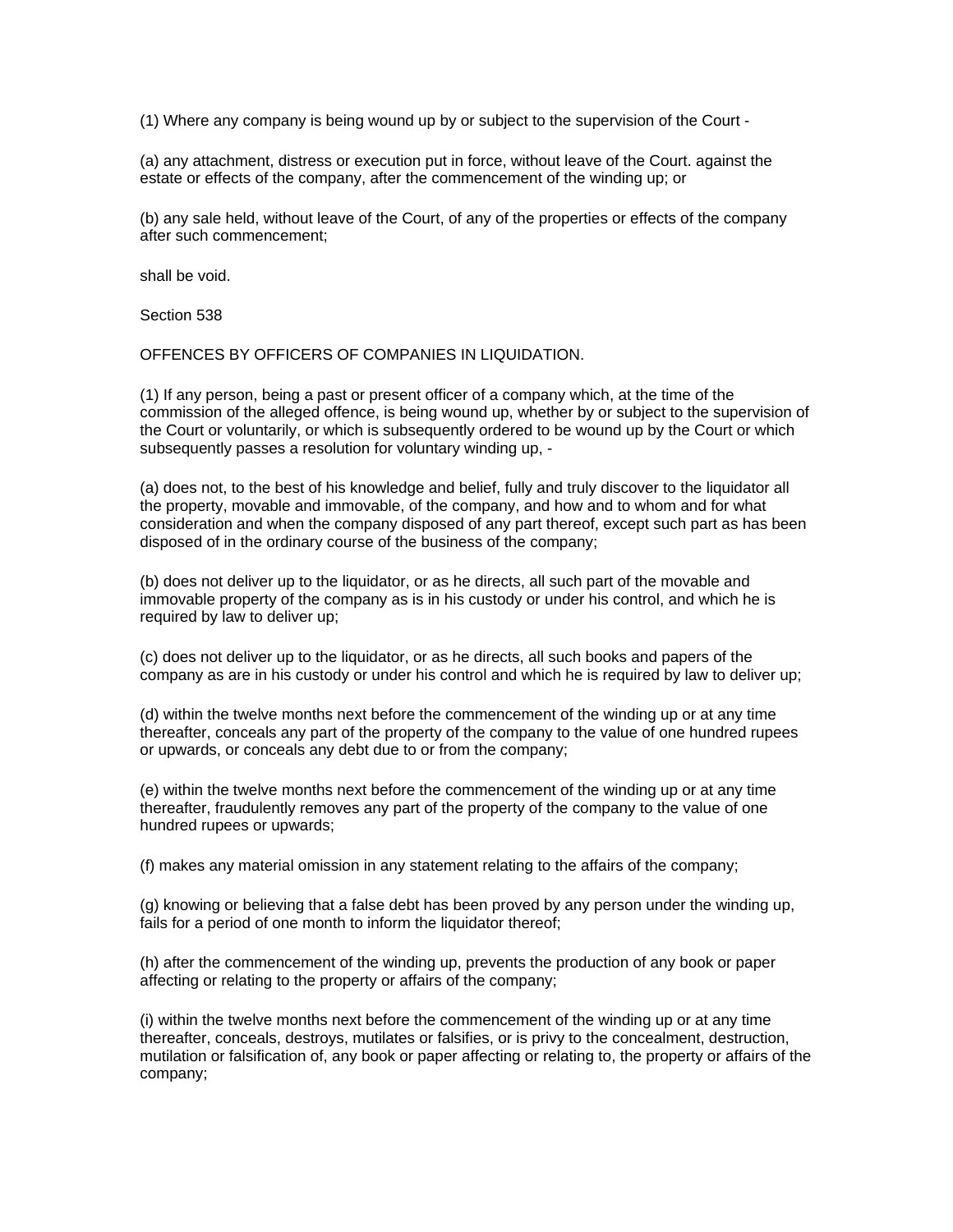(1) Where any company is being wound up by or subject to the supervision of the Court -

(a) any attachment, distress or execution put in force, without leave of the Court. against the estate or effects of the company, after the commencement of the winding up; or

(b) any sale held, without leave of the Court, of any of the properties or effects of the company after such commencement;

shall be void.

Section 538

OFFENCES BY OFFICERS OF COMPANIES IN LIQUIDATION.

(1) If any person, being a past or present officer of a company which, at the time of the commission of the alleged offence, is being wound up, whether by or subject to the supervision of the Court or voluntarily, or which is subsequently ordered to be wound up by the Court or which subsequently passes a resolution for voluntary winding up, -

(a) does not, to the best of his knowledge and belief, fully and truly discover to the liquidator all the property, movable and immovable, of the company, and how and to whom and for what consideration and when the company disposed of any part thereof, except such part as has been disposed of in the ordinary course of the business of the company;

(b) does not deliver up to the liquidator, or as he directs, all such part of the movable and immovable property of the company as is in his custody or under his control, and which he is required by law to deliver up;

(c) does not deliver up to the liquidator, or as he directs, all such books and papers of the company as are in his custody or under his control and which he is required by law to deliver up;

(d) within the twelve months next before the commencement of the winding up or at any time thereafter, conceals any part of the property of the company to the value of one hundred rupees or upwards, or conceals any debt due to or from the company;

(e) within the twelve months next before the commencement of the winding up or at any time thereafter, fraudulently removes any part of the property of the company to the value of one hundred rupees or upwards;

(f) makes any material omission in any statement relating to the affairs of the company;

(g) knowing or believing that a false debt has been proved by any person under the winding up, fails for a period of one month to inform the liquidator thereof;

(h) after the commencement of the winding up, prevents the production of any book or paper affecting or relating to the property or affairs of the company;

(i) within the twelve months next before the commencement of the winding up or at any time thereafter, conceals, destroys, mutilates or falsifies, or is privy to the concealment, destruction, mutilation or falsification of, any book or paper affecting or relating to, the property or affairs of the company;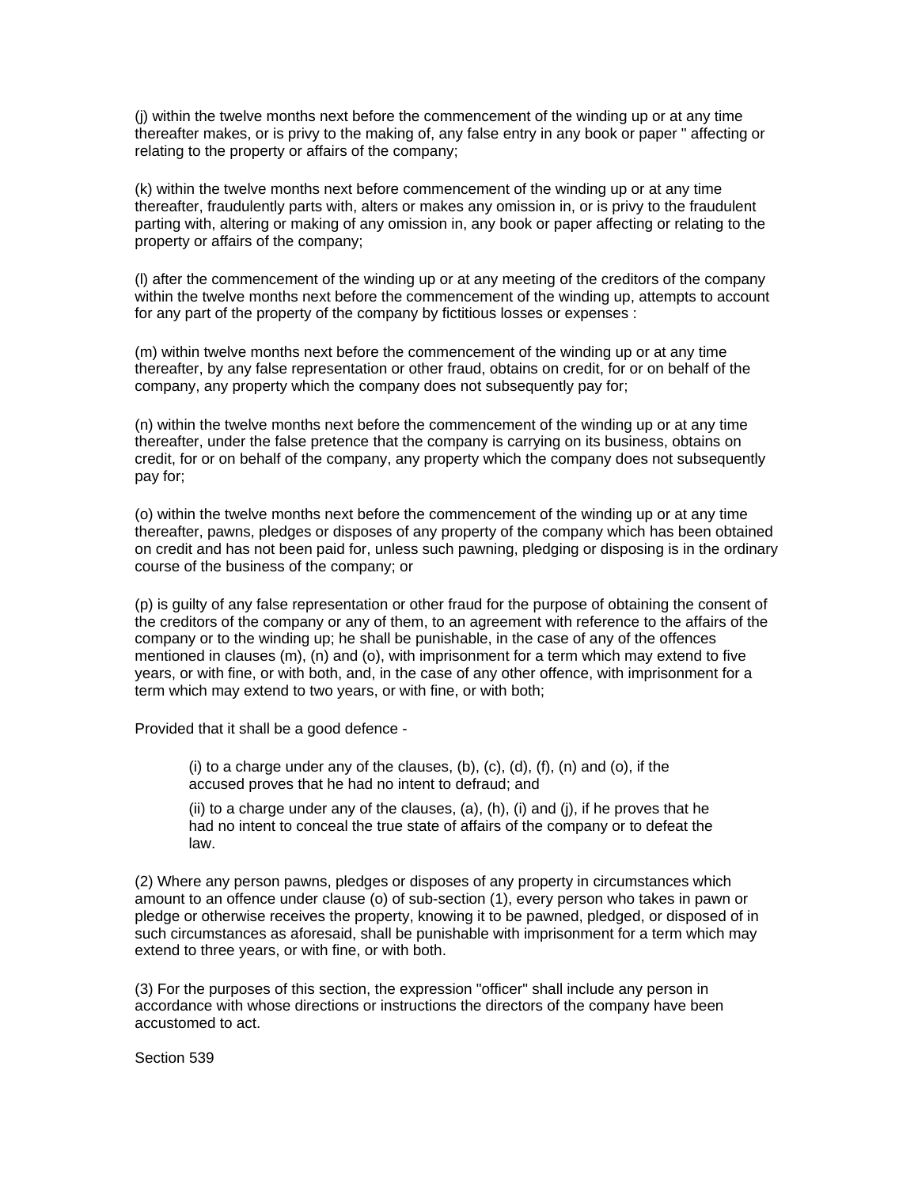(j) within the twelve months next before the commencement of the winding up or at any time thereafter makes, or is privy to the making of, any false entry in any book or paper " affecting or relating to the property or affairs of the company;

(k) within the twelve months next before commencement of the winding up or at any time thereafter, fraudulently parts with, alters or makes any omission in, or is privy to the fraudulent parting with, altering or making of any omission in, any book or paper affecting or relating to the property or affairs of the company;

(l) after the commencement of the winding up or at any meeting of the creditors of the company within the twelve months next before the commencement of the winding up, attempts to account for any part of the property of the company by fictitious losses or expenses :

(m) within twelve months next before the commencement of the winding up or at any time thereafter, by any false representation or other fraud, obtains on credit, for or on behalf of the company, any property which the company does not subsequently pay for;

(n) within the twelve months next before the commencement of the winding up or at any time thereafter, under the false pretence that the company is carrying on its business, obtains on credit, for or on behalf of the company, any property which the company does not subsequently pay for;

(o) within the twelve months next before the commencement of the winding up or at any time thereafter, pawns, pledges or disposes of any property of the company which has been obtained on credit and has not been paid for, unless such pawning, pledging or disposing is in the ordinary course of the business of the company; or

(p) is guilty of any false representation or other fraud for the purpose of obtaining the consent of the creditors of the company or any of them, to an agreement with reference to the affairs of the company or to the winding up; he shall be punishable, in the case of any of the offences mentioned in clauses (m), (n) and (o), with imprisonment for a term which may extend to five years, or with fine, or with both, and, in the case of any other offence, with imprisonment for a term which may extend to two years, or with fine, or with both;

Provided that it shall be a good defence -

> (i) to a charge under any of the clauses, (b), (c), (d), (f), (n) and (o), if the accused proves that he had no intent to defraud; and
>
> (ii) to a charge under any of the clauses, (a), (h), (i) and (j), if he proves that he had no intent to conceal the true state of affairs of the company or to defeat the law.

(2) Where any person pawns, pledges or disposes of any property in circumstances which amount to an offence under clause (o) of sub-section (1), every person who takes in pawn or pledge or otherwise receives the property, knowing it to be pawned, pledged, or disposed of in such circumstances as aforesaid, shall be punishable with imprisonment for a term which may extend to three years, or with fine, or with both.

(3) For the purposes of this section, the expression "officer" shall include any person in accordance with whose directions or instructions the directors of the company have been accustomed to act.

Section 539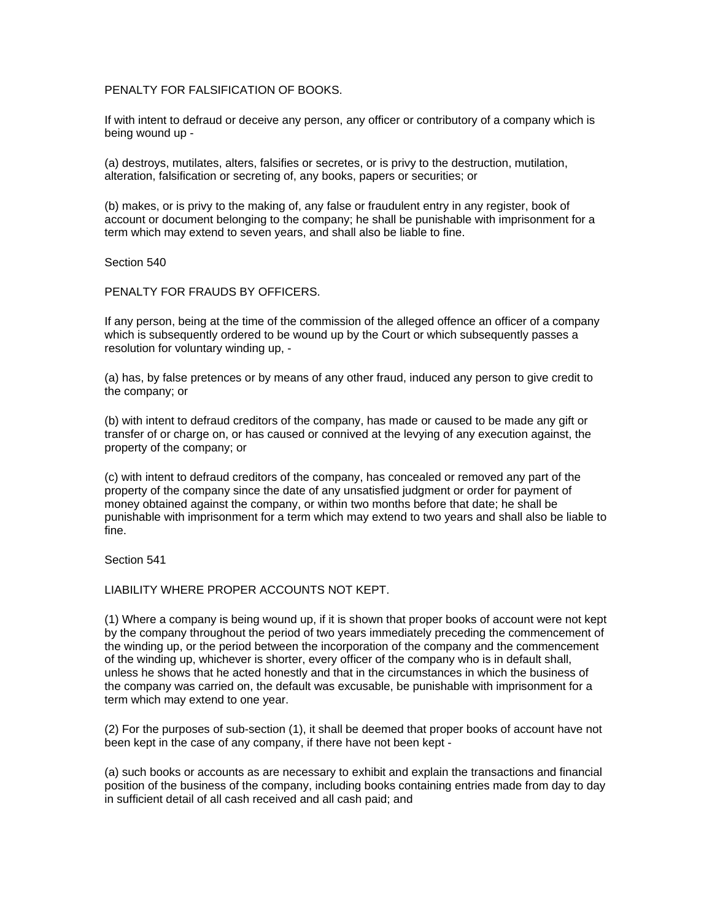PENALTY FOR FALSIFICATION OF BOOKS.

If with intent to defraud or deceive any person, any officer or contributory of a company which is being wound up -

(a) destroys, mutilates, alters, falsifies or secretes, or is privy to the destruction, mutilation, alteration, falsification or secreting of, any books, papers or securities; or

(b) makes, or is privy to the making of, any false or fraudulent entry in any register, book of account or document belonging to the company; he shall be punishable with imprisonment for a term which may extend to seven years, and shall also be liable to fine.

Section 540

PENALTY FOR FRAUDS BY OFFICERS.

If any person, being at the time of the commission of the alleged offence an officer of a company which is subsequently ordered to be wound up by the Court or which subsequently passes a resolution for voluntary winding up, -

(a) has, by false pretences or by means of any other fraud, induced any person to give credit to the company; or

(b) with intent to defraud creditors of the company, has made or caused to be made any gift or transfer of or charge on, or has caused or connived at the levying of any execution against, the property of the company; or

(c) with intent to defraud creditors of the company, has concealed or removed any part of the property of the company since the date of any unsatisfied judgment or order for payment of money obtained against the company, or within two months before that date; he shall be punishable with imprisonment for a term which may extend to two years and shall also be liable to fine.

Section 541

LIABILITY WHERE PROPER ACCOUNTS NOT KEPT.

(1) Where a company is being wound up, if it is shown that proper books of account were not kept by the company throughout the period of two years immediately preceding the commencement of the winding up, or the period between the incorporation of the company and the commencement of the winding up, whichever is shorter, every officer of the company who is in default shall, unless he shows that he acted honestly and that in the circumstances in which the business of the company was carried on, the default was excusable, be punishable with imprisonment for a term which may extend to one year.

(2) For the purposes of sub-section (1), it shall be deemed that proper books of account have not been kept in the case of any company, if there have not been kept -

(a) such books or accounts as are necessary to exhibit and explain the transactions and financial position of the business of the company, including books containing entries made from day to day in sufficient detail of all cash received and all cash paid; and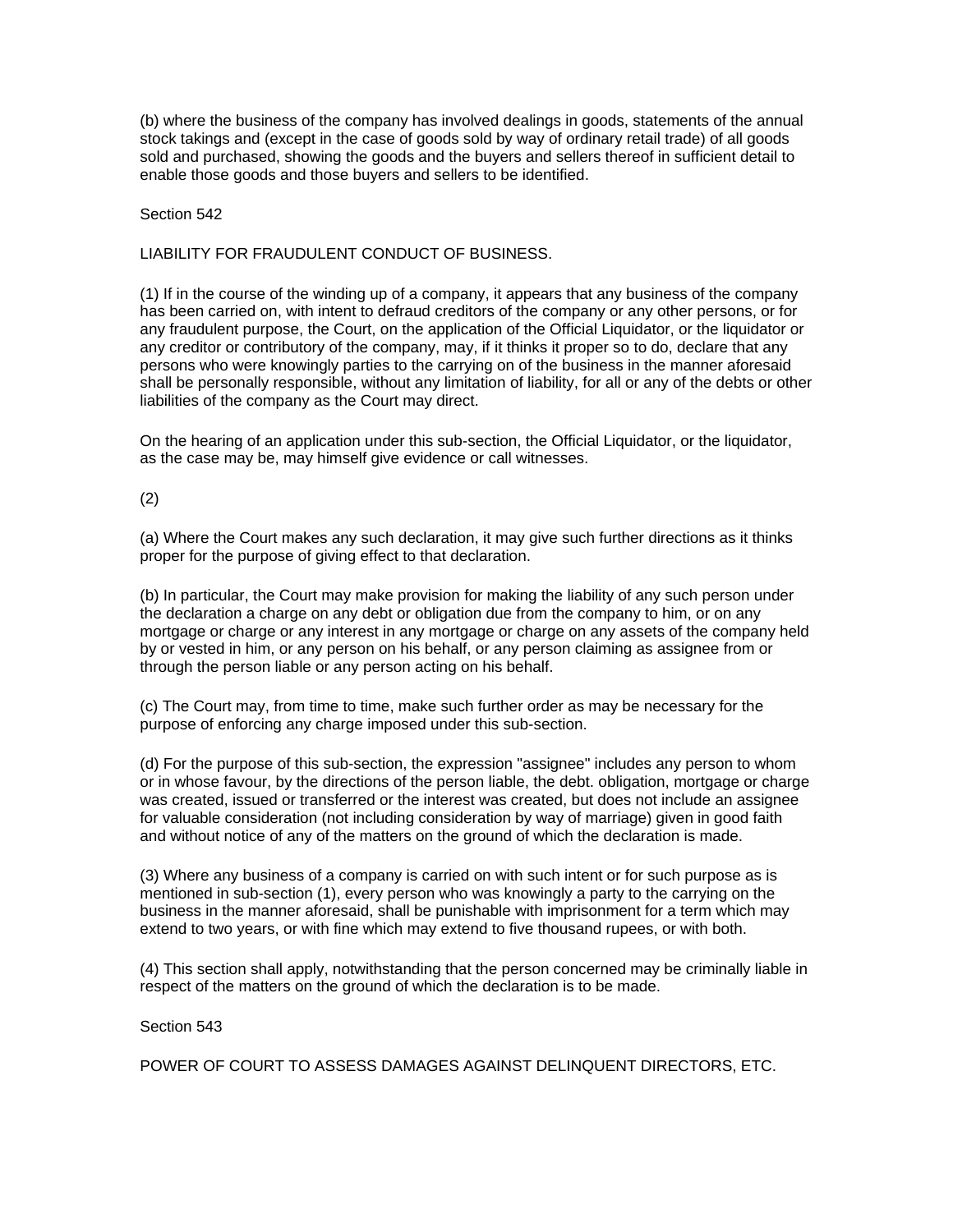(b) where the business of the company has involved dealings in goods, statements of the annual stock takings and (except in the case of goods sold by way of ordinary retail trade) of all goods sold and purchased, showing the goods and the buyers and sellers thereof in sufficient detail to enable those goods and those buyers and sellers to be identified.

Section 542

LIABILITY FOR FRAUDULENT CONDUCT OF BUSINESS.

(1) If in the course of the winding up of a company, it appears that any business of the company has been carried on, with intent to defraud creditors of the company or any other persons, or for any fraudulent purpose, the Court, on the application of the Official Liquidator, or the liquidator or any creditor or contributory of the company, may, if it thinks it proper so to do, declare that any persons who were knowingly parties to the carrying on of the business in the manner aforesaid shall be personally responsible, without any limitation of liability, for all or any of the debts or other liabilities of the company as the Court may direct.

On the hearing of an application under this sub-section, the Official Liquidator, or the liquidator, as the case may be, may himself give evidence or call witnesses.

(2)

(a) Where the Court makes any such declaration, it may give such further directions as it thinks proper for the purpose of giving effect to that declaration.

(b) In particular, the Court may make provision for making the liability of any such person under the declaration a charge on any debt or obligation due from the company to him, or on any mortgage or charge or any interest in any mortgage or charge on any assets of the company held by or vested in him, or any person on his behalf, or any person claiming as assignee from or through the person liable or any person acting on his behalf.

(c) The Court may, from time to time, make such further order as may be necessary for the purpose of enforcing any charge imposed under this sub-section.

(d) For the purpose of this sub-section, the expression "assignee" includes any person to whom or in whose favour, by the directions of the person liable, the debt. obligation, mortgage or charge was created, issued or transferred or the interest was created, but does not include an assignee for valuable consideration (not including consideration by way of marriage) given in good faith and without notice of any of the matters on the ground of which the declaration is made.

(3) Where any business of a company is carried on with such intent or for such purpose as is mentioned in sub-section (1), every person who was knowingly a party to the carrying on the business in the manner aforesaid, shall be punishable with imprisonment for a term which may extend to two years, or with fine which may extend to five thousand rupees, or with both.

(4) This section shall apply, notwithstanding that the person concerned may be criminally liable in respect of the matters on the ground of which the declaration is to be made.

Section 543

POWER OF COURT TO ASSESS DAMAGES AGAINST DELINQUENT DIRECTORS, ETC.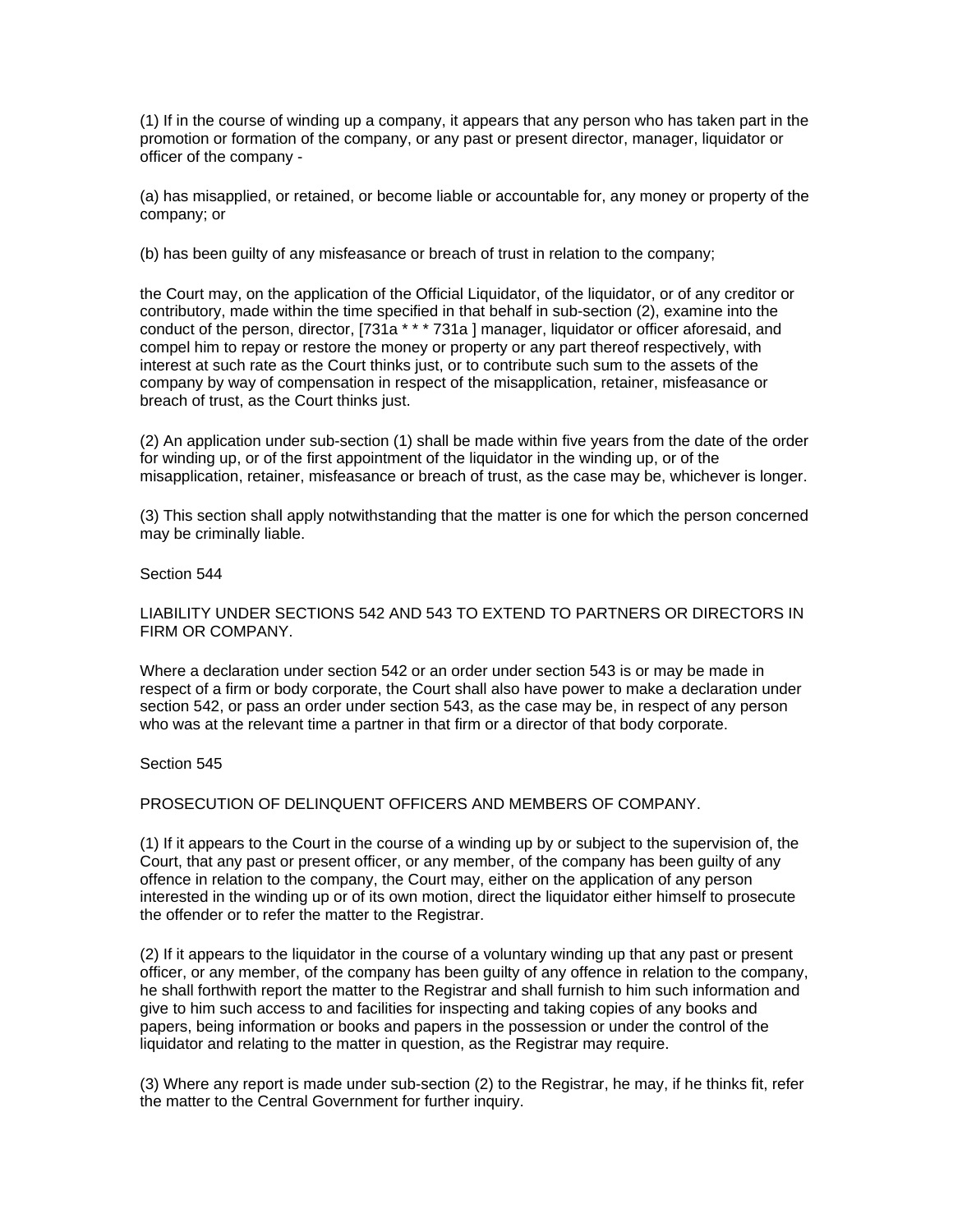(1) If in the course of winding up a company, it appears that any person who has taken part in the promotion or formation of the company, or any past or present director, manager, liquidator or officer of the company -

(a) has misapplied, or retained, or become liable or accountable for, any money or property of the company; or

(b) has been guilty of any misfeasance or breach of trust in relation to the company;

the Court may, on the application of the Official Liquidator, of the liquidator, or of any creditor or contributory, made within the time specified in that behalf in sub-section (2), examine into the conduct of the person, director, [731a * * * 731a ] manager, liquidator or officer aforesaid, and compel him to repay or restore the money or property or any part thereof respectively, with interest at such rate as the Court thinks just, or to contribute such sum to the assets of the company by way of compensation in respect of the misapplication, retainer, misfeasance or breach of trust, as the Court thinks just.

(2) An application under sub-section (1) shall be made within five years from the date of the order for winding up, or of the first appointment of the liquidator in the winding up, or of the misapplication, retainer, misfeasance or breach of trust, as the case may be, whichever is longer.

(3) This section shall apply notwithstanding that the matter is one for which the person concerned may be criminally liable.

Section 544

LIABILITY UNDER SECTIONS 542 AND 543 TO EXTEND TO PARTNERS OR DIRECTORS IN FIRM OR COMPANY.

Where a declaration under section 542 or an order under section 543 is or may be made in respect of a firm or body corporate, the Court shall also have power to make a declaration under section 542, or pass an order under section 543, as the case may be, in respect of any person who was at the relevant time a partner in that firm or a director of that body corporate.

Section 545

PROSECUTION OF DELINQUENT OFFICERS AND MEMBERS OF COMPANY.

(1) If it appears to the Court in the course of a winding up by or subject to the supervision of, the Court, that any past or present officer, or any member, of the company has been guilty of any offence in relation to the company, the Court may, either on the application of any person interested in the winding up or of its own motion, direct the liquidator either himself to prosecute the offender or to refer the matter to the Registrar.

(2) If it appears to the liquidator in the course of a voluntary winding up that any past or present officer, or any member, of the company has been guilty of any offence in relation to the company, he shall forthwith report the matter to the Registrar and shall furnish to him such information and give to him such access to and facilities for inspecting and taking copies of any books and papers, being information or books and papers in the possession or under the control of the liquidator and relating to the matter in question, as the Registrar may require.

(3) Where any report is made under sub-section (2) to the Registrar, he may, if he thinks fit, refer the matter to the Central Government for further inquiry.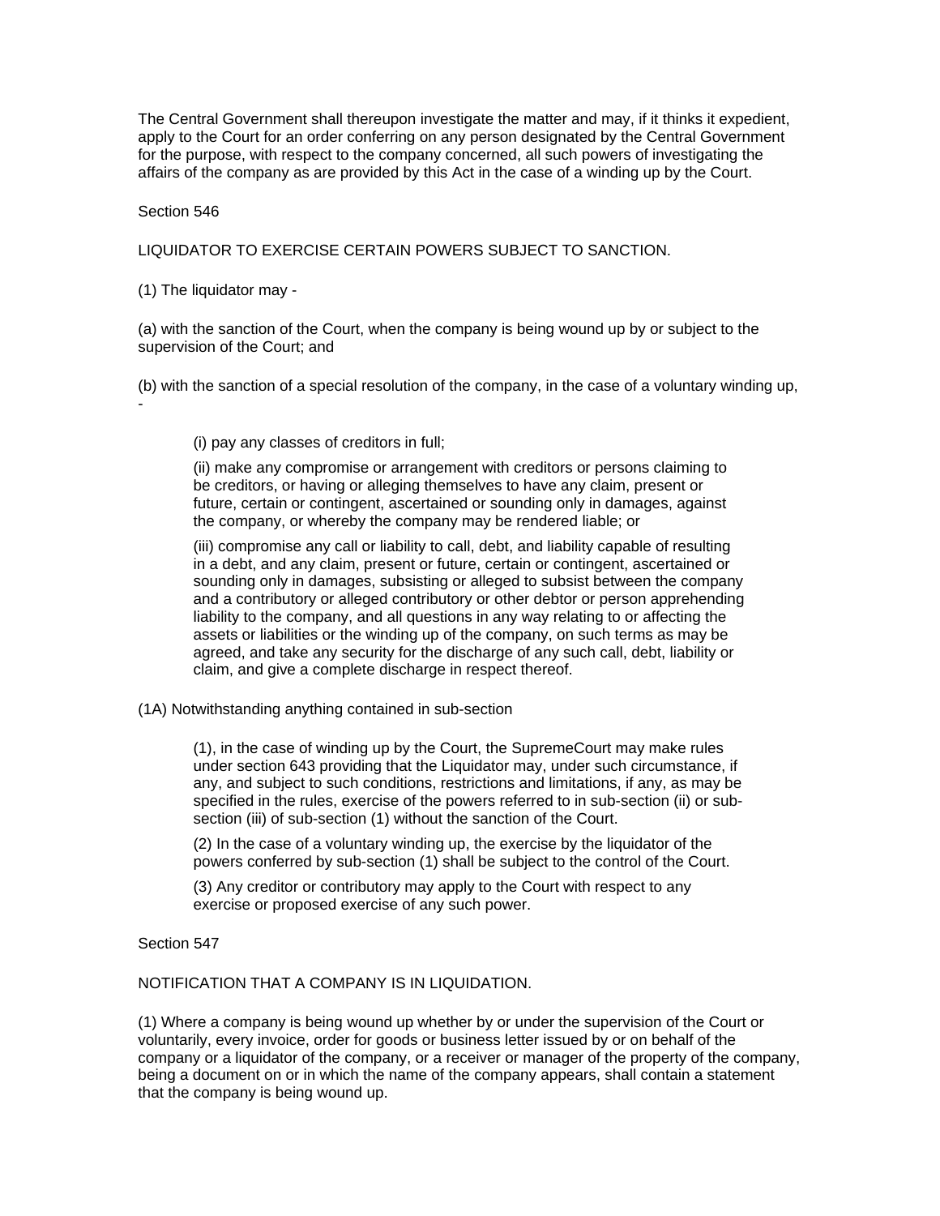The Central Government shall thereupon investigate the matter and may, if it thinks it expedient, apply to the Court for an order conferring on any person designated by the Central Government for the purpose, with respect to the company concerned, all such powers of investigating the affairs of the company as are provided by this Act in the case of a winding up by the Court.

Section 546

LIQUIDATOR TO EXERCISE CERTAIN POWERS SUBJECT TO SANCTION.

(1) The liquidator may -

(a) with the sanction of the Court, when the company is being wound up by or subject to the supervision of the Court; and

(b) with the sanction of a special resolution of the company, in the case of a voluntary winding up, -

> (i) pay any classes of creditors in full;
>
> (ii) make any compromise or arrangement with creditors or persons claiming to be creditors, or having or alleging themselves to have any claim, present or future, certain or contingent, ascertained or sounding only in damages, against the company, or whereby the company may be rendered liable; or
>
> (iii) compromise any call or liability to call, debt, and liability capable of resulting in a debt, and any claim, present or future, certain or contingent, ascertained or sounding only in damages, subsisting or alleged to subsist between the company and a contributory or alleged contributory or other debtor or person apprehending liability to the company, and all questions in any way relating to or affecting the assets or liabilities or the winding up of the company, on such terms as may be agreed, and take any security for the discharge of any such call, debt, liability or claim, and give a complete discharge in respect thereof.

(1A) Notwithstanding anything contained in sub-section

> (1), in the case of winding up by the Court, the SupremeCourt may make rules under section 643 providing that the Liquidator may, under such circumstance, if any, and subject to such conditions, restrictions and limitations, if any, as may be specified in the rules, exercise of the powers referred to in sub-section (ii) or sub-section (iii) of sub-section (1) without the sanction of the Court.
>
> (2) In the case of a voluntary winding up, the exercise by the liquidator of the powers conferred by sub-section (1) shall be subject to the control of the Court.
>
> (3) Any creditor or contributory may apply to the Court with respect to any exercise or proposed exercise of any such power.

Section 547

NOTIFICATION THAT A COMPANY IS IN LIQUIDATION.

(1) Where a company is being wound up whether by or under the supervision of the Court or voluntarily, every invoice, order for goods or business letter issued by or on behalf of the company or a liquidator of the company, or a receiver or manager of the property of the company, being a document on or in which the name of the company appears, shall contain a statement that the company is being wound up.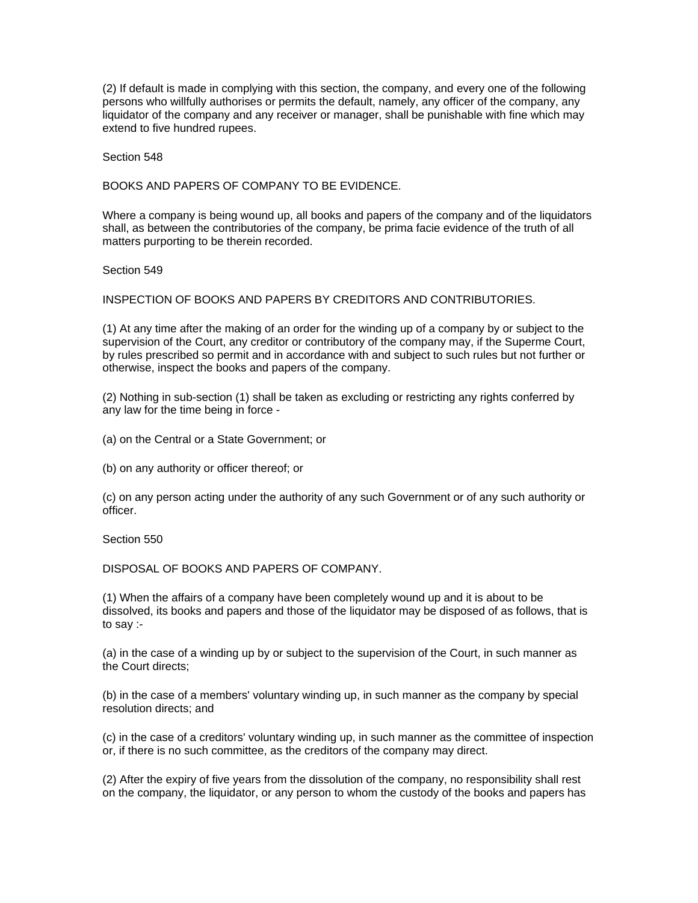(2) If default is made in complying with this section, the company, and every one of the following persons who willfully authorises or permits the default, namely, any officer of the company, any liquidator of the company and any receiver or manager, shall be punishable with fine which may extend to five hundred rupees.

Section 548

BOOKS AND PAPERS OF COMPANY TO BE EVIDENCE.

Where a company is being wound up, all books and papers of the company and of the liquidators shall, as between the contributories of the company, be prima facie evidence of the truth of all matters purporting to be therein recorded.

Section 549

INSPECTION OF BOOKS AND PAPERS BY CREDITORS AND CONTRIBUTORIES.

(1) At any time after the making of an order for the winding up of a company by or subject to the supervision of the Court, any creditor or contributory of the company may, if the Superme Court, by rules prescribed so permit and in accordance with and subject to such rules but not further or otherwise, inspect the books and papers of the company.

(2) Nothing in sub-section (1) shall be taken as excluding or restricting any rights conferred by any law for the time being in force -

(a) on the Central or a State Government; or

(b) on any authority or officer thereof; or

(c) on any person acting under the authority of any such Government or of any such authority or officer.

Section 550

DISPOSAL OF BOOKS AND PAPERS OF COMPANY.

(1) When the affairs of a company have been completely wound up and it is about to be dissolved, its books and papers and those of the liquidator may be disposed of as follows, that is to say :-

(a) in the case of a winding up by or subject to the supervision of the Court, in such manner as the Court directs;

(b) in the case of a members' voluntary winding up, in such manner as the company by special resolution directs; and

(c) in the case of a creditors' voluntary winding up, in such manner as the committee of inspection or, if there is no such committee, as the creditors of the company may direct.

(2) After the expiry of five years from the dissolution of the company, no responsibility shall rest on the company, the liquidator, or any person to whom the custody of the books and papers has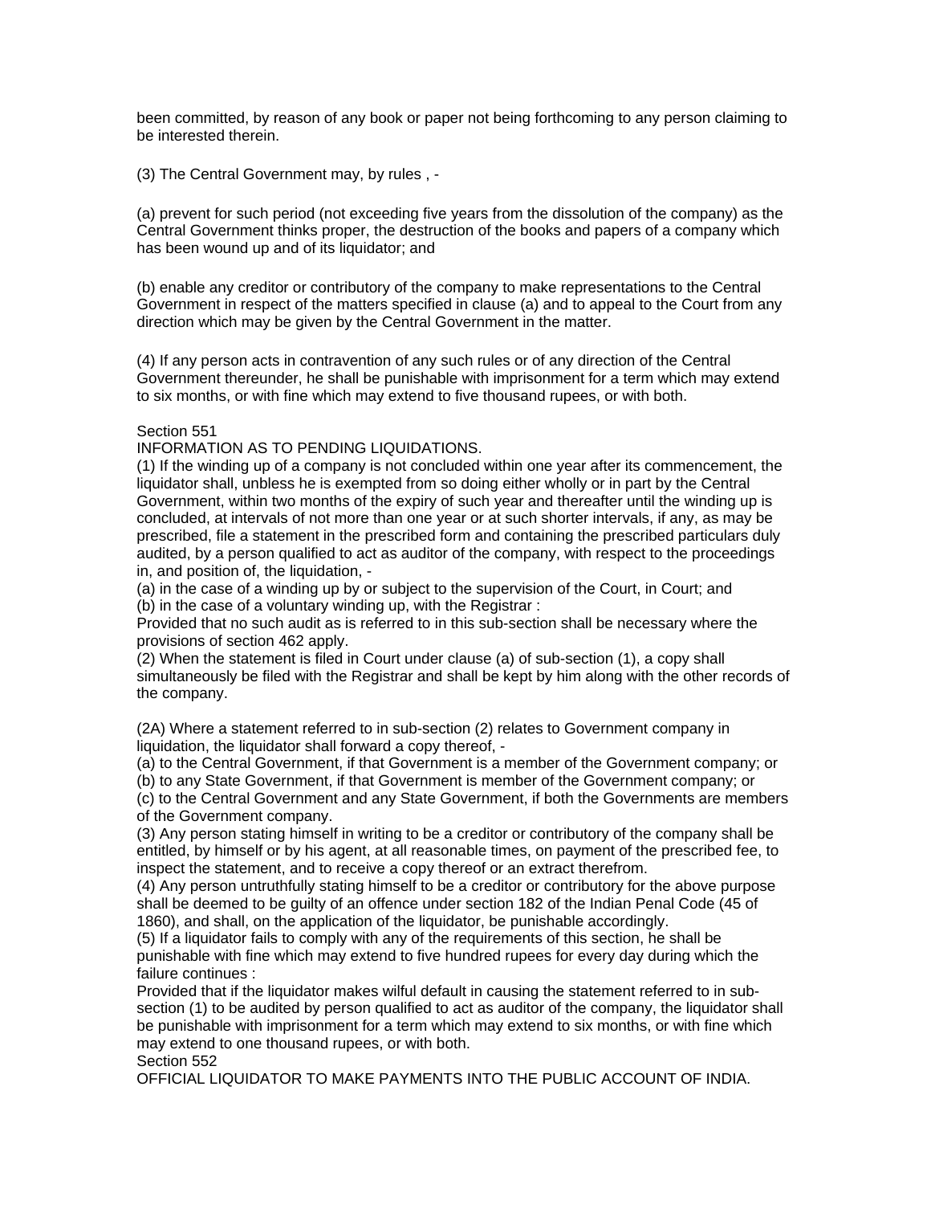been committed, by reason of any book or paper not being forthcoming to any person claiming to be interested therein.

(3) The Central Government may, by rules , -

(a) prevent for such period (not exceeding five years from the dissolution of the company) as the Central Government thinks proper, the destruction of the books and papers of a company which has been wound up and of its liquidator; and

(b) enable any creditor or contributory of the company to make representations to the Central Government in respect of the matters specified in clause (a) and to appeal to the Court from any direction which may be given by the Central Government in the matter.

(4) If any person acts in contravention of any such rules or of any direction of the Central Government thereunder, he shall be punishable with imprisonment for a term which may extend to six months, or with fine which may extend to five thousand rupees, or with both.

Section 551

INFORMATION AS TO PENDING LIQUIDATIONS.

(1) If the winding up of a company is not concluded within one year after its commencement, the liquidator shall, unbless he is exempted from so doing either wholly or in part by the Central Government, within two months of the expiry of such year and thereafter until the winding up is concluded, at intervals of not more than one year or at such shorter intervals, if any, as may be prescribed, file a statement in the prescribed form and containing the prescribed particulars duly audited, by a person qualified to act as auditor of the company, with respect to the proceedings in, and position of, the liquidation, -

(a) in the case of a winding up by or subject to the supervision of the Court, in Court; and

(b) in the case of a voluntary winding up, with the Registrar :

Provided that no such audit as is referred to in this sub-section shall be necessary where the provisions of section 462 apply.

(2) When the statement is filed in Court under clause (a) of sub-section (1), a copy shall simultaneously be filed with the Registrar and shall be kept by him along with the other records of the company.

(2A) Where a statement referred to in sub-section (2) relates to Government company in liquidation, the liquidator shall forward a copy thereof, -

(a) to the Central Government, if that Government is a member of the Government company; or

(b) to any State Government, if that Government is member of the Government company; or

(c) to the Central Government and any State Government, if both the Governments are members of the Government company.

(3) Any person stating himself in writing to be a creditor or contributory of the company shall be entitled, by himself or by his agent, at all reasonable times, on payment of the prescribed fee, to inspect the statement, and to receive a copy thereof or an extract therefrom.

(4) Any person untruthfully stating himself to be a creditor or contributory for the above purpose shall be deemed to be guilty of an offence under section 182 of the Indian Penal Code (45 of 1860), and shall, on the application of the liquidator, be punishable accordingly.

(5) If a liquidator fails to comply with any of the requirements of this section, he shall be punishable with fine which may extend to five hundred rupees for every day during which the failure continues :

Provided that if the liquidator makes wilful default in causing the statement referred to in sub-section (1) to be audited by person qualified to act as auditor of the company, the liquidator shall be punishable with imprisonment for a term which may extend to six months, or with fine which may extend to one thousand rupees, or with both.

Section 552

OFFICIAL LIQUIDATOR TO MAKE PAYMENTS INTO THE PUBLIC ACCOUNT OF INDIA.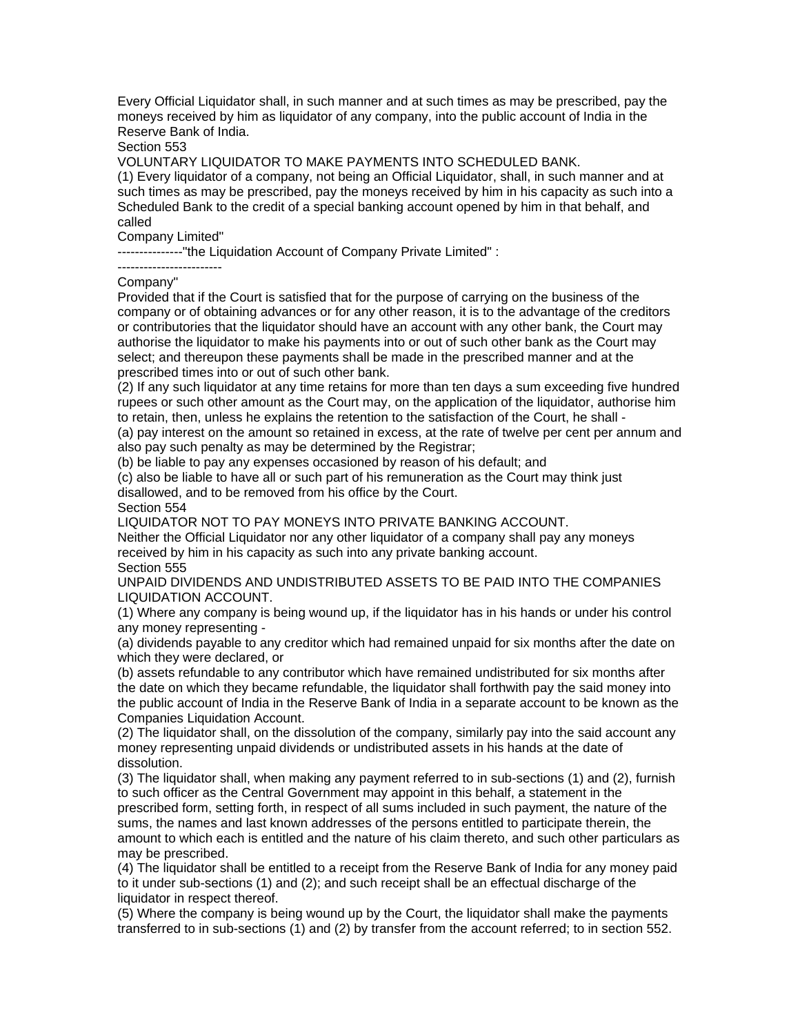Every Official Liquidator shall, in such manner and at such times as may be prescribed, pay the moneys received by him as liquidator of any company, into the public account of India in the Reserve Bank of India.

Section 553

VOLUNTARY LIQUIDATOR TO MAKE PAYMENTS INTO SCHEDULED BANK.

(1) Every liquidator of a company, not being an Official Liquidator, shall, in such manner and at such times as may be prescribed, pay the moneys received by him in his capacity as such into a Scheduled Bank to the credit of a special banking account opened by him in that behalf, and called

Company Limited"

---------------"the Liquidation Account of Company Private Limited" :

------------------------

Company"

Provided that if the Court is satisfied that for the purpose of carrying on the business of the company or of obtaining advances or for any other reason, it is to the advantage of the creditors or contributories that the liquidator should have an account with any other bank, the Court may authorise the liquidator to make his payments into or out of such other bank as the Court may select; and thereupon these payments shall be made in the prescribed manner and at the prescribed times into or out of such other bank.

(2) If any such liquidator at any time retains for more than ten days a sum exceeding five hundred rupees or such other amount as the Court may, on the application of the liquidator, authorise him to retain, then, unless he explains the retention to the satisfaction of the Court, he shall -

(a) pay interest on the amount so retained in excess, at the rate of twelve per cent per annum and also pay such penalty as may be determined by the Registrar;

(b) be liable to pay any expenses occasioned by reason of his default; and

(c) also be liable to have all or such part of his remuneration as the Court may think just disallowed, and to be removed from his office by the Court.

Section 554

LIQUIDATOR NOT TO PAY MONEYS INTO PRIVATE BANKING ACCOUNT.

Neither the Official Liquidator nor any other liquidator of a company shall pay any moneys received by him in his capacity as such into any private banking account.

Section 555

UNPAID DIVIDENDS AND UNDISTRIBUTED ASSETS TO BE PAID INTO THE COMPANIES LIQUIDATION ACCOUNT.

(1) Where any company is being wound up, if the liquidator has in his hands or under his control any money representing -

(a) dividends payable to any creditor which had remained unpaid for six months after the date on which they were declared, or

(b) assets refundable to any contributor which have remained undistributed for six months after the date on which they became refundable, the liquidator shall forthwith pay the said money into the public account of India in the Reserve Bank of India in a separate account to be known as the Companies Liquidation Account.

(2) The liquidator shall, on the dissolution of the company, similarly pay into the said account any money representing unpaid dividends or undistributed assets in his hands at the date of dissolution.

(3) The liquidator shall, when making any payment referred to in sub-sections (1) and (2), furnish to such officer as the Central Government may appoint in this behalf, a statement in the prescribed form, setting forth, in respect of all sums included in such payment, the nature of the sums, the names and last known addresses of the persons entitled to participate therein, the amount to which each is entitled and the nature of his claim thereto, and such other particulars as may be prescribed.

(4) The liquidator shall be entitled to a receipt from the Reserve Bank of India for any money paid to it under sub-sections (1) and (2); and such receipt shall be an effectual discharge of the liquidator in respect thereof.

(5) Where the company is being wound up by the Court, the liquidator shall make the payments transferred to in sub-sections (1) and (2) by transfer from the account referred; to in section 552.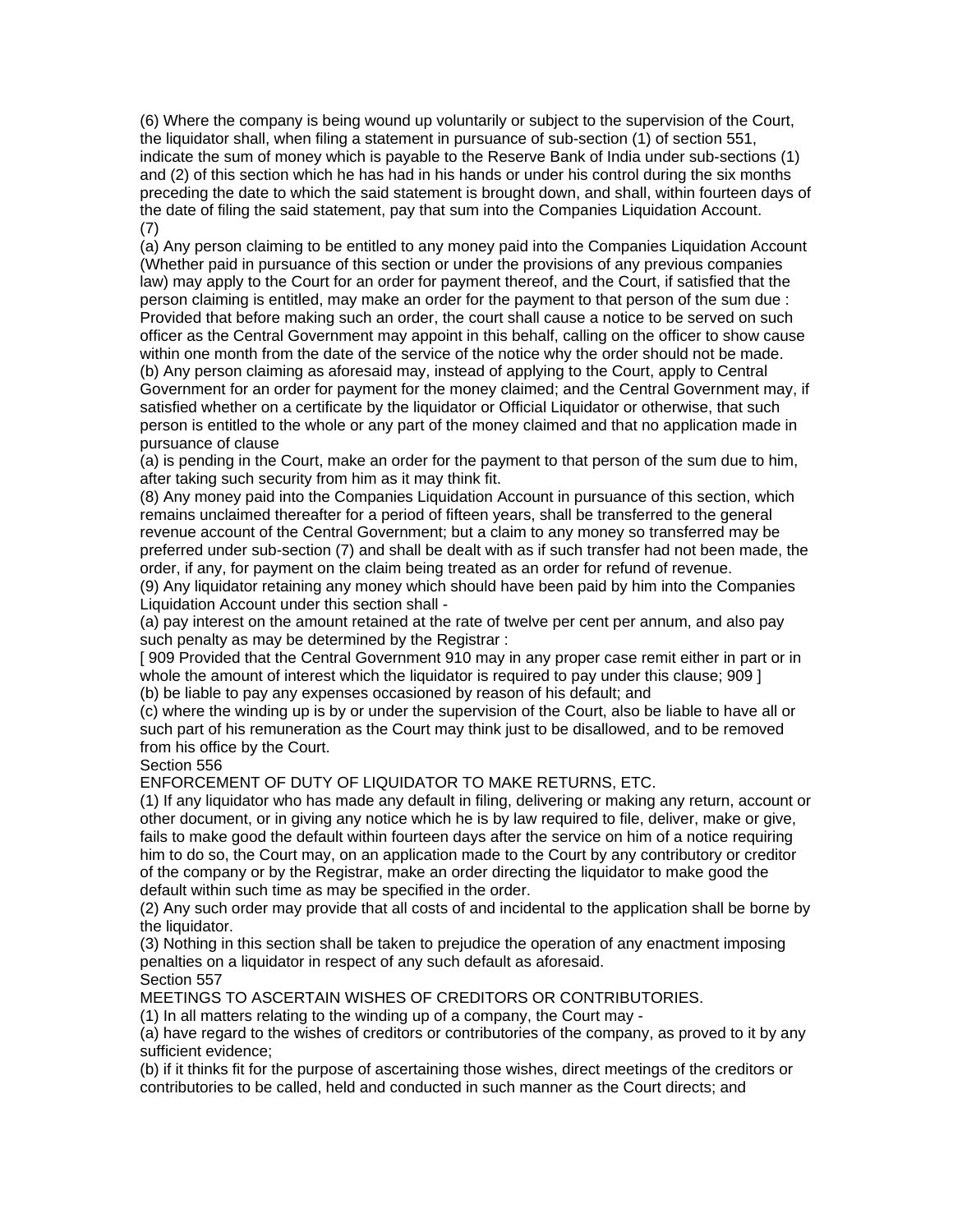(6) Where the company is being wound up voluntarily or subject to the supervision of the Court, the liquidator shall, when filing a statement in pursuance of sub-section (1) of section 551, indicate the sum of money which is payable to the Reserve Bank of India under sub-sections (1) and (2) of this section which he has had in his hands or under his control during the six months preceding the date to which the said statement is brought down, and shall, within fourteen days of the date of filing the said statement, pay that sum into the Companies Liquidation Account.

(7)

(a) Any person claiming to be entitled to any money paid into the Companies Liquidation Account (Whether paid in pursuance of this section or under the provisions of any previous companies law) may apply to the Court for an order for payment thereof, and the Court, if satisfied that the person claiming is entitled, may make an order for the payment to that person of the sum due : Provided that before making such an order, the court shall cause a notice to be served on such officer as the Central Government may appoint in this behalf, calling on the officer to show cause within one month from the date of the service of the notice why the order should not be made.

(b) Any person claiming as aforesaid may, instead of applying to the Court, apply to Central Government for an order for payment for the money claimed; and the Central Government may, if satisfied whether on a certificate by the liquidator or Official Liquidator or otherwise, that such person is entitled to the whole or any part of the money claimed and that no application made in pursuance of clause

(a) is pending in the Court, make an order for the payment to that person of the sum due to him, after taking such security from him as it may think fit.

(8) Any money paid into the Companies Liquidation Account in pursuance of this section, which remains unclaimed thereafter for a period of fifteen years, shall be transferred to the general revenue account of the Central Government; but a claim to any money so transferred may be preferred under sub-section (7) and shall be dealt with as if such transfer had not been made, the order, if any, for payment on the claim being treated as an order for refund of revenue.

(9) Any liquidator retaining any money which should have been paid by him into the Companies Liquidation Account under this section shall -

(a) pay interest on the amount retained at the rate of twelve per cent per annum, and also pay such penalty as may be determined by the Registrar :

[ 909 Provided that the Central Government 910 may in any proper case remit either in part or in whole the amount of interest which the liquidator is required to pay under this clause; 909 ]

(b) be liable to pay any expenses occasioned by reason of his default; and

(c) where the winding up is by or under the supervision of the Court, also be liable to have all or such part of his remuneration as the Court may think just to be disallowed, and to be removed from his office by the Court.

Section 556

ENFORCEMENT OF DUTY OF LIQUIDATOR TO MAKE RETURNS, ETC.

(1) If any liquidator who has made any default in filing, delivering or making any return, account or other document, or in giving any notice which he is by law required to file, deliver, make or give, fails to make good the default within fourteen days after the service on him of a notice requiring him to do so, the Court may, on an application made to the Court by any contributory or creditor of the company or by the Registrar, make an order directing the liquidator to make good the default within such time as may be specified in the order.

(2) Any such order may provide that all costs of and incidental to the application shall be borne by the liquidator.

(3) Nothing in this section shall be taken to prejudice the operation of any enactment imposing penalties on a liquidator in respect of any such default as aforesaid.

Section 557

MEETINGS TO ASCERTAIN WISHES OF CREDITORS OR CONTRIBUTORIES.

(1) In all matters relating to the winding up of a company, the Court may -

(a) have regard to the wishes of creditors or contributories of the company, as proved to it by any sufficient evidence;

(b) if it thinks fit for the purpose of ascertaining those wishes, direct meetings of the creditors or contributories to be called, held and conducted in such manner as the Court directs; and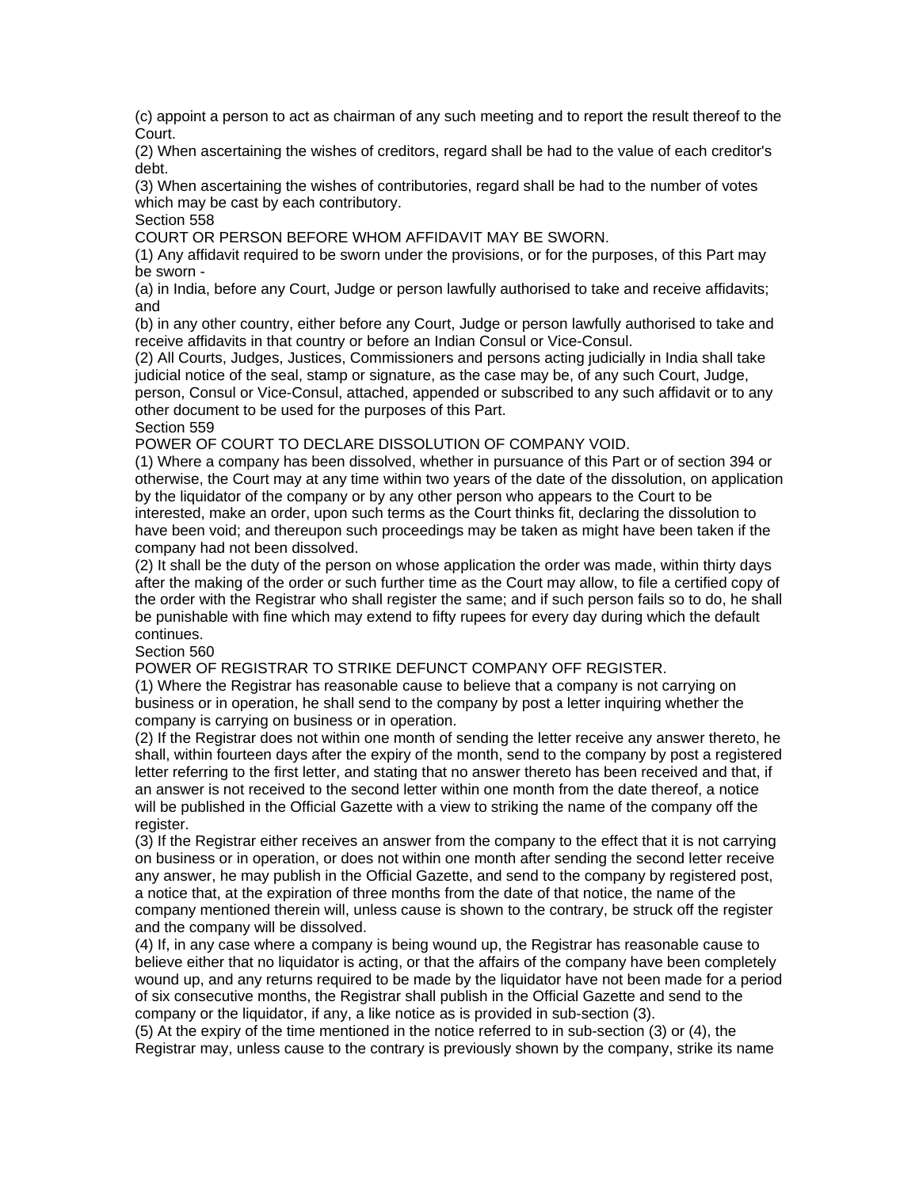(c) appoint a person to act as chairman of any such meeting and to report the result thereof to the Court.

(2) When ascertaining the wishes of creditors, regard shall be had to the value of each creditor's debt.

(3) When ascertaining the wishes of contributories, regard shall be had to the number of votes which may be cast by each contributory.

Section 558

COURT OR PERSON BEFORE WHOM AFFIDAVIT MAY BE SWORN.

(1) Any affidavit required to be sworn under the provisions, or for the purposes, of this Part may be sworn -

(a) in India, before any Court, Judge or person lawfully authorised to take and receive affidavits; and

(b) in any other country, either before any Court, Judge or person lawfully authorised to take and receive affidavits in that country or before an Indian Consul or Vice-Consul.

(2) All Courts, Judges, Justices, Commissioners and persons acting judicially in India shall take judicial notice of the seal, stamp or signature, as the case may be, of any such Court, Judge, person, Consul or Vice-Consul, attached, appended or subscribed to any such affidavit or to any other document to be used for the purposes of this Part.

Section 559

POWER OF COURT TO DECLARE DISSOLUTION OF COMPANY VOID.

(1) Where a company has been dissolved, whether in pursuance of this Part or of section 394 or otherwise, the Court may at any time within two years of the date of the dissolution, on application by the liquidator of the company or by any other person who appears to the Court to be interested, make an order, upon such terms as the Court thinks fit, declaring the dissolution to have been void; and thereupon such proceedings may be taken as might have been taken if the company had not been dissolved.

(2) It shall be the duty of the person on whose application the order was made, within thirty days after the making of the order or such further time as the Court may allow, to file a certified copy of the order with the Registrar who shall register the same; and if such person fails so to do, he shall be punishable with fine which may extend to fifty rupees for every day during which the default continues.

Section 560

POWER OF REGISTRAR TO STRIKE DEFUNCT COMPANY OFF REGISTER.

(1) Where the Registrar has reasonable cause to believe that a company is not carrying on business or in operation, he shall send to the company by post a letter inquiring whether the company is carrying on business or in operation.

(2) If the Registrar does not within one month of sending the letter receive any answer thereto, he shall, within fourteen days after the expiry of the month, send to the company by post a registered letter referring to the first letter, and stating that no answer thereto has been received and that, if an answer is not received to the second letter within one month from the date thereof, a notice will be published in the Official Gazette with a view to striking the name of the company off the register.

(3) If the Registrar either receives an answer from the company to the effect that it is not carrying on business or in operation, or does not within one month after sending the second letter receive any answer, he may publish in the Official Gazette, and send to the company by registered post, a notice that, at the expiration of three months from the date of that notice, the name of the company mentioned therein will, unless cause is shown to the contrary, be struck off the register and the company will be dissolved.

(4) If, in any case where a company is being wound up, the Registrar has reasonable cause to believe either that no liquidator is acting, or that the affairs of the company have been completely wound up, and any returns required to be made by the liquidator have not been made for a period of six consecutive months, the Registrar shall publish in the Official Gazette and send to the company or the liquidator, if any, a like notice as is provided in sub-section (3).

(5) At the expiry of the time mentioned in the notice referred to in sub-section (3) or (4), the Registrar may, unless cause to the contrary is previously shown by the company, strike its name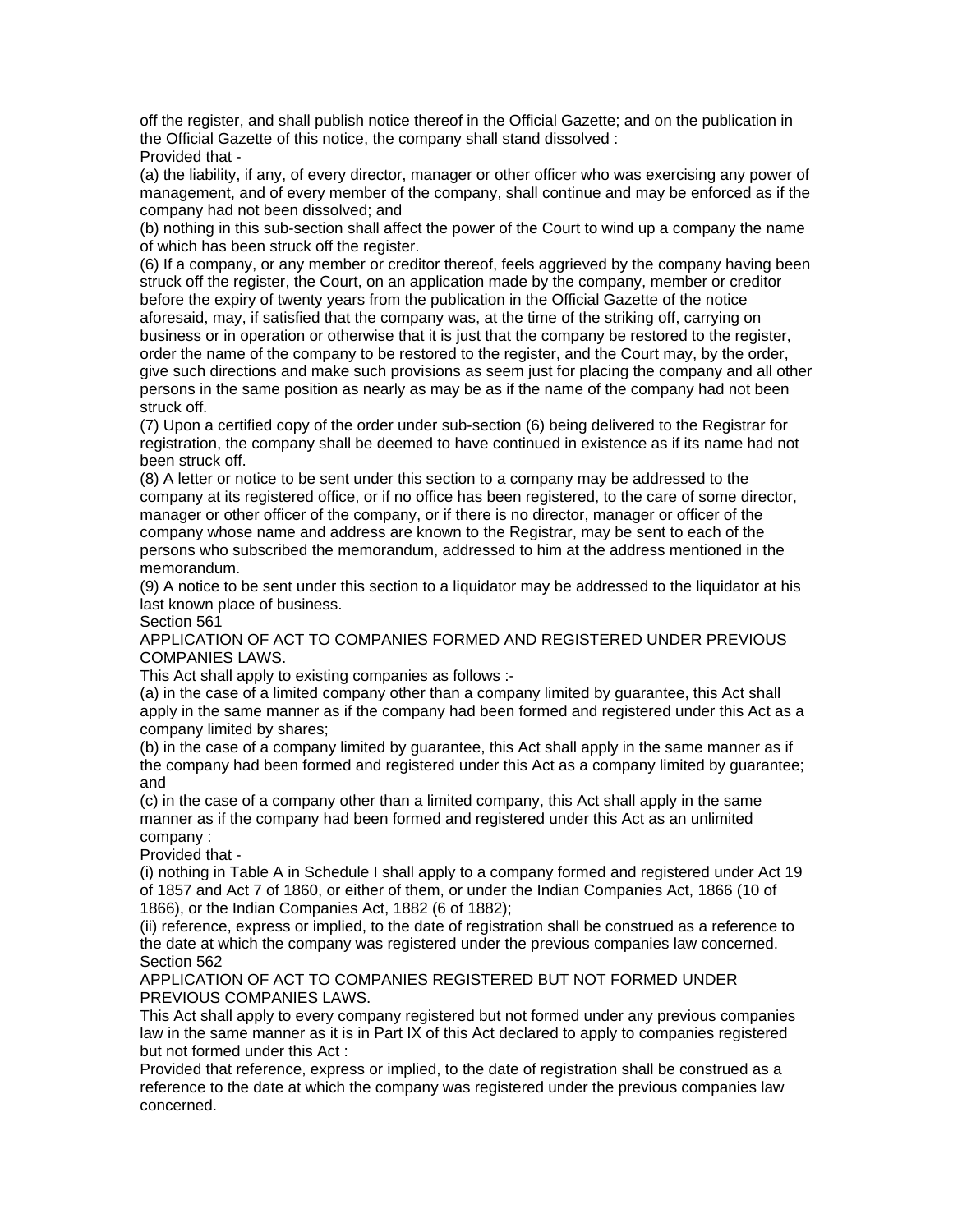off the register, and shall publish notice thereof in the Official Gazette; and on the publication in the Official Gazette of this notice, the company shall stand dissolved :

Provided that -

(a) the liability, if any, of every director, manager or other officer who was exercising any power of management, and of every member of the company, shall continue and may be enforced as if the company had not been dissolved; and

(b) nothing in this sub-section shall affect the power of the Court to wind up a company the name of which has been struck off the register.

(6) If a company, or any member or creditor thereof, feels aggrieved by the company having been struck off the register, the Court, on an application made by the company, member or creditor before the expiry of twenty years from the publication in the Official Gazette of the notice aforesaid, may, if satisfied that the company was, at the time of the striking off, carrying on business or in operation or otherwise that it is just that the company be restored to the register, order the name of the company to be restored to the register, and the Court may, by the order, give such directions and make such provisions as seem just for placing the company and all other persons in the same position as nearly as may be as if the name of the company had not been struck off.

(7) Upon a certified copy of the order under sub-section (6) being delivered to the Registrar for registration, the company shall be deemed to have continued in existence as if its name had not been struck off.

(8) A letter or notice to be sent under this section to a company may be addressed to the company at its registered office, or if no office has been registered, to the care of some director, manager or other officer of the company, or if there is no director, manager or officer of the company whose name and address are known to the Registrar, may be sent to each of the persons who subscribed the memorandum, addressed to him at the address mentioned in the memorandum.

(9) A notice to be sent under this section to a liquidator may be addressed to the liquidator at his last known place of business.

Section 561

APPLICATION OF ACT TO COMPANIES FORMED AND REGISTERED UNDER PREVIOUS COMPANIES LAWS.

This Act shall apply to existing companies as follows :-

(a) in the case of a limited company other than a company limited by guarantee, this Act shall apply in the same manner as if the company had been formed and registered under this Act as a company limited by shares;

(b) in the case of a company limited by guarantee, this Act shall apply in the same manner as if the company had been formed and registered under this Act as a company limited by guarantee; and

(c) in the case of a company other than a limited company, this Act shall apply in the same manner as if the company had been formed and registered under this Act as an unlimited company :

Provided that -

(i) nothing in Table A in Schedule I shall apply to a company formed and registered under Act 19 of 1857 and Act 7 of 1860, or either of them, or under the Indian Companies Act, 1866 (10 of 1866), or the Indian Companies Act, 1882 (6 of 1882);

(ii) reference, express or implied, to the date of registration shall be construed as a reference to the date at which the company was registered under the previous companies law concerned.

Section 562

APPLICATION OF ACT TO COMPANIES REGISTERED BUT NOT FORMED UNDER PREVIOUS COMPANIES LAWS.

This Act shall apply to every company registered but not formed under any previous companies law in the same manner as it is in Part IX of this Act declared to apply to companies registered but not formed under this Act :

Provided that reference, express or implied, to the date of registration shall be construed as a reference to the date at which the company was registered under the previous companies law concerned.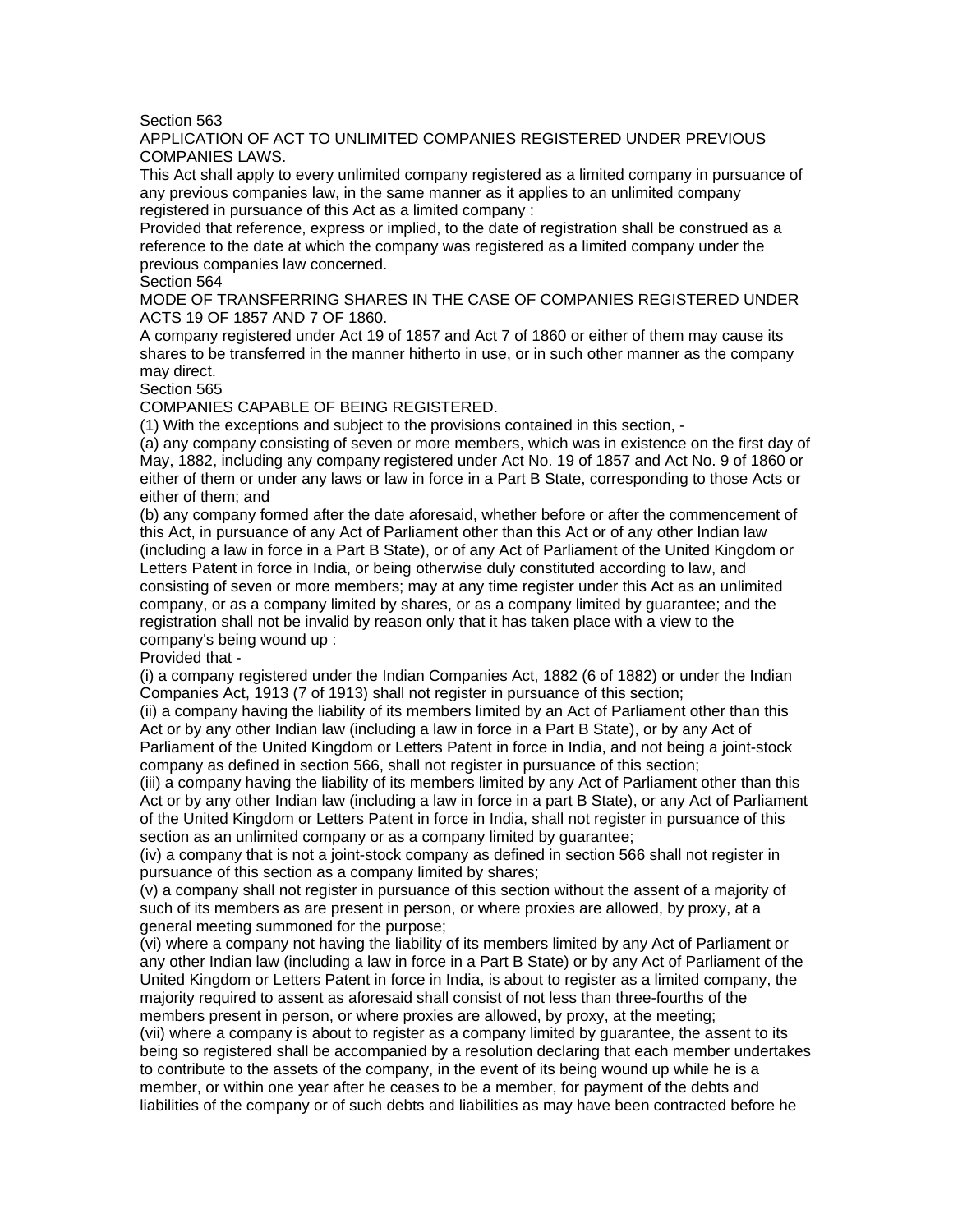Section 563

APPLICATION OF ACT TO UNLIMITED COMPANIES REGISTERED UNDER PREVIOUS COMPANIES LAWS.

This Act shall apply to every unlimited company registered as a limited company in pursuance of any previous companies law, in the same manner as it applies to an unlimited company registered in pursuance of this Act as a limited company :

Provided that reference, express or implied, to the date of registration shall be construed as a reference to the date at which the company was registered as a limited company under the previous companies law concerned.

Section 564

MODE OF TRANSFERRING SHARES IN THE CASE OF COMPANIES REGISTERED UNDER ACTS 19 OF 1857 AND 7 OF 1860.

A company registered under Act 19 of 1857 and Act 7 of 1860 or either of them may cause its shares to be transferred in the manner hitherto in use, or in such other manner as the company may direct.

Section 565

COMPANIES CAPABLE OF BEING REGISTERED.

(1) With the exceptions and subject to the provisions contained in this section, -

(a) any company consisting of seven or more members, which was in existence on the first day of May, 1882, including any company registered under Act No. 19 of 1857 and Act No. 9 of 1860 or either of them or under any laws or law in force in a Part B State, corresponding to those Acts or either of them; and

(b) any company formed after the date aforesaid, whether before or after the commencement of this Act, in pursuance of any Act of Parliament other than this Act or of any other Indian law (including a law in force in a Part B State), or of any Act of Parliament of the United Kingdom or Letters Patent in force in India, or being otherwise duly constituted according to law, and consisting of seven or more members; may at any time register under this Act as an unlimited company, or as a company limited by shares, or as a company limited by guarantee; and the registration shall not be invalid by reason only that it has taken place with a view to the company's being wound up :

Provided that -

(i) a company registered under the Indian Companies Act, 1882 (6 of 1882) or under the Indian Companies Act, 1913 (7 of 1913) shall not register in pursuance of this section;

(ii) a company having the liability of its members limited by an Act of Parliament other than this Act or by any other Indian law (including a law in force in a Part B State), or by any Act of Parliament of the United Kingdom or Letters Patent in force in India, and not being a joint-stock company as defined in section 566, shall not register in pursuance of this section;

(iii) a company having the liability of its members limited by any Act of Parliament other than this Act or by any other Indian law (including a law in force in a part B State), or any Act of Parliament of the United Kingdom or Letters Patent in force in India, shall not register in pursuance of this section as an unlimited company or as a company limited by guarantee;

(iv) a company that is not a joint-stock company as defined in section 566 shall not register in pursuance of this section as a company limited by shares;

(v) a company shall not register in pursuance of this section without the assent of a majority of such of its members as are present in person, or where proxies are allowed, by proxy, at a general meeting summoned for the purpose;

(vi) where a company not having the liability of its members limited by any Act of Parliament or any other Indian law (including a law in force in a Part B State) or by any Act of Parliament of the United Kingdom or Letters Patent in force in India, is about to register as a limited company, the majority required to assent as aforesaid shall consist of not less than three-fourths of the members present in person, or where proxies are allowed, by proxy, at the meeting;

(vii) where a company is about to register as a company limited by guarantee, the assent to its being so registered shall be accompanied by a resolution declaring that each member undertakes to contribute to the assets of the company, in the event of its being wound up while he is a member, or within one year after he ceases to be a member, for payment of the debts and liabilities of the company or of such debts and liabilities as may have been contracted before he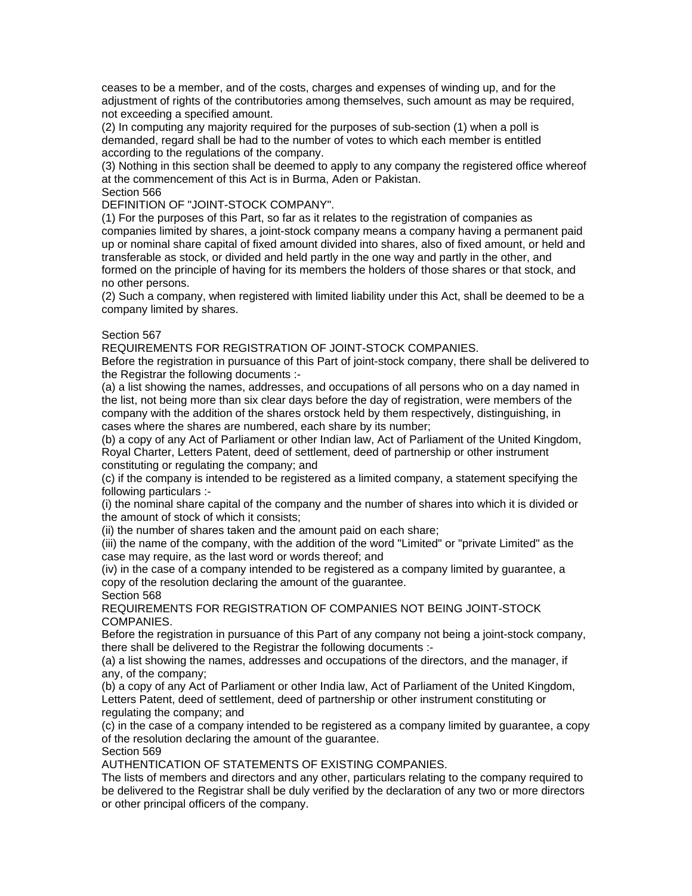ceases to be a member, and of the costs, charges and expenses of winding up, and for the adjustment of rights of the contributories among themselves, such amount as may be required, not exceeding a specified amount.

(2) In computing any majority required for the purposes of sub-section (1) when a poll is demanded, regard shall be had to the number of votes to which each member is entitled according to the regulations of the company.

(3) Nothing in this section shall be deemed to apply to any company the registered office whereof at the commencement of this Act is in Burma, Aden or Pakistan.

Section 566

DEFINITION OF "JOINT-STOCK COMPANY".

(1) For the purposes of this Part, so far as it relates to the registration of companies as companies limited by shares, a joint-stock company means a company having a permanent paid up or nominal share capital of fixed amount divided into shares, also of fixed amount, or held and transferable as stock, or divided and held partly in the one way and partly in the other, and formed on the principle of having for its members the holders of those shares or that stock, and no other persons.

(2) Such a company, when registered with limited liability under this Act, shall be deemed to be a company limited by shares.

Section 567

REQUIREMENTS FOR REGISTRATION OF JOINT-STOCK COMPANIES.

Before the registration in pursuance of this Part of joint-stock company, there shall be delivered to the Registrar the following documents :-

(a) a list showing the names, addresses, and occupations of all persons who on a day named in the list, not being more than six clear days before the day of registration, were members of the company with the addition of the shares orstock held by them respectively, distinguishing, in cases where the shares are numbered, each share by its number;

(b) a copy of any Act of Parliament or other Indian law, Act of Parliament of the United Kingdom, Royal Charter, Letters Patent, deed of settlement, deed of partnership or other instrument constituting or regulating the company; and

(c) if the company is intended to be registered as a limited company, a statement specifying the following particulars :-

(i) the nominal share capital of the company and the number of shares into which it is divided or the amount of stock of which it consists;

(ii) the number of shares taken and the amount paid on each share;

(iii) the name of the company, with the addition of the word "Limited" or "private Limited" as the case may require, as the last word or words thereof; and

(iv) in the case of a company intended to be registered as a company limited by guarantee, a copy of the resolution declaring the amount of the guarantee.

Section 568

REQUIREMENTS FOR REGISTRATION OF COMPANIES NOT BEING JOINT-STOCK COMPANIES.

Before the registration in pursuance of this Part of any company not being a joint-stock company, there shall be delivered to the Registrar the following documents :-

(a) a list showing the names, addresses and occupations of the directors, and the manager, if any, of the company;

(b) a copy of any Act of Parliament or other India law, Act of Parliament of the United Kingdom, Letters Patent, deed of settlement, deed of partnership or other instrument constituting or regulating the company; and

(c) in the case of a company intended to be registered as a company limited by guarantee, a copy of the resolution declaring the amount of the guarantee.

Section 569

AUTHENTICATION OF STATEMENTS OF EXISTING COMPANIES.

The lists of members and directors and any other, particulars relating to the company required to be delivered to the Registrar shall be duly verified by the declaration of any two or more directors or other principal officers of the company.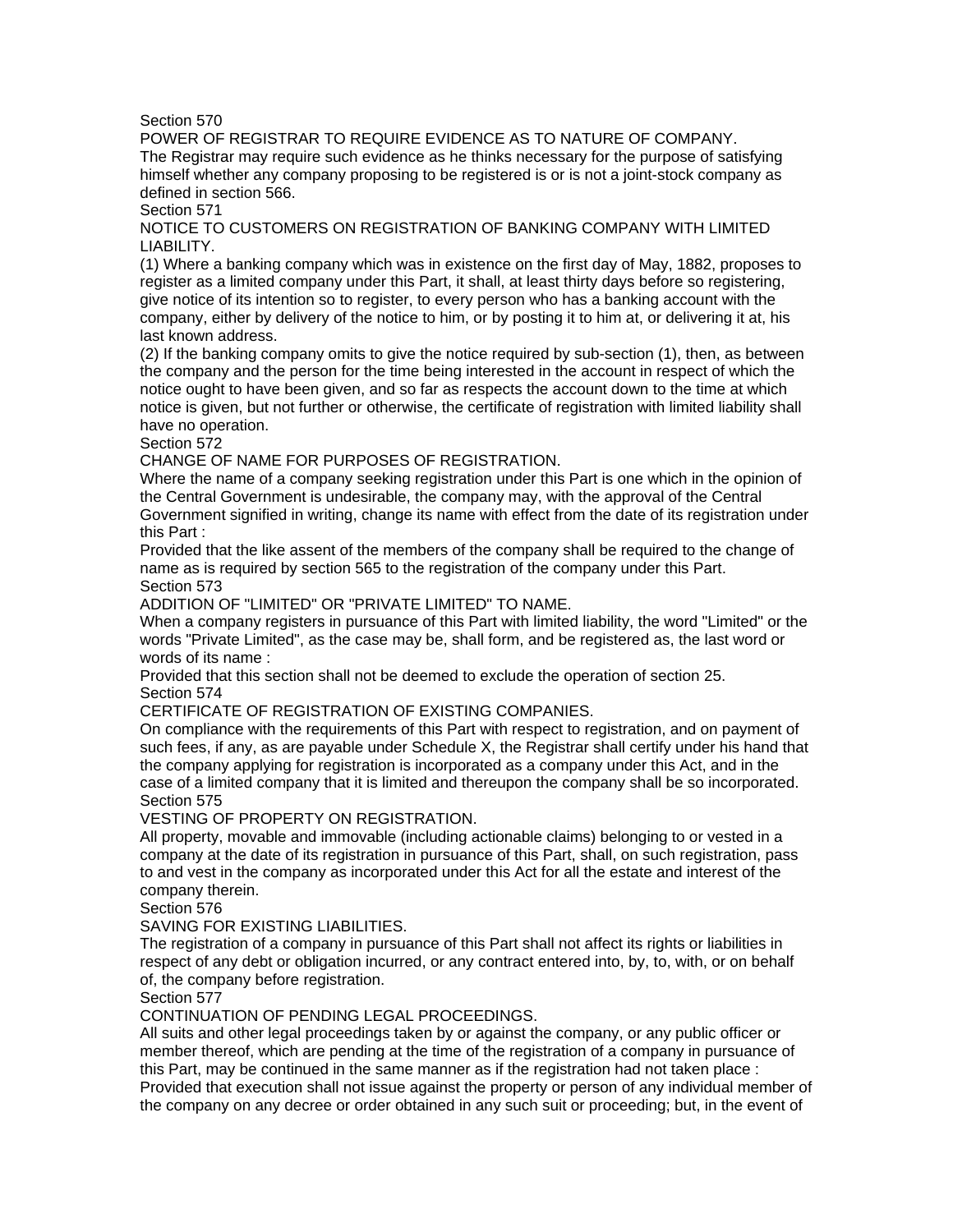Section 570

POWER OF REGISTRAR TO REQUIRE EVIDENCE AS TO NATURE OF COMPANY.

The Registrar may require such evidence as he thinks necessary for the purpose of satisfying himself whether any company proposing to be registered is or is not a joint-stock company as defined in section 566.

Section 571

NOTICE TO CUSTOMERS ON REGISTRATION OF BANKING COMPANY WITH LIMITED LIABILITY.

(1) Where a banking company which was in existence on the first day of May, 1882, proposes to register as a limited company under this Part, it shall, at least thirty days before so registering, give notice of its intention so to register, to every person who has a banking account with the company, either by delivery of the notice to him, or by posting it to him at, or delivering it at, his last known address.

(2) If the banking company omits to give the notice required by sub-section (1), then, as between the company and the person for the time being interested in the account in respect of which the notice ought to have been given, and so far as respects the account down to the time at which notice is given, but not further or otherwise, the certificate of registration with limited liability shall have no operation.

Section 572

CHANGE OF NAME FOR PURPOSES OF REGISTRATION.

Where the name of a company seeking registration under this Part is one which in the opinion of the Central Government is undesirable, the company may, with the approval of the Central Government signified in writing, change its name with effect from the date of its registration under this Part :

Provided that the like assent of the members of the company shall be required to the change of name as is required by section 565 to the registration of the company under this Part.

Section 573

ADDITION OF "LIMITED" OR "PRIVATE LIMITED" TO NAME.

When a company registers in pursuance of this Part with limited liability, the word "Limited" or the words "Private Limited", as the case may be, shall form, and be registered as, the last word or words of its name :

Provided that this section shall not be deemed to exclude the operation of section 25.

Section 574

CERTIFICATE OF REGISTRATION OF EXISTING COMPANIES.

On compliance with the requirements of this Part with respect to registration, and on payment of such fees, if any, as are payable under Schedule X, the Registrar shall certify under his hand that the company applying for registration is incorporated as a company under this Act, and in the case of a limited company that it is limited and thereupon the company shall be so incorporated.

Section 575

VESTING OF PROPERTY ON REGISTRATION.

All property, movable and immovable (including actionable claims) belonging to or vested in a company at the date of its registration in pursuance of this Part, shall, on such registration, pass to and vest in the company as incorporated under this Act for all the estate and interest of the company therein.

Section 576

SAVING FOR EXISTING LIABILITIES.

The registration of a company in pursuance of this Part shall not affect its rights or liabilities in respect of any debt or obligation incurred, or any contract entered into, by, to, with, or on behalf of, the company before registration.

Section 577

CONTINUATION OF PENDING LEGAL PROCEEDINGS.

All suits and other legal proceedings taken by or against the company, or any public officer or member thereof, which are pending at the time of the registration of a company in pursuance of this Part, may be continued in the same manner as if the registration had not taken place :

Provided that execution shall not issue against the property or person of any individual member of the company on any decree or order obtained in any such suit or proceeding; but, in the event of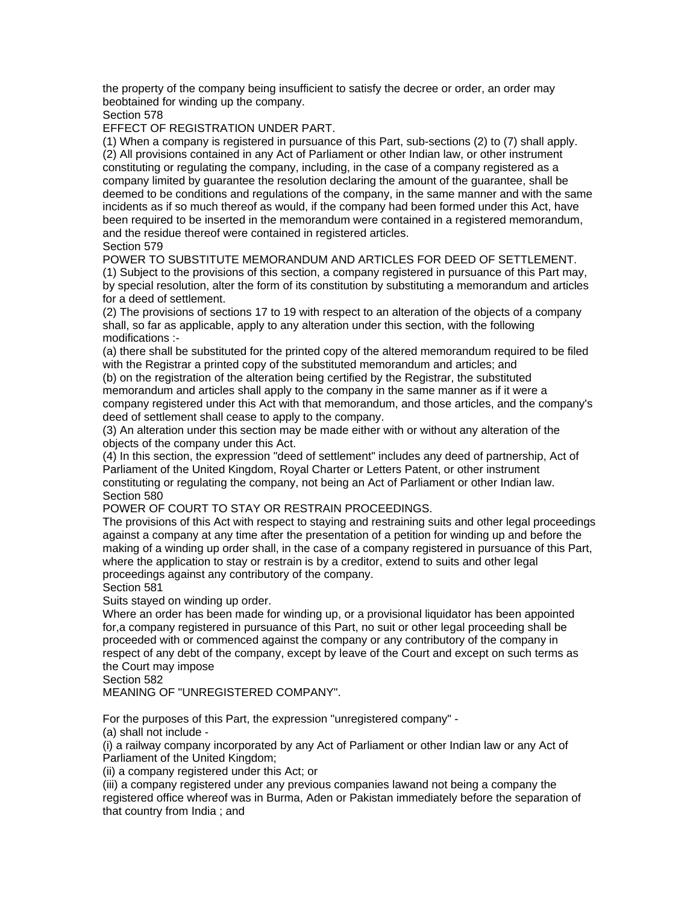the property of the company being insufficient to satisfy the decree or order, an order may beobtained for winding up the company.

Section 578

EFFECT OF REGISTRATION UNDER PART.

(1) When a company is registered in pursuance of this Part, sub-sections (2) to (7) shall apply.

(2) All provisions contained in any Act of Parliament or other Indian law, or other instrument constituting or regulating the company, including, in the case of a company registered as a company limited by guarantee the resolution declaring the amount of the guarantee, shall be deemed to be conditions and regulations of the company, in the same manner and with the same incidents as if so much thereof as would, if the company had been formed under this Act, have been required to be inserted in the memorandum were contained in a registered memorandum, and the residue thereof were contained in registered articles.

Section 579

POWER TO SUBSTITUTE MEMORANDUM AND ARTICLES FOR DEED OF SETTLEMENT.

(1) Subject to the provisions of this section, a company registered in pursuance of this Part may, by special resolution, alter the form of its constitution by substituting a memorandum and articles for a deed of settlement.

(2) The provisions of sections 17 to 19 with respect to an alteration of the objects of a company shall, so far as applicable, apply to any alteration under this section, with the following modifications :-

(a) there shall be substituted for the printed copy of the altered memorandum required to be filed with the Registrar a printed copy of the substituted memorandum and articles; and

(b) on the registration of the alteration being certified by the Registrar, the substituted memorandum and articles shall apply to the company in the same manner as if it were a company registered under this Act with that memorandum, and those articles, and the company's deed of settlement shall cease to apply to the company.

(3) An alteration under this section may be made either with or without any alteration of the objects of the company under this Act.

(4) In this section, the expression "deed of settlement" includes any deed of partnership, Act of Parliament of the United Kingdom, Royal Charter or Letters Patent, or other instrument constituting or regulating the company, not being an Act of Parliament or other Indian law.

Section 580

POWER OF COURT TO STAY OR RESTRAIN PROCEEDINGS.

The provisions of this Act with respect to staying and restraining suits and other legal proceedings against a company at any time after the presentation of a petition for winding up and before the making of a winding up order shall, in the case of a company registered in pursuance of this Part, where the application to stay or restrain is by a creditor, extend to suits and other legal proceedings against any contributory of the company.

Section 581

Suits stayed on winding up order.

Where an order has been made for winding up, or a provisional liquidator has been appointed for,a company registered in pursuance of this Part, no suit or other legal proceeding shall be proceeded with or commenced against the company or any contributory of the company in respect of any debt of the company, except by leave of the Court and except on such terms as the Court may impose

Section 582

MEANING OF "UNREGISTERED COMPANY".

For the purposes of this Part, the expression "unregistered company" -

(a) shall not include -

(i) a railway company incorporated by any Act of Parliament or other Indian law or any Act of Parliament of the United Kingdom;

(ii) a company registered under this Act; or

(iii) a company registered under any previous companies lawand not being a company the registered office whereof was in Burma, Aden or Pakistan immediately before the separation of that country from India ; and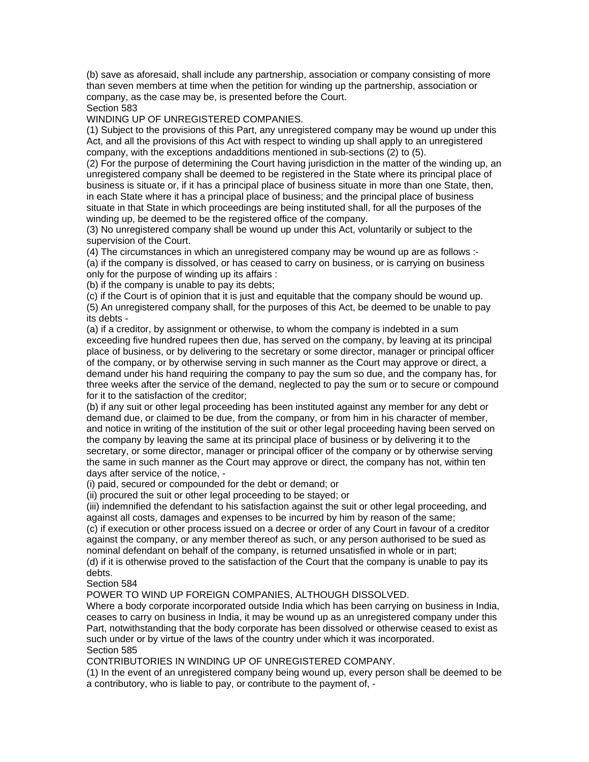(b) save as aforesaid, shall include any partnership, association or company consisting of more than seven members at time when the petition for winding up the partnership, association or company, as the case may be, is presented before the Court.

Section 583

WINDING UP OF UNREGISTERED COMPANIES.

(1) Subject to the provisions of this Part, any unregistered company may be wound up under this Act, and all the provisions of this Act with respect to winding up shall apply to an unregistered company, with the exceptions andadditions mentioned in sub-sections (2) to (5).

(2) For the purpose of determining the Court having jurisdiction in the matter of the winding up, an unregistered company shall be deemed to be registered in the State where its principal place of business is situate or, if it has a principal place of business situate in more than one State, then, in each State where it has a principal place of business; and the principal place of business situate in that State in which proceedings are being instituted shall, for all the purposes of the winding up, be deemed to be the registered office of the company.

(3) No unregistered company shall be wound up under this Act, voluntarily or subject to the supervision of the Court.

(4) The circumstances in which an unregistered company may be wound up are as follows :-

(a) if the company is dissolved, or has ceased to carry on business, or is carrying on business only for the purpose of winding up its affairs :

(b) if the company is unable to pay its debts;

(c) if the Court is of opinion that it is just and equitable that the company should be wound up.

(5) An unregistered company shall, for the purposes of this Act, be deemed to be unable to pay its debts -

(a) if a creditor, by assignment or otherwise, to whom the company is indebted in a sum exceeding five hundred rupees then due, has served on the company, by leaving at its principal place of business, or by delivering to the secretary or some director, manager or principal officer of the company, or by otherwise serving in such manner as the Court may approve or direct, a demand under his hand requiring the company to pay the sum so due, and the company has, for three weeks after the service of the demand, neglected to pay the sum or to secure or compound for it to the satisfaction of the creditor;

(b) if any suit or other legal proceeding has been instituted against any member for any debt or demand due, or claimed to be due, from the company, or from him in his character of member, and notice in writing of the institution of the suit or other legal proceeding having been served on the company by leaving the same at its principal place of business or by delivering it to the secretary, or some director, manager or principal officer of the company or by otherwise serving the same in such manner as the Court may approve or direct, the company has not, within ten days after service of the notice, -

(i) paid, secured or compounded for the debt or demand; or

(ii) procured the suit or other legal proceeding to be stayed; or

(iii) indemnified the defendant to his satisfaction against the suit or other legal proceeding, and against all costs, damages and expenses to be incurred by him by reason of the same;

(c) if execution or other process issued on a decree or order of any Court in favour of a creditor against the company, or any member thereof as such, or any person authorised to be sued as nominal defendant on behalf of the company, is returned unsatisfied in whole or in part;

(d) if it is otherwise proved to the satisfaction of the Court that the company is unable to pay its debts.

Section 584

POWER TO WIND UP FOREIGN COMPANIES, ALTHOUGH DISSOLVED.

Where a body corporate incorporated outside India which has been carrying on business in India, ceases to carry on business in India, it may be wound up as an unregistered company under this Part, notwithstanding that the body corporate has been dissolved or otherwise ceased to exist as such under or by virtue of the laws of the country under which it was incorporated.

Section 585

CONTRIBUTORIES IN WINDING UP OF UNREGISTERED COMPANY.

(1) In the event of an unregistered company being wound up, every person shall be deemed to be a contributory, who is liable to pay, or contribute to the payment of, -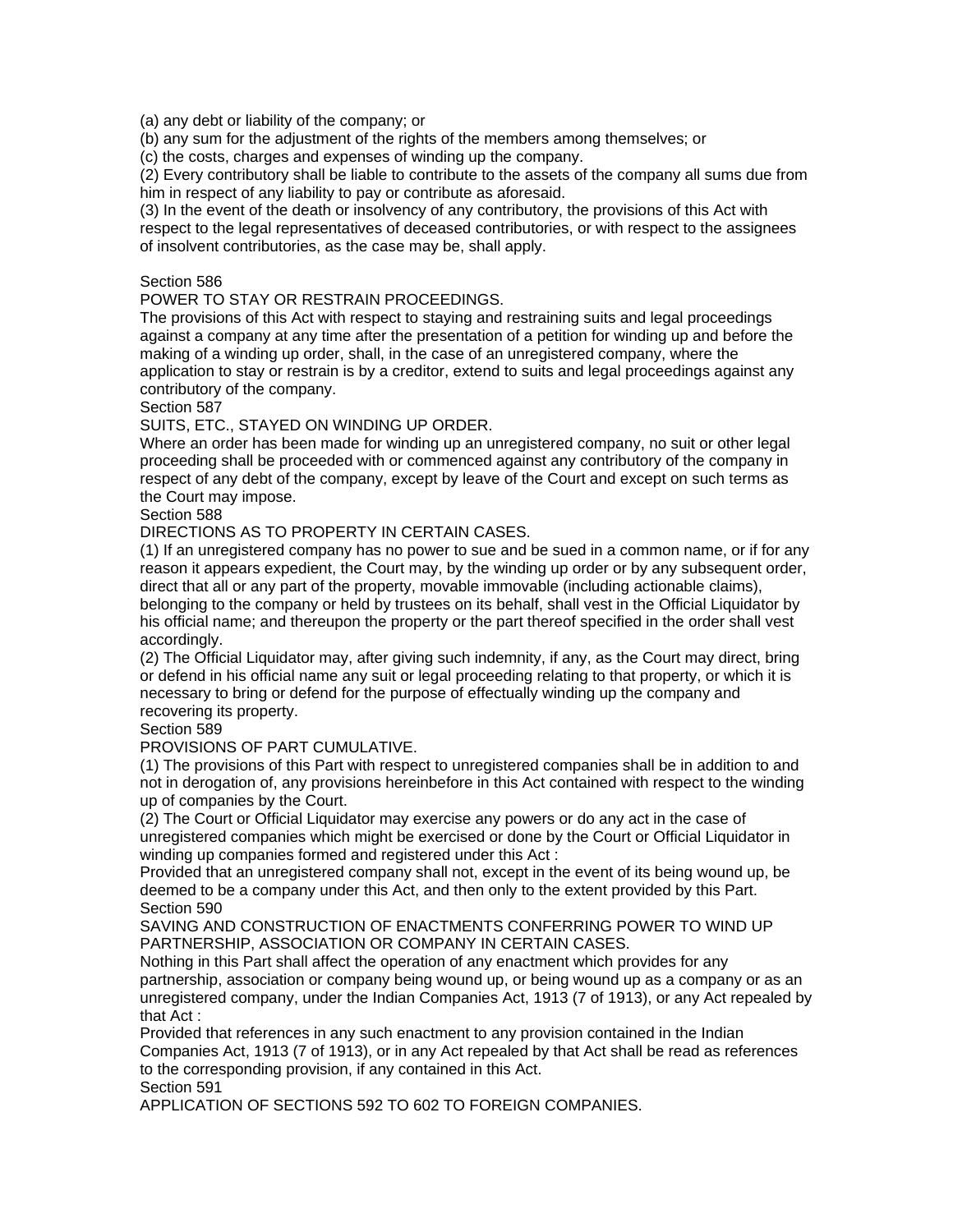(a) any debt or liability of the company; or

(b) any sum for the adjustment of the rights of the members among themselves; or

(c) the costs, charges and expenses of winding up the company.

(2) Every contributory shall be liable to contribute to the assets of the company all sums due from him in respect of any liability to pay or contribute as aforesaid.

(3) In the event of the death or insolvency of any contributory, the provisions of this Act with respect to the legal representatives of deceased contributories, or with respect to the assignees of insolvent contributories, as the case may be, shall apply.

Section 586

POWER TO STAY OR RESTRAIN PROCEEDINGS.

The provisions of this Act with respect to staying and restraining suits and legal proceedings against a company at any time after the presentation of a petition for winding up and before the making of a winding up order, shall, in the case of an unregistered company, where the application to stay or restrain is by a creditor, extend to suits and legal proceedings against any contributory of the company.

Section 587

SUITS, ETC., STAYED ON WINDING UP ORDER.

Where an order has been made for winding up an unregistered company, no suit or other legal proceeding shall be proceeded with or commenced against any contributory of the company in respect of any debt of the company, except by leave of the Court and except on such terms as the Court may impose.

Section 588

DIRECTIONS AS TO PROPERTY IN CERTAIN CASES.

(1) If an unregistered company has no power to sue and be sued in a common name, or if for any reason it appears expedient, the Court may, by the winding up order or by any subsequent order, direct that all or any part of the property, movable immovable (including actionable claims), belonging to the company or held by trustees on its behalf, shall vest in the Official Liquidator by his official name; and thereupon the property or the part thereof specified in the order shall vest accordingly.

(2) The Official Liquidator may, after giving such indemnity, if any, as the Court may direct, bring or defend in his official name any suit or legal proceeding relating to that property, or which it is necessary to bring or defend for the purpose of effectually winding up the company and recovering its property.

Section 589

PROVISIONS OF PART CUMULATIVE.

(1) The provisions of this Part with respect to unregistered companies shall be in addition to and not in derogation of, any provisions hereinbefore in this Act contained with respect to the winding up of companies by the Court.

(2) The Court or Official Liquidator may exercise any powers or do any act in the case of unregistered companies which might be exercised or done by the Court or Official Liquidator in winding up companies formed and registered under this Act :

Provided that an unregistered company shall not, except in the event of its being wound up, be deemed to be a company under this Act, and then only to the extent provided by this Part.

Section 590

SAVING AND CONSTRUCTION OF ENACTMENTS CONFERRING POWER TO WIND UP PARTNERSHIP, ASSOCIATION OR COMPANY IN CERTAIN CASES.

Nothing in this Part shall affect the operation of any enactment which provides for any partnership, association or company being wound up, or being wound up as a company or as an unregistered company, under the Indian Companies Act, 1913 (7 of 1913), or any Act repealed by that Act :

Provided that references in any such enactment to any provision contained in the Indian Companies Act, 1913 (7 of 1913), or in any Act repealed by that Act shall be read as references to the corresponding provision, if any contained in this Act.

Section 591

APPLICATION OF SECTIONS 592 TO 602 TO FOREIGN COMPANIES.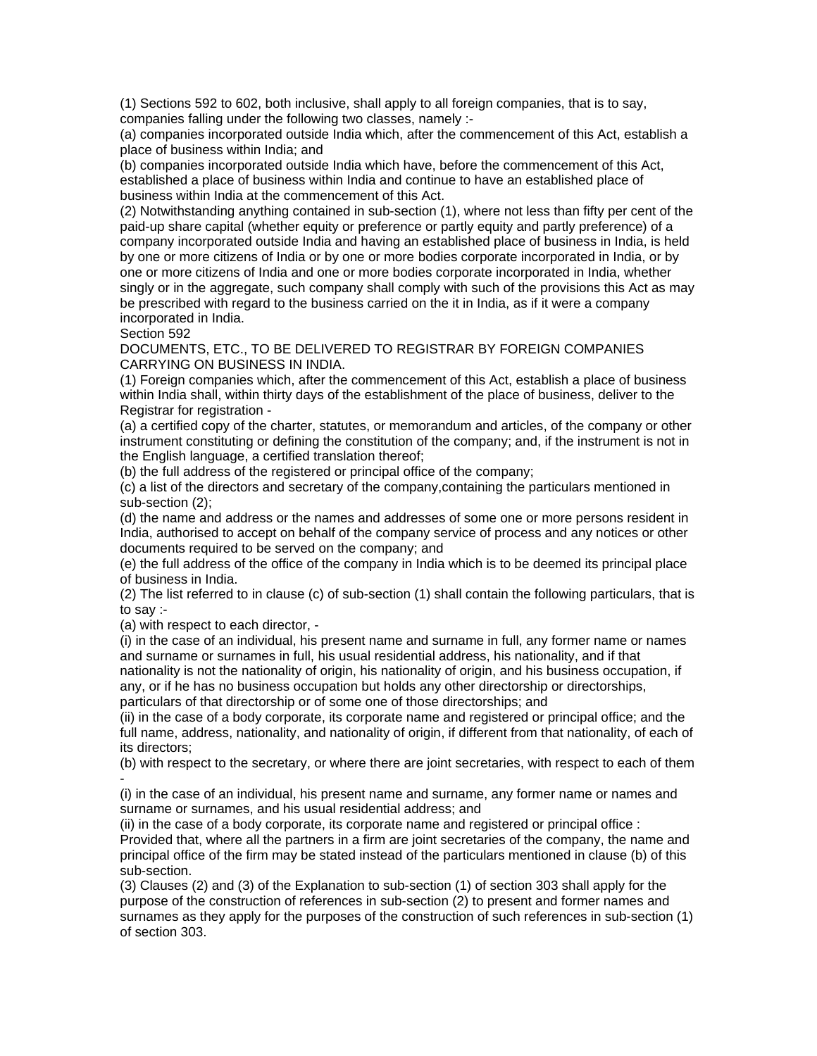(1) Sections 592 to 602, both inclusive, shall apply to all foreign companies, that is to say, companies falling under the following two classes, namely :-

(a) companies incorporated outside India which, after the commencement of this Act, establish a place of business within India; and

(b) companies incorporated outside India which have, before the commencement of this Act, established a place of business within India and continue to have an established place of business within India at the commencement of this Act.

(2) Notwithstanding anything contained in sub-section (1), where not less than fifty per cent of the paid-up share capital (whether equity or preference or partly equity and partly preference) of a company incorporated outside India and having an established place of business in India, is held by one or more citizens of India or by one or more bodies corporate incorporated in India, or by one or more citizens of India and one or more bodies corporate incorporated in India, whether singly or in the aggregate, such company shall comply with such of the provisions this Act as may be prescribed with regard to the business carried on the it in India, as if it were a company incorporated in India.

Section 592

DOCUMENTS, ETC., TO BE DELIVERED TO REGISTRAR BY FOREIGN COMPANIES CARRYING ON BUSINESS IN INDIA.

(1) Foreign companies which, after the commencement of this Act, establish a place of business within India shall, within thirty days of the establishment of the place of business, deliver to the Registrar for registration -

(a) a certified copy of the charter, statutes, or memorandum and articles, of the company or other instrument constituting or defining the constitution of the company; and, if the instrument is not in the English language, a certified translation thereof;

(b) the full address of the registered or principal office of the company;

(c) a list of the directors and secretary of the company,containing the particulars mentioned in sub-section (2);

(d) the name and address or the names and addresses of some one or more persons resident in India, authorised to accept on behalf of the company service of process and any notices or other documents required to be served on the company; and

(e) the full address of the office of the company in India which is to be deemed its principal place of business in India.

(2) The list referred to in clause (c) of sub-section (1) shall contain the following particulars, that is to say :-

(a) with respect to each director, -

(i) in the case of an individual, his present name and surname in full, any former name or names and surname or surnames in full, his usual residential address, his nationality, and if that nationality is not the nationality of origin, his nationality of origin, and his business occupation, if any, or if he has no business occupation but holds any other directorship or directorships, particulars of that directorship or of some one of those directorships; and

(ii) in the case of a body corporate, its corporate name and registered or principal office; and the full name, address, nationality, and nationality of origin, if different from that nationality, of each of its directors;

(b) with respect to the secretary, or where there are joint secretaries, with respect to each of them -

(i) in the case of an individual, his present name and surname, any former name or names and surname or surnames, and his usual residential address; and

(ii) in the case of a body corporate, its corporate name and registered or principal office :

Provided that, where all the partners in a firm are joint secretaries of the company, the name and principal office of the firm may be stated instead of the particulars mentioned in clause (b) of this sub-section.

(3) Clauses (2) and (3) of the Explanation to sub-section (1) of section 303 shall apply for the purpose of the construction of references in sub-section (2) to present and former names and surnames as they apply for the purposes of the construction of such references in sub-section (1) of section 303.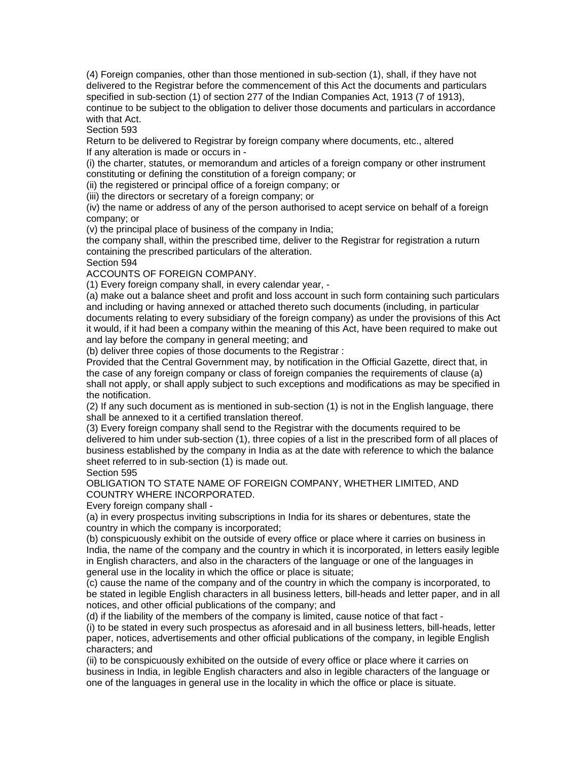(4) Foreign companies, other than those mentioned in sub-section (1), shall, if they have not delivered to the Registrar before the commencement of this Act the documents and particulars specified in sub-section (1) of section 277 of the Indian Companies Act, 1913 (7 of 1913), continue to be subject to the obligation to deliver those documents and particulars in accordance with that Act.

Section 593

Return to be delivered to Registrar by foreign company where documents, etc., altered

If any alteration is made or occurs in -

(i) the charter, statutes, or memorandum and articles of a foreign company or other instrument constituting or defining the constitution of a foreign company; or

(ii) the registered or principal office of a foreign company; or

(iii) the directors or secretary of a foreign company; or

(iv) the name or address of any of the person authorised to acept service on behalf of a foreign company; or

(v) the principal place of business of the company in India;

the company shall, within the prescribed time, deliver to the Registrar for registration a ruturn containing the prescribed particulars of the alteration.

Section 594

ACCOUNTS OF FOREIGN COMPANY.

(1) Every foreign company shall, in every calendar year, -

(a) make out a balance sheet and profit and loss account in such form containing such particulars and including or having annexed or attached thereto such documents (including, in particular documents relating to every subsidiary of the foreign company) as under the provisions of this Act it would, if it had been a company within the meaning of this Act, have been required to make out and lay before the company in general meeting; and

(b) deliver three copies of those documents to the Registrar :

Provided that the Central Government may, by notification in the Official Gazette, direct that, in the case of any foreign company or class of foreign companies the requirements of clause (a) shall not apply, or shall apply subject to such exceptions and modifications as may be specified in the notification.

(2) If any such document as is mentioned in sub-section (1) is not in the English language, there shall be annexed to it a certified translation thereof.

(3) Every foreign company shall send to the Registrar with the documents required to be delivered to him under sub-section (1), three copies of a list in the prescribed form of all places of business established by the company in India as at the date with reference to which the balance sheet referred to in sub-section (1) is made out.

Section 595

OBLIGATION TO STATE NAME OF FOREIGN COMPANY, WHETHER LIMITED, AND COUNTRY WHERE INCORPORATED.

Every foreign company shall -

(a) in every prospectus inviting subscriptions in India for its shares or debentures, state the country in which the company is incorporated;

(b) conspicuously exhibit on the outside of every office or place where it carries on business in India, the name of the company and the country in which it is incorporated, in letters easily legible in English characters, and also in the characters of the language or one of the languages in general use in the locality in which the office or place is situate;

(c) cause the name of the company and of the country in which the company is incorporated, to be stated in legible English characters in all business letters, bill-heads and letter paper, and in all notices, and other official publications of the company; and

(d) if the liability of the members of the company is limited, cause notice of that fact -

(i) to be stated in every such prospectus as aforesaid and in all business letters, bill-heads, letter paper, notices, advertisements and other official publications of the company, in legible English characters; and

(ii) to be conspicuously exhibited on the outside of every office or place where it carries on business in India, in legible English characters and also in legible characters of the language or one of the languages in general use in the locality in which the office or place is situate.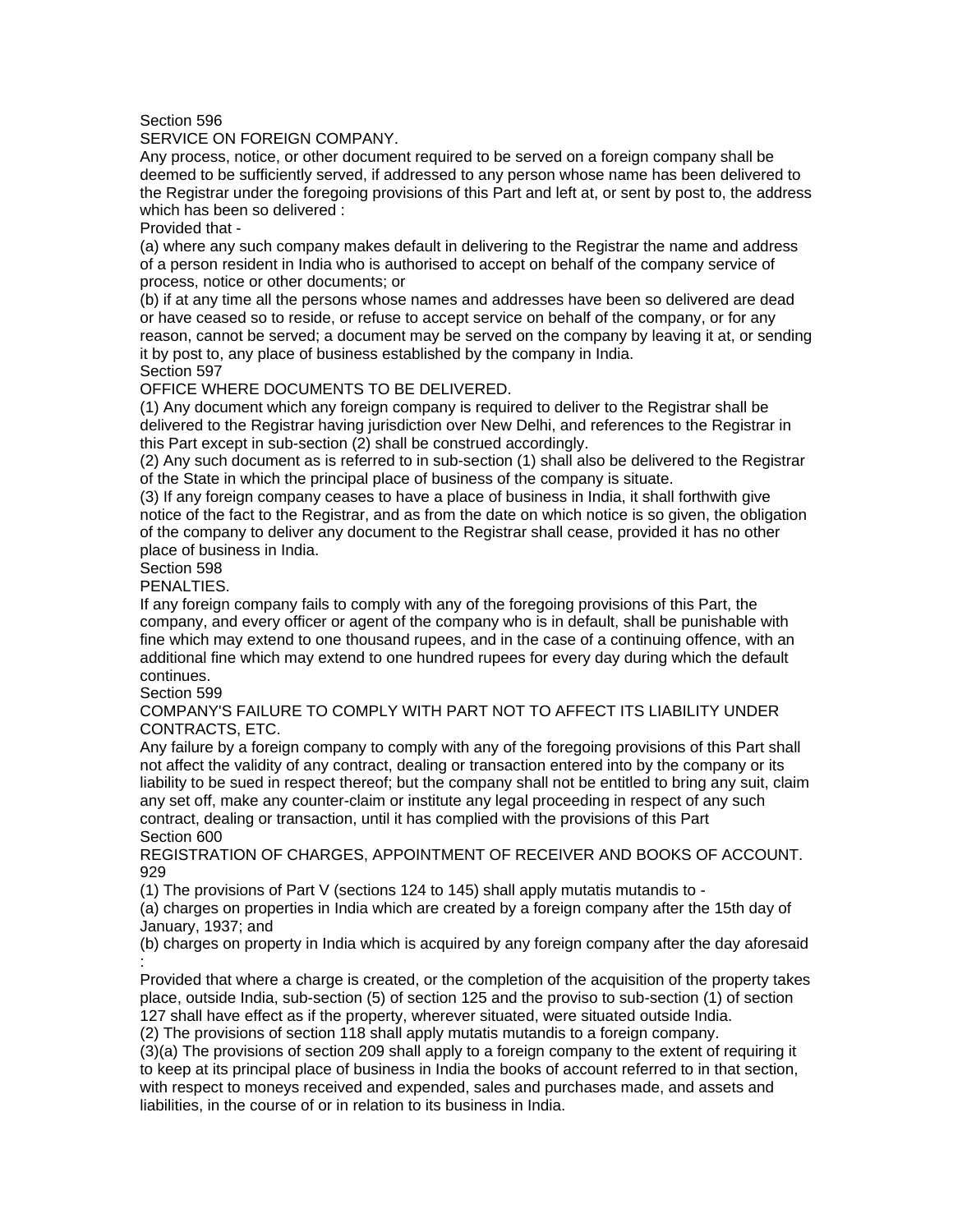Section 596

SERVICE ON FOREIGN COMPANY.

Any process, notice, or other document required to be served on a foreign company shall be deemed to be sufficiently served, if addressed to any person whose name has been delivered to the Registrar under the foregoing provisions of this Part and left at, or sent by post to, the address which has been so delivered :

Provided that -

(a) where any such company makes default in delivering to the Registrar the name and address of a person resident in India who is authorised to accept on behalf of the company service of process, notice or other documents; or

(b) if at any time all the persons whose names and addresses have been so delivered are dead or have ceased so to reside, or refuse to accept service on behalf of the company, or for any reason, cannot be served; a document may be served on the company by leaving it at, or sending it by post to, any place of business established by the company in India.

Section 597

OFFICE WHERE DOCUMENTS TO BE DELIVERED.

(1) Any document which any foreign company is required to deliver to the Registrar shall be delivered to the Registrar having jurisdiction over New Delhi, and references to the Registrar in this Part except in sub-section (2) shall be construed accordingly.

(2) Any such document as is referred to in sub-section (1) shall also be delivered to the Registrar of the State in which the principal place of business of the company is situate.

(3) If any foreign company ceases to have a place of business in India, it shall forthwith give notice of the fact to the Registrar, and as from the date on which notice is so given, the obligation of the company to deliver any document to the Registrar shall cease, provided it has no other place of business in India.

Section 598

PENALTIES.

If any foreign company fails to comply with any of the foregoing provisions of this Part, the company, and every officer or agent of the company who is in default, shall be punishable with fine which may extend to one thousand rupees, and in the case of a continuing offence, with an additional fine which may extend to one hundred rupees for every day during which the default continues.

Section 599

COMPANY'S FAILURE TO COMPLY WITH PART NOT TO AFFECT ITS LIABILITY UNDER CONTRACTS, ETC.

Any failure by a foreign company to comply with any of the foregoing provisions of this Part shall not affect the validity of any contract, dealing or transaction entered into by the company or its liability to be sued in respect thereof; but the company shall not be entitled to bring any suit, claim any set off, make any counter-claim or institute any legal proceeding in respect of any such contract, dealing or transaction, until it has complied with the provisions of this Part

Section 600

REGISTRATION OF CHARGES, APPOINTMENT OF RECEIVER AND BOOKS OF ACCOUNT. 929

(1) The provisions of Part V (sections 124 to 145) shall apply mutatis mutandis to -

(a) charges on properties in India which are created by a foreign company after the 15th day of January, 1937; and

(b) charges on property in India which is acquired by any foreign company after the day aforesaid :

Provided that where a charge is created, or the completion of the acquisition of the property takes place, outside India, sub-section (5) of section 125 and the proviso to sub-section (1) of section 127 shall have effect as if the property, wherever situated, were situated outside India.

(2) The provisions of section 118 shall apply mutatis mutandis to a foreign company.

(3)(a) The provisions of section 209 shall apply to a foreign company to the extent of requiring it to keep at its principal place of business in India the books of account referred to in that section, with respect to moneys received and expended, sales and purchases made, and assets and liabilities, in the course of or in relation to its business in India.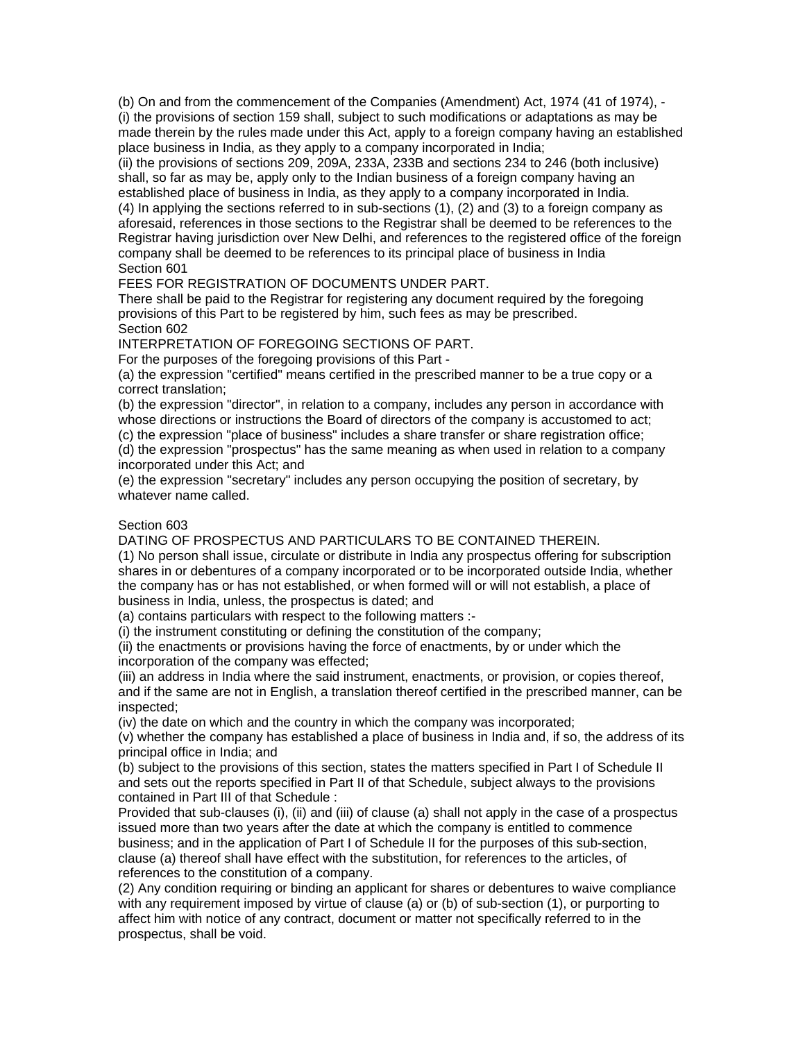(b) On and from the commencement of the Companies (Amendment) Act, 1974 (41 of 1974), -

(i) the provisions of section 159 shall, subject to such modifications or adaptations as may be made therein by the rules made under this Act, apply to a foreign company having an established place business in India, as they apply to a company incorporated in India;

(ii) the provisions of sections 209, 209A, 233A, 233B and sections 234 to 246 (both inclusive) shall, so far as may be, apply only to the Indian business of a foreign company having an established place of business in India, as they apply to a company incorporated in India.

(4) In applying the sections referred to in sub-sections (1), (2) and (3) to a foreign company as aforesaid, references in those sections to the Registrar shall be deemed to be references to the Registrar having jurisdiction over New Delhi, and references to the registered office of the foreign company shall be deemed to be references to its principal place of business in India

Section 601

FEES FOR REGISTRATION OF DOCUMENTS UNDER PART.

There shall be paid to the Registrar for registering any document required by the foregoing provisions of this Part to be registered by him, such fees as may be prescribed.

Section 602

INTERPRETATION OF FOREGOING SECTIONS OF PART.

For the purposes of the foregoing provisions of this Part -

(a) the expression "certified" means certified in the prescribed manner to be a true copy or a correct translation;

(b) the expression "director", in relation to a company, includes any person in accordance with whose directions or instructions the Board of directors of the company is accustomed to act;

(c) the expression "place of business" includes a share transfer or share registration office;

(d) the expression "prospectus" has the same meaning as when used in relation to a company incorporated under this Act; and

(e) the expression "secretary" includes any person occupying the position of secretary, by whatever name called.

Section 603

DATING OF PROSPECTUS AND PARTICULARS TO BE CONTAINED THEREIN.

(1) No person shall issue, circulate or distribute in India any prospectus offering for subscription shares in or debentures of a company incorporated or to be incorporated outside India, whether the company has or has not established, or when formed will or will not establish, a place of business in India, unless, the prospectus is dated; and

(a) contains particulars with respect to the following matters :-

(i) the instrument constituting or defining the constitution of the company;

(ii) the enactments or provisions having the force of enactments, by or under which the incorporation of the company was effected;

(iii) an address in India where the said instrument, enactments, or provision, or copies thereof, and if the same are not in English, a translation thereof certified in the prescribed manner, can be inspected;

(iv) the date on which and the country in which the company was incorporated;

(v) whether the company has established a place of business in India and, if so, the address of its principal office in India; and

(b) subject to the provisions of this section, states the matters specified in Part I of Schedule II and sets out the reports specified in Part II of that Schedule, subject always to the provisions contained in Part III of that Schedule :

Provided that sub-clauses (i), (ii) and (iii) of clause (a) shall not apply in the case of a prospectus issued more than two years after the date at which the company is entitled to commence business; and in the application of Part I of Schedule II for the purposes of this sub-section, clause (a) thereof shall have effect with the substitution, for references to the articles, of references to the constitution of a company.

(2) Any condition requiring or binding an applicant for shares or debentures to waive compliance with any requirement imposed by virtue of clause (a) or (b) of sub-section (1), or purporting to affect him with notice of any contract, document or matter not specifically referred to in the prospectus, shall be void.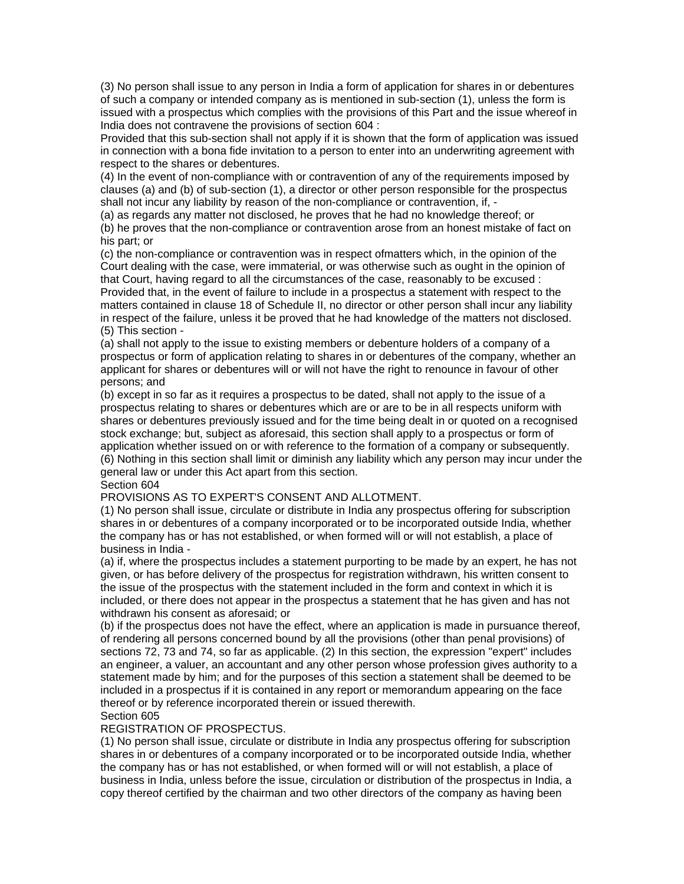(3) No person shall issue to any person in India a form of application for shares in or debentures of such a company or intended company as is mentioned in sub-section (1), unless the form is issued with a prospectus which complies with the provisions of this Part and the issue whereof in India does not contravene the provisions of section 604 :

Provided that this sub-section shall not apply if it is shown that the form of application was issued in connection with a bona fide invitation to a person to enter into an underwriting agreement with respect to the shares or debentures.

(4) In the event of non-compliance with or contravention of any of the requirements imposed by clauses (a) and (b) of sub-section (1), a director or other person responsible for the prospectus shall not incur any liability by reason of the non-compliance or contravention, if, -

(a) as regards any matter not disclosed, he proves that he had no knowledge thereof; or

(b) he proves that the non-compliance or contravention arose from an honest mistake of fact on his part; or

(c) the non-compliance or contravention was in respect ofmatters which, in the opinion of the Court dealing with the case, were immaterial, or was otherwise such as ought in the opinion of that Court, having regard to all the circumstances of the case, reasonably to be excused :

Provided that, in the event of failure to include in a prospectus a statement with respect to the matters contained in clause 18 of Schedule II, no director or other person shall incur any liability in respect of the failure, unless it be proved that he had knowledge of the matters not disclosed.

(5) This section -

(a) shall not apply to the issue to existing members or debenture holders of a company of a prospectus or form of application relating to shares in or debentures of the company, whether an applicant for shares or debentures will or will not have the right to renounce in favour of other persons; and

(b) except in so far as it requires a prospectus to be dated, shall not apply to the issue of a prospectus relating to shares or debentures which are or are to be in all respects uniform with shares or debentures previously issued and for the time being dealt in or quoted on a recognised stock exchange; but, subject as aforesaid, this section shall apply to a prospectus or form of application whether issued on or with reference to the formation of a company or subsequently.

(6) Nothing in this section shall limit or diminish any liability which any person may incur under the general law or under this Act apart from this section.

Section 604

PROVISIONS AS TO EXPERT'S CONSENT AND ALLOTMENT.

(1) No person shall issue, circulate or distribute in India any prospectus offering for subscription shares in or debentures of a company incorporated or to be incorporated outside India, whether the company has or has not established, or when formed will or will not establish, a place of business in India -

(a) if, where the prospectus includes a statement purporting to be made by an expert, he has not given, or has before delivery of the prospectus for registration withdrawn, his written consent to the issue of the prospectus with the statement included in the form and context in which it is included, or there does not appear in the prospectus a statement that he has given and has not withdrawn his consent as aforesaid; or

(b) if the prospectus does not have the effect, where an application is made in pursuance thereof, of rendering all persons concerned bound by all the provisions (other than penal provisions) of sections 72, 73 and 74, so far as applicable. (2) In this section, the expression "expert" includes an engineer, a valuer, an accountant and any other person whose profession gives authority to a statement made by him; and for the purposes of this section a statement shall be deemed to be included in a prospectus if it is contained in any report or memorandum appearing on the face thereof or by reference incorporated therein or issued therewith.

Section 605

REGISTRATION OF PROSPECTUS.

(1) No person shall issue, circulate or distribute in India any prospectus offering for subscription shares in or debentures of a company incorporated or to be incorporated outside India, whether the company has or has not established, or when formed will or will not establish, a place of business in India, unless before the issue, circulation or distribution of the prospectus in India, a copy thereof certified by the chairman and two other directors of the company as having been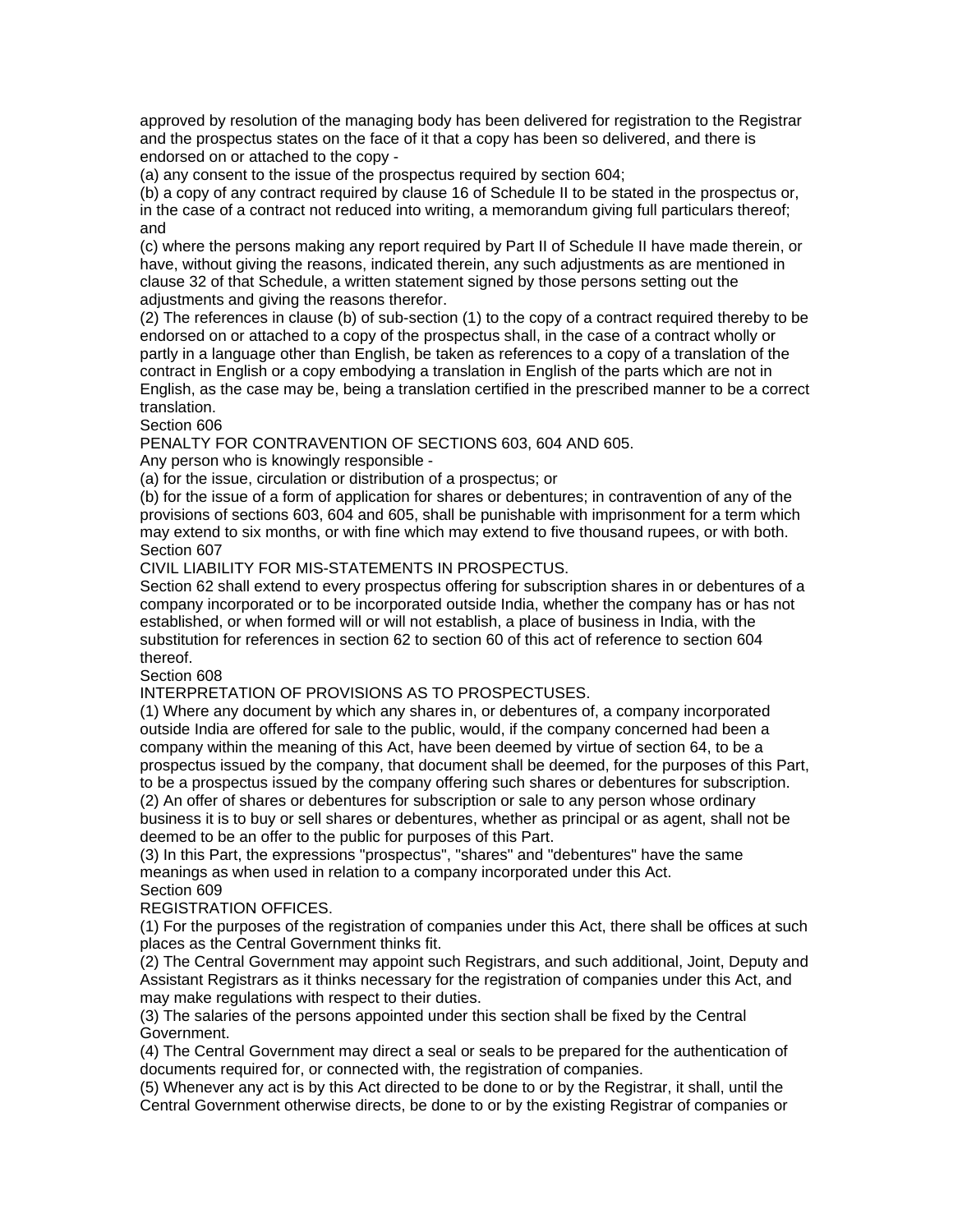approved by resolution of the managing body has been delivered for registration to the Registrar and the prospectus states on the face of it that a copy has been so delivered, and there is endorsed on or attached to the copy -

(a) any consent to the issue of the prospectus required by section 604;

(b) a copy of any contract required by clause 16 of Schedule II to be stated in the prospectus or, in the case of a contract not reduced into writing, a memorandum giving full particulars thereof; and

(c) where the persons making any report required by Part II of Schedule II have made therein, or have, without giving the reasons, indicated therein, any such adjustments as are mentioned in clause 32 of that Schedule, a written statement signed by those persons setting out the adjustments and giving the reasons therefor.

(2) The references in clause (b) of sub-section (1) to the copy of a contract required thereby to be endorsed on or attached to a copy of the prospectus shall, in the case of a contract wholly or partly in a language other than English, be taken as references to a copy of a translation of the contract in English or a copy embodying a translation in English of the parts which are not in English, as the case may be, being a translation certified in the prescribed manner to be a correct translation.

Section 606

PENALTY FOR CONTRAVENTION OF SECTIONS 603, 604 AND 605.

Any person who is knowingly responsible -

(a) for the issue, circulation or distribution of a prospectus; or

(b) for the issue of a form of application for shares or debentures; in contravention of any of the provisions of sections 603, 604 and 605, shall be punishable with imprisonment for a term which may extend to six months, or with fine which may extend to five thousand rupees, or with both.

Section 607

CIVIL LIABILITY FOR MIS-STATEMENTS IN PROSPECTUS.

Section 62 shall extend to every prospectus offering for subscription shares in or debentures of a company incorporated or to be incorporated outside India, whether the company has or has not established, or when formed will or will not establish, a place of business in India, with the substitution for references in section 62 to section 60 of this act of reference to section 604 thereof.

Section 608

INTERPRETATION OF PROVISIONS AS TO PROSPECTUSES.

(1) Where any document by which any shares in, or debentures of, a company incorporated outside India are offered for sale to the public, would, if the company concerned had been a company within the meaning of this Act, have been deemed by virtue of section 64, to be a prospectus issued by the company, that document shall be deemed, for the purposes of this Part, to be a prospectus issued by the company offering such shares or debentures for subscription.

(2) An offer of shares or debentures for subscription or sale to any person whose ordinary business it is to buy or sell shares or debentures, whether as principal or as agent, shall not be deemed to be an offer to the public for purposes of this Part.

(3) In this Part, the expressions "prospectus", "shares" and "debentures" have the same meanings as when used in relation to a company incorporated under this Act.

Section 609

REGISTRATION OFFICES.

(1) For the purposes of the registration of companies under this Act, there shall be offices at such places as the Central Government thinks fit.

(2) The Central Government may appoint such Registrars, and such additional, Joint, Deputy and Assistant Registrars as it thinks necessary for the registration of companies under this Act, and may make regulations with respect to their duties.

(3) The salaries of the persons appointed under this section shall be fixed by the Central Government.

(4) The Central Government may direct a seal or seals to be prepared for the authentication of documents required for, or connected with, the registration of companies.

(5) Whenever any act is by this Act directed to be done to or by the Registrar, it shall, until the Central Government otherwise directs, be done to or by the existing Registrar of companies or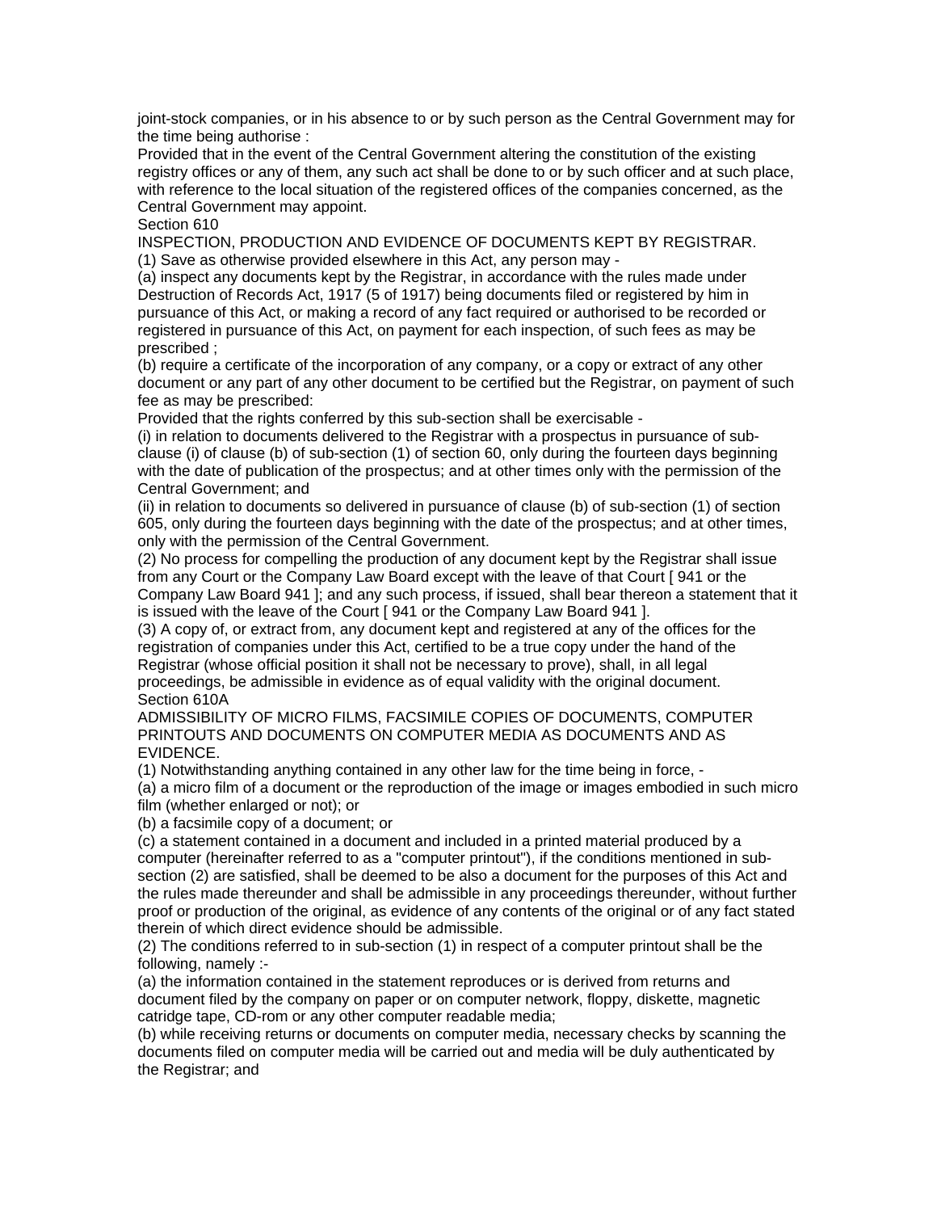joint-stock companies, or in his absence to or by such person as the Central Government may for the time being authorise :

Provided that in the event of the Central Government altering the constitution of the existing registry offices or any of them, any such act shall be done to or by such officer and at such place, with reference to the local situation of the registered offices of the companies concerned, as the Central Government may appoint.

Section 610

INSPECTION, PRODUCTION AND EVIDENCE OF DOCUMENTS KEPT BY REGISTRAR.

(1) Save as otherwise provided elsewhere in this Act, any person may -

(a) inspect any documents kept by the Registrar, in accordance with the rules made under Destruction of Records Act, 1917 (5 of 1917) being documents filed or registered by him in pursuance of this Act, or making a record of any fact required or authorised to be recorded or registered in pursuance of this Act, on payment for each inspection, of such fees as may be prescribed ;

(b) require a certificate of the incorporation of any company, or a copy or extract of any other document or any part of any other document to be certified but the Registrar, on payment of such fee as may be prescribed:

Provided that the rights conferred by this sub-section shall be exercisable -

(i) in relation to documents delivered to the Registrar with a prospectus in pursuance of sub-clause (i) of clause (b) of sub-section (1) of section 60, only during the fourteen days beginning with the date of publication of the prospectus; and at other times only with the permission of the Central Government; and

(ii) in relation to documents so delivered in pursuance of clause (b) of sub-section (1) of section 605, only during the fourteen days beginning with the date of the prospectus; and at other times, only with the permission of the Central Government.

(2) No process for compelling the production of any document kept by the Registrar shall issue from any Court or the Company Law Board except with the leave of that Court [ 941 or the Company Law Board 941 ]; and any such process, if issued, shall bear thereon a statement that it is issued with the leave of the Court [ 941 or the Company Law Board 941 ].

(3) A copy of, or extract from, any document kept and registered at any of the offices for the registration of companies under this Act, certified to be a true copy under the hand of the Registrar (whose official position it shall not be necessary to prove), shall, in all legal proceedings, be admissible in evidence as of equal validity with the original document.

Section 610A

ADMISSIBILITY OF MICRO FILMS, FACSIMILE COPIES OF DOCUMENTS, COMPUTER PRINTOUTS AND DOCUMENTS ON COMPUTER MEDIA AS DOCUMENTS AND AS EVIDENCE.

(1) Notwithstanding anything contained in any other law for the time being in force, -

(a) a micro film of a document or the reproduction of the image or images embodied in such micro film (whether enlarged or not); or

(b) a facsimile copy of a document; or

(c) a statement contained in a document and included in a printed material produced by a computer (hereinafter referred to as a "computer printout"), if the conditions mentioned in sub-section (2) are satisfied, shall be deemed to be also a document for the purposes of this Act and the rules made thereunder and shall be admissible in any proceedings thereunder, without further proof or production of the original, as evidence of any contents of the original or of any fact stated therein of which direct evidence should be admissible.

(2) The conditions referred to in sub-section (1) in respect of a computer printout shall be the following, namely :-

(a) the information contained in the statement reproduces or is derived from returns and document filed by the company on paper or on computer network, floppy, diskette, magnetic catridge tape, CD-rom or any other computer readable media;

(b) while receiving returns or documents on computer media, necessary checks by scanning the documents filed on computer media will be carried out and media will be duly authenticated by the Registrar; and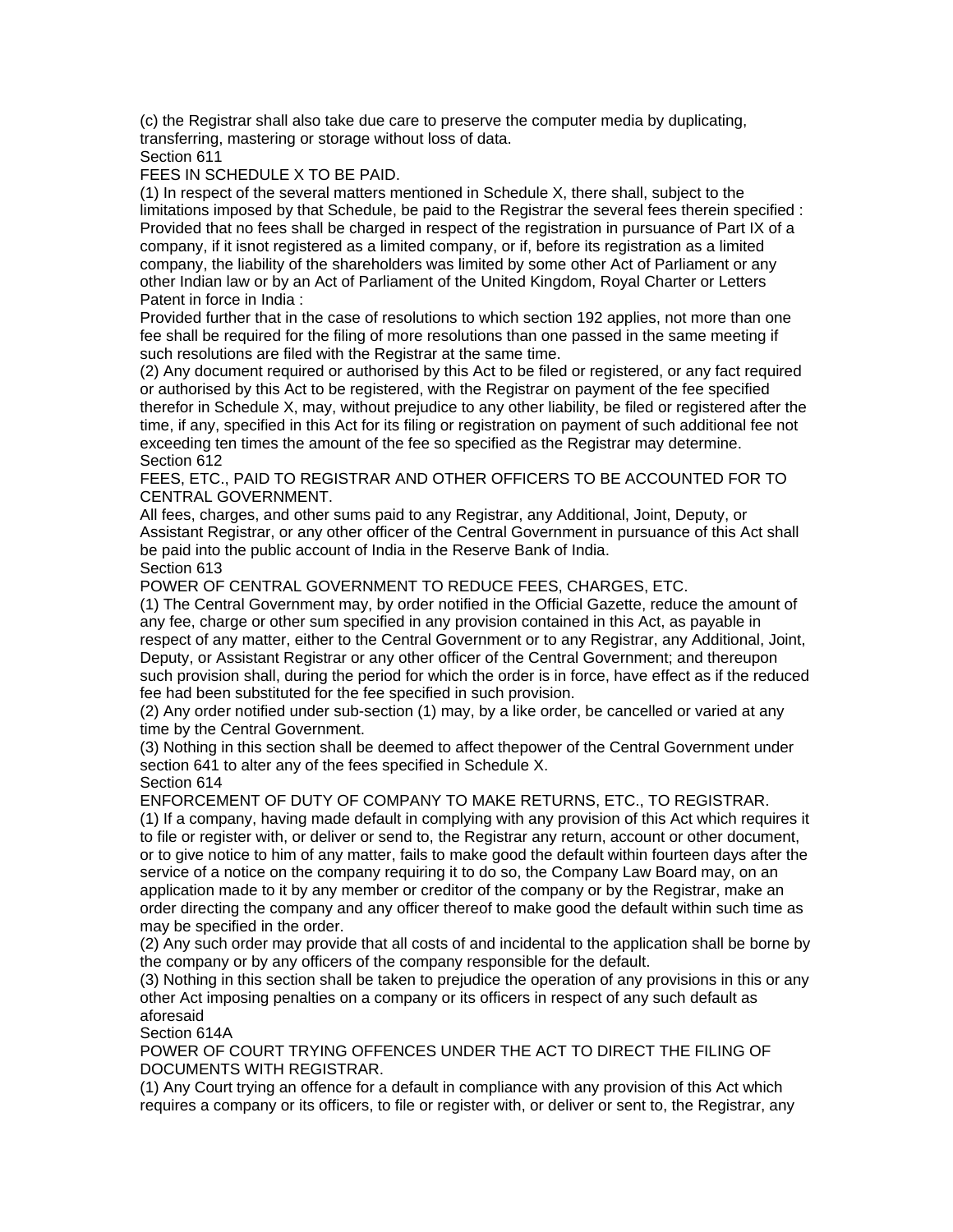(c) the Registrar shall also take due care to preserve the computer media by duplicating, transferring, mastering or storage without loss of data.

Section 611

FEES IN SCHEDULE X TO BE PAID.

(1) In respect of the several matters mentioned in Schedule X, there shall, subject to the limitations imposed by that Schedule, be paid to the Registrar the several fees therein specified : Provided that no fees shall be charged in respect of the registration in pursuance of Part IX of a company, if it isnot registered as a limited company, or if, before its registration as a limited company, the liability of the shareholders was limited by some other Act of Parliament or any other Indian law or by an Act of Parliament of the United Kingdom, Royal Charter or Letters Patent in force in India :

Provided further that in the case of resolutions to which section 192 applies, not more than one fee shall be required for the filing of more resolutions than one passed in the same meeting if such resolutions are filed with the Registrar at the same time.

(2) Any document required or authorised by this Act to be filed or registered, or any fact required or authorised by this Act to be registered, with the Registrar on payment of the fee specified therefor in Schedule X, may, without prejudice to any other liability, be filed or registered after the time, if any, specified in this Act for its filing or registration on payment of such additional fee not exceeding ten times the amount of the fee so specified as the Registrar may determine.

Section 612

FEES, ETC., PAID TO REGISTRAR AND OTHER OFFICERS TO BE ACCOUNTED FOR TO CENTRAL GOVERNMENT.

All fees, charges, and other sums paid to any Registrar, any Additional, Joint, Deputy, or Assistant Registrar, or any other officer of the Central Government in pursuance of this Act shall be paid into the public account of India in the Reserve Bank of India.

Section 613

POWER OF CENTRAL GOVERNMENT TO REDUCE FEES, CHARGES, ETC.

(1) The Central Government may, by order notified in the Official Gazette, reduce the amount of any fee, charge or other sum specified in any provision contained in this Act, as payable in respect of any matter, either to the Central Government or to any Registrar, any Additional, Joint, Deputy, or Assistant Registrar or any other officer of the Central Government; and thereupon such provision shall, during the period for which the order is in force, have effect as if the reduced fee had been substituted for the fee specified in such provision.

(2) Any order notified under sub-section (1) may, by a like order, be cancelled or varied at any time by the Central Government.

(3) Nothing in this section shall be deemed to affect thepower of the Central Government under section 641 to alter any of the fees specified in Schedule X.

Section 614

ENFORCEMENT OF DUTY OF COMPANY TO MAKE RETURNS, ETC., TO REGISTRAR.

(1) If a company, having made default in complying with any provision of this Act which requires it to file or register with, or deliver or send to, the Registrar any return, account or other document, or to give notice to him of any matter, fails to make good the default within fourteen days after the service of a notice on the company requiring it to do so, the Company Law Board may, on an application made to it by any member or creditor of the company or by the Registrar, make an order directing the company and any officer thereof to make good the default within such time as may be specified in the order.

(2) Any such order may provide that all costs of and incidental to the application shall be borne by the company or by any officers of the company responsible for the default.

(3) Nothing in this section shall be taken to prejudice the operation of any provisions in this or any other Act imposing penalties on a company or its officers in respect of any such default as aforesaid

Section 614A

POWER OF COURT TRYING OFFENCES UNDER THE ACT TO DIRECT THE FILING OF DOCUMENTS WITH REGISTRAR.

(1) Any Court trying an offence for a default in compliance with any provision of this Act which requires a company or its officers, to file or register with, or deliver or sent to, the Registrar, any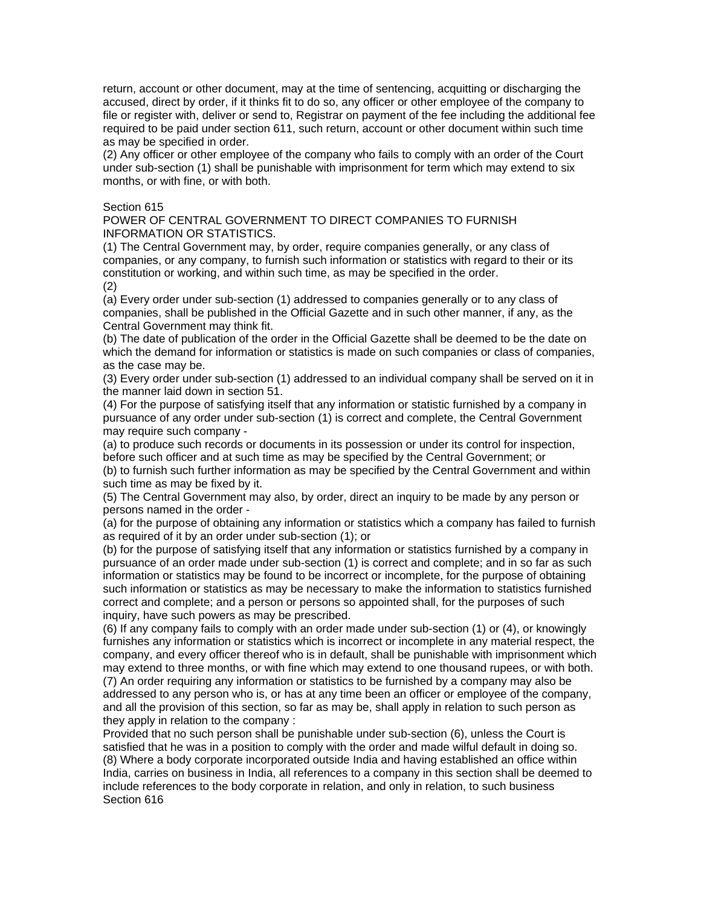return, account or other document, may at the time of sentencing, acquitting or discharging the accused, direct by order, if it thinks fit to do so, any officer or other employee of the company to file or register with, deliver or send to, Registrar on payment of the fee including the additional fee required to be paid under section 611, such return, account or other document within such time as may be specified in order.

(2) Any officer or other employee of the company who fails to comply with an order of the Court under sub-section (1) shall be punishable with imprisonment for term which may extend to six months, or with fine, or with both.

Section 615

POWER OF CENTRAL GOVERNMENT TO DIRECT COMPANIES TO FURNISH INFORMATION OR STATISTICS.

(1) The Central Government may, by order, require companies generally, or any class of companies, or any company, to furnish such information or statistics with regard to their or its constitution or working, and within such time, as may be specified in the order.

(2)

(a) Every order under sub-section (1) addressed to companies generally or to any class of companies, shall be published in the Official Gazette and in such other manner, if any, as the Central Government may think fit.

(b) The date of publication of the order in the Official Gazette shall be deemed to be the date on which the demand for information or statistics is made on such companies or class of companies, as the case may be.

(3) Every order under sub-section (1) addressed to an individual company shall be served on it in the manner laid down in section 51.

(4) For the purpose of satisfying itself that any information or statistic furnished by a company in pursuance of any order under sub-section (1) is correct and complete, the Central Government may require such company -

(a) to produce such records or documents in its possession or under its control for inspection, before such officer and at such time as may be specified by the Central Government; or

(b) to furnish such further information as may be specified by the Central Government and within such time as may be fixed by it.

(5) The Central Government may also, by order, direct an inquiry to be made by any person or persons named in the order -

(a) for the purpose of obtaining any information or statistics which a company has failed to furnish as required of it by an order under sub-section (1); or

(b) for the purpose of satisfying itself that any information or statistics furnished by a company in pursuance of an order made under sub-section (1) is correct and complete; and in so far as such information or statistics may be found to be incorrect or incomplete, for the purpose of obtaining such information or statistics as may be necessary to make the information to statistics furnished correct and complete; and a person or persons so appointed shall, for the purposes of such inquiry, have such powers as may be prescribed.

(6) If any company fails to comply with an order made under sub-section (1) or (4), or knowingly furnishes any information or statistics which is incorrect or incomplete in any material respect, the company, and every officer thereof who is in default, shall be punishable with imprisonment which may extend to three months, or with fine which may extend to one thousand rupees, or with both.

(7) An order requiring any information or statistics to be furnished by a company may also be addressed to any person who is, or has at any time been an officer or employee of the company, and all the provision of this section, so far as may be, shall apply in relation to such person as they apply in relation to the company :

Provided that no such person shall be punishable under sub-section (6), unless the Court is satisfied that he was in a position to comply with the order and made wilful default in doing so.

(8) Where a body corporate incorporated outside India and having established an office within India, carries on business in India, all references to a company in this section shall be deemed to include references to the body corporate in relation, and only in relation, to such business

Section 616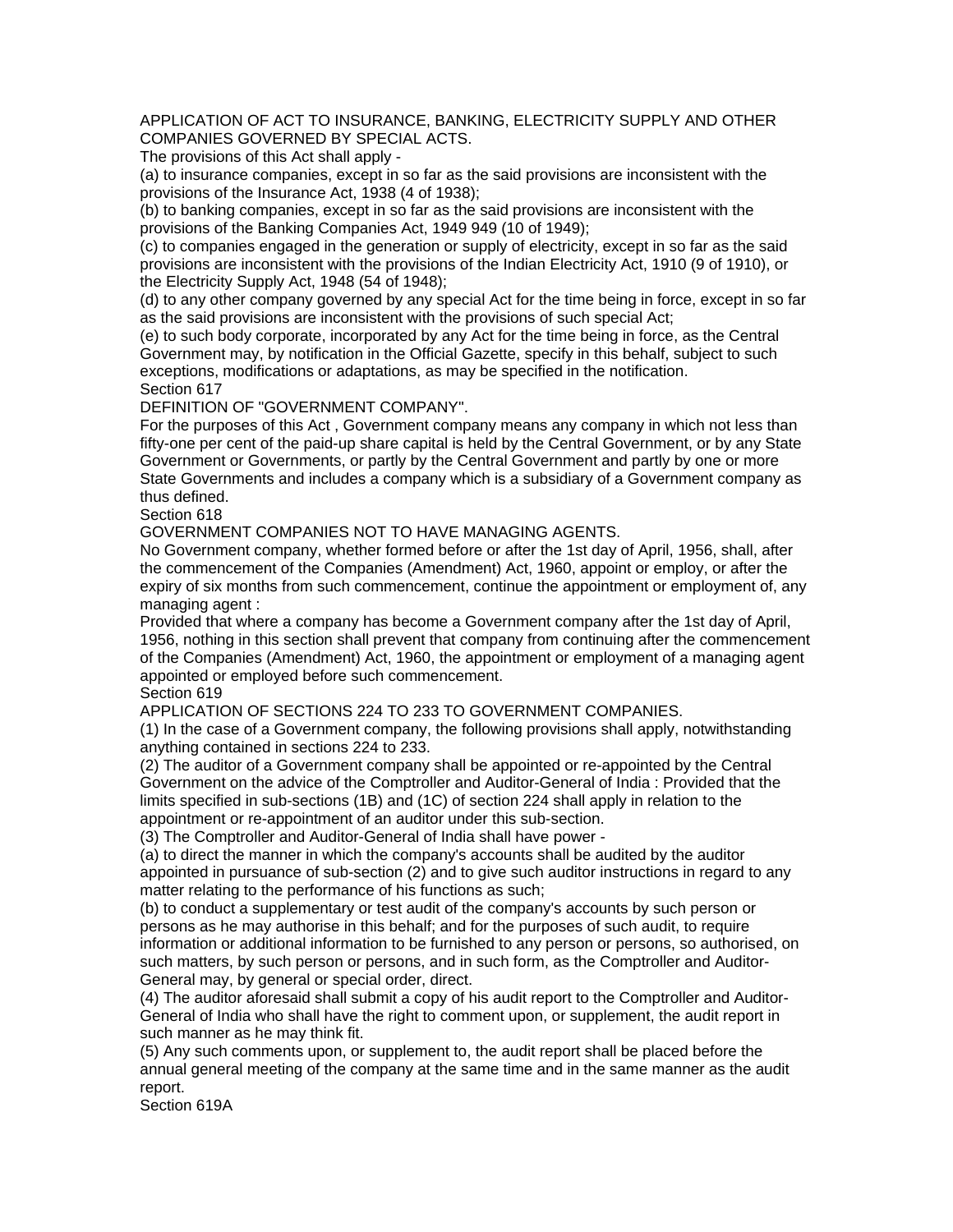APPLICATION OF ACT TO INSURANCE, BANKING, ELECTRICITY SUPPLY AND OTHER COMPANIES GOVERNED BY SPECIAL ACTS.

The provisions of this Act shall apply -

(a) to insurance companies, except in so far as the said provisions are inconsistent with the provisions of the Insurance Act, 1938 (4 of 1938);

(b) to banking companies, except in so far as the said provisions are inconsistent with the provisions of the Banking Companies Act, 1949 949 (10 of 1949);

(c) to companies engaged in the generation or supply of electricity, except in so far as the said provisions are inconsistent with the provisions of the Indian Electricity Act, 1910 (9 of 1910), or the Electricity Supply Act, 1948 (54 of 1948);

(d) to any other company governed by any special Act for the time being in force, except in so far as the said provisions are inconsistent with the provisions of such special Act;

(e) to such body corporate, incorporated by any Act for the time being in force, as the Central Government may, by notification in the Official Gazette, specify in this behalf, subject to such exceptions, modifications or adaptations, as may be specified in the notification.

Section 617

DEFINITION OF "GOVERNMENT COMPANY".

For the purposes of this Act , Government company means any company in which not less than fifty-one per cent of the paid-up share capital is held by the Central Government, or by any State Government or Governments, or partly by the Central Government and partly by one or more State Governments and includes a company which is a subsidiary of a Government company as thus defined.

Section 618

GOVERNMENT COMPANIES NOT TO HAVE MANAGING AGENTS.

No Government company, whether formed before or after the 1st day of April, 1956, shall, after the commencement of the Companies (Amendment) Act, 1960, appoint or employ, or after the expiry of six months from such commencement, continue the appointment or employment of, any managing agent :

Provided that where a company has become a Government company after the 1st day of April, 1956, nothing in this section shall prevent that company from continuing after the commencement of the Companies (Amendment) Act, 1960, the appointment or employment of a managing agent appointed or employed before such commencement.

Section 619

APPLICATION OF SECTIONS 224 TO 233 TO GOVERNMENT COMPANIES.

(1) In the case of a Government company, the following provisions shall apply, notwithstanding anything contained in sections 224 to 233.

(2) The auditor of a Government company shall be appointed or re-appointed by the Central Government on the advice of the Comptroller and Auditor-General of India : Provided that the limits specified in sub-sections (1B) and (1C) of section 224 shall apply in relation to the appointment or re-appointment of an auditor under this sub-section.

(3) The Comptroller and Auditor-General of India shall have power -

(a) to direct the manner in which the company's accounts shall be audited by the auditor appointed in pursuance of sub-section (2) and to give such auditor instructions in regard to any matter relating to the performance of his functions as such;

(b) to conduct a supplementary or test audit of the company's accounts by such person or persons as he may authorise in this behalf; and for the purposes of such audit, to require information or additional information to be furnished to any person or persons, so authorised, on such matters, by such person or persons, and in such form, as the Comptroller and Auditor-General may, by general or special order, direct.

(4) The auditor aforesaid shall submit a copy of his audit report to the Comptroller and Auditor-General of India who shall have the right to comment upon, or supplement, the audit report in such manner as he may think fit.

(5) Any such comments upon, or supplement to, the audit report shall be placed before the annual general meeting of the company at the same time and in the same manner as the audit report.

Section 619A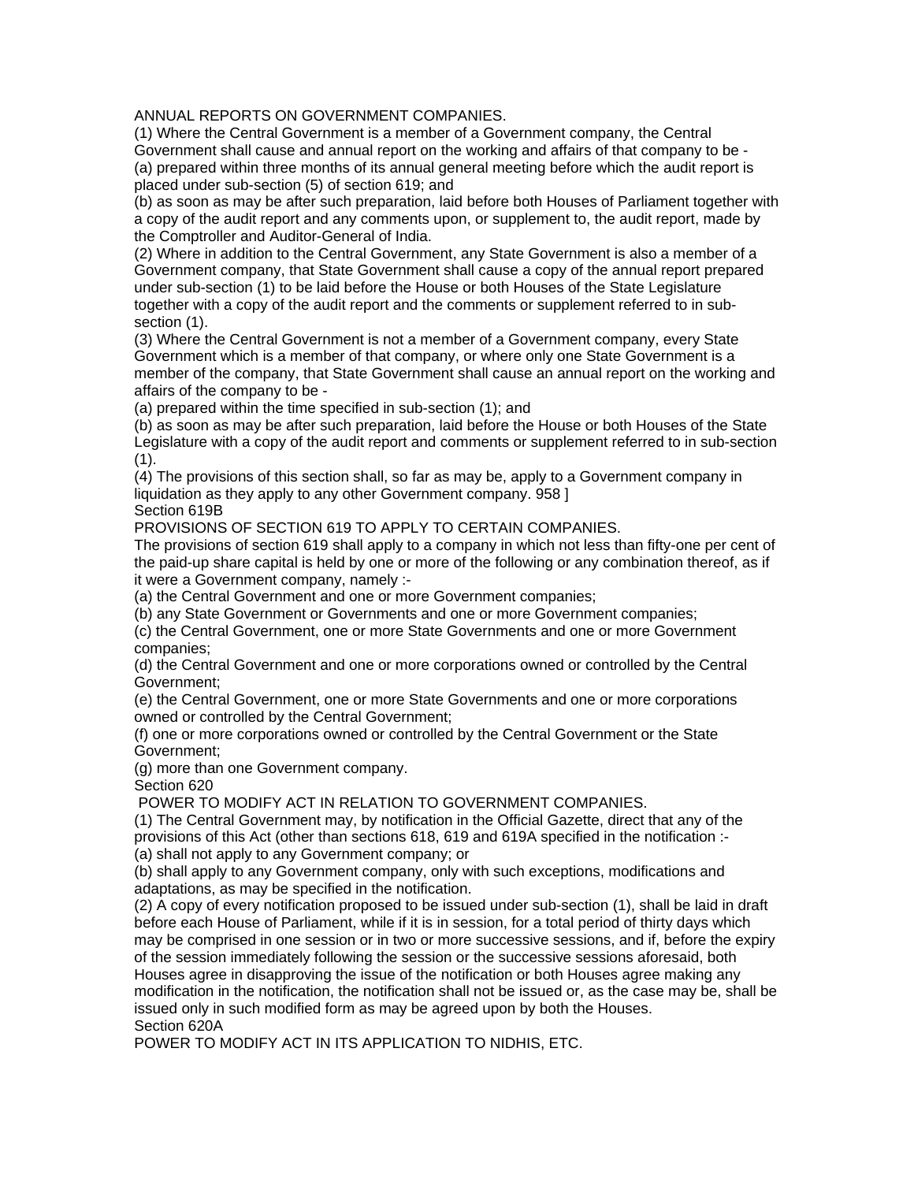ANNUAL REPORTS ON GOVERNMENT COMPANIES.

(1) Where the Central Government is a member of a Government company, the Central Government shall cause and annual report on the working and affairs of that company to be -

(a) prepared within three months of its annual general meeting before which the audit report is placed under sub-section (5) of section 619; and

(b) as soon as may be after such preparation, laid before both Houses of Parliament together with a copy of the audit report and any comments upon, or supplement to, the audit report, made by the Comptroller and Auditor-General of India.

(2) Where in addition to the Central Government, any State Government is also a member of a Government company, that State Government shall cause a copy of the annual report prepared under sub-section (1) to be laid before the House or both Houses of the State Legislature together with a copy of the audit report and the comments or supplement referred to in sub-section (1).

(3) Where the Central Government is not a member of a Government company, every State Government which is a member of that company, or where only one State Government is a member of the company, that State Government shall cause an annual report on the working and affairs of the company to be -

(a) prepared within the time specified in sub-section (1); and

(b) as soon as may be after such preparation, laid before the House or both Houses of the State Legislature with a copy of the audit report and comments or supplement referred to in sub-section (1).

(4) The provisions of this section shall, so far as may be, apply to a Government company in liquidation as they apply to any other Government company. 958 ]

Section 619B

PROVISIONS OF SECTION 619 TO APPLY TO CERTAIN COMPANIES.

The provisions of section 619 shall apply to a company in which not less than fifty-one per cent of the paid-up share capital is held by one or more of the following or any combination thereof, as if it were a Government company, namely :-

(a) the Central Government and one or more Government companies;

(b) any State Government or Governments and one or more Government companies;

(c) the Central Government, one or more State Governments and one or more Government companies;

(d) the Central Government and one or more corporations owned or controlled by the Central Government;

(e) the Central Government, one or more State Governments and one or more corporations owned or controlled by the Central Government;

(f) one or more corporations owned or controlled by the Central Government or the State Government;

(g) more than one Government company.

Section 620

POWER TO MODIFY ACT IN RELATION TO GOVERNMENT COMPANIES.

(1) The Central Government may, by notification in the Official Gazette, direct that any of the provisions of this Act (other than sections 618, 619 and 619A specified in the notification :-

(a) shall not apply to any Government company; or

(b) shall apply to any Government company, only with such exceptions, modifications and adaptations, as may be specified in the notification.

(2) A copy of every notification proposed to be issued under sub-section (1), shall be laid in draft before each House of Parliament, while if it is in session, for a total period of thirty days which may be comprised in one session or in two or more successive sessions, and if, before the expiry of the session immediately following the session or the successive sessions aforesaid, both Houses agree in disapproving the issue of the notification or both Houses agree making any modification in the notification, the notification shall not be issued or, as the case may be, shall be issued only in such modified form as may be agreed upon by both the Houses.

Section 620A

POWER TO MODIFY ACT IN ITS APPLICATION TO NIDHIS, ETC.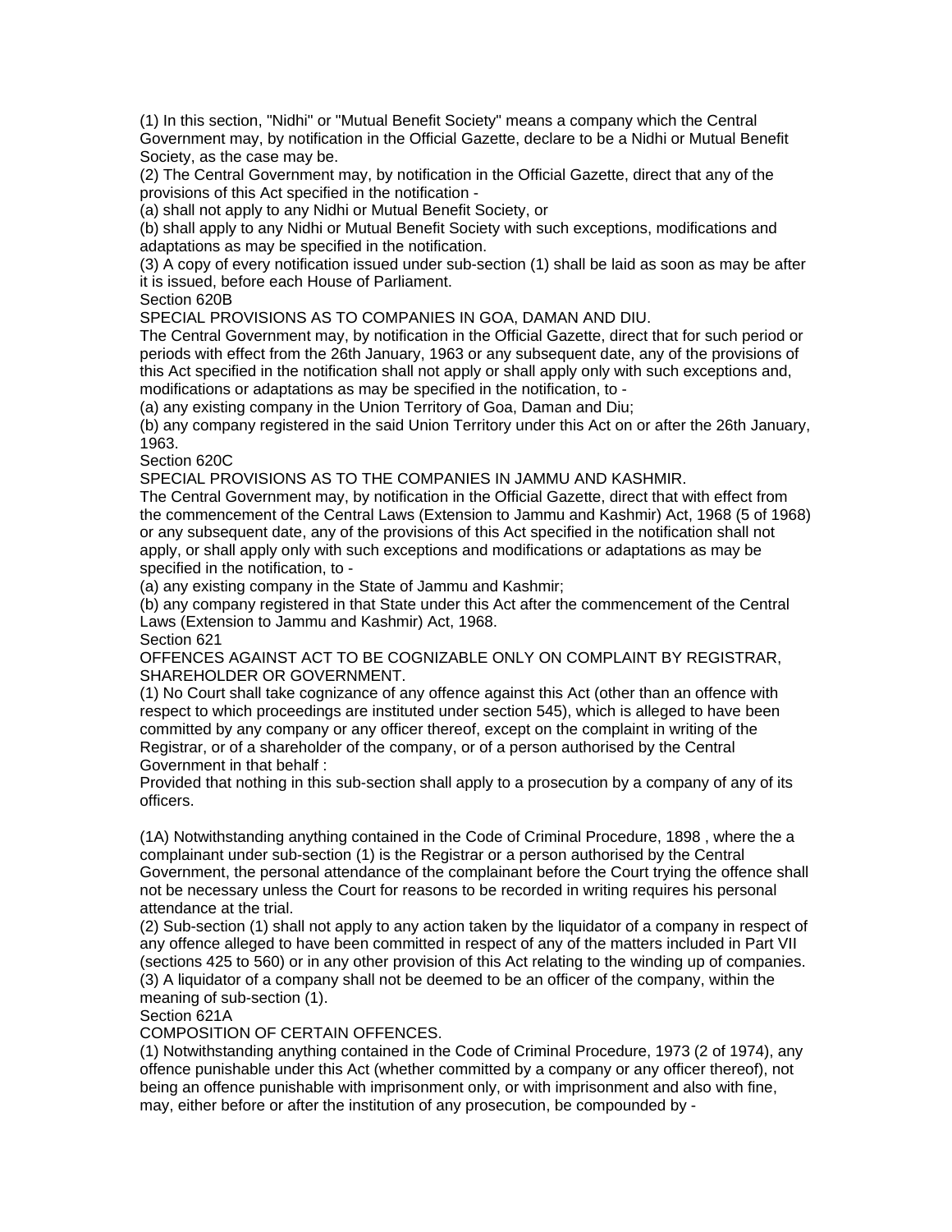(1) In this section, "Nidhi" or "Mutual Benefit Society" means a company which the Central Government may, by notification in the Official Gazette, declare to be a Nidhi or Mutual Benefit Society, as the case may be.

(2) The Central Government may, by notification in the Official Gazette, direct that any of the provisions of this Act specified in the notification -

(a) shall not apply to any Nidhi or Mutual Benefit Society, or

(b) shall apply to any Nidhi or Mutual Benefit Society with such exceptions, modifications and adaptations as may be specified in the notification.

(3) A copy of every notification issued under sub-section (1) shall be laid as soon as may be after it is issued, before each House of Parliament.

Section 620B

SPECIAL PROVISIONS AS TO COMPANIES IN GOA, DAMAN AND DIU.

The Central Government may, by notification in the Official Gazette, direct that for such period or periods with effect from the 26th January, 1963 or any subsequent date, any of the provisions of this Act specified in the notification shall not apply or shall apply only with such exceptions and, modifications or adaptations as may be specified in the notification, to -

(a) any existing company in the Union Territory of Goa, Daman and Diu;

(b) any company registered in the said Union Territory under this Act on or after the 26th January, 1963.

Section 620C

SPECIAL PROVISIONS AS TO THE COMPANIES IN JAMMU AND KASHMIR.

The Central Government may, by notification in the Official Gazette, direct that with effect from the commencement of the Central Laws (Extension to Jammu and Kashmir) Act, 1968 (5 of 1968) or any subsequent date, any of the provisions of this Act specified in the notification shall not apply, or shall apply only with such exceptions and modifications or adaptations as may be specified in the notification, to -

(a) any existing company in the State of Jammu and Kashmir;

(b) any company registered in that State under this Act after the commencement of the Central Laws (Extension to Jammu and Kashmir) Act, 1968.

Section 621

OFFENCES AGAINST ACT TO BE COGNIZABLE ONLY ON COMPLAINT BY REGISTRAR, SHAREHOLDER OR GOVERNMENT.

(1) No Court shall take cognizance of any offence against this Act (other than an offence with respect to which proceedings are instituted under section 545), which is alleged to have been committed by any company or any officer thereof, except on the complaint in writing of the Registrar, or of a shareholder of the company, or of a person authorised by the Central Government in that behalf :

Provided that nothing in this sub-section shall apply to a prosecution by a company of any of its officers.

(1A) Notwithstanding anything contained in the Code of Criminal Procedure, 1898 , where the a complainant under sub-section (1) is the Registrar or a person authorised by the Central Government, the personal attendance of the complainant before the Court trying the offence shall not be necessary unless the Court for reasons to be recorded in writing requires his personal attendance at the trial.

(2) Sub-section (1) shall not apply to any action taken by the liquidator of a company in respect of any offence alleged to have been committed in respect of any of the matters included in Part VII (sections 425 to 560) or in any other provision of this Act relating to the winding up of companies.

(3) A liquidator of a company shall not be deemed to be an officer of the company, within the meaning of sub-section (1).

Section 621A

COMPOSITION OF CERTAIN OFFENCES.

(1) Notwithstanding anything contained in the Code of Criminal Procedure, 1973 (2 of 1974), any offence punishable under this Act (whether committed by a company or any officer thereof), not being an offence punishable with imprisonment only, or with imprisonment and also with fine, may, either before or after the institution of any prosecution, be compounded by -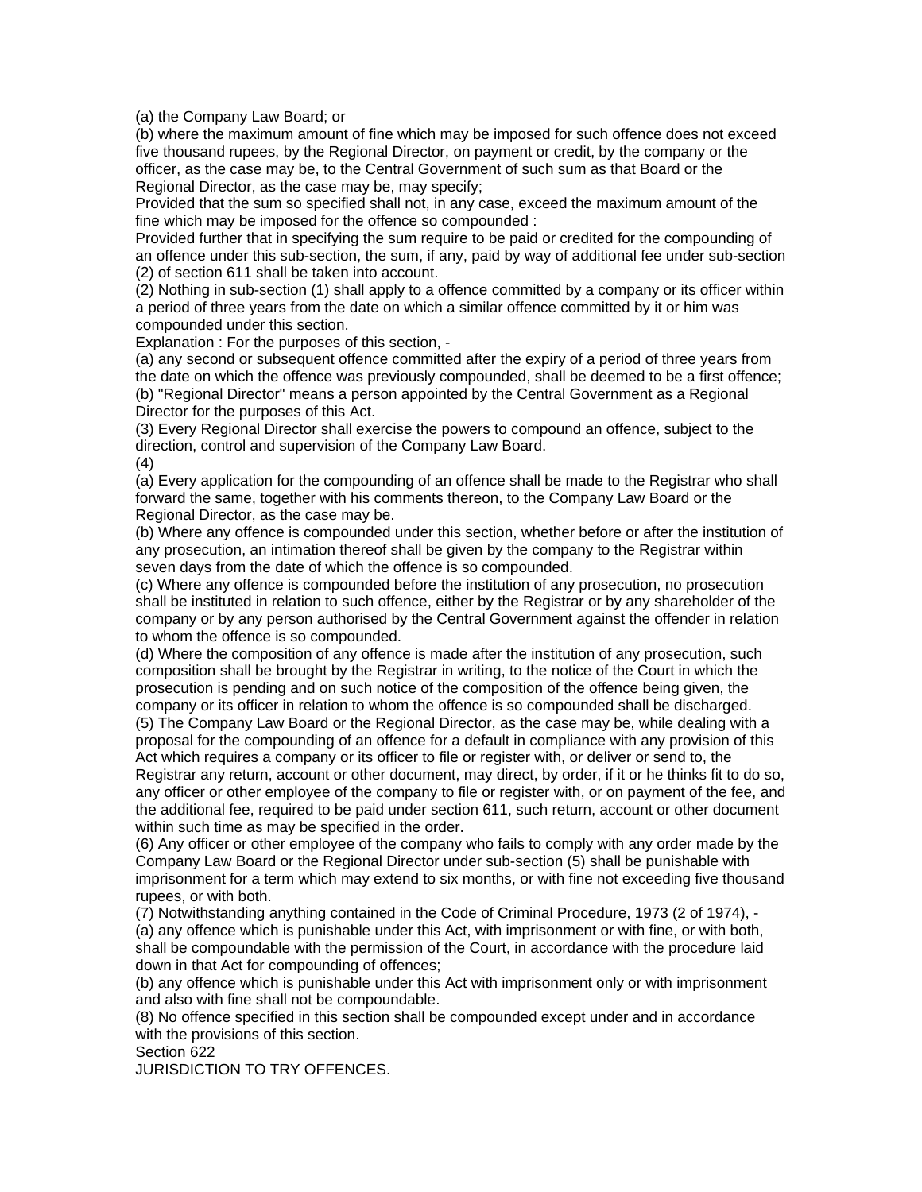(a) the Company Law Board; or

(b) where the maximum amount of fine which may be imposed for such offence does not exceed five thousand rupees, by the Regional Director, on payment or credit, by the company or the officer, as the case may be, to the Central Government of such sum as that Board or the Regional Director, as the case may be, may specify;

Provided that the sum so specified shall not, in any case, exceed the maximum amount of the fine which may be imposed for the offence so compounded :

Provided further that in specifying the sum require to be paid or credited for the compounding of an offence under this sub-section, the sum, if any, paid by way of additional fee under sub-section (2) of section 611 shall be taken into account.

(2) Nothing in sub-section (1) shall apply to a offence committed by a company or its officer within a period of three years from the date on which a similar offence committed by it or him was compounded under this section.

Explanation : For the purposes of this section, -

(a) any second or subsequent offence committed after the expiry of a period of three years from the date on which the offence was previously compounded, shall be deemed to be a first offence;

(b) "Regional Director" means a person appointed by the Central Government as a Regional Director for the purposes of this Act.

(3) Every Regional Director shall exercise the powers to compound an offence, subject to the direction, control and supervision of the Company Law Board.

(4)

(a) Every application for the compounding of an offence shall be made to the Registrar who shall forward the same, together with his comments thereon, to the Company Law Board or the Regional Director, as the case may be.

(b) Where any offence is compounded under this section, whether before or after the institution of any prosecution, an intimation thereof shall be given by the company to the Registrar within seven days from the date of which the offence is so compounded.

(c) Where any offence is compounded before the institution of any prosecution, no prosecution shall be instituted in relation to such offence, either by the Registrar or by any shareholder of the company or by any person authorised by the Central Government against the offender in relation to whom the offence is so compounded.

(d) Where the composition of any offence is made after the institution of any prosecution, such composition shall be brought by the Registrar in writing, to the notice of the Court in which the prosecution is pending and on such notice of the composition of the offence being given, the company or its officer in relation to whom the offence is so compounded shall be discharged.

(5) The Company Law Board or the Regional Director, as the case may be, while dealing with a proposal for the compounding of an offence for a default in compliance with any provision of this Act which requires a company or its officer to file or register with, or deliver or send to, the Registrar any return, account or other document, may direct, by order, if it or he thinks fit to do so, any officer or other employee of the company to file or register with, or on payment of the fee, and the additional fee, required to be paid under section 611, such return, account or other document within such time as may be specified in the order.

(6) Any officer or other employee of the company who fails to comply with any order made by the Company Law Board or the Regional Director under sub-section (5) shall be punishable with imprisonment for a term which may extend to six months, or with fine not exceeding five thousand rupees, or with both.

(7) Notwithstanding anything contained in the Code of Criminal Procedure, 1973 (2 of 1974), -

(a) any offence which is punishable under this Act, with imprisonment or with fine, or with both, shall be compoundable with the permission of the Court, in accordance with the procedure laid down in that Act for compounding of offences;

(b) any offence which is punishable under this Act with imprisonment only or with imprisonment and also with fine shall not be compoundable.

(8) No offence specified in this section shall be compounded except under and in accordance with the provisions of this section.

Section 622

JURISDICTION TO TRY OFFENCES.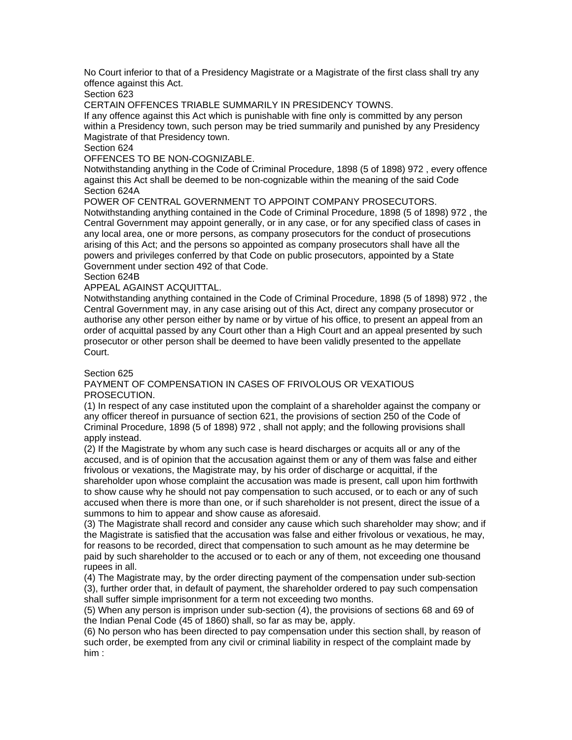No Court inferior to that of a Presidency Magistrate or a Magistrate of the first class shall try any offence against this Act.

Section 623

CERTAIN OFFENCES TRIABLE SUMMARILY IN PRESIDENCY TOWNS.

If any offence against this Act which is punishable with fine only is committed by any person within a Presidency town, such person may be tried summarily and punished by any Presidency Magistrate of that Presidency town.

Section 624

OFFENCES TO BE NON-COGNIZABLE.

Notwithstanding anything in the Code of Criminal Procedure, 1898 (5 of 1898) 972 , every offence against this Act shall be deemed to be non-cognizable within the meaning of the said Code

Section 624A

POWER OF CENTRAL GOVERNMENT TO APPOINT COMPANY PROSECUTORS.

Notwithstanding anything contained in the Code of Criminal Procedure, 1898 (5 of 1898) 972 , the Central Government may appoint generally, or in any case, or for any specified class of cases in any local area, one or more persons, as company prosecutors for the conduct of prosecutions arising of this Act; and the persons so appointed as company prosecutors shall have all the powers and privileges conferred by that Code on public prosecutors, appointed by a State Government under section 492 of that Code.

Section 624B

APPEAL AGAINST ACQUITTAL.

Notwithstanding anything contained in the Code of Criminal Procedure, 1898 (5 of 1898) 972 , the Central Government may, in any case arising out of this Act, direct any company prosecutor or authorise any other person either by name or by virtue of his office, to present an appeal from an order of acquittal passed by any Court other than a High Court and an appeal presented by such prosecutor or other person shall be deemed to have been validly presented to the appellate Court.

Section 625

PAYMENT OF COMPENSATION IN CASES OF FRIVOLOUS OR VEXATIOUS PROSECUTION.

(1) In respect of any case instituted upon the complaint of a shareholder against the company or any officer thereof in pursuance of section 621, the provisions of section 250 of the Code of Criminal Procedure, 1898 (5 of 1898) 972 , shall not apply; and the following provisions shall apply instead.

(2) If the Magistrate by whom any such case is heard discharges or acquits all or any of the accused, and is of opinion that the accusation against them or any of them was false and either frivolous or vexations, the Magistrate may, by his order of discharge or acquittal, if the shareholder upon whose complaint the accusation was made is present, call upon him forthwith to show cause why he should not pay compensation to such accused, or to each or any of such accused when there is more than one, or if such shareholder is not present, direct the issue of a summons to him to appear and show cause as aforesaid.

(3) The Magistrate shall record and consider any cause which such shareholder may show; and if the Magistrate is satisfied that the accusation was false and either frivolous or vexatious, he may, for reasons to be recorded, direct that compensation to such amount as he may determine be paid by such shareholder to the accused or to each or any of them, not exceeding one thousand rupees in all.

(4) The Magistrate may, by the order directing payment of the compensation under sub-section (3), further order that, in default of payment, the shareholder ordered to pay such compensation shall suffer simple imprisonment for a term not exceeding two months.

(5) When any person is imprison under sub-section (4), the provisions of sections 68 and 69 of the Indian Penal Code (45 of 1860) shall, so far as may be, apply.

(6) No person who has been directed to pay compensation under this section shall, by reason of such order, be exempted from any civil or criminal liability in respect of the complaint made by him :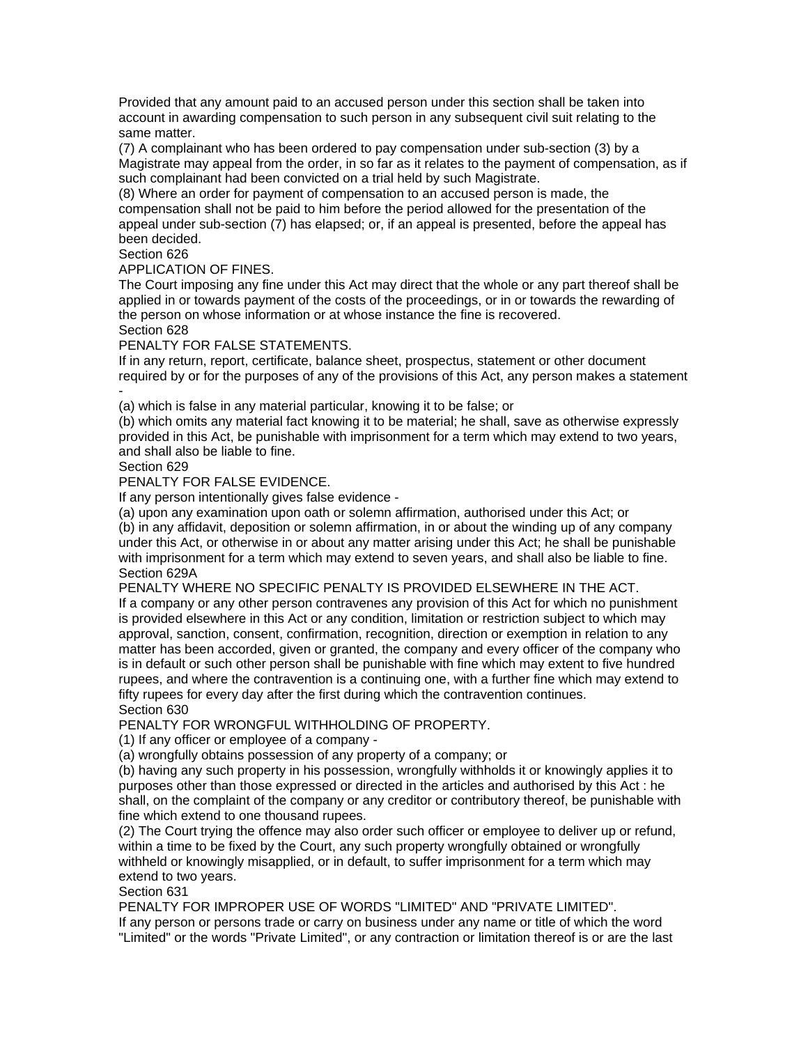Provided that any amount paid to an accused person under this section shall be taken into account in awarding compensation to such person in any subsequent civil suit relating to the same matter.

(7) A complainant who has been ordered to pay compensation under sub-section (3) by a Magistrate may appeal from the order, in so far as it relates to the payment of compensation, as if such complainant had been convicted on a trial held by such Magistrate.

(8) Where an order for payment of compensation to an accused person is made, the compensation shall not be paid to him before the period allowed for the presentation of the appeal under sub-section (7) has elapsed; or, if an appeal is presented, before the appeal has been decided.

Section 626

APPLICATION OF FINES.

The Court imposing any fine under this Act may direct that the whole or any part thereof shall be applied in or towards payment of the costs of the proceedings, or in or towards the rewarding of the person on whose information or at whose instance the fine is recovered.

Section 628

PENALTY FOR FALSE STATEMENTS.

If in any return, report, certificate, balance sheet, prospectus, statement or other document required by or for the purposes of any of the provisions of this Act, any person makes a statement -

(a) which is false in any material particular, knowing it to be false; or

(b) which omits any material fact knowing it to be material; he shall, save as otherwise expressly provided in this Act, be punishable with imprisonment for a term which may extend to two years, and shall also be liable to fine.

Section 629

PENALTY FOR FALSE EVIDENCE.

If any person intentionally gives false evidence -

(a) upon any examination upon oath or solemn affirmation, authorised under this Act; or

(b) in any affidavit, deposition or solemn affirmation, in or about the winding up of any company under this Act, or otherwise in or about any matter arising under this Act; he shall be punishable with imprisonment for a term which may extend to seven years, and shall also be liable to fine.

Section 629A

PENALTY WHERE NO SPECIFIC PENALTY IS PROVIDED ELSEWHERE IN THE ACT.

If a company or any other person contravenes any provision of this Act for which no punishment is provided elsewhere in this Act or any condition, limitation or restriction subject to which may approval, sanction, consent, confirmation, recognition, direction or exemption in relation to any matter has been accorded, given or granted, the company and every officer of the company who is in default or such other person shall be punishable with fine which may extent to five hundred rupees, and where the contravention is a continuing one, with a further fine which may extend to fifty rupees for every day after the first during which the contravention continues.

Section 630

PENALTY FOR WRONGFUL WITHHOLDING OF PROPERTY.

(1) If any officer or employee of a company -

(a) wrongfully obtains possession of any property of a company; or

(b) having any such property in his possession, wrongfully withholds it or knowingly applies it to purposes other than those expressed or directed in the articles and authorised by this Act : he shall, on the complaint of the company or any creditor or contributory thereof, be punishable with fine which extend to one thousand rupees.

(2) The Court trying the offence may also order such officer or employee to deliver up or refund, within a time to be fixed by the Court, any such property wrongfully obtained or wrongfully withheld or knowingly misapplied, or in default, to suffer imprisonment for a term which may extend to two years.

Section 631

PENALTY FOR IMPROPER USE OF WORDS "LIMITED" AND "PRIVATE LIMITED".

If any person or persons trade or carry on business under any name or title of which the word "Limited" or the words "Private Limited", or any contraction or limitation thereof is or are the last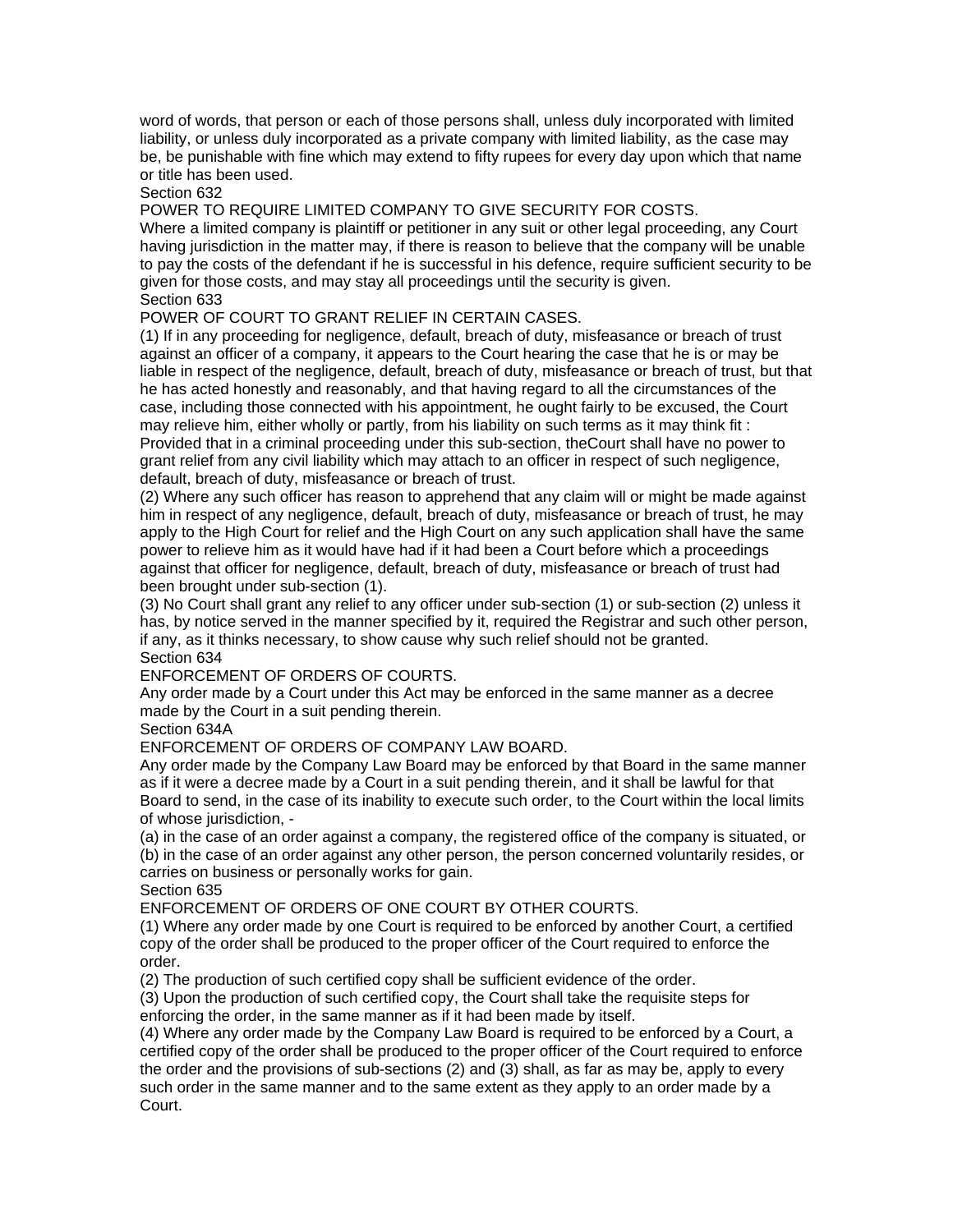word of words, that person or each of those persons shall, unless duly incorporated with limited liability, or unless duly incorporated as a private company with limited liability, as the case may be, be punishable with fine which may extend to fifty rupees for every day upon which that name or title has been used.

Section 632

POWER TO REQUIRE LIMITED COMPANY TO GIVE SECURITY FOR COSTS.

Where a limited company is plaintiff or petitioner in any suit or other legal proceeding, any Court having jurisdiction in the matter may, if there is reason to believe that the company will be unable to pay the costs of the defendant if he is successful in his defence, require sufficient security to be given for those costs, and may stay all proceedings until the security is given.

Section 633

POWER OF COURT TO GRANT RELIEF IN CERTAIN CASES.

(1) If in any proceeding for negligence, default, breach of duty, misfeasance or breach of trust against an officer of a company, it appears to the Court hearing the case that he is or may be liable in respect of the negligence, default, breach of duty, misfeasance or breach of trust, but that he has acted honestly and reasonably, and that having regard to all the circumstances of the case, including those connected with his appointment, he ought fairly to be excused, the Court may relieve him, either wholly or partly, from his liability on such terms as it may think fit : Provided that in a criminal proceeding under this sub-section, theCourt shall have no power to grant relief from any civil liability which may attach to an officer in respect of such negligence, default, breach of duty, misfeasance or breach of trust.

(2) Where any such officer has reason to apprehend that any claim will or might be made against him in respect of any negligence, default, breach of duty, misfeasance or breach of trust, he may apply to the High Court for relief and the High Court on any such application shall have the same power to relieve him as it would have had if it had been a Court before which a proceedings against that officer for negligence, default, breach of duty, misfeasance or breach of trust had been brought under sub-section (1).

(3) No Court shall grant any relief to any officer under sub-section (1) or sub-section (2) unless it has, by notice served in the manner specified by it, required the Registrar and such other person, if any, as it thinks necessary, to show cause why such relief should not be granted.

Section 634

ENFORCEMENT OF ORDERS OF COURTS.

Any order made by a Court under this Act may be enforced in the same manner as a decree made by the Court in a suit pending therein.

Section 634A

ENFORCEMENT OF ORDERS OF COMPANY LAW BOARD.

Any order made by the Company Law Board may be enforced by that Board in the same manner as if it were a decree made by a Court in a suit pending therein, and it shall be lawful for that Board to send, in the case of its inability to execute such order, to the Court within the local limits of whose jurisdiction, -

(a) in the case of an order against a company, the registered office of the company is situated, or

(b) in the case of an order against any other person, the person concerned voluntarily resides, or carries on business or personally works for gain.

Section 635

ENFORCEMENT OF ORDERS OF ONE COURT BY OTHER COURTS.

(1) Where any order made by one Court is required to be enforced by another Court, a certified copy of the order shall be produced to the proper officer of the Court required to enforce the order.

(2) The production of such certified copy shall be sufficient evidence of the order.

(3) Upon the production of such certified copy, the Court shall take the requisite steps for enforcing the order, in the same manner as if it had been made by itself.

(4) Where any order made by the Company Law Board is required to be enforced by a Court, a certified copy of the order shall be produced to the proper officer of the Court required to enforce the order and the provisions of sub-sections (2) and (3) shall, as far as may be, apply to every such order in the same manner and to the same extent as they apply to an order made by a Court.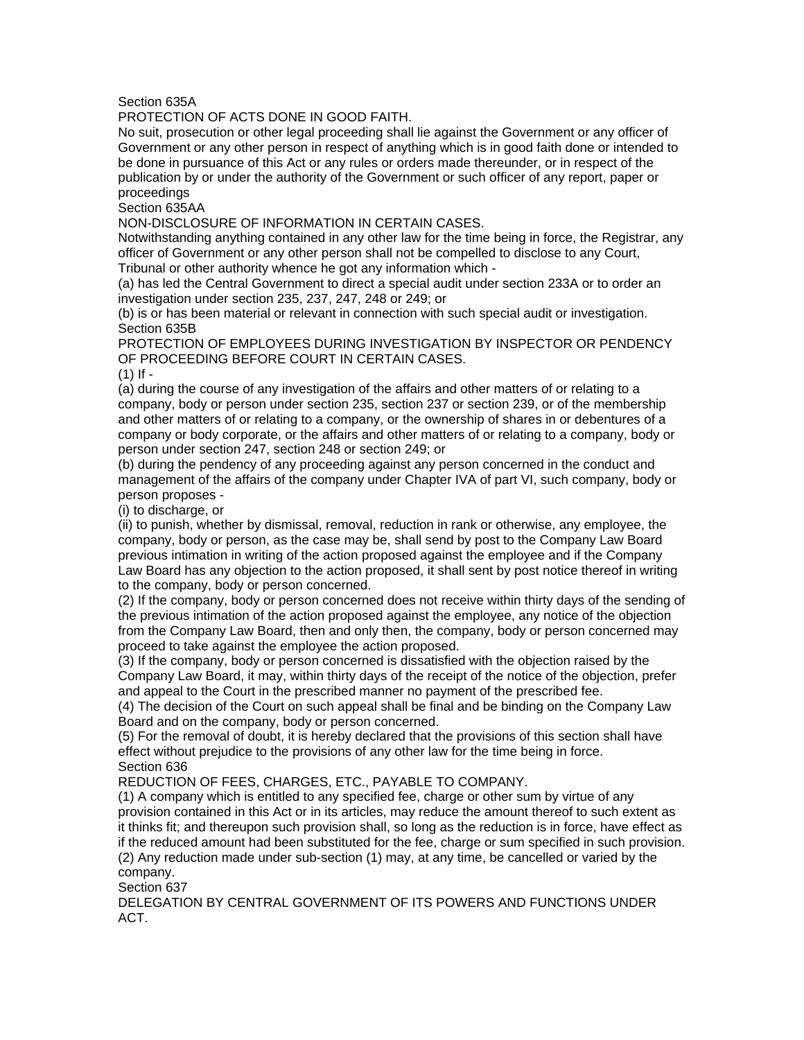Section 635A

PROTECTION OF ACTS DONE IN GOOD FAITH.

No suit, prosecution or other legal proceeding shall lie against the Government or any officer of Government or any other person in respect of anything which is in good faith done or intended to be done in pursuance of this Act or any rules or orders made thereunder, or in respect of the publication by or under the authority of the Government or such officer of any report, paper or proceedings

Section 635AA

NON-DISCLOSURE OF INFORMATION IN CERTAIN CASES.

Notwithstanding anything contained in any other law for the time being in force, the Registrar, any officer of Government or any other person shall not be compelled to disclose to any Court, Tribunal or other authority whence he got any information which -

(a) has led the Central Government to direct a special audit under section 233A or to order an investigation under section 235, 237, 247, 248 or 249; or

(b) is or has been material or relevant in connection with such special audit or investigation.

Section 635B

PROTECTION OF EMPLOYEES DURING INVESTIGATION BY INSPECTOR OR PENDENCY OF PROCEEDING BEFORE COURT IN CERTAIN CASES.

(1) If -

(a) during the course of any investigation of the affairs and other matters of or relating to a company, body or person under section 235, section 237 or section 239, or of the membership and other matters of or relating to a company, or the ownership of shares in or debentures of a company or body corporate, or the affairs and other matters of or relating to a company, body or person under section 247, section 248 or section 249; or

(b) during the pendency of any proceeding against any person concerned in the conduct and management of the affairs of the company under Chapter IVA of part VI, such company, body or person proposes -

(i) to discharge, or

(ii) to punish, whether by dismissal, removal, reduction in rank or otherwise, any employee, the company, body or person, as the case may be, shall send by post to the Company Law Board previous intimation in writing of the action proposed against the employee and if the Company Law Board has any objection to the action proposed, it shall sent by post notice thereof in writing to the company, body or person concerned.

(2) If the company, body or person concerned does not receive within thirty days of the sending of the previous intimation of the action proposed against the employee, any notice of the objection from the Company Law Board, then and only then, the company, body or person concerned may proceed to take against the employee the action proposed.

(3) If the company, body or person concerned is dissatisfied with the objection raised by the Company Law Board, it may, within thirty days of the receipt of the notice of the objection, prefer and appeal to the Court in the prescribed manner no payment of the prescribed fee.

(4) The decision of the Court on such appeal shall be final and be binding on the Company Law Board and on the company, body or person concerned.

(5) For the removal of doubt, it is hereby declared that the provisions of this section shall have effect without prejudice to the provisions of any other law for the time being in force.

Section 636

REDUCTION OF FEES, CHARGES, ETC., PAYABLE TO COMPANY.

(1) A company which is entitled to any specified fee, charge or other sum by virtue of any provision contained in this Act or in its articles, may reduce the amount thereof to such extent as it thinks fit; and thereupon such provision shall, so long as the reduction is in force, have effect as if the reduced amount had been substituted for the fee, charge or sum specified in such provision.

(2) Any reduction made under sub-section (1) may, at any time, be cancelled or varied by the company.

Section 637

DELEGATION BY CENTRAL GOVERNMENT OF ITS POWERS AND FUNCTIONS UNDER ACT.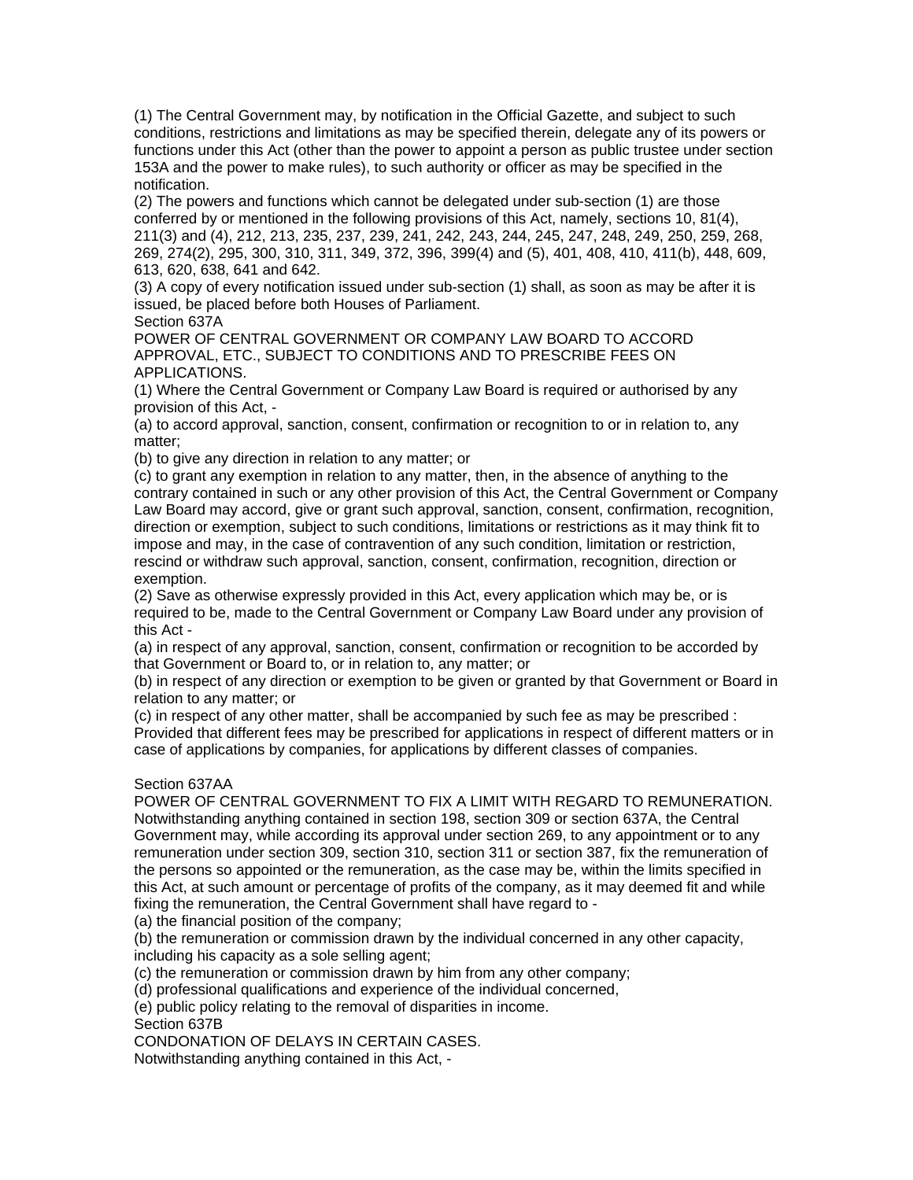(1) The Central Government may, by notification in the Official Gazette, and subject to such conditions, restrictions and limitations as may be specified therein, delegate any of its powers or functions under this Act (other than the power to appoint a person as public trustee under section 153A and the power to make rules), to such authority or officer as may be specified in the notification.

(2) The powers and functions which cannot be delegated under sub-section (1) are those conferred by or mentioned in the following provisions of this Act, namely, sections 10, 81(4), 211(3) and (4), 212, 213, 235, 237, 239, 241, 242, 243, 244, 245, 247, 248, 249, 250, 259, 268, 269, 274(2), 295, 300, 310, 311, 349, 372, 396, 399(4) and (5), 401, 408, 410, 411(b), 448, 609, 613, 620, 638, 641 and 642.

(3) A copy of every notification issued under sub-section (1) shall, as soon as may be after it is issued, be placed before both Houses of Parliament.

Section 637A

POWER OF CENTRAL GOVERNMENT OR COMPANY LAW BOARD TO ACCORD APPROVAL, ETC., SUBJECT TO CONDITIONS AND TO PRESCRIBE FEES ON APPLICATIONS.

(1) Where the Central Government or Company Law Board is required or authorised by any provision of this Act, -

(a) to accord approval, sanction, consent, confirmation or recognition to or in relation to, any matter;

(b) to give any direction in relation to any matter; or

(c) to grant any exemption in relation to any matter, then, in the absence of anything to the contrary contained in such or any other provision of this Act, the Central Government or Company Law Board may accord, give or grant such approval, sanction, consent, confirmation, recognition, direction or exemption, subject to such conditions, limitations or restrictions as it may think fit to impose and may, in the case of contravention of any such condition, limitation or restriction, rescind or withdraw such approval, sanction, consent, confirmation, recognition, direction or exemption.

(2) Save as otherwise expressly provided in this Act, every application which may be, or is required to be, made to the Central Government or Company Law Board under any provision of this Act -

(a) in respect of any approval, sanction, consent, confirmation or recognition to be accorded by that Government or Board to, or in relation to, any matter; or

(b) in respect of any direction or exemption to be given or granted by that Government or Board in relation to any matter; or

(c) in respect of any other matter, shall be accompanied by such fee as may be prescribed :
Provided that different fees may be prescribed for applications in respect of different matters or in case of applications by companies, for applications by different classes of companies.

Section 637AA

POWER OF CENTRAL GOVERNMENT TO FIX A LIMIT WITH REGARD TO REMUNERATION.

Notwithstanding anything contained in section 198, section 309 or section 637A, the Central Government may, while according its approval under section 269, to any appointment or to any remuneration under section 309, section 310, section 311 or section 387, fix the remuneration of the persons so appointed or the remuneration, as the case may be, within the limits specified in this Act, at such amount or percentage of profits of the company, as it may deemed fit and while fixing the remuneration, the Central Government shall have regard to -

(a) the financial position of the company;

(b) the remuneration or commission drawn by the individual concerned in any other capacity, including his capacity as a sole selling agent;

(c) the remuneration or commission drawn by him from any other company;

(d) professional qualifications and experience of the individual concerned,

(e) public policy relating to the removal of disparities in income.

Section 637B

CONDONATION OF DELAYS IN CERTAIN CASES.

Notwithstanding anything contained in this Act, -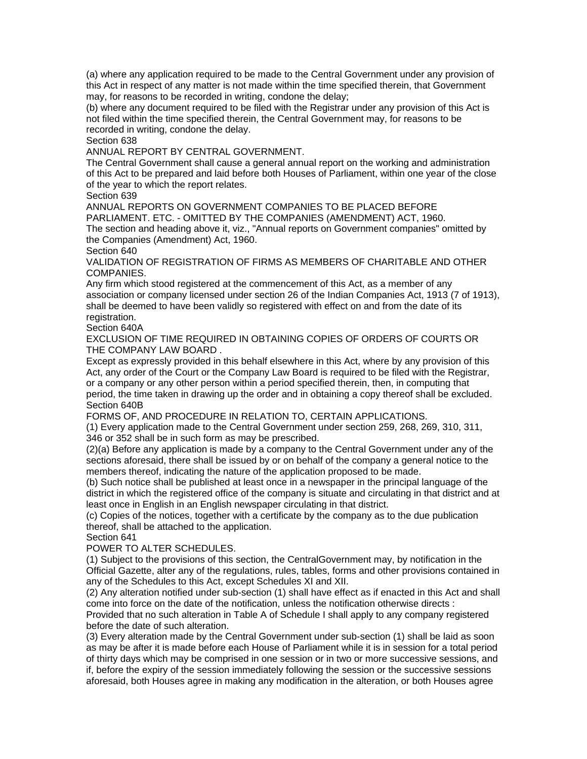(a) where any application required to be made to the Central Government under any provision of this Act in respect of any matter is not made within the time specified therein, that Government may, for reasons to be recorded in writing, condone the delay;

(b) where any document required to be filed with the Registrar under any provision of this Act is not filed within the time specified therein, the Central Government may, for reasons to be recorded in writing, condone the delay.

Section 638

ANNUAL REPORT BY CENTRAL GOVERNMENT.

The Central Government shall cause a general annual report on the working and administration of this Act to be prepared and laid before both Houses of Parliament, within one year of the close of the year to which the report relates.

Section 639

ANNUAL REPORTS ON GOVERNMENT COMPANIES TO BE PLACED BEFORE PARLIAMENT. ETC. - OMITTED BY THE COMPANIES (AMENDMENT) ACT, 1960.

The section and heading above it, viz., "Annual reports on Government companies" omitted by the Companies (Amendment) Act, 1960.

Section 640

VALIDATION OF REGISTRATION OF FIRMS AS MEMBERS OF CHARITABLE AND OTHER COMPANIES.

Any firm which stood registered at the commencement of this Act, as a member of any association or company licensed under section 26 of the Indian Companies Act, 1913 (7 of 1913), shall be deemed to have been validly so registered with effect on and from the date of its registration.

Section 640A

EXCLUSION OF TIME REQUIRED IN OBTAINING COPIES OF ORDERS OF COURTS OR THE COMPANY LAW BOARD .

Except as expressly provided in this behalf elsewhere in this Act, where by any provision of this Act, any order of the Court or the Company Law Board is required to be filed with the Registrar, or a company or any other person within a period specified therein, then, in computing that period, the time taken in drawing up the order and in obtaining a copy thereof shall be excluded.

Section 640B

FORMS OF, AND PROCEDURE IN RELATION TO, CERTAIN APPLICATIONS.

(1) Every application made to the Central Government under section 259, 268, 269, 310, 311, 346 or 352 shall be in such form as may be prescribed.

(2)(a) Before any application is made by a company to the Central Government under any of the sections aforesaid, there shall be issued by or on behalf of the company a general notice to the members thereof, indicating the nature of the application proposed to be made.

(b) Such notice shall be published at least once in a newspaper in the principal language of the district in which the registered office of the company is situate and circulating in that district and at least once in English in an English newspaper circulating in that district.

(c) Copies of the notices, together with a certificate by the company as to the due publication thereof, shall be attached to the application.

Section 641

POWER TO ALTER SCHEDULES.

(1) Subject to the provisions of this section, the CentralGovernment may, by notification in the Official Gazette, alter any of the regulations, rules, tables, forms and other provisions contained in any of the Schedules to this Act, except Schedules XI and XII.

(2) Any alteration notified under sub-section (1) shall have effect as if enacted in this Act and shall come into force on the date of the notification, unless the notification otherwise directs :

Provided that no such alteration in Table A of Schedule I shall apply to any company registered before the date of such alteration.

(3) Every alteration made by the Central Government under sub-section (1) shall be laid as soon as may be after it is made before each House of Parliament while it is in session for a total period of thirty days which may be comprised in one session or in two or more successive sessions, and if, before the expiry of the session immediately following the session or the successive sessions aforesaid, both Houses agree in making any modification in the alteration, or both Houses agree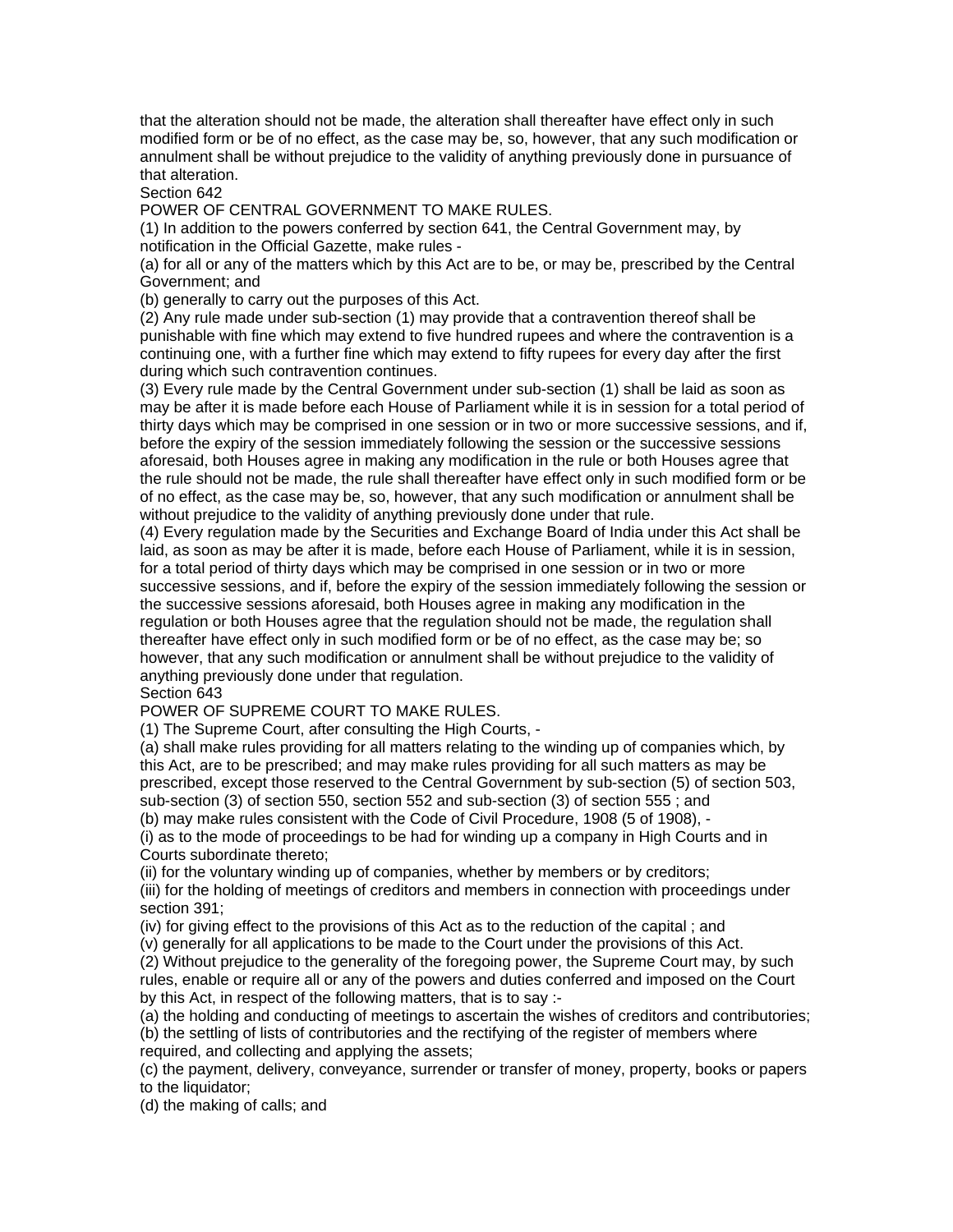that the alteration should not be made, the alteration shall thereafter have effect only in such modified form or be of no effect, as the case may be, so, however, that any such modification or annulment shall be without prejudice to the validity of anything previously done in pursuance of that alteration.

Section 642

POWER OF CENTRAL GOVERNMENT TO MAKE RULES.

(1) In addition to the powers conferred by section 641, the Central Government may, by notification in the Official Gazette, make rules -

(a) for all or any of the matters which by this Act are to be, or may be, prescribed by the Central Government; and

(b) generally to carry out the purposes of this Act.

(2) Any rule made under sub-section (1) may provide that a contravention thereof shall be punishable with fine which may extend to five hundred rupees and where the contravention is a continuing one, with a further fine which may extend to fifty rupees for every day after the first during which such contravention continues.

(3) Every rule made by the Central Government under sub-section (1) shall be laid as soon as may be after it is made before each House of Parliament while it is in session for a total period of thirty days which may be comprised in one session or in two or more successive sessions, and if, before the expiry of the session immediately following the session or the successive sessions aforesaid, both Houses agree in making any modification in the rule or both Houses agree that the rule should not be made, the rule shall thereafter have effect only in such modified form or be of no effect, as the case may be, so, however, that any such modification or annulment shall be without prejudice to the validity of anything previously done under that rule.

(4) Every regulation made by the Securities and Exchange Board of India under this Act shall be laid, as soon as may be after it is made, before each House of Parliament, while it is in session, for a total period of thirty days which may be comprised in one session or in two or more successive sessions, and if, before the expiry of the session immediately following the session or the successive sessions aforesaid, both Houses agree in making any modification in the regulation or both Houses agree that the regulation should not be made, the regulation shall thereafter have effect only in such modified form or be of no effect, as the case may be; so however, that any such modification or annulment shall be without prejudice to the validity of anything previously done under that regulation.

Section 643

POWER OF SUPREME COURT TO MAKE RULES.

(1) The Supreme Court, after consulting the High Courts, -

(a) shall make rules providing for all matters relating to the winding up of companies which, by this Act, are to be prescribed; and may make rules providing for all such matters as may be prescribed, except those reserved to the Central Government by sub-section (5) of section 503, sub-section (3) of section 550, section 552 and sub-section (3) of section 555 ; and

(b) may make rules consistent with the Code of Civil Procedure, 1908 (5 of 1908), -

(i) as to the mode of proceedings to be had for winding up a company in High Courts and in Courts subordinate thereto;

(ii) for the voluntary winding up of companies, whether by members or by creditors;

(iii) for the holding of meetings of creditors and members in connection with proceedings under section 391;

(iv) for giving effect to the provisions of this Act as to the reduction of the capital ; and

(v) generally for all applications to be made to the Court under the provisions of this Act.

(2) Without prejudice to the generality of the foregoing power, the Supreme Court may, by such rules, enable or require all or any of the powers and duties conferred and imposed on the Court by this Act, in respect of the following matters, that is to say :-

(a) the holding and conducting of meetings to ascertain the wishes of creditors and contributories;

(b) the settling of lists of contributories and the rectifying of the register of members where required, and collecting and applying the assets;

(c) the payment, delivery, conveyance, surrender or transfer of money, property, books or papers to the liquidator;

(d) the making of calls; and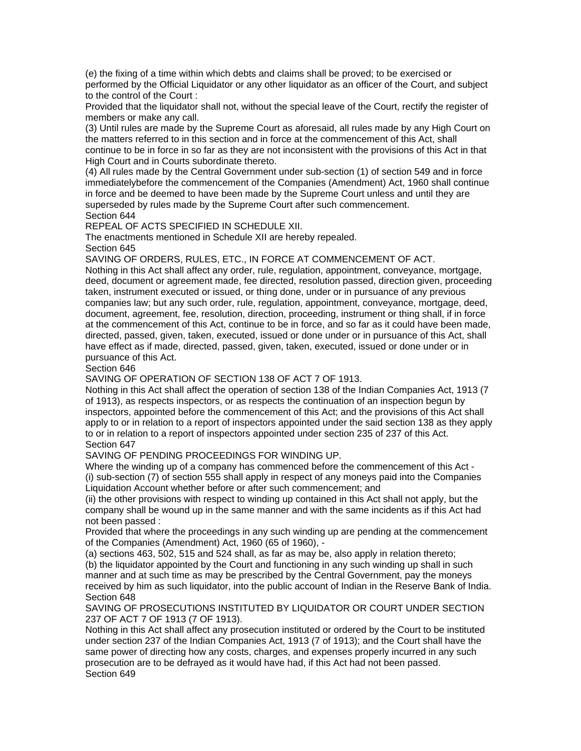(e) the fixing of a time within which debts and claims shall be proved; to be exercised or performed by the Official Liquidator or any other liquidator as an officer of the Court, and subject to the control of the Court :

Provided that the liquidator shall not, without the special leave of the Court, rectify the register of members or make any call.

(3) Until rules are made by the Supreme Court as aforesaid, all rules made by any High Court on the matters referred to in this section and in force at the commencement of this Act, shall continue to be in force in so far as they are not inconsistent with the provisions of this Act in that High Court and in Courts subordinate thereto.

(4) All rules made by the Central Government under sub-section (1) of section 549 and in force immediatelybefore the commencement of the Companies (Amendment) Act, 1960 shall continue in force and be deemed to have been made by the Supreme Court unless and until they are superseded by rules made by the Supreme Court after such commencement.

Section 644

REPEAL OF ACTS SPECIFIED IN SCHEDULE XII.

The enactments mentioned in Schedule XII are hereby repealed.

Section 645

SAVING OF ORDERS, RULES, ETC., IN FORCE AT COMMENCEMENT OF ACT.

Nothing in this Act shall affect any order, rule, regulation, appointment, conveyance, mortgage, deed, document or agreement made, fee directed, resolution passed, direction given, proceeding taken, instrument executed or issued, or thing done, under or in pursuance of any previous companies law; but any such order, rule, regulation, appointment, conveyance, mortgage, deed, document, agreement, fee, resolution, direction, proceeding, instrument or thing shall, if in force at the commencement of this Act, continue to be in force, and so far as it could have been made, directed, passed, given, taken, executed, issued or done under or in pursuance of this Act, shall have effect as if made, directed, passed, given, taken, executed, issued or done under or in pursuance of this Act.

Section 646

SAVING OF OPERATION OF SECTION 138 OF ACT 7 OF 1913.

Nothing in this Act shall affect the operation of section 138 of the Indian Companies Act, 1913 (7 of 1913), as respects inspectors, or as respects the continuation of an inspection begun by inspectors, appointed before the commencement of this Act; and the provisions of this Act shall apply to or in relation to a report of inspectors appointed under the said section 138 as they apply to or in relation to a report of inspectors appointed under section 235 of 237 of this Act.

Section 647

SAVING OF PENDING PROCEEDINGS FOR WINDING UP.

Where the winding up of a company has commenced before the commencement of this Act -

(i) sub-section (7) of section 555 shall apply in respect of any moneys paid into the Companies Liquidation Account whether before or after such commencement; and

(ii) the other provisions with respect to winding up contained in this Act shall not apply, but the company shall be wound up in the same manner and with the same incidents as if this Act had not been passed :

Provided that where the proceedings in any such winding up are pending at the commencement of the Companies (Amendment) Act, 1960 (65 of 1960), -

(a) sections 463, 502, 515 and 524 shall, as far as may be, also apply in relation thereto;

(b) the liquidator appointed by the Court and functioning in any such winding up shall in such manner and at such time as may be prescribed by the Central Government, pay the moneys received by him as such liquidator, into the public account of Indian in the Reserve Bank of India.

Section 648

SAVING OF PROSECUTIONS INSTITUTED BY LIQUIDATOR OR COURT UNDER SECTION 237 OF ACT 7 OF 1913 (7 OF 1913).

Nothing in this Act shall affect any prosecution instituted or ordered by the Court to be instituted under section 237 of the Indian Companies Act, 1913 (7 of 1913); and the Court shall have the same power of directing how any costs, charges, and expenses properly incurred in any such prosecution are to be defrayed as it would have had, if this Act had not been passed.

Section 649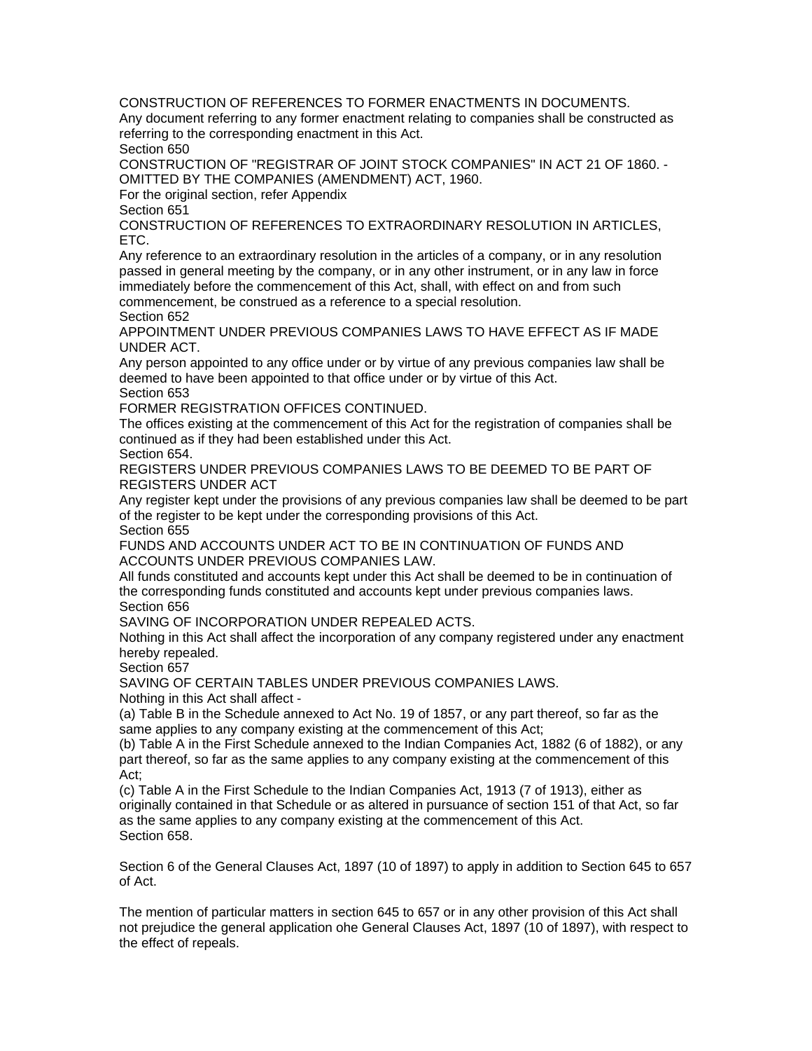CONSTRUCTION OF REFERENCES TO FORMER ENACTMENTS IN DOCUMENTS.

Any document referring to any former enactment relating to companies shall be constructed as referring to the corresponding enactment in this Act.

Section 650

CONSTRUCTION OF "REGISTRAR OF JOINT STOCK COMPANIES" IN ACT 21 OF 1860. - OMITTED BY THE COMPANIES (AMENDMENT) ACT, 1960.

For the original section, refer Appendix

Section 651

CONSTRUCTION OF REFERENCES TO EXTRAORDINARY RESOLUTION IN ARTICLES, ETC.

Any reference to an extraordinary resolution in the articles of a company, or in any resolution passed in general meeting by the company, or in any other instrument, or in any law in force immediately before the commencement of this Act, shall, with effect on and from such commencement, be construed as a reference to a special resolution.

Section 652

APPOINTMENT UNDER PREVIOUS COMPANIES LAWS TO HAVE EFFECT AS IF MADE UNDER ACT.

Any person appointed to any office under or by virtue of any previous companies law shall be deemed to have been appointed to that office under or by virtue of this Act.

Section 653

FORMER REGISTRATION OFFICES CONTINUED.

The offices existing at the commencement of this Act for the registration of companies shall be continued as if they had been established under this Act.

Section 654.

REGISTERS UNDER PREVIOUS COMPANIES LAWS TO BE DEEMED TO BE PART OF REGISTERS UNDER ACT

Any register kept under the provisions of any previous companies law shall be deemed to be part of the register to be kept under the corresponding provisions of this Act.

Section 655

FUNDS AND ACCOUNTS UNDER ACT TO BE IN CONTINUATION OF FUNDS AND ACCOUNTS UNDER PREVIOUS COMPANIES LAW.

All funds constituted and accounts kept under this Act shall be deemed to be in continuation of the corresponding funds constituted and accounts kept under previous companies laws.

Section 656

SAVING OF INCORPORATION UNDER REPEALED ACTS.

Nothing in this Act shall affect the incorporation of any company registered under any enactment hereby repealed.

Section 657

SAVING OF CERTAIN TABLES UNDER PREVIOUS COMPANIES LAWS.

Nothing in this Act shall affect -

(a) Table B in the Schedule annexed to Act No. 19 of 1857, or any part thereof, so far as the same applies to any company existing at the commencement of this Act;

(b) Table A in the First Schedule annexed to the Indian Companies Act, 1882 (6 of 1882), or any part thereof, so far as the same applies to any company existing at the commencement of this Act;

(c) Table A in the First Schedule to the Indian Companies Act, 1913 (7 of 1913), either as originally contained in that Schedule or as altered in pursuance of section 151 of that Act, so far as the same applies to any company existing at the commencement of this Act.

Section 658.

Section 6 of the General Clauses Act, 1897 (10 of 1897) to apply in addition to Section 645 to 657 of Act.

The mention of particular matters in section 645 to 657 or in any other provision of this Act shall not prejudice the general application ohe General Clauses Act, 1897 (10 of 1897), with respect to the effect of repeals.